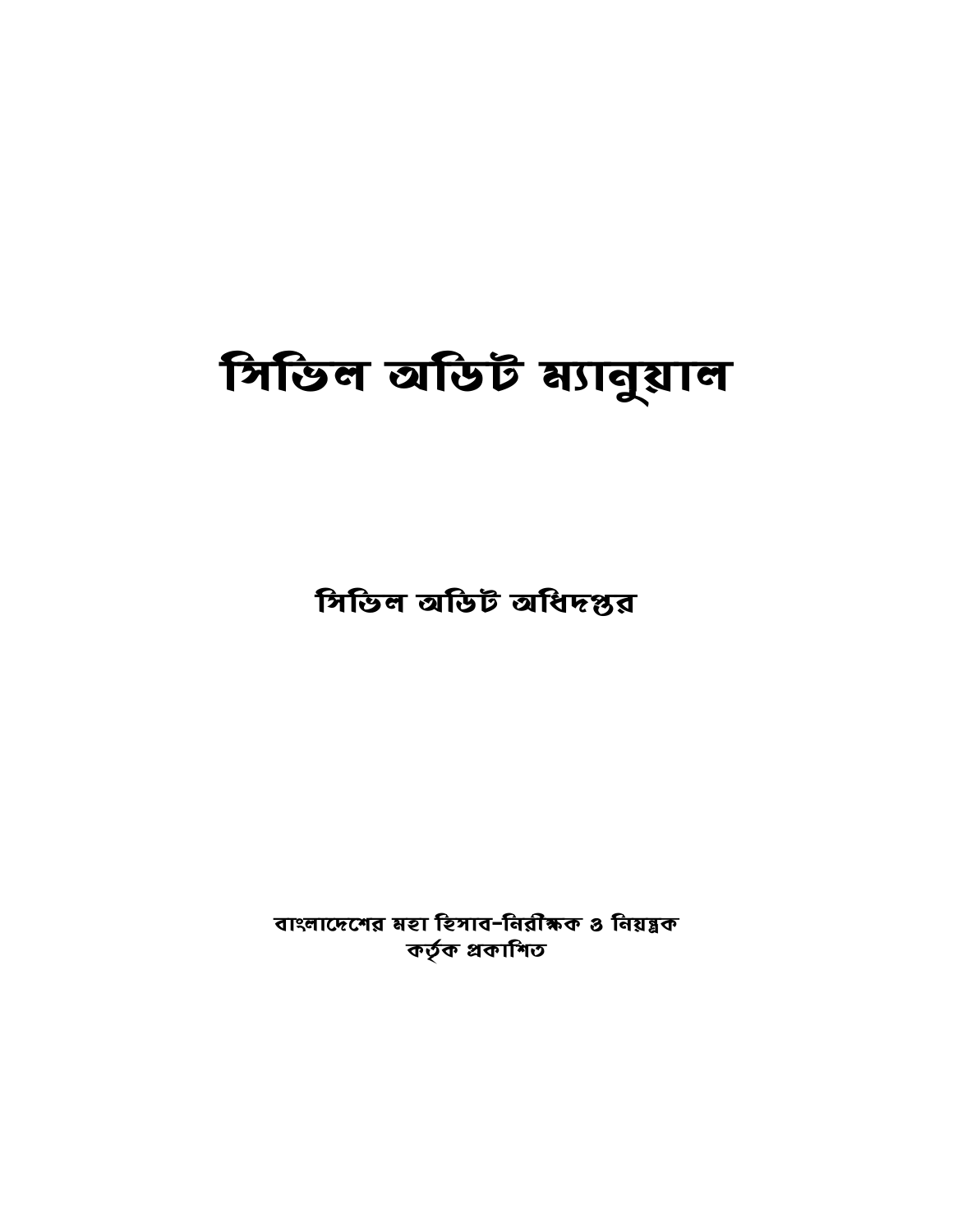# সিভিল অডিট ম্যানুয়াল

## সিভিল অডিট অধিদপ্তর

বাংলাদেশের মহা হিসাব-নিরীক্ষক ও নিয়ন্ত্রক
কর্তৃক প্রকাশিত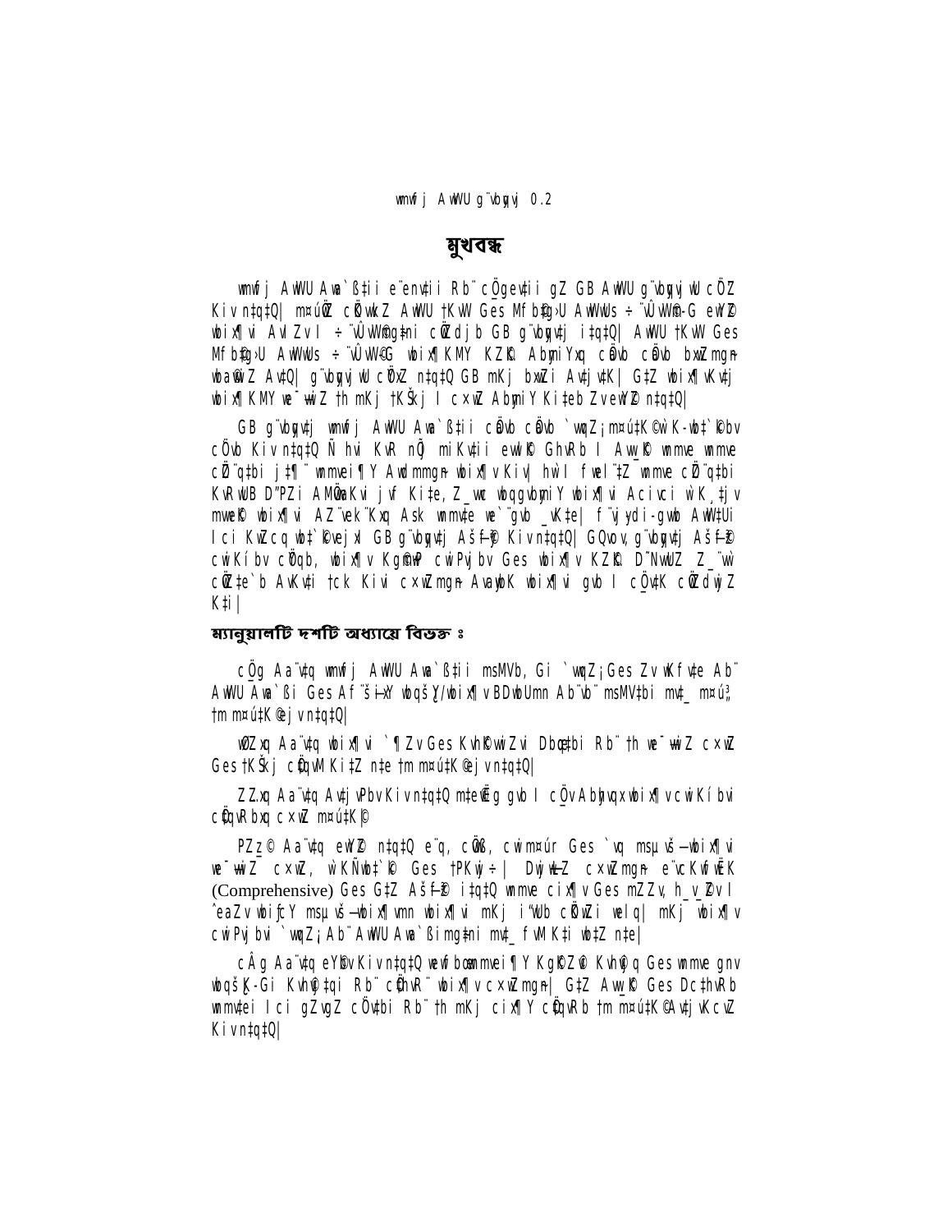# মুখবন্ধ

wmwfj AwWU Awa`ß‡ii e¨env‡ii Rb¨ cÖgevii gZ GB AwWU g¨vbyqvjwU cÖYZ Kiv n‡q‡Q| m¤úªwZ cÖKvwkZ AwWU †KvW Ges Mfb©‡g›U AwWwUs ÷¨vÛvW©-G ewY©Z wbixÿvi AvIZv I ÷¨vÛvW©mg~‡ni cÖwZdjb GB g¨vbyqv‡j i‡q‡Q| AwWU †KvW Ges Mfb©‡g›U AwWwUs ÷¨vÛvW©G wbixÿKMY KZ…©K AbymiYxq cÖwb cÖwb bxwZmgn wba©viY Av‡Q| g¨vbyqvjwU cÖbxZ n‡q‡Q GB mKj bxwZi Av‡jv‡K| G‡Z wbixÿvKv‡j wbixÿKMY we¯—vwiZ †h mKj †KŠkj I c×wZ AbymiY Ki‡eb Zv ewY©Z n‡q‡Q|

GB g¨vbyqv‡j wmwfj AwWU Awa`ß‡ii cÖwb cÖwb `vwqZ¡ m¤úv‡K©i wK-wb‡`©kbv cÖ`vb Kiv n‡q‡Q Ñ hvi KvR n‡Z miKv‡ii ewfbœ GbwRb I AwaKvi wmme wmme cÖ`Ë q‡bi j‡ÿ¨ wmmvei¶Y Awdmmgn wbixÿv Kiv| hvi I fwel¨‡Z wmme cÖ`Ë q‡bi KvRwUB D"PZi AMÖvwaKvi jvf Ki‡e, Z_vwc wbqgvbyniY wbixÿvi Aciv‡i wK ‡jv mwe‡ëk wbixÿvi AZ¨vek¨Kxq Ask wmm‡e we`¨gvb _vK‡e| f¨vjyi-gvbx AwW‡Ui Ici KvRcq wb‡`©kvejx GB g¨vbyqv‡j AšÍf©y³ Kiv n‡q‡Q| GQvov g¨vbyqv‡j AšÍf©y³ cwiKíbv cÖYqb, wbixÿv Kg©m~wP cwiPvjbv Ges wbixÿv KZ…©K D"NvwUZ Z_¨vw` cÖ`k©‡bi AvKv‡i †ck Kivi cxwZmgn AvaywbK wbixÿvi gvb I cÖ‡qvRK c×wZmgyn Ki‡i|

### ম্যানুয়ালটি দশটি অধ্যায়ে বিভক্ত ঃ

cÖ_g Aa¨v‡q wmwfj AwWU Awa`ß‡ii msMVb, Gi `vwqZ¡ Ges ZvwK©Kfv‡e Ab¨ AwWU Awa`ßi Ges Af¨šÍixY wbqšÎY/wbixÿv BDwbUmn Ab¨vb¨ msMV‡bi mv‡_ m¤úK© †m m¤ú‡K© Av‡jvPbv n‡q‡Q|

wØZxq Aa¨v‡q wbixÿvi `¶Zv Ges KvhK©vwiZvi Dbœq‡bi Rb¨ †h we¯—vwiZ cxwZ Ges †KŠkj cÖ‡qvM Ki‡Z n‡e †m m¤ú‡K© Av‡jvPbv n‡q‡Q|

Z…Zxq Aa¨v‡q Av‡jvPbv Kiv n‡q‡Q m‡ÿ‡ci gvb I cÖ‡qvRbxqZv wbixÿv cwiKíbvi cÖ‡qvRbxq cxwZ m¤ú‡K©|

PZz_© Aa¨v‡q ewY©Z n‡q‡Q e¨q, cÖwß, cwim¤ú` Ges `vq msµvšÍ wbixÿvi we¯—wiZ cxwZ, wKÑwb‡`©k Ges †PKwj÷| DwjøwLZ cxwZmgn e¨vcKwfwËK (Comprehensive) Ges G‡Z AšÍf©y³ i‡q‡Q wmme cixÿv Ges mZZv, h_v_©Zv I ˆeaZv wbixÿY msµvšÍ wbixÿv mn wbixÿvi mKj i"Zcy©Y© w`K| mKj wbixÿv cwiPvjbvi `vwqZ¡ Ab¨ AwWU Awa`ßimg~‡ni mv‡_ fvMvfvwM Ki‡Z n‡e|

cÂg Aa¨v‡q eY©bv Kiv n‡q‡Q weï×Zv wbixÿv I KgcøvZ¨ KvhK©g Ges wmme gnv wbqš¿K-Gi Kvh©vj‡qi Rb¨ cÖ‡qvRb¨ wbixÿv cxwZmgn| G‡Z AwaKvi Ges DcRvZ wmmv‡ei Ici gZvgZ cÖ`v‡bi Rb¨ †h mKj cixÿY cÖ‡qvRb †m m¤ú‡K© Av‡jvKcvZ Kiv n‡q‡Q|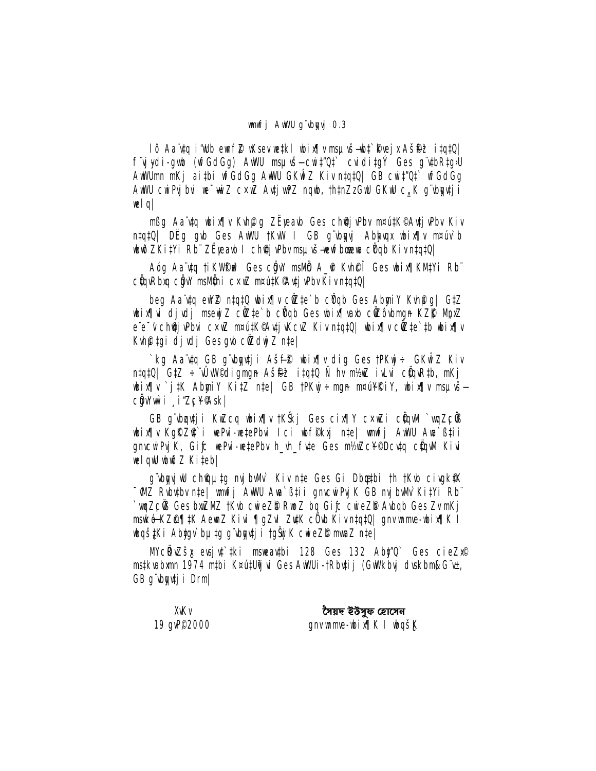wmwfj AwWU g¨vbyqvj 0.3

lô Aa¨vtq i"Wub emfÖ wKsev wetkl wbix¶v msµvš—wbt`©kvejx AšÍfz©³ i‡q‡Q| f¨vjyDi-gwb (wfGdGg) AwWU msµvš—cwi‡"Q‡` cvidi‡gÝ Ges g¨vtbR‡g›U AwWUmn mKj ai‡bi wfGdGg AwWU GKwÎZ Kiv n‡q‡Q| GB cwi‡"Q‡` wfGdGg AwWU cwiPvjbvi we¯—wiZ c×wZ Av‡jvPZ nqwb, †h‡nZzGwU GKwU c„_K g¨vbyqvtji welq|

mßg Aa¨vtq wbix¶v Kvh©µg ZË¡eavb Ges ch©‡jvPbv m¤úwK©Z Av‡jvPbv Kiv n‡q‡Q| DËg gvb Ges AwWU †KvW I GB g¨vbyqvj Abymvix wbix¶v m¤úv`b wbwðZKi‡Yi Rb¨ ZË¡eavb I ch©‡jvPbv msµvš—wewfbœ welq cÖ`vb Kiv n‡q‡Q|

Aóg Aa¨vtq †iKW©cÎ Ges cÖgvY msMÖn A_©vr Kvh©cÎ Ges wbix¶v KvM‡Yi Rb¨ cÖ‡qvRbxq cÖgvY msMÖni c×wZ m¤úwK©Z Av‡jvPbv Kiv n‡q‡Q|

beg Aa¨vtq ewY©Z n‡q‡Q wbix¶v cÖwZ‡e`b cÖ`vb Ges AbymiY Kvh©µg| G‡Z wbix¶vi dj vdj msewjZ cÖwZ‡e`b cÖ`vb Ges wbix¶vaxb cÖwZôvbmgn KZ©„K MpxZ e¨e¯'v ch©v‡jvPbvi c×wZ m¤úwK©Z Av‡jvKcvZ Kiv n‡q‡Q| wbix¶v cÖwZ‡e`‡bi wbix¶v Kvh©‡gi dj vdj Ges gvb cÖwZdwjZ n‡e|

`kg Aa¨vtq GB g¨vbyqv‡ji AšÍf~³ wbix¶v dig Ges †PKwj÷ GKwÎZ Kiv n‡q‡Q| G‡Z ÷¨vÛvW© digmgn AšÍfz©³ i‡q‡Q Ñ hv m½wZ iÿvi cÖ‡qvR‡b, mKj wbix¶v `j‡K AbymiY Ki‡Z n‡e| GB †PKwj÷ mgn m¤úY©iƒ‡c, wbix¶v msµvš— cÖgvYvw`i ¸iæZ¡c~Y© Ask|

GB g¨vbyqv‡ji KwZcq wbix¶v †KŠkj Ges cix¶Y c×wZi cÖ‡qvM `wqZ¡cÖß wbix¶v KgÖKZ©v`i wePvi-we‡ePbvi Ici wbf©ikxj n‡e| wmwfj AwWU Awa`ß‡ii gnvcwiPvjK, Gi‡c wePvi-we‡ePbv h_vh_ fv‡e Ges m½wZc~Y©Dcv‡q cÖ‡qvM Kivi welqwU wbwðZ Ki‡eb|

g¨vbyqvjwU ch©vµ‡g nvjbvMv` Kiv n‡e Ges Gi Dbœq‡bi †h †Kvb civgk©'K ¯^vMZ Rvbv‡bv n‡e| wmwfj AwWU Awa`ß‡ii gnvcwiPvjK GB nvjbvMv` Ki‡Yi Rb¨ `wqZ¡cÖß Ges bxwZMZ †Kvb cwieZ©b RwbZ bq Gi‡c cwieZ©b Avbqb Ges ZvmKj msukøó‡K ZvrÿwbKfv‡e AeMZ Kivi ¶gZv ZvtK cÖ`vb Kiv n‡q‡Q| gnvwmmve-wbix¶K I wbqš¿Ki Abygv`bµ‡g g¨vbyqv‡ji †gŠwjK cwieZ©b mvabZ n‡e|

MYcÖRvZš¿x evsjv‡`‡ki msweavtbi 128 Ges 132 Abyw"Q` Ges cieZx© ms‡kvabxmn 1974 m‡bi K¤úUªvji Ges AwWUi-†Rbv‡ij (GwWkbvj dvskbm&G¨v±, GB g¨vbyqv‡ji Drm|

XvKv
19 gvP©2000

সৈয়দ ইউসুফ হোসেন
gnvwmmve-wbix¶K I wbqš¿K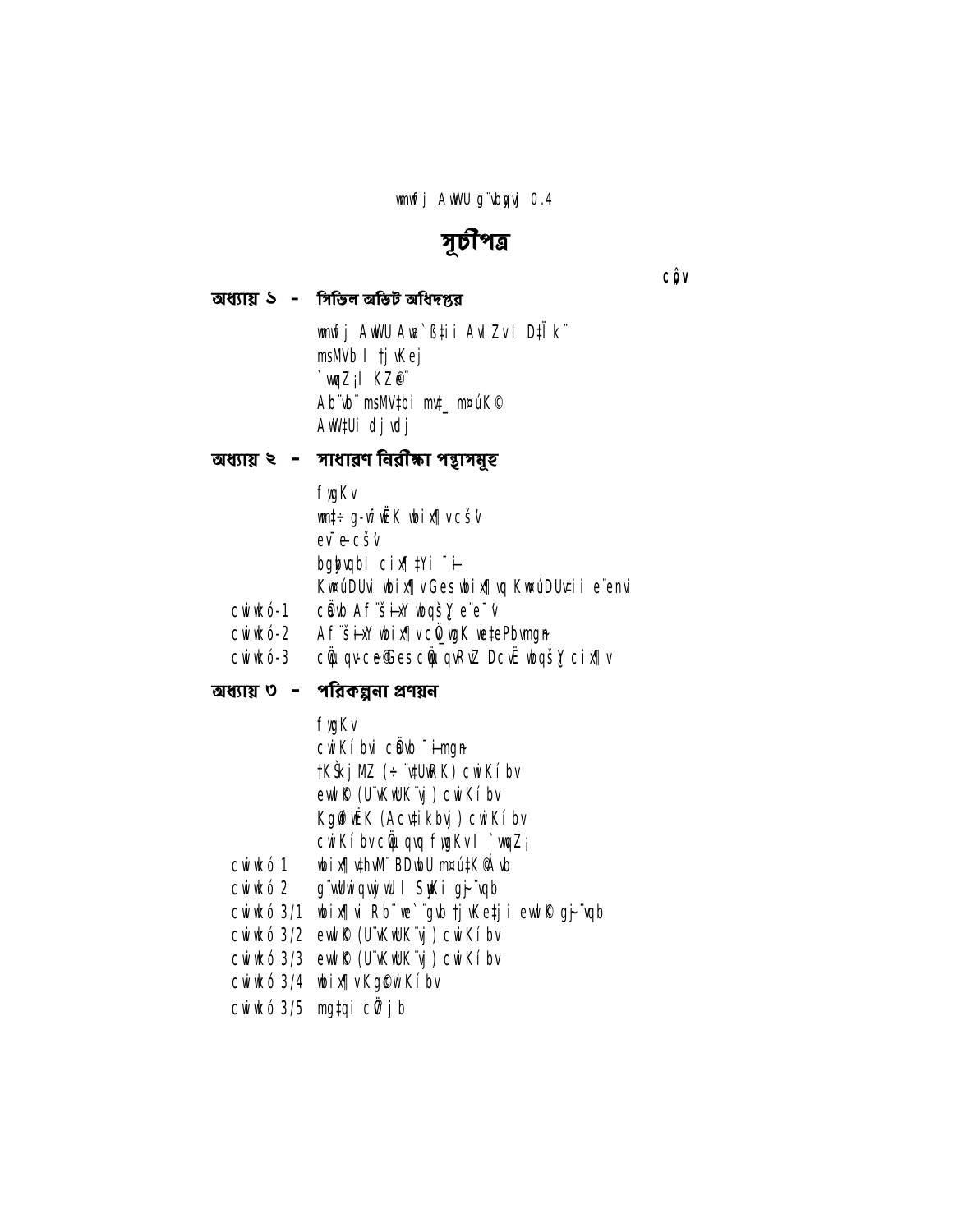wmwfj AwWU g¨vbyqvj 0.4

# সূচীপত্র

cô¡v

## অধ্যায় ১ - সিভিল অডিট অধিদপ্তর

wmwfj AwWU Awa`ßi‡ii AvIZvI D‡Ï k¨
msMVb I †jvKej
`vwqZ¡I KZ©"
Ab¨vb¨ msMV‡bi mv‡_ m¤úK©
AwW‡Ui dj vdj

## অধ্যায় ২ - সাধারণ নিরীক্ষা পন্থাসমূহ

f~wgKv
wm‡÷g-wfwËK wbix¶v cš'v
ev¯e-cš'v
bgybvqbI cix¶‡Yi ¯i-
KwúDUvi wbix¶v Ges wbix¶vq KwúDUv‡ii e¨envi
cwiwkó-1 cÖvb Af¨šÍixY wbqšYe¨e¯'v
cwiwkó-2 Af¨šÍixY wbix¶v cÖ_wgK we‡ePbvmgn
cwiwkó-3 cÖwqv-ce©Ges cÖwqvRvZ Dcv` wbqšY cix¶v

## অধ্যায় ৩ - পরিকল্পনা প্রণয়ন

f~wgKv
cwiKíbvi cÖvb ¯i-mgn
†KŠkjMZ (÷ ¨v‡UwRK) cwiKíbv
ewl©K (U¨vKwUK¨vj) cwiKíbv
Kg©wfwËK (Acv‡ikbvj) cwiKíbv
cwiKíbv cÖwqvq f~wgKvI `vwqZ¡
cwiwkó 1 wbix¶v‡hvM¨ BDwbU m¤ú‡K©Z Awb
cwiwkó 2 g¨vUwiqwjwU I SyuKi gj~¨vqb
cwiwkó 3/1 wbix¶vi Rb¨ we`¨gvb †jvKe‡ji ewl©K gj~¨vqb
cwiwkó 3/2 ewl©K (U¨vKwUK¨vj) cwiKíbv
cwiwkó 3/3 ewl©K (U¨vKwUK¨vj) cwiKíbv
cwiwkó 3/4 wbix¶v Kg©cwiKíbv
cwiwkó 3/5 mg‡qi cÖ‡jb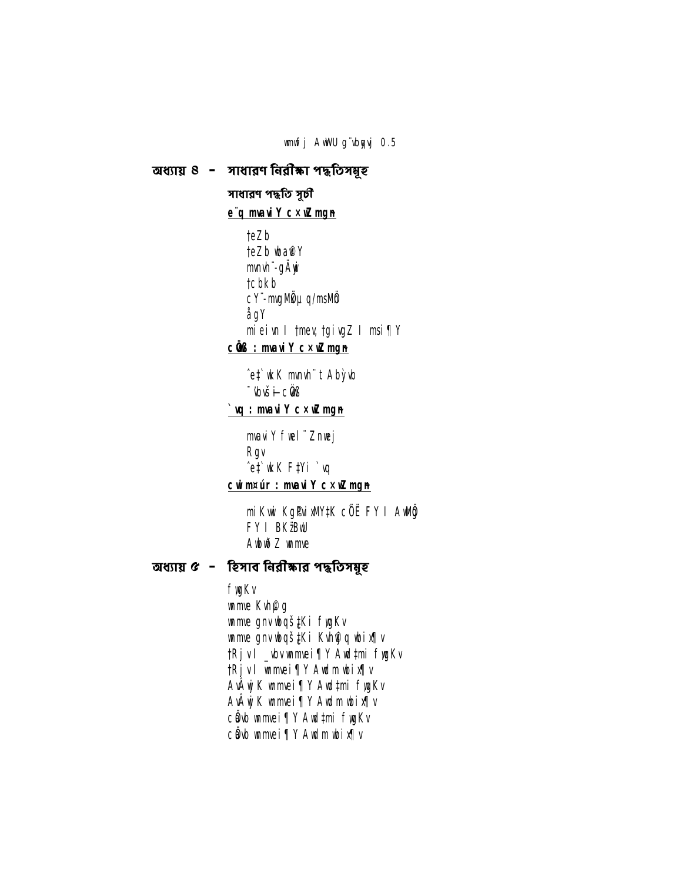wmwfj AwWU g¨vbyqvj 0.5

## অধ্যায় ৪ - সাধারণ নিরীক্ষা পদ্ধতিসমূহ

### সাধারণ পদ্ধতি সূচী

**e¨q mvaviY c×wZ mgn**

- †eZb
- †eZb wba©viY
- mvnvh¨-gÄywi
- †cbkb
- cY¨-mvgMÖx µq/msMÖn
- ågY
- mieivn I †mev, †givgZ I msi¶Y

**cÖvß : mvaviY c×wZ mgn**

- ˆe‡`wkK mvnvh¨ t Abỳvb
- ¯^Ìvš¿i- cÖvß

**`vq : mvaviY c×wZ mgn**

- mvaviY fwel¨ Znwej
- Rgv
- ˆe‡`wkK F‡Yi `vq

**cwimš¿úr : mvaviY c×wZ mgn**

- miKvwi Kg©Pvix‡K cÖË FY I AwMÖg
- FY I BKz¨BwU
- Awbw›ðZ wnmve

## অধ্যায় ৫ - হিসাব নিরীক্ষার পদ্ধতিসমূহ

- fygKv
- wnmve Kvh©µg
- wnmve gnvwbqš¿‡Ki fygKv
- wnmve gnvwbqš¿‡Ki Kvh©µq wbix¶v
- †Rjv I _vbv wnmvei¶Y Awd‡mi fygKv
- †Rjv I wnmvei¶Y Awdm wbix¶v
- AvÂwjK wnmvei¶Y Awd‡mi fygKv
- AvÂwjK wnmvei¶Y Awdm wbix¶v
- cÖavb wnmvei¶Y Awd‡mi fygKv
- cÖavb wnmvei¶Y Awdm wbix¶v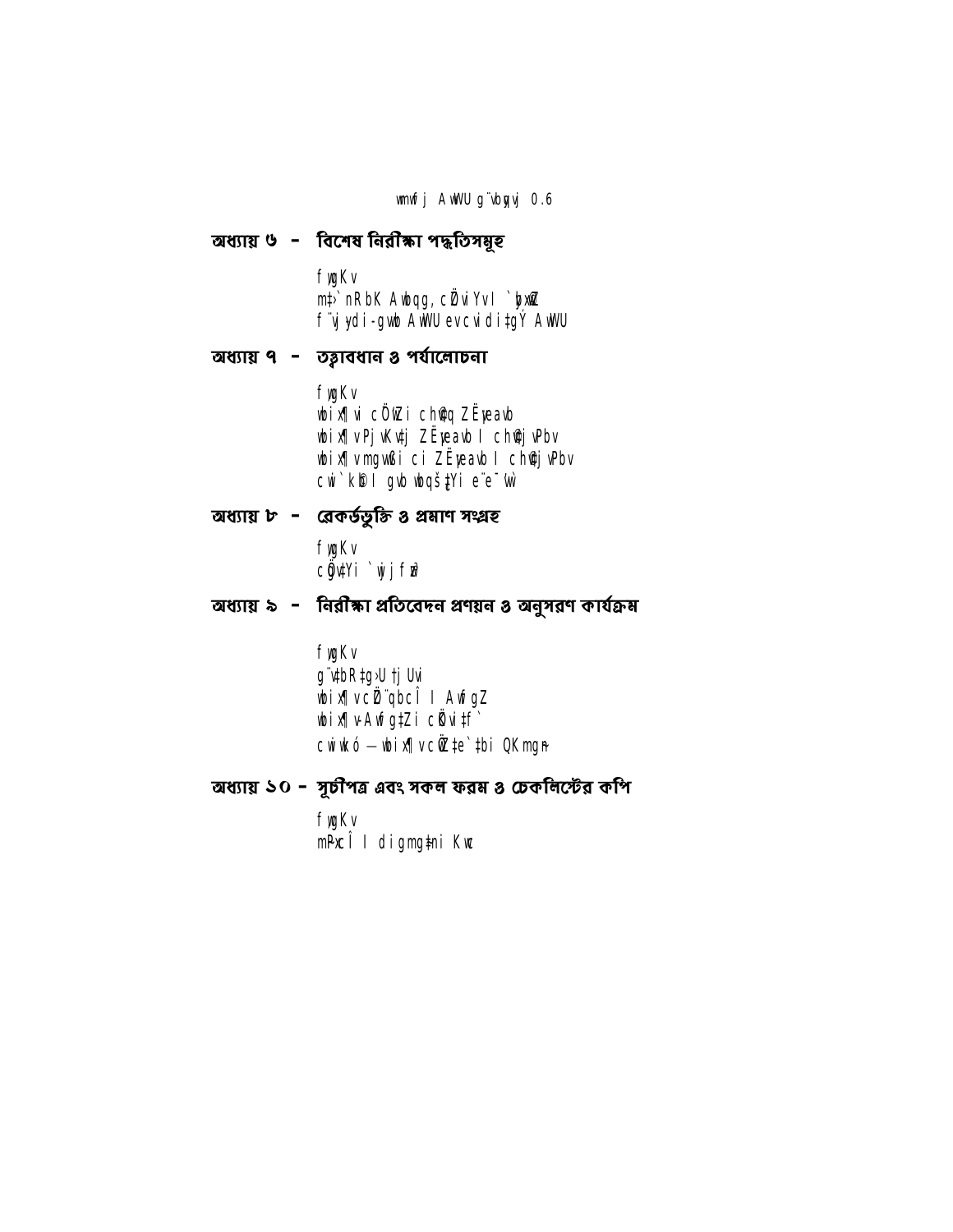## অধ্যায় ৬ – বিশেষ নিরীক্ষা পদ্ধতিসমূহ

f~wgKv
mt›`nRbK Awbqg, cÖZviYv I `yb©xwZ
f¨vjy di-gvwb AwWU ev cvidi‡gÝ AwWU

## অধ্যায় ৭ – তত্ত্বাবধান ও পর্যালোচনা

f~wgKv
wbix¶vi cÖwZi ch©vq ZË¡eavb
wbix¶v PjvKv‡j ZË¡eavb I ch©v‡jvPbv
wbix¶v mgvwßi ci ZË¡eavb I ch©v‡jvPbv
cwi`k©b I gvb wbqš¿‡Yi e¨e¯’v

## অধ্যায় ৮ – রেকর্ডভুক্তি ও প্রমাণ সংগ্রহ

f~wgKv
cÖgv‡Yi `wjjvw`

## অধ্যায় ৯ – নিরীক্ষা প্রতিবেদন প্রণয়ন ও অনুসরণ কার্যক্রম

f~wgKv
g¨v‡bR‡g›U †jUvi
wbix¶v cÖZ¨qbcÎ I AwfgZ
wbix¶v-Awfg‡Zi cÖKvi‡f`
cwiwkó – wbix¶v cÖwZ‡e`‡bi QKmgn

## অধ্যায় ১০ – সূচীপত্র এবং সকল ফরম ও চেকলিস্টের কপি

f~wgKv
mPxcÎ I digmg‡ni Kwc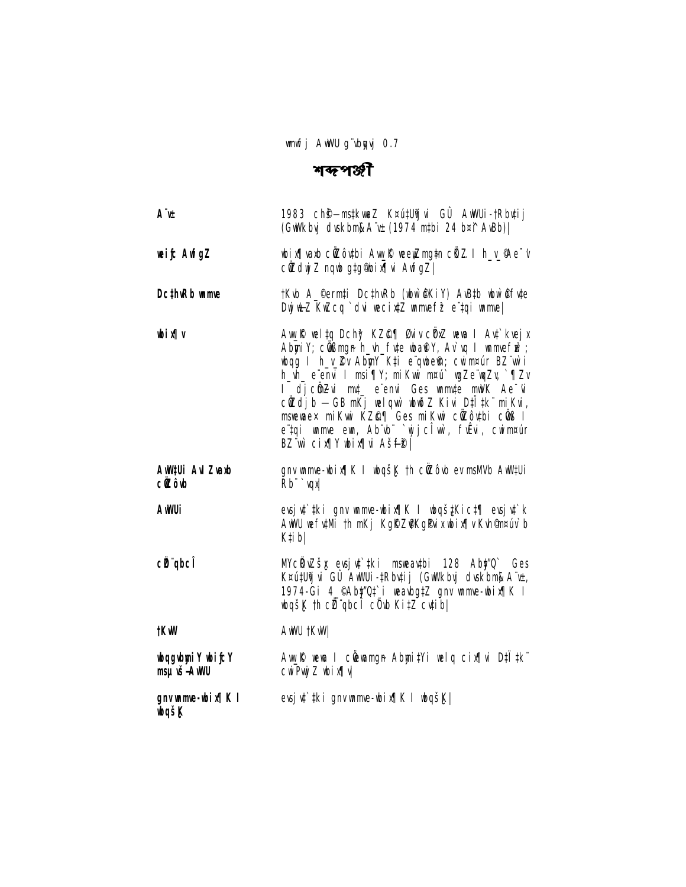# শব্দপঞ্জী

**A¨v±**
1983 ch©š—ms‡kvwaZ Kš¿ú‡Uªvjvi GÛ AwWUi-†Rbv‡ij (GwWkbvj dvsk‡bm&A¨v±(1974 m‡bi 24 b¤^i AvBb)|

**weif³ AwfgZ**
wbix¶vab cÖwZôv‡bi Avw_©K weeiYx m¤ú‡K© cÖ`Ë I h_v_©Ze¨ Ges cÖ`Ë dwjZ nq wb‡gœ wbix¶‡Ki AwfgZ|

**DcvËwfwËK wbix¶v**
†Kvb A_©eQ‡ii DcvËwfwËK (wbw`©ófv‡e wbw`©ó) Avw_©K we‡kølY Ges Avw_©K weeiYxi mwVKZv I h_v_©Zv wbiƒc‡Yi Rb¨ †h wbix¶v|

**wbix¶v**
Avw_©K welq Dchy³ KZ©„c¶ Øviv cÖYxZ weeiY I Av‡`kvejx AbymiY; cÖ‡qvRb nq h_vh_fv‡e wba©viY, Av`vq I mswkø¨ `wjjcÎ; wbqg I h_v_©Zv AbymiY K‡i e¨qwbe©vn; cwimsL¨vb BZ¨vw` h_vh_ e¨enviI msi¶Y; miKvwi m¤ú` ‡gvZv‡eK `¶Zv I dj‡cÖmyZvi m‡½ e¨enviGes mswkø¨ mKj Ae¯'vi cÖwZdjb — GB mKj welqvw` wbwðZ Kivi D‡Ï‡k¨ miKvi, msweavex miKvwi KZ©„c¶ Ges miKvwi cÖwZôv‡bi cÖ‡qvRbxq I e¨‡qi wnmve ewn, Ab¨vb¨ `wjjcÎvw`, fvDPvi, cwimsL¨vb BZ¨vw` cix¶Y wbix¶‡Ki Aš—f©y³|

**AwW‡Ui Avl Zvaxb cÖwZôvb**
gnv wnmve-wbix¶K I wbqš¿K †h cÖwZôvb ev msMVb AwW‡Ui Rb¨ `vqx|

**AwWUi**
evsjv‡`‡ki gnv wnmve-wbix¶K I wbqš¿‡Ki c‡¶ evsjv‡`‡k AwWU wef‡vMi †h mKj KgK©ZvKg©Pvix wbix¶vKv‡h© m¤úv`b K‡ib|

**cÖwZ‡e`b**
MYcÖRvZš¿x evsjv‡`‡ki msweav‡bi 128 Aby‡"Q` Ges Kš¿ú‡Uªvjvi GÛ AwWUi-†Rbv‡ij (GwWkbvj dvsk‡bm&A¨v±, 1974-Gi 4 ©Aby‡"Q‡`i weavbg‡Z gnv wnmve-wbix¶K I wbqš¿K †h cÖwZ‡e`b cÖYqb K‡iZ cv‡ib|

**†KvW**
AwWU †KvW|

**wbqgwbwg iY wbifcY msµvš—AwWU**
Avw_©K weeiY I cÖwZ‡e`‡bi Abymi‡Yi welq cix¶vi D‡Ï‡k¨ cwiPvwjZ wbix¶v|

**gnv wnmve-wbix¶K I wbqš¿K**
evsjv‡`‡ki gnv wnmve-wbix¶K I wbqš¿K|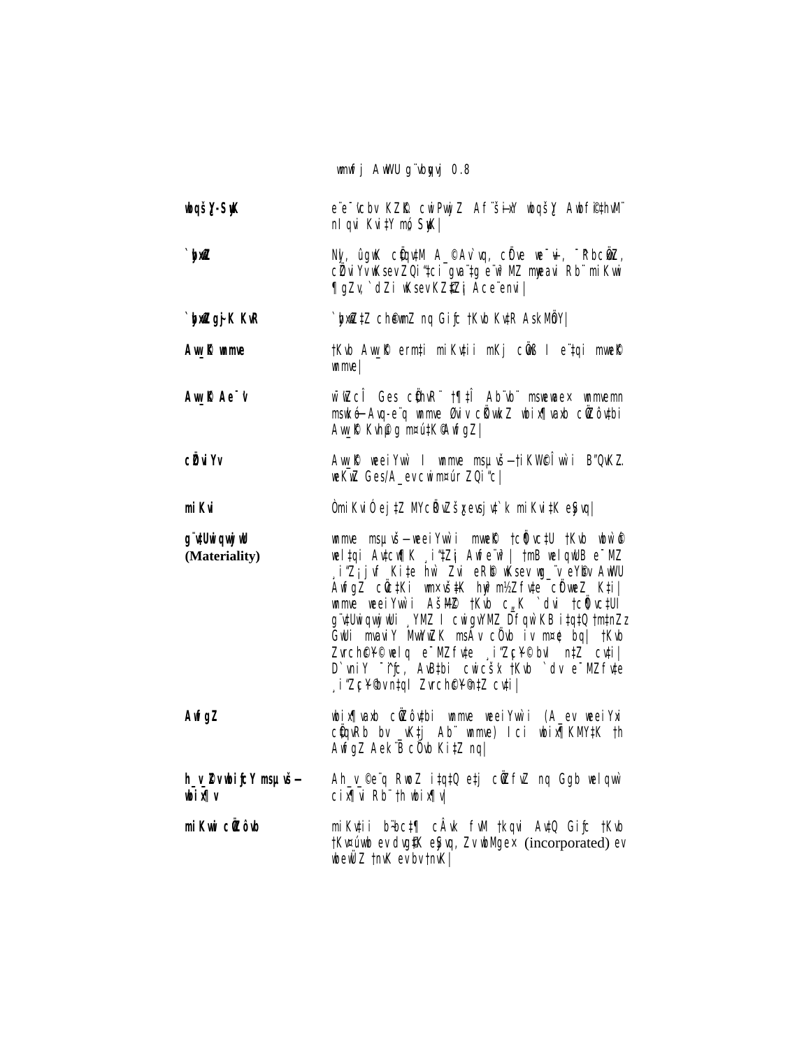| | |
|---|---|
| **wbqšÿY-SywK** | e¨e¯'vcbv KZ…©K cwiPvwjZ Af¨šÍixY wbqšÿY Awbf©i‡hvM¨ nIqvi Kvi‡Y m„ó SywK\| |
| **`ybx©wZ** | Nyl, ûgwK cÖ`k©b A_©Av`vq, cÖ‡ivPbv, we¯—vi, ¯^RbcÖxwZ, cÖZviYv wKsev ZQi"‡ci gva¨‡g e¨w³MZ myweavi Rb¨ miKvwi ¶gZv, `dZi wKsev KZ©„Z¡ Ace¨envi\| |
| **`ybx©wZ gy³ KvR** | `ybx©wZ‡Z ch©eminZ nq Giƒc †Kvb Kv‡Ri AskMÖnY\| |
| **Aw_©K wnmve** | †Kvb Aw_©K eQ‡ii miKv‡ii mKj cÖvß I e¨‡qi mvwe©K wnmve\| |
| **Aw_©K Ae¯'v** | w¯’wZcÎ Ges cÖwZ‡e`b †¶‡Î Ab¨vb¨ msweavwae× wnmvemn msw¯’ó Av_©-e¨q wnmve Øviv cÖwZdwjZ wbix¶vaxb cÖwZôv‡bi Aw_©K Kvh©µg m¤ú‡K© AwfgZ\| |
| **cÖZviYv** | Aw_©K weeiYx I wnmve msµvšÍ †iKW©cÎwi B"QvK…Z. weK…wZ Ges/A_ev cwim¤úi ZQi"c\| |
| **miKvi** | Òmi Kvi Ó ej‡Z MYcÖRvZš¿x evsjv‡`‡ki miKvi‡K eySvq\| |
| **g¨v‡UwiqvwjwU (Materiality)** | wnmve msµvšÍ weeiYxi mvwe©K †cÖ¶vc‡U †Kvb wbw`©ó welq‡qi Av‡cwÿK ¸i"Z¡ Awfe¨w³\| †mB welqwU e¨MZ ¸i"Z¡c~Y© Ki‡e hw` Zvi eR©b wKsev fyj_¨ eY©bv AwWU AwfgZ cÖfv‡eKi wnmvex¤‹‡K hyw³m½Zfv‡e cÖfvweZ K‡i\| wnmve weeiYxi AšÍf©y³ †Kvb c„_K `dv †cÖ¶vc‡U g¨v‡UwiqvwjwUi ¸YMZ I cwigvYMZ Dfq w`K we‡ePbv Ki‡Z †nvZ cÖvm½xK GwUi mvaviY MwYwZK msÁv cÖ`vb iv m¤¢e bq\| †Kvb Zvrch©c~Y© welq e¨MZ fv‡e ¸i"Zc~Y© bvI n‡Z cv‡i\| D`vniY ¯^iƒc, AvB‡bi cwicš’x †Kvb `dv e¨MZfv‡e ¸i"Zc~Y© bvn‡qI Zvrch©c~Y© n‡Z cv‡i\| |
| **AwfgZ** | wbix¶vaxb cÖwZôv‡bi wnmve weeiYx (A_ev weeiYxi cÖ`Ëv Rb‡qi _vK‡j Ab¨ wnmve) I‡ci wbix¶K‡MY‡K †h AwfgZ Aek¨B cÖ`vb Ki‡Z nq\| |
| **h_vh_ wbixÿY msµvšÍ wbix¶v** | Ah_v_©e¨q RwbZ i‡q‡Q e‡j cÖZxqgvb nq Ggb welqvw` cix¶vi Rb¨ †h wbix¶v\| |
| **miKvwi cÖwZôvb** | miKv‡ii b~¨bc‡¶ cÂvk fvM †kqvi Av‡Q Giƒc †Kvb †Kv¤úvwb ev dvg©‡K eySvq, Zv wbMwgZ (incorporated) ev wbewÜZ †nvK ev bv †nvK\| |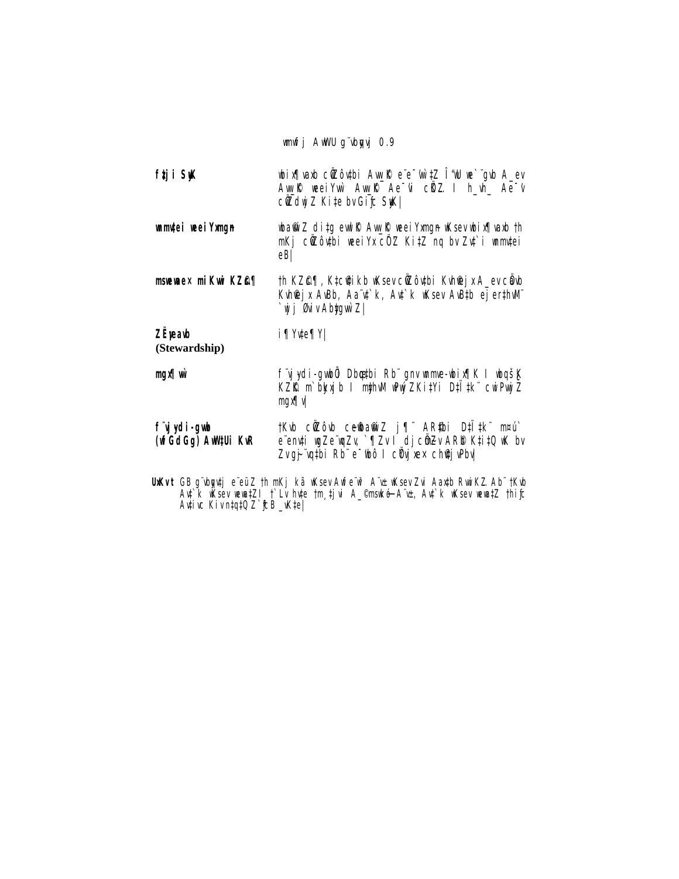wmwfj AwWU g¨vbyqvj 0.9

| | |
|---|---|
| **f‡ji SyuwK** | wbix¶vaxb cÖwZôv‡bi Aw_©K e¨e¯'vcbvi †ÿ‡Î ÔwU we`¨gvb A_ev Aw_©K weeiYx Aw_©K Ae¯'vi cÖK…Z I h_vh_ Ae¯'v cÖ`k©bx Kivq ew_© n‡Z cv‡i| |
| **wmwm‡ei weeiYxmgn** | wba©vwiZ di‡gU ewnf©~Z Aw_©K weeiYxmgn| wKsev wbix¶vaxb †h mKj cÖwZôv‡bi weeiYx cÖ¯'Z Ki‡Z nq bv Zv‡`i wmwm‡ei eB| |
| **msweavwae× mi Kvwi KZ©„c¶** | †h KZ©„c¶, K‡c©v‡ikb wKsev cÖwZôv‡bi Kvh©µg A_ev cÖwZôvb Kvh©µg AvBb, Aa¨v‡`k, Av‡`k wKsev AvB‡bi ej †_‡K ‰Zwi nq| |
| **ZË¡eavb (Stewardship)** | i¶Yv‡e¶Y| |
| **mgx¶wb** | f¨vjyu-gvbÕÕ Dbœq‡bi Rb¨ gnv wmwe-wbix¶K I wbqš¿K KZ©„K m¤úbœxqb I mgxwÿZ wPwý‡Z Ki‡Yi D‡Ï‡k¨ cwiPvwjZ mgx¶v| |
| **f¨vjyu-gvb (wfGdGg) AwWU‡i KvR** | †Kvb cÖwZôvb ce©wba©vwiZ j¶¨ AR©‡bi D‡Ï‡k¨ m¤ú` e¨env‡i wgZe¨qxZv, `¶Zv I dj cÖm~Zv AR©b Ki‡Q wK bv Zv wbY©‡qi Rb¨ e¨vcK I cÖ‡qvRbxq cixÿv| |

UxKv t GB g¨vbyqv‡j e¨eüZ †h mKj kã wKsev Awfe¨w³ A¨v± wKsev Zvi Aax‡b Rvwi KZ…©Ab¨ †Kvb Av‡`k wKsev wewa‡Z I †`Lv hv‡e †m¸‡jvi A_©msweavb-A¨v±, Av‡`k wKsev wewa‡Z †hifc Av‡iv Kiv n‡q‡Q Z`ªƒcB _vK‡e|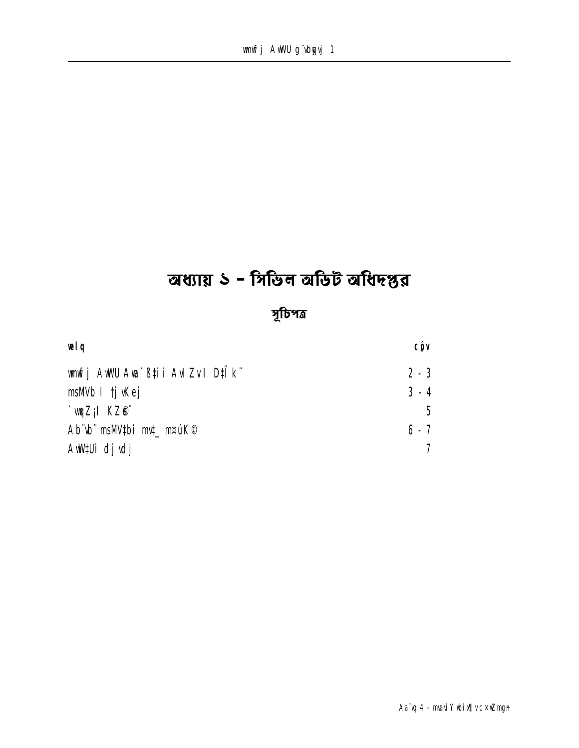# অধ্যায় ১ – সিভিল অডিট অধিদপ্তর

## সূচিপত্র

| **welq** | **cô v** |
| --- | ---: |
| wmwfj AwWU Awa`ß‡ii AvIZvI D‡Ïk¨ | 2 - 3 |
| msMVb I †jvKej | 3 - 4 |
| `vwqZ¡I KZ©e¨ | 5 |
| Ab¨vb¨ msMV‡bi mv‡_ m¤úK© | 6 - 7 |
| AwW‡Ui djvdj | 7 |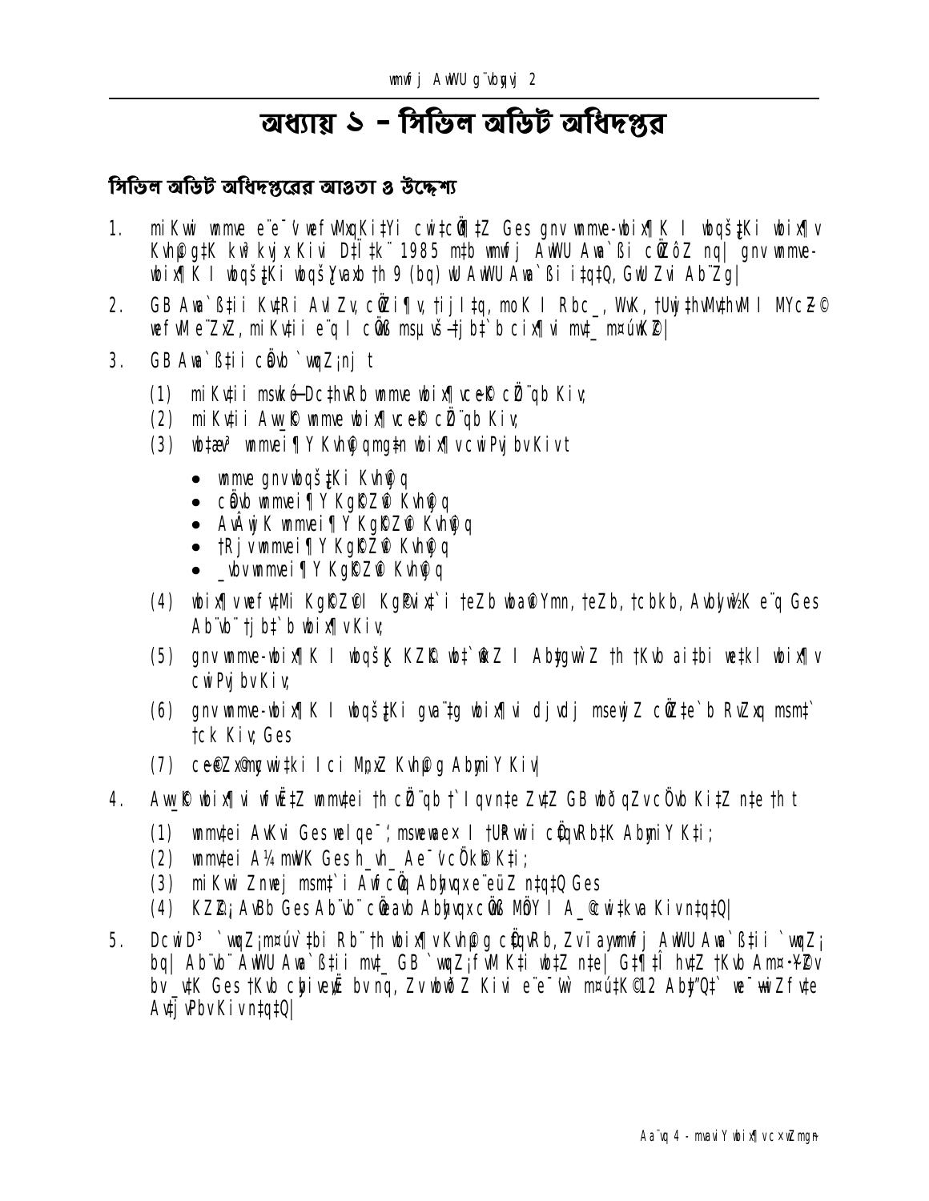# অধ্যায় ১ – সিভিল অডিট অধিদপ্তর

## সিভিল অডিট অধিদপ্তরের আওতা ও উদ্দেশ্য

1. miKvi wmwe e¨e¯'v wefvMxqKi‡Yi cwi‡cÖw¶‡Z Ges gnv wmwe-wbix¶K I wbqš¿‡Ki wbix¶v Kvh©µ‡K kw³kvjx Kivi D‡Ï‡k¨ 1985 m‡b wmwfj AwWU Awa`ß‡ii cÖwZôv nq| gnv wmwe-wbix¶K I wbqš¿‡Ki wbqš¿Yvaxb †h 9 (bq) wU AwWU Awa`ß‡i i‡q‡Q, GwU Zvi Ab¨Zg|

2. GB Awa`ß‡ii Kv‡Ri AvIZv, cÖwZi¶v, †ijI‡q, moK I Rbc_, WvK, †Uwj‡hvMv‡hvM I MYc~Z© wefvMe¨ZxZ, miKv‡ii e¨q I cÖvß msµvšÍ †jb‡`b cix¶vi m‡_ m¤úwK©Z|

3. GB Awa`ß‡ii cÖavb `vwqZ¡mg~n t

   (1) miKv‡ii mswkøó-Dc‡hvRb wmwe wbix¶v ce‡® cÖ¯'Z Kiv;

   (2) miKv‡ii Aw_©K wmwe wbix¶v ce‡® cÖ¯'Z Kiv;

   (3) wb‡¤œv³ wmwei¶Y Kvh©µgmg‡n wbix¶v cwiPvjbv Kiv t

   - wmwe gnvwbqš¿‡Ki Kvh©µg
   - cÖavb wmwei¶Y KgKZ©v Kvh©µg
   - AvÂwjK wmwei¶Y KgKZ©v Kvh©µg
   - †Rjv wmwei¶Y KgKZ©v Kvh©µg
   - _vbv wmwei¶Y KgKZ©v Kvh©µg

   (4) wbix¶v wefv‡Mi KgKZ©vI KgPvix‡`i †eZb wba©vYmn, †eZb, †cbkb, Avbylw½K e¨q Ges Ab¨vb¨ †jb‡`b wbix¶v Kiv;

   (5) gnv wmwe-wbix¶K I wbqš¿K KZ©„K wb‡`©wkZ I Ab‡gvw`Z †h †Kvb ai‡bi we‡kl wbix¶v cwiPvjbv Kiv;

   (6) gnv wmwe-wbix¶K I wbqš¿‡Ki gva¨‡g wbix¶vi djvdj msm‡` cÖwZ‡e`b Rgv`v‡bi Rb¨ †ck Kiv; Ges

   (7) ce©eZx©mg‡qi wi‡cv‡U©i Ici M„nxZ Kvh©µg AbymiY Kiv|

4. Aw_©K wbix¶vi wfwË‡Z wmwe‡ei †h cÖ¯'Z †`Iqv nq Zv‡Z GB wbðqZv cÖ`vb Ki‡Z n‡e †h t

   (1) wmwe‡ei AvKvi Ges welqe¯' msweavb I †UªRvwi cÖwµqvRb‡K AbymiY K‡i;

   (2) wmwe‡ei A¼ mwVK Ges h_vh_ Ae¯'vcÖKvk K‡i;

   (3) miKvwi Znwej msm‡`i Aby‡gv`b Abyhvqx e¨q n‡q‡Q Ges

   (4) KZ©„c¶ AvBb Ges Ab¨vb¨ cÖ‡qvRbxq Abyhvqx cÖvß MÖnY I A_© cwi‡kva Kiv n‡q‡Q|

5. Dc‡iv³ `vwqZ¡ m¤úv`‡bi Rb¨ †h wbix¶v Kvh©µg cÖ‡qvRb, Zv `¶Zvi mv‡_ wmwfj AwWU Awa`ß‡ii `vwqZ¡| Ab¨vb¨ AwWU Awa`ß‡ii m‡_ GB `vwqZ¡ fvM K‡i wb‡Z n‡e| G‡¶‡Î hv‡Z †Kvb Am½wZ bv _v‡K Ges †Kvb cybive„wË bv nq, Zv wbwðZ Kivi e¨e¯'v m¤ú‡K© Ab¨‡`i mv‡_ mgš^q Kiv n‡q‡Q|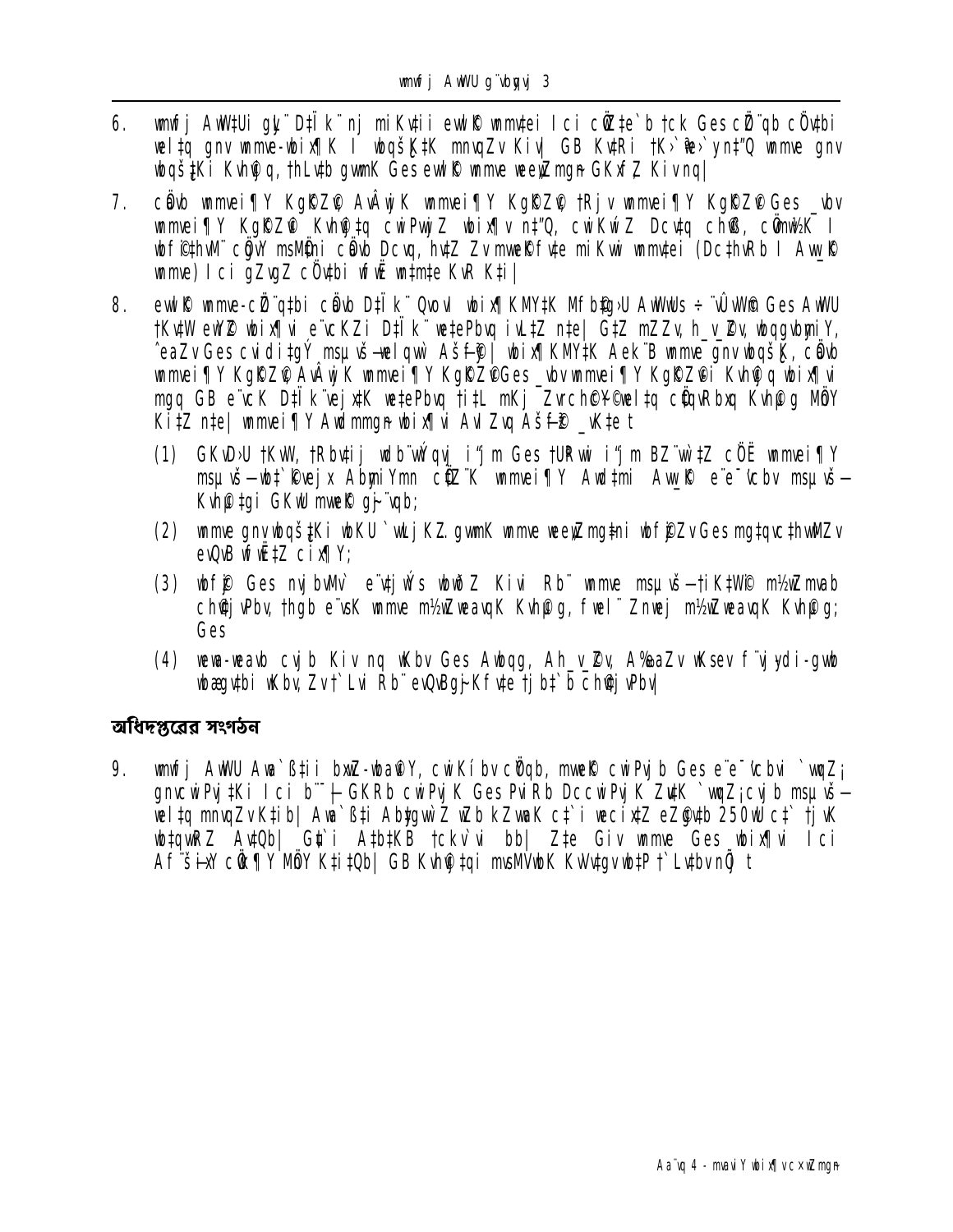6. wmwfj AwW‡Ui gyL¨ D‡Ïk¨ nj miKv‡ii ewn©f wmmv‡ei I ci cÖ‡qv‡`b †ck Ges cÖ¨qb cÖv‡bi wel‡q gnv wmme-wbix¶K I wbqš¿K‡K mnvqZv Kiv| GB Kv‡Ri †K›`ªwe›`yn‡"Q wmme gnv wbqš¿‡Ki Kvh©q, †hLv‡b gwmK Ges ewn©f wmme weeiYmgn GKxf‚Z Kiv nq|

7. cÖvb wmmvei¶Y Kg©KZ©v AvÂwjK wmmvei¶Y Kg©KZ©v †Rjv wmmvei¶Y Kg©KZ©v Ges \_vbv wmmvei¶Y Kg©KZ©v Kvh©vj‡q cwiPvwjZ wbix¶v n‡"Q, cwiKwíZ Dcv‡q ch©‡e¶Y, cÖ‡qvRbxq K I wbf©i‡hvM¨ cÖgvY msMÖn I cÖvb Dcvq, hv‡Z Zv mwVKfv‡e miKvwi wmmv‡ei (Dc‡hvRb I Aw\_©K wmme) I ci gZvgZ cÖv‡bi wfwË wn‡m‡e KvR K‡i|

8. ewn©f wmme-cÖ¨q‡bi cÖvb D‡Ïk¨ Qvov wbix¶KM‡K Mf©b‡g›U AwWwUs ÷¨vÛvW© Ges AwWU †Kv‡W ewY©Z wbix¶vi e¨vcKZi D‡Ïk¨ we‡ePbvq iv‡L‡Z n‡e| G‡Z mZZv, h\_v\_©Zv, wbqgvbywZ, ˆeaZv Ges cwiwg‡Zi msµvšÍ-welqvw` Aš—f©³| wbix¶KM‡K Aek¨B wmme gnv wbqš¿K, cÖvb wmmvei¶Y Kg©KZ©v AvÂwjK wmmvei¶Y Kg©KZ©vGes \_vbv wmmvei¶Y Kg©KZ©vi Kvh©vj‡q wbix¶vi mgq GB e¨vcK D‡Ïk¨ we‡ePbvq †i‡L mKj Z\_¨ ch©v‡jvPbv cÖ‡qvRbxq Kvh©µg MÖnY Ki‡Z n‡e| wmmvei¶Y Awa‡ÿÎmg~n wbix¶vi AvIZvq Aš—f©³ \_vK‡e t

   (1) GKvD›U †KvW, †Rbv‡ij wdb¨vwÝqvj i‡"Kc Ges †URwi i‡"Kc BZ¨vw`‡Z cÖÎË wmmvei¶Y msµvšÍ—wb‡`©kvejx Abyvgi‡Yi Rb¨ cÖ‡qvRbxq wmmvei¶Y Avdt‡mi Aw\_©K e¨e¯'vcbv msµvšÍ—Kvh©µ‡gi GKvwaK mwVK ch©v‡jvPbv;

   (2) wmme gnv wbqš¿‡Ki wbKU `vwLjK‡Z gwmK wmme weeiYmg~‡ni wbf©i‡hvM¨Zv Ges mg‡qvc‡hvwMZv evQvB wfwË‡Z cix¶Y;

   (3) wbf©i Ges nvj bvMv` e¨v‡jÝ wb‡"PZ Kivi Rb¨ wmme msµvšÍ—iK‡Wi© m½wZmvab ch©v‡jvPbv, †hgb e¨vsK wmme m½wZweavbK Kvh©µg, fvDPvi Znwej m½wZweavbK Kvh©µg; Ges

   (4) weva-weavb cvjb Kiv nq wKbv Ges Awbqg, Ah\_v\_©Zv, A%eaZv wKsev f¨vjyqi-gwb wbqgvbyK wKbv, Zv †`Lvi Rb¨ evQvBg~jKfv‡e †jb‡`‡bi ch©v‡jvPbv|

## অধিদপ্তরের সংগঠন

9. wmwfj AwWU Awa`ß‡ii bvgK-wba©viY, cwiKíbv cÖYqb, mwVK cwiPvjb Ges e¨e¯'vcbvi `vwqZ¡ gnvcwiPvj‡Ki I ci b¨¯— i‡q‡Q| GKRb cwiPvjK Ges PviRb DccwiPvjK Zv‡K `vwqZ¡cvj‡b msµvšÍ—wel‡q mnvqZv K‡ib| Awa`ß‡i Ab‡gvw`Z wbhy³ Kg©KZ©v-Kg©Pvix‡`i ‡gvU msL¨v 250 Rb| Gi g‡a¨ Ab‡gvw`Z AwWU ‡Uxg 25wU| Zviv wmme Ges wbix¶vi I ci Af¨šÍixY cÖwk¶Y MÖnY K‡i \_v‡Kb| GB Kvh©‡¶‡Î mswkó Kg©Pvix‡`i `¶Zv I Awfåa̸Zv ïiæZ¡c~Y©|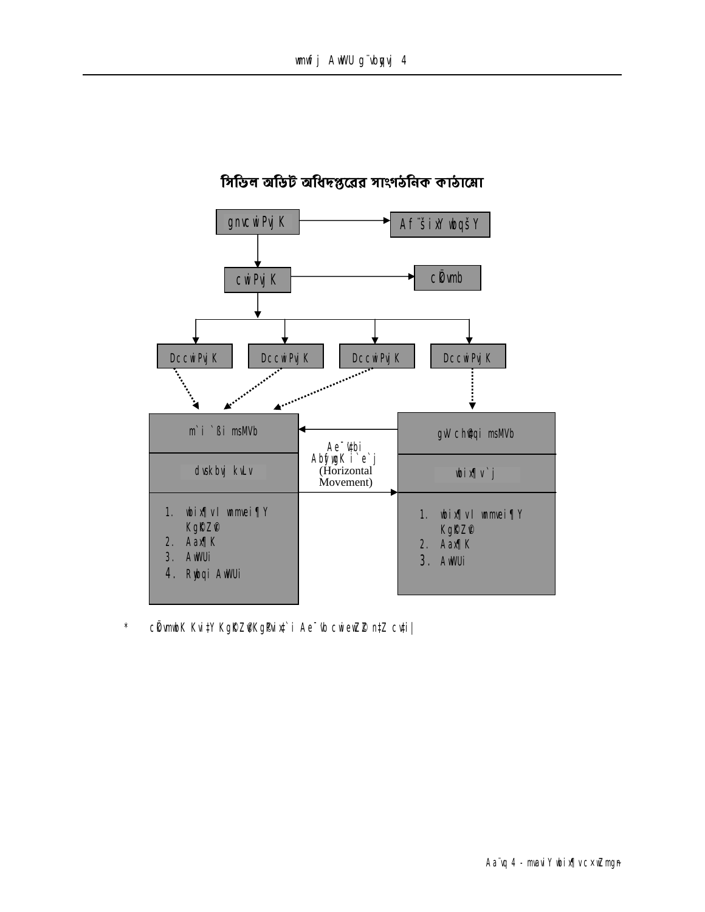## সিভিল অডিট অধিদপ্তরের সাংগঠনিক কাঠামো

gnvcwiPvjK → Af¨šÍixY wbqšÎY

cwiPvjK → cÖkvmb

DccwiPvjK | DccwiPvjK | DccwiPvjK | DccwiPvjK

**m`i `ßi msMVb**

dvskbvj kvLv

1. wbix¶v I wmwei¶Y KgKZ©©
2. Aax¶K
3. AwWUi
4. Rywbqi AwWUi

Ae¯’vbi AbyfzwgK i`e`j (Horizontal Movement)

**gvV chv©‡qi msMVb**

wbix¶v `j

1. wbix¶v I wmwei¶Y KgKZ©©
2. Aax¶K
3. AwWUi

\* cÖkvmwbK Kvi‡Y KgKZ©v/KgPvix‡`i Ae¯’vb cwieZ©b n‡Z cv‡i|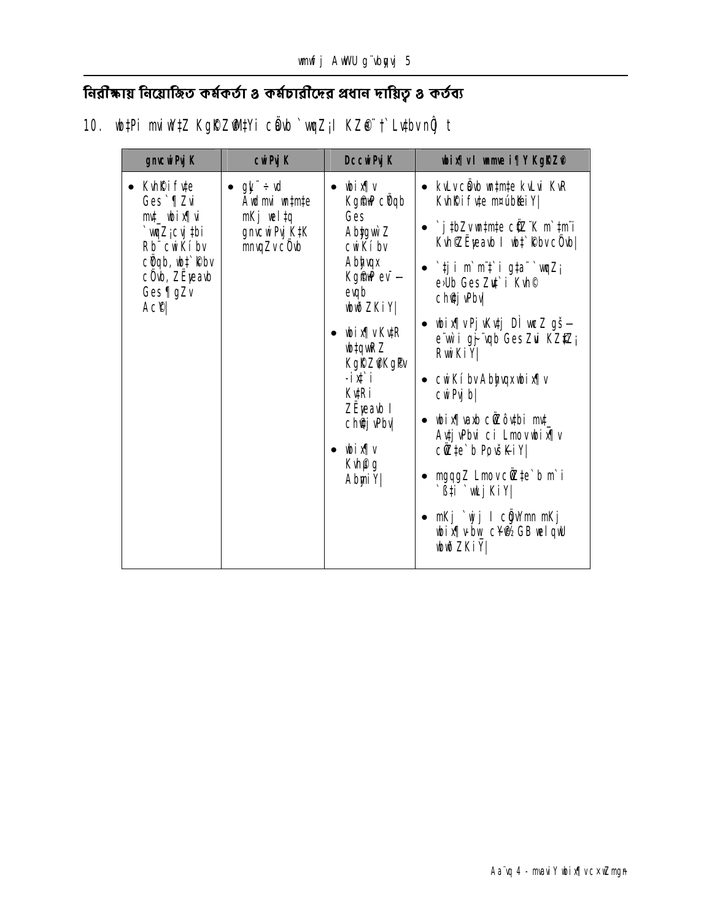## নিরীক্ষায় নিয়োজিত কর্মকর্তা ও কর্মচারীদের প্রধান দায়িত্ব ও কর্তব্য

10. wb‡Pi mviwY‡Z KgŠZ@M‡Yi cÖvb `wqZ¡I KZ®¨ †`Lv‡bv nÕ t

| gnvcwiPvjK | cwiPvjK | DccwiPvjK | wbix¶vI wmwei ¶Y KgŠZ® |
|---|---|---|---|
| • KvhŠif‡e Ges `¶Zvi mv‡\_ wbix¶vi `wqZ¡cvj‡bi Rb¨ cwiKíbv cÖqb, wb‡`Rbv cÖvb, ZËveavb Ges ¶gZv Ac©| | • gyL¨÷vd Awdmvi wn‡m‡e mKj wel‡q gnvcwiPvjK‡K mnvqZv cÖvb | • wbix¶v Kg@wP cÖqb Ges Abyŕgw Z cwiKíbv Abyhvqx Kg@wP ev¯—evqb wbwðZKiY\| • wbix¶v Kv‡R wb‡qvwRZ KgŠZ@KgPv -ix‡`i Kv‡Ri ZËveavb I ch@‡j vPbv\| • wbix¶v Kvh@g AbygiY\| | • kvLv cÖvb wn‡m‡e kvLvi KvR KvhŠif‡e m¤úbœeiY\| • `j‡bZv wn‡m‡e c‡Z¨K m`‡m¨i Kvh@Zëeavb I wb‡`Rbv cÖvb\| • `‡ji m`m¨‡`i g‡a¨ `wqZ¡ eȟb Ges Zu‡`i Kvh© ch@‡j vPbv\| • wbix¶vPj vKv‡j Dì wcZ gš—e¨wi gš—e¨ Ges Zvi KZ‡Z¡ RwiKiY\| • cwiKíbv Abyhvqx wbix¶v cwiPvjb\| • wbix¶vaxb cÖZôv‡bi mv‡\_ Av‡jvPbvi ci Lmov wbix¶v cÖZ‡e`b PovšKiY\| • mgqgZ Lmov cÖZ‡e`b m`i `߇i `wLjKiY\| • mKj `wj I cÖgvYmn mKj wbix¶vbw\_ c¥@½ GB welqwU wbwðZKiY\| |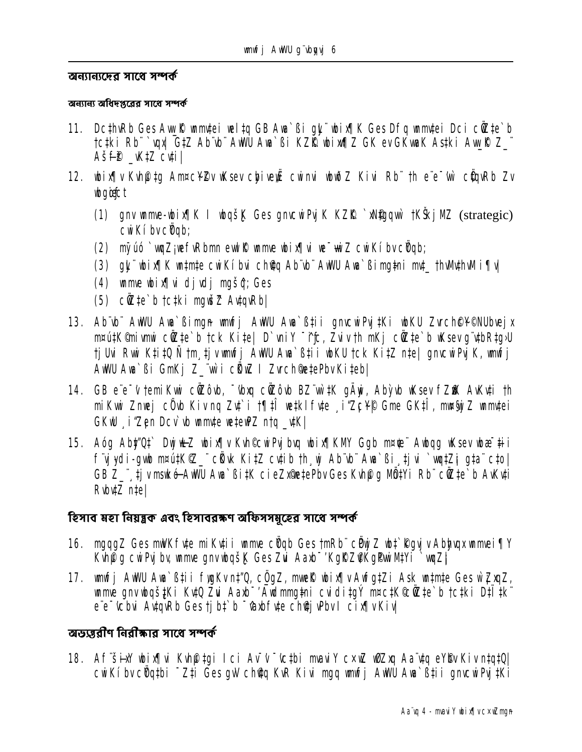## অন্যান্যদের সাথে সম্পর্ক

### অন্যান্য অধিদপ্তরের সাথে সম্পর্ক

11. DcthvRb Ges Aw_K wmmv‡ei wel‡q GB Awa`ßi gyL¨ wbix¶K Ges Dfq wmm‡ei Dci cÖZ¨‡e`b †c‡ki Rb¨ `vqx ¯G‡Z Ab¨vb¨ AwWU Awa`ßi KZ…K wbix¶Z GK evGKwaK As‡ki Aw_K Z_¨ AšfP _vK‡Z cv‡i|

12. wbix¶v Kvh©‡g Am¤cYZv wKsev cybive„wË cwinvi wbwðZ Kivi Rb¨ †h e¨e¯'w cÖ‡qvRb Zv wbgœiƒc t

   (1) gnv wmme-wbix¶K I wbqšK Ges gnvcwiPvjK KZ…K `xN©gqv` †KŠkj MZ (strategic) cwiKíbv cÖYqb;

   (2) mgš^q `wqZ¡ wefvRbmn ewlK wmme wbix¶v we¯—wiZ cwiKíbv cÖYqb;

   (3) gyL¨ wbix¶K wb‡m©‡e cwiKíbvi ch©‡q Ab¨vb¨ AwWU Awa`ßi mg‡ni mv‡_ †hvMv‡hvM i¶v;

   (4) wmme wbix¶v dj vdj mgš^q; Ges

   (5) cÖZ¨‡e`b †c‡ki mgš^q AvqvRb|

13. Ab¨vb¨ AwWU Awa`ßimgn wmwfj AwWU Awa`ß‡ii gnvcwiPvj‡Ki wbKU Zvi ch©‡e¶Y©©NUbvejx m¤ú‡K©mivmwi cÖZ¨‡e`b †ck Ki‡e| D`vniY ¯^iƒc, Zviv †h mKj cÖZ¨‡e`b wKsev g¨v‡bR‡gU †jUvi Rvix Ki‡Q Ñ †m¸‡jv wmwfj AwWU Awa`ß‡ii wbKU †ck Ki‡Z n‡e| gnvcwiPvjK, wmwfj AwWU Awa`ßi GmKj Z_¨ wi cÖvwß I Zvi ch©v‡jPbv Ki‡eb|

14. GB e¨e¯'v †emiKvwi cÖZôvb, ¯'vbxq cÖZôvb BZ¨vw`‡K gÄyix, Ab`vb wKsev fZ©K AvKv‡i †h miKvwi Znwej cÖvb Kiv nq Zv‡`i †¶‡Î we‡kl fv‡e ¸iæZ¡c~Y© Gme GK‡Î, mvaviYZ wmmv‡ei GKwU ¸iæZ¡c~Y Dcv`vb wmmv‡e we‡ePZ n‡q _v‡K|

15. Aóg Ab¨‡Q`‡` DwjwL‡Z wbix¶v Kvh©cwiPvjbvq wbix¶KMY Ggb m¤ú‡`i Avbqb wKsev wbœ¯'‡ii f¨vjyd‡i-gwb m¤ú‡K©Z_¨ cÖvK Ki‡Z cv‡ib †h¸wj Ab¨vb¨ Awa`ßi¸‡jvi `wqZ¡i g‡a¨ c‡o| GB Z_¨¸‡jv mswkó AwWU Awa`ß‡iK cieZ©x ch©v‡jPbv Ges Kvh©µg MÖn‡Yi Rb¨ cÖZ¨‡e`b AvKv‡i Rvbv‡Z n‡e|

## হিসাব মহা নিয়ন্ত্রক এবং হিসাবরক্ষণ অফিসসমূহের সাথে সম্পর্ক

16. mgqgZ Ges mwVKfv‡e miKv‡ii wmme cÖYqb Ges †mRb¨ cÖ‡qvRbxq wb‡`©kbv Abymi‡Y wmme i¶Y Kvh©µg cwiPvjbv, wmme gnvwbqšK Ges Zvi Aaxb¯' KgK©ZvKg©Pvix‡`i `vwqZ¡|

17. wmwfj AwWU Awa`ß‡ii fvgKvn‡"Q, cÖgvY, mwe©K wbix¶v Awfg‡Zi Ask wn‡m‡e Ges wµqvZ¥, wmme gnvwbqš‡Ki Kvh©Zvi Aaxb¯' Awdmmg‡ni cwidi‡gY m¤ú‡K© cÖZ¨‡e`b †c‡ki DÏ‡k¨ e¨e¯'vcbvi AvqvRb Ges †jb‡`b ¯^vaxbfv‡e ch©v‡jvPbv I cix¶v Kiv|

## অভ্যন্তরীণ নিরীক্ষার সাথে সম্পর্ক

18. Af¨šixY wbix¶vi Kvh©‡gi I ci Av¯'v¯'vc‡bi mvaviY cx¶Y wbZ¨q Aa¨v‡q eY©bv Kiv n‡q‡Q| cwiKíbv cÖYq‡bi ¯Z‡i Ges gvV ch©v‡q KvR Kivi mgq wmwfj AwWU Awa`ß‡ii gnvcwiPvj‡Ki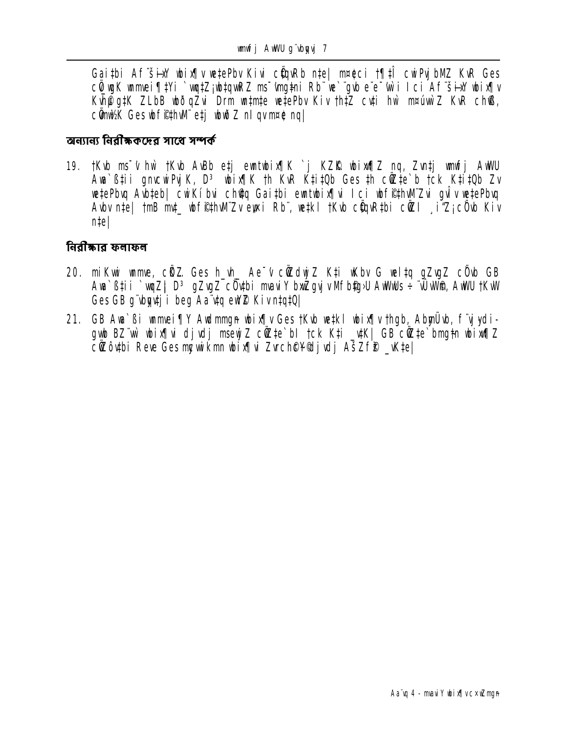Gai‡bi Af¨šÍixY wbix¶v we‡ePbv Kivi cÖ‡qvRb n‡e| m¤¢ei †¶‡Î cwiPvjbMZ KvR Ges cÖ‡qvMK wmmvei¶‡Yi `vwq‡Z¡wb‡qvwRZ ms¯'vmg‡ni Rb¨ we`¨gvb e¨e¯'vi I ci Af¨šÍixY wbix¶v Kvh©µ‡gi ZLbB wbf©i Kiv DwPZ h‡Zv †hLv‡b we‡ePbv Kiv h‡Z cv‡i hw` m¤úv`b KvR ch©vß, cÖmw½K Ges wbf©i‡hvM¨ e‡j wbwðZ nIqv m¤¢e nq|

## অন্যান্য নিরীক্ষকদের সাথে সম্পর্ক

19. †Kvb ms¯'v hw` †Kvb AwWU eÛ emtwbix¶K `j KZ©„K wbixw¶Z nq, Zvn‡j mwµq AwWU Awa`ß‡ii gnvcwiPvjK, D³ wbix¶K †h KvR K‡i‡Qb Ges †h cÖwZ‡e`b †ck K‡i‡Qb Zv we‡ePbvq Avb‡eb| cwiKíbvi ch©v‡q Gai‡bi emtwbix¶vi I ci wbf©i‡hvM¨Zvi gvÎv we‡ePbvq Avbv n‡e| †mB mv‡_ wbf©i‡hvM¨Zv evwoi Rb¨, we‡kl †Kvb cÖ‡qvR‡bi cÖ‡qvM ¸iæZ¡cY© Kiv n‡e|

## নিরীক্ষার ফলাফল

20. miKvwi wmmve, cÖ‡qvR Ges h_vh_ Ae¯'v cÖwZdwjZ Ki‡Z wKbv G we‡ltq gZvgZ cÖ`vb GB Awa`ß‡ii `vwqZ¡| D³ gZvgZ cÖ`v‡bi mvaviY bxwZgvjv Mfb©‡g›U AwWwUs÷¨vÛvW©, AwWU †KvW Ges GB g¨vbyqv‡ji beg Aa¨v‡q eY©b‡ Kiv n‡q‡Q|

21. GB Awa`ßi wmmvei¶Y Avw_©mg~n wbix¶v Ges †Kvb we‡kl wbix¶v †hgb, AbymÜvb, f¨vjyd i-gvwb BZ¨vw` wbix¶vi djvdj mseywjZ cÖwZ‡e`bI †ck K‡i _v‡K| GB cÖwZ‡e`bmg~‡n wbixw¶Z cÖwZôv‡bi Revew`Ges mycvwikmn wbix¶vi Zvrch©¥c~Y© djvdj AšZf©y³ _v‡K|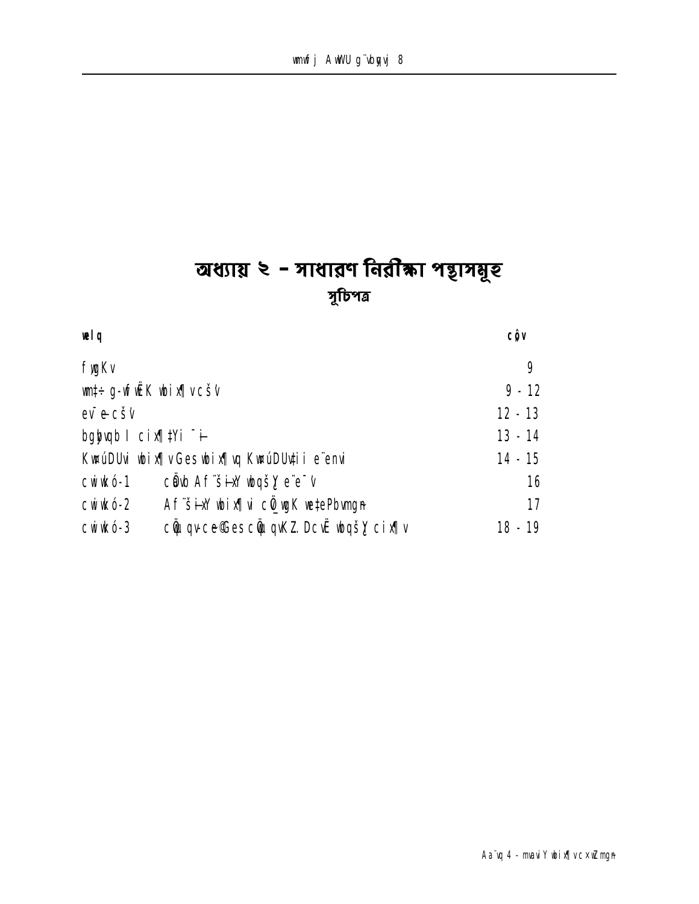# অধ্যায় ২ – সাধারণ নিরীক্ষা পন্থাসমূহ

## সূচিপত্র

| welq | côv |
|---|---|
| fygKv | 9 |
| wm‡÷g-wfwËK wbix¶v cšv | 9 - 12 |
| ev¯e cšv | 12 - 13 |
| bgybvqb I cix¶‡Yi ¯i | 13 - 14 |
| KwúDUvi wbix¶v Ges wbix¶vq KwúDUv‡ii e¨envi | 14 - 15 |
| cwiwkó-1 cÖwb Af¨šixY wbqšY e¨e¯v | 16 |
| cwiwkó-2 Af¨šixY wbix¶vi cÖ_wgK we‡ePbvmgn | 17 |
| cwiwkó-3 cÖvqvcebGes cÖvqwKZ DcvË wbqšY cix¶v | 18 - 19 |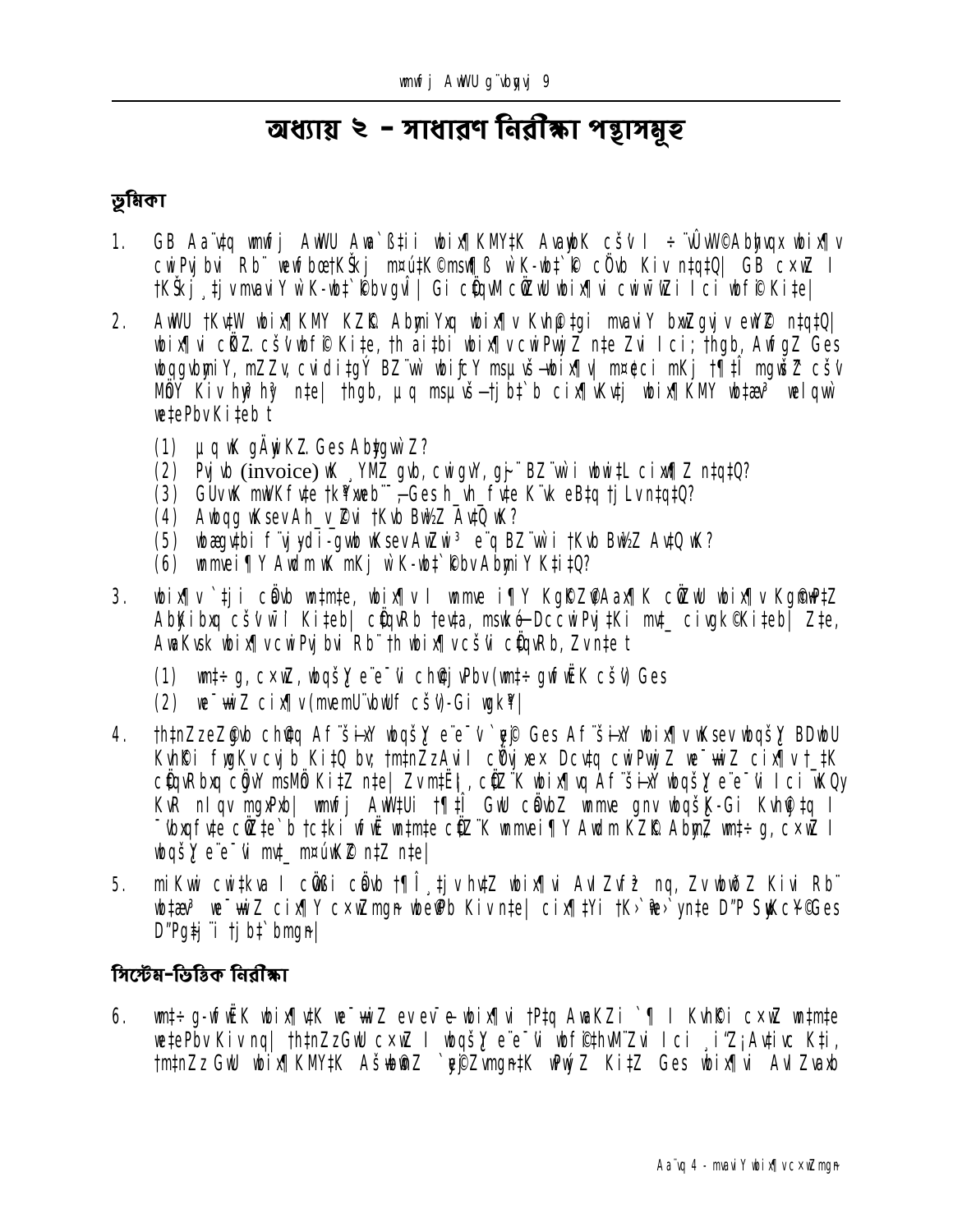# অধ্যায় ২ - সাধারণ নিরীক্ষা পন্থাসমূহ

## ভূমিকা

1. GB Aa¨v‡q wmwfj AwWU Awa`ß‡ii wbix¶KM‡Yi KvR Ges ‡mB mv‡_ wbix¶v Kvh©µg cwiPvjbvq e¨en„Z mvaviY wbix¶v c×wZmg~n Ges cÖwµqvmg~n Av‡jvPbv Kiv n‡q‡Q| GB c×wZ I †KŠkj ¸‡jv mvaviY wK-wb‡`©kbvgyjK| Gi cÖ‡qvM cÖ‡Z¨K wbix¶vi cwiw¯'wZi Ici wbf©i Ki‡e|

2. AwWU †Kv‡W wbix¶KMY KZ©„K AbymiYxq wbix¶v Kvh©µ‡gi mvaviY bxwZgvjv eY©bv Kiv n‡q‡Q| wbix¶vi cÖK…Z c×wZ wbf©i Ki‡e, †h ai‡bi wbix¶v cwiPvjbv Kiv n‡e Zvi Ici; †hgb, AvfšÍixY wbqgvbyMZ wbix¶v, mZZv, cvidi‡gÝ BZ¨vw` wbix¶v Ges mswkøó wbix¶v m¤ú‡K© mKj †¶‡Î mgv‡jvPbvi c×wZ †gvUvgywU GKB _v‡K| †hgb, µq msµvšÍ †jb‡`‡bi wbix¶v Kv‡j wbix¶KMY wb‡æv³ wel‡q wb‡ðZ n‡eb t

   (1) µq wK gÄyiK…Z Ges AbygwZcÖvß?
   (2) Pvjvb (invoice) wK h_vh_fv‡e cixw¶Z, Mbbv I mwVKZv hvPvB Kiv n‡q‡Q?
   (3) GUv wK mwVKfv‡e †iKW©fz³ n‡q‡Q Ges h_vh_fv‡e K¨vk eB‡q †jLv n‡q‡Q?
   (4) Awbqg wKsev Ah_v e¨‡qi †Kvb Bw½Z Av‡Q wK?
   (5) wbqgvbyMZ f~j ev Ab¨vb¨ wKsev AvB‡bi e¨Z¨‡qi †Kvb Bw½Z Av‡Q wK?
   (6) wmwfj AwWU wK-wb‡`©kbv AbymiY Ki‡e?

3. wbix¶v `‡ji cÖavb wn‡m‡e, wbix¶v`j wmwfj AwWU KZ©„K cÖ`Ë wbix¶v Kg©m~wP AbymiY c~e©K ch©vß cixÿv wbix¶v Kvh©µg cwiPvjbv Ki‡eb| Z‡e, AvaywbK wbix¶v cwiPvjbvi Rb¨ †h wbix¶v c×wZ cÖ‡qvRb, Zv n‡e t

   (1) wm‡÷g-wfwËK c×wZ, wbqš¿Y e¨e¯'vi chv©‡jvPbv (wm‡÷g wfwËK c×wZ) Ges
   (2) we¯ÍvwiZ cix¶v (mvemU¨vbwUf c×wZ)-Gi wgkÖY|

4. †h‡nZzeZ©gvb ch©v‡q Af¨šÍixY wbqš¿Y e¨e¯'v `~e©j Ges Af¨šÍixY wbix¶v wKsev wbqš¿Y BDwbU Kvh©Ki fywgKv cvjb Ki‡Q bv; †m‡nZz Avi I cÖvšÍwmK Dcv‡q cwiPvwjZ we¯ÍvwiZ cix¶v †_‡K cÖ‡qvRbxq cÖgvY msMÖn Ki‡Z n‡e| Zvm‡Ë¡I, cÖ‡Z¨K wbix¶vq Af¨šÍixY wbqš¿Y e¨e¯'vi Ici wKQy KvR nIqv cÖ‡qvRb| wmwfj AwW‡Ui †¶‡Î GwU cÖ‡hvR¨ wmwfj gnv wbqš¿K-Gi Kvh©µg I ¯^vqËkvwmZ cÖwZôv‡bi †¶‡Î wbix¶v cwiPvjbv Kvh©µ‡g cÖ‡Z¨K wmwfj AwWU KZ©„K Abym„Z wm‡÷g c×wZ I wbqš¿Y e¨e¯'vi mv‡_ m¤ú„³ n‡Z n‡e|

5. mKj cwi‡ÿÎ I cÖkœ cÖkœ †¶Î ¸‡jv h‡Z wbix¶vi AvIZvf~³ nq, Zv wbwðZ Kivi Rb¨ wb‡æv³ we¯ÍvwiZ cix¶v c×wZmg~n wbe©vPb Kiv n‡e| cix¶‡Yi †K›`ªxq›`y n‡e D"P SuywKc~Y© Ges D"Pgv‡bi †jb‡`b mg~n|

## সিস্টেম-ভিত্তিক নিরীক্ষা

6. wm‡÷g-wfwËK wbix¶v‡K we¯ÍvwiZ ev e¨vcK wbix¶vi †P‡q AwaKZi `¶ I Kvh©Ki c×wZ wn‡m‡e we‡ePbv Kiv nq| †h‡nZz GwU c×wZ I wbqš¿Y e¨e¯'vi wbf©i‡hvM¨Zvi Ici ¸iæZ¡Av‡ivc K‡i, †m‡nZz GwU wbix¶KM‡Yi AšÍwb©wnZ `ye©jZvmg~n‡K wPwýZ Ki‡Z Ges wbix¶vi AvIZvaxb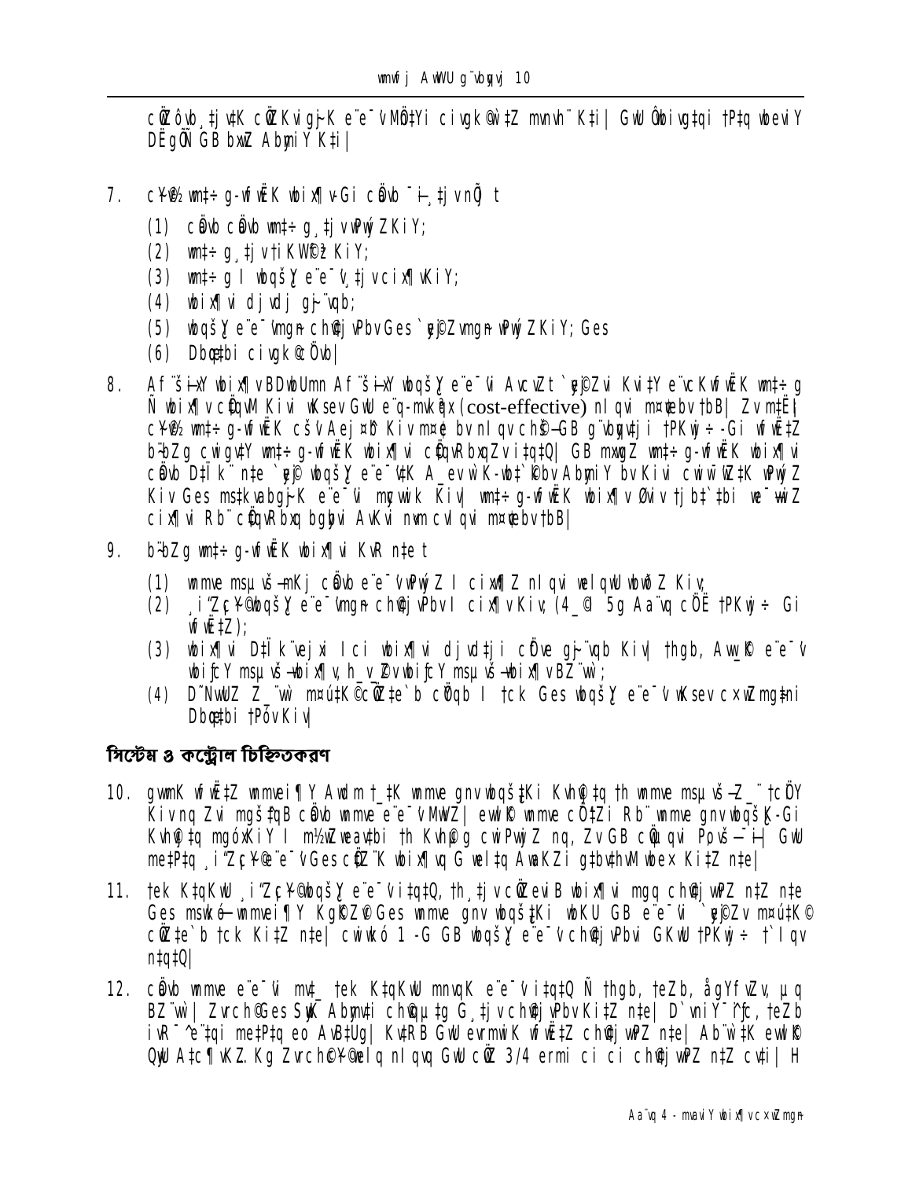cÖZôvb¸‡jv‡K cÖZKvigj–K e¨e¯'vMÖ‡Yi civgk©w‡Z mnvh¨ K‡i| GwU Ôbivg‡qi †P‡q wbeviY DËgÕ GB bxwZ AbymiY K‡i|

7. cÖ¯'vwe‡Z g-wfwËK wbix¶vGi cÖwµqv †_‡K‡j vnÕ t

   (1) cÖwµqv cÖwµqv wm‡÷g¸‡jv wPwýZKiY;

   (2) wm‡÷g¸‡jv †iKW©fz³KiY;

   (3) wm‡÷g I wbqš¿Y e¨e¯'v¸‡jvcix¶vKiY;

   (4) wbix¶vi djvdj gš~j¨vqb;

   (5) wbqš¿Y e¨e¯'vmgn-ch©vßZvGes `ÿZvmgn- wPwýZKiY; Ges

   (6) Dbœq‡bi civgk©cÖvb|

8. Af¨šÍixY wbix¶vBDwbUmn Af¨šÍixY wbqš¿Y e¨e¯'vi AvcwZt `ÿZvi Kvi‡Y e¨vcKwfwËK wm‡÷g Ñ wbix¶v cÖ‡qvM Kivi wKsev GwU e¨q-mvkÖqx (cost-effective) nIqvi m¤¢vebv †bB| Zv m‡Ë¡I cÖ¯'vwe‡Z g-wfwËK cš'v Aej¤^b Kiv m¤¢e bv nIqv chš—GB g¨vbyqv‡ji †PKwj÷-Gi wfwË‡Z b¨bZg cwigvY wm‡÷g-wfwËK wbix¶vi cÖ‡qvRbxqZv i‡q‡Q| GB mxgxZ wm‡÷g-wfwËK wbix¶vi cÖwµqv D‡Ïk¨ n‡e `ÿ wbqš¿Y e¨e¯'v‡K A_ev w`K-wb‡`©kbv AbymiY bv Kivi cwiw¯'wZ‡K wPwýZ Kiv Ges ms‡kvabg~jK e¨e¯'vi mycvwik Kiv| wm‡÷g-wfwËK wbix¶vØviv †jb‡`‡bi we¯—wiZ cix¶vi Rb¨ cÖ‡qvRbxq bgybvi AvKvi n«vm cvIqvi m¤¢vebv †bB|

9. b¨bZg wm‡÷g-wfwËK wbix¶vi KvR n‡e t

   (1) wmmve msµvš—mKj cÖwµqv e¨e¯'vwPwýZ I cix¶vZ nIqvi welqwU wbwðZ Kiv;

   (2) ¸iæZ¡c~Y©wbqš¿Y e¨e¯'vmgn- ch©vßZvbvI cix¶v Kiv; (4_© 5g Aa¨vq cÖË †PKwj÷ Gi wfwË‡Z);

   (3) wbix¶vi D‡Ïk¨ej xi Ici wbix¶vi djvd‡ji cÖfve gš~j¨vqb Kiv| †hgb, Aw_©K e¨e¯'v wbixÿY msµvš—wbix¶v, h_vh_Zv wbixÿY msµvš—wbix¶v BZ¨vw`;

   (4) D™¢vwmZ Z_¨vw` m¤úwK©Z cÖwZ‡e`b cÖ¯'yZ I †ck Ges wbqš¿Y e¨e¯'v wKsev c×wZ mg‡ni Dbœq‡bi †Pó v Kiv|

## সিস্টেম ও কন্ট্রোল চিহ্নিতকরণ

10. gwmK wfwË‡Z wmmvei¶Y Avdm †_‡K wmmve gnvwbqš¿‡Ki Kvh©vj‡q †h wmmve msµvš—Z_¨ †cÖiY Kiv nq Zvi mgš^‡qB cÖwµqv wmmve e¨e¯'vMwVZ| ewY©Z wmmve cÖ‡Zi Rb¨ wmmve gnvwbqš¿K-Gi Kvh©vj‡q mgóxKiY I m¼wjZ weeiYx‡Z †h Kvh©µg cwiPvwjZ nq, Zv GB cÖ‡qvRbxq Pµ¯—‡i| GwU me‡P‡q ¸iæZ¡c~Y© e¨e¯'vGes cÖ‡Z¨K wbix¶vq G wel‡q AvaKZi g‡bv‡hvM wbe× Ki‡Z n‡e|

11. †ek K‡qKwU ¸iæZ¡c~Y©wbqš¿Y e¨e¯'v i‡q‡Q, †h¸‡jv cÖZ¨ewiB wbix¶vi mgq ch©vjwPZ n‡Z n‡e Ges msw¶ß—wmmvei¶Y Kg©KZ©v Ges wmmve gnvwbqš¿‡Ki wbKU GB e¨e¯'vi `ÿZv m¤úwK©Z cÖwZ‡e`b †ck Ki‡Z n‡e| cwiwkó 1-G GB wbqš¿Y e¨e¯'v ch©vjvPbvi GKwU †PKwj÷ †`Iqv n‡q‡Q|

12. cÖwµqv wmmve e¨e¯'vi mv‡_ †ek K‡qKwU mnvqK e¨e¯'v i‡q‡Q Ñ †hgb, †eZb, ågYfvZv, µq BZ¨vw`| Zvch©Ges Sy‡K Abyhvqx ch©vqµ‡g G¸‡jv ch©vjvPbv Ki‡Z n‡e| D`vniY¯^iƒc, †eZb iwR÷v‡ii me‡P‡q eo AsK‡Uq| KviY GwU evrmwiK wfwË‡Z ch©vjvPbv Ki‡Z n‡e| Ab¨w`‡K ewY©Z QwU A‡cÿvK…Z Kg Zvrch©c~Y©welq nIqvq GwU cÖwZ 3/4 ermi ci ci ch©vjvPbv n‡Z cv‡i| H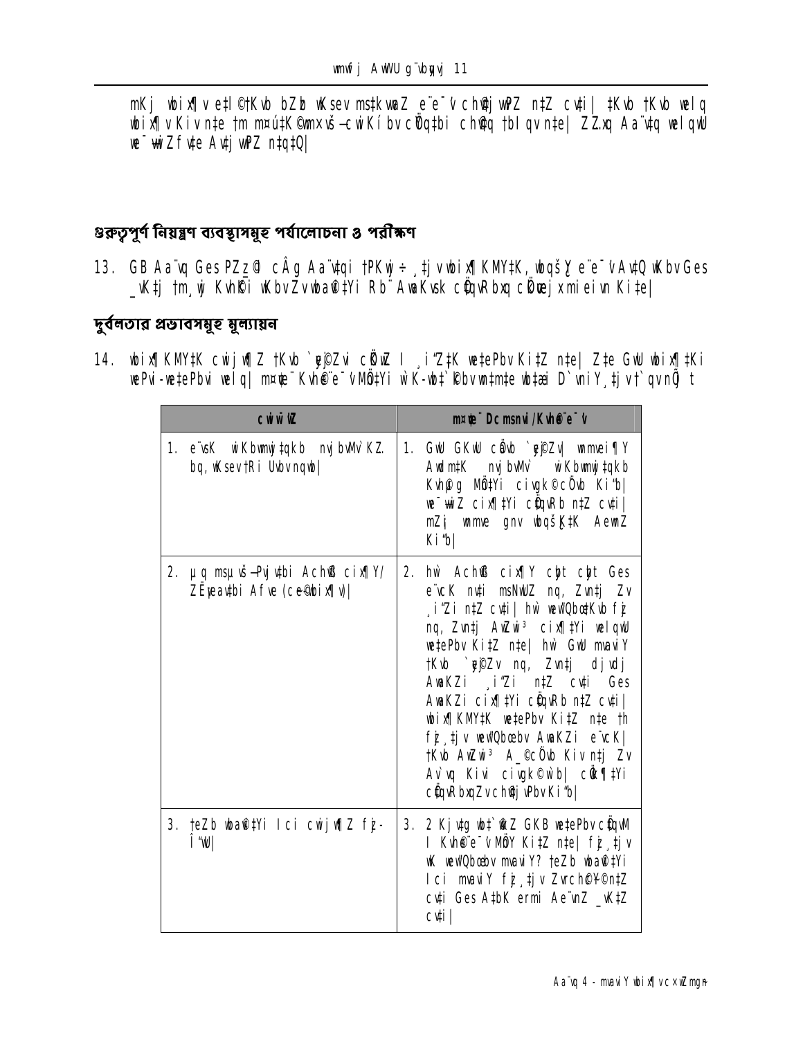mKj wbix¶ v e‡l©tKwb bZb wKsev ms‡kwaZ e¨e¯’v ch©‡jvPbv n‡Z cv‡i| ‡Kvb ‡Kvb wel q wbix¶ v Kiv n‡e †m m¤ú‡K© mvaviY avibv cÖ`vb Kiv n‡e| ZZ…xq Aa¨v‡q wel qwU we¯—vwiZ fv‡e Av‡jvPbv Kiv n‡q‡Q|

## গুরুত্বপূর্ণ নিয়ন্ত্রণ ব্যবস্থাসমূহ পর্যালোচনা ও পরীক্ষণ

13. GB Aa¨v‡q Ges PZz_© cÂg Aa¨v‡qi †PKwj÷ ¸‡jv wbix¶ KMY‡K, wbqš¿Y e¨e¯’v Av‡Q wKbv Ges _vK‡j †m¸wj Kvh©Ki wKbv Zv wba©v‡i‡Yi Rb¨ AwaKvsk cÖ‡qvRbxq cÖ‡qvRbxq cixÿ‡Yi aiY Ki‡e|

## দুর্বলতার প্রভাবসমূহ মূল্যায়ন

14. wbix¶ KMY‡K cwijw¶Z †Kvb `~e©jZvi cÖfve I ¸i"Z¡ K we‡ePbv Ki‡Z n‡e| Z‡e GwU wbix¶ ‡Ki wePvi-we‡ePbvi wel q| m¤¢ve¨ Kvh©e¨e¯’v MÖn‡Yi wK-wb‡`©kbv wb‡¤œ D`vniY ¸‡jv‡Z †`qv n‡jv t

| cwiw¯'wZ | m¤¢ve¨ Dcmsnvi/Kvh©e¨e¯’v |
|---|---|
| 1. e¨vsK wiKbwmwj‡qkb nvjbvMv` KZ… bq, wKsev †Ri Uvbv nqwb| | 1. GwU GKwU cÖavb `~e©jZv| wmwmwei ¶Y Avw_©K nvjbvMv` wiKbwmwj‡qkb Kvh©µg MÖn‡Yi civgk© cÖ`vb Ki‡b| we¯—vwiZ cix¶‡Yi cÖ‡qvRb n‡Z cv‡i| mZ¨ wmme gnv wbqš¿‡K AewnZ Ki‡b| |
| 2. µq msµvš—Pvjv‡bi Ach©® cix¶Y/ ZË¡eav‡bi Afve (ce©wbix¶v)| | 2. hw` Ach©® cix¶Y c‡bt c‡bt Ges e¨vcK nv‡i msNwUZ nq, Zvn‡j Zv ¸i"Zi n‡Z cv‡i| hw` welQbœKvb fz‡ nq, Zvn‡j AwZwi³ cix¶‡Yi wel qwU we‡ePbv Ki‡Z n‡e| hw` GwU mvaviY †Kvb `~e©jZv nq, Zvn‡j djvdj AwaKZi ¸i"Zi n‡Z cv‡i Ges AwaKZi cix¶‡Yi cÖ‡qvRb n‡Z cv‡i| wbix¶KMY‡K we‡ePbv Ki‡Z n‡e †h fz‡¸‡jv welQbœebv AwaKZi e¨vcK| †Kvb AwZwi³ A_©cÖ`vb Kiv n‡j Zv Av`vq Kivi civgk© w`b| cÖwZ¶‡Yi cÖ‡qvRbxqZv ch©‡jvPbv Ki‡b| |
| 3. †eZb wba©v‡Yi Ici cwijw¶Z fz‡-Î"wU| | 3. 2 Kj‡g wb‡`©kZ GKB we‡ePbv cÖ‡qvM I Kvh©e¨e¯’v MÖY Ki‡Z n‡e| fz‡¸‡jv wK welQbœebv mvaviY? †eZb wba©v‡Yi Ici mvaviY fz‡¸‡jv Zvrch©¨c~Y© n‡Z cv‡i Ges A‡bK ermi Ae¨vnZ _vK‡Z cv‡i| |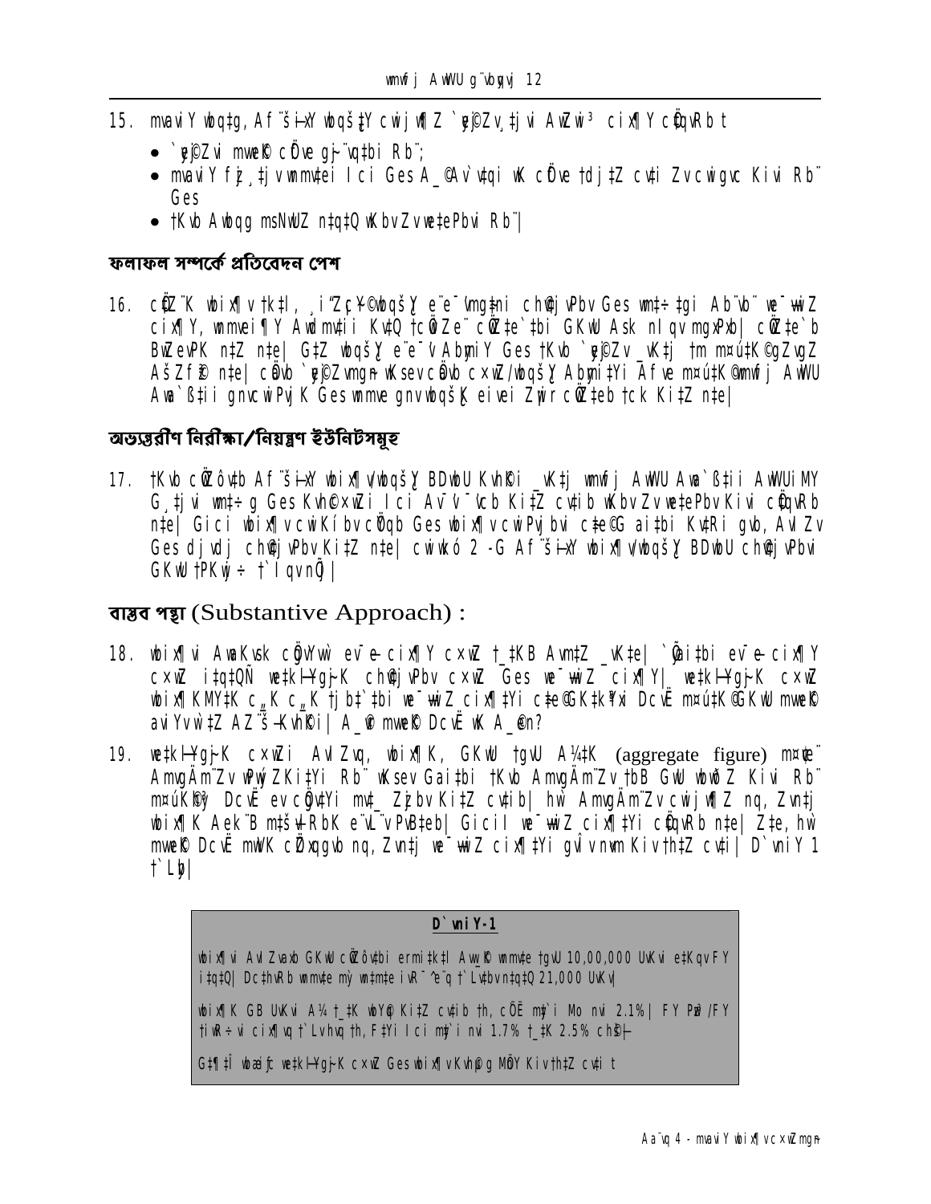15. mvaviY wbqtg, Af¨šÍixY wbqšÎY cwi jw¶Z `ye©jZv tjvi AwZwi³ cix¶Y cÖ‡qvRb t

- `ye©jZvi mvwe©K cÖfve gƒj¨vqtbi Rb¨;
- mvaviY fzj tjvmmvtei Ici Ges A_©Av`vqi wK cÖfve tdjtZ cvti ZvcwigvY Kivi Rb¨ Ges
- tKvb Awbqg msNwUZ ntqtQ wKbv ZvwbtePbvi Rb¨|

## ফলাফল সম্পর্কে প্রতিবেদন পেশ

16. cÖZ¨K wbix¶v tkt¸l, ¸iæZ¡c~Y© wbqšY e¨e¯'vmg‚tni ch©‡ewÿYv Ges wm×vš—tgi Ab¨vb¨ we¯—wiZ cix¶Y, wmxwei¶Y Awdmvtii KvtQ tcÖiY Ki‡Z cÖZ‡e`tbi GKwU Ask nIqv mgxPxb| cÖZ‡e`b BwZevPK n‡Z n‡e| GtZ wbqš¿Y e¨e¯'v AbymiY Ges tKvb `ye©jZv _vKtj tm m¤ú‡K©gZvgZ AšÍf©y³ n‡e| cÖwZ `ye©jZvmgnwKsev cÖwZ cxwZ/wbqšY Abymi‡Yi Af¨e m¤ú‡K© mvwf©j AwWU Awa`߇ii gnvcwiPvjK Ges wmme gnvwbqš¿K eivei Zvui cÖwZ‡eb tck Ki‡Z n‡e|

## অভ্যন্তরীণ নিরীক্ষা/নিয়ন্ত্রণ ইউনিটসমূহ

17. tKvb cÖwZôvtb Af¨šÍixY wbix¶v/wbqš¿Y BDwbU KvhRi _vKtj mvwfj AwWU Awa`߇ii AwWUiMY G¸tjvi wm×vš—g Ges KvhRcxwZi Ici Av¯'v ¯'vcb Ki‡Z cvtib wKbv ZvwbtePbv Kivi cÖ‡qvRb n‡e| Gici wbix¶v cwiKíbv cÖYqb Ges wbix¶v cwiPvjbvi c‡e©G ai‡bi Kv‡Ri gvb, Av\Zv Ges djvdj ch©‡ewÿYv Ki‡Z n‡e| cwiwkó 2-G Af¨šÍixY wbix¶v/wbqš¿Y BDwbU ch©‡ewÿYvi GKwU tPKwj÷ t`Iqv nj|

## বাস্তব পন্থা (Substantive Approach) :

18. wbix¶vi AwaKvsk cÖgvYvw` ev¯—e cix¶Y cxwZ t_‡KB Avm‡Z _v‡K| `ywU ai‡bi ev¯—e cix¶Y cxwZ i‡q‡Q| we‡kølYgƒjK ch©‡ewÿYv cxwZ Ges we¯—wiZ cix¶Y| we‡kølYgƒjK cxwZ wbix¶KMY‡K c„_K c„_K tjbt`‡bi we¯—wiZ cix¶‡Yi c‡e©GK‡K¶w DcvË m¤ú‡K©GKwU mvwe©K aviYv w‡Z AZ¨šÍ Kvh©Ki| A_©mvwe©K DcvË wK A_©c~Y©?

19. we‡kølYgƒjK cxwZi Av\Zvq, wbix¶K, GKwU tgvU A¼‡K (aggregate figure) m¤^‡Ü AbygÄvbZv wPwýZKi‡Yi Rb¨ wKsev Gai‡bi tKvb AbygÄvbZv tbB GwU wbwðZ Kivi Rb¨ m¤úKi©Z DcvË ev cÖgv‡Yi mv‡_ Zzjbv Ki‡Z cvtib| hw` AbygÄvbZv cwijw¶Z nq, Zvn‡j wbix¶K Aek¨B m‡šÍvlRbK e¨vL¨v PvB‡eb| Gicil we¯—wiZ cix¶‡Yi cÖ‡qvRb n‡e| Z‡e, hw` mvwe©K DcvË mwVK cÖZxqgvb nq, Zvn‡j we¯—wiZ cix¶‡Yi gvÎv nªvm Kiv th‡Z cvti| D`vniY 1 t`Lyb|

| D`vniY-1 |
| --- |
| wbix¶vi Av\Zvaxb GKwU cÖwZôvtbi ermi‡k‡l Aw_©K mvmv‡e tgvU 10,00,000 UvKvi e‡KqvFY i‡q‡Q| DcvhvRb mvmv‡e m¤\ wm‡m‡e iwR¯^vq t`Lvbv ‡q‡Q 21,000 UvKv| |
| wbix¶K GB UvKvi A¼ t_‡K wbY©q Ki‡Z cvtib th, cÖËmy`i Mo nvi 2.1%| FY PyW/FY tiwR÷vi cix¶vq t`Lvhvq th, F‡Yi Ici my`i nvi 1.7% t_‡K 2.5% ch©š—| |
| G‡¶‡Î wbwðZ we‡kølYgƒjK cxwZ Ges wbix¶vKvh©g MÖnY Kiv th‡Z cvti t |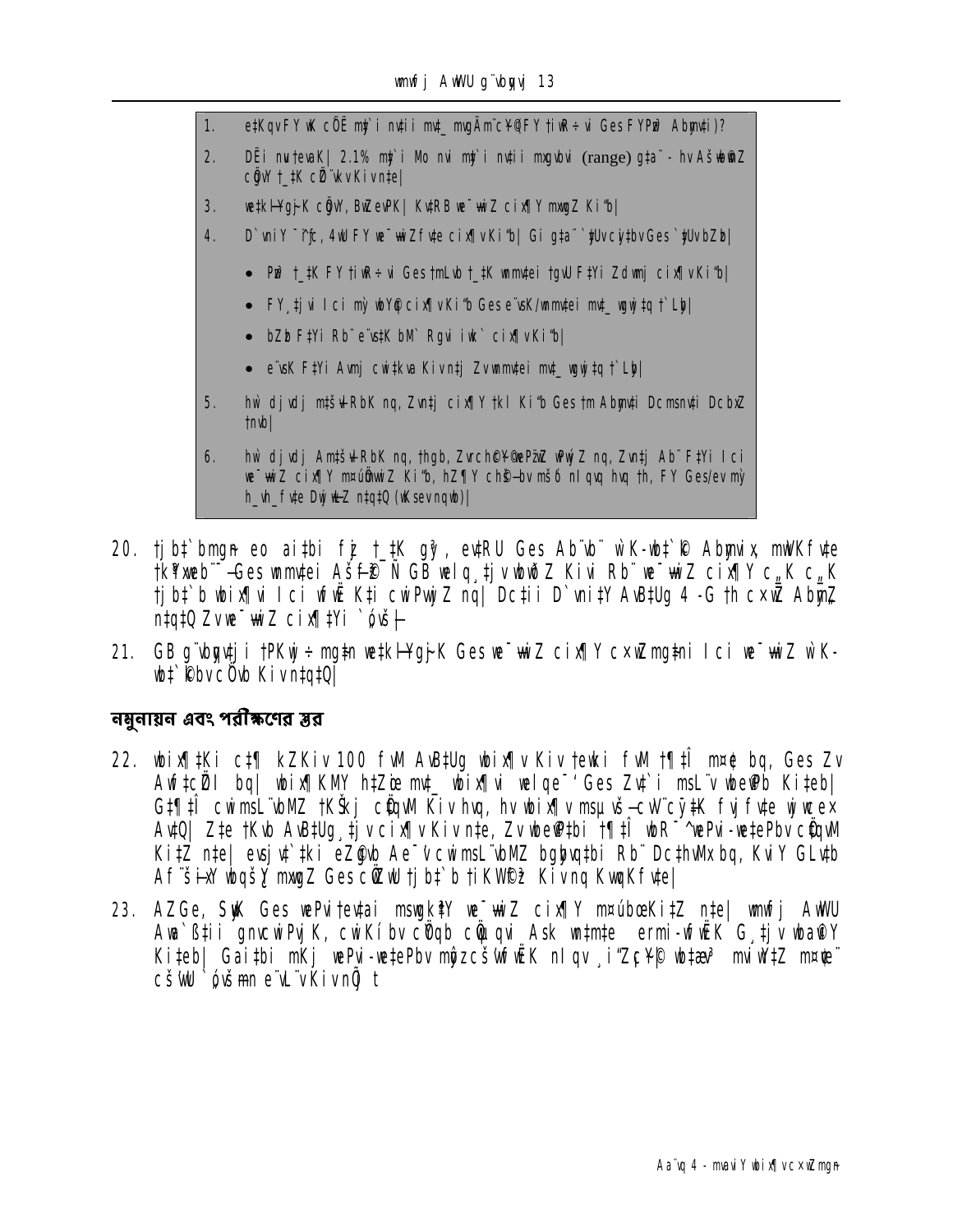1. e‡KqvFY wK cÖË my`i nvtii mvt\_ mgvÄm¨c¥©FY tiwR÷vi Ges FYPm© Abyn‡i)?

2. DËi nuteraK| 2.1% my`i Mo nvi my`i nvtii mxgvbvi (range) g‡a¨ - hv Aš—fyw³Z cÖgvY †\_‡K cÖZ¨wkvKivn‡e|

3. wetkl¬Yg~jK cÖgvY, BwZevPK| Kv‡RB we¯—wiZ cix¶Y mxgvZ Ki‡b|

4. D`vniY¯^iƒc, 4wU FY we¯—wiZfv‡e cix¶vKi‡b| Gi g‡a¨ `yUvcÖ‡bvGes `yUvbZb|

   - Pzw³ †\_‡K FY tiwR÷vi Ges tmLvb †\_‡K wnmvtei tgvU F‡Yi Zdwmj cix¶vKi‡b|
   - FY ‡jvi Ici my`wbY© cix¶vKi‡b Ges e¨vsK/wnmvtei mvt\_ wgwj‡q †`Lyb|
   - bZb F‡Yi Rb¨ e¨vs‡K bM` Rgvi iwk` cix¶vKi‡b|
   - e¨vsK F‡Yi Avmj cwi‡kva Kivn‡j Zvwnmvtei mvt\_ wgwj‡q †`Lyb|

5. hw` djvdj m‡š—vlRbK nq, Zvn‡j cix¶Y †kl Ki‡b Ges †m Abyn‡i Dcmsnv‡i DcbxZ †nvb|

6. hw` djvdj Am‡š—vlRbK nq, thgb, Zvrch©¥c~Y© P¨wZ wPwýZ nq, Zvn‡j Ab¨ F‡Yi Ici we¯—wiZ cix¶Y m¤úv`bwiZ Ki‡b, hZ¶Y ch©š—bv m‡š— nIqv hvq th, FY Ges/ev my`h\_vh\_fv‡e DwjøwLZ n‡q‡Q (wKsev nqwb)|

20. †jb‡`bmgn~ eo ai‡bi fyj †\_‡K gy³, evRU Ges Ab¨vb¨ wK-wb‡`©k Abyhvix, mwVKfv‡e †kÖYxeb¨¯—Ges wnmvtei Aš—f©y³ Ñ GB welq ‡jvwbwðZ Kivi Rb¨ we¯—wiZ cix¶Y c\_K c\_K †jb‡`b wbix¶vi Ici wfwË K‡i cwiPvwjZ nq| Dc‡ii D`vni‡Y AvB‡Ug 4 -G †h cxwÿ Abyn‡q‡Q Zvwe¯—wiZ cix¶‡Yi `„óvš—|

21. GB g¨vbyqv‡ji †PKwj÷ mg~‡n wetkl¬Yg~jK Ges we¯—wiZ cix¶Y cxwÿmg~‡ni Ici we¯—wiZ wK-wb‡`©kbvcÖ`vb Kivn‡q‡Q|

## নমুনায়ন এবং পরীক্ষণের স্তর

22. wbix¶‡Ki c‡¶ kZKiv 100 fvM AvB‡Ug wbix¶v Kiv †ewki fvM †¶‡Î m¤¢e bq, Ges Zv Awf‡cÖZI bq| wbix¶KMY h‡Zœ mvt\_ wbix¶vi welqe¯' Ges Zvt`i msL¨v wbe©vPb Ki‡eb| G‡¶‡Î cwimsL¨vbMZ †KŠkj cÖ‡qvM Kiv hvq, hv wbix¶vmsµvš—cwi¨cÖ‡K fvjfv‡e wyw‡ex Av‡Q| Z‡e †Kvb AvB‡Ug ‡jvcix¶vKivn‡e, Zvwbe©v‡bi †¶‡Î wbR¯^weePvi-we‡ePbvcÖ‡qvM Ki‡Z n‡e| evsjv‡`‡ki eZ©gvb Ae¯'vcwimsL¨vbMZ bgybvq‡bi Rb¨ Dc‡hvMx bq, KviY GLv‡b Af¨šÍixY wbqšY mxgvZ Ges cÖ‡Zv‡K †jb‡`b †iKW©fy³ Kivnq Kvq©Kfv‡e|

23. AZGe, SyuwK Ges we‡Pv‡ebvi msL¨vK¨ we¯—wiZ cix¶Y m¤úbœKi‡Z n‡e| wmfj AwWU Awa`߇ii gnvcwiPvjK, cwiKíbvcÖYqb cÖ‡qvM Ask wn‡m‡e ermi-wfwËK G ‡jv wba©viY Ki‡eb| Gai‡bi mKj we‡Pvi-we‡ePbvm¤úzcš—wfwËK nIqv ,i"Z¡c~Y© wb‡`©k mviwY‡Z m¤ú~Y© cš—wU `„óvšÍmn e¨L¨vKivn‡"t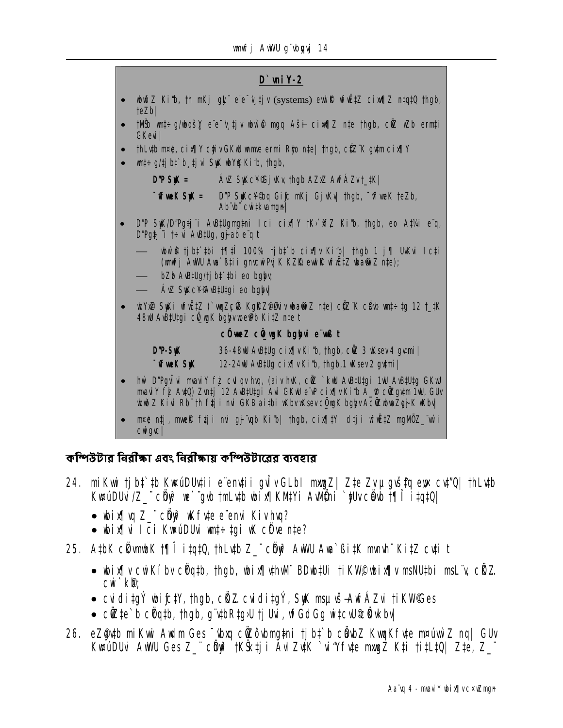## D`vniY-2

- wbw®Z Ki"b, th mKj gIy" e"e¯'v¸‡jv (systems) ewk® wfwË‡Z cix¶Z n‡q‡Q thgb, †eZb|
- †MŠb wm‡÷g/wbqš¿Y e"e¯'v ‡jv wbwð mgq Aš—i cix¶Z n‡e thgb, cÖZ wZb erm‡i GKevi|
- †hL‡b m¤¢e, cix¶Y c×wZ GKwU wmwe ermi R‡o n‡e| thgb, cÖZ"K gv‡m cix¶Y
- wm‡÷g/‡jb‡`b ¸‡jvi SuyK wbY©q Ki"b, thgb,

  D"P SuyK = ÁvZ SuyKc~Y© Gj vKv, thgb AZxZ AwfÁZv_‡K|

  ¯'fweK SuyK = D"P SuyKc~Y© bq Gi¦c mKj Gj vKv| thgb, ¯'fweK †eZb, Ab¨vb¨ cwi‡kvamgn|

- D"P SuyK/D"Pg‡j¨i AvB‡Ugm‡ni Ici cix¶Y †K›`ªxZ Ki"b, thgb, eo A‡¼i e¨q, D"Pg‡j¨i †÷vi AvB‡Ug, gr-ab e¨q t
  - — wbw®© †jb‡`‡bi †¶‡Î 100% †jb‡`b cix¶v Ki"b| thgb 1 j¶ UvKvi Ic‡i (wmwfj AwWU Awa`ß‡ii gnvcwiPvjK KZ©K ewk® wfwË‡Z wbawiZ n‡e);
  - — bZb AvB‡Ug/†jb‡`‡bi eo bgbv;
  - — ÁvZ SuyKc~Y© AvB‡Ug‡i eo bgbv|
- wbYx© SuyKi wfwË‡Z (`wqZçß KgKZ©©vi wbawiZ n‡e) cÖZ"K cÖwb wm‡÷‡g 12 †_‡K 48wU AvB‡Ug‡i cÖ_wgK bgbv wbe©vPb Ki‡Z n‡e t

### cÖweZ cÖ_wgK bgbvi e¨wß t

D"P-SuyK — 36-48wU AvB‡Ug cix¶v Ki"b, thgb, cÖZ 3 wKsev 4 gv‡mi|

¯'fweK SuyK — 12-24wU AvB‡Ug cix¶v Ki"b, thgb,1 wKsev 2 gv‡mi|

- hw` D"Pgvb¨i mvaviY fz cvl qv hvq, (aiv hvK, cÖZ `kwU AvB‡Ug‡i 1wU AvB‡U‡g GKwU mvaviY fz Av‡Q) Zvn‡j 12 AvB‡Ug‡i Avi GKwU e¨vP cix¶v Ki"b A_©r cÖZgv‡m 1wU, GUv wbwðZ Kiv Rb¨ †h f‡ji nvi GKB ai‡bi wKbv wKsev cÖ_wgK bgbv AcÖZwbwaZgi-K wKbv|
- m¤¢e n‡j, mweK® f‡ji nvi gi-'¨vqb Ki"b| thgb, cix¶‡Yi d‡ji wfwË‡Z mgMÖZ_¨wi cwigvc|

## কম্পিউটার নিরীক্ষা এবং নিরীক্ষায় কম্পিউটারের ব্যবহার

24. miKvwi †jb‡`‡b KwcúDUv‡ii e¨env‡ii gvÎv GLbl mxwgZ| Z‡e Zv µgvš^‡q eyx cv‡"Q| †hL‡b KwcúDUvi/Z_¨ cÖhyw³ we`¨gvb †mL‡b wbix¶K M‡Yi AwMÖni `yUv cÖkœ †¶Î i‡q‡Q|

   - wbix¶vq Z_¨ cÖhyw³ wKfv‡e e¨envi Kiv hvq?
   - wbix¶vi Ici KwcúDUvi wm‡÷‡gi wK cÖfve n‡e?

25. A‡bK cÖwnbK †¶Î i‡q‡Q, †hL‡b Z_¨ cÖhyw³ AwWU Awa`ß‡iK mvnvh¨ Ki‡Z cv‡i t

   - wbix¶v cwiKíbv cÖ¯'‡Z, thgb, wbix¶v‡hvM¨ BDwb‡Ui †iKW© wbix¶v msNU‡bi msL¨v, cÖ¯'Z cwi`k©b;
   - cvdi‡gÝ wbi¦c‡Y, thgb, cÖZ cvdi‡gÝ, SuyK msµvš—AwfÁZvi †iKW©Ges
   - cÖZ‡e`b cÖ¯'‡Z, thgb, g¨v‡bR‡g›U †jUvi, wfGdGg wi‡cvU©cÖ¯'wKbv|

26. eZ©gv‡b miKvwi Avdm Ges ¯'vbxq cÖZôvbmg‡ni †jb‡`b cÖwµqvKi‡Y KwqKfv‡e m¤úwì'Z nq| GUv KwcúDUvi AwWU Ges Z_¨ cÖhyw³ †KŠk‡ji AvIZvfK `vi"Yfv‡e mxwgZ K‡i †i‡L‡Q| Z‡e, Z_¨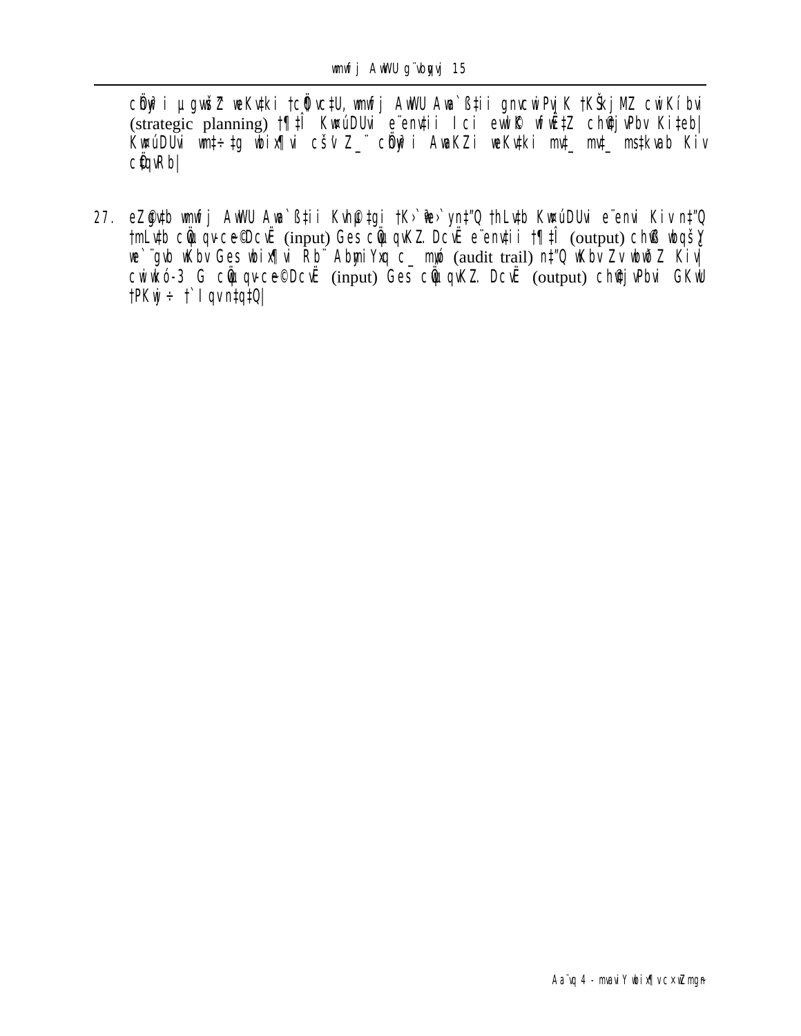cÖwµqvi µgvš^‡q weKvk‡K †cÖvc‡U, wmwfj AwWU Awa`ß‡ii gnvcwiPvjK †KŠkjMZ cwiKíbvi (strategic planning) †¶‡Î KwgøvqÝ‡K e¨emv‡qi Ici ewjô wfwË‡Z cÖwZwôZ Ki‡eb| KwgøvqÝ wbt‡÷‡g wbix¶v cšÖv Z_¨ cÖwµqvi AvaKZi weKv‡ki mv‡_ mv‡_ ms‡kvab Kiv cÖ‡qvRb|

27. eZ©gv‡b wmwfj AwWU Awa`ß‡ii Kvh©µ‡gi †K›`ªxq †_‡K †hLv‡b KwgøvqÝ e¨emvi Kiv n‡"Q †mLv‡b cÖwµqvKiY cwØwZ (input) Ges cÖwµqvKZ DcvË (output) e¨emv‡qi †¶‡Î (output) cÖwZ‡e`‡bi wbqš¿Y we`¨gvb wKbv Ges wbix¶vi Rb¨ AbymiY‡hvM¨ c_ mÜvb (audit trail) n‡"Q wKbv Zv wbwðZ Kiv| cwiwkó-3 G cÖwµqvKiY cwØwZ (input) Ges cÖwµqvKZ DcvË (output) cÖwZ‡e`‡bi GKwU †PKwj÷ †`Iqv n‡q‡Q|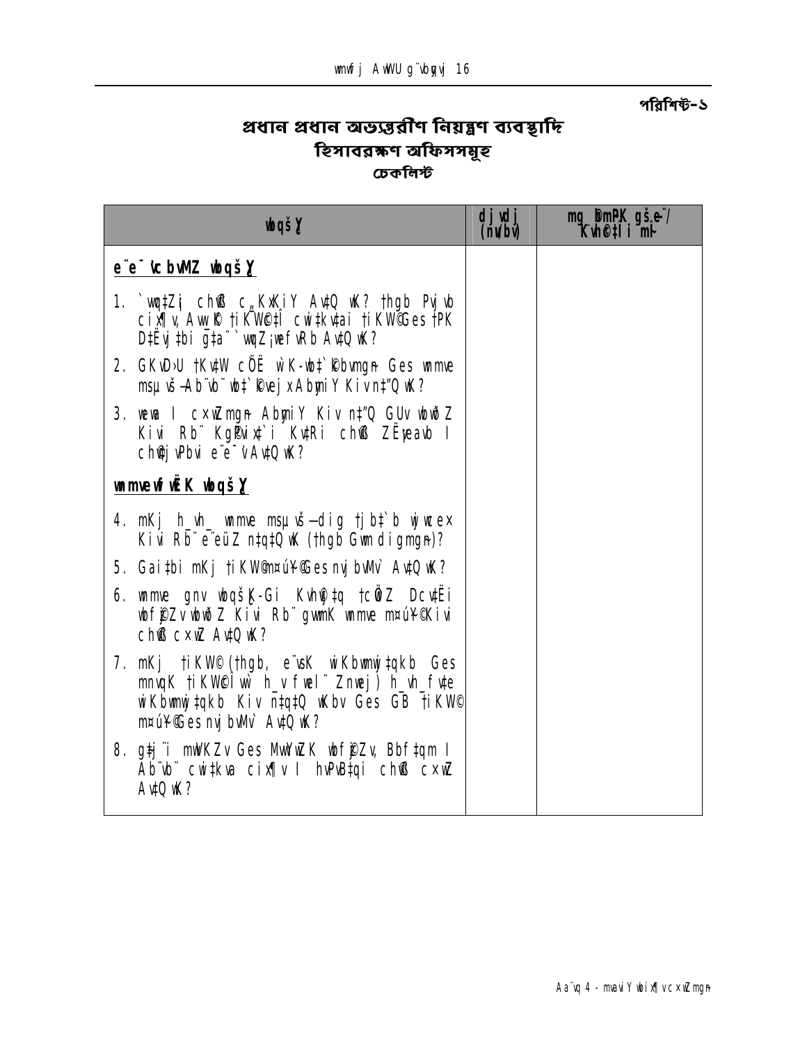পরিশিষ্ট-১

# প্রধান প্রধান অভ্যন্তরীণ নিয়ন্ত্রণ ব্যবস্থাদি

## হিসাবরক্ষণ অফিসসমূহ

### চেকলিস্ট

| wbqš¿ | djvdj (nv/bv) | mg¯¨v mgvav‡bi Rb¨ Kvh©µg |
|---|---|---|
| **e¨e¯'vcbvMZ wbqš¿Y** | | |
| 1. `vwq‡Zi cÖK…Z c„\_KxKiY Av‡Q wK? †hgb Pyw³ cix¶v, Aw¸U †iKW©‡i cwi‡kva †iKW©Ges †PK D‡Ëvj‡bi g‡a¨ `vwqZ¡wefvRb Av‡Q wK? | | |
| 2. GKvD›U †Kv‡W cÖË wK-wb‡`©kbvmg~n Ges wmme msµvš—Ab¨vb¨ wb‡`©kvejx Abymi Y Kiv n‡"Q wK? | | |
| 3. weva I c×wZmg~n AbymiY Kiv n‡"Q GUv wbwðZ Kivi Rb¨ Kg©Pvix‡`i Kv‡Ri cÖKvk ZË¡veavb I cÖwk¶Yi e¨e¯'v Av‡Q wK? | | |
| **wnmvewfwËK wbqš¿Y** | | |
| 4. mKj h\_vh\_ wnmve msµvš—dig †jb‡`b wjwce× Kivi Rb¨ e¨eüZ n‡q‡Q wK (†hgb Gwm digmg~n)? | | |
| 5. Gai‡bi mKj †iKW©m¤ú¨Ges nvjbvMv` Av‡Q wK? | | |
| 6. wnmve gnv wbqš¿K-Gi Kvh©¨‡q †cÖwiZ Dcv‡Ëi wbf©i‡Zv wbwðZ Kivi Rb¨ gwmK wnmve m¤ú¨Kivi cÖwµqv c×wZ Av‡Q wK? | | |
| 7. mKj †iKW© (†hgb, e¨vsK wiKbwmwj‡qkb Ges mnvqK †iKW©I wb` h\_v fwel¨ Znwej) h\_vh\_fv‡e wiKbwmwj‡qkb Kiv n‡q‡Q wKbv Ges GB †iKW© m¤ú¨Ges nvjbvMv` Av‡Q wK? | | |
| 8. g‡j¨i mwVKZv Ges MvwYwZK wbf©i‡Zv, Bbf‡qm I Ab¨vb¨ cwi‡kva cix¶v I hvPvB‡qi cÖwµqv c×wZ Av‡Q wK? | | |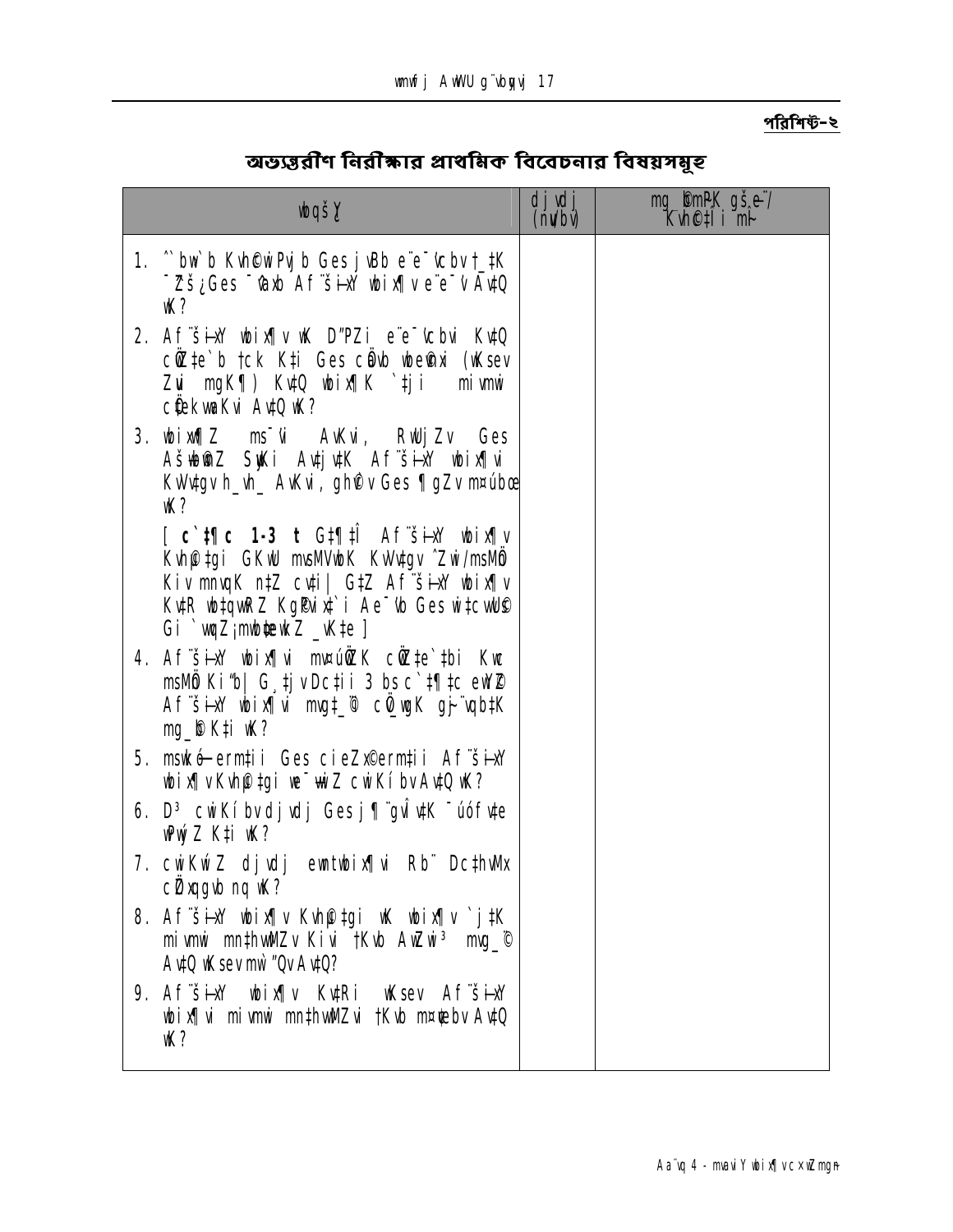**পরিশিষ্ট-২**

## অভ্যন্তরীণ নিরীক্ষার প্রাথমিক বিবেচনার বিষয়সমূহ

| wbqšY | dj vdj (nu/bv) | mg_b©mPK gšĺe¨/ Kvh©c‡li mƒÎ |
|---|---|---|
| 1. ^`bw›`b Kvh©wPvj b Ges jÿ¨ e¨e¯'vcbv †_‡K ¯'Zš¿ Ges ¯'vaxb Af¨šÍixY wbix¶v e¨e¯'v Av‡Q wK? | | |
| 2. Af¨šÍixY wbix¶v wK D"PZi e¨e¯'vcbvi KvQ cÖwZ‡e`b †ck K‡i Ges cÖvß wbeÜxi (wKsev Zvi mgK¶) KvQ wbix¶K `‡ji mivmwi cÖ‡ekvwaKvi Av‡Q wK? | | |
| 3. wbix¶Z ms¯'vi AwKvi, RwUjZv Ges Aš—wb©wnZ SyuKi Av‡jv‡K Af¨šÍixY wbix¶vi KvW©‡gv h_vh_ AwKvi, gh©v`v Ges ¶gZv m¤úbœ wK? | | |
| [ c`‡¶c 1-3 t G‡¶‡Î Af¨šÍixY wbix¶v Kvh©‡gi GKwU msMVwbK KvVv‡gv ˆZwi/msMÖ Kiv mnvqK n‡Z cv‡i\| G‡Z Af¨šÍixY wbix¶v Kv‡R wb‡qvwRZ KgPvix‡`i Ae¯'vb Ges wi‡cvwUs© Gi `vqZ¡mbwb‡`kZ _vK‡e ] | | |
| 4. Af¨šÍixY wbix¶vi m¤úªwZK cÖwZ‡e`‡bi Kvc msMÖ Ki"b\| G_‡jvDc‡ii 3 bs c`‡¶‡c ewY©Z Af¨šÍixY wbix¶vi mvg‡_© cÖ`vqK gš—e¨vb‡K mg_©b K‡i wK? | | |
| 5. msw¯Ó— ermi‡ii Ges cieZ©x ermi‡ii Af¨šÍixY wbix¶v Kvh©‡gi we¯—wiZ cwiKíbv Av‡Q wK? | | |
| 6. D³ cwiKíbv dj vdj Ges j¶¨gvÎvi Av‡jv‡K ¯úóf‡e wPwýZ K‡i wK? | | |
| 7. cwiKwíZ dj vdj emtwbix¶vi Rb¨ Dc‡hvMx cÖ‡qvRb nq wK? | | |
| 8. Af¨šÍixY wbix¶v Kvh©‡gi wK wbix¶v `j‡K mivmwi mn‡hvwMZv Kivi †Kvb AwZwi³ mvg_©© Av‡Q wKsev mÍ"Qv Av‡Q? | | |
| 9. Af¨šÍixY wbix¶v Kv‡Ri wKsev Af¨šÍixY wbix¶vi mivmwi mn‡hvwMZvi †Kvb m¤¢vebv Av‡Q wK? | | |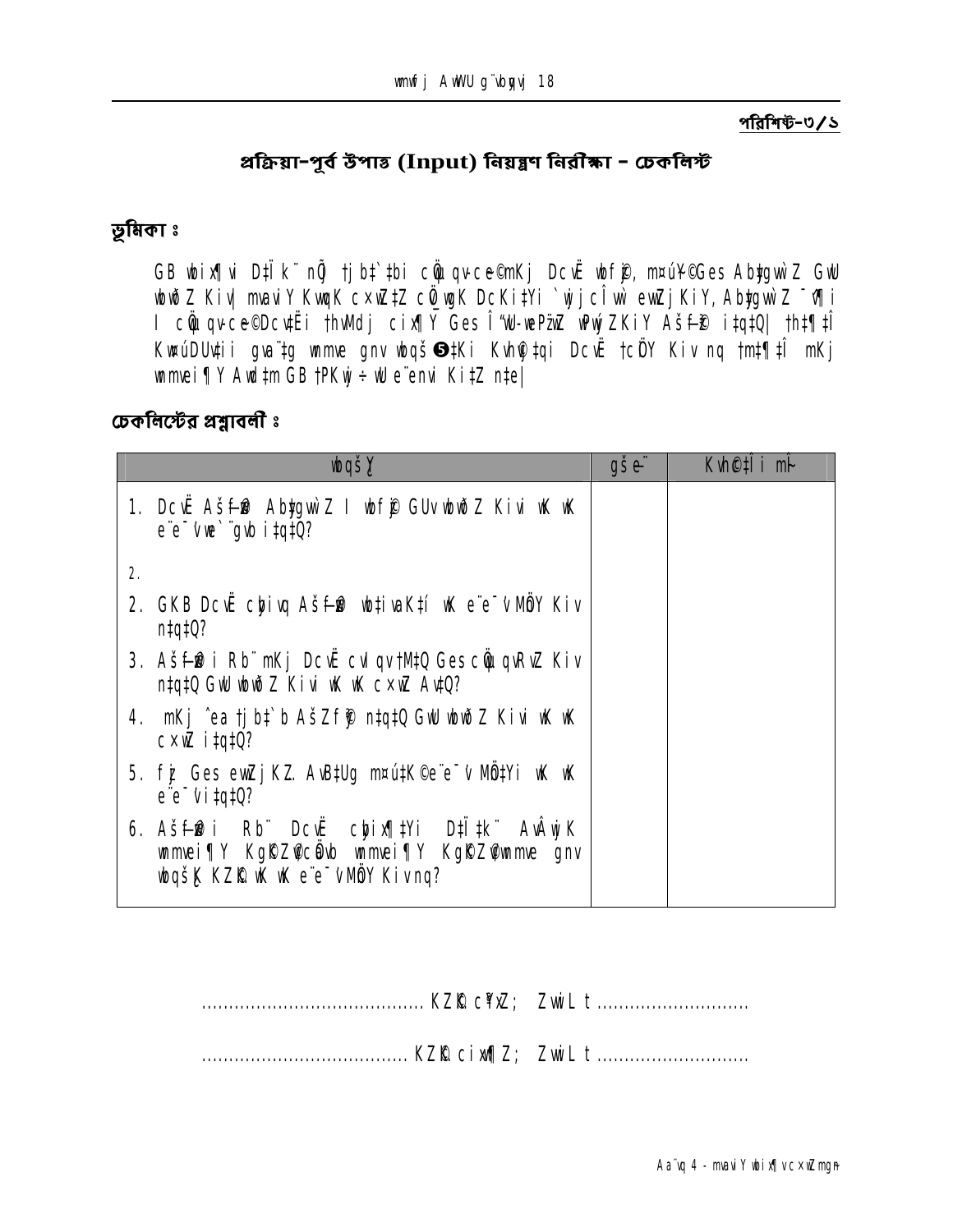পরিশিষ্ট-৩/১

## প্রক্রিয়া-পূর্ব উপাত্ত (Input) নিয়ন্ত্রণ নিরীক্ষা – চেকলিস্ট

### ভূমিকা ঃ

GB wbix¶vi D‡Ïk¨ nâ tjbt`tbi cÖµqv-ce©mKj DcvË wbfi, m¤úY©Ges Ab‡gvw`Z GwU wbwðZ Kiv| mavi Y KwqK cxwZ‡Z cÖ¯ÍwK DcKi‡Yi `wjjcÎwi ewZjKiY, Ab‡gvw`Z ¯'¶i I cÖµqv-ce©DcvËi thvMdj cix¶Y Ges Î"wU-wePz¨wZ wPwýZKiY Aš—fy³ i‡q‡Q| th‡¶‡Î KwúDUv‡ii gva¨‡g wmme gnv wbqš¿‡Ki Kvh©‡qi DcvË †cÖiY Kiv nq tm‡¶‡Î mKj wmmei¶Y Awd‡m GB †PKwj÷ wU e¨eni Ki‡Z n‡e|

### চেকলিস্টের প্রশ্নাবলী ঃ

| wbqšY | gše¨ | Kvh©‡Îi mî |
|---|---|---|
| 1. DcvË Aš—f³ Ab‡gvw`Z I wbf©i GUv wbwðZ Kivi wK wK e¨e¯'v we`¨gvb i‡q‡Q? | | |
| 2. | | |
| 2. GKB DcvË cybivq Aš—fy³ wbtivaK‡í wK e¨e¯'v MÖY Kiv n‡q‡Q? | | |
| 3. Aš—fy³ i Rb¨ mKj DcvË cvIqv †M‡Q Ges cÖµqvRvZ Kiv n‡q‡Q GwU wbwðZ Kivi wK wK cxwZ Av‡Q? | | |
| 4. mKj ˆea tjbt`b AšZfy© n‡q‡Q GwU wbwðZ Kivi wK wK cxwZ i‡q‡Q? | | |
| 5. fyj Ges ewZjKZ. AvB‡Ug m¤ú‡K©e¨e¯'v MÖ‡Yi wK wK e¨e¯'v i‡q‡Q? | | |
| 6. Aš—fy³ i Rb¨ DcvË cybix¶‡Yi D‡Ï‡k¨ AvÂwjK wmmei¶Y KgKZ©v©cÖavb wmmei¶Y KgKZ©v©wmme gnv wbqš¿K KZ©©K wK wK e¨e¯'v MÖY Kiv nq? | | |

........................................ KZ©© c¶©Z; ZwiL t ............................

...................................... KZ©© cix¶Z; ZwiL t ............................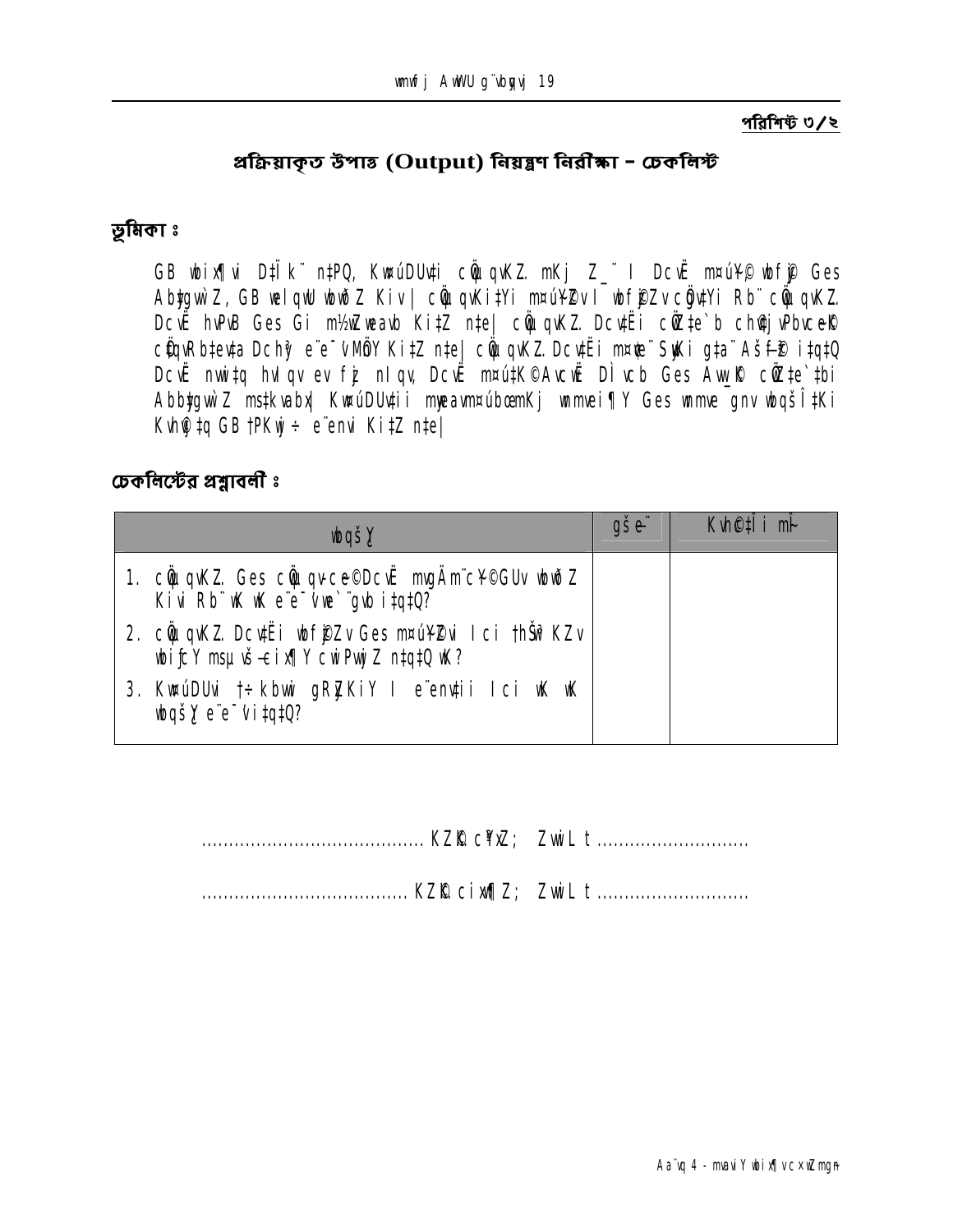পরিশিষ্ট ৩/২

## প্রক্রিয়াকৃত উপাত্ত (Output) নিয়ন্ত্রণ নিরীক্ষা – চেকলিস্ট

### ভূমিকা ঃ

GB wbix¶vi D‡Ïk¨ n‡PQ, KwiúDUv‡i cÖwµqvKZ… mKj Z_¨ I DcvË m¤úY©© wbfzj Ges Abygwè Z, GB welqwU wbwðZ Kiv| cÖwµqvKi‡Yi m¤úYÆv I wbfzjZv cÖgv‡Yi Rb¨ cÖwµqvKZ… DcvË hvPvB Ges Gi m½wZ weavb Ki‡Z n‡e| cÖwµqvKZ… Dcv‡Ëi cÖZ‡e`b ch©vjvPbvcek© cÖ‡qvRbxq‡evta Dchy³ e¨e¯'vMÖY Ki‡Z n‡e| cÖwµqvKZ… Dcv‡Ëi m¤ú„³ Sywgi gva¨‡g Aš—f©~³ i‡q‡Q DcvË nvwi‡q hvIqv ev fyj nIqv, DcvË m¤ú‡K©Avcw³ DÌvcb Ges Aw_©K cÖwZ‡e`‡bi Abbygwè Z ms‡kvabx| KwiúDUv‡ii mgvavm¤úbœmKj wmmvei¶Y Ges wmmve gnv wbqšÎ‡Ki Kvh©ª‡q GB †PKwj÷ e¨envi Ki‡Z n‡e|

### চেকলিস্টের প্রশ্নাবলী ঃ

| wbqšY | gše¨ | Kvh©‡Îi mƒÎ |
|---|---|---|
| 1. cÖwµqvKZ… Ges cÖwµqvcÖe©©DcvË mgšÄm¨c¥©GUv wbwðZ Kivi Rb¨ wK wK e¨e¯'v we`¨gvb i‡q‡Q? | | |
| 2. cÖwµqvKZ… Dcv‡Ëi wbfzjZv Ges m¤úY©Zvi I cwi †hŠw³KZv wbiƒcY msµvš—cix¶Y cwiPvwjZ n‡q‡Q wK? | | |
| 3. KwiúDUvi †÷kbwi gRyZKiY I e¨envii Ici wK wK wbqšY e¨e¯'v i‡q‡Q? | | |

........................................ KZK… c¥¯—Z; ZvwiL t ............................

..................................... KZK… cix¶xZ; ZvwiL t ............................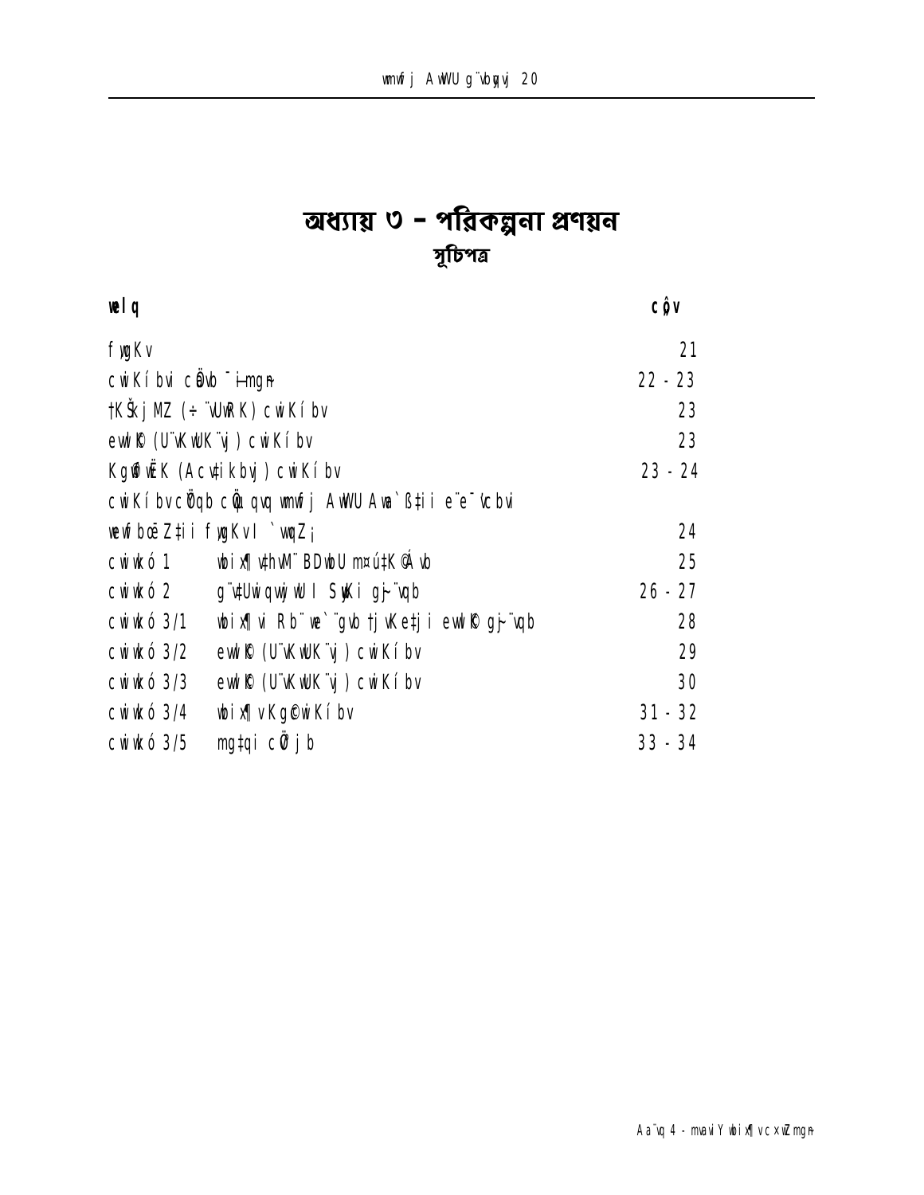# অধ্যায় ৩ – পরিকল্পনা প্রণয়ন

## সূচিপত্র

| welq | | cô¡v |
|---|---|---|
| fywgKv | | 21 |
| cwiKíbvi cÖvb ¯—imgn | | 22 - 23 |
| †KŠkjMZ (÷ ª̈vUwRK) cwiKíbv | | 23 |
| evwl©K (U¨vKwUK¨vj) cwiKíbv | | 23 |
| Kg©wËK (Acv‡ikbvj) cwiKíbv | | 23 - 24 |
| cwiKíbvcÖYqb cÖwµqvq wmwfj AwWU Awa`߇ii e¨e¯'vcbvi wewfbœ Z‡ii fywgKvI `vwqZ¡ | | 24 |
| cwiwkó 1 | wbixÿv‡hvM¨ BDwbU m¤ú‡K©Á vb | 25 |
| cwiwkó 2 | g¨v‡UwiqvwjwU I SyuKi g~j¨vqb | 26 - 27 |
| cwiwkó 3/1 | wbixÿvi Rb¨ we`¨gvb †jvKe‡ji evwl©K g~j¨vqb | 28 |
| cwiwkó 3/2 | evwl©K (U¨vKwUK¨vj) cwiKíbv | 29 |
| cwiwkó 3/3 | evwl©K (U¨vKwUK¨vj) cwiKíbv | 30 |
| cwiwkó 3/4 | wbixÿvKg©cwiKíbv | 31 - 32 |
| cwiwkó 3/5 | mg‡qi cÖ¯'vb | 33 - 34 |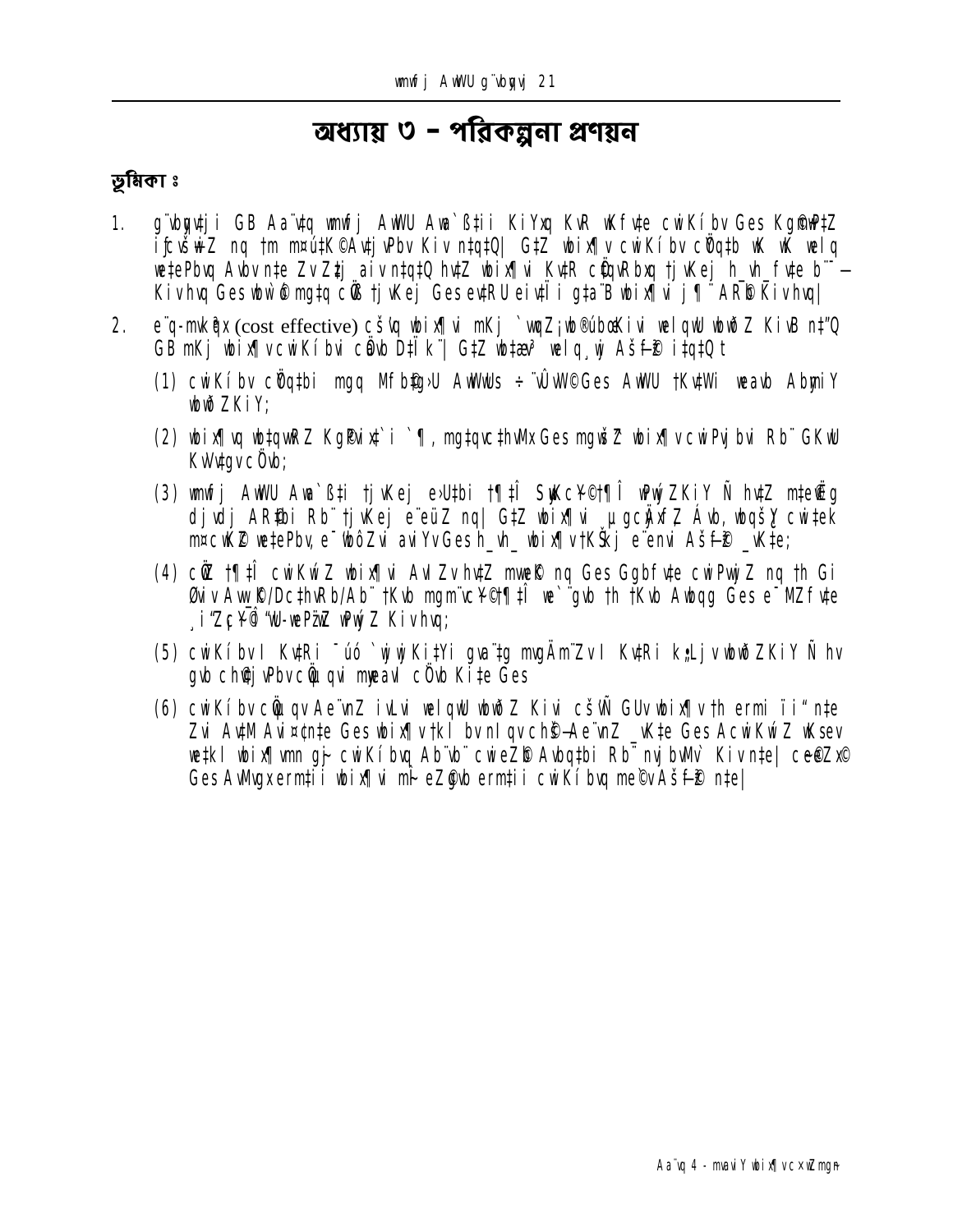# অধ্যায় ৩ – পরিকল্পনা প্রণয়ন

**ভূমিকা ঃ**

1. g¨vbyqvji GB Aa¨v‡q wmwfj AwWU Awa`ß‡ii KiYxq KvR wKfv‡e cwiKíbv Ges Kg©m~Px‡Z ifcvšÍwiZ nq †m m¤ú‡K© Av‡jvPbv Kiv n‡q‡Q| G‡Z wbix¶v cwiKíbv cÖYq‡b wK wK welq we‡ePbvq Abyn‡e ZvZ‡¡ aiv n‡q‡Q hv‡Z wbix¶vi KvR cÖ¯ÍyZKvix †jvKej h_vh_ fv‡e b¨¯— Kivhvq Ges wbw`©ó mg‡q cÖ‡qvRbxq †jvKej Ges evRU eiv‡Ïi g‡a¨B wbix¶vi j¶¨ AR©b Kivhvq|

2. e¨q-mvkÖqx (cost effective) cš'vq wbix¶vi mKj `vwqZ¡ wb®úbœKiY welqwU wbwðZ KivB n‡"Q GB mKj wbix¶v cwiKíbvi cÖavb D‡Ï k¨| G‡Z wb‡¤œ welq¸wj Aš—f©³ i‡q‡Q t

   (1) cwiKíbv cÖYq‡bi mgq Mfb©‡g›U AwWwUs ÷¨vÛvW© Ges AwWU †Kv‡Wi weavb AbymiY wbwðZKiY;

   (2) wbix¶vq wb‡qvwRZ Kg©Pvix‡`i `¶, mg‡qvc‡hvMx Ges mgš^‡q wbix¶v cwiPvjbvi Rb¨ GKwU KvVv‡gv cÖYqb;

   (3) wmwfj AwWU Awa`ß‡i †jvKej e›U‡bi †¶‡Î SyuwKc~Y© †¶Î wPwýZKiY Ñ hv‡Z m‡e©v”P djvdj AR©‡bi Rb¨ †jvKej e¨eüZ nq| G‡Z wbix¶vi µgcÖ×wZ Ávb, wbqšÎY cwi‡ek m¤ú‡K© we‡ePbv, e¨wbôZvi aviYv Ges h_vh_ wbix¶v †KŠkj e¨envi Aš—f©³ _vK‡e;

   (4) cÖ‡Z¨ †¶‡Î cwiKwíZ wbix¶vi AvIZv hv‡Z mwVK© nq Ges Ggbfv‡e cwiPvwjZ nq †h Gi Øviv Avw_©K/Dc‡hvRb/Ab¨ †Kvb mgm¨v c~Y©†¶‡Î we`¨gvb †h †Kvb Awbqg Ges e¨_©Zv fv‡e ¸iæZc~Y© wm×vš—wePv‡i wPwýZ Kivhvq;

   (5) cwiKíbvI Kv‡Ri ¯úó `vwqZ¡ Ki‡Yi gva¨‡g mgqgZ I Kv‡Ri k„Ljv wbwðZKiY Ñ hv gvb cÖ‡qvRbxq cÖwµqvi myweav cÖvß Ki‡e Ges

   (6) cwiKíbv cÖwµqv Ae¨vnZ ivLvi welqwU wbwðZ Kivi cš'v GUv wbix¶v †h ermi ïi" n‡e Zvi Av‡M Avi¤¢n‡e Ges wbix¶v †kl bv nIqv chš—Ae¨vnZ _vK‡e Ges AcwiKwíZ wKsev we‡kl wbix¶v mn gš¿ cwiKíbvq Ab¨vb¨ cwieZ©b Avbq‡bi Rb¨ nvjbvMv` Kiv n‡e| ce©eZx© Ges AvMvgx ermi‡i wbix¶vi mv‡_ eZ©gvb ermi‡i cwiKíbvq me©vAš—f©³ n‡e|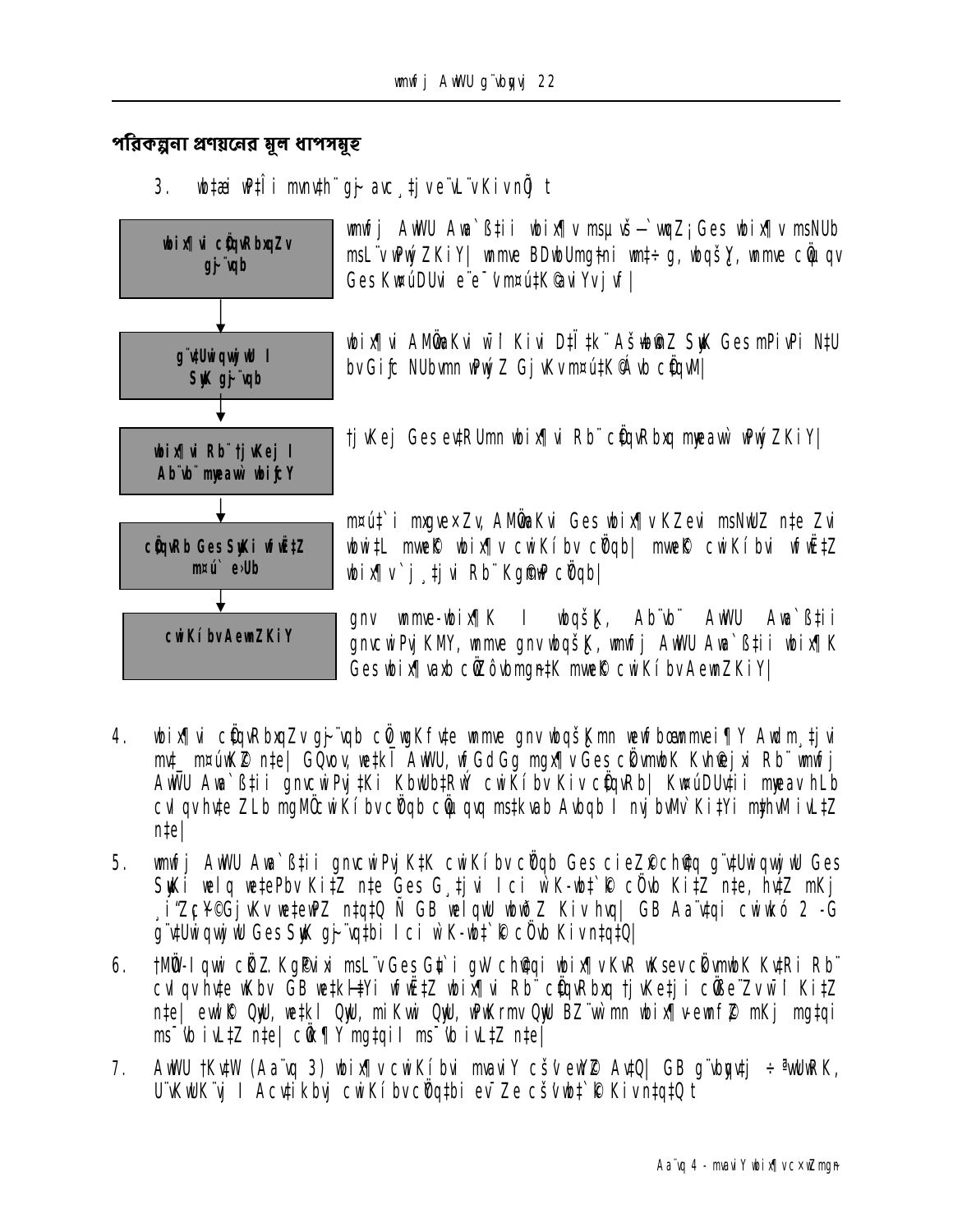## পরিকল্পনা প্রণয়নের মূল ধাপসমূহ

3. wbtai wPÎ i mvnvh¨ gj~ avc¸‡jv e¨vL¨v Kiv nÕ t

| | |
|---|---|
| **wbix¶vi cÖ‡qvRbxqZv gj~¨vqb** | wmwfj AwWU Awa`ß‡ii wbix¶v msµvš—`wqZ¡ Ges wbix¶v msNUb msL¨v wPwýZ KiY\| wmwe BDwbUmg‡ni wnt÷ g, wbqšŸ, wmwe cÖ‡qvq Ges KwúDUvi e¨e¯'v m¤ú‡K©avi Yv jvf\| |
| **g¨v‡UwiqwjwU I SyuwK gj~¨vqb** | wbix¶vi AMÖvaKvi wbÎ Kivi D‡Ï‡k¨ Aš—wb©wnZ SyuwK Ges mPivPi N‡U bv Giƒc NUbvmn wPwýZ Gj vKv m¤ú‡K©Ávb cÖ‡qvM\| |
| **wbix¶vi Rb¨ †jvKej I Ab¨vb¨ m¤ú`‡`i wba©viY** | †jvKej Ges ev‡RUmn wbix¶vi Rb¨ cÖ‡qvRbxq m¤ú`mg~n wPwýZ KiY\| |
| **cÖ‡qvRb Ges SyuwKi wfwˇZ m¤ú` eÈb** | m¤ú‡`i mxgve×Zv, AMÖvaKvi Ges wbix¶v KZevi msNwUZ n‡e Zvi wbwi‡L mwe©K wbix¶v cwiKíbv cÖYqb\| mwe©K cwiKíbvi wfwˇZ wbix¶v`j¸‡jvi Rb¨ Kg©m~wP cÖYqb\| |
| **cwiKíbv Aby‡gv`b** | gnv wnmve-wbix¶K I wbqšŸK, Ab¨vb¨ AwWU Awa`ß‡ii gnvcwiPvjKMY, wmwe gnv wbqšŸK, wmwfj AwWU Awa`ß‡ii wbix¶K Ges wbix¶vavb cÖwZôvbmg~‡ni mwe©K cwiKíbv Aby‡gv`b KiY\| |

4. wbix¶vi cÖ‡qvRbxqZv gj~¨vqb cÖ‡qvRbxqZv wmwe gnv wbqšŸKmn wewfbœ wmwei ¶Y Avdm¸‡jvi mv‡_ m¤úwK©Z n‡e\| GQvov, we‡kl AwWU, wfGdGg mgx¶v Ges cÖvmwWK Kvh©µ‡gi Rb¨ wmwfj AwWU Awa`ß‡ii gnvcwiPvj‡Ki KbwUb‡RÝ cwiKíbv Kiv cÖ‡qvRb\| KwúDUv‡ii m¤ú` hLb cvIqv hv‡e ZLb mgMÖ cwiKíbv cÖYqb cÖ‡qvM ms‡kvab Avbqb I nvjbvMv` Ki‡Yi m¤¢vebvI iv‡L‡Z n‡e\|

5. wmwfj AwWU Awa`ß‡ii gnvcwiPvj‡K‡K cwiKíbv cÖYqb Ges cieZ©x ch©v‡q g¨v‡Uwiqvwj wU Ges SyuwKi welq we‡ePbv Ki‡Z n‡e Ges G¸‡jvi Ici wfwË K‡i †W‡ÿ‡c cÖ‡qvM Ki‡Z n‡e, hv‡Z mKj ¸iæZ¡c~Y© Gj vKv we‡ewPZ n‡q‡Q Ñ GB welqwU wbwðZ Kiv hvq\| GB Aa¨v‡qi cwi‡kó 2 -G g¨v‡Uwiqvwj wU Ges SyuwK gj~¨vq‡bi Ici wfwË K‡i †W‡ÿ‡c cÖ‡qvM Kiv n‡q‡Q\|

6. †MÖW-Iqvwi cÖ‡Z¨K Kg©Pvixi msL¨v Ges Zv‡`i gvb ch©v‡qi wbix¶v KvR wK‡mev cÖvmwWK Kv‡Ri Rb¨ cvIqv hv‡e wKbv GB we‡kl‡Yi wfwˇZ wbix¶vi Rb¨ cÖ‡qvRbxq †jvKe‡ji cwigvY wbf©i Ki‡Z n‡e\| ewn©© QywU, we‡kl QywU, miKvwi QywU, wPwKrmv QywU BZ¨vw`mn wbix¶v-evwnZ© mKj mg‡qi ms¯'vb iv L‡Z n‡e\| cÖwk¶Y mg‡qi I ms¯'vb iv L‡Z n‡e\|

7. AwWU †Kv‡W (Aa¨vq 3) wbix¶v cwiKíbvi mvaviY cš'v ewY©Z Av‡Q\| GB g¨vbyqv‡j ÷¨vÛvW©K, U¨vKwUK¨vj I Acv‡ikbvj cwiKíbv cÖYq‡bi ev¯—e cš'v wbt‡`©k Kiv n‡q‡Q t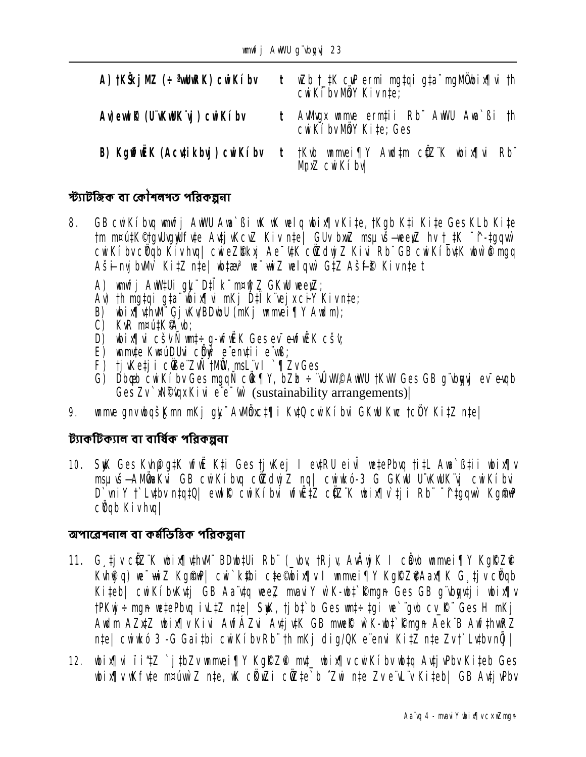| | | |
|---|---|---|
| **A) †KŠkjMZ (÷ªvUwRK) cwiKíbv** | t | wZb †_‡K cuvP ermi mg‡qi g‡a¨ mgMÖ wbix¶vi th cwiKíbv MÖnY Kiv n‡e; |
| **Av) ev‡l©K (U¨vKwUK¨vj) cwiKíbv** | t | AvMvgx wmme erm‡ii Rb¨ AwWU Awa`ßi th cwiKíbv MÖnY Ki‡e; Ges |
| **B) Kg©wfwËK (Acv‡ikbvj) cwiKíbv** | t | †Kvb wmmvei¶Y Awdm cÖ‡Z¨K wbix¶vi Rb¨ MÖnY cwiKíbv| |

## স্ট্যাটিজিক বা কৌশলগত পরিকল্পনা

8. GB cwiKíbvq wmwfj AwWU Awa`ßi wK wK welq wbix¶v Ki‡e, †Kgb K‡i Ki‡e Ges KLb Ki‡e †m m¤ú‡K© †gvUvgywUfv‡e Av‡jvKcvZ Kiv n‡e| GUv bxwZ msµvš—weeiY hv †_‡K ¯^í-†gqvw` cwiKíbv cÖYqb Kiv hvq| cwieZ©bkxj Ae¯’vK cÖ‡qvRbxq Kivi Rb¨ GB cwiKíbv‡K wbw`©ó mgq Aš—i-nvjbvMv` Ki‡Z n‡e| wb‡¤œv³ welqvw` G‡Z Aš—fz©³ Kiv n‡e t

   A) wmwfj AwW‡Ui g~j¨ D‡Ïk¨ m¤ú©wK©Z GKwU weeiY;
   Av) th mg‡qi g‡a¨ wbix¶vi mKj D‡Ïk¨ ev¯—evqb Kiv n‡e;
   B) wbix¶v‡hvM¨ GbwUwUBDwbU (mKj wmmvei¶Y Awdm);
   C) KvR m¤ú‡K© Ávb;
   D) wbix¶vi cš'vmg~n÷ g~j¨vqb Ges ev¯—evqb cš'v;
   E) wmmv‡e KvW©vUvi cÖ‡qvR‡b e¨envi‡ii e¨e¯'v;
   F) †jvK‡ji cÖwk¶Y †Kvm©, msL¨v I `¶Zv Ges
   G) Dbœqb cwiKíbv Ges mgqm~Px, cÖwZ‡e`b ÷¨vÛvW© AwWU †KvW Ges GB g¨vbyqvj ev¯—evqb Ges Zv `xN©¯'vqx Kivi e¨e¯'v (sustainability arrangements)|

9. wmme gnvwbqš¿Kmn mKj gyL¨ AwMÖ‡ci ¶i KvR‡Q cwiKíbvi GKwU Kwc †cÖiY Ki‡Z n‡e|

## ট্যাকটিক্যাল বা বার্ষিক পরিকল্পনা

10. SuwK Ges Kvh©gZvi wfwË K‡i Ges †jvKej I evRU eivÏ we‡ePbvq †i‡L Awa`ß‡ii wbix¶v msµvš— AMÖvwaKvi GB cwiKíbvq cÖ‡qvRbxq nq| cwiwkó-3 G GKwU U¨vKwUK¨vj cwiKíbvi D`vniY †`Iqv n‡q‡Q| ev‡l©K cwiKíbvi wfwË‡Z cÖ‡Z¨K wbix¶v`‡ji Rb¨ ¯^í‡gqv`x Kg©cwiKíbv cÖYqb Kiv hvq|

## অপারেশনাল বা কর্মভিত্তিক পরিকল্পনা

11. G¸‡jv cÖ‡Z¨K wbix¶v‡hvM¨ BDwb‡Ui Rb¨ (_vbv, †Rjv, AvÂwjK I cÖavb wmmvei¶Y Kg©KZ©v Kvh©vjq) we¯—vwiZ Kg©cwiKíbv cwi`k©bi c‡¶ wbix¶v I wmmvei¶Y Kg©KZ©v/Aax¶K G¸‡jv cÖYqb Ki‡eb| cwiKíbvKv‡j GB Aa¨v‡q weeZ mvaviY wbix¶v c×wZ Ges GB g¨vbyqv‡ji wbix¶v †PKwj÷ mgn we‡ePbvq iv‡L‡Z n‡e| SuwK, †jb‡`b Ges wmm‡÷g we`¨gvb cv_©K¨ Ges H mKj Awdm AZx‡Z wbix¶v Kivi AwfÁZvi Av‡jv‡K GB mwe‡kl wbix¶v c×wZ Aek¨B Awf‡hvwRZ n‡e| cwiwkó 3-G Gai‡bi cwiKíbvi Rb¨ th mKj dig/QK e¨envi Ki‡Z n‡e Zv †`Iqv n‡q‡Q|

12. wbix¶vi ïi"‡Z `j‡bZv wmmvei¶Y Kg©KZ©v mn wbix¶v cwiKíbv wb‡q Av‡jvPbv Ki‡eb Ges wbix¶v wKfv‡e m¤úbœ Kiv n‡e, wK cÖwµqv cÖ‡qv‡M`b ^Zwi n‡e Zv e¨vL¨v Ki‡eb| GB Av‡jvPbv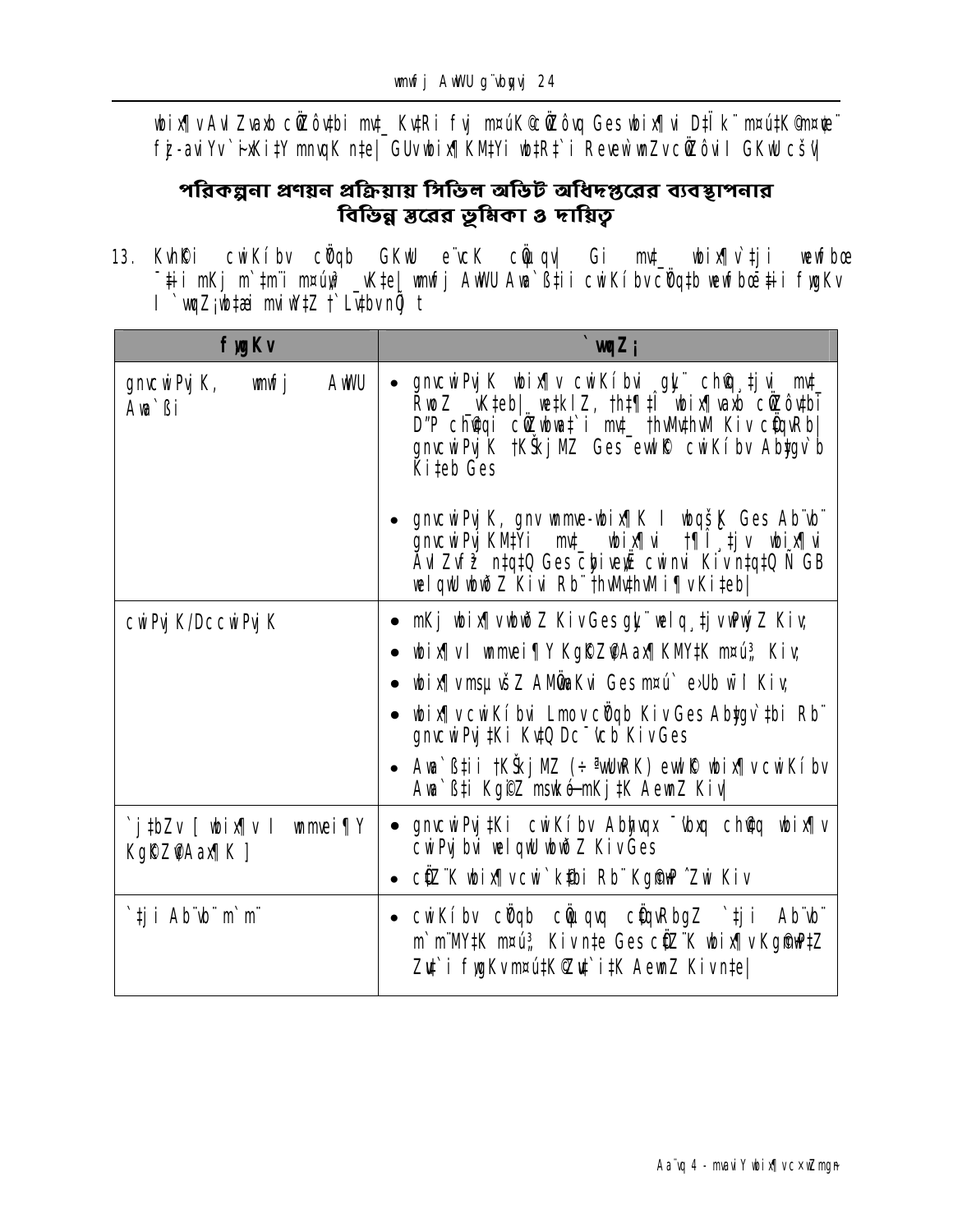wbix¶vAvIZvaxb cÖwZôv‡bi mv‡_ Kv‡Ri fvj m¤úK© cÖwZôvq Ges wbix¶vi D‡Ïk¨ m¤ú‡K© m¤¨K fz-aviYv`¨xKi‡Y mnvqK n‡e| GUv wbix¶KM‡Yi wb‡R‡`i Revew`wnZv cÖwZôvi GKwU cš'v|

## পরিকল্পনা প্রণয়ন প্রক্রিয়ায় সিভিল অডিট অধিদপ্তরের ব্যবস্থাপনার বিভিন্ন স্তরের ভূমিকা ও দায়িত্ব

13. KvhÆKi cwiKíbv cÖYqb GKwU e¨vcK cÖwµqv| Gi mv‡_ wbix¶v`‡ji wewfbœ ¯‡ii mKj m`‡m¨i m¤ú„³ _vK‡e| wmwfj AwWU Awa`߇ii cwiKíbv cÖYq‡b wewfbœ¯‡ii fywgKv I `vwqZ¡wb‡æ mviw‡Z †`Lv‡bv n‡jvt

| fywgKv | `vwqZ¡ |
|---|---|
| gnvcwiPvjK, wmwfj AwWU Awa`ßi | • gnvcwiPvjK wbix¶v cwiKíbvi gyL¨ ch©v‡jvi mv‡_ RwoZ _vK‡eb| we‡kl Z, †h‡¶‡Î wbix¶vaxb cÖwZôv‡bi D"P ch©v‡qi cÖwZwbwa‡`i mv‡_ †hvMv‡hvM Kiv cÖ‡qvRb| gnvcwiPvjK †KŠkjMZ Ges ewlK© cwiKíbv Aby‡gv`b Ki‡eb Ges<br><br>• gnvcwiPvjK, gnv wnmve-wbix¶K I wbqš¿K Ges Ab¨vb¨ gnvcwiPvjKM‡Yi mv‡_ wbix¶vi †¶Î ‡jv wbix¶vi AvIZvfz³ n‡q‡Q Ges cÖ‡qvR‡b cwinvi Kiv n‡q‡Q wK GB wel‡q wbwðZ Kivi Rb¨ †hvMv‡hvM i¶v Ki‡eb| |
| cwiPvjK/DccwiPvjK | • mKj wbix¶v wbwðZ Kiv Ges gyL¨ wel‡q ¸‡jv wPwýZ Kiv;<br>• wbix¶v I wnmvei¶Y Kg©KZ©vAax¶KM‡Yi m¤ú„³ Kiv;<br>• wbix¶v msµvšÍ AMÖvaKvi Ges m¤ú` e›Ub wb‡`©kbv Kiv;<br>• wbix¶v cwiKíbvi Lmov cÖYqb Kiv Ges Aby‡gv`‡bi Rb¨ gnvcwiPvj‡Ki Kv‡Q Dc¯'vcb Kiv Ges<br>• Awa`߇ii †KŠkjMZ (÷ª¨v‡UwRK) ewlK© wbix¶v cwiKíbv Awa`߇i Kg©iZ mswkøó mKj‡K AewnZ Kiv| |
| `j‡bZv [ wbix¶v I wnmvei¶Y Kg©KZ©vAax¶K ] | • gnvcwiPvj‡Ki cwiKíbv Abyhvqx ¯^vaxb ch©v‡q wbix¶v cwiPvjbvi wel‡q wbwðZ Kiv Ges<br>• cÖZ¨K wbix¶v cwi`k©‡bi Rb¨ Kg©w`ek ˆZwi Kiv |
| `‡ji Ab¨vb¨ m`m¨ | • cwiKíbv cÖYqb cÖwµqvq cÖ‡qvRbgZ `‡ji Ab¨vb¨ m`m¨M‡Yi m¤ú„³ Kiv n‡e Ges cÖZ¨K wbix¶v Kg©w`e‡mi ZvÕ`i fywgKv m¤ú‡K© Zv‡`i‡K AewnZ Kiv n‡e| |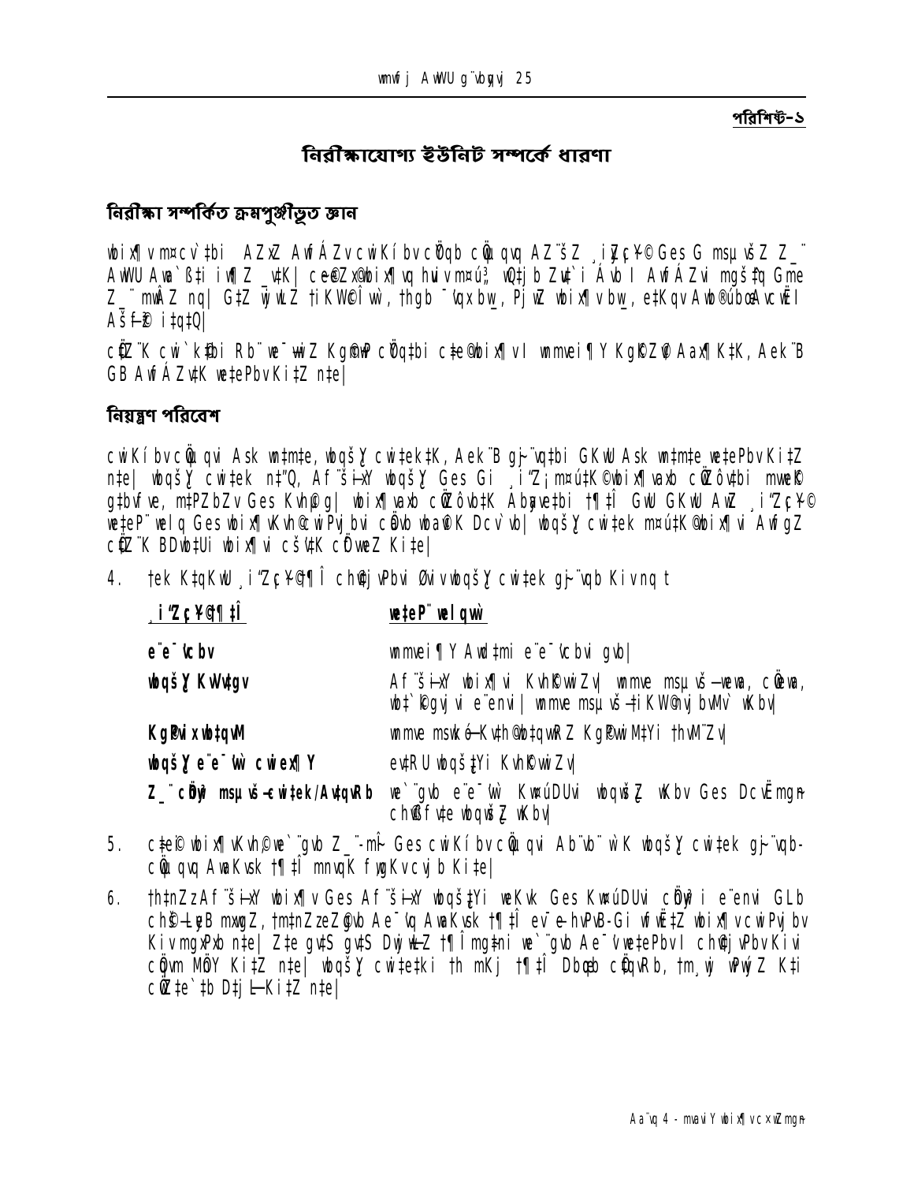পরিশিষ্ট-১

## নিরীক্ষাযোগ্য ইউনিট সম্পর্কে ধারণা

### নিরীক্ষা সম্পর্কিত ক্রমপুঞ্জীভূত জ্ঞান

wbix¶ v m¤cv`‡bi AZxZ AwfÁZvcwiKíbvcÖYqb cÖwµqvq AZ¨šÍ ¸iæZ¡c~Y© Ges G msµvšÍ Z_¨ AwWU Awa`ß‡i i¶Z _vK| ce©eZx© wbix¶vq hviv m¤ú„³ wQ‡jb Zv‡`i Ávb I AwfÁZvi mgš^‡q Gme Z_¨ mwÂZ nq| G‡Z wjwLZ †iKW©I _v‡K, †hgb ¯^qsb¤ú~Y© Awf‡hvM, PjwZ wbix¶vb_, e¨wZµg, cÖwZ‡e`bi Ab¨vb¨ Askmg~n Ges ‡hvMv‡hvM c‡Îi Zvwjkv| G ai‡bi Z_¨ cieZ©x wbix¶vi Rb¨ Ask wnmv‡e ‡Ke‡ib Ges AvMvgx wbix¶vi cwiKíbvq mnvqK f~wgKv cvjb K‡i|

cÖ‡Z¨K cwi`k©‡bi Rb¨ ‡e¨wKZ Kg©xP cÖYq‡bi c‡e©wbix¶v I wmxwei¶Y Kg©KZ©v Aax¶‡K, Avek¨B GB AwfÁZv‡K we‡ePbv Ki‡Z n‡e|

### নিয়ন্ত্রণ পরিবেশ

cwiKíbvcÖwµqvi Ask wn‡m‡e, wbqš¿Y cwi‡ek‡K, Avek¨B gya¨‡gi GKwU Ask wn‡m‡e we‡ePbv Ki‡Z n‡e| wbqš¿Y cwi‡ek n‡"Q, Af¨šÍixY wbqš¿Y Ges Gi ¸iæZ¡ m¤ú‡K© wbix¶vaxb cÖwZôv‡bi mve©K g‡bvfve, m‡PZbZv Ges Kvh©µg| wbix¶vaxb cÖwZôv‡bi Abyave‡bi †¶‡Î GwU GKwU AwZ ¸iæZ¡c~Y© we‡eP¨ welq Ges wbix¶Kvh©cwiPvjbvi cÖvb wba©vi‡K Dcv`vb| wbqš¿Y cwi‡ek m¤ú‡K© wbix¶vi AwfgZ cÖ‡Z¨K BDwb‡Ui wbix¶vi cš’v‡K cÖfvweZ Ki‡e|

4. ‡ek K‡qKwU ¸iæZ¡c~Y© †¶‡Î ch©‡e¶Yvi Øviv wbqš¿Y cwi‡ek gya¨‡gb Kivnq t

| ¸iæZ¡c~Y© †¶Î | we‡eP¨ welqvw` |
|---|---|
| e¨e¯'vcbv | wmxwei¶Y Aw`‡mi e¨e¯'vcbvi gvb| |
| wbqš¿Y KvVv‡gv | Af¨šÍixY wbix¶vi Kvh©Kvwi Zv| wmxwe msµvšÍ-wewa, cÖweavb, wb‡`©kvejxi e¨envi| wmxwe msµvšÍ-†iKW©mg~n iÿYv‡eÿY| |
| Kg©Pvix wb‡qvM | wmxwe msµvšÍ-Kvh©wb‡qvwRZ Kg©Pvwi M‡Yi †hvM¨Zv| |
| wbqš¿Y e¨e¯'vi cwiex¶Y | ev‡RU wbqš¿‡Yi Kvh©KvwiZv| |
| Z_¨ cÖhyw³ msµvšÍ-cwi‡ek/AvqvRb | we`¨gvb e¨e¯'vi KvwiMwi wbqš¿Y wKbv Ges DcvË mgn ch©vß fv‡e wbqwš¿Z wKbv| |

5. c‡e© wbix¶vKvh©µ‡e`¨gvb Z_¨-mÂ Ges cwiKíbvcÖwµqvi Ab¨vb¨ w`K wbqš¿Y cwi‡ek gya¨‡gb-cÖwµqvq AvaKvsk †¶‡Î mnvqK fywgKv cvjb Ki‡e|

6. †h‡nZz Af¨šÍixY wbix¶v Ges Af¨šÍixY wbqš¿‡Yi weKvk Ges KvwiMwi cÖhyw³i e¨envi GLb ch©vß-Lye B mvgvwRZ, †m‡nZz eZ©gvb Ae¯'vq AvaKvsk †¶‡Î ev¯—e-hvPvB-Gi wfwË‡Z wbix¶vcwiPvjbv Kiv mgxPxb n‡e| Z‡e gv‡S gv‡S DwjøwLZ †¶Îmg‡ni we`¨gvb Ae¯'v we‡ePbvI ch©‡e¶Yvi cÖ‡qvRb MÖnY Ki‡Z n‡e| wbqš¿Y cwi‡e‡ki †h mKj †¶‡Î Dbœqb cÖ‡qvRb, †m¸wj wPwýZ K‡i cÖwZ‡e`‡b D‡jø-Ki‡Z n‡e|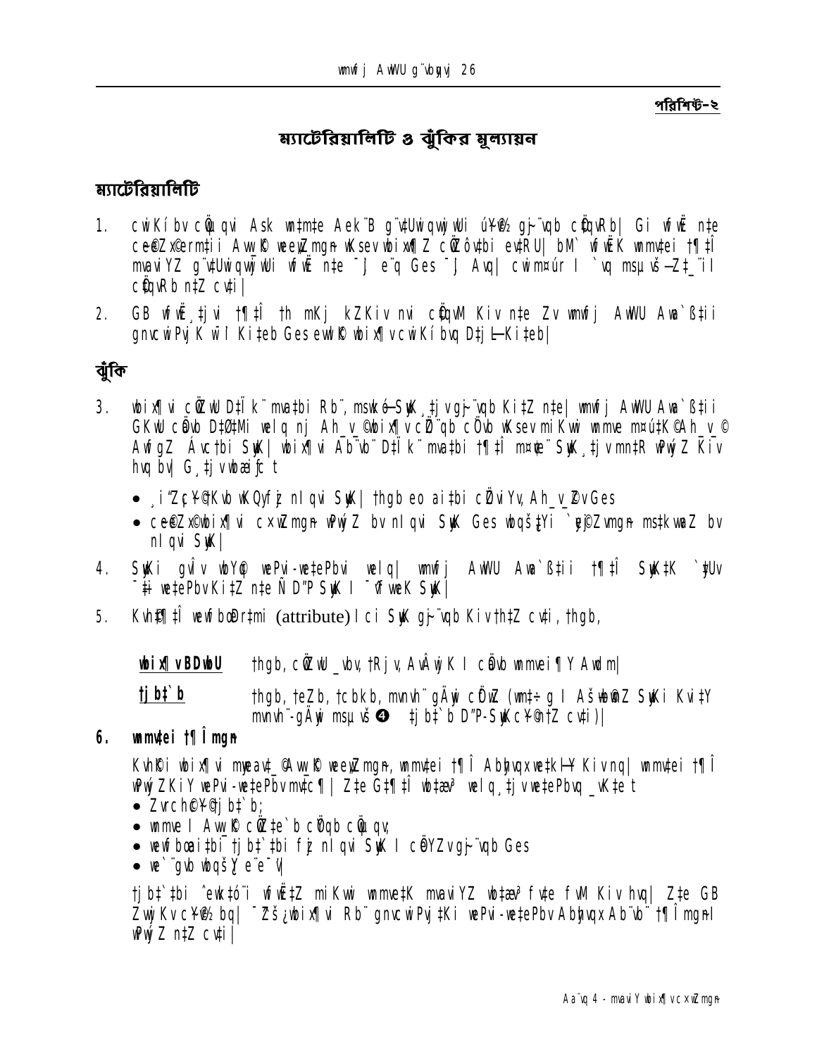পরিশিষ্ট-২

# ম্যাটেরিয়ালিটি ও ঝুঁকির মূল্যায়ন

## ম্যাটেরিয়ালিটি

1. cwiKíbv cÖYqvi Ask wn‡m‡e AekïB g¨v‡UwiqvwjwUi úó¨ gvb¨Zvb cÖqvRb| Gi wfwË n‡e ce©Zx©ermi‡ii Aw`‡ki weeiYmgn wKsev wbix¶Z cÖZôv‡bi ev‡RU| bM` wfwËK wnmv‡ei †¶‡Î mvaviYZ g¨v‡Uwiqvwjwui wfwË n‡e ¯'j e¨q Ges ¯'j Avq| cwimsL¨vb I `vq msµvš—Z‡_¨i cÖqvRb n‡Z cv‡i|

2. GB wfwË †_‡K ‡¶‡Î †h mKj kZKiv nvi cÖqvM Kiv n‡e Zv wmGwR AwWU Awa`ßi‡i gnvcwiPvjK wbf©i Ki‡eb Ges ewb‡K wbix¶vcwiKíbvq D‡jL Ki‡eb|

## ঝুঁকি

3. wbix¶vi cÖZvi D‡Ïk¨ mva‡bi Rb¨, msw¯ó SuyK ‡_‡K gy³ vb Ki‡Z n‡e| wmGwR AwWU Awa`ßi GKwU cÖvb D‡Øk¨ welq nj Ah_ v ©wbix¶vcÖ ¨qb cÖvb wKsev mKwi wnmve m¤ú‡K ©Ah_ v © AwfgZ Áv‡bi SuyK| wbix¶vi Ab¨vb¨ D‡Ïk¨ mva‡bi †¶‡Î m¤úwK©Z SuyK ‡_‡K mn‡R wPwýZ Kiv hvq bv| G ‡_‡K wbæiƒc t

- ¸iæZ¡c~Y© Kvb wKQy fzj nIqvi SuyK| †hgb eo ai‡bi cÖZvi Yv, Ah_ v ©vGes
- ce©Zx©wbix¶vi cÖwZ‡e`‡b wPwýZ bv nIqvi SuyK Ges wbqš¿Yi `yeŸjZvmgn msk‡kvaZ bv nIqvi SuyK|

4. SuyKi gvÎv wbY©q wePvi-we‡ePbvi welq| wmGwR AwWU Awa`ßi †¶‡Î SuyK‡K `yUv ¯‡i we‡ePbv Ki‡Z n‡e Ñ D"P SuyK I ¯^íweK SuyK|

5. Kvh©¶‡Î wewfboÖi‡mi (attribute) I cÖi SuyK gy³ vb Kiv †h‡Z cv‡i, †hgb,

**wbix¶vBDwbU** †hgb, cÖZwU _vbv, †Rjv, AvÂwjK I cÖvb wnmvei¶Y Awdm|

**‡jb‡`b** †hgb, †eZb, ‡cbkb, mvnvh¨ gÄwi cÖvwß (wm‡÷g I AšÍwbœZ SuyKi Kvi‡Y mvnvh¨-gÄwi msµvš— ‡jb‡`b D"P-SuyKc~Y© n‡Z cv‡i)|

**6. wnmv‡ei †¶Î mgn**

Kvh©Ki wbix¶vi myeavt_© Aw`‡ki weeiYmgn, wnmv‡ei †¶Î Abyhvqx we‡kl¬Y Kiv nq| wnmv‡ei †¶Î wPwýZKiY wePvi-we‡ePbv mv‡c¶| Z‡e G‡¶‡Î wb‡æv³ welq ‡_‡K we‡ePbvq _vK‡e t

- Zvrch©c~Y© ‡jb‡`b;
- wnmve I Aw`‡ki cÖZ‡e`b cÖvb cÖwµqv;
- wewfbœai‡bi ‡jb‡`‡bi fzj nIqvi SuyK I cÖYZvgy³ vb Ges
- we`¨gvb wbqš¿Y e¨e¯’v|

‡jb‡`‡bi ˆewk‡ó¨i wfwË‡Z miKvwi wnmve‡K mvaviYZ wb‡æv³ fv‡e fvM Kiv hvq| Z‡e GB ZvwjKv c~Y© bq| ¯Zš¿wbix¶vi Rb¨ gnvcwiPvj‡Ki wePvi-we‡ePbv Abyhvqx Ab¨vb¨ †¶Îmgn I wPwýZ n‡Z cv‡i|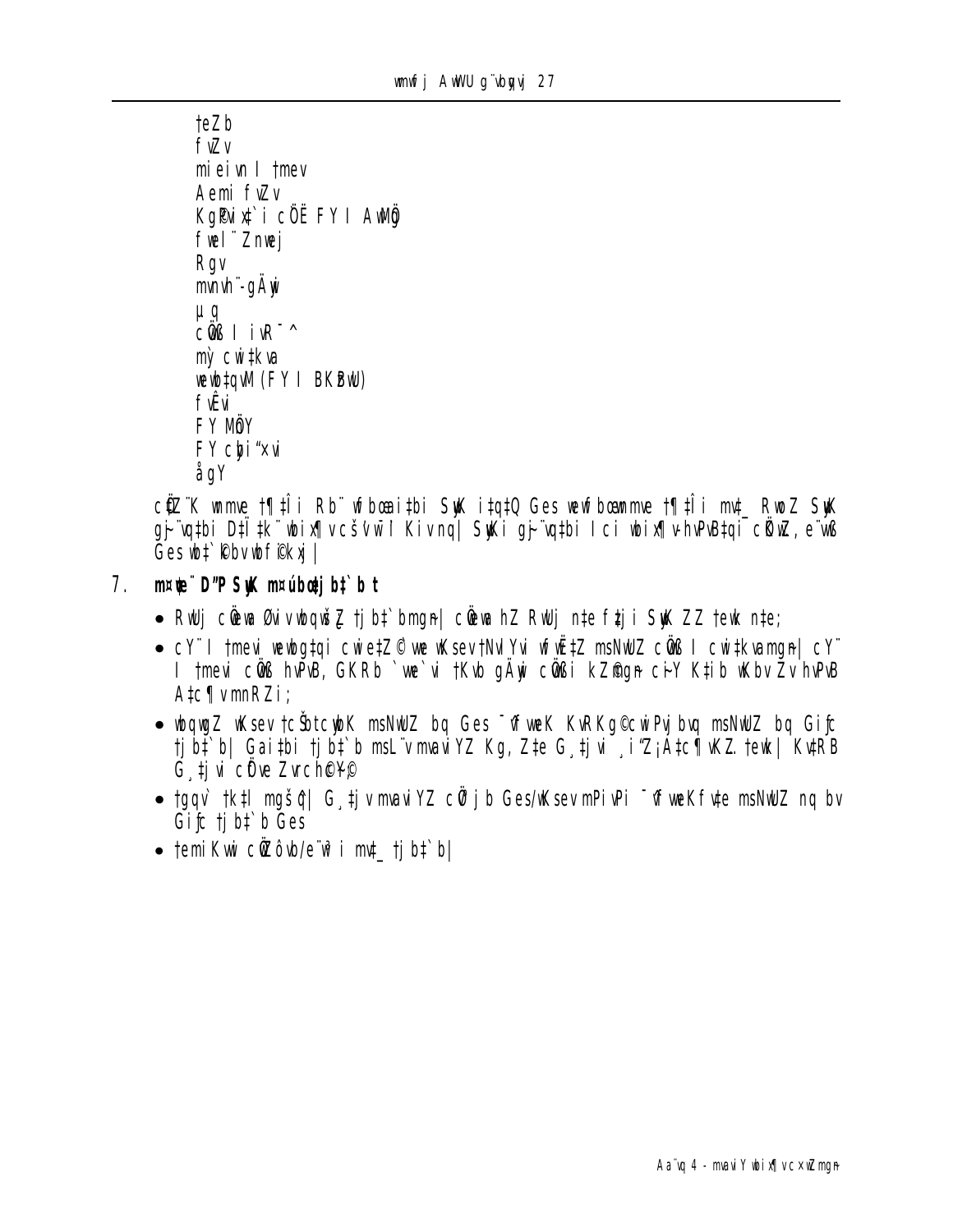†eZb
fvZv
mieivn I †mev
Aemi fvZv
Kg©Pvix‡`i cÖË FY I AwMÖg
fwel¨Znwej
Rgv
mvnvh¨-gÄywi
µq
cÖ‡ði I ivR¯^
mÿ cwi‡kva
wewb‡qvM (FY I BKBwU)
fvÊvi
FY MÖY
FY cwi‡kva
å gY

cÖ‡Z¨K wmme †¶‡Îi Rb¨ wfboeai‡bi SyuK i‡q‡Q Ges wewfboemmwe †¶‡Îi mvt_ RwoZ SyuK gj¨vq‡bi D‡Ïk¨ wbix¶vcšÍvwi I Kivnq| SyuKi gj¨vq‡bi Ici wbix¶v-hvPvB‡qi cÖ‡Kv, e¨vwß Ges wb‡`©kbvwbfi©kxj|

## 7. mvwe¨ D"P SyuK mvúbœ‡j b‡`b t

- RwUj cÖ‡eva Øviv wbqwš¿Z †j b‡`bmgn| cÖ‡eva hZ RwUj n‡e f‡ji SyuK ZZ †ewk n‡e;
- cY¨ I †mevi wewbg‡qi cwi‡eZ© we wKsev †NvlYvi wfwË‡Z msNwUZ cÖ‡ði cwi‡kvamgn| cY¨ I †mevi cÖ‡ði hvPvB, GKRb `ve`vi †Kvb gÄywi cÖ‡ði kZ©mgn ci¯Y K‡ib wKbv Zv hvPvB A‡c¶vmnRZi;
- wbqwgZ wKsev †cŠbtcywbK msNwUZ bq Ges ¯^fvweK KvRKg©cwiPvjbvq msNwUZ bq Gifc †j b‡`b| Gai‡bi †j b‡`b msL¨v mvaviYZ Kg, Z‡e G¸‡jvi ¸iæZ¡A‡c¶vK.Z †ewk| Kv‡RB G¸‡jvi cÖwe Zvrch©¥c
- †gqv`t †k‡l mgš^q| G¸‡jv mvaviYZ cÖ`Ë jb Ges/wKsev mPivPi ¯^fvweKfv‡e msNwUZ nq bv Gifc †j b‡`b Ges
- †emiKvwi cÖZôvb/e¨w³i mv‡_ †j b‡`b|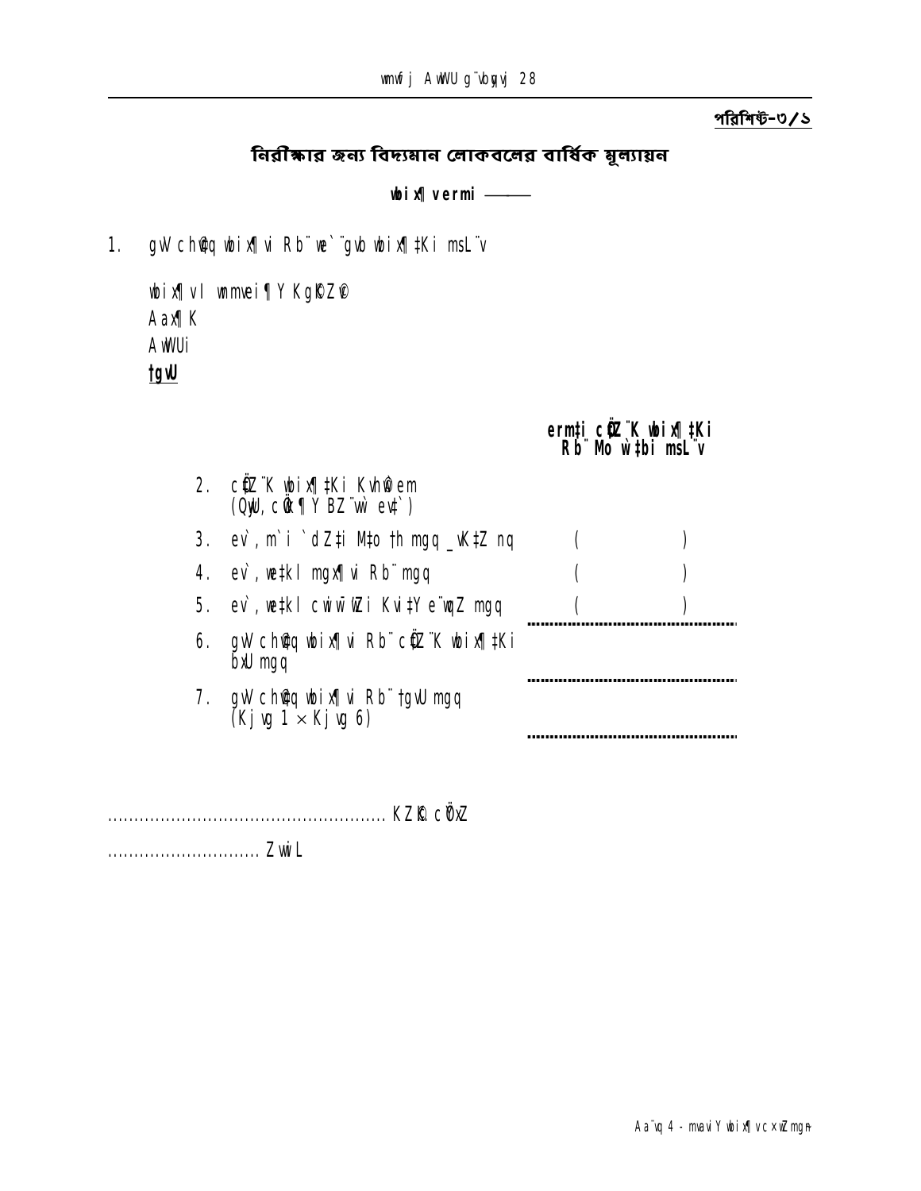পরিশিষ্ট-৩/১

## নিরীক্ষার জন্য বিদ্যমান লোকবলের বার্ষিক মূল্যায়ন

**wbix¶ vermi ———**

1. gW ch©q wbix¶vi Rb¨ we`¨gvb wbix¶‡Ki msL¨v

   wbix¶vI wmmvei¶Y KgRZ©v
   Aax¶K
   AwWUi
   **‡gvU**

| | **ermi‡i cÖZ¨K wbix¶‡Ki Rb¨ Mo w`‡bi msL¨v** |
|---|---|
| 2. cÖZ¨K wbix¶‡Ki Kvh©w`em (QywU, cÖwk¶Y BZ¨vw` ev‡`) | |
| 3. ev`, m`i `dZ‡i M‡o th mgq _vK‡Z nq | ( ) |
| 4. ev`, we‡kl mgx¶vi Rb¨ mgq | ( ) |
| 5. ev`, we‡kl cwiw¯'wZi Kvi‡Y e¨wqZ mgq | ( ) |
| 6. gW ch©q wbix¶vi Rb¨ cÖZ¨K wbix¶‡Ki bxU mgq | ........................................ |
| 7. gW ch©q wbix¶vi Rb¨ ‡gvU mgq (Kjvg 1 × Kjvg 6) | ........................................ |

............................................. KZ©v cÖavb

........................... ZvwiL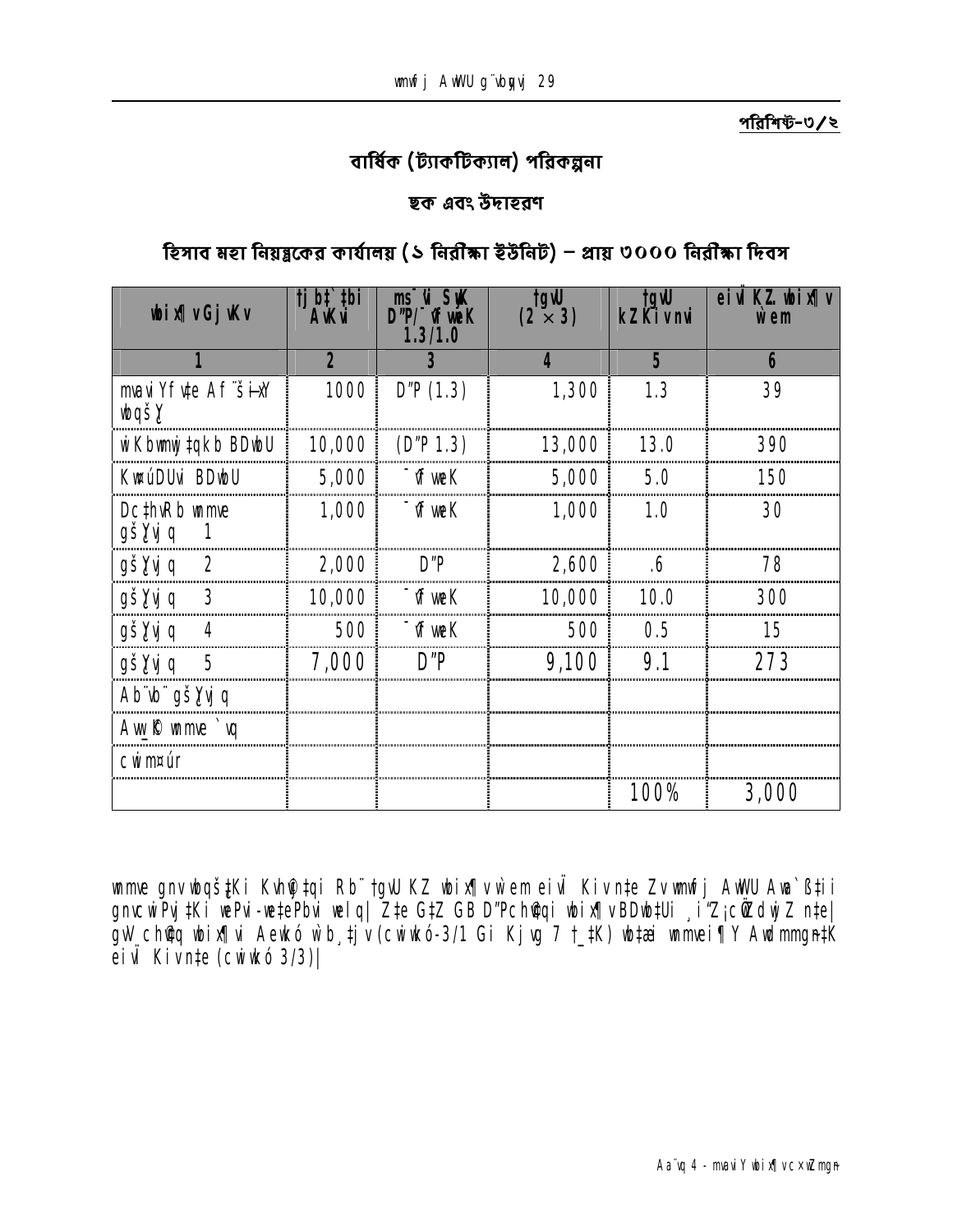**পরিশিষ্ট-৩/২**

## বার্ষিক (ট্যাকটিক্যাল) পরিকল্পনা

### ছক এবং উদাহরণ

### হিসাব মহা নিয়ন্ত্রকের কার্যালয় (১ নিরীক্ষা ইউনিট) – প্রায় ৩০০০ নিরীক্ষা দিবস

| wbix¶v GjvKv | ‡jb‡`‡bi AvKvi | ms¯'vi SuywK D"P/¯^vfvweK 1.3/1.0 | ‡gvU (2 × 3) | ‡gvU kZKivnvi | eiv× K…Z wbix¶v w`em |
|---|---|---|---|---|---|
| 1 | 2 | 3 | 4 | 5 | 6 |
| mvaviY fvÛvi Af¨šÍixY wbqš¿Y | 1000 | D"P (1.3) | 1,300 | 1.3 | 39 |
| wmKvwiwU †qkb BDwbU | 10,000 | (D"P 1.3) | 13,000 | 13.0 | 390 |
| KwiúDUvi BDwbU | 5,000 | ¯^vfvweK | 5,000 | 5.0 | 150 |
| Dc‡hvRb wnmve gš¿Yvjq 1 | 1,000 | ¯^vfvweK | 1,000 | 1.0 | 30 |
| gš¿Yvjq 2 | 2,000 | D"P | 2,600 | .6 | 78 |
| gš¿Yvjq 3 | 10,000 | ¯^vfvweK | 10,000 | 10.0 | 300 |
| gš¿Yvjq 4 | 500 | ¯^vfvweK | 500 | 0.5 | 15 |
| gš¿Yvjq 5 | 7,000 | D"P | 9,100 | 9.1 | 273 |
| Ab¨vb¨ gš¿Yvjq | | | | | |
| Aw_©K wnmve `vq | | | | | |
| cwiKíbv | | | | | |
| | | | | 100% | 3,000 |

wnmve gnvwbqš¿‡Ki Kvh©vj‡qi Rb¨ †gvU KZ wbix¶v w`em eiv× Kiv n‡e Zv mvaviY AwWU Avw`ß‡ii gnvcwiPvj‡Ki wePvi-we‡ePbvi welq| Z‡e G‡Z GB D"Pch©v‡qi wbix¶v BDwb‡Ui ¸iæZ¡c~Y©Zv¯^xK…Z n‡e| gvV ch©v‡q wbix¶vi Aewkó wb¸‡jv (cwiwkó-3/1 Gi Kjvg 7 †_‡K) wb‡gœ wnmvei¶Y Awdmmg~‡ni eiv× Kiv n‡e (cwiwkó 3/3)|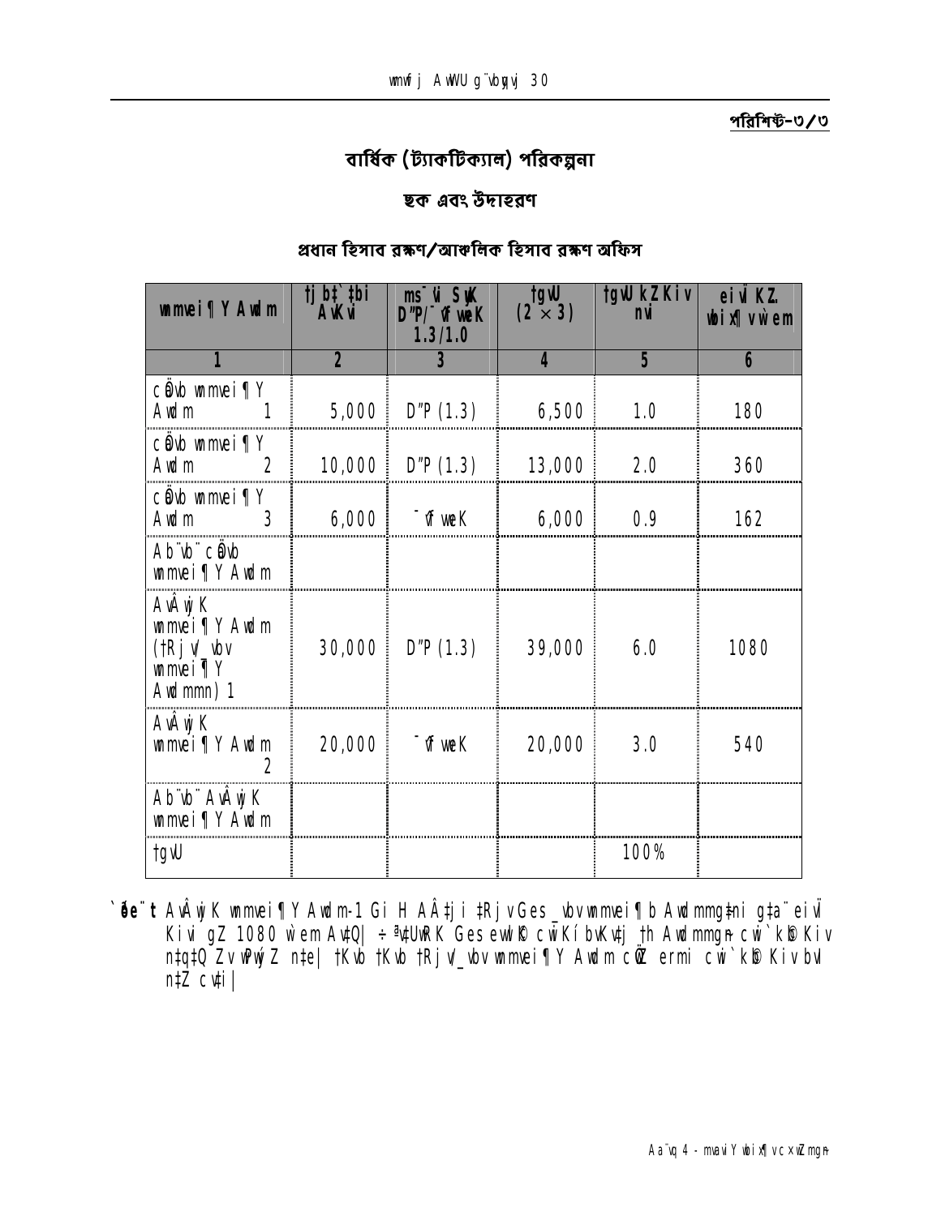পরিশিষ্ট-৩/৩

## বার্ষিক (ট্যাকটিক্যাল) পরিকল্পনা

### ছক এবং উদাহরণ

#### প্রধান হিসাব রক্ষণ/আঞ্চলিক হিসাব রক্ষণ অফিস

| wnmvei¶Y Awdm | tj bt`tbi AvKvi | ms¯'vi SyuwK D"P/¯'vfvweK 1.3/1.0 | tgvU (2 × 3) | tgvU kZKiv nvi | eivÏ KZ. wbix¶v w`em |
|---|---|---|---|---|---|
| **1** | **2** | **3** | **4** | **5** | **6** |
| cÖavb wnmvei¶Y Awdm 1 | 5,000 | D"P (1.3) | 6,500 | 1.0 | 180 |
| cÖavb wnmvei¶Y Awdm 2 | 10,000 | D"P (1.3) | 13,000 | 2.0 | 360 |
| cÖavb wnmvei¶Y Awdm 3 | 6,000 | ¯'vfvweK | 6,000 | 0.9 | 162 |
| Ab¨vb¨ cÖavb wnmvei¶Y Awdm | | | | | |
| AvÂwjK wnmvei¶Y Awdm (†Rjv/_vbv wnmvei¶Y Awdmmn) 1 | 30,000 | D"P (1.3) | 39,000 | 6.0 | 1080 |
| AvÂwjK wnmvei¶Y Awdm 2 | 20,000 | ¯'vfvweK | 20,000 | 3.0 | 540 |
| Ab¨vb¨ AvÂwjK wnmvei¶Y Awdm | | | | | |
| tgvU | | | | 100% | |

**`ªóe¨t** AvÂwjK wnmvei¶Y Awdm-1 Gi H AÂ‡ji ‡RjvGes _vbvwnmvei¶b Awdmmg‡ni g‡a¨ eivÏ Kivi gZ 1080 w`em Av‡Q| ÷ªv‡UwRK Ges evwl©K cwiKíbvKv‡j †h Awdmmgn cwi`k©b Kiv n‡q‡Q ZvwPwýZ n‡e| †Kvb †Kvb †Rjv/_vbv wnmvei¶Y Awdm cÖwZ ermi cwi`k©b Kiv bvI n‡Z cv‡i|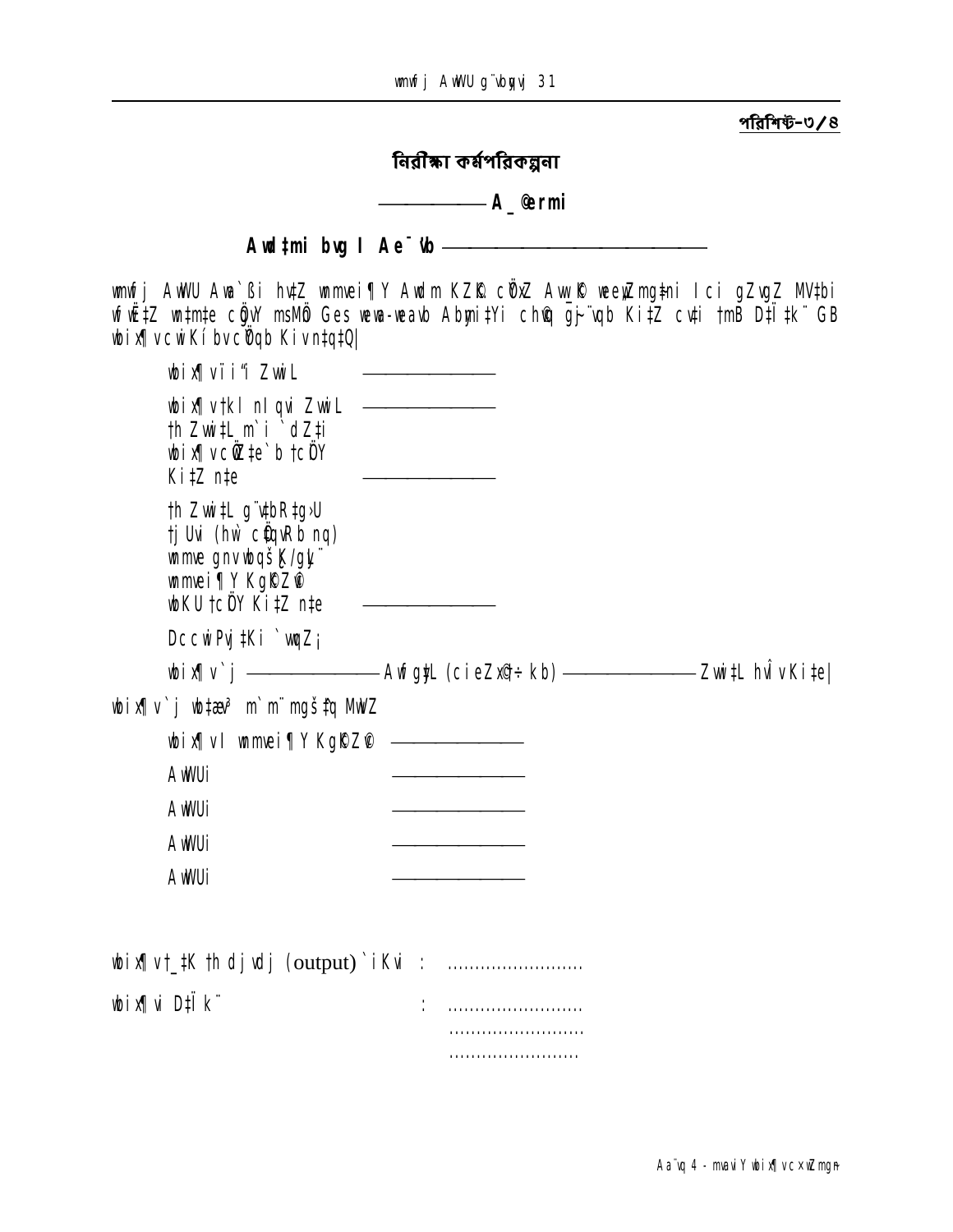পরিশিষ্ট-৩/৪

## নিরীক্ষা কর্মপরিকল্পনা

**——————— A\_ ©ermi**

**Awdtmi bvg I Ae¯'vb ————————————————**

wmwfj AwWU Awa`ßi hvtZ wmmei¶Y Awdm KZR cÖxZ Aw\_R weeiYmgtni Ici gZvgZ MVtbi fw˜Ktz wntmte cÖyvY msMÖ Ges wewfbœ-weavb Abymi‡Yi chq© ®j-¨vqb Ki‡Z cvti †mB D‡Ï‡k¨ GB wbix¶vcwiKíbvcÖqb Kivnt‡Q|

wbix¶vii"i ZwiL ——————

wbix¶vtkl nIqvi ZwiL ——————

th ZwitL m`i `dZti wbix¶vcÖZte`b tcÖY Ki‡Z nte ——————

th ZwitL g¨vtbRtg›U tjUvi (hw` cÖqvRb nq) wmmve gnvwbqš¿K/gyL¨ wmmei¶Y KgRZ© wbKU tcÖY Ki‡Z nte ——————

DccwiPvj‡Ki `wqZ¡

wbix¶v`j ——————— AwfgyL (cieZxq© kb) ——————— Zwi‡L hvÎv Ki‡e|

wbix¶v`j wbtaœ³ m`m¨ mgš‡q MwVZ

wbix¶vI wmmei¶Y KgRZ© ——————

AwWUi ——————

AwWUi ——————

AwWUi ——————

AwWUi ——————

wbix¶vt\_‡K th dj vdj (output) `iKvi : .........................

wbix¶vi D‡Ïk¨ : .........................

.........................

........................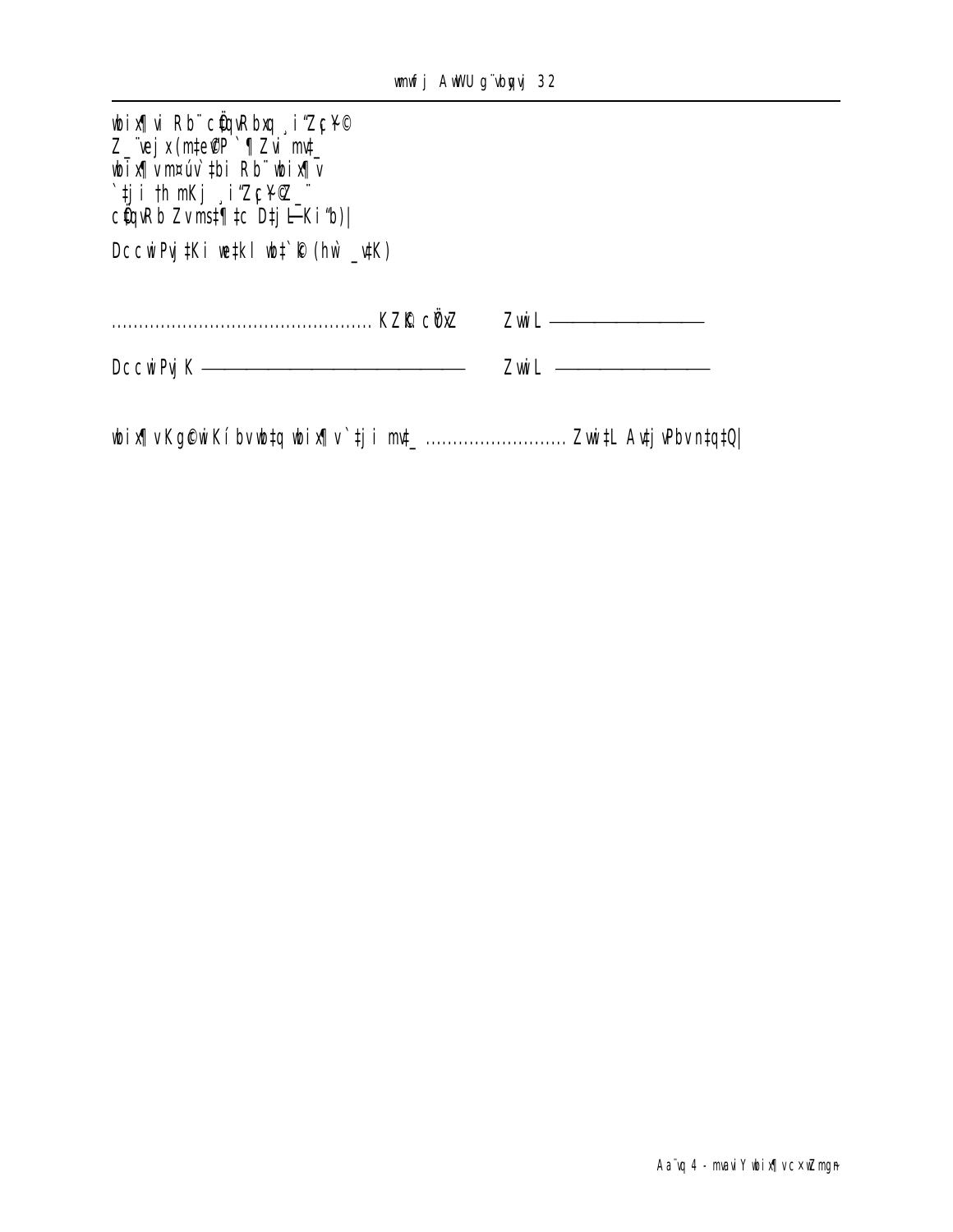wbix¶vi Rb¨ cÖ‡qvRbxq ¸i“Z¡c~Y©
Z_¨vejx (m‡e©vcwi `¶Zvi mv‡_
wbix¶v m¤úv`‡bi Rb¨ wbix¶v
`‡ji th mKj ¸i“Z¡c~Y© Z_¨
cÖ‡qvRb Zv m¤ú‡K© D‡jøL Ki“b)|

DccwiPvj‡Ki we‡kl wb‡`©k (hw` _v‡K)

................................................ KZ©„K cÖ¯‘Z        ZvwiL ——————————

DccwiPvjK ——————————————————        ZvwiL ——————————

wbix¶v Kg©cwiKíbv wb‡q wbix¶v `‡ji mv‡_ .......................... Zvwi‡L Av‡jvPbv n‡q‡Q|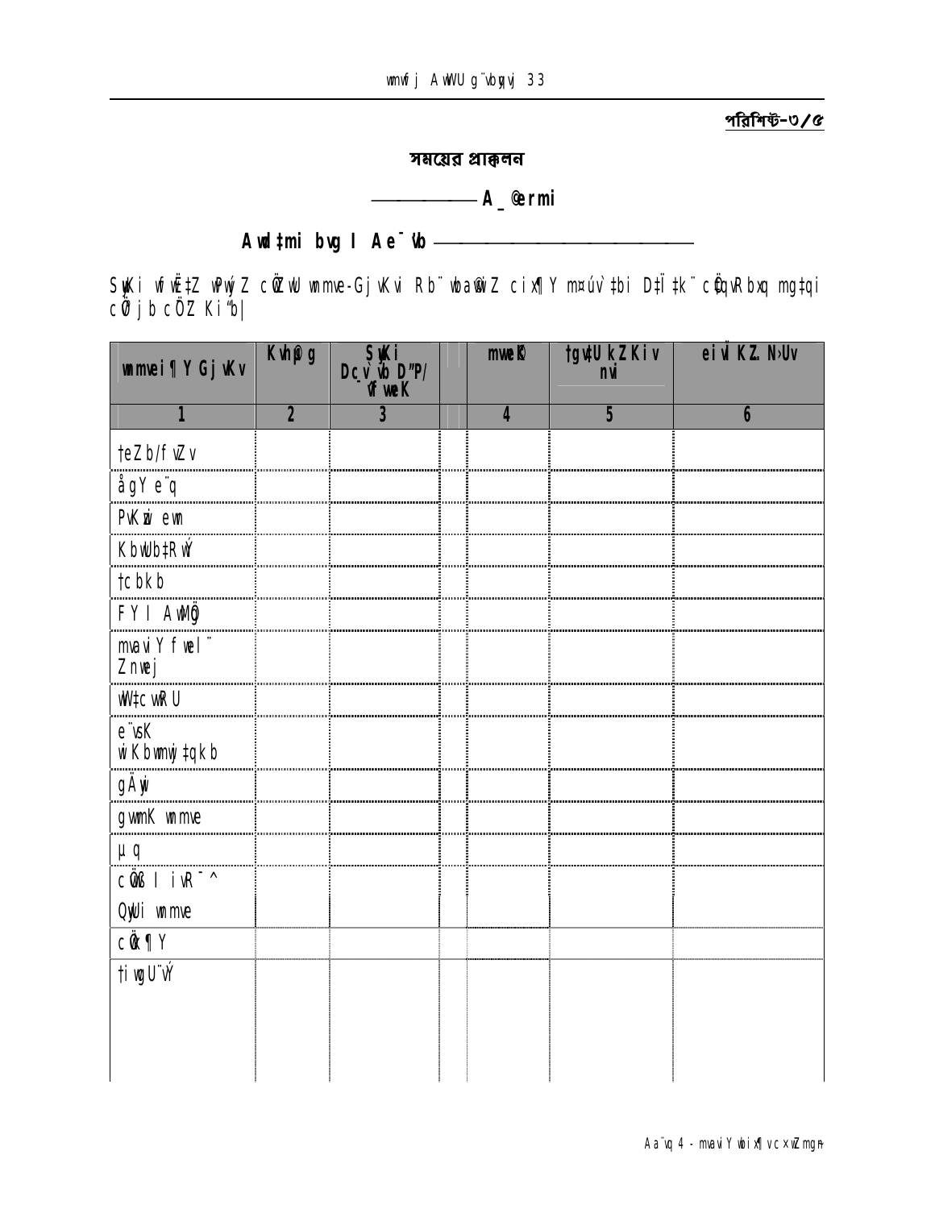পরিশিষ্ট-৩/৫

## সময়ের প্রাক্কলন

———————— A_@rmi

**Awd‡mi bvg I Ae¯'vb ——————————————**

SyKi wfwË‡Z wPwýZ cÖZwU wmme-GjvKvi Rb¨ wba©wiZ cix¶Y m¤úv`‡bi D‡Ï‡k¨ cÖ‡qvRbxq mg‡qi cÖv¸jb cÖ¯'Z Ki“b|

| wmmei¶Y GjvKv | Kvh©g | SyKi Dcv`vb D"P/ wf weK | | mwe© | ‡gvU kZKiv nvi | eiv` KZ N›Uv |
|---|---|---|---|---|---|---|
| 1 | 2 | 3 | | 4 | 5 | 6 |
| ‡eZb/fvZv | | | | | | |
| ågY e¨q | | | | | | |
| PvKzwi evm | | | | | | |
| KbwUb‡Rwý | | | | | | |
| ‡cbkb | | | | | | |
| FY I AwMÖg | | | | | | |
| mvaviY fwel¨ Znwej | | | | | | |
| wW‡cwRU | | | | | | |
| e¨vsK wiKbwmwj‡qkb | | | | | | |
| gÄywi | | | | | | |
| gwmK wnmve | | | | | | |
| µq | | | | | | |
| cÖvß I ivR¯^ | | | | | | |
| QyUi wnmve | | | | | | |
| cÖkvmY | | | | | | |
| ‡iwRóvi | | | | | | |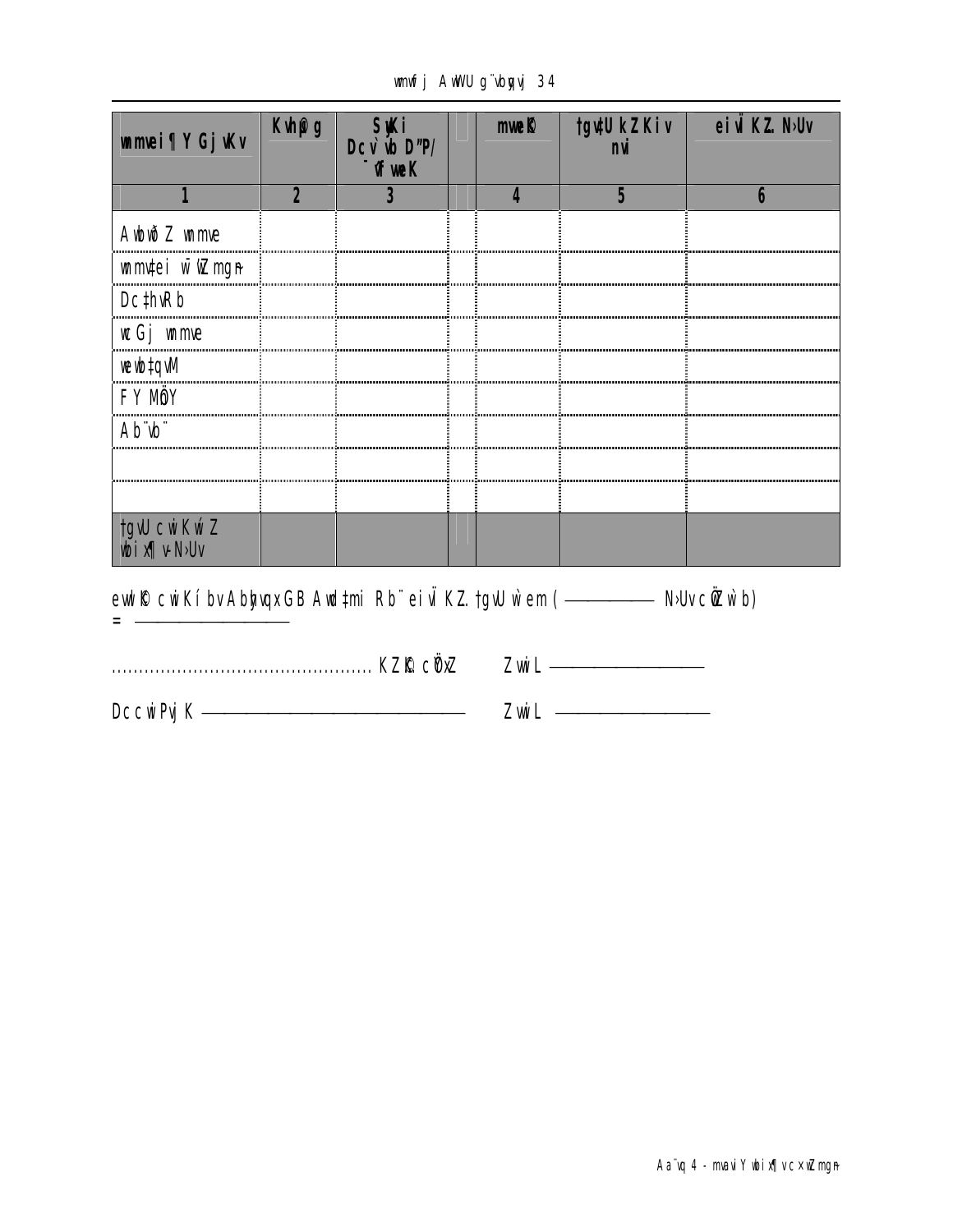| wmwei¶ Y Gj vKv | Kvh©g | SwKi Dcv`vb D"P/ ¯^íweK | | mwe© | †gvU kZKiv nvi | eiv× KZ. N›Uv |
|---|---|---|---|---|---|---|
| 1 | 2 | 3 | | 4 | 5 | 6 |
| AwbwðZ wmwe | | | | | | |
| wmwfei w¯ÍZ mgn | | | | | | |
| Dc‡hvRb | | | | | | |
| wcGj wmwe | | | | | | |
| wewb‡qvM | | | | | | |
| FY MÖY | | | | | | |
| Ab¨vb¨ | | | | | | |
| | | | | | | |
| | | | | | | |
| †gvU cwiKíZ wbix¶v-N›Uv | | | | | | |

ewl©K cwiKíbv Abyhvqx GB Aw‡mi Rb¨ eiv× KZ. †gvU w`em (————— N›Uv cÖZ w`b)
= ——————————

............................................... KZ©c‡ÿi	ZvwiL ——————————

DccwiPvjK ——————————————	ZvwiL ——————————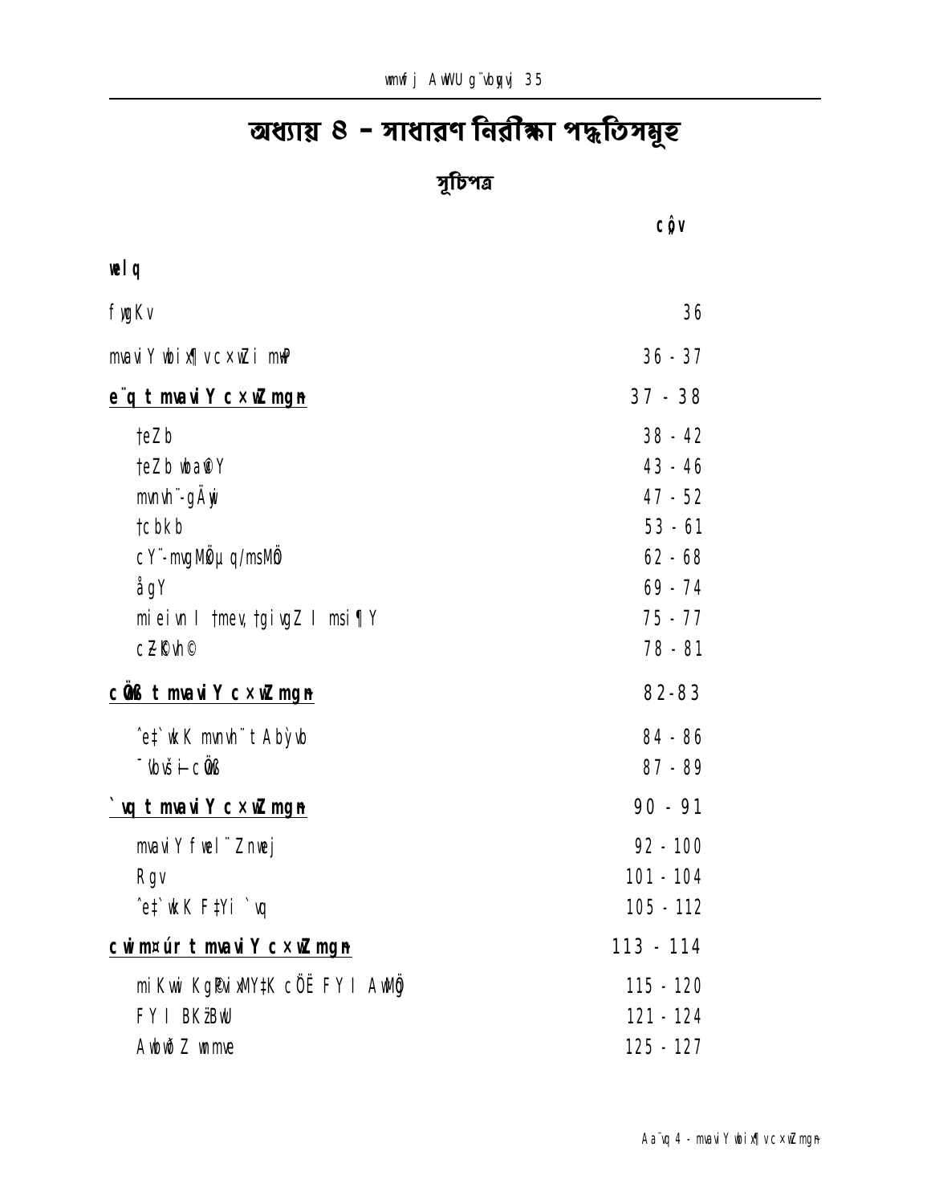# অধ্যায় ৪ – সাধারণ নিরীক্ষা পদ্ধতিসমূহ

## সূচিপত্র

| | cô̦v |
|---|---|
| **welq** | |
| fyqKv | 36 |
| mvavi Y wbix¶v c×wZi mvi | 36 - 37 |
| **e¨q t mvavi Y c×wZ mgn** | **37 - 38** |
| teZb | 38 - 42 |
| teZb wbaiY | 43 - 46 |
| mvnvh¨-gÄyix | 47 - 52 |
| tcbkb | 53 - 61 |
| cY¨-mvgMÖx q/msMÖ | 62 - 68 |
| ågY | 69 - 74 |
| mieivn I tmev, tgivgZ I msi¶Y | 75 - 77 |
| cZ©Kvh© | 78 - 81 |
| **cÖvß t mvavi Y c×wZ mgn** | **82-83** |
| ˆe‡`wkK mvnvh¨ t Abỳvb | 84 - 86 |
| ¯'vbxš—i cÖvß | 87 - 89 |
| **`vq t mvavi Y c×wZ mgn** | **90 - 91** |
| mvavi Y fwel¨ Znwej | 92 - 100 |
| Rgv | 101 - 104 |
| ˆe‡`wkK F‡Yi `vq | 105 - 112 |
| **cwim¤úr t mvavi Y c×wZ mgn** | **113 - 114** |
| miKvwi KgPvix‡K cÖË FY I AwMÖg | 115 - 120 |
| FY I BKz¨BwU | 121 - 124 |
| Awbwð Z wnmve | 125 - 127 |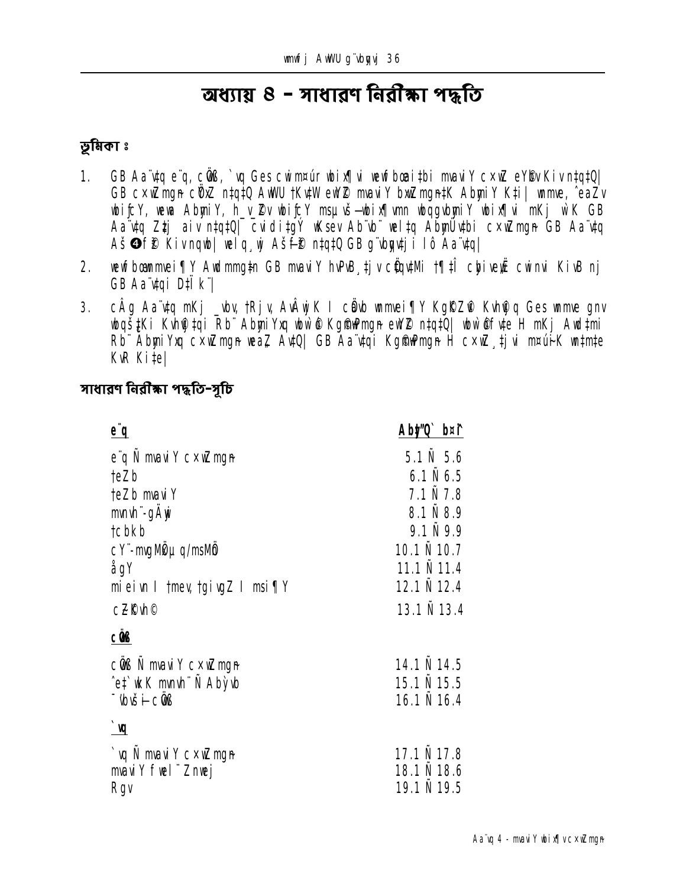# অধ্যায় ৪ - সাধারণ নিরীক্ষা পদ্ধতি

### ভূমিকা ঃ

1. GB Aa¨vq e¨q, cÖvß, `vq Ges cwim¤úr wbix¶v wewfbœaitbi mvaviY cx¶Z eYfbv Kiv n‡q‡Q| GB cx¶Zmgn cÖKZ n‡q‡Q AwWU †KvW eWfi mvaviY bxwZmgn‡K AbymiY K‡i| wmwe, ˆeaZv wbifY, wew AbymiY, h_vh_Zv wbifY msµvš—wbix¶vmn wbqgvbyaiY wbix¶vi mKj w`K GB Aa¨vq Zz‡j aiv n‡q‡Q| cvdi‡gÝ wKsev Ab¨vb¨ wel‡q AbymÜv‡bi cx¶Zmgn GB Aa¨vq Aš—fy³ Kiv nqwb| welq¸wj Aš—fy³ n‡q‡Q GB g¨vbyqv‡ji 1ô Aa¨vq|

2. wewfbœmmvei¶Y Awdmmg‡n GB mvaviY hvPvB¸‡jv cÖ‡qv‡Mi †¶‡Î cÖ‡qvRbxq cwiebi KivB nj GB Aa¨v‡qi D‡Ï k¨|

3. cÂg Aa¨vq mKj _vbv, †Rjv, AvÂwjK I cÖavb wmmvei¶Y KgKZ©v Kvh©vjq Ges wmmve gnv wbqš¿‡Ki Kvh©vj‡qi Rb¨ AbymiYxq wbw`©KgvjvPmgn eW© n‡q‡Q| wbw`©fv‡e H mKj Awd‡mi Rb¨ AbymiYxq cx¶Zmgn weaZ Av‡Q| GB Aa¨v‡qi KgvjvPmgn H cx¶Z¸‡jv m¤úiK wb‡m©‡e KvR Ki‡e|

## সাধারণ নিরীক্ষা পদ্ধতি-সূচি

| e¨q | Ab"‡Q` b¤î |
|---|---|
| e¨q Ñ mvaviY cx¶Zmgn | 5.1 Ñ 5.6 |
| †eZb | 6.1 Ñ 6.5 |
| †eZb mvaviY | 7.1 Ñ 7.8 |
| mvnvh¨-gÄwi | 8.1 Ñ 8.9 |
| †cbkb | 9.1 Ñ 9.9 |
| cY¨-mvgMÖx µq/msMÖn | 10.1 Ñ 10.7 |
| ågY | 11.1 Ñ 11.4 |
| mieivn I †mev, †giv¤Z I msi¶Y | 12.1 Ñ 12.4 |
| cÖK‡íi e¨q | 13.1 Ñ 13.4 |
| **cÖvß** | |
| cÖvß Ñ mvaviY cx¶Zmgn | 14.1 Ñ 14.5 |
| ˆe‡`wkK mvnvh¨ Ñ Abyvb | 15.1 Ñ 15.5 |
| ¯'vbxq †_‡K cÖvß | 16.1 Ñ 16.4 |
| **`vq** | |
| `vq Ñ mvaviY cx¶Zmgn | 17.1 Ñ 17.8 |
| mvaviY fwel¨ Znwej | 18.1 Ñ 18.6 |
| Rgv | 19.1 Ñ 19.5 |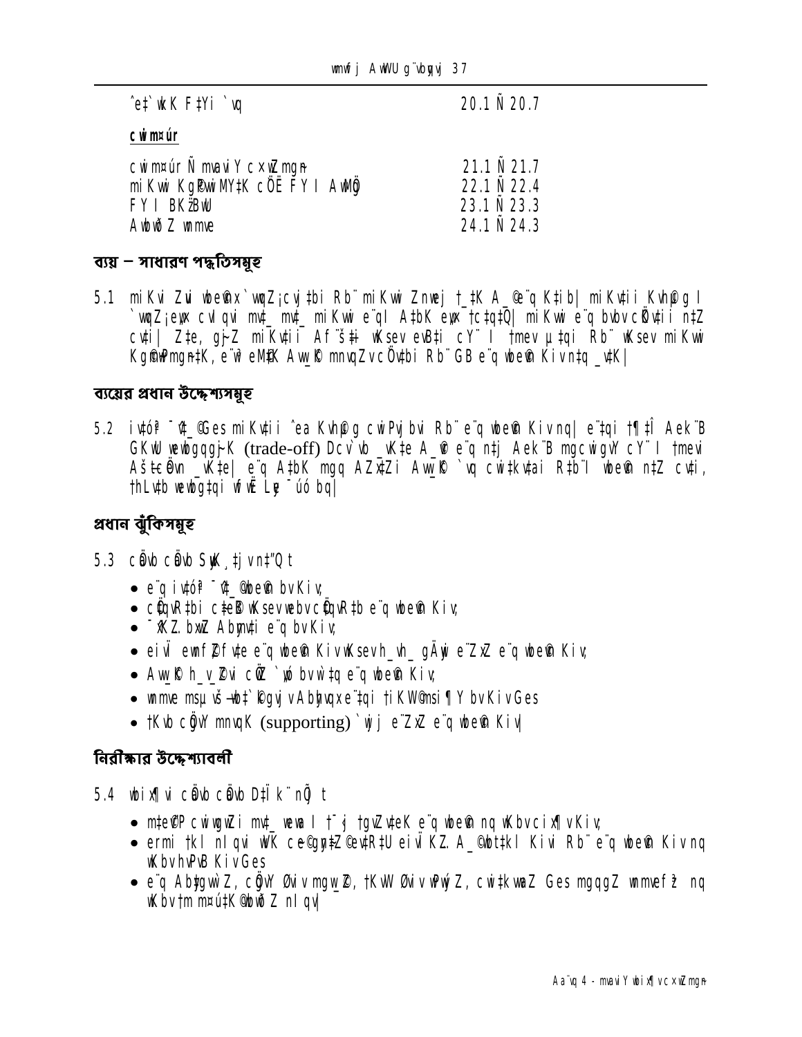| ˆe‡`wkK F‡Yi `vq | 20.1 Ñ 20.7 |
|---|---|
| **cwimsúr** | |
| cwimsúr Ñ mvaviY cx×wZmgn | 21.1 Ñ 21.7 |
| miKvwi KgPvwiM‡K cÖË FYI AwMÖg | 22.1 Ñ 22.4 |
| FYI BKzBwU | 23.1 Ñ 23.3 |
| Avbvô Z wnmve | 24.1 Ñ 24.3 |

## ব্যয় – সাধারণ পদ্ধতিসমূহ

5.1 miKvi Zvi wbeŸnx `vwqZ¡cvj‡bi Rb¨ miKvwi Znwej †_‡K A_©e¨q K‡ib| miKv‡ii Kvh©g I `vwqZ¡eqx cvlqvi mv‡_ mv‡_ miKvwi e¨qI A‡bK eqx †c‡q‡Q| miKvwi e¨q bvbvcÖKv‡ii n‡Z cv‡i| Z‡e, gj-Z miKv‡ii Af¨š‡i wKsev evB‡i cY¨ I †mev µ‡qi Rb¨ wKsev miKvwi KgPvwPmgn‡K, e¨vš eM‡K Avw_©K mnvqZvcÖv‡bi Rb¨ GB e¨q wbe©n Kiv n‡q _v‡K|

## ব্যয়ের প্রধান উদ্দেশ্যসমূহ

5.2 ivóª ¯^v‡_©Ges miKv‡ii ˆea Kvh©g cwiPvjbvi Rb¨ e¨q wbe©n Kiv nq| e¨‡qi †¶‡Î Aek¨B GKwU wewbgqgj-K (trade-off) Dcv`vb _vK‡e A_©r e¨q n‡j Aek¨B mgcwigvY cY¨ I †mevi Aš—cÖvn _vK‡e| e¨q A‡bK mgq AZx‡Zi Avw_©K `vq cwi‡kv‡ai R‡b¨I wbe©n n‡Z cv‡i, †hLv‡b wewbg‡qi wfwË Lye ¯úó bq|

## প্রধান ঝুঁকিসমূহ

5.3 cÖvb cÖvb SuyK¸‡jv n‡"Q t

- e¨q ivóª ¯^v‡_©wbe©n bvKiv;
- cÖqvR‡bi c‡eŸ wKsev wbvcÖqvR‡b e¨q wbe©n Kiv;
- ¯^KZ bxwZ Abymv‡i e¨q bvKiv;
- eivÏ evnfZ©fv‡e e¨q wbe©n KivwKsevh_vh_ gÄywi e¨ZxZ e¨q wbe©n Kiv;
- Avw_©K h_v_©Zvi cÖZ `wjj bvw‡q e¨q wbe©n Kiv;
- wnmve msµvš—wbt‡`©kgvjv Abymv‡i e¨‡qi †iKW©msi¶Y bvKivGes
- †Kvb cÖvY mnvqK (supporting) `wjj e¨ZxZ e¨q wbe©n Kiv|

## নিরীক্ষার উদ্দেশ্যাবলী

5.4 wbix¶vi cÖvb cÖvb D‡Ïk¨ nÕ t

- m‡e©P cwigvYZi mv‡_ wewa I †¯'j †gvZv‡eK e¨q wbe©n nq wKbv cix¶v Kiv;
- ermi †kl nIqvi wVK cee©gy‡Z ©ev‡R‡U eivÏ KZ. A_©wb‡kl Kivi Rb¨ e¨q wbe©n Kiv nq wKbv hvPvB KivGes
- e¨q Ab‡gvw`Z, cÖvY ©viv mgw_©Z, †KvW ©viv wPwýZ, cwi‡kvwaZ Ges mgqgZ wnmvefž nq wKbv †m m¤ú‡K©wbwðZ nIqv|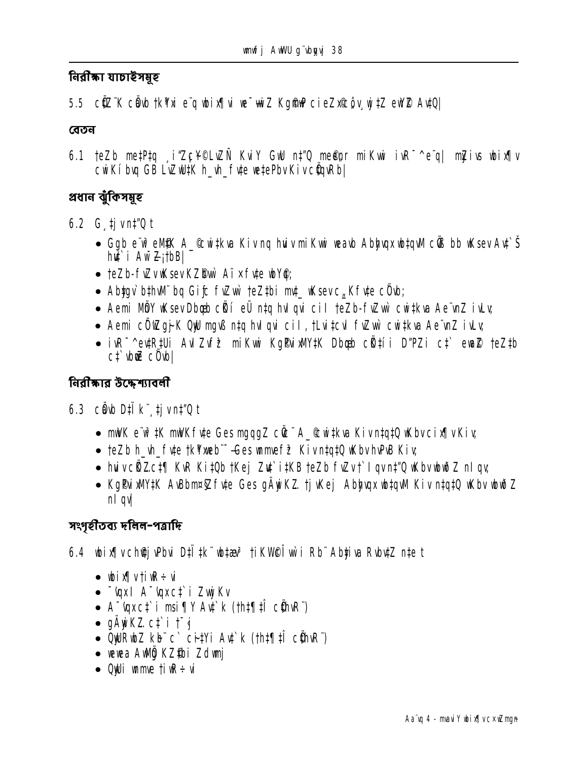## নিরীক্ষা যাচাইসমূহ

5.5 cÖZ¨K cÖvb †k¶vi e¨q wbix¶vi we¯—wiZ Kg©m~wP cieZx©Ç¢v¸wj‡Z eY©bv Av‡Q|

## বেতন

6.1 †eZb me‡P‡q ¸i"Z¡c~Y© LiP Ges Gi kZKiv Ask ‡gvU e¨‡qi Ask| myZivs wbix¶v cwiKíbvq GB LiP¸‡jv h_vh_fv‡e we‡ePbvKiv cÖ‡qvRb|

## প্রধান ঝুঁকিসমূহ

6.2 G¸‡jv n‡"Q t

- Ggb e¨w³ eM©‡K A_© cwi‡kva Kiv nq huvi miKvwi weavb Abyhvqx wb‡qvM cÖ‡qvRb bb wKsev Av‡`Š hv‡`i Aw¯—Z¡ †bB|
- †eZb-fvZv wKsev KZ©bwi Aï×fv‡e wbY©q;
- Ab¨gv`b‡hvM¨ bq Giƒc fvZvw` †eZ‡bi mv‡_ wKsev c„_Kfv‡e cÖ`vb;
- Aemi MÖn‡Yi wKsev Dbœqb cÖKí eÜ n‡q hvIqvi cil †eZb-fvZvw` cwi‡kva Ae¨vnZ ivLv;
- Aemi cÖvß‡`i-K Quvi mgvß n‡q hvIqvi cil, †Lvi‡cvl fvZvw` cwi‡kva Ae¨vnZ ivLv;
- iwR÷vi‡Ui AvIZvfz³ miKvwi Kg©Pvix‡K Dbœqb cÖK‡íi D"PZi c‡` ewm‡q †eZ‡b c‡`vbœZ cÖ`vb|

## নিরীক্ষার উদ্দেশ্যাবলী

6.3 cÖvb D‡Ïk¨¸‡jv n‡"Q t

- mwVK e¨w³‡K mwVKfv‡e Ges mgqgZ cÖ‡`q A_© cwi‡kva Kiv n‡q‡Q wKbv cix¶v Kiv;
- †eZb h_vh_fv‡e †k¶Yxq Ges wmvei Kiv n‡q‡Q wKbv hvPvB Kiv;
- huvi cÖvß c‡`i KvR Ki‡Qb †Kej Zuv‡`i‡KB †eZb fvZv †`Iqv n‡"Q wKbv wbwðZ nIqv;
- Kg©Pvix‡K AvBbm¤§Zfv‡e Ges gÄyiKZ †jvKej Abyhvqx wb‡qvM Kiv n‡q‡Q wKbv wbwðZ nIqv|

## সংগৃহীতব্য দলিল-পত্রাদি

6.4 wbix¶vcÖwµqvi D‡Ï‡k¨ wb‡æv³ †iKW©mg~‡ni Rb¨ Abyiva Rvbv‡Z n‡e t

- wbix¶v †iwR÷vi
- ¯'vqx A¯'vqx c‡`i ZvwjKv
- A¯'vqx c‡`i msi¶Y Av‡`k (†h‡¶‡Î cÖ‡hvR¨)
- gÄyiKZ c‡`i †¯‹j
- QyvUvbZ kb¨c` cÖ‡qvRb Av‡`k (†h‡¶‡Î cÖ‡hvR¨)
- wewea AwMÖg KZ©‡bi Zdwmj
- Qywi wnmve †iwR÷vi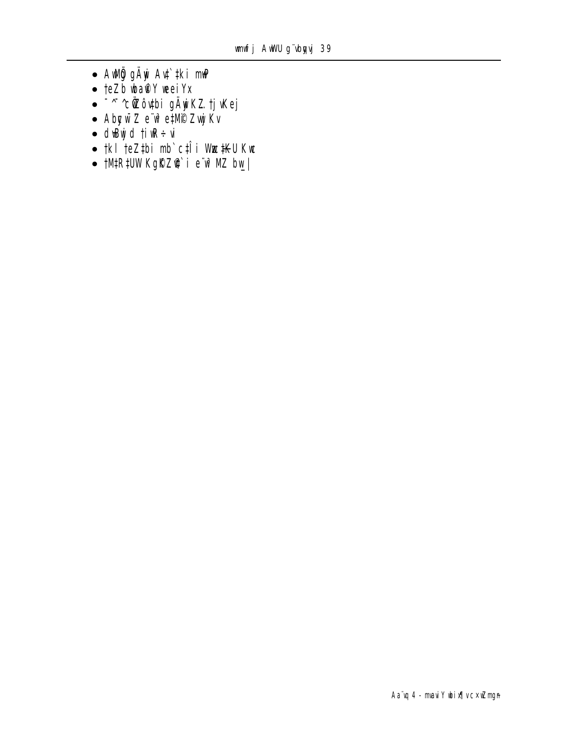- AwMÖg gÄywi Av‡`‡ki mwP
- †eZb wba©viY weeiYx
- ¯^í cwiZ¨³ gÄywi KZ. †jvKej
- Abycw¯'Z e¨w³ e‡Mi© Zvwj Kv
- dvBwjd †iwR÷vi
- †kl †eZb‡bi mb`c‡Îi Wzc‡K-U Kwc
- †M‡R‡UW KgKZ©v‡`i e¨w³ MZ bw_|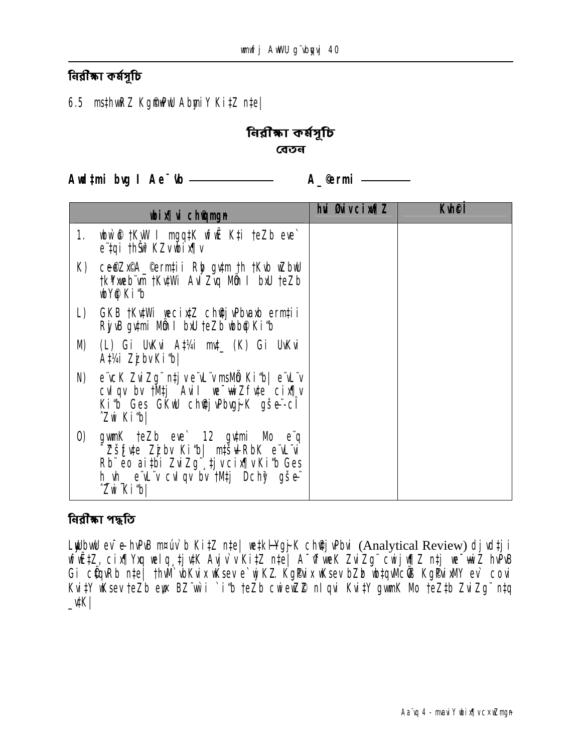## নিরীক্ষা কর্মসূচি

6.5 msthwRZ KgmPwU AbymiY Ki‡Z n‡e|

### নিরীক্ষা কর্মসূচি

#### বেতন

**Awd‡mi bvg I Ae¯'vb ——————   A\_©ermi ————**

| wbix¶v c×wZmgyn | hvi Øviv cwiPvwjZ | Kvh©Î |
|---|---|---|
| 1. wbw`©ó †KvW I mgq‡K wfwË K‡i †eZb eve` e¨‡qi †hŠw³KZv wbix¶v | | |
| K) ce©eZx©A\_©ermi‡ii Rby gvm †h †Kvb wZbwU †k¥vbeb¨vm †Kv‡Wi AvIZvq MÖn I bxU †eZb wbY©q Ki"b | | |
| L) GKB †Kv‡Wi wecix‡Z ch©vjvPbvaxb erm‡ii RyvB gv‡mi MÖn I bxU †eZb wbb©q Ki"b | | |
| M) (L) Gi UvKv A‡¼i mv‡\_ (K) Gi UvKv A‡¼i Zzjbv Ki"b| | | |
| N) e¨vcK ZviZg¨ n‡j ve¨vL¨vmsMÖn Ki"b| e¨vL¨v cvIqv bv †M‡j Avii we¯—vwiZ fv‡e cix¶v Ki"b Ges GKwU ch©vjvPbvg~jK gše¨-cÎ ˆZwi Ki"b| | | |
| O) gvmwK †eZb eve` 12 gv‡mi Mo e¨q ¯'Zš¿fv‡e Zzjbv Ki"b| m‡šÍvlRbK e¨vL¨vi Rb¨eo ai‡bi ZviZg¨¸‡jv cix¶v Ki"b Ges h\_h\_ e¨vL¨v cvIqv bv †M‡j Dchy³ gše¨ ˆZwi Ki"b| | | |

## নিরীক্ষা পদ্ধতি

LyUbvwU ev¯—evhvPvB m¤úv`b Ki‡Z n‡e| we‡kølYg~jK ch©vjvPbvi (Analytical Review) djvd‡ji wfwË‡Z, cix¶Yxq welq¸‡jv‡K Avjv`v Ki‡Z n‡e| A¯^vfvweK ZviZg¨ cwijw¶Z n‡j we¯—vwiZ hvPvB Gi cÖ‡qvRb n‡e| †hvM¨ wbKvix wKsev e¨w³KZ KgPvix wKsev bZzb wb‡qvMcÖvß KgPvixMY ev` covi Kvi‡Y wKsev †eZb eyw× BZ¨vw`i `i"b †eZb cwieZ©b nIqvi Kvi‡Y gvmwK Mo †eZ‡b ZviZg¨ n‡q \_v‡K|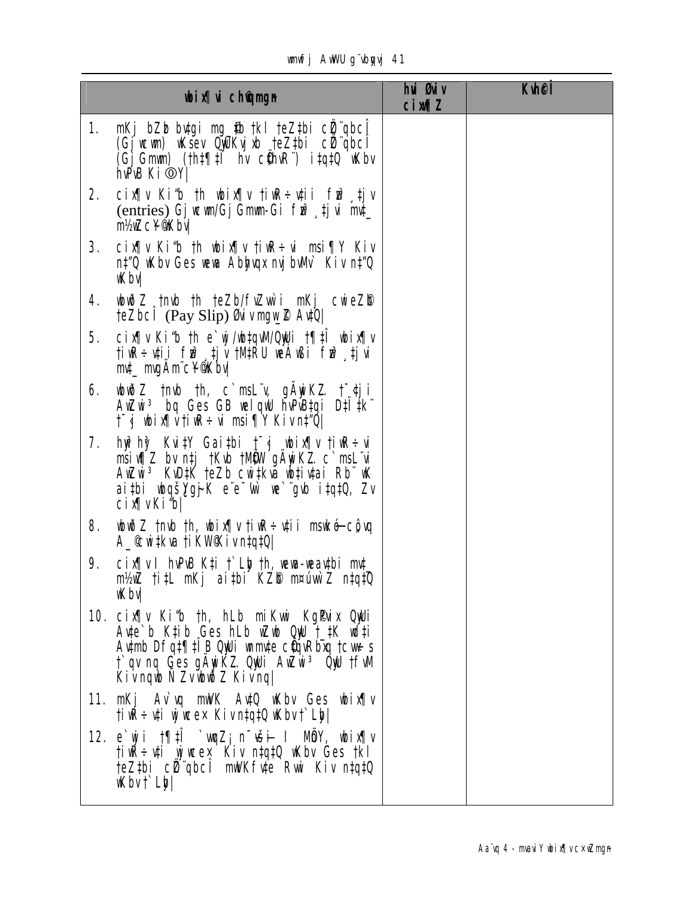| wbix¶vi c×wZmg~n | hvi Øviv cix¶Z | Kvh©Î |
|---|---|---|
| 1. mKj bZb bvtgi mg\_©b tkl teZtbi cÖ¨qbcÎ (GjwcwR) wKsev QvUKvjxb teZtbi cÖ¨qbcÎ (Gj Gmwc) (th‡¶‡Î hv cÖhvR¨) i‡q‡Q wKbv hvPvB Ki©Y\| | | |
| 2. cix¶v Ki"b th wbix¶v tiwR÷vtii fzwº ¸‡jv (entries) GjwcwR/Gj Gmwc-Gi fzwº ¸‡jvi mv‡\_ m½wZc~Y©wKbv\| | | |
| 3. cix¶v Ki"b th wbix¶v tiwR÷vi msi¶Y Kiv n‡"Q wKbv Ges wewa Abyhvqx nvjbvMv` Kiv n‡"Q wKbv\| | | |
| 4. wbw`©Z tnvb th teZb/fvZvw`i mKj cwieZ©b teZbcÎ (Pay Slip) Øviv mgw\_©Z Av‡Q\| | | |
| 5. cix¶v Ki"b th e¨vsK/wb‡qvM/QzwUi †¶‡Î wbix¶v tiwR÷vtii fzwº ¸‡jv †M‡RU weÁwßi fzwº ¸‡jvi mv‡\_ mvgÄm¨c~Y©wKbv\| | | |
| 6. wbw`©Z tnvb th, c`msL¨v gÄywiKZ. †¯¿‡ji AwZwi³ bq Ges GB welqwU hvPvB‡qi D‡Ï‡k¨ †¯¿j wbix¶v tiwR÷vi msi¶Y Kiv n‡"Q\| | | |
| 7. hw` hy³ Kvi‡Y Gai‡bi †¯¿j wbix¶v tiwR÷vi msiw¶Z bv n‡j †Kvb †MÖW gÄywiKZ. c`msL¨vi AwZwi³ KvD‡K teZb cwi‡kva wb‡ivtai Rb¨ wK ai‡bi wbqš¿Yg~jK e¨e¯'v we`¨gvb i‡q‡Q, Zv cix¶v Ki"b\| | | |
| 8. wbw`©Z tnvb th, wbix¶v tiwR÷vtii msiw¶Z cÖvq A\_©cwi‡kva tiKW©Kiv n‡q‡Q\| | | |
| 9. cix¶v I hvPvB K‡i †`Lyb th, wewa-weavtbi mv‡\_ m½wZ ti‡L mKj ai‡bi KZ©b m¤úvw`Z n‡q‡Q wKbv\| | | |
| 10. cix¶v Ki"b th, hLb miKvwi Kg©Pvix QzwU Av‡e`b K‡ib Ges hLb wZwb QzwU †\_‡K wd‡i Av‡mb Df‡q‡¶‡Î B QzwUi wnmv‡e cÖ‡qvRbxq †cwµs †`qv nq Ges gÄywiKZ. QzwUi AwZwi³ QzwU †fvM Kiv nqwb Ñ Zv wbw`©Z Kiv nq\| | | |
| 11. mKj Av`vq mwVK Av‡Q wKbv Ges wbix¶v tiwR÷vi wj wcex Kiv n‡q‡Q wKbv †`Lyb\| | | |
| 12. e`wji †¶‡Î `vwqZ¡ n¯'všÍ‡i I MÖY, wbix¶v tiwR÷vi wj wcex Kiv n‡q‡Q wKbv Ges †kl teZ‡bi cÖ¨qbcÎ mwVKfv‡e Rvwi Kiv n‡q‡Q wKbv †`Lyb\| | | |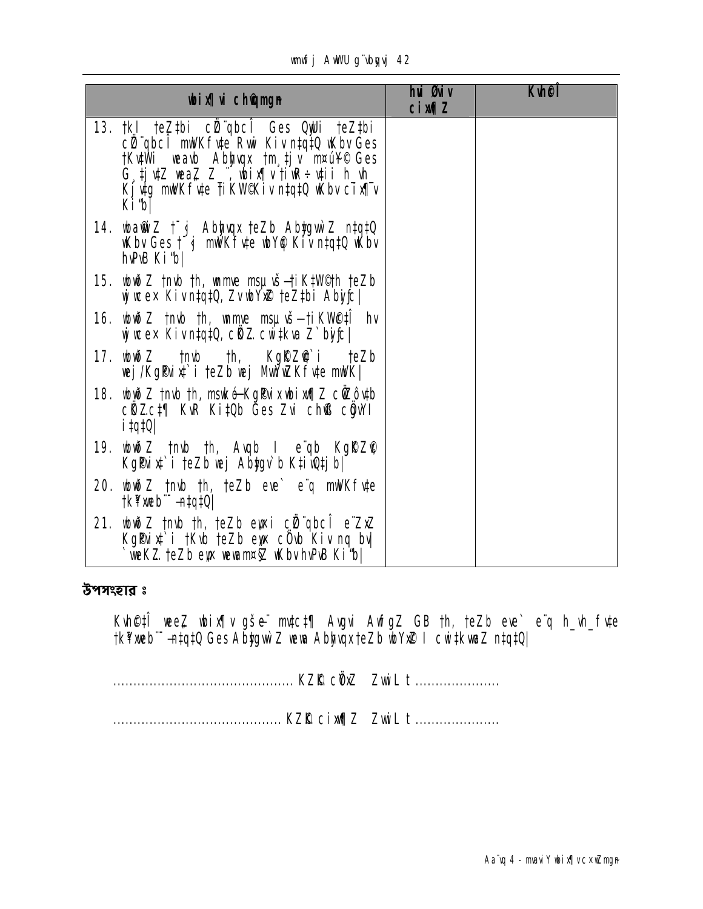| **wbix¶vi cwi‡qmgn** | **hvi Øviv cix¶Z** | **KvhPÎ** |
|---|---|---|
| 13. †kl †eZ‡bi cÖ¨vbcÎ Ges QyUi †eZ‡bi cÖ¨vbcÎ mwVKfv‡e Rwi Kiv n‡q‡Q wKbv Ges †Kv‡Wi weavb Abyhvqx †m¸‡jv mswÿ¶ Ges G¸‡jv‡Z weaZ Z_¨ wbix¶v †iwR÷v‡ii h_vh_ Kj‡g mwVKfv‡e †iKW©Kiv n‡q‡Q wKbv cix¶v Ki“b| | | |
| 14. wba©wiZ †¯‹j Abyhvqx †eZb Ab‡gvw`Z n‡q‡Q wKbv Ges †¯‹j mwVKfv‡e wbY©q Kiv n‡q‡Q wKbv hvPvB Ki“b| | | |
| 15. wbw`©ó †nvb th, mKj mshy³-†iKW©‡h †eZb wj‡L Kiv n‡q‡Q, ZvwbYx© †eZ‡bi Abyiƒc| | | |
| 16. wbw`©ó †nvb th, mKj mshy³-†iKW©‡Î hv wj‡L Kiv n‡q‡Q, cÖKZ cwi‡kva Z`byiƒc| | | |
| 17. wbw`©ó †nvb th, Kg©Pvix‡`i †eZb wej/Kg©Pvix‡`i †eZb wej MwYZxKfv‡e mwVK| | | |
| 18. wbw`©ó †nvb th, mswkó Kg©Pvix wbix¶Z cÖZ¨vw‡b cÖKZ c‡¶ KvR Ki‡Qb Ges Zvi cÖK…Z cÖvc¨ i‡q‡Q| | | |
| 19. wbw`©ó †nvb th, Ax_© I e¨q Kg©KZ©v Kg©Pvix‡`i †eZb wej Ab‡gv`b K‡i‡Qb| | | |
| 20. wbw`©ó †nvb th, †eZb eve` e¨q mwVKfv‡e †kÖYxweb¨¯Í n‡q‡Q| | | |
| 21. wbw`©ó †nvb th, †eZb eyKi cÖ¨vbcÎ e¨ZxZ Kg©Pvix‡`i †Kvb †eZb eyK cÖ`vb Kiv nq bv| `weKZ †eZb eyK weavbmsZ wKbv hvPvB Ki“b| | | |

**উপসংহার ঃ**

KvhPÎ weeZ wbix¶v gše¨ mv‡c‡¶ Avgvi AwfgZ GB th, †eZb eve` e¨q h_vh_fv‡e †kÖYxweb¨¯Í n‡q‡Q Ges Ab‡gvw`Z weva Abyhvqx †eZb wbYx© I cwi‡kva Z n‡q‡Q|

............................................ KZK cÖ¯ZZ ZwiL t ....................

......................................... KZK cix¶Z ZwiL t ....................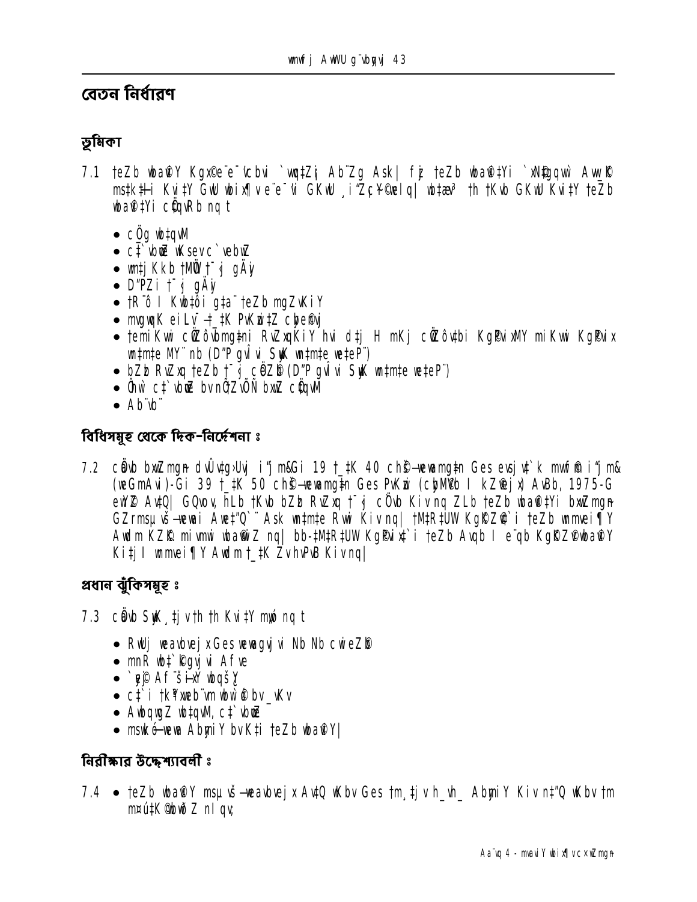## বেতন নির্ধারণ

### ভূমিকা

7.1 teZb wba©vi‡Yi Kgx©e¨e¯'vcbvi `wq‡Z¡ Ab¨Zg Ask| fvj teZb wba©vi‡Yi `¶Zv wbw`©ó Awd‡mi msL¨v, Kv‡Ri Rb¨ Kg©Pvix wb‡qv‡Mi Rb¨ we‡ePbv| wbæwjwLZ welq¸wj teZb wba©vi‡Yi Kvh©vejxi Ask (cÖvqkB wØ-c¶xq Pzw³i gva¨‡g wba©vwiZ nq):

- cÖvc¨ wb‡qvM
- c‡`vbœwZ I c‡`vbœwZ
- wmwfj AwWU Kg©x‡`i Rb¨ wefvM
- D”PZi †¯‹j gÄyi
- †R¨ô I Kwbô Kg©Pvix‡`i teZb mgZvKiY
- mgqgZ eiL¯—‡Ki PvKwi‡Z cybe©nvj
- †emiKvwi cÖwZôvb †_‡K mvgwqK Kg©Pvix ‡hvM`v‡bi Rb¨ gÄywi (D”P ch©v‡qi Rb¨ wbivc‡Ë)
- bZzb RvZxq teZb †¯‹j cÖ‡qvM (D”P ch©v‡qi Rb¨ wbivc‡Ë)
- Ônvi c‡`vbœwZÕ bxwZ cÖ‡qvM
- Ab¨vb¨

### বিধিসমূহ থেকে দিক-নির্দেশনা :

7.2 cÖvb bxwZgvjv ‡K›`ªxq i‡qj mvwf©m Gi 19 †_‡K 40 ch©š—wewagvjv Ges evsjv‡`k mvwf©m i‡qj (weGmAvi)-Gi 39 †_‡K 50 ch©š— wewagvjv Ges PvKwi (cybM©Vb I kZ©vejx) AvBb, 1975-G ewY©Z Av‡Q| GQvov, hLb †Kvb bZzb RvZxq †¯‹j cÖvb Kiv nq ZLb teZb wba©vi‡Yi bxwZgvjv GZrmsµvš— wewai Av‡"Q`¨ Ask wn‡m‡e Rvwi Kiv nq| †M‡R‡UW Kg©KZ©v‡`i teZb wbwg©Z Awdm KZ…©K mivmwi wba©viY nq| bb-†M‡R‡UW Kg©Pvix‡`i teZb Avqb I e¨qb Kg©KZ©v wba©viY Ki‡j I wbwg©Z Awdm †_‡K ZvhvPvB Kiv nq|

### প্রধান ঝুঁকিসমূহ :

7.3 cÖvb SyuwK¸‡jv †h †h Kvi‡Y m„ó nq t

- RvwjqvwZ ev wewfbœ wewagvjvi Nb Nb cwieZ©b
- mnR wb‡`©kbvi Afve
- `yb©xwZ Af¨š—ixY wbqš¿Y
- c‡`i †kªYxwe¨vm wbw`©ó bv _vKv
- Avbqwgi wb‡qvM, c‡`vbœwZ
- mswkó-wewa AbymiY bv K‡i teZb wba©viY|

### নিরীক্ষার উদ্দেশ্যাবলী :

7.4 • teZb wba©viY msµvš— weavbvejx AvQ wKbv Ges †m¸‡jv h_vh_ AbymiY Kiv n‡"Q wKbv †m m¤ú‡K© wbwðZ nIqv;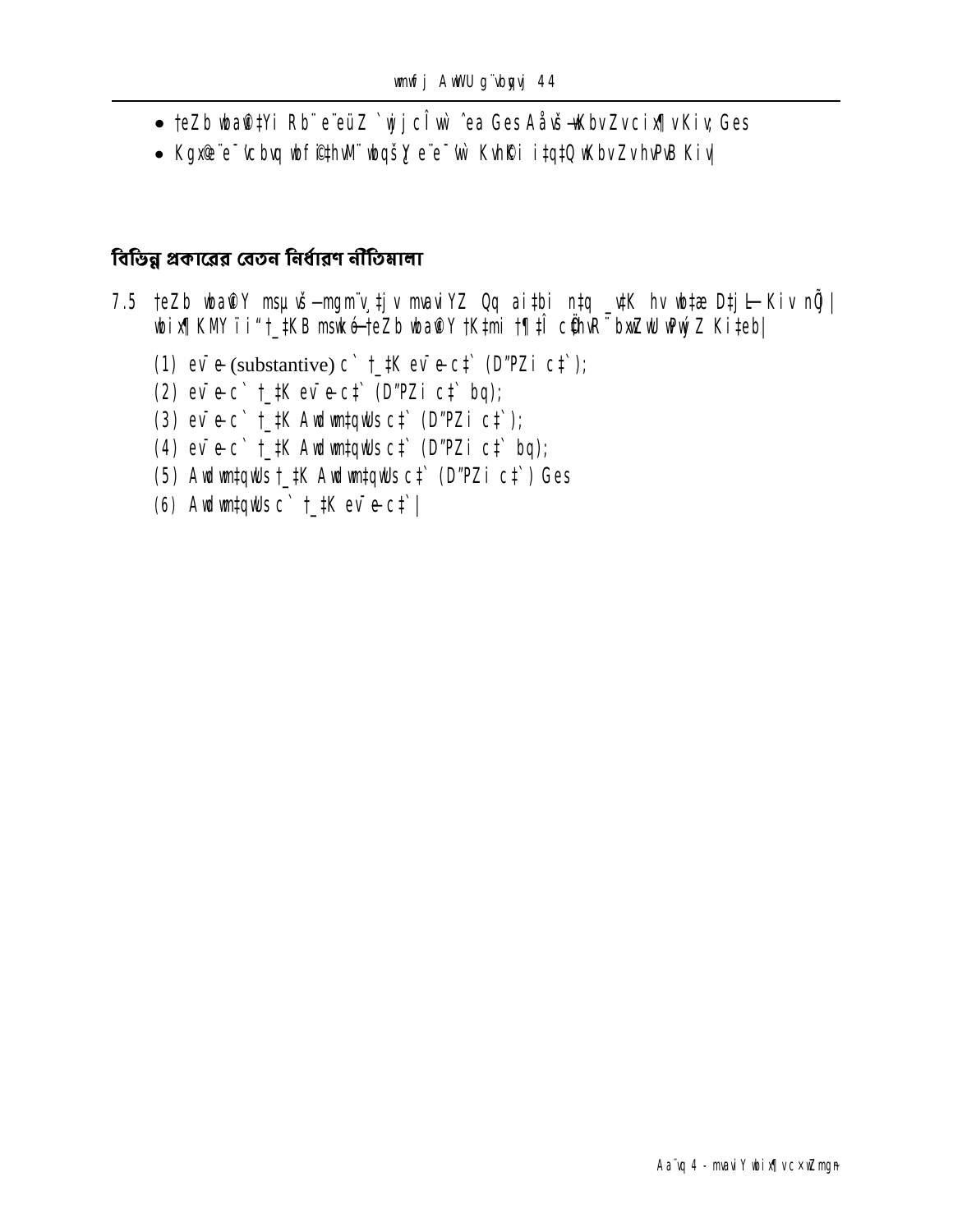- †eZb wba©‡Yi Rb¨ e¨eüZ `wjjcÎ wU ˆea Ges Aåvš—wKbvZvcix¶vKiv; Ges
- Kgx©e¨e¯'vcbvq wbf©i‡hvM¨ wbqšÎY e¨e¯'vi KvhÖKi i‡q‡Q wKbvZv hvPvB Kiv|

## বিভিন্ন প্রকারের বেতন নির্ধারণ নীতিমালা

7.5 †eZb wba©Y msµvš— mgm¨v, ‡j v mvaviYZ Qq ai‡bi n‡q _v‡K hv wb‡æ D‡jL Kiv n‡jv| wbix¶K MY ïi“‡_‡KB mswkó †eZb wba©Y †K‡mi †¶‡Î cÖ‡hvR¨ bxwZwU wPwýZ Ki‡eb|

(1) ev¯‘e (substantive) c` †_‡K ev¯‘e c‡` (D"PZi c‡`);

(2) ev¯‘e c` †_‡K ev¯‘e c‡` (D"PZi c‡` bq);

(3) ev¯‘e c` †_‡K Awb¯úbœ c‡` (D"PZi c‡`);

(4) ev¯‘e c` †_‡K Awb¯úbœ c‡` (D"PZi c‡` bq);

(5) Awb¯úbœ c` †_‡K Awb¯úbœ c‡` (D"PZi c‡`) Ges

(6) Awb¯úbœ c` †_‡K ev¯‘e c‡`|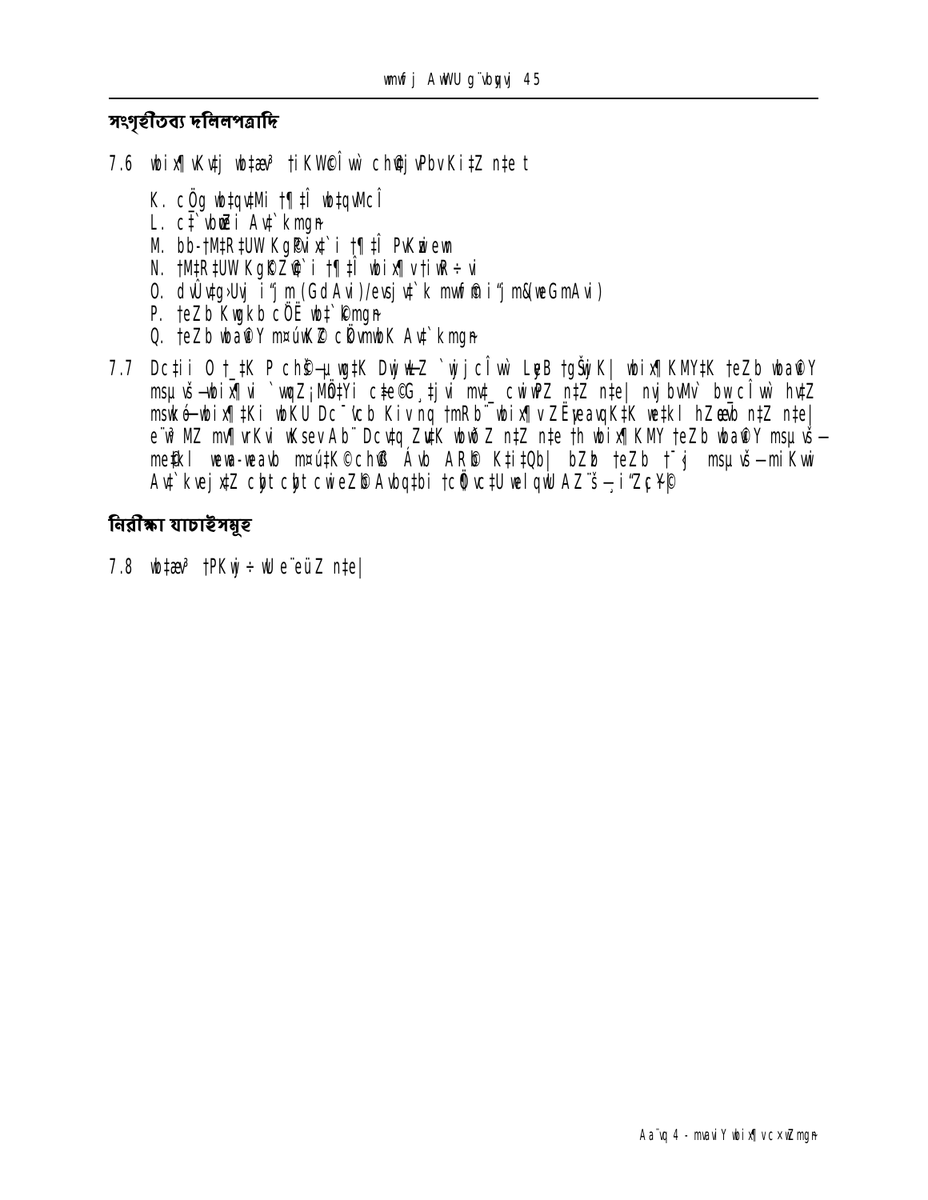### সংগৃহীতব্য দলিলপত্রাদি

7.6 wbix¶Kvtj wb‡æ³ †iKW©Îwì ch©vjvPbv Ki‡Z n‡e t

K. cÖvg wb‡qvMcÎ
L. c‡`vbœwZi Av‡`kmgn
M. bb-†M‡R‡UW Kg©Pvix‡`i †¶‡Î PvKwiewn
N. †M‡R‡UW Kg©Pvix‡`i †¶‡Î wbix¶v †iwR÷vi
O. dvÛv‡gbUvj iæjm (GdAvi)/evsjv‡`k mvwf©m iæjm&(weGmAvi)
P. †eZb Kwgkb cÖË wb‡`©kmgn
Q. †eZb wba©vY m¤úwK©Z cÖÁvcbK Av‡`kmgn

7.7 Dc‡ii 0 †_‡K P ch©š—µwgK DwjøwLZ `wjjcÎwì Ly‡R †gŠwjK| wbix¶KMY‡K †eZb wba©vY msµvš—wbix¶vi `vwqZ¡MÖn‡Yi c‡e©G¸‡jvi mv‡_ cwiwPZ n‡Z n‡e| nvjbvMv` bw_cÎwì hv‡Z msw¯ó-wbix¶‡Ki wbKU Dc¯'vcb Kiv nq †mRb¨ wbix¶v ZË¡eavqK‡K we‡kl hZœeªb n‡Z n‡e| e¨w³MZ bw_ wKsev Ab¨ Dcv‡q Zv‡K wbw`©ó n‡Z n‡e †h wbix¶KMY †eZb wba©vY msµvš— me©‡kl wewa-weavb m¤ú‡K© ch©vß Ávb AR©b K‡i‡Qb| bZzb †eZb †¯'j msµvš— miKvwi Av‡`kvejx‡Z cÖ‡hvR¨ cwieZ©bAvbq‡bi †cÖ¶v‡U welqwU AZ¨š— i"Z¡c~Y©|

### নিরীক্ষা যাচাইসমূহ

7.8 wb‡æ³ †PKwj÷ wU e¨eüZ n‡e|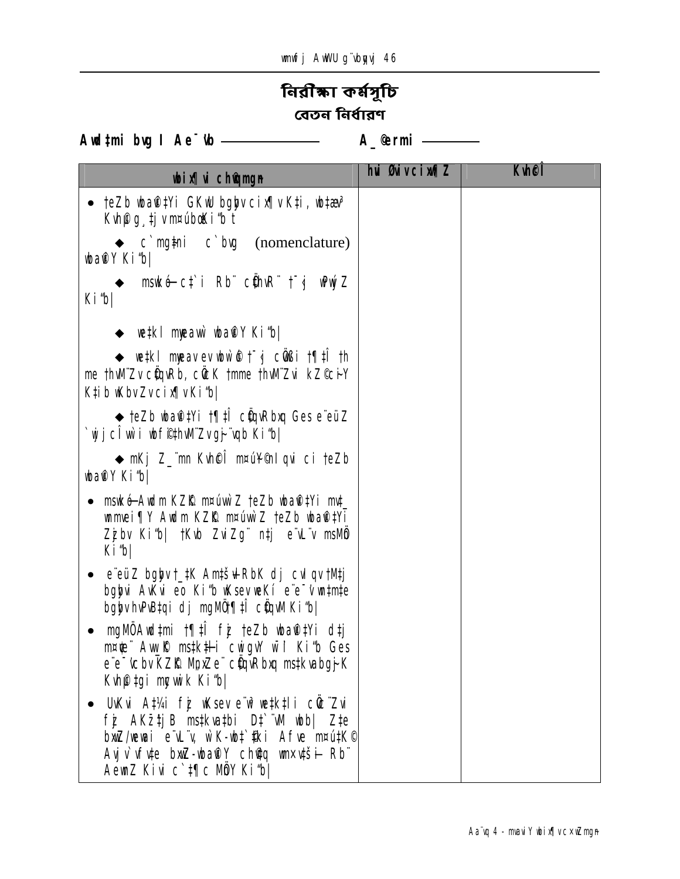# নিরীক্ষা কর্মসূচি

## বেতন নির্ধারণ

**Awdtmi bvg I Ae¯'vb ——————** **A\_©ermi ————**

| **wbix¶vi c×wZmgn** | **hvi Øviv cix¶xZ** | **KvhcÎ** |
|---|---|---|
| • †eZb wba©v‡Yi GKwU bgybv cix¶v K‡i, wb‡æv³ Kvh©µg¸‡jv m¤úbœ Ki‡Z n‡e | | |
| ◆ c`ms‡Ki c`bvg (nomenclature) wba©vY Ki‡b| | | |
| ◆ msw¯ø‡ó c‡`i Rb¨ cÖ‡hvR¨ †¯‹j wPwýZ Ki‡b| | | |
| ◆ we‡kl myweavw` wba©vY Ki‡b| | | |
| ◆ we‡kl myweav ev wbw`©ó †¯‹j cÖ‡qi †¶‡Î †h me †hvM¨Zv cÖ‡qvRb, cÖ‡K †mme †hvM¨Zvi kZ©c~iY K‡ib wKbv Zv cix¶v Ki‡b| | | |
| ◆ †eZb wba©v‡Yi †¶‡Î cÖ‡qvRbxq Ges e¨eüZ `wjjcÎ ev wbf©i‡hvM¨Zvgh~¨vqb Ki‡b| | | |
| ◆ mKj Z\_¨mn Kvh©cÎ m¤ú~Y©fv‡e ci †eZb wba©vY Ki‡b| | | |
| • msw¯ø÷ Awdm KZ©„K m¤úvw`Z †eZb wba©v‡Yi mv‡\_ wnmvei¶Y Awdm KZ©„K m¤úvw`Z †eZb wba©v‡Yi Zzjbv Ki‡b| †Kvb ZviZg¨ n‡j e¨vL¨v msMÖn Ki‡b| | | |
| • e¨eüZ bgybv †\_‡K Am‡šÍvlRbK dj cvIqv †M‡j bgybvi AvKvi eo Ki‡b wKsev weKí e¨e¯'v wn‡m‡e bgybvhvPvB‡qi dj mgMÖ †¶‡Î cÖ‡qvM Ki‡b| | | |
| • mgMÖ Awd‡mi †¶‡Î fzj †eZb wba©v‡Yi d‡j m¤¢ve¨ Avw_©K ms‡kvab cwigvY wbY©q Ki‡b Ges e¨e¯'vcbv KZ©„K MÖnYe¨ cÖ‡qvRbxq ms‡kvabgj~K Kvh©µ‡gi mycvwik Ki‡b| | | |
| • UvKvi A‡¼i fzj wKsev e¨w³ we‡k‡li cÖwZ¨Zvi fzj AKvi‡jB ms‡kva‡bi D‡`¨vM wbb| Z‡e bxwZ/weavi e¨vL¨v, w`K-wb‡`©‡ki Afve m¤ú‡K© Avjv`vfv‡e bxwZ-wba©vY c×wZ wmxv‡šÍ Rb¨ AewnZ Kivi c`‡¶c MÖnY Ki‡b| | | |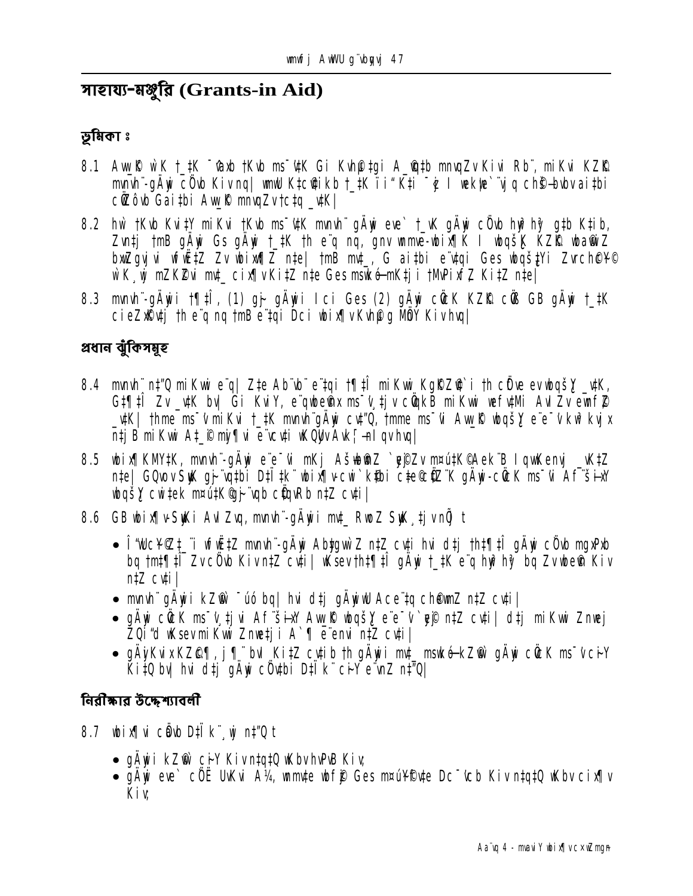# সাহায্য-মঞ্জুরি (Grants-in Aid)

## ভূমিকা ঃ

8.1 Aw\_©K wK t\_‡K `vbx †Kvb ms¯'‡K Gi Kvh©µ‡gi A\_©vq‡b mnvqZv Kiv Rb¨, miKvi KZ©„K mvnvh¨-gÄyix cÖ`vb Kiv nq| wmwU K‡c©v‡ikb t\_‡K ïi" K‡i ¯‹zj I wek¦we`¨vjq ch©š— bvbv ai‡bi cÖwZôvb Gai‡bi Aw\_©K mnvqZv †c‡q \_v‡K|

8.2 hw` †Kvb Kvi‡Y miKvi †Kvb ms¯'‡K mvnvh¨ gÄyix eve` t\_vK gÄyix cÖ`vb hw` hy³ g‡b K‡ib, Zvn‡j †mB gÄyix Gs gÄyix t\_‡K †h e¨q nq, gnv wmme-wbix¶K I wbqš¿K KZ©„K wba©vwiZ bxwZgvjvi wfwË‡Z Zv wbix¶Z n‡e| †mB mvt\_, G ai‡bi e¨‡qi Ges wbqš¿‡Yi Zvrch©c~Y© wK¸wj mZK©Zvi mvt\_ cix¶v Ki‡Z n‡e Ges mswkó-mK‡ji †MvPixf~Z Ki‡Z n‡e|

8.3 mvnvh¨-gÄywi †¶‡Î, (1) gi- gÄywi Ici Ges (2) gÄyix cÖ`K KZ©„K cÖ`Ë GB gÄyix t\_‡K cieZx©‡Z †h e¨q nq †mB e¨‡qi Dci wbix¶v Kvh©µg MÖnY Kiv hvq|

## প্রধান ঝুঁকিসমূহ

8.4 mvnvh¨ nt"Q miKvwi e¨q| Z‡e Ab¨vb¨ e¨‡qi †¶‡Î miKvwi Kg©KZ©v‡`i †h cÖ‡ve evwbqš¿Y \_v‡K, G‡¶‡Î Zv \_v‡K bv| Gi KviY, e¨qwbe©vn ms¯'v¸‡jv cÖvqkB miKvwi wefv‡Mi AvIZv ewnf©~Z \_v‡K| †hme ms¯'v miKvi t\_‡K mvnvh¨gÄyix cvq"Q, †mme ms¯'vi Aw\_©K wbqš¿Y e¨e¯'vi kw³ kvjx n‡j B miKvwi A‡\_©i my¶yi e¨enviKªUwfAvK¦-nlqv hvq|

8.5 wbix¶KMY‡K, mvnvh¨-gÄyix e¨e¯'vi mKj AsWbnZ `y©Zv m¤ú‡K©AeK¨B I qwKenvj \_vK‡Z n‡e| GQvov SyuK gj-¨vq‡bi D‡Ï‡k¨ wbix¶vcwi`k©‡bi c‡e©c©Ö¨K gÄyix-cÖ`K ms¯'vi Af¨šÍixY wbqš¿Y cwi‡ek m¤ú‡K©gj-¨vqb cÖ‡qvRb n‡Z cv‡i|

8.6 GB wbix¶v-SyuKi AvIZvq, mvnvh¨-gÄywi mvt\_ RwoZ SyuK¸‡jv nõ t

- Î"wUc¥©Z‡\_¨i wfwË‡Z mvnvh¨-gÄyix Ab‡gvw`Z n‡Z cv‡i hvi d‡j †h‡¶‡Î gÄyix cÖ`vb mgxPxb bq †m‡¶‡Î ZvcÖ`vb Kiv n‡Z cv‡i| wKsev †h‡¶‡Î gÄyix t\_‡K e¨q hw` hy³ bq Zv wbe©vn Kiv n‡Z cv‡i|
- mvnvh¨ gÄywi kZ©vi ¯úó bq| hvi d‡j gÄywiwU Ace¨‡q ch©ewmZ n‡Z cv‡i|
- gÄyix cÖ`K ms¯'v¸‡jvi Af¨šÍixY Aw\_©K wbqš¿Y e¨e¯'v `y©j n‡Z cv‡i| d‡j miKvwi Znwej ZQi"d wKsev miKvwi Znwe‡ji A`¶ e¨enui n‡Z cv‡i|
- gÄyKvixKZ©„c¶, j¶¨ bv Ki‡Z cv‡ib †h gÄywii mvt\_ mswkó-kZ©vi gÄyix cÖ`K ms¯'vci-Y Ki‡Q bv| hvi d‡j gÄyix cÖ`v‡bi D‡Ïk¨ ci-Y e¨nZ nt"Q|

## নিরীক্ষার উদ্দেশ্যাবলী

8.7 wbix¶vi cÖavb D‡Ïk¨¸wj nt"Q t

- gÄywi kZ©vi ci-Y Kiv n‡q‡Q wKbv hvPvB Kiv;
- gÄyix eve` cÖË UvKvi A¼, wmwte wbf©~j Ges m¤úY©iƒ‡c Dc¯'vcb Kiv n‡q‡Q wKbv cix¶v Kiv;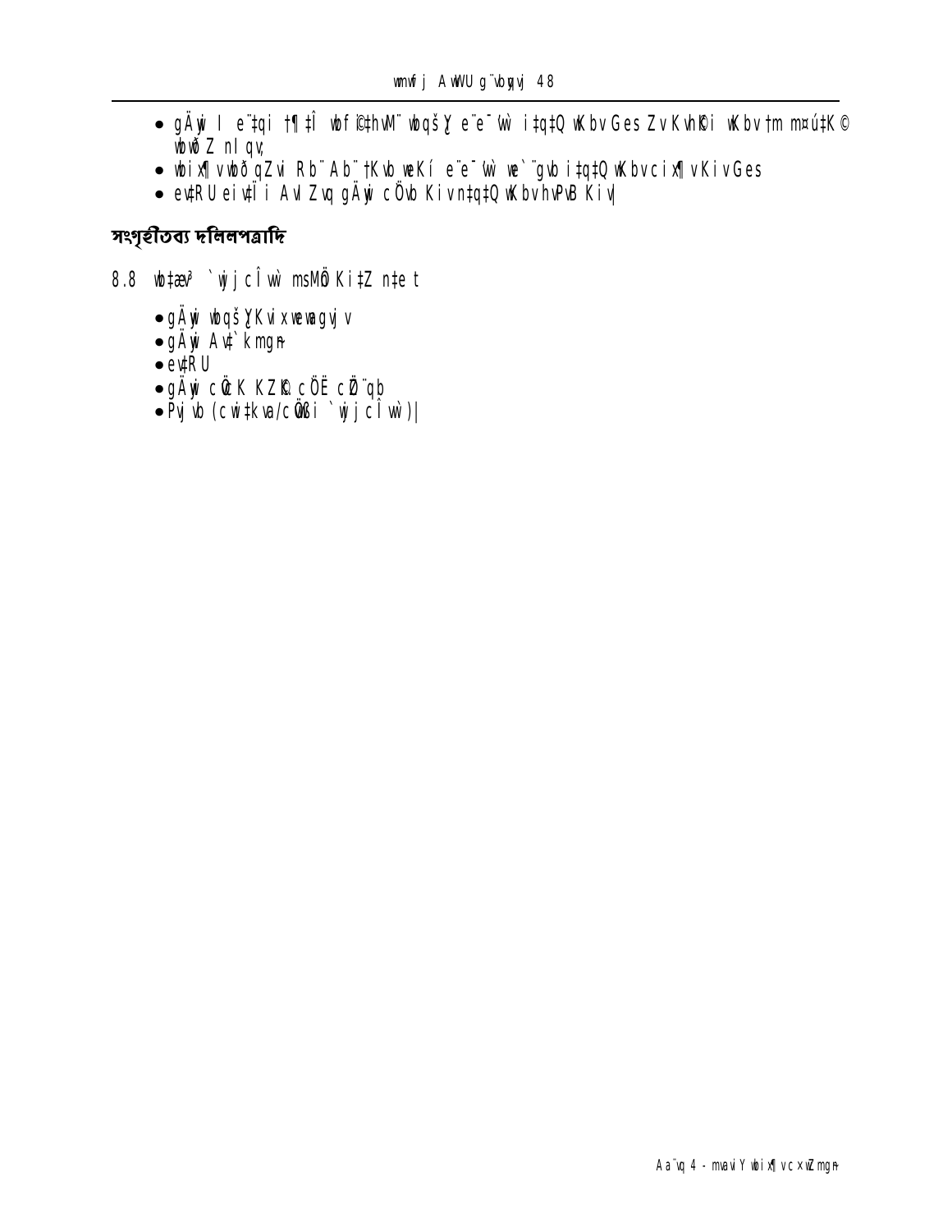- gÄ¨yi I e¨‡qi †¶‡Î wbf©i‡hvM¨ wbqš¿Y e¨e¯'vi i‡q‡Q wKbv Ges ZvKvh©Ki wKbv †m m¤ú‡K© wbwðZ nIqv;
- wbix¶vwbð qZvi Rb¨ Ab¨ †Kvb weKí e¨e¯'vi we`¨gvb i‡q‡Q wKbv cix¶v Kiv Ges
- ev‡RU eiv‡Ïi AvIZvq gÄ¨yi cÖvb Kiv n‡q‡Q wKbv hvPvB Kiv|

## সংগৃহীতব্য দলিলপত্রাদি

8.8 wb‡æv³ `wjjcÎvw` msMÖn Ki‡Z n‡e t

- gÄ¨yi wbqš¿YKvix KZ©„c‡ÿi Aby‡gv`b
- gÄ¨yi Av‡`kmg~n
- ev‡RU
- gÄ¨yi cÖ‡qvRbxqZv ch©v‡jvPbv
- Pyw³ (cwi‡kva/cÖ‡qvRbxq `wjjcÎvw`)|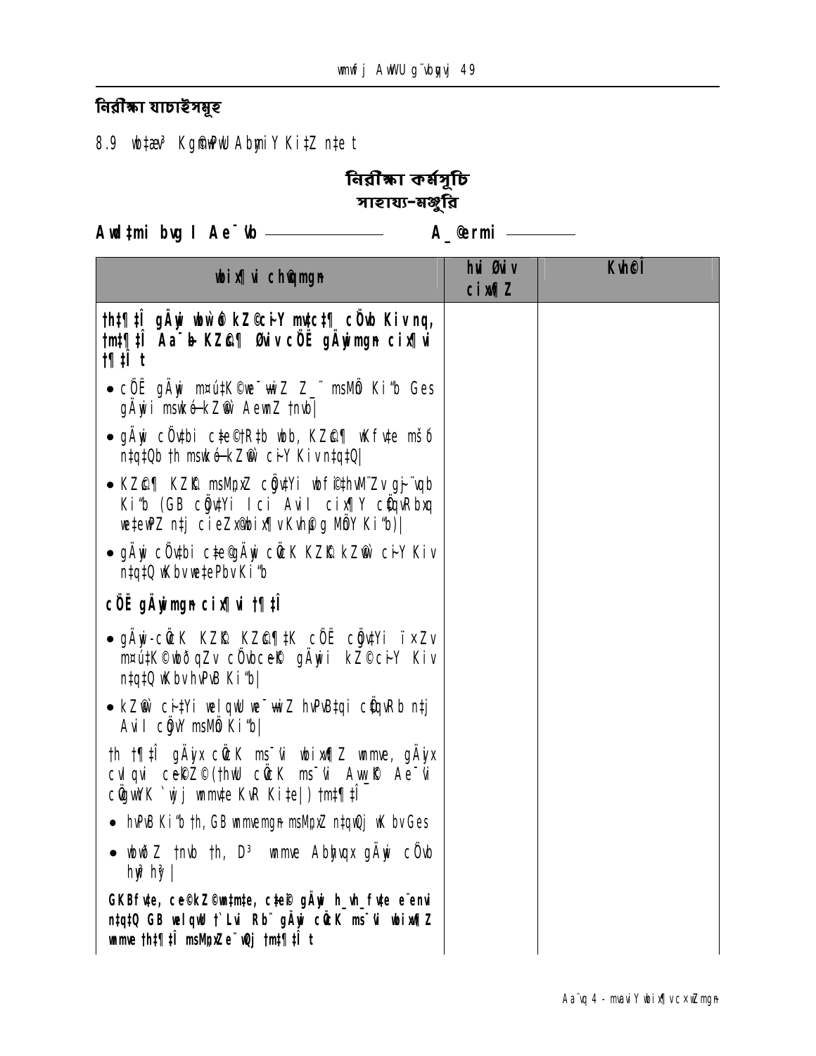## নিরীক্ষা যাচাইসমূহ

8.9 wb‡ae³ Kg©m~wPi AbymiY Ki‡Z n‡e t

### নিরীক্ষা কর্মসূচি
### সাহায্য-মঞ্জুরি

**Awd‡mi bvg I Ae¯'vb ——————　　A_©erm ————**

| **wbix¶vi cwiKíbv** | **hvi Øviv cix¶Z** | **KvhcÎ** |
|---|---|---|
| **th‡¶‡Î gÄyix wbw`©ó kZ©cÖY mv‡c‡¶ cÖ`vb Kiv nq, tm‡¶‡Î Aa¯'b KZ©„c¶ Øviv cÖË gÄyimg~n cix¶vi †¶‡Î t** | | |
| • cÖË gÄyix m¤ú‡K©ie¯'vwiZ Z_¨ msMÖn Ki"b Ges gÄyix msµvš— kZ©vw` AewnZ †nvb\| | | |
| • gÄyix cÖvcbi c‡e©†R‡b wbb, KZ©„c¶ wKfv‡e mš‘ó n‡q‡Qb th msµvš— kZ©vw` cÖY Kiv n‡q‡Q\| | | |
| • KZ©„c¶ KZ©„K msM„nxZ cÖgvYi wbfi‡hvM¨Zv gh©¨vqb Ki"b (GB cÖgvYi Ici Awdm cix¶Y cÖwµqvRbxq we‡ePbv n‡j cieZx©wbix¶v Kvh©µg MÖY Ki"b)\| | | |
| • gÄyix cÖvcbi c‡e©gÄyix cÖvcK KZ©„K kZ©vw` cÖY Kiv n‡q‡Q wKbv we‡ePbv Ki"b | | |
| **cÖË gÄyimg~n cix¶vi †¶‡Î** | | |
| • gÄyix-cÖvcK KZ©„K KZ©„c¶‡K cÖË cÖgvYi ïxZv m¤ú‡K©wbðqZv cÖ`vbcÖe gÄyix kZ©cÖY Kiv n‡q‡Q wKbv hvPvB Ki"b\| | | |
| • kZ©vw` cÖ‡Yi welqwU we¯'vwiZ hvPvB‡qi cÖwµqvRb n‡j Awdm cÖgvY msMÖn Ki"b\| | | |
| th †¶‡Î gÄyix cÖvcK ms¯'vi wbix¶Z wnmve, gÄyix cÖvqvi cÖe©Z©(†hvU cÖvcK ms¯'vi Awf©U Ae¯'vi cÖgvYK `wjj wnmv‡e KvR Ki‡e\|) tm‡¶‡Î | | |
| • hvPvB Ki"b th, GB wnmvemg~n msM„nxZ n‡q‡Qj wK bvGes | | |
| • wbwðZ †nvb th, D³ wnmve Abyhvqx gÄyix cÖ`vb hyw³ hy³\| | | |
| **GKBfv‡e, ce©kZ©mn‡hv‡e, c‡ei gÄyix h_vh_fv‡e e¨envi n‡q‡Q GB welqwU †`Lvi Rb¨ gÄyix cÖvcK ms¯'vi wbix¶Z wnmve th‡¶‡Î msM„nxZe¨wQj tm‡¶‡Î t** | | |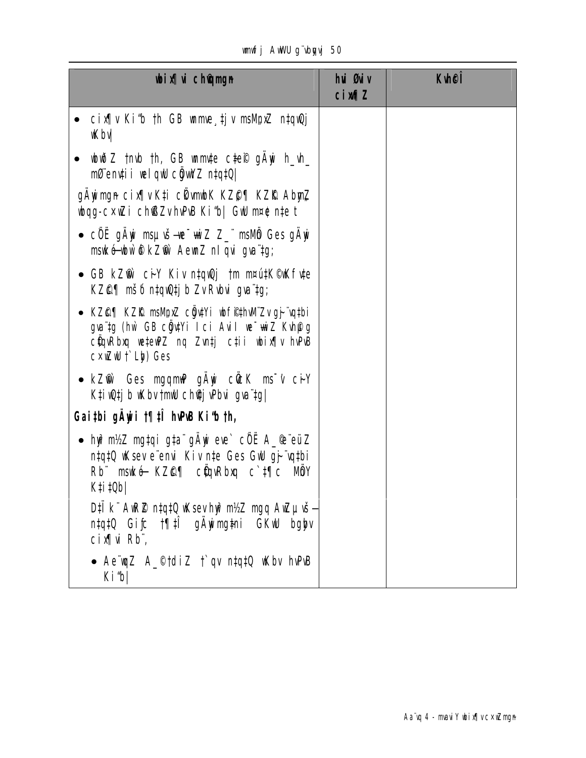| wbix¶ vi ch©qmgn | hui Øviv cix¶Z | Kvh©Î |
|---|---|---|
| • cix¶ v Ki"b th GB wmme¸‡jv msMªxZ n‡qwQj wKbv| | | |
| • wbwðZ †nvb th, GB wmmv‡e c‡ei© gÄyi h_vh_ mØ"envi‡ii wel qwU cÖgwYZ n‡q‡Q| | | |
| gÄyimgn cix¶ vK‡i cÖvmwbK KZ©c¶ KZ©K Abyg‡Z wbqg-cxwZi ch©B‡Zv hvPvB Ki"b| GwU m¤ú‡© n‡e t | | |
| • cÖË gÄyi msµvš—we`¨wiZ Z_¨ msMÖ Ges gÄyi mswkó-wbw`©óKZ¨© AewnZ nIqvi gva¨‡g; | | |
| • GB kZ©© ci-Y Kiv n‡qwQj †m m¤ú‡K©wKf v‡e KZ©c¶ mš'ó n‡qwQ‡jb ZvRvbvi gva¨‡g; | | |
| • KZ©c¶ KZ©K msMªxZ cÖgv‡Yi wbf©i‡hvM¨Zv gh©¨vq‡bi gva¨‡g (hw` GB cÖgv‡Yi Ici Avil we¯—wiZ Kvh©g cÖ‡qvRbxq we‡ewPZ nq Zvn‡j c‡ii wbix¶ v hvPvB cxwZwU †`Lyb) Ges | | |
| • kZ©© Ges mgqmxgv gÄyi cÖ`©K ms¯'v ci-Y K‡iwQ‡jb wKbv †mwU ch©‡j vPbvi gva¨‡g| | | |
| **Gai‡bi gÄywi †¶‡Î hvPvB Ki"b th,** | | |
| • hyw³ m½Z mg‡qi g‡a¨ gÄyi eve` cÖË A_©e¨eüZ n‡q‡Q wKsev e¨envi Kiv n‡e Ges GwU gh©¨vq‡bi Rb¨ mswkó— KZ©c¶ cÖ‡qvRbxq c`‡¶c MÖY K‡i‡Qb| | | |
| D‡Ïk¨ AwR©Z n‡q‡Q wKsev hyw³ m½Z mgq AwZµvš— n‡q‡Q Gi‡c †¶‡Î gÄyimg‡ni GKwU bgyb cix¶vi Rb¨, | | |
| • Ae¨wqZ A_©‡diZ †`qv n‡q‡Q wKbv hvPvB Ki"b| | | |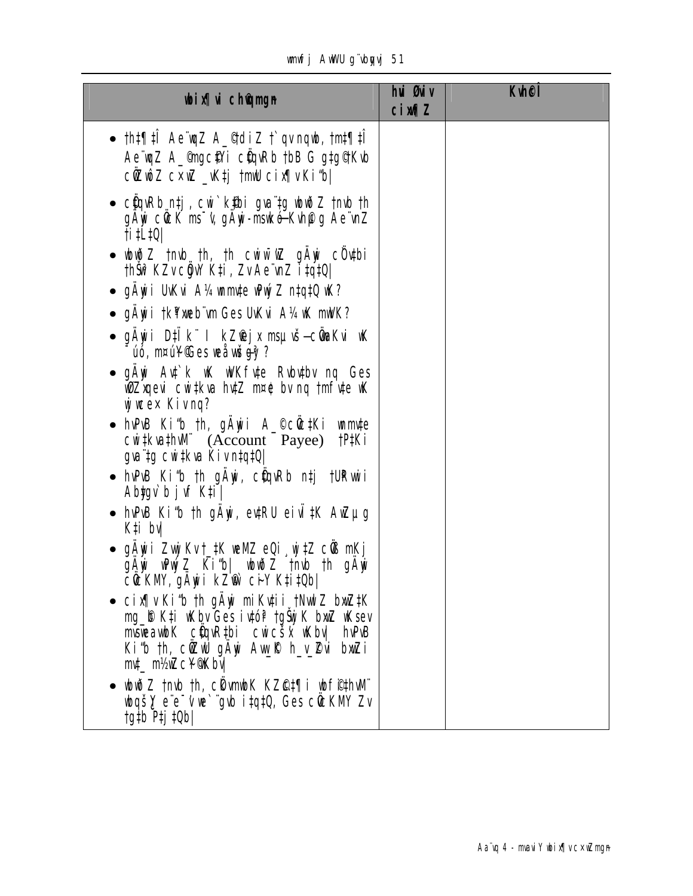| wbix¶vi c×wZmg~n | hvi Øviv cix¶xZ | Kvh©cÎ |
|---|---|---|
| • th‡¶‡Î Ae¨wqZ A_©diZ †`qv nqwb, †m‡¶‡Î Ae¨wqZ A_©mgc©‡Yi cÖ‡qvRb †bB G g‡g© †Kvb cÖZ¨qbcÎ cvIqv hvq wKbv †mwU cix¶v Ki“b|<br>• cÖ‡qvRb n‡j, cwi`k©‡bi gva¨‡g wbwðZ †nvb †h gÄyix cÖ`Ë ms¯’v, gÄyix-msµvšÍ Kvh©µg Ae¨vnZ †i‡L‡Q|<br>• wbwðZ †nvb †h, †h cwiKíbvq gÄyix cÖ`v‡bi †hŠw³KZv cÖgvY K‡i, Zv Ae¨vnZ i‡q‡Q|<br>• gÄyixi UvKvi A¼ wnmv‡e wjwc×Z n‡q‡Q wK?<br>• gÄyixi †k¶ wKw¯—i Ges UvKvi A¼ wK mwVK?<br>• gÄyixi D‡Ïk¨ I kZ©vejx msµvšÍ cÖgvYKvi wK ¯úó, m¤ú~Y© Ges weåvwšÍgy³?<br>• gÄyix Av‡`k wK wbKf©v‡e Rvbv‡bv nq Ges wbZ¨ cÖ‡qvRbxq cwi‡kva hv‡Z m¤¢e bv nq †mfv‡e wK wjwce× Kiv nq?<br>• hvPvB Ki“b †h, gÄyixi A_© cÖ`v‡bi wnmv‡e cwi‡kva‡hvM¨ (Account Payee) †P‡Ki gva¨‡g cwi‡kva Kiv n‡q‡Q|<br>• hvPvB Ki“b †h gÄyix, cÖ‡qvRb n‡j †UR‡ii Ab‡gv`b j‡q K‡i|<br>• hvPvB Ki“b †h gÄyix, ev‡RU eivÏ †K AwZµg K‡i bv|<br>• gÄyixi ZvwjKv †_‡K weMZ eQi¸‡jv‡Z cÖ`Ë mKj gÄyix wjwc×Z Ki“b| wbwðZ †nvb †h gÄyix cÖ`ËKvix, gÄyixi kZ©vw` cvjb K‡i‡Qb|<br>• cix¶v Ki“b †h gÄyix miKv‡ii †NvwlZ bxwZ‡K mg_©b K‡i wKbv Ges i¶vµZ †gŠwjK bxwZ wKsev msweavb‡K cÖ‡qvR‡bi cwicš’x wKbv| hvPvB Ki“b †h, cÖZ¨vwkZ gÄyix Avw_©K h_v_©Zvi bxwZi m‡½ m½wZc~Y© wKbv|<br>• wbwðZ †nvb †h, cÖwZôv‡bK KZ©…c‡¶i wbf©i‡hvM¨ wbqš¿Y e¨e¯’v we`¨gvb i‡q‡Q, Ges cÖ`ËKvix Zv †g‡b P‡j‡Qb| | | |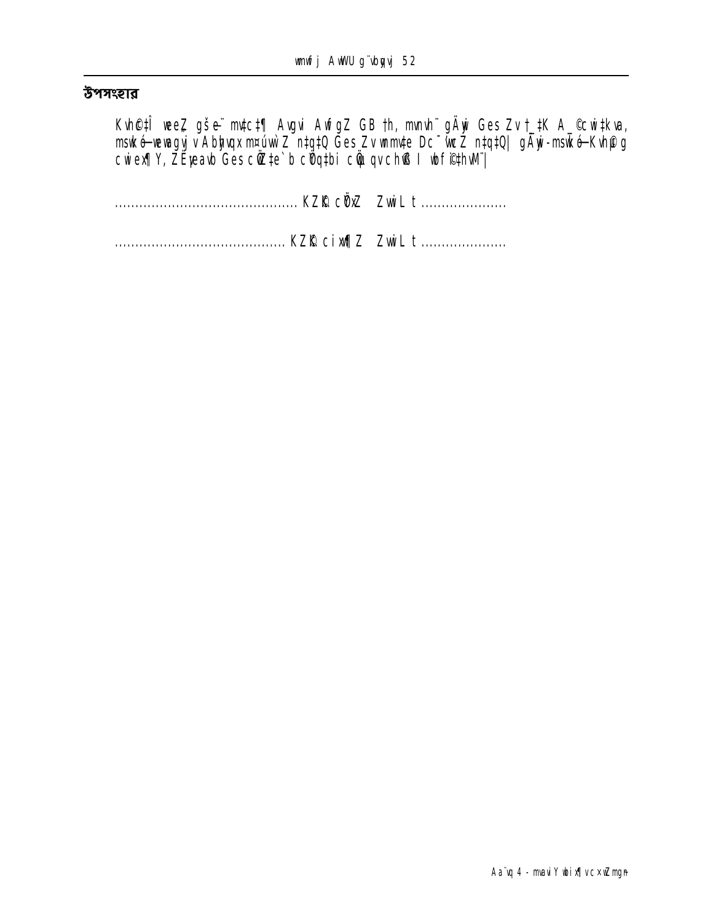# উপসংহার

Kvh©‡iÎ weeZ gše¨ mv‡c‡¶ Avgvi AwfgZ GB th, mvnvh¨ gÄyi Ges Zv †_‡K A_©cwi‡kva, msw kó-wewagyj v Abyhvqx m¤úbœ Z n‡q‡Q Ges Zv wnmv‡e Dc¯'vcZ n‡q‡Q| gÄyi-msw kó-Kvh©g cwiex¶Y, ZË¡eavb Ges cwiZ‡e`b cÖ¯‘‡Zi cÖ‡qvRbxq I wbfi©‡hvM¨|

............................................ KZ©„c‡¶i Zvwi L t .....................

.......................................... KZ©„c cix¶Z Zvwi L t .....................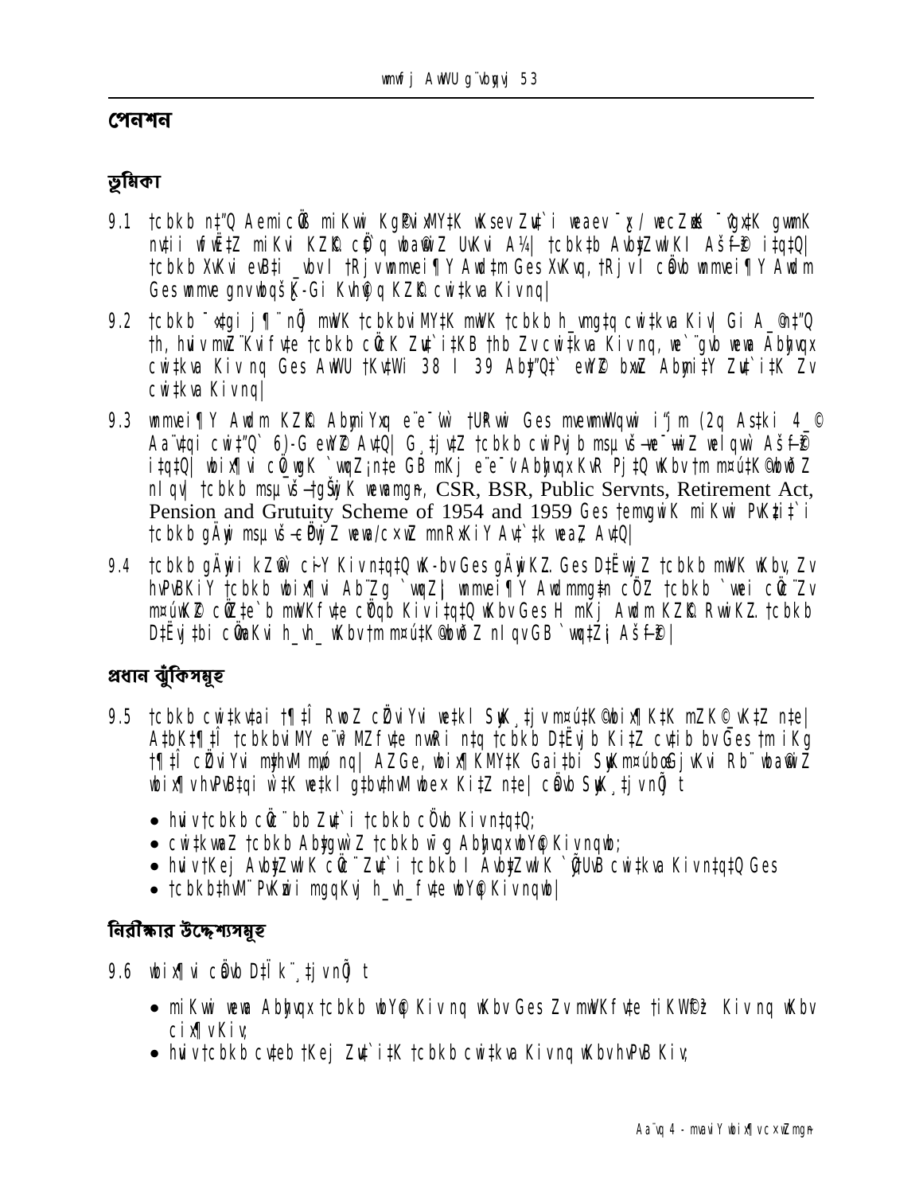## পেনশন

### ভূমিকা

9.1 tcbkb n‡"Q Aemic‡Ö miKvwi KgPvixM‡Yi wKsev Zv‡`i weaev ¯¿x / wecZœxK ¯^gx‡K gvwmK nv‡ii wfwË‡Z miKvi KZ©„K cÖ`Ë wbwgZ UvKvi A¼| tcbk‡b Avbyl½wKI Aš—f©³ i‡q‡Q| tcbkb XvKvi evB‡i _vbvI tRjv wmmvei¶Y Awd‡m Ges XvKvq, tRjvI cÖvb wmmvei¶Y Awdm Ges wmme gnvwbqš¿K-Gi Kvh©q KZ©„K cwi‡kva Kivnq|

9.2 tcbkb ¯’vgx j¶¨ nq mwVK tcbkbvi M‡YK mwVK tcbkb h_vmg‡q cwi‡kva Kiv| Gi A_© n‡"Q th, hviv mwZ¨Kvi fv‡e tcbkb cÖvcK Zv‡`i‡KB thb Zv cwi‡kva Kivnq, we`¨gvb wewa Abyhvqx cwi‡kva Kivnq Ges AwWU tKv‡Wi 38 I 39 Aby‡"Q‡` ewY©Z bxwZ Abymv‡i Zv‡`i‡K Zv cwi‡kva Kivnq|

9.3 wmmvei¶Y Awdm KZ©„K AbymiYxq e¨e¯’vw` tUR‡wi Ges mvevmwWqvwi i"jm (2q As‡ki 4_© Aa¨v‡qi cwi‡"Q` 6)-G ewY©Z Av‡Q| G¸‡jv‡Z tcbkb cwiPvjb msµvš—we¯—wiZ welqvw` Aš—f©³ i‡q‡Q| wbix¶vi cÖ‡qvR‡b `vqZ¡nxb GB mKj e¨e¯’v Abyhvqx KvR Pj‡Q wKbv tm m¤ú‡K© wbwðZ nIqv| tcbkb msµvš—‡gŠwjK wewamgn, CSR, BSR, Public Servnts, Retirement Act, Pension and Grutuity Scheme of 1954 and 1959 Ges temvgwiK miKvwi PvKzi‡`i tcbkb gÄywi msµvš— eÈb/ wewa/c×wZ mnRxKiY Av‡`‡k weaZ Av‡Q|

9.4 tcbkb gÄywi kZ©vw` ciY Kivn‡q‡Q wK-bv Ges gÄywiKZ Ges D‡Ëvwj‡Z tcbkb mwVK wKbv Zv hvPvBKiY tcbkb wbix¶vi Ab¨Zg `vwqZ¡| wmmvei¶Y Awdmmg‡n cÖ‡Z tcbkb `vwei cÖ‡qvRbxq m¤úwK©Z cÖ‡qvRbxq `wjjvw` mwVKfv‡e cÖ`vb Kiv n‡q‡Q wKbv Ges H mKj Awdm KZ©„K RvwiKZ tcbkb D‡Ëvj‡bi cÖ‡qvRbxq h_vh_ wKbv tm m¤ú‡K© wbwðZ nIqvGB `vwqZ¡i Aš—f©³|

### প্রধান ঝুঁকিসমূহ

9.5 tcbkb cwi‡kv‡ai †¶‡Î RwoZ cÖ‡qvRbxq we‡kl SyuwK¸‡jv m¤ú‡K© wbix¶K‡K mZK© _vK‡Z n‡e| A‡bK‡¶‡Î tcbkbvi M‡Yi e¨w³MZfv‡e nvRi n‡q tcbkb D‡Ëvjb Ki‡Z cv‡ib bv Ges tm †¶‡Î cÖZviYvi m¤¢vebv _v‡K| AZGe, wbix¶KM‡Yi Gi‡bi SywKm¤ú‡K© mRvM _vKv Ges Zv wbix¶v hvPvB‡qi mgq we‡ePbvq Avbv DwPZ| cÖavb SyuwK¸‡jv n‡jv t

- hviv tcbkb cÖvc¨ bb Zv‡`i tcbkb cÖ`vb Kivn‡q‡Q;
- cwi‡kvwaZ tcbkb Abygw`Z tcbkb n‡Z Abyhvqx wbY©q Kivnqwb;
- hviv tKej Avbyl½wK cÖvc¨ Zv‡`i tcbkb I Avbyl½wK `vweB cwi‡kva Kivn‡q‡Q Ges
- tcbkbvi‡`i PvKzwii mgqKvj h_vh_fv‡e wbY©q Kivnqwb|

### নিরীক্ষার উদ্দেশ্যসমূহ

9.6 wbix¶vi cÖavb D‡Ïk¨¸‡jv n‡jv t

- miKvwi wewa Abyhvqx tcbkb wbY©q Kivnq wKbv Ges Zv mwVKfv‡e tiKW©fz³ Kivnq wKbv cix¶v Kiv;
- hviv tcbkb cv‡eb tKej Zv‡`i‡K tcbkb cwi‡kva Kivnq wKbv hvPvB Kiv;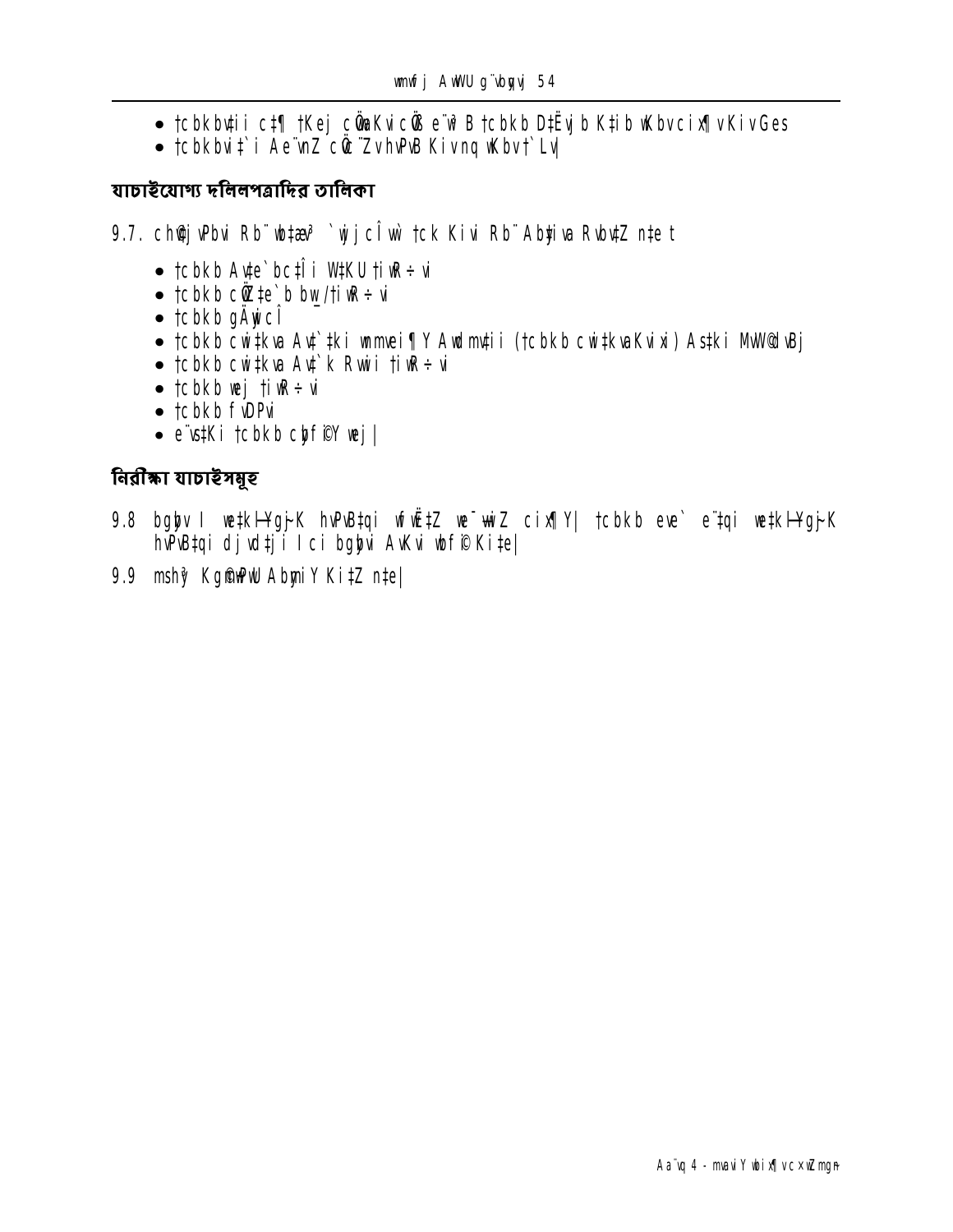- tcbkbuții c‡¶ †Kej cÖwaKvicÖß e¨w³ B tcbkb D‡Ëvjb K‡ib wKbv cix¶v Kiv Ges
- tcbkbvi‡`i Ae¨wnZ cÖ‡Z¨Zv hvPvB Kivnq wKbv †`Lv|

### যাচাইযোগ্য দলিলপত্রাদির তালিকা

9.7. chÖ@jvPbvi Rb¨ wb‡æv³ `wjjcÎ¸wj †ck Kivi Rb¨ Abyiva Rvbv‡Z n‡e t

- tcbkb Av‡e`bc‡Îi WWKU †iwR÷vi
- tcbkb cÖ‡e`b bw_/†iwR÷vi
- tcbkb gÄyicÎ
- tcbkb cwi‡kva Av‡`‡ki wnmvei¶Y Awdmv‡ii (tcbkb cwi‡kvaKvix) As‡ki MvW©dvBj
- tcbkb cwi‡kva Av‡`k Rvwii †iwR÷vi
- tcbkb wej †iwR÷vi
- tcbkb fvDPvi
- e¨vs‡Ki tcbkb cÖvfi©Y wej|

### নিরীক্ষা যাচাইসমূহ

9.8 bgybv I we‡kl¬Ylg~jK hvPvB‡qi wfwË‡Z we¯—wiZ cix¶Y| tcbkb eve` e¨‡qi we‡kl¬Ylg~jK hvPvB‡qi dj vd‡ji I ci bgybvi AvKvi wbfi© Ki‡e|

9.9 mshy³ Kg©cwiKíbv AbymiY Ki‡Z n‡e|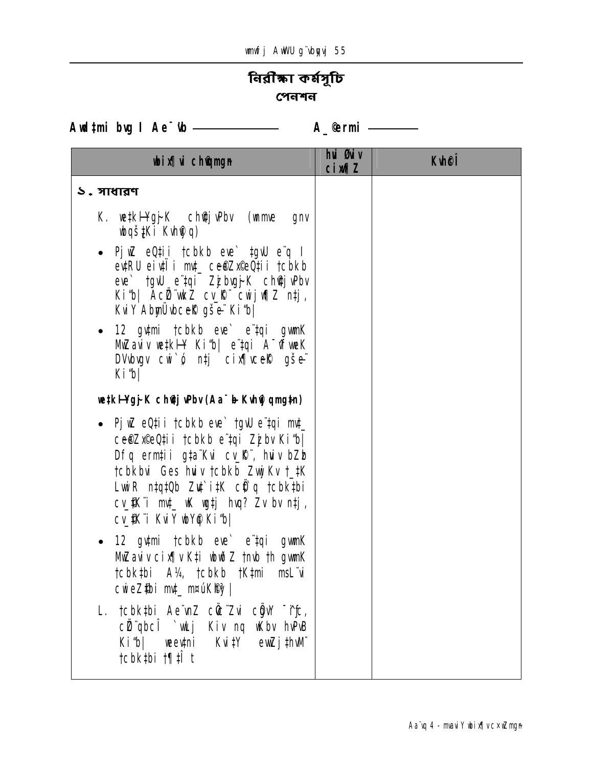# নিরীক্ষা কর্মসূচি

## পেনশন

Awdtmi bvg I Ae¯'vb ——————  A_©ermi ————

| wbix¶Y c×wZmgn | hvi Øviv cix¶Z | KvhcÎ |
|---|---|---|
| **১. সাধারণ** | | |
| K. we‡kølYgyjK chv‡jvPbv (wmmve gnv wbqš¿‡Ki Kvh©q) | | |
| • PjwZ eQ‡ii †cbkb eve` ‡gvU e¨q I ev‡RU eivÏi mv‡_ ce©eZx© eQ‡ii †cbkb eve` †gvU e¨‡qi Zzjbvg~jK chv‡jvPbv Ki"b\| AcÖZ¨vwkZ cv_©K¨ cwijw¶Z n‡j, KviY AbymÜvbcee©K gše¨ Ki"b\| | | |
| • 12 gv‡mi †cbkb eve` e¨‡qi gvwmK MwZaviv we‡kølY Ki"b\| e¨‡qi A¯^vfvweK DVvbvgv cwi`„ó n‡j cix¶vcee©K gše¨ Ki"b\| | | |
| **we‡kølYgyjK chv‡jvPbv (Aa¯Íb Kvh©vjqmg~‡n)** | | |
| • PjwZ eQ‡ii †cbkb eve` †gvU e¨‡qi mv‡_ ce©eZx©eQ‡ii †cbkb e¨‡qi Zzjbv Ki"b\| Dfq erm‡ii g‡a¨Kvi cv_©K¨, hvi bZzb †cbkbvi Ges hviv †cbkb ZvwjKv †_‡K LvwiR n‡q‡Qb Zv‡`i‡K cÖ`q †cbk‡bi cv_©‡K¨i mv‡_ wK wg‡j hvq? Zv bv n‡j, cv_©‡K¨i KviY wbY©q Ki"b\| | | |
| • 12 gv‡mi †cbkb eve` e¨‡qi gvwmK MwZaviv cix¶v K‡i wbwð Z †nvb †h gvwmK †cbk‡bi A¼, †cbkb †K‡mi msL¨vi cwieZ©‡bi mv‡_ m¤úK©hy³\| | | |
| L. †cbk‡bi Ae¨vnZ cÖe„Zvi cÖeY ¯^íc, cÖ¨qbcÎ `vwLj Kiv nq wKbv hvPvB Ki"b\| weev‡ni KviY ewYZ©j‡hvM¨ †cbk‡bi †¶‡Î t | | |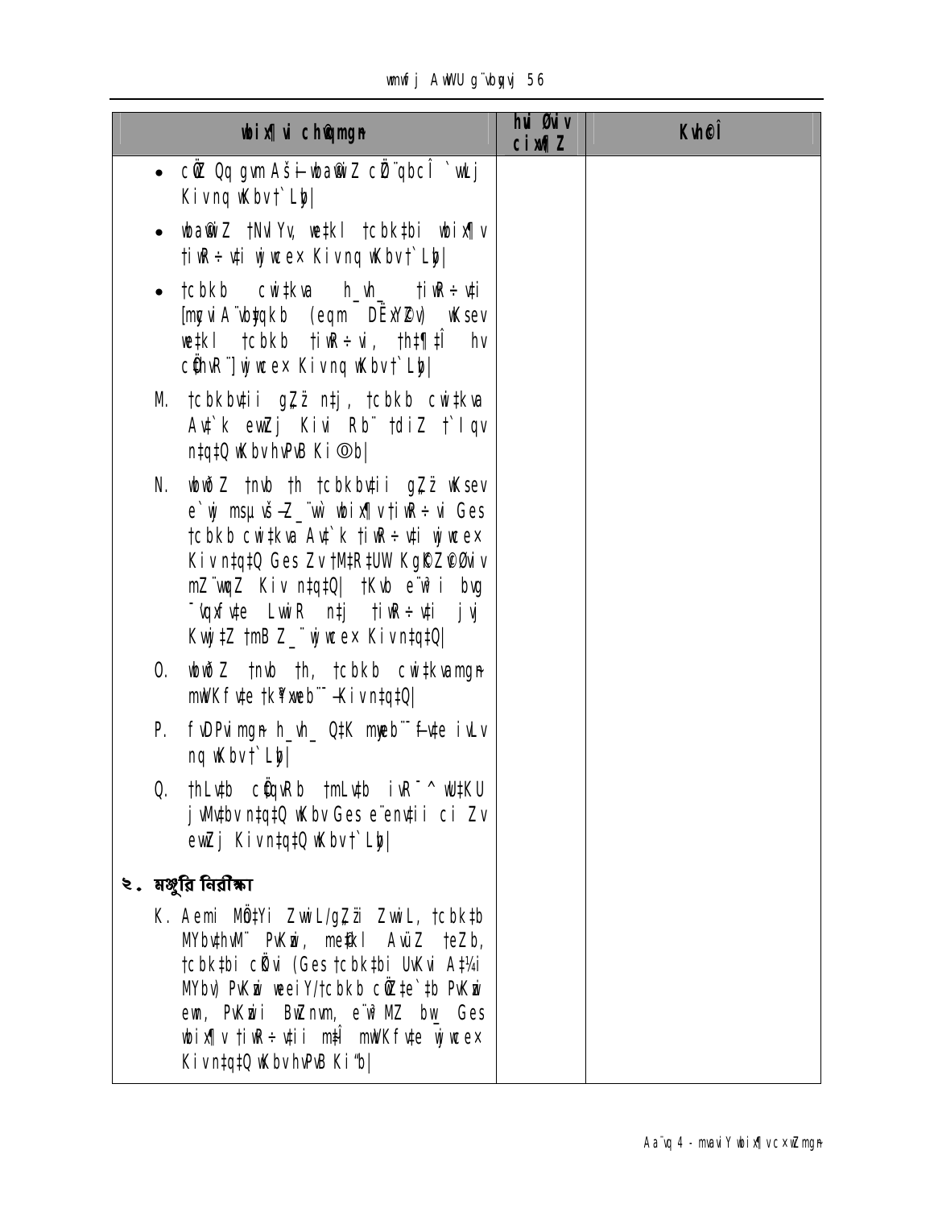| wbix¶i ch©qmgn | hui Øwiv cixw¶Z | Kvh©Î |
|---|---|---|
| • cÖwZ Qq gvm Aš—i wba©wiZ cÖ¨qbcÎ `wLj Kivnq wKbvt`Lb\| | | |
| • wba©wiZ †NvlYv, weÁwß †cbk‡bi wbix¶v †iwR÷vti wjwce× Kivnq wKbvt`Lb\| | | |
| • †cbkb cwi‡kva h_vh_ †iwR÷vti [mgvqvi A¨vbjqkb (eqm DËxY©) wKsev weÁwß †cbkb †iwR÷vi, †h‡¶‡Î hv cÖ‡hvR¨] wjwce× Kivnq wKbvt`Lb\| | | |
| M. †cbkbvfvi gÄyi nIqvi c~‡e© cÖvc¨ †cbk‡bi cwigvY Ges cÖvc‡Ki bvg I wVKvbv †cbkb †iwR÷vti Av‡`k ewnZj Kivi Rb¨ †diZ †`Iqv n‡q‡Q wKbvhvPvB Ki®b\| | | |
| N. wbw`©ó †mvb †_‡K †cbkbvfvi gÄyi wKsev e`wj msµvš—Z _¨vwi wbix¶v †iwR÷vi Ges †cbkb cwi‡kva Av‡`k †iwR÷vti wjwce× Kivn‡q‡Q Ges Zv †M‡R‡UW Kg©KZ©©v mZ¨vwqZ Kiv n‡q‡Q\| †Kvb e¨wZ‡i‡K bvg ¯^vÿwiZ LwiR nIqv †iwR÷vti jvj Kvwj‡Z †mB Z_¨ wjwce× Kivn‡q‡Q\| | | |
| O. wbw`©ó †mvb †_‡K, †cbkb cwi‡kvamgn mwVKfv‡e †k¦fvweK¨-Kivn‡q‡Q\| | | |
| P. fvDPvimgn h_vh_ Q‡K mwnwb¨¯fv‡e iÿv nq wKbvt`Lb\| | | |
| Q. †hLv‡b cÖ‡qvRb †mLv‡b iwR÷^vW †cv÷ †hvM‡b n‡q‡Q wKbv Ges e¨vsKvi ci Zv ewnZj Kivn‡q‡Q wKbvt`Lb\| | | |
| **২. মঞ্জুরি নিরীক্ষা** | | |
| K. Aemi MÖn‡Yi ZvwiL/gÄyi ZvwiL, †cbk‡b MYbvi‡hvM¨ PvKwi, me©‡kl AvniZ †eZb, †cbk‡bi cÖvc¨ (Ges †cbk‡bi UvKvi A‡¼i MYbv) PvKwi weeiY/†cbkb cÖ¯‘‡Zi †b PvKwi evn, PvKwii BwZnvm, e¨w³MZ bw_ Ges wbix¶v †iwR÷vti mv‡_ mwVKfv‡e wjwce× Kivn‡q‡Q wKbvhvPvB Ki‡b\| | | |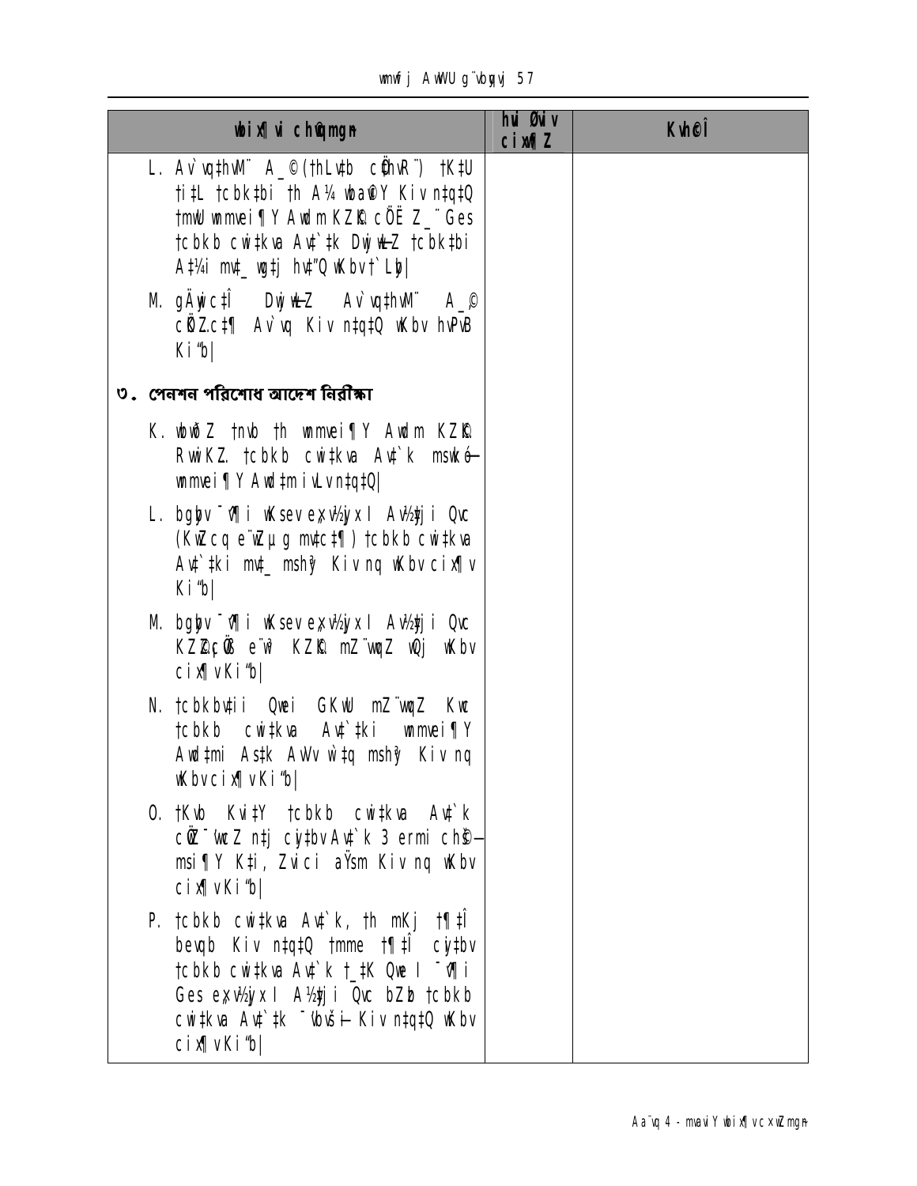| **wbix¶i chØgmgn** | **hui Øwiv cix¶Z** | **Kvh©Î** |
|---|---|---|
| L. Av`vqthvM¨ A_© (thLvtb cÖthvR¨) †K‡U ti‡L †cbk‡bi th A¼ wbaöY Kiv n‡q‡Q †mwU wmmvei¶Y Awdm KZ©K cÖË Z\_¨ Ges †cbkb cwi‡kva Av‡`‡k DwjøwLZ †cbk‡bi A‡¼i mv‡\_ wgtj hvq"Q wKbv †`Lyb\| | | |
| M. gÄyix cÎ DwjøwLZ Av`vqthvM¨ A\_© cÖ\`Ë c‡¶ Av`vq Kiv n‡q‡Q wKbv hvPvB Ki"b\| | | |
| **৩. পেনশন পরিশোধ আদেশ নিরীক্ষা** | | |
| K. wbw`©ó †nvb th wmmvei¶Y Awdm KZ©K RvixKZ †cbkb cwi‡kva Av‡`k msiw¶Z— wmmvei¶Y Awd‡m iv¶v n‡q‡Q\| | | |
| L. bgybv ¯v¶i wKsev evgnv‡Zi Av½y‡ji Qvc (KvZcq e¨w³i g‡Z c‡¶) †cbkb cwi‡kva Av‡`‡ki mv‡\_ msh³ Kiv nq wKbv cix¶v Ki"b\| | | |
| M. bgybv ¯v¶i wKsev evgnv‡Zi Av½y‡ji Qvc KZ©c‡¶i e¨w³ KZ©K mZ¨vwqZ nq wKbv cix¶v Ki"b\| | | |
| N. †cbkbv‡ii Qwei GKwU mZ¨vwqZ Kwc †cbkb cwi‡kva Av‡`‡ki wmmvei¶Y Awd‡mi As‡k AvUv‡bv msh³ Kiv nq wKbv cix¶v Ki"b\| | | |
| O. †Kvb Kvi‡Y †cbkb cwi‡kva Av‡`k cybivqZ n‡j cy‡bv Av‡`k 3 ermi ch©¯— msi¶Y K‡i, Zvici aŸsm Kiv nq wKbv cix¶v Ki"b\| | | |
| P. †cbkb cwi‡kva Av‡`k, th mKj †¶‡Î benvb Kiv n‡q‡Q †mme †¶‡Î cy‡bv †cbkb cwi‡kva Av‡`k †\_‡K Qwe I ¯v¶i Ges evgnv‡Zi A½y‡ji Qvc bZb †cbkb cwi‡kva Av‡`‡k ¯vbvš—i Kiv n‡q‡Q wKbv cix¶v Ki"b\| | | |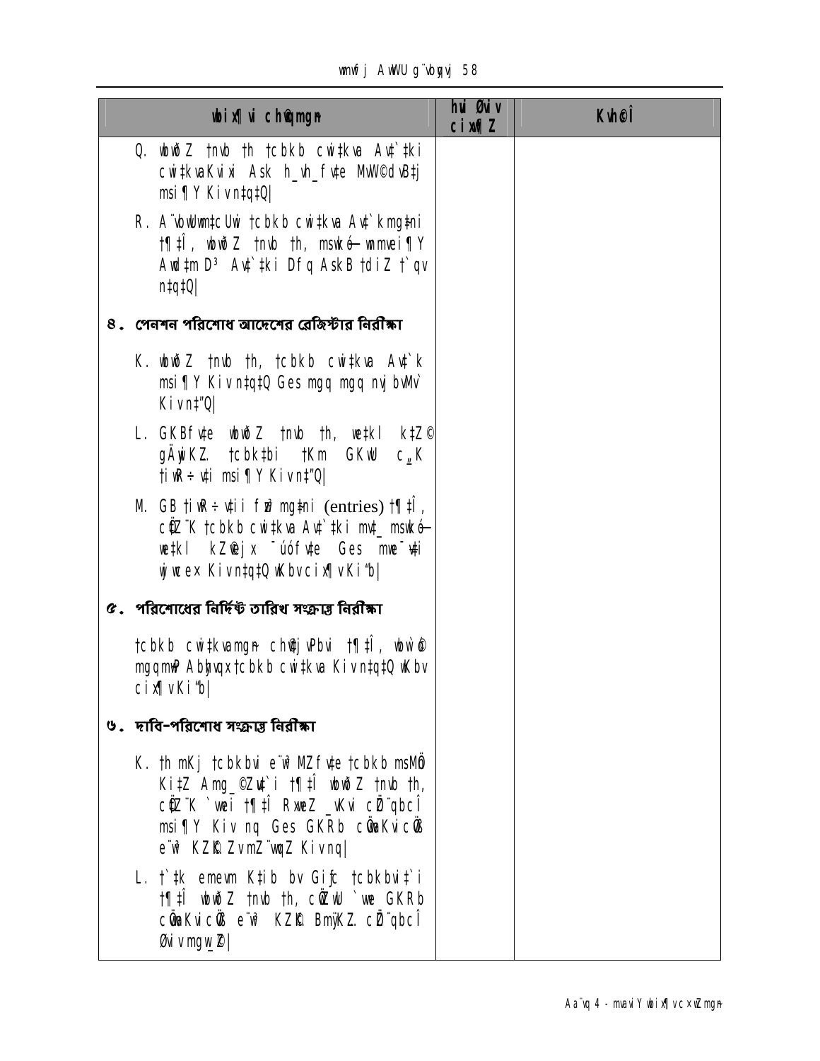| wbix¶Y ch©mgn | hw` Øviv cix¶Z | Kvh©Î |
|---|---|---|
| Q. wbwðZ †nvb †h †cbkb cwi‡kva Av‡`‡ki cwi‡kvaKvix Ask h_vh_fv‡e MÖvnK©d`B‡j msi¶Y Kiv n‡q‡Q\| | | |
| R. A¨vbyUvBwR‡Ukb †cbkb cwi‡kva Av‡`kmg‡ni †¶‡Î, wbwðZ †nvb †h, msw¯­ó wnmvei¶Y Awd‡m D³ Av‡`‡ki Dfq AskB †diZ †`qv n‡q‡Q\| | | |
| **৪. পেনশন পরিশোধ আদেশের রেজিস্টার নিরীক্ষা** | | |
| K. wbwðZ †nvb †h, †cbkb cwi‡kva Av‡`k msi¶Y Kiv n‡q‡Q Ges mgq mgq nvjbvMv` Kiv n‡"Q\| | | |
| L. GKBfv‡e wbwðZ †nvb †h, we‡kl k‡Z© gÄyiKZ. †cbk‡bi †Km GKwU c„_K †iwR÷v‡i msi¶Y Kiv n‡"Q\| | | |
| M. GB †iwR÷v‡ii fyw³ mg‡ni (entries) †¶‡Î, cÖZ¨K †cbkb cwi‡kva Av‡`‡ki mv‡_ msw¯­ó we‡kl kZ©ejx ¯úófv‡e Ges me¯‡i wj wce× Kiv n‡q‡Q wKbv cix¶vKi"b\| | | |
| **৫. পরিশোধের নির্দিষ্ট তারিখ সংক্রান্ত নিরীক্ষা** | | |
| †cbkb cwi‡kvamgn ch©vjPbvi †¶‡Î, wbw`©ó mgqmxgv Abyhvqx †cbkb cwi‡kva Kiv n‡q‡Q wKbv cix¶vKi"b\| | | |
| **৬. দাবি-পরিশোধ সংক্রান্ত নিরীক্ষা** | | |
| K. †h mKj †cbkbvi e¨w³MZfv‡e †cbkb msMÖn Ki‡Z Amg_©Zv‡`i †¶‡Î wbwðZ †nvb †h, cÖZ¨K `vwei †¶‡Î RxweZ _vKvi cÖgvbcÎ msi¶Y Kiv nq Ges GKRb cÖwaKvicÖvß e¨w³ KZ©„K ZvmZ¨vwqZ Kivnq\| | | |
| L. †`‡k emevm K‡ib bv Giƒc †cbkbvi‡`i †¶‡Î wbwðZ †nvb †h, cÖ‡qvRb `vwe GKRb cÖwaKvicÖvß e¨w³ KZ©„K BmÿKZ. cÖgvbcÎ Øviv mgw_©Z\| | | |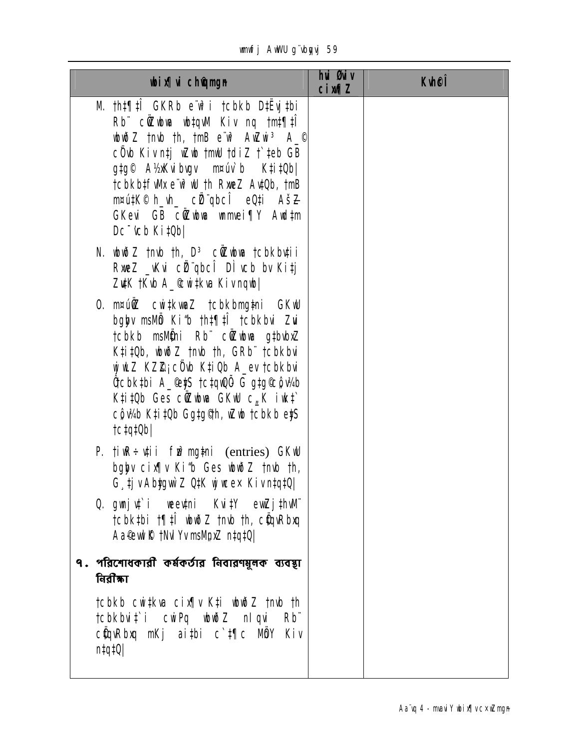| wbix¶Y ch©gmgn | hw` Øviv cix¶Z | Kvh©Î |
|---|---|---|
| M. th‡¶‡Î GKRb e¨w³i †cbkb D‡Ëvj‡bi Rb¨ cÖZvbv wb‡qvM Kiv nq †m‡¶‡Î wbwðZ †nvb th, †mB e¨w³ AwZwi³ A_© cÖvb Kiv n‡j wZwb †mUv †diZ †`‡eb GB g‡g© A½xKvibvgv m¤úv`b K‡i‡Qb\| †cbkb‡fvMx e¨w³ wU th RxweZ Av‡Qb, †mB m¤ú‡K© h_vh_ cÖgvbcÎ eQ‡i AšÍZ GKevi GB cÖZvbv wmmUvi¶Y Awdm Dc¯'vcb Ki‡Qb\| | | |
| N. wbwðZ †nvb th, D³ cÖZvbv †cbkbv‡ii RxweZ _vKvi cÖgvbcÎ Dì†vcb bv Ki‡j ZvtK †Kvb A_©cwi‡kva Kiv nqwb\| | | |
| O. m¤úÖZ cwi‡kvwaZ †cbkbmg‡ni GKwU bgybv msMÖn Ki"b th‡¶‡Î †cbkbvi Zvi †cbkb msMÖ‡ni Rb¨ cÖZvbv g‡bvbxZ K‡i‡Qb, wbwðZ †nvb th, GRb¨ †cbkbvi wjwLZ KZ©„cÖvb K‡i‡Qb A_ev †cbkbvi Ô†cbk‡bi A_©e¨‡q †c‡qwQÕ G g‡g© cÖvß K‡i‡Qb Ges cÖZvbv GKwU c„_K iwk‡` cÖvß K‡i‡Qb Gg‡g© th, wZwb †cbkb e¨q †c‡q‡Qb\| | | |
| P. †iwR÷v‡ii fzj mg‡ni (entries) GKwU bgybv cix¶v Ki"b Ges wbwðZ †nvb th, G¸‡jv Ab¨gwZ Q‡K wjwcex Kiv n‡q‡Q\| | | |
| Q. gwnjv‡`i weevni Kvi‡Y ewZj‡hvM¨ †cbk‡bi †¶‡Î wbwðZ †nvb th, cÖ‡qvRbxq Aa¨qewkó †NvlYvmsMÖnxZ n‡q‡Q\| | | |
| **৭. পরিশোধকারী কর্মকর্তার নিবারণমূলক ব্যবস্থা নিরীক্ষা** | | |
| †cbkb cwi‡kva cix¶v Ki‡Z wbwðZ †nvb th †cbkbvi‡`i cwiPq wbwðZ n‡qvi Rb¨ cÖ‡qvRbxq mKj ai‡bi c`‡¶c MÖnY Kiv n‡q‡Q\| | | |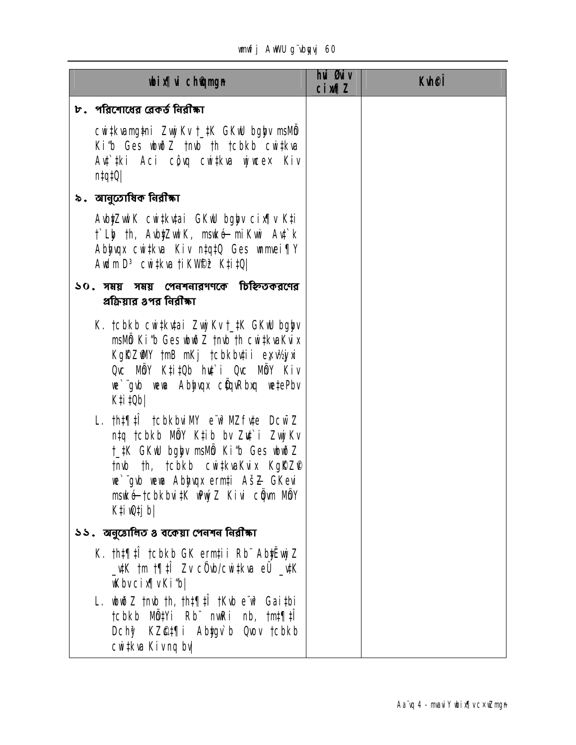| wbix¶Y ch©qmgn | hvi Øviv cix¶Z | Kvh©Î |
|---|---|---|
| **৮. পরিশোধের রেকর্ড নিরীক্ষা** | | |
| cwi‡kvamg‡ni ZvwjKv †_‡K GKwU bgybv msMÖn Ki"b Ges wbwðZ †nvb †h †cbkb cwi‡kva Av‡`‡ki Aci côvq cwi‡kva wjwcex Kiv n‡q‡Q\| | | |
| **৯. আনুতোষিক নিরীক্ষা** | | |
| Avby‡ZvwlK cwi‡kv‡ai GKwU bgybv cix¶v K‡i †`Lyb †h, Avby‡ZvwlK, mswkó– miKvwi Av‡`k Abyhvqx cwi‡kva Kiv n‡q‡Q Ges wnmvei¶Y Awdm D³ cwi‡kva †iKW©f³ K‡i‡Q\| | | |
| **১০. সময় সময় পেনশনারগণকে চিহ্নিতকরণের প্রক্রিয়ার ওপর নিরীক্ষা** | | |
| K. †cbkb cwi‡kv‡ai ZvwjKv †_‡K GKwU bgybv msMÖn Ki"b Ges wbwðZ †nvb †h cwi‡kvaKvix KgK©Zv©MY †mB mKj †cbkbv‡ii e¨w³MZfv‡e Qwe MÖnY K‡i‡Qb hv‡`i Qwe MÖnY Kiv we`¨gvb wewa Abyhvqx cÖ‡qvRbxq we‡ePbv K‡i‡Qb\| | | |
| L. †h‡¶‡Î †cbkbviMY e¨w³MZfv‡e DcwšZ n‡q †cbkb MÖnY K‡ib bv Zv‡`i ZvwjKv †_‡K GKwU bgybv msMÖn Ki"b Ges wbwðZ †nvb †h, †cbkb cwi‡kvaKvix KgK©Z© we`¨gvb wewa Abyhvqx ermi‡i AšZ GKevi msw¯ó– †cbkbvi‡K wPwýZ Kivi cÖgvY MÖnY K‡iQ‡jb\| | | |
| **১১. অনুত্তোলিত ও বকেয়া পেনশন নিরীক্ষা** | | |
| K. †h‡¶‡Î †cbkb GK ermi‡ii Rb¨ Ab‡Ëvwj Z _v‡K †m †¶‡Î Zv cÖvb/cwi‡kva eÜ _v‡K wKbv cix¶v Ki"b\| | | |
| L. wbwðZ †nvb †h, †h‡¶‡Î †Kvb e¨w³ Gai‡bi †cbkb MÖ‡Yi Rb¨ nvwRi nb, †m‡¶‡Î Dchy³ KZ©c‡¶i Ab‡gv`b Qvov †cbkb cwi‡kva Kivnq bv\| | | |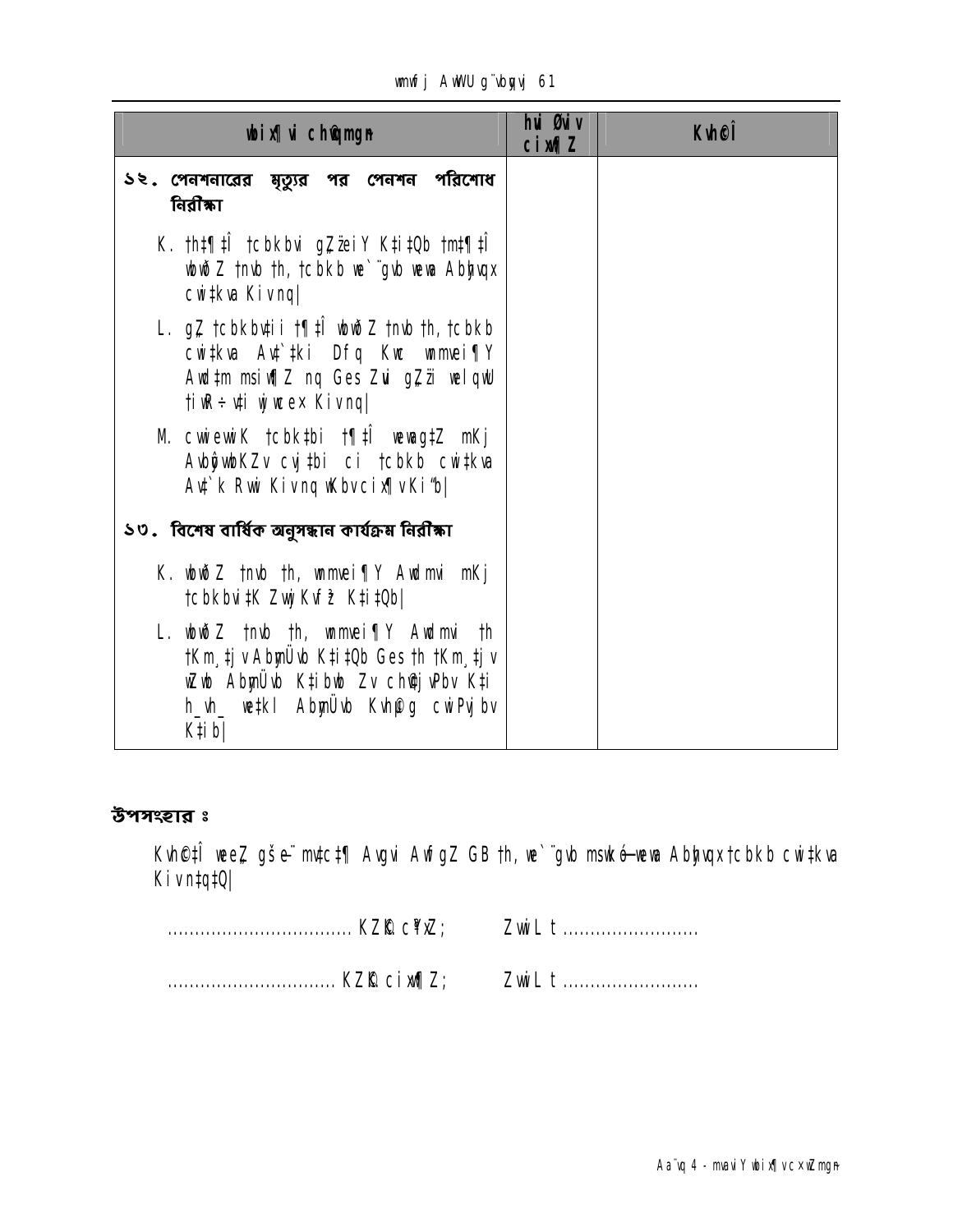| wbix¶vi ch@qmgn | hui Øuiv cixw¶Z | Kvh©Î |
|---|---|---|
| ১২. পেনশনারের মৃত্যুর পর পেনশন পরিশোধ নিরীক্ষা | | |
| K. th‡¶‡Î †cbkbvi gZ‚¨ei Y K‡i‡Qb †m‡¶‡Î wbwðZ †nvb th, †cbkb we`¨gvb wewa Abyhvqx cwi‡kva Kivnq\| | | |
| L. gZ †cbkbv‡ii †¶‡Î wbwðZ †nvb th, †cbkb cwi‡kva Av‡`‡ki Dfq Kwc wnmvei¶Y Awd‡m msiw¶Z nq Ges Zvi gZ‚¨i welqwU †iwR÷v‡i wjwce× Kivnq\| | | |
| M. cwiewiK †cbk‡bi †¶‡Î wewagZ mKj Avbyôvw bKZv cvj‡bi ci †cbkb cwi‡kva Av‡`k Rvwi Kivnq wKbv cixw¶v Ki"b\| | | |
| ১৩. বিশেষ বার্ষিক অনুসন্ধান কার্যক্রম নিরীক্ষা | | |
| K. wbwðZ †nvb th, wnmvei¶Y Awdmvi mKj †cbkbvi‡K ZvwjKvf~³ K‡i‡Qb\| | | |
| L. wbwðZ †nvb th, wnmvei¶Y Awdmvi th †Km¸‡jv AbymÜvb K‡i‡Qb Ges th †Km¸‡jv wZwb AbymÜvb K‡ibwb Zv ch©‡jvPbv K‡i h_vh_ we‡kl AbymÜvb Kvh©g cwiPvjbv K‡ib\| | | |

## উপসংহার ঃ

Kvh©‡Î weeZ gš¦e¨ mv‡c‡¶ Avgvi AwfgZ GB th, we`¨gvb msk­óweva Abyhvqx †cbkb cwi‡kva Kivn‡q‡Q\|

.................................. KZ©K c¶Z;  ZvwiL t .........................

............................... KZ©K cixw¶Z;  ZvwiL t .........................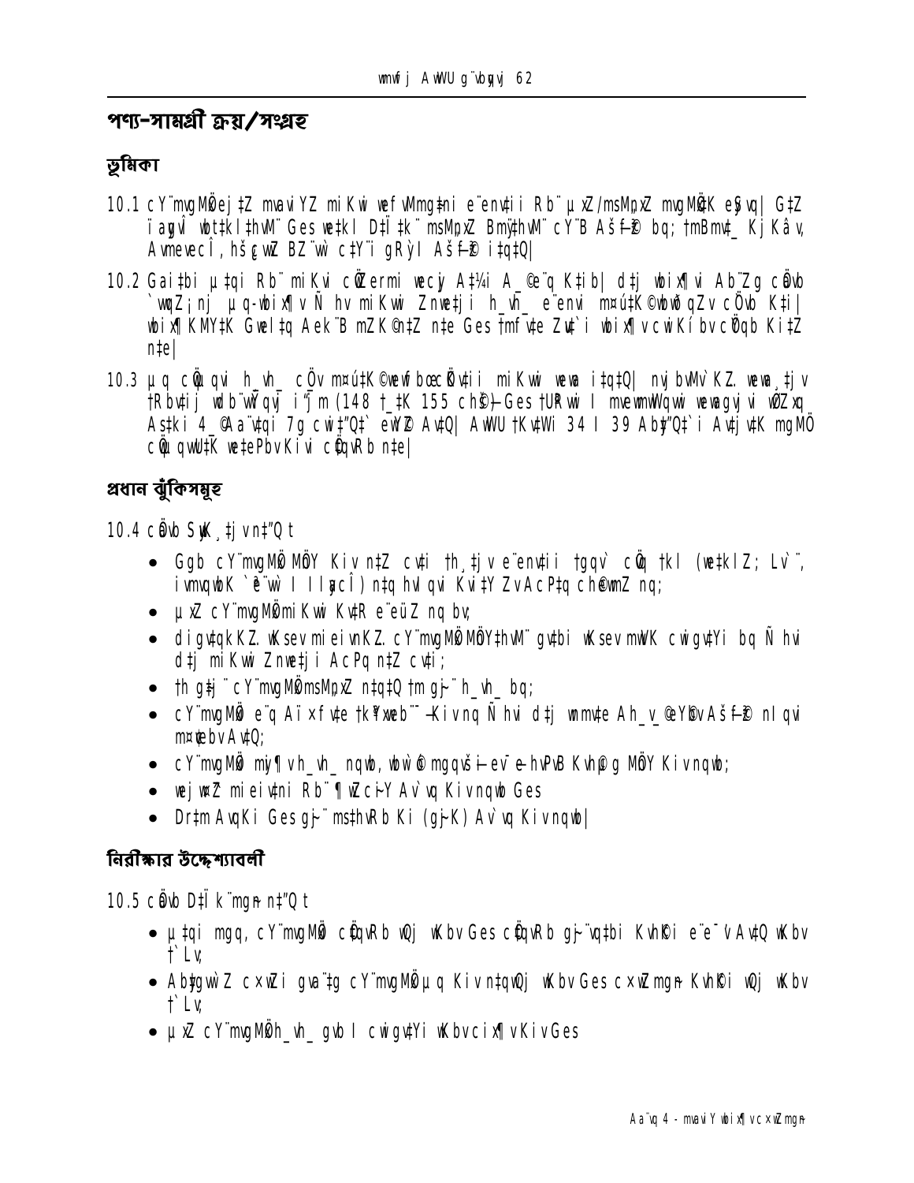# পণ্য-সামগ্রী ক্রয়/সংগ্রহ

## ভূমিকা

10.1 cY¨mvgMÖxej‡Z mvaviYZ miKvi wefvMmg~‡ni e¨envi‡ii Rb¨ µxZ/msMÖnxZ mvgMÖx‡K eySvq| G‡Z ïaygvÎ wbt‡kl‡hvM¨ Ges we‡kl D‡Ï‡k¨ msMÖnxZ Bmy¨‡hvM¨ cY¨B Aš—f³ bq; †mBmv‡_ KjKâv, Avmevec‡Î, hš¿cvwZ BZ¨vw` c‡Y¨i gRy`I Aš—f³ i‡q‡Q|

10.2 Gai‡bi µ‡qi Rb¨ miKvi cÖ‡Zermi we‡cyj A‡¼i A_©e¨q K‡ib| d‡j wbix¶vi Ab¨Zg cÖavb `vwqZ¡ nj µq-wbix¶v Ñ hv miKvwi Znwe‡ji h_vh_ e¨envi m¤ú‡K© wbwðZv cÖ`vb K‡i| wbix¶K MY‡K Gwel‡q Aek¨B mZK©n‡Z n‡e Ges †mfv‡e Zv‡`i wbix¶v cwiKíbv cÖYqb Ki‡Z n‡e|

10.3 µq cÖwµqvi h_vh_ cÖv m¤ú‡K© wewfbœ cÖkvmwbK wewa i‡q‡Q| nvj bvMv` KZ. wewa¸‡jv †Rbv‡ij wdbvwÝqvj iæjm (148 †_‡K 155 ch©š—) Ges †UÛvi I mvewm©wWqvwi wewagvjv wØZxq Ask‡i 4 _©Aa¨v‡qi 7g cwi‡"Q‡` eY©bv Av‡Q| AwWU †Kv‡Wi 34 I 39 Ab¯"‡Q`‡i Av‡jv‡K mgMÖ cÖwµqv‡K we‡ePbv Kivi cÖ‡qvRb n‡e|

## প্রধান ঝুঁকিসমূহ

10.4 cÖavb SyuwK¸‡jv n‡"Q t

- Ggb cY¨mvgMÖx µq Kiv n‡Z cv‡i †h¸‡jv e¨envi‡ii †gqv` cÖvq †kl (we‡klZ; Lv`¨, ivmvqwbK `ªe¨vw` I Jl‡cÎ) n‡q hvIqvi Kvi‡Y ZvAcP‡q ch©ewmZ nq;
- µxZ cY¨mvgMÖx miKvwi Kv‡R e¨eüZ nq bv;
- digv‡qkKZ. wKsev mieivnKZ. cY¨mvgMÖx MÖY‡hvM¨ gv‡bi wKsev mvwK cwigv‡Yi bq Ñ hvi d‡j miKvwi Znwe‡ji AcPq n‡Z cv‡i;
- †h g‡j¨ cY¨mvgMÖx msMÖnxZ n‡q‡Q †m g~j¨ h_vh_ bq;
- cY¨mvgMÖx e¨q Aï×fv‡e †kÖYxweb¨¯— Kivnq Ñ hvi d‡j wnmv‡e Ah_v_©eY©bv Aš—fy³ nIqvi m¤¢vebv Av‡Q;
- cY¨mvgMÖx mijv¶v h_vh_ nqwb, wbivcËv mgm¨v I-ev e-hvPvB Kvh©g MÖnY Kiv nqwb;
- wej wiZ mieivn‡Ki Rb¨ ¶wZcyiY Av`vq Kiv nqwb Ges
- Dr‡m AvqKi Ges g~j¨ ms‡hvRb Ki (g~mK) Av`vq Kiv nqwb|

## নিরীক্ষার উদ্দেশ্যাবলী

10.5 cÖavb D‡Ïk¨mg~n n‡"Q t

- µ‡qi mgq, cY¨mvgMÖx cÖ‡qvRb wQj wKbv Ges cÖ‡qvRb g~j¨v‡bi Kvh©Ki e¨e¯'v Av‡Q wKbv †`Lv;
- Ab‡gvw`Z cx¶Zi gva¨‡g cY¨mvgMÖx µq Kiv n‡qwQj wKbv Ges cx¶Zmg~n Kvh©Ki wQj wKbv †`Lv;
- µxZ cY¨mvgMÖxi h_vh_ gvb I cwigv‡Yi wKbv cix¶v Kiv Ges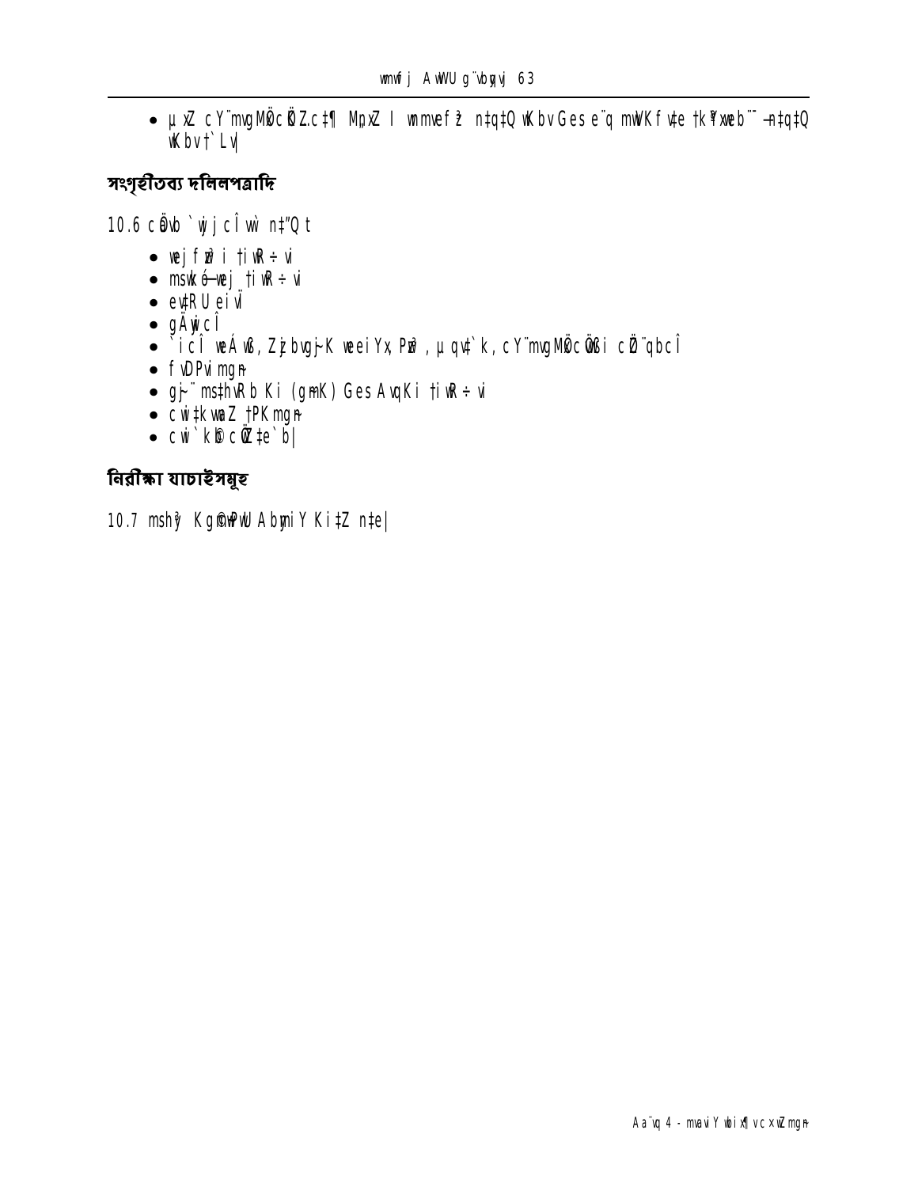- µxZ cY¨mvgMÖcÖZ.c‡¶ MµxZ I wmmvefz n‡q‡Q wKbv Ges e¨q mwVKfv‡e †k¶Yxweb¨¯—n‡q‡Q wKbv †`Lv|

## সংগৃহীতব্য দলিলপত্রাদি

10.6 cÖvb `wjjcÎ wb n‡"Q t

- wej fvDPvi †iwR÷vi
- mswkó-wej †iwR÷vi
- ev‡RU eivÏ
- gÄywicÎ
- `icÎ weÁwß, Zzjbvgj~K weeiYx PvU©, µq Av‡`k, cY¨mvgMÖcÖvwßi cÖZ¨qbcÎ
- fvDPvi mgn
- gRy` msµvšÍ †iwR÷vi (gvjK) Ges AvqKi †iwR÷vi
- cwi‡kvwaZ †PKmgn
- cwi`k©b cÖwZ‡e`b|

## নিরীক্ষা যাচাইসমূহ

10.7 msh³ Kg©cwiKíbv AbymiY Ki‡Z n‡e|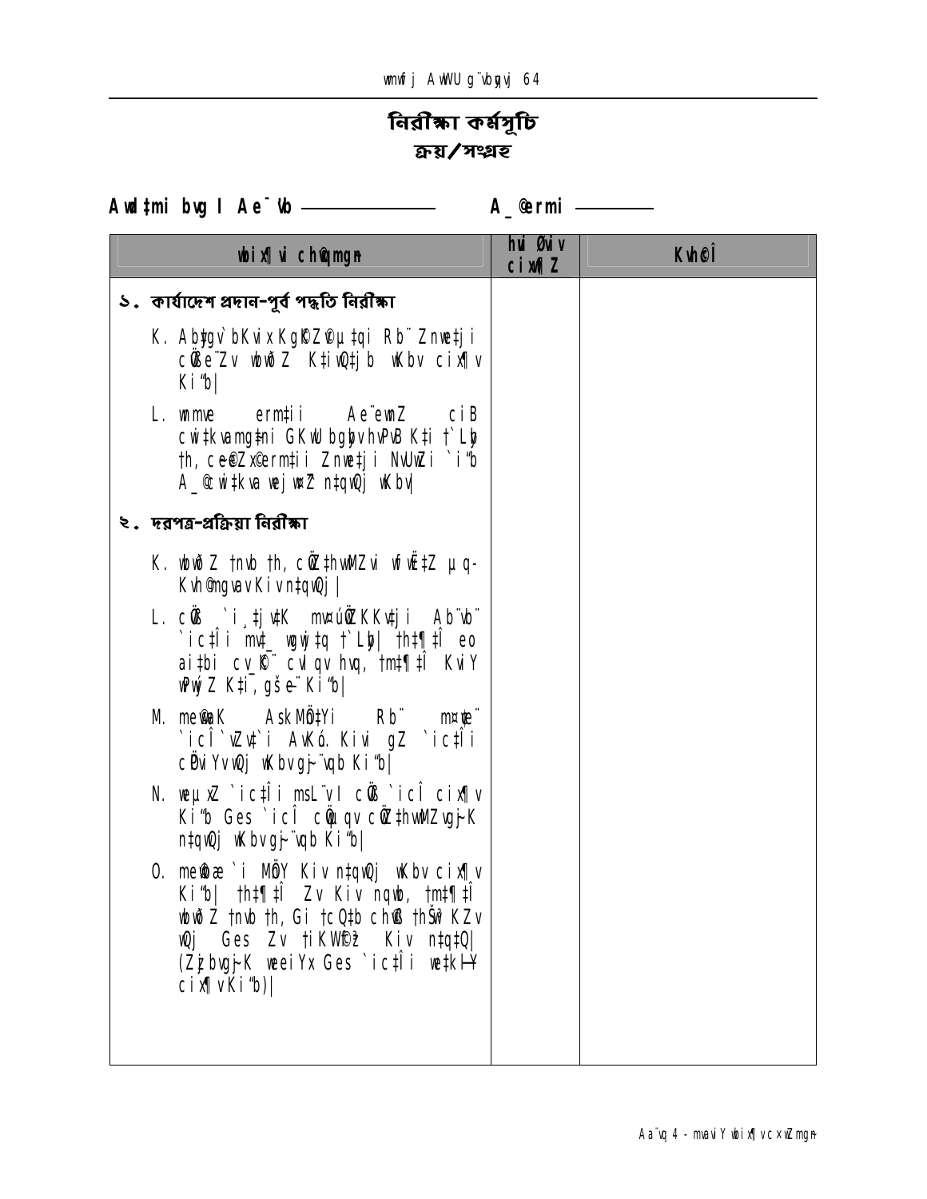# নিরীক্ষা কর্মসূচি
## ক্রয়/সংগ্রহ

**Awdtmi bvg I Ae¯'vb ——————** **A\_©ermi ————**

| wbix¶vi chØwZmgn | hvi Øviv cix¶Z | Kvh©Î |
|---|---|---|
| **১. কার্যাদেশ প্রদান-পূর্ব পদ্ধতি নিরীক্ষা** | | |
| K. Abyfgv`bKvix KgK©Z©vµ‡gi Rb¨ Znwe‡ji cÖwe¨Zv wbwðZ K‡iwQ‡jb wKbv cix¶v Ki"b\| | | |
| L. wmwe ermti Ae¨ewnZ ciB cwi‡kvamg‡ni GKwU bgybvhvPvB K‡i †`Lyb †h, ce©eZx©ermti Znwe‡ji NvUwZi `i"b A\_©cwi‡kva wej¤^ nqwb wKbv\| | | |
| **২. দরপত্র-প্রক্রিয়া নিরীক্ষা** | | |
| K. wbwðZ †nvb †h, cÖwZ‡hvwMZvi wfwË‡Z µq-Kvh©m¤úv`b Kiv n‡qwQj\| | | |
| L. cÖvß `i¸‡jv‡K mv¤úÖwZKKv‡ji Ab¨vb¨ `ic‡Îi mv‡\_ wgwj‡q †`Lyb\| †h‡¶‡Î eo ai‡bi cv\_©K¨ cwijwÿZ nq, †m‡¶‡Î KviY wPwýZ K‡i, gše¨ Ki"b\| | | |
| M. me©wbgœ AskMÖn‡Yi Rb¨ m¤¢e¨ `icÎ `vZv‡`i AvKó Kivi gZ `ic‡Îi cÖPviYv n‡qwQj wKbv gšÍe¨ Ki"b\| | | |
| N. we¯ÍvwiZ `ic‡Îi msL¨v I cÖvß `icÎ cix¶v Ki"b Ges `icÎ cÖ`vb cÖwZ‡hvwMZvg~jK n‡qwQj wKbv gšÍe¨ Ki"b\| | | |
| O. me©wbæ `i MÖnY Kiv n‡qwQj wKbv cix¶v Ki"b\| †h‡¶‡Î Zv Kiv nqwb, †m‡¶‡Î wbwðZ †nvb †h, Gi †cQ‡b chÖvß †hŠw³KZv wQj Ges Zv †iKW©fy³ Kiv n‡q‡Q\| (Zzjbvg~jK weeiYx Ges `ic‡Îi we‡kølY cix¶v Ki"b)\| | | |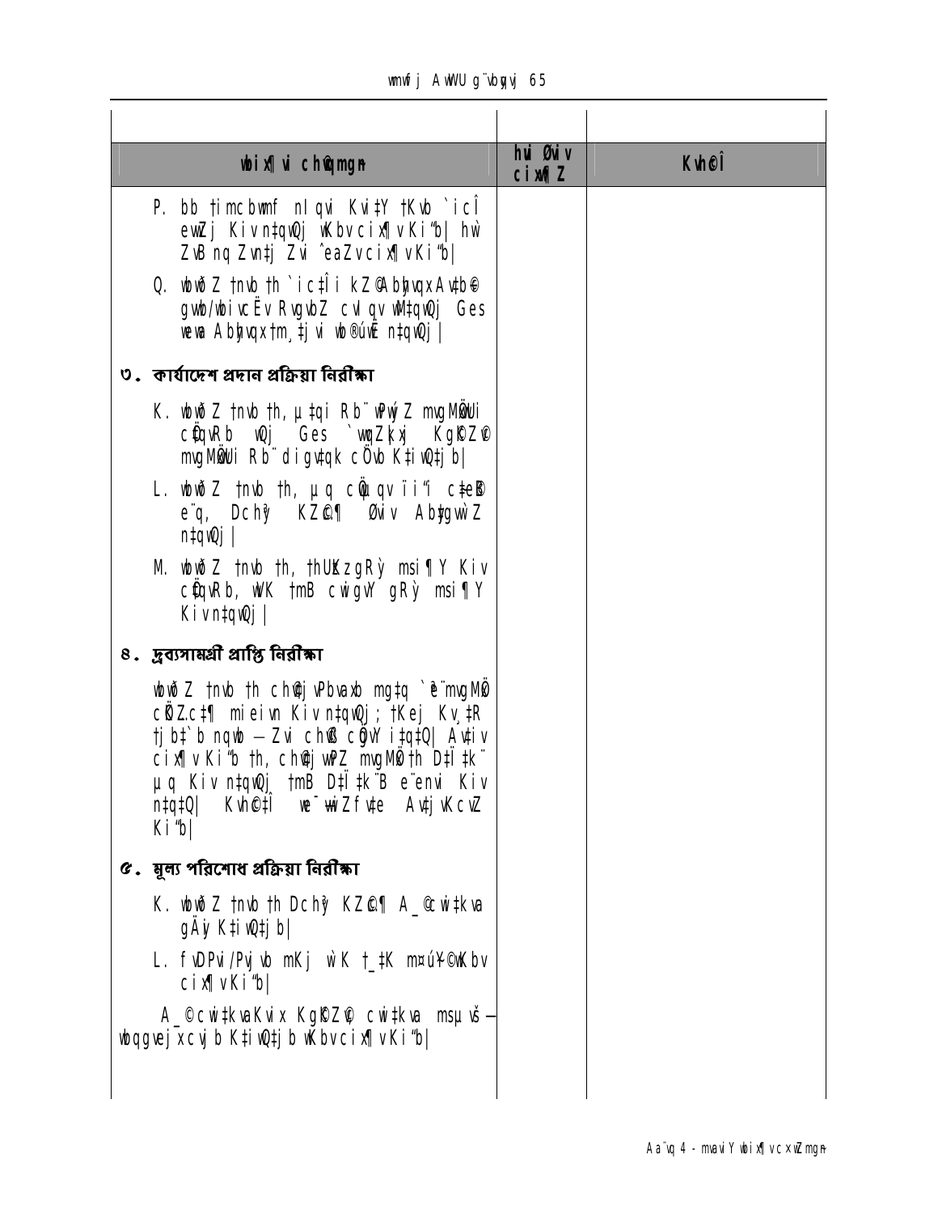| wbix¶ vi ch©qmgn | hw` Øviv cix¶Z | Kvh©cÎ |
|---|---|---|
| P. bb tÿÎmg~‡ni nl Kvi‡Y tKvb `icÎ ewZj Kiv n‡q‡Q wKbv cix¶v Ki‡Z n‡e| hw` ZvB nq Zvn‡j Zvi ˆeaZv cix¶v Ki‡Z n‡e| | | |
| Q. wbwðZ tnvb th `ic‡Îi kZ©Abyhvqx Av‡b© gvb/wbivcËv RvgvbZ cÖ`vq wbwðZ n‡q‡Q Ges weva Abyhvqx tm¸‡jvi wb®úwË n‡q‡Q| | | |
| **৩. কার্যাদেশ প্রদান প্রক্রিয়া নিরীক্ষা** | | |
| K. wbwðZ tnvb th, µ‡qi Rb¨ wPwýZ mvgMÖxi cÖ‡qvRb wQj Ges `vwqZ¡kxj Kg©KZ©v mvgMÖxi Rb¨ digv‡qk cÖ`vb K‡i‡Qb| | | |
| L. wbwðZ tnvb th, µq cÖwµqv ïi“i c‡e© e¨q, Dchy³ KZ©„c¶ Øviv Ab‡gvw`Z n‡q‡Q| | | |
| M. wbwðZ tnvb th, tbUIqvK© gRy` msi¶Y Kiv cÖ‡qvRb, wK tmB cwigvY gRy` msi¶Y Kiv n‡q‡Q| | | |
| **৪. দ্রব্যসামগ্রী প্রাপ্তি নিরীক্ষা** | | |
| wbwðZ tnvb th ch©vß wPývwbZ mg‡q `ª¨mvgMÖx cÖvwßi mgq‡i cwigvY Kiv n‡q‡Q; tKvb Kv¸‡R tj‡b`b nqwb – Zvi chv©ß cÖgvY i‡q‡Q| Avi cix¶v Ki‡Z n‡e th, ch©vß wPý mvgMÖx th D‡Ï‡k¨ µq Kiv n‡q‡Q tmB D‡Ï‡k¨B e¨envi Kiv n‡q‡Q| Kvh©c‡Î we¯—vwiZ fv‡e Av‡jvPbv Ki‡Z n‡e| | | |
| **৫. মূল্য পরিশোধ প্রক্রিয়া নিরীক্ষা** | | |
| K. wbwðZ tnvb th Dchy³ KZ©„c¶ A_©cÖ`v‡bi gÄyi K‡i‡Qb| | | |
| L. fvDPvi/Pvjvb mKj w`K †_‡K m¤úY© wKbv cix¶v Ki‡Z n‡e| | | |
| A_©cÖ`v‡bi Kvix Kg©KZ©v cÖ`v‡bi msµvš— wbqgvejx cvjb K‡i‡Qb wKbv cix¶v Ki‡Z n‡e| | | |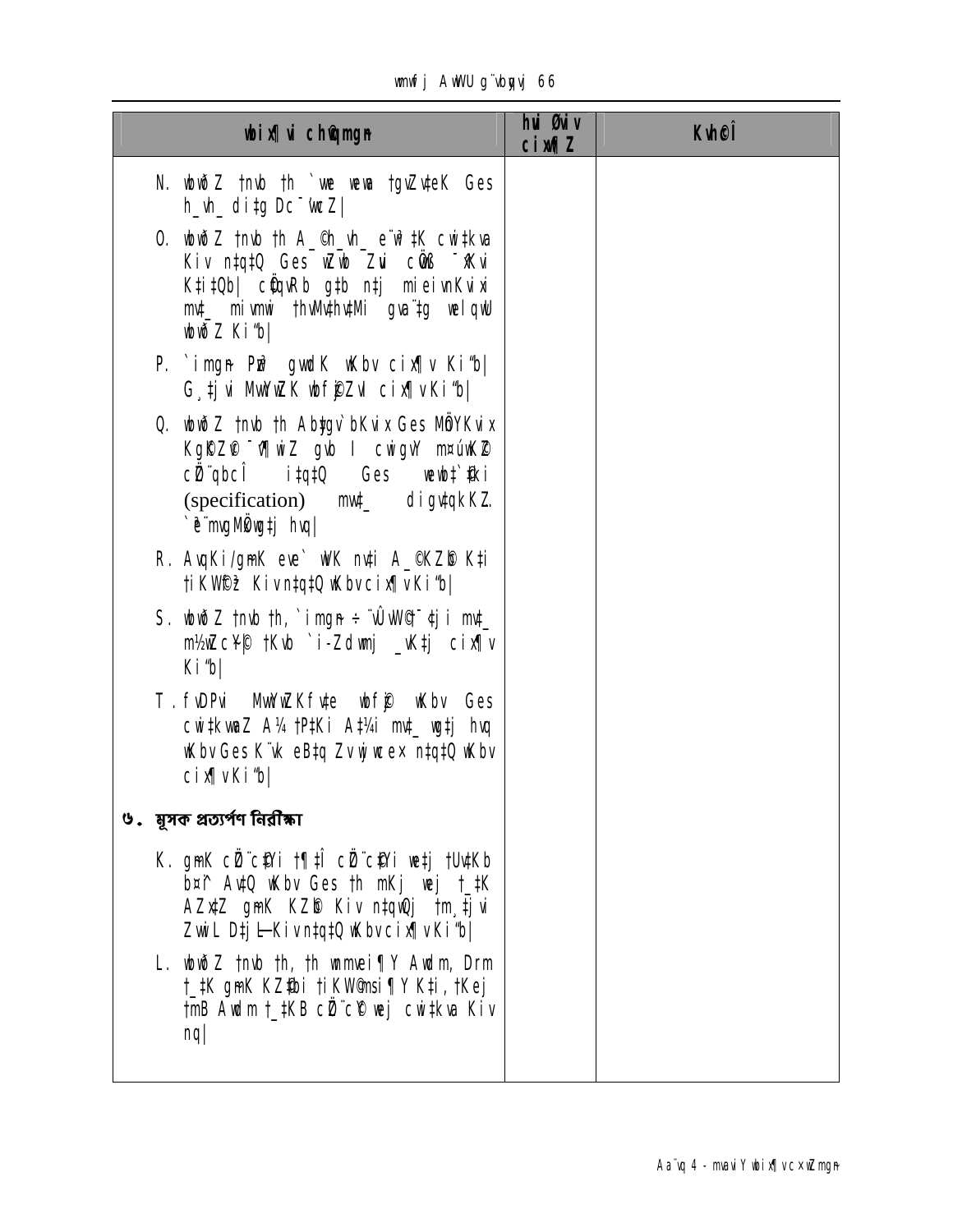| wbix¶i chØmgn | hw Øwiv cix¶Z | Kvh©Î |
|---|---|---|
| N. wbw©Z tnvb th `we wevu tgvZvteK Ges h_vh_ di‡g Dc¯'vcZ\| | | |
| O. wbw©Z tnvb th A_©h_vh_ e¨w³ ‡K cwi‡kva Kiv n‡q‡Q Ges wZwb Zvi cÖvß ¯^xKvi K‡i‡Qb\| cÖ‡qvRb g‡b n‡j mieivnKvixi mv‡_ mivmwi thvMv‡hv‡Mi gva¨‡g welqwU wbw©Z Ki"b\| | | |
| P. `imgn Pzw³ gvdK wKbv cix¶v Ki"b\| G¸‡jvi MvwYwZK wbfz©jZv cix¶vKi"b\| | | |
| Q. wbw©Z tnvb th Ab‡gv`bKvix Ges MÖnYKvix Kg©KZ©v ¯^Z¨wZ gvb I cwigvY m¤úwK©Z cÖ‡qvRbxq I ‡q‡Q Ges wewb‡`©ki (specification) mv‡_ digvtqkKZ. `ªe¨mvgMÖx‡j hvq\| | | |
| R. AvqKi/gmK eve` wK nv‡i A_©KZ©b K‡i tiKW©z Kiv n‡q‡Q wKbv cix¶vKi"b\| | | |
| S. wbw©Z tnvb th, `imgn ÷¨vÛvW©¯' ‡j‡i mv‡_ m½wZc¥Y© tKvb `i-Zdmj _vK‡j cix¶v Ki"b\| | | |
| T. fvDPvi MvwYwZKfv‡e wbfz©j wKbv Ges cwi‡kvwaZ A¼ †P‡Ki A‡¼i mv‡_ wg‡j hvq wKbv Ges K¨vk eB‡q Zv h_vh_fv‡e n‡q‡Q wKbv cix¶vKi"b\| | | |
| **৬. মূসক প্রত্যর্পণ নিরীক্ষা** | | |
| K. gmK cÖZ¨c©Yi †¶‡Î cÖZ¨c©Yi we‡j †Uv‡Kb bs¤^i Av‡Q wKbv Ges th mKj wej †_‡K AZx‡Z gmK KZ©b Kiv n‡q‡Q †m¸‡jvi Zvwi L D‡j L Kiv n‡q‡Q wKbv cix¶vKi"b\| | | |
| L. wbw©Z tnvb th, th mieivn¶Y Avdm, Drm †_‡K gmK KZ©‡bi tiKW©msi¶Y K‡i, †Kej †mB Avdm †_‡KB cÖZ¨c©Y wej cwi‡kva Kiv nq\| | | |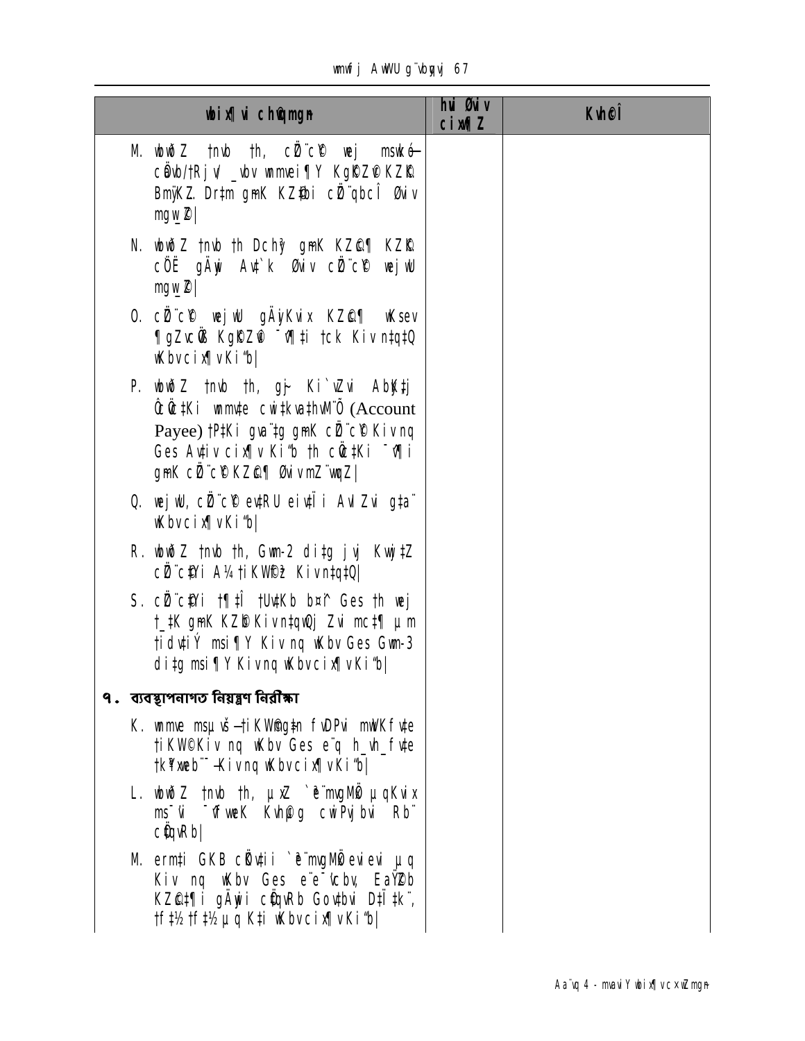| wbix¶i chÖqmgn | hvi Øviv cix¶Z | Kvh©Î |
|---|---|---|
| M. wbwðZ tnvb th, cÖ¨c© wej msuké— cÖwb/tRjv/ \_vbv wmwei¶Y KgRZ©K KZ©K BmÿKZ. Drtm gmK KZ©bi cÖ¨qbcÎ Øviv mgw\_Z| | | |
| N. wbwðZ tnvb th Dchÿ gmK KZ©¶ KZ©K cÖË gÄyi Avt`k Øviv cÖ¨c© wejwU mgw\_Z| | | |
| O. cÖ¨c© wejwU gÄyKvix KZ©¶ wKsev ¶gZvcÖß KgRZ© ¯v¶‡i tck Kiv n‡q‡Q wKbv cix¶v Ki"b| | | |
| P. wbwðZ tnvb th, gj~ Ki`vZvi AbyK‚‡j Ô©Ö‡Ki wmmvte cwi‡kva‡hvM¨Õ (Account Payee) †P‡Ki gva¨‡g gmK cÖ¨c© Kiv nq Ges Av‡iv cix¶v Ki"b th cÖ‡Ki ¯v¶i gmK cÖ¨c© KZ©¶ Øviv mZ¨vwqZ| | | |
| Q. wejwU, cÖ¨c© ev‡RU eiv‡Ïi AvIZvi g‡a¨ wKbv cix¶v Ki"b| | | |
| R. wbwðZ tnvb th, Gwn-2 di‡g jvj Kvwj‡Z cÖ¨c‡qi A¼ †iKW©fz³ Kiv n‡q‡Q| | | |
| S. cÖ¨c‡qi †¶‡Î †Uv‡Kb b¤^i Ges th wej †\_‡K gmK KZ©b Kiv n‡qwQj Zvi mc‡¶ µm †idv‡iÝ msi¶Y Kiv nq wKbv Ges Gwn-3 di‡g msi¶Y Kiv nq wKbv cix¶v Ki"b| | | |
| **৭. ব্যবস্থাপনাগত নিয়ন্ত্রণ নিরীক্ষা** | | |
| K. wmme msµvš—†iKW©g‡n fvDPvi mwVKfv‡e †iKW©Kiv nq wKbv Ges e¨q h\_vh\_fv‡e †kªwYweb¨¯-Kiv nq wKbv cix¶v Ki"b| | | |
| L. wbwðZ tnvb th, µqZ `ª¨mvgMÖ µqKvix ms¯'vi ¯'vqxweK Kvh©g cwiPvjbvi Rb¨ cÖqvRb| | | |
| M. ermti GKB cÖv‡ii `ª¨mvgMÖi evievi µq Kiv nq wKbv Ges e¨e¯'vcbv EaŸ©b KZ©‡¶i gÄywi cÖqvRb Gov‡bvi D‡Ï‡k¨, †f‡½ †f‡½ µq K‡i wKbv cix¶v Ki"b| | | |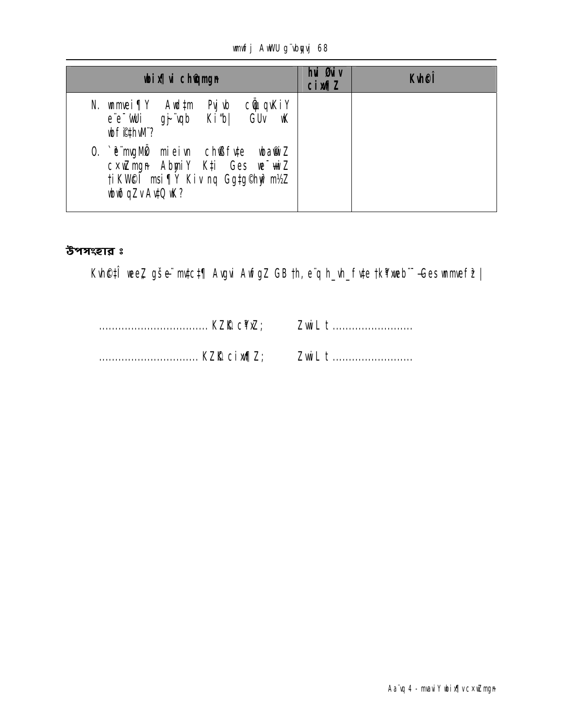| wbix¶Y ‡ÿÎ | hvPvB Kvix | gšÍe¨ |
|---|---|---|
| N. wnmvei¶Y Avw\_©K cÖwZ‡e`b h\_vmg‡q cÖ¯‘Z Kiv nq wK? | | |
| O. wnmvei¶Y cÖwZ‡e`b Ges mgvavb Kiv n‡q‡Q wK? | | |

## উপসংহার ঃ

Kvh©µg wbix¶Y Kv‡Ri mvwe©K g~j¨vqb Ges gšÍe¨|

............................... KZ©„c‡¶i ¯^v¶i; ZvwiL t........................

............................... KZ©„c¶ cÖwZwbwa; ZvwiL t........................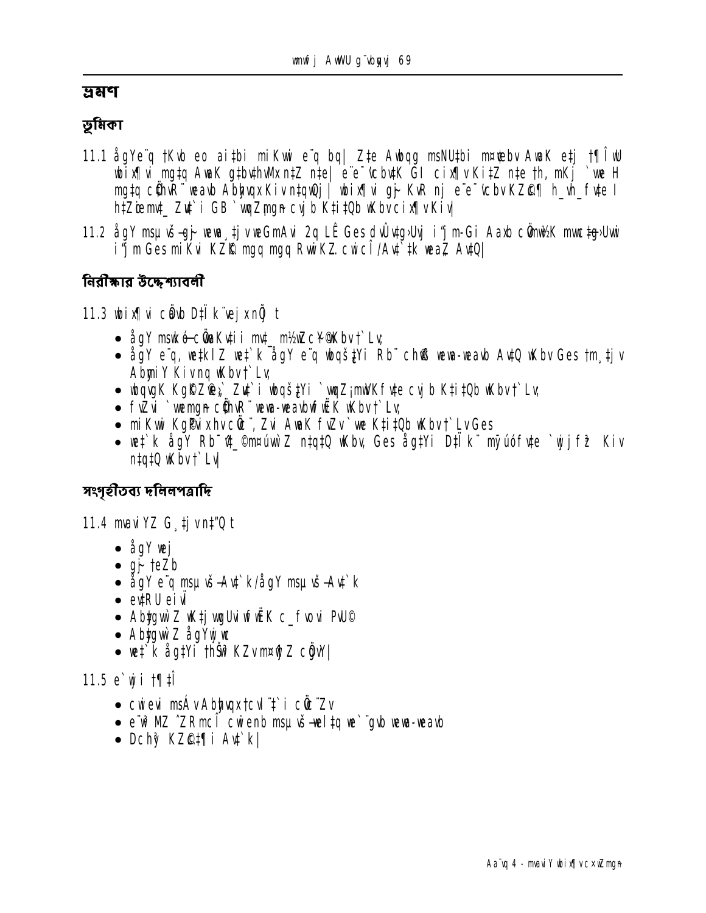# ভ্রমণ

## ভূমিকা

11.1 ågYe¨q †Kvb eo ai‡bi miKvwi e¨q bq| Z‡e Awbqg msNU‡bi m¤¢vebv AwaK e‡j †¶ÎwU wbix¶vi mg‡q AwaK g‡bv‡hvMx n‡Z n‡e| e¨e¯'vcbv‡K GI cix¶v Ki‡Z n‡e †h, mKj `vwe H mg‡q cÖPwjZ weavb Abyhvqx Kiv n‡q‡Q| wbix¶vi gj KvR nj e¨e¯'vcbv KZ©„K h_vh_ fv‡e I h‡Zœmnv‡_ Zv‡`i GB `vwqZ¡ cvjb Ki‡Qb wKbv cix¶v Kiv|

11.2 ågY msµvšÍ gÄyix weavb, †jvweGmAvi 2q LÊ Ges dvÛv‡gbUvj iƒjm-Gi Aaxb cÖvmw½K mvwc‡gUvwi iƒjm Ges miKvi KZ©„K mgq mgq RvwiKZ. cwicÎ/Av‡`k weavZ AvQ|

## নিরীক্ষার উদ্দেশ্যাবলী

11.3 wbix¶vi cÖavb D‡Ï k¨ejxnõ t

- ågY msµvšÍ cÖvgvKv‡ii mv‡_ m½wZc~Y©wKbv †`Lv;
- ågY e¨q, we‡kl Z we‡`k ågY e¨q wbqš¿‡Yi Rb¨ cÖ‡hvR¨ weavb-weavb Av‡Q wKbv Ges †m¸‡jv AbymiY Kiv nq wKbv †`Lv;
- wbqvgK KZ©„c‡¶i `vwqZ¡cÖvß e¨w³ Zv‡`i wbqš¿‡Yi `vwqZ¡ mwVKfv‡e cvjb Ki‡Qb wKbv †`Lv;
- fvZvi `vwemg~n cÖPwjZ weavb-weavbvbyhvqx wKbv †`Lv;
- miKvwi KgPvixhv cÖv¨ Zvi AvaK fvZv`we Ki‡Qb wKbv †`Lv Ges
- we‡`k ågY Rb¨ Ab_©m¤¢úvwZ n‡q‡Q wKbv, Ges åg‡Yi D‡Ï k¨ mvdj¨fv‡e `vwjfz³ Kiv n‡q‡Q wKbv †`Lv|

## সংগৃহীতব্য দলিলপত্রাদি

11.4 mvaviYZ G¸‡jv n‡"Q t

- ågY wej
- gvwm‡eZb
- ågY e¨q msµvšÍ Av‡`k/ågY msµvšÍ Av‡`k
- evRU eivÏ
- Ab¨vb¨ wK‡jvwgUvi fvZv c_fvovi PvU©
- Ab¨vb¨ ågYwej
- we‡`k åg‡Yi †hŠw³KZv m¤^wjZ cÖgvY|

11.5 e¨vwi †¶‡Î

- cwiexi msÁv Abyhvqx †cvl¨‡`i cÖgvYZv
- e¨w³MZ ˆZRmcÎ cwienb msµvšÍ we‡kl we`¨gvb weavb-weavb
- Dchy³ KZ©„c‡¶i Av‡`k|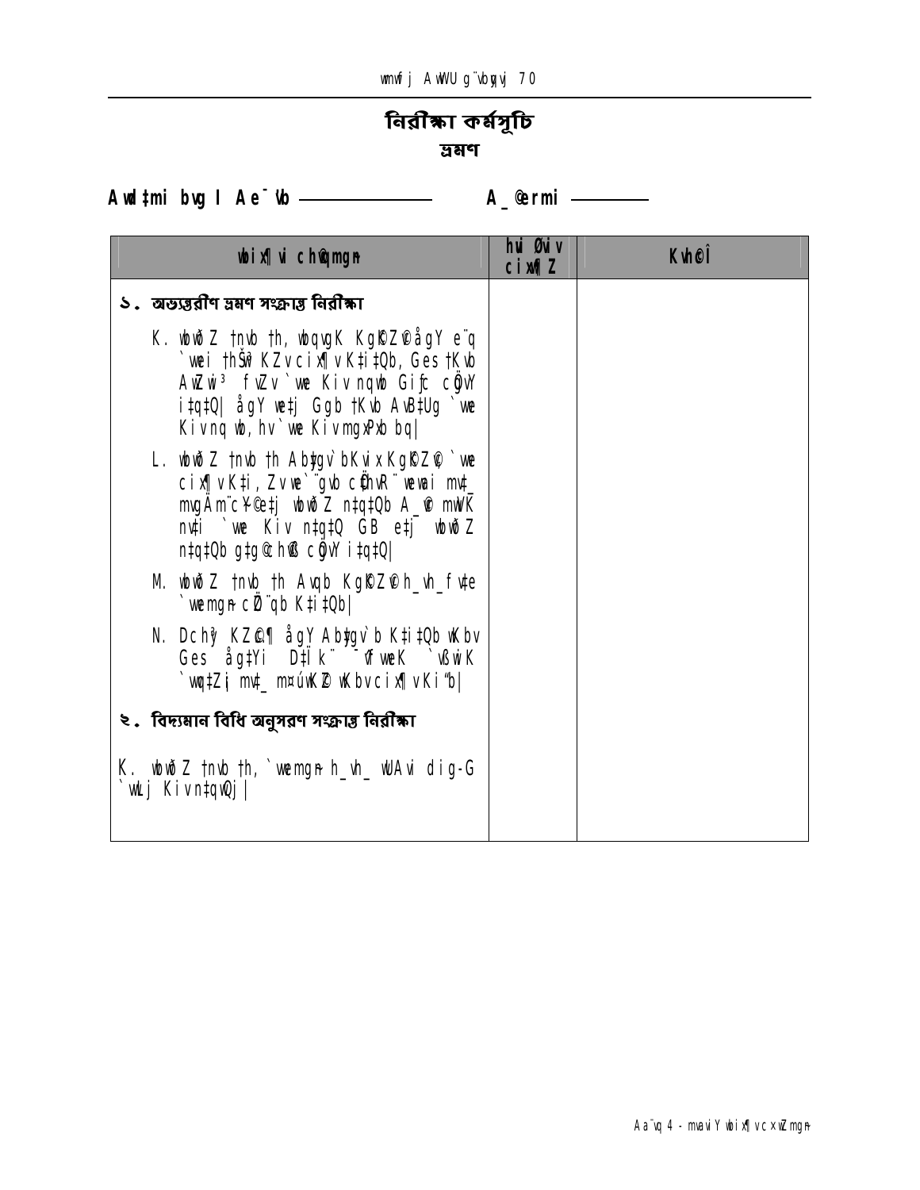# নিরীক্ষা কর্মসূচি

## ভ্রমণ

Awd‡mi bvg I Ae¯'vb ——————     A_©erm ————

| wbix¶vi ch©vqmgn | hvi Øviv cix¶Z | KvhcÎ |
|---|---|---|
| **১. অভ্যন্তরীণ ভ্রমণ সংক্রান্ত নিরীক্ষা** | | |
| K. wbwðZ tnvb th, wbqwgK KgRZ©vågY e¨q `vwei th‡Kvb KZ©vcix¶vK‡i‡Qb, Ges †Kvb AwZwi³ fvZv `vwe Kiv nqwb Gi‡c cÖgvY i‡q‡Q\| ågY we‡j Ggb †Kvb Av‡e`‡bi `vwe Kiv nqwb, hv `vwe Kiv mg¥Pxb bq\| | | |
| L. wbwðZ tnvb th Ab¨‡gv`bKvix KgRZ©vi `vwe cix¶vK‡i, Zvi `¨gvb cÖvwR¨ wewai mv‡_ mvgÄm¨c~Y©‡j wbwðZ n‡q‡Qb A_©mwÎK nvi `vwe Kiv n‡q‡Q GB e‡j wbwðZ n‡q‡Qb g‡g©ch¨š— cÖgvY i‡q‡Q\| | | |
| M. wbwðZ tnvb th Avqb KgRZ©vh_vh_fv‡e `vwemgn cix¶vb K‡i‡Qb\| | | |
| N. Dchy³ KZ©c¶ ågY Ab¨‡gv`b K‡i‡Qb wKbv Ges ågY D‡Ïk¨ ¯úóKiY `vwe Kiv n‡q‡Q mv‡_ msMwZc~Y© wKbv cix¶vKi‡Q\| | | |
| **২. বিদ্যমান বিধি অনুসরণ সংক্রান্ত নিরীক্ষা** | | |
| K. wbwðZ tnvb th, `vwemgn h_vh_ wbqg Abymib Kiv n‡q‡Q\| | | |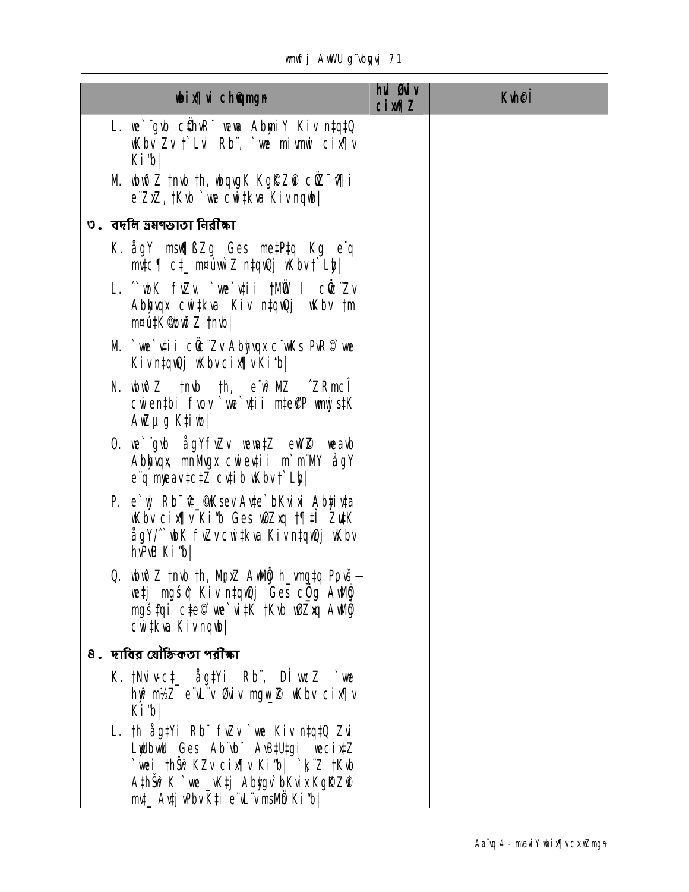| wbix¶i ch©gmgn | hui Øwiv cix¶Z | Kvh©Î |
|---|---|---|
| L. we`¨gvb c×wZi¨ weva AbymiY Kiv n‡q‡Q wKbv Zv †`Lvi Rb¨, `we miRvwi cix¶v Ki"b\| | | |
| M. wbwðZ †nvb †h, wbqwgK Kg©Z© cÖZ¨¶i e¨ZxZ, †Kvb `we cwi‡kva Kiv nqwb\| | | |
| **৩. বদলি ভ্রমণভাতা নিরীক্ষা** | | |
| K. ågY msµ¶ßZg Ges me‡P‡q Kg e¨q mv‡c¶ c‡_ m¤úbœ Z n‡q‡Q wKbv †`Lyb\| | | |
| L. ˆ`wbK fvZv, `we`v‡ii †MÖW I cÖvc¨Zv Abyhvqx cwi‡kva Kiv n‡q‡Q wKbv †m m¤ú‡K© wbwðZ †nvb\| | | |
| M. `we`v‡ii cÖvc¨Zv Abyhvqx c¨vwKs PvR© `we Kiv n‡q‡Q wKbv cix¶v Ki"b\| | | |
| N. wbwðZ †nvb †h, e¨w³MZ ˆZRmcÎ cwien‡bi fvov `we`v‡ii m‡e©vP wmwjs‡K AwZµg K‡iwb\| | | |
| O. we`¨gvb ågYfvZv wewa‡Z ewY©Z weavb Abyhvqx, mnMvgx cwiev‡ii m`m¨MY ågY e¨q myweav‡c‡Z cv‡ib wKbv †`Lyb\| | | |
| P. e`wj Rb¨ ¯’vbvšÍi AvBb Abyhvqx Ab¨vb¨ myweav cix¶v Ki"b Ges wbZ¨ †¶‡Î ZvK ågY/ˆ`wbK fvZv cwi‡kva Kiv n‡q‡Q wKbv hvPvB Ki"b\| | | |
| Q. wbwðZ †nvb †h, MvoxZ AwMÖg h_vmg‡q Pvwn— we‡j mgš^q Kiv n‡q‡Q Ges cÖvß AwMÖg mgš^‡qi c‡e© `we`v‡iK †Kvb wbZ¨ AwMÖg cwi‡kva Kiv nqwb\| | | |
| **৪. দাবির যৌক্তিকতা পরীক্ষা** | | |
| K. †Kvb c‡_ åg‡Yi Rb¨, DÌ wcZ `we hyw³m½Z e¨vL¨v Øviv mgw_©Z wKbv cix¶v Ki"b\| | | |
| L. †h åg‡Yi Rb¨ fvZv `we Kiv n‡q‡Q Zvi Lyuwbwu Ges Ab¨vb¨ AvB‡Ui‡gi weeiY `wei †hŠw³KZv cix¶v Ki"b\| `¶Z †Kvb A‡hŠw³K `we _vK‡j Ab¨vb¨ bKvix Kg©Z© mv‡_ Av‡jvPbv K‡i e¨vL¨v msMÖn Ki"b\| | | |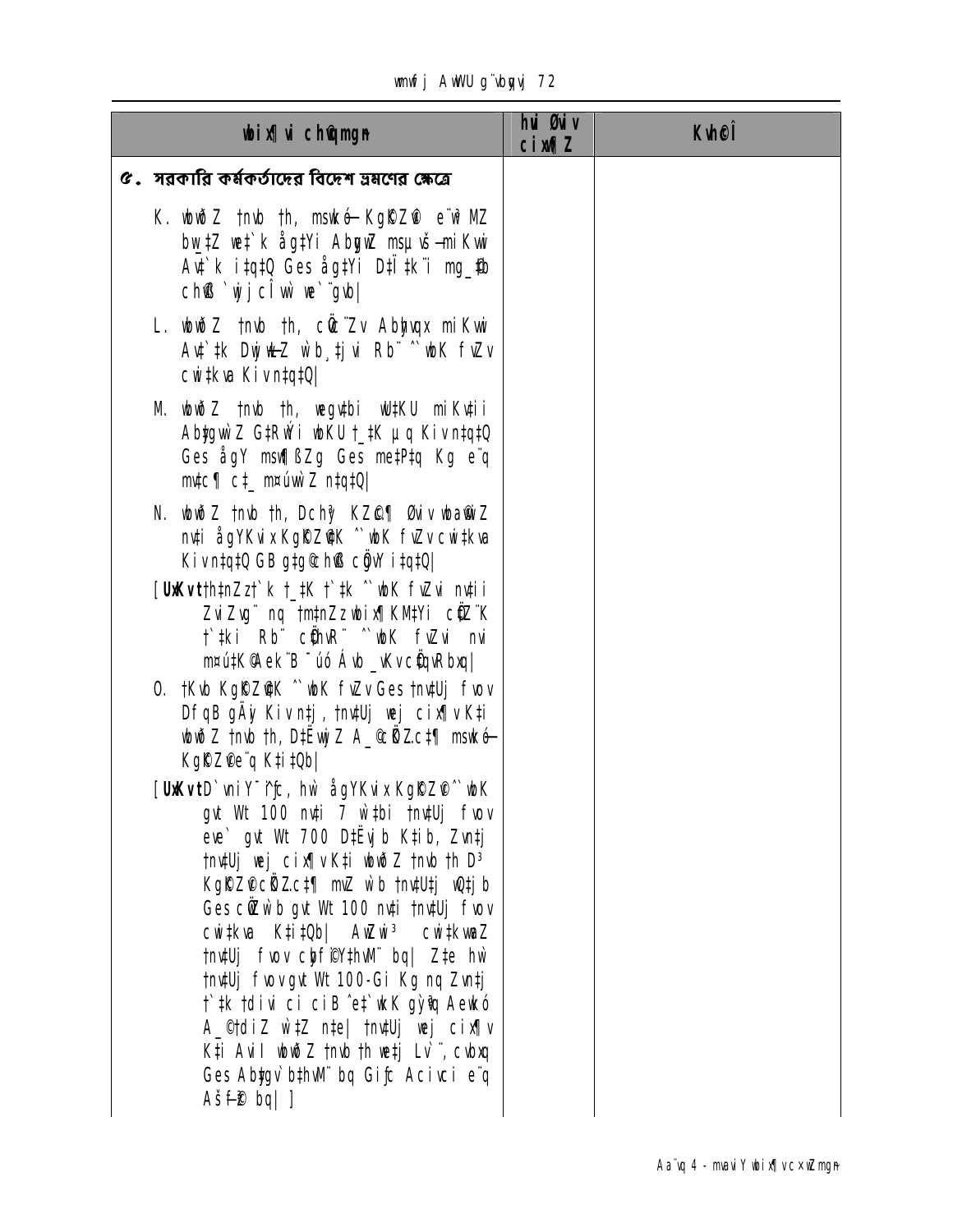| wbix¶vi c×wZmgn | hvi Øviv cixw¶Z | Kvh©Î |
|---|---|---|
| **৫. সরকারি কর্মকর্তাদের বিদেশ ভ্রমণের ক্ষেত্রে** | | |
| K. wbwðZ tnvb th, msw‡kó KgRZ©v e¨w³MZ bw_‡Z we‡`k åg‡Yi AbygwZ msµvš—miKvwi Av‡`k i‡q‡Q Ges åg‡Yi D‡Ï‡k¨i mg_©b cÖvwß `wjjcÎvw` we`¨gvb\| | | |
| L. wbwðZ tnvb th, cÖ‡qvRbxq miKvwi Av‡`‡k DwjøwLZ wb¸‡jvi Rb¨ ˆ`wbK fvZv cwi‡kva Kiv n‡q‡Q\| | | |
| M. wbwðZ tnvb th, wegv‡bi wU‡KU miKv‡ii Abyg‡gvw`Z G‡R›Ÿi wbKU †_‡K µq Kiv n‡q‡Q Ges ågY msµv¯ÍZg Ges me‡P‡q Kg e¨q mv‡c¶ c‡_ m¤úvw`Z n‡q‡Q\| | | |
| N. wbwðZ tnvb th, Dchy³ KZ©c¶ Øviv wba©vwiZ nv‡i ågYKvix KgRZ©v‡K ˆ`wbK fvZv cwi‡kva Kiv n‡q‡Q GB g‡g© cÖgvY cvIqv †M‡Q\| | | |
| [**UxKvt** †h‡nZz †`k †_‡K †`‡k ˆ`wbK fvZvi nv‡ii ZviZg¨ nq †m‡nZz wbix¶KM‡Yi cÖ‡qvRb †`‡ki Rb¨ cÖ‡hvR¨ ˆ`wbK fvZvi nvi m¤ú‡K© Avb¨Ûv Ávb _vKv cÖ‡qvRbxq\|] | | |
| O. †Kvb KgRZ©v‡K ˆ`wbK fvZv Ges †nv‡Uj fvov DfqB gÄyi Kiv n‡j, †nv‡Uj wej cix¶v K‡i wbwðZ tnvb th, D‡Ëvwj­wLZ A_©cÖ`vb c‡¶ msw‡kó KgRZ©v e¨q K‡i‡Qb\| | | |
| [**UxKvt** D`vniY¯^iƒc, hw` ågYKvix KgRZ©v ˆ`wbK gvwK©b Wjvi 100 nv‡i 7 w`‡bi †nv‡Uj fvov eve` gvwK©b Wjvi 700 D‡Ëvjb K‡ib, Z‡e †nv‡Uj wej cix¶v K‡i wbwðZ tnvb th D³ KgRZ©v cÖK…Zc‡¶ mvZ w`b †nv‡U‡j Ae¯’vb K‡i‡Qb Ges cÖwZw`b gvwK©b Wjvi 100 nv‡i †nv‡Uj fvov cwi‡kva K‡i‡Qb\| AwZwi³ cwi‡kvwaZ †nv‡Uj fvov cybiæ×v‡hvM¨ nq\| Z‡e hw` †nv‡Uj fvov gvwK©b Wjvi 100-Gi Kg nq Z‡e †`‡k †divi ci ciB ˆe‡`wkK gy`ªvq Aewkó A_© †diZ w`‡Z n‡e\| †nv‡Uj wej cix¶v K‡i Avil wbwðZ tnvb th we‡j Lv`¨, cvbxq Ges Abyiƒc Ab¨vb¨ e¨‡qi Rb¨ c„_K wnmve ivLv nq wb\|] | | |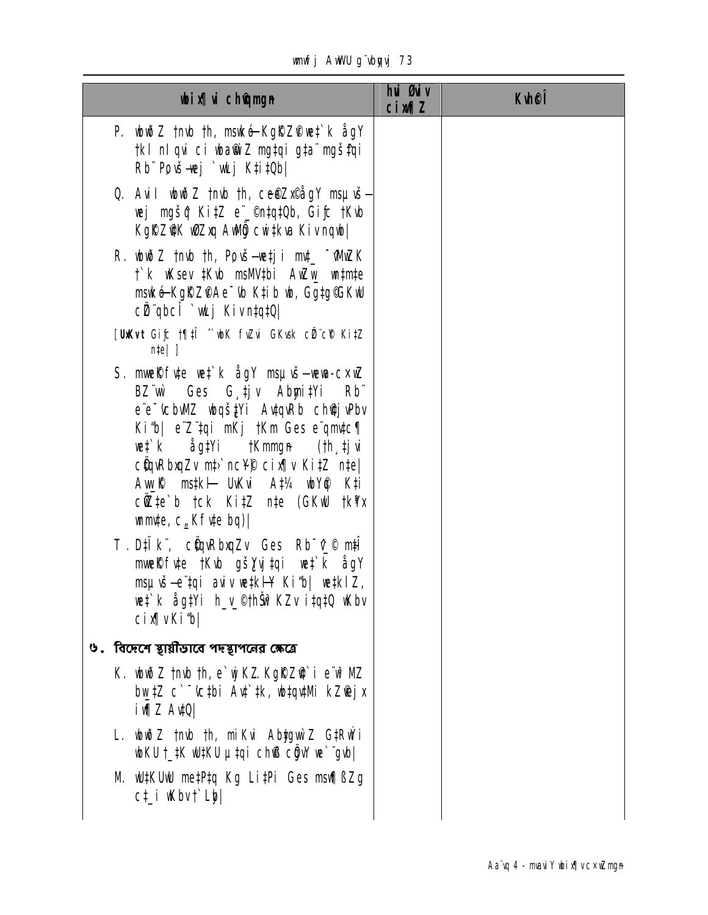| wbix¶vi chäqmgn | hvi Øviv cix¶Z | Kvh©Î |
|---|---|---|
| P. wbwðZ †nvb †h, mswkó-KgKZ©v‡`i ågY †kl nIqvi ci wba©vwiZ mg‡qi g‡a¨ mgš^‡qi Rb¨ Pvwn`v-wej `vwLj Ki‡Qb\| | | |
| Q. Avil wbwðZ †nvb †h, ce©eZx© ågY msµvšÍ-wej mgš^q Ki‡Z e¨\_©nq‡Qb, Giƒc †Kvb KgKZ©vi wØZxq AwMÖg cÖ`vb Kiv nqwb\| | | |
| R. wbwðZ †nvb †h, Pvwn`v-we‡ji mv‡\_ ¯^vMZK †`k wKsev †Kvb msMV‡bi AvZw\_ weav‡bi mswkó-KgKZ©vAe¯'vb Ki‡b wb, G‡g©GKwU cÖZ¨qbcÎ `vwLj Kiv n‡q‡Q\| <br> [UxKvt Giƒc †¶‡Î ^`wbK fvZvi GKwk cÖ`Ë Ki‡Z n‡e\| ] | | |
| S. mvaviYfv‡e we‡`k ågY msµvšÍ-wewa-cxwZ BZ¨w` Ges G¸‡jv Abymi‡Yi Rb¨ e¨e¯'vcbvMZ wbqš¿‡Yi Avf¨š—ixb cix¶vjPbv Ki"b\| e¨Z¨‡qi mKj †Km Ges e¨qmvc¶ we‡`k åg‡Yi †Kmmgn (†h¸‡jvi cÖ‡qvRbxqZv m‡›`nc~Y© cix¶v Ki‡Z n‡e\| Avw\_© msk‡- UxKvi A‡¼ wbY©q Ki cÖwZ‡e`b †ck Ki‡Z n‡e (GKwU †kªx wmmv‡e, c"Kfv‡e bq)\| | | |
| T. D‡ïk¨, cÖ‡qvRbxqZv Ges Rb¯^v\_© mš^mvaviYfv‡e †Kvb gš¿Yvj‡qi we‡`k ågY msµvšÍ-e¨‡qi avivewvk‡j Ki"b\| we‡klZ, we‡`k åg‡Yi h\_v\_©Zv KZv i‡q‡Q wKbv cix¶v Ki"b\| | | |
| **৬. বিদেশে স্থায়ীভাবে পদস্থাপনের ক্ষেত্রে** | | |
| K. wbwðZ †nvb †h, e`wjKZ. KgKZ©v‡`i e¨wqZ MZ bw\_‡Z c`¯'vc‡bi Av‡`‡k, wb‡qvM‡Mi kZ©vejx iw¶Z Av‡Q\| | | |
| L. wbwðZ †nvb †h, miKvi Abyg¨wZ G‡R›Ui wbKU †\_‡K wU‡KU µ‡qi chÖ cÖ‡qvRb we`¨gvb\| | | |
| M. wU‡KUwU me‡P‡q Kg Li‡Pi Ges msw¶ßZg c‡\_i wKbv †`Lyb\| | | |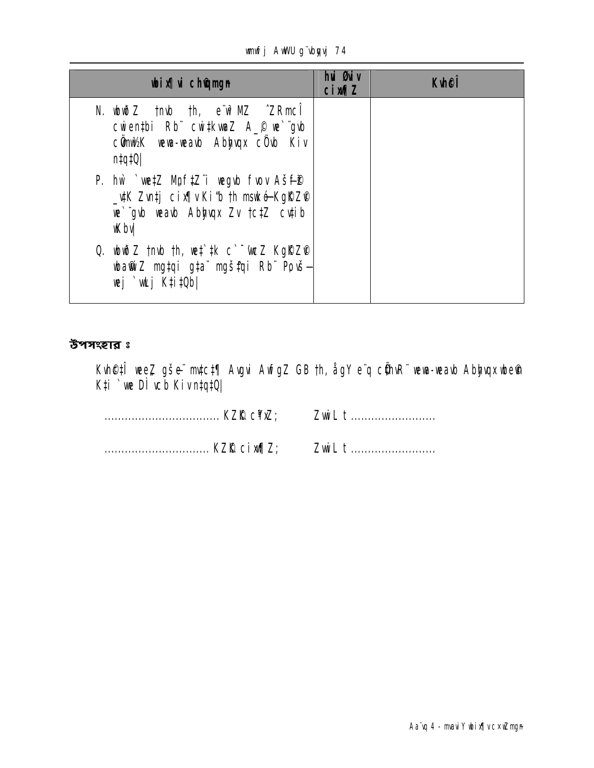| wbix¶vi cÖkœmg~n | hvi Øviv cixw¶Z | Kvh©Î |
|---|---|---|
| N. wbwðZ †nvb †h, e¨vsK MZ ˆZRmcÎ cwien‡bi Rb¨ cwi‡kvwaZ A_© we`¨gvb cÖwµqvK wewa-weavb Abyhvqx cÖ`vb Kiv n‡q‡Q\| | | |
| P. hw` `we‡Z Mªvf‡Zªi wegvb fvov Aš—f©y³ _v‡K Zvn‡j cix¶vKi‡b †h msw¤ø—KgKZ©v we`¨gvb weavb Abyhvqx Zv †c‡Z cv‡ib wKbv\| | | |
| Q. wbwðZ †nvb †h, we‡`‡k c`¯'wcZ KgKZ©v wba©wiZ mg‡qi g‡a¨ mgš^‡qi Rb¨ Pvwn`v-wej `vwLj K‡i‡Qb\| | | |

**উপসংহার ঃ**

Kvh©‡Î weeZ„ gše¨ mv‡c‡¶ Avgvi AwfgZ GB †h, ågY e¨q cÖ`vbR¨ wewa-weavb Abyhvqx wbe©vn K‡i `we DÌ vcb Kiv n‡q‡Q|

................................. KZ©„K c¶xZ;    ZvwiL t .........................

............................... KZ©„K cix¶xZ;    ZvwiL t .........................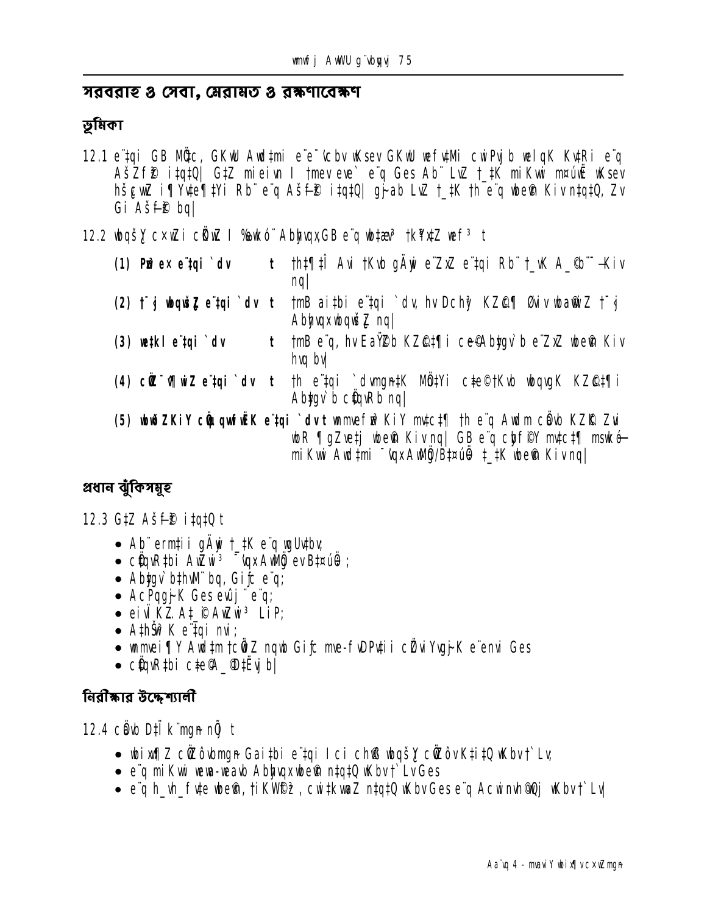## সরবরাহ ও সেবা, মেরামত ও রক্ষণাবেক্ষণ

### ভূমিকা

12.1 e¨‡qi GB Mȫc, GKwU Awd‡mi e¨e¯'vcbv wKsev GKwU wefv‡Mi cwiPvjb welqK Kv‡Ri e¨q AšZf© i‡q‡Q| G‡Z mieivn I †mev eve` e¨q Ges Ab¨ LvZ †_‡K miKvwi m¤úwË wKsev hš¿cvwZ i¶Yv‡e¶‡Yi Rb¨ e¨q Aš—f© i‡q‡Q| gj-ab LvZ †_‡K †h e¨q wbe©n Kiv n‡q‡Q, Zv Gi Aš—f© bq|

12.2 wbqš¿Y c×wZi cÖwZ I %ewkó¨ Abyhvqx GB e¨q wb‡æv³ †kÖYx‡Z wef³ t

**(1) Pjwe× e¨‡qi `dv** t †h‡¶‡Î Avi †Kvb gÄywi e¨ZxZ e¨‡qi Rb¨ †_wK A_©¨-Kiv nq|

**(2) †¯'vwqwZ e¨‡qi `dv** t †mB ai‡bi e¨‡qi `dv, hv Dchy³ KZ©c¶ Øviv wba©wiZ †¯'vAbyhvqx wbqwšZ nq|

**(3) we‡kl e¨‡qi `dv** t †mB e¨q, hv EaŸ©Zb KZ©c‡¶i cȫ-Ab‡gv`b e¨ZxZ wbe©n Kiv hvq bv|

**(4) cÖZ¨vw¶wZ e¨‡qi `dv** t †h e¨‡qi `dvmg~n‡K Mȫ‡Yi c‡e©†Kvb wbqgK KZ©c‡¶i Ab‡gv`b cȫqvRb nq|

**(5) wbw`ZKiY cȫqvwYK e¨‡qi `dv** t wmwefȫ KiY mv‡c‡¶ †h e¨q Awdm cȫvb KZ©K Zvi wbR ¶gZve‡j wbe©n Kiv nq| GB e¨q cȫfȫY mv‡c‡¶ mswkó- miKvwi Awd‡mi ¯'vqx AwMȫ/B¤úȫ †_‡K wbe©n Kiv nq|

### প্রধান ঝুঁকিসমূহ

12.3 G‡Z Aš—f© i‡q‡Q t

- Ab¨ermȫi gÄywi †_‡K e¨q wgUv‡bv;
- cȫqvR‡bi AwZwi³ ¯'vqx AwMȫ evB¤úȫ;
- Ab‡gv`b‡hvM¨ bq, Giƒc e¨q;
- AcPqg~K Ges ewȫj¨ e¨q;
- eivÏ KZ A‡_©i AwZwi³ LiP;
- A‡hŠw³K e¨‡qi nvi;
- wmvei¶Y Awd‡m †cÖiZ nqwb Giƒc mve-fvDPv‡ii cÖvwßYvg~K e¨envi Ges
- cȫqvR‡bi c‡e©A_©cȫ‡Ëvj b|

### নিরীক্ষার উদ্দেশ্যাবলী

12.4 cȫvb D‡Ïk¨mg~n n‡jv t

- wbix¶Z cȫôvmg~n Gai‡bi e¨‡qi I ci ch©vß wbqš¿Y cȫôvK‡i‡Q wKbv †`Lv;
- e¨q miKvwi wewa-weavb Abyhvqx wbe©n n‡q‡Q wKbv †`Lv Ges
- e¨q h_vh_ fv‡e wbe©n, †iKW©fȫ, cwi‡kvwaZ n‡q‡Q wKbv Ges e¨q Acwinvh©Qj wKbv †`Lv|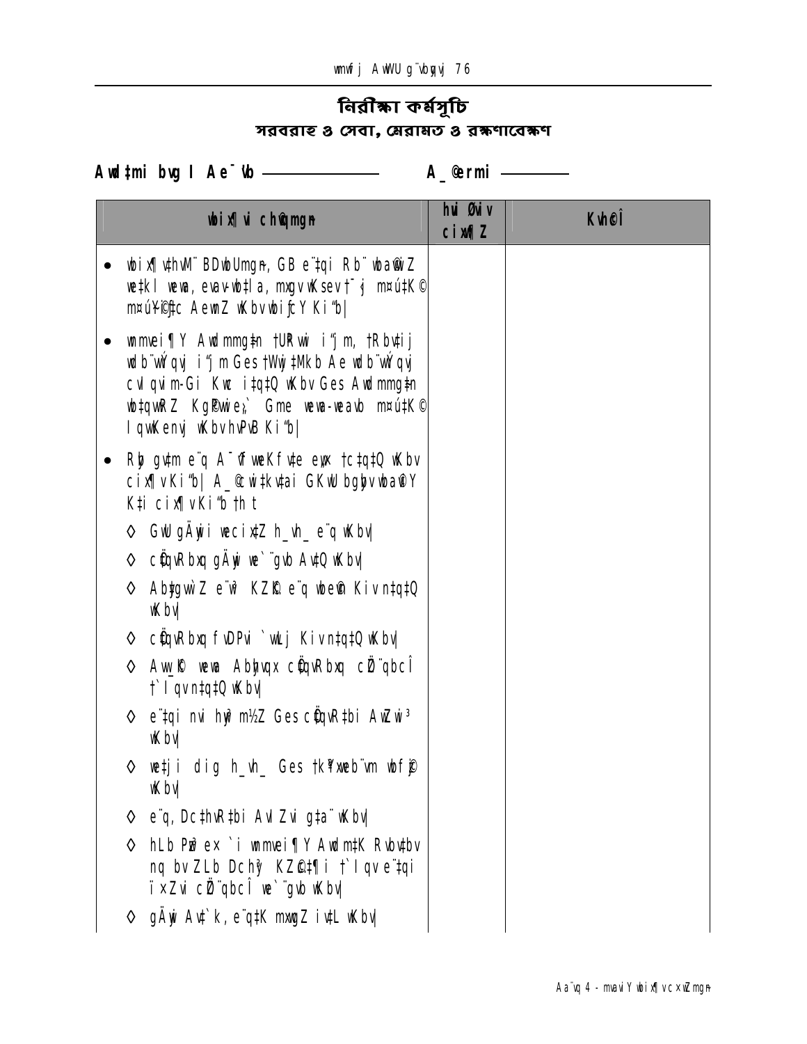# নিরীক্ষা কর্মসূচি

## সরবরাহ ও সেবা, মেরামত ও রক্ষণাবেক্ষণ

**Awdtmi bvg I Ae¯'vb ——————** **A_©ermi ————**

| wbix¶vi chØwZmgyn | hvi Øviv cix¶Z | Kvh©Î |
|---|---|---|
| • wbix¶vthvM¨ BDwbUmgyn, GB e¨‡qi Rb¨ wba©wiZ we‡kl weva, evav-wb‡la, mgqvKsev †¯' m¤ú‡K© m¤úwK©Z AewnZ wKbv wbiƒcY Ki‡Z n‡e|<br><br>• mieivn¶Y Avdmmg‡n †UKwi i¶Y, †Rbv‡ij wdb¨vwÝqvj i¶Y Ges †Wwj‡Mkb Ae wdb¨vwÝqvj cvIqvi-Gi Kwc i‡q‡Q wKbv Ges Avdmmg‡n wb‡qvwRZ Kg©Pvwie„›` Gme weva-weavb m¤ú‡K© IqvwKenvj wKbv hvPvB Ki‡Z n‡e|<br><br>• Rbš gv‡m e¨q A¯ÍfweKfv‡e ew× †c‡q‡Q wKbv cix¶v Ki‡Z n‡e| A_©ermi †kl w`‡Ki GKwU bgybv wba©vi‡Y K‡i cix¶v Ki‡Z n‡e †h t<br><br>◊ GwU gÄywi weeiY‡Z h_vh_ e¨q wKbv;<br><br>◊ cÖ‡qvRbxq gÄywi we`¨gvb Av‡Q wKbv;<br><br>◊ Abygvw`Z e¨‡q KZ©„K e¨q wbe©vn Kiv n‡q‡Q wKbv;<br><br>◊ cÖ‡qvRbxq fvDPvi `vwLj Kiv n‡q‡Q wKbv;<br><br>◊ Aw_©K weva Abyhvqx cÖ‡qvRbxq cÖgvYcÎ †`Iqv n‡q‡Q wKbv;<br><br>◊ e¨‡qi nvi hyw³m½Z Ges cÖ‡qvR‡bi AwZwi³ wKbv;<br><br>◊ we‡ji dig h_vh_ Ges †k¶Îwe‡kl¨ wbfy©j wKbv;<br><br>◊ e¨q, Dc‡hvRb‡bi AvIZvi g‡a¨ wKbv;<br><br>◊ hLb Pzw³ ev `i mmvei¶Y Avdm‡K Rvbv‡bv nq bv ZLb Dchy³ KZ©„c‡¶i †`Iqv e¨‡qi ïׄZvi cÖgvYcÎ we`¨gvb wKbv;<br><br>◊ gÄywi Av‡`k, e¨q‡K mgqgZ i‡L wKbv; | | |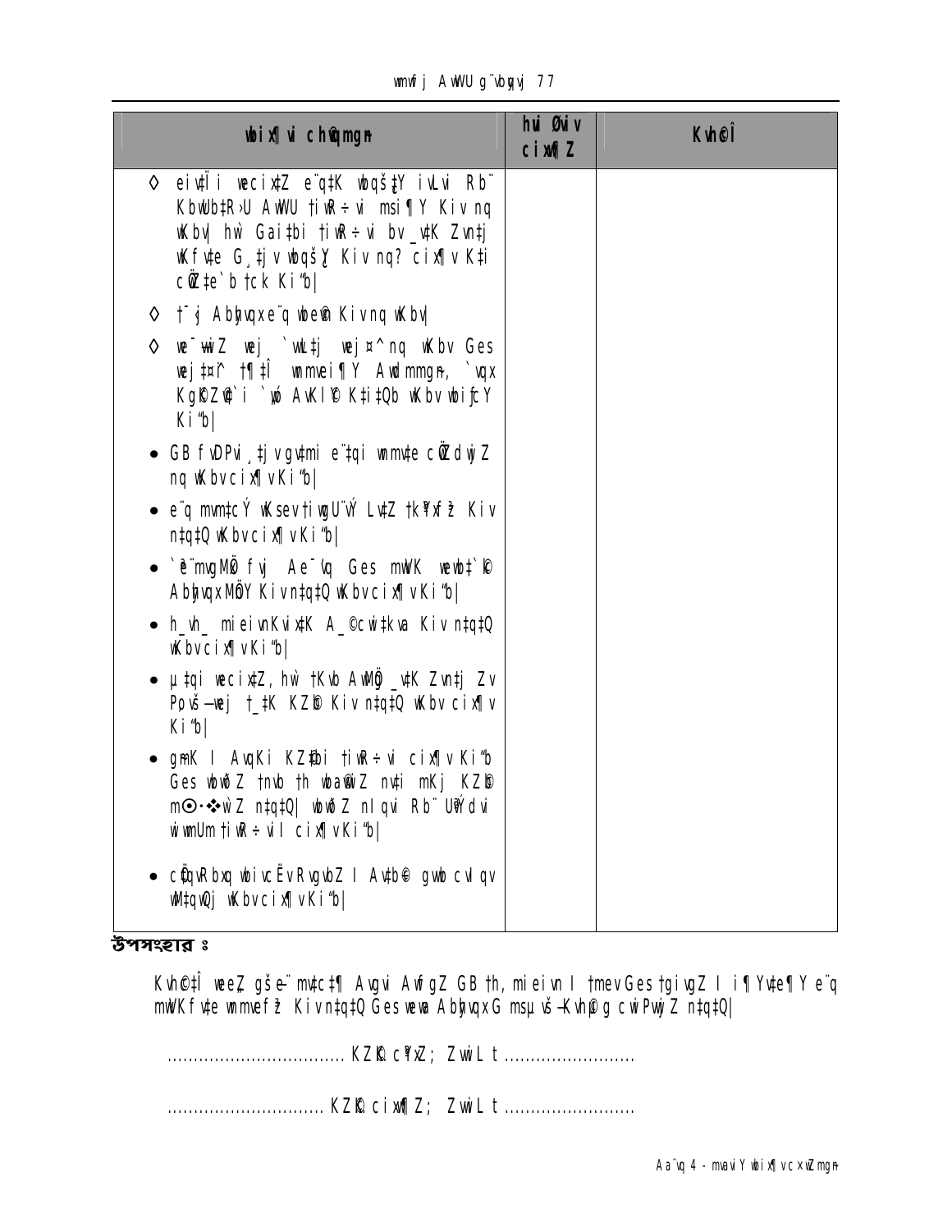| wbix¶ui ch©qmgn | hui Øwiv cix¶Z | Kvh©Î |
|---|---|---|
| ◊ eivÏi wecix‡Z e¨q‡K wbqš¿Y iwLvi Rb¨ KbwUb‡R›U AwWU †iwR÷vi msi¶Y Kiv nq wKbv| hw` Gai‡bi †iwR÷vi bv _v‡K Zvn‡j wKfv‡e G¸‡jv wbqš¿Y Kiv nq? cix¶v K‡i cÖZ‡e`b †ck Ki"b\| | | |
| ◊ †¯'j Abygvxe¨q wbe©n Kiv nq wKbv\| | | |
| ◊ we¯ÍwiZ wej `wLj wej¤^ nq wKbv Ges wej‡¤^i †¶‡Î wmmwei¶Y Awdmmgn, `vqx KgK©Zv©i `vq AvKl©Y K‡i‡Qb wKbv wbifY Ki"b\| | | |
| • GB fvDPvi ¸‡jv gy‡mi e¨‡qi wmmv‡e cÖZdwjZ nq wKbv cix¶v Ki"b\| | | |
| • e¨q mvm‡cÝ wKsev †iwgU¨vÝ LvZ †k¥xfž Kiv n‡q‡Q wKbv cix¶v Ki"b\| | | |
| • `e¨mvgMÖ fvj Ae¯'vq Ges mwVK wewb‡`k Abyhvqx MÖY Kiv n‡q‡Q wKbv cix¶v Ki"b\| | | |
| • h_vh_ mieivnKvix‡K A_©cwi‡kva Kiv n‡q‡Q wKbv cix¶v Ki"b\| | | |
| • µ‡qi wecix‡Z, hw` †Kvb AwMÖg _v‡K Zvn‡j Zv Povš—wej †_‡K KZ©b Kiv n‡q‡Q wKbv cix¶v Ki"b\| | | |
| • gmK I AvqKi KZ©‡bi †iwR÷vi cix¶v Ki"b Ges wbwðZ nwb †h wba©wiZ nv‡i mKj KZ©b m⊙·❖wZ n‡q‡Q\| wbwðZ nIqvi Rb¨ U¨vÝdvi wivmUm †iwR÷vil cix¶v Ki"b\| | | |
| • cÖ‡qvRbxq wbivcËv RvgvbZ I Av‡b© gvb cvIqv wM‡q‡Qj wKbv cix¶v Ki"b\| | | |

## উপসংহার ঃ

Kvh©‡Î weeZ gšÍe¨ mv‡c‡¶ Avgvi AwfgZ GB †h, mieivn I †mevGes †givgZ I i¶Yv‡e¶Y e¨q mwVKfv‡e wmmvefž Kiv n‡q‡Q Ges wewa AbyhvqxG msµvš—Kvh©g cwiPvwjZ n‡q‡Q\|

.................................. KZ©K c¥xZ; ZwiL t .........................

.............................. KZ©K cix¶xZ; ZwiL t .........................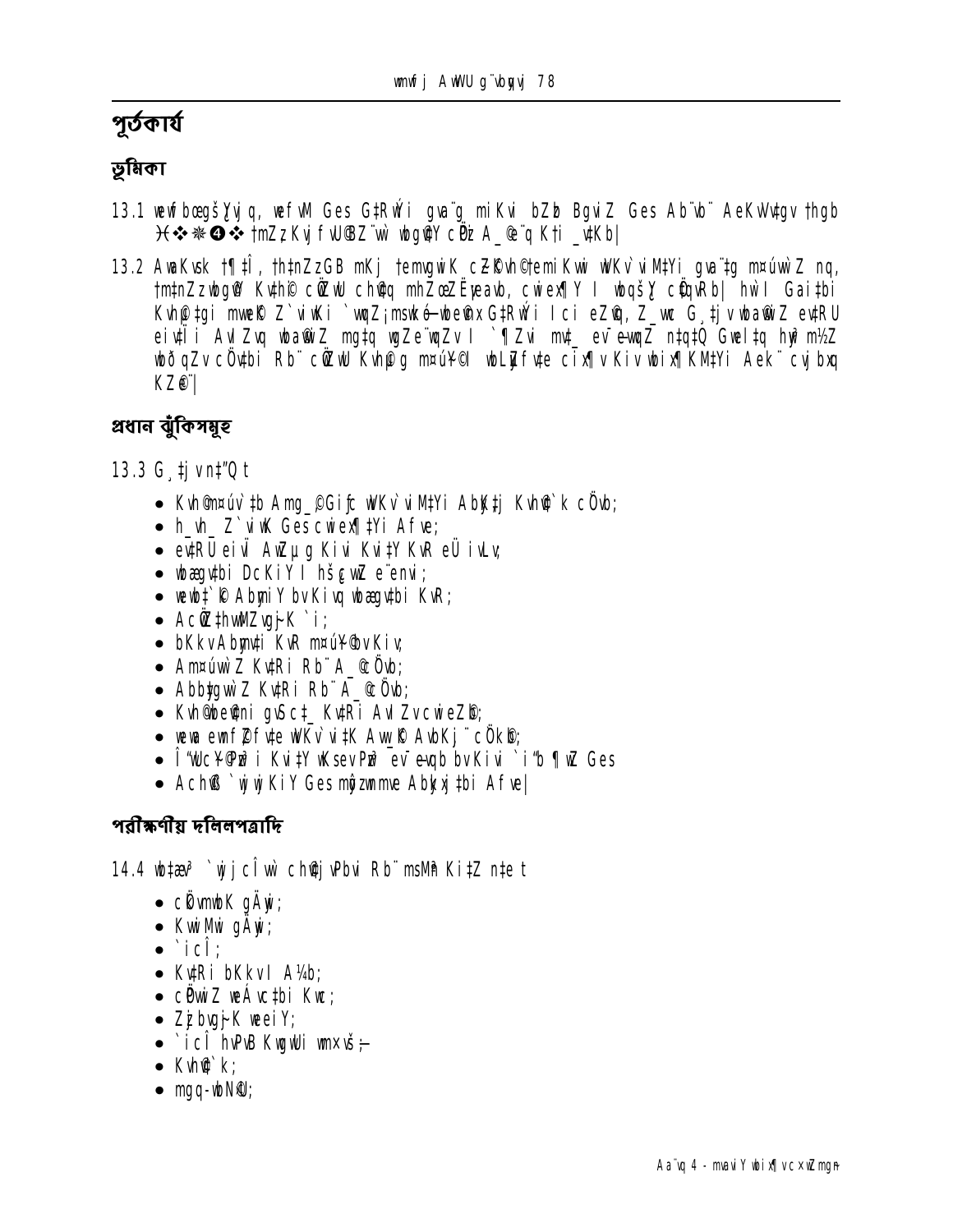## পূর্তকার্য

### ভূমিকা

13.1 wewfbœgšŸYvjq, wefvM Ges G‡Rwýi gva¨g miKvi bZb BgviZ Ges Ab¨vb¨ AeKvVv‡gv thgb )(❖✻❹❖ †mZz Kvj fvU©BZ¨vw` wbg©vY cÖKí A_©vq Kti _v‡Kb|

13.2 AwaKvsk †¶‡Î, †h‡nZzGB mKj †emiKvwi cÖwZôvb©temiKvwi wVKv`vi M‡Yi gva¨‡g m¤úvw`Z nq, †m‡nZzwbg©vY Kv‡hi© c×wZ ch©‡q mhZœEËyeavb, cwiex¶Y I wbqšY c×wZRb| hvi I Gai‡bi Kvh©‡gi mwe© Z`viwKi `vqZ¡msw¯ó wbe©nxG‡Rwýi Ici eZ©vq, Z_vwc G¸‡jv wbawiZ ev‡RU eivÏi AwZwi³ wbawiZ mg‡q wgZe¨qZvI `¶Zvi mv‡_ ev¯Íevqb n‡q‡Q Gwel‡q hyw³mšZ wbðqZv cÖv‡bi Rb¨ cÖwZwU Kvh©g m¤úK©I wbixÿv Kiv cÖ‡qvRb| AwaKšZ eûmsL¨K cÖKí _vKvq, KZ©…c¶ cª‡qvRbxq mKj wb‡`©kbvmg~n h_vh_fv‡e g‡b Pj‡Q wKbv Zvi wbwðZ Kiv Avek¨K|

### প্রধান ঝুঁকিসমূহ

13.3 G¸‡jv n‡"Q t

- Kvh©m¤úv`‡b Amg_©Gi Kvi‡Y wVKv`vi M‡Yi Ab‡K‡j Kvh©`k cÖvb;
- h_vh_ Z`viwK Ges cwiex¶‡Yi Afve;
- ev‡RU eivÏ AwZµg Kivi Kvi‡Y KvR eÜ ivLv;
- wbgœgv‡bi DcKiY I hšcwZ e¨envi;
- wewfbœ`‡¶ AbygwZ bv Kivq wbgœgv‡bi KvR;
- AcÖZ¨vwkZ ¸iæZ¡c~Y© wPÎ;
- bKkv Abyhvqx KvR m¤úv`b bv Kiv;
- Am¤úyY© Kv‡Ri Rb¨ A_© cÖ`vb;
- Abby‡gvw`Z Kv‡Ri Rb¨ A_© cÖ`vb;
- Kvh©Av‡`‡ki gvÎv‡Z Kv‡Ri AwZwi³ e¨q;
- wewa ewnf©~Zfv‡e wVKv`vi‡K AwMÖg AvbKj¨ cÖ`vb;
- Î"wUc~Y©Pzw³i Kvi‡Y wKsev Pzw³ ev¯Íevqb bv Kivi `iæb ¶wZ Ges
- AcÖ‡qvRbxq wewfbœ Kvh©cÎ Ges ms¯’vb Ab‡gv`‡bi Afve|

### পরীক্ষণীয় দলিলপত্রাদি

14.4 wbix¶v `wjjcÎvw` ch©v‡jvPbvi Rb¨ msMÖn Ki‡Z n‡e t

- cÖKí wfwËK gÄyix;
- KwiMwi gÄyix;
- `icÎ;
- Kv‡Ri bKkv I A¼b;
- cÖwZ wbwg©Z Kv‡Ri Kvw;
- Zz¨gvj¨ wbiY;
- `icÎ hvPvB KwgwUi wm×všÍ;
- Kvh©`k;
- gvc-eB;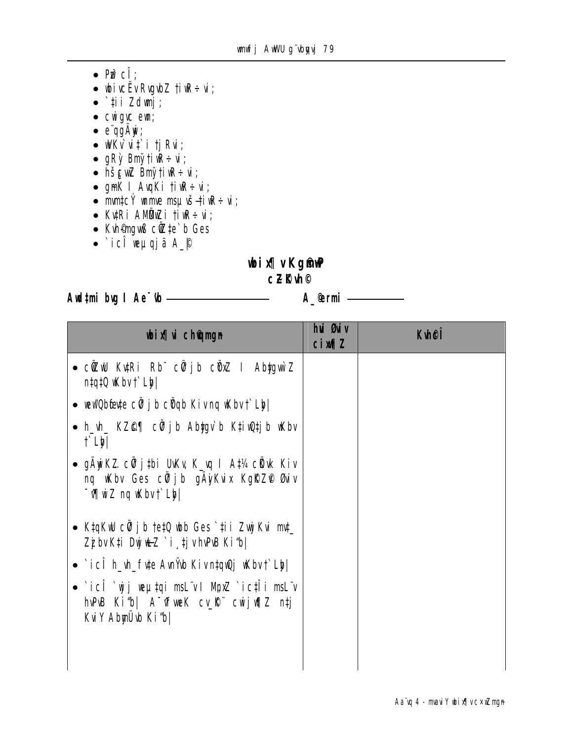- Pzð cÎ;
- wbivcËv RvgvbZ †iwR÷vi;
- `‡ii Zdwmj;
- cwigvc ewn;
- e¨qgÄywi;
- wWKv`vi‡`i †jRvi;
- gRy` Bmy¨ †iwR÷vi;
- hš¿cwZ Bmy¨ †iwR÷vi;
- gmK I AvqKi †iwR÷vi;
- mvm‡cÝ wmmve msµvš— †iwR÷vi;
- Kv‡Ri AMÖMwZi †iwR÷vi;
- Kvh©mgwß cÖZ‡e`b Ges
- `icÎ weµqjä A_©

**wbix¶v Kg©m~wP**

**cÖKí bs**

**Avwd‡mi bvg I Ae¯'vb ——————** **A_©eQi ——————**

| **wbix¶vi chv©qµg** | **hvPvBKvix cÖvwß¶Z** | **Kvh©cÎ** |
|---|---|---|
| • cÖZ¨vwkZ Kv‡Ri Rb¨ cÖ¯'vweZ ev‡RU I Ab~‡gvw`Z n‡q‡Q wKbv †`Lyb\| | | |
| • weÁwß cÖKvk Ges eÝ `icÎ cÖvwß hvPvB Kiyb\| | | |
| • h_vh_ KZ…©c‡¶i Aby‡gv`b mv‡c‡¶ `icÎ MÖnY Kiv n‡q‡Q wKbv †`Lyb\| | | |
| • gÄywiK…Z cÖv‡_©i UvKv K_vq I A‡¼ cÖ¯—vweZ Kiv nq wKbv Ges cÖv‡_©i gÄywiKvix KgK©Z©v ¯^v¶i K‡i‡Qb wKbv †`Lyb\| | | |
| • K‡qKwU cÖv‡_©i †e‡Q wbb Ges `‡ii Zzjbv Kiv mvt_ ZzjbvK‡i DËg `i ‡jvbvwm Ki“b\| | | |
| • `icÎ h_vh_fv‡e Avn¡vb Kiv n‡qwQj wKbv †`Lyb\| | | |
| • `icÎ `vwLj weµ‡qi msL¨v I MÖnxZ `ic‡Îi msL¨v hvPvB Ki“b\| A¯^vfvweK cv_©K¨ cwijw¶Z n‡j KviY AbymÜvb Ki“b\| | | |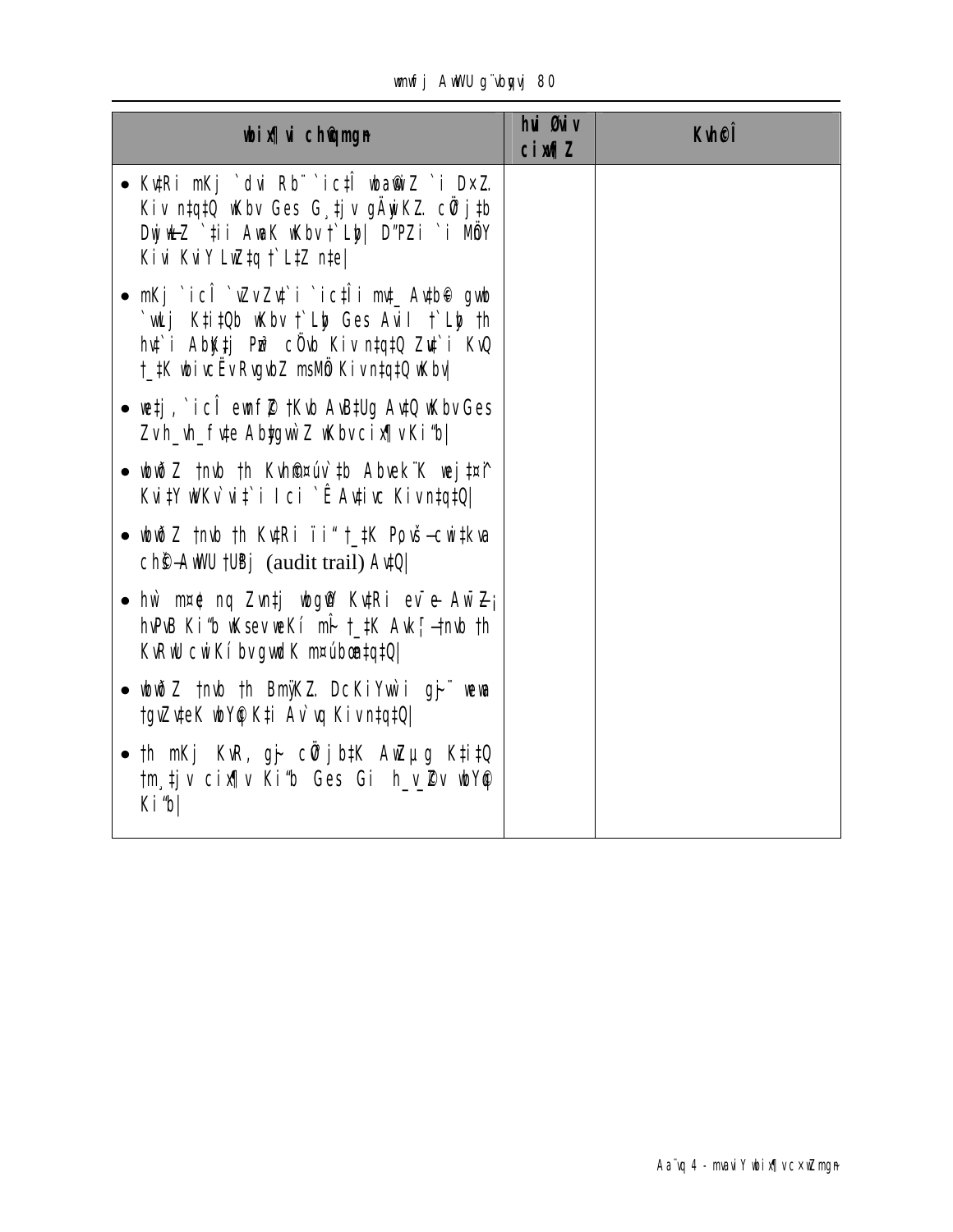| wbix¶vi chØwZmgn | hvi Øviv cix¶vZ | Kvh©Î |
|---|---|---|
| • KvtRi mKj `dvi Rb¨ `ictÎ wbaiwZ `i DxZ. Kiv ntqtQ wKbv Ges G¸tjv gÄyiKZ. cÖwj tb DwjwLZ `tii AwaK wKbv t`Lb\| D"PZi `i MÖY Kivi KviY LwZtq t`LtZ nte\| | | |
| • mKj `icÎ `wZvZvt`i `ictÎi mvt\_ Avtb© gwb `wLj KtitQb wKbv t`Lb Ges Avil t`Lb th hvt`i AbKtj Pzw³ cÖvb Kiv ntqtQ Zvt`i KvQ t\_tK wbivcËvRvgvbZ msMÖn Kiv ntqtQ wKbv\| | | |
| • wetj, `icÎ ewnf©Z tKvb AvBtUg AvtQ wKbv Ges Zvh\_vh\_ fvte Abtgvw`Z wKbv cix¶v Kiæb\| | | |
| • wbwðZ tnvb th Kvh©µ¤úv`tb Abvek¨K wej¤^ KvitY wWKv`vit`i Ici `Ê Avtivc Kiv ntqtQ\| | | |
| • wbwðZ tnvb th KvtRi ïi" t\_tK Pzov¯—cwi tkva ch©š— AwWU tUBj (audit trail) AvtQ\| | | |
| • hw` m¤¢e nq Zvntj wbgv©Y KvtRi ev¯—e AMÖMwZ hvPvB Kiæb wKsev wewKí mÎ t\_tK Avtk¦-tnvb th KvRwU cwiKíbv gvwdK m¤úbœ ntqtQ\| | | |
| • wbwðZ tnvb th BmÿKZ. DcKiYwi gvb¨ wewa tgvZvteK wbY©q Kti Av`vq Kiv ntqtQ\| | | |
| • th mKj KvR, gvb cÖwj bvtK AwZµg KtitQ tm¸tjv cix¶v Kiæb Ges Gi h\_v\_©Zv wbY©q Kiæb\| | | |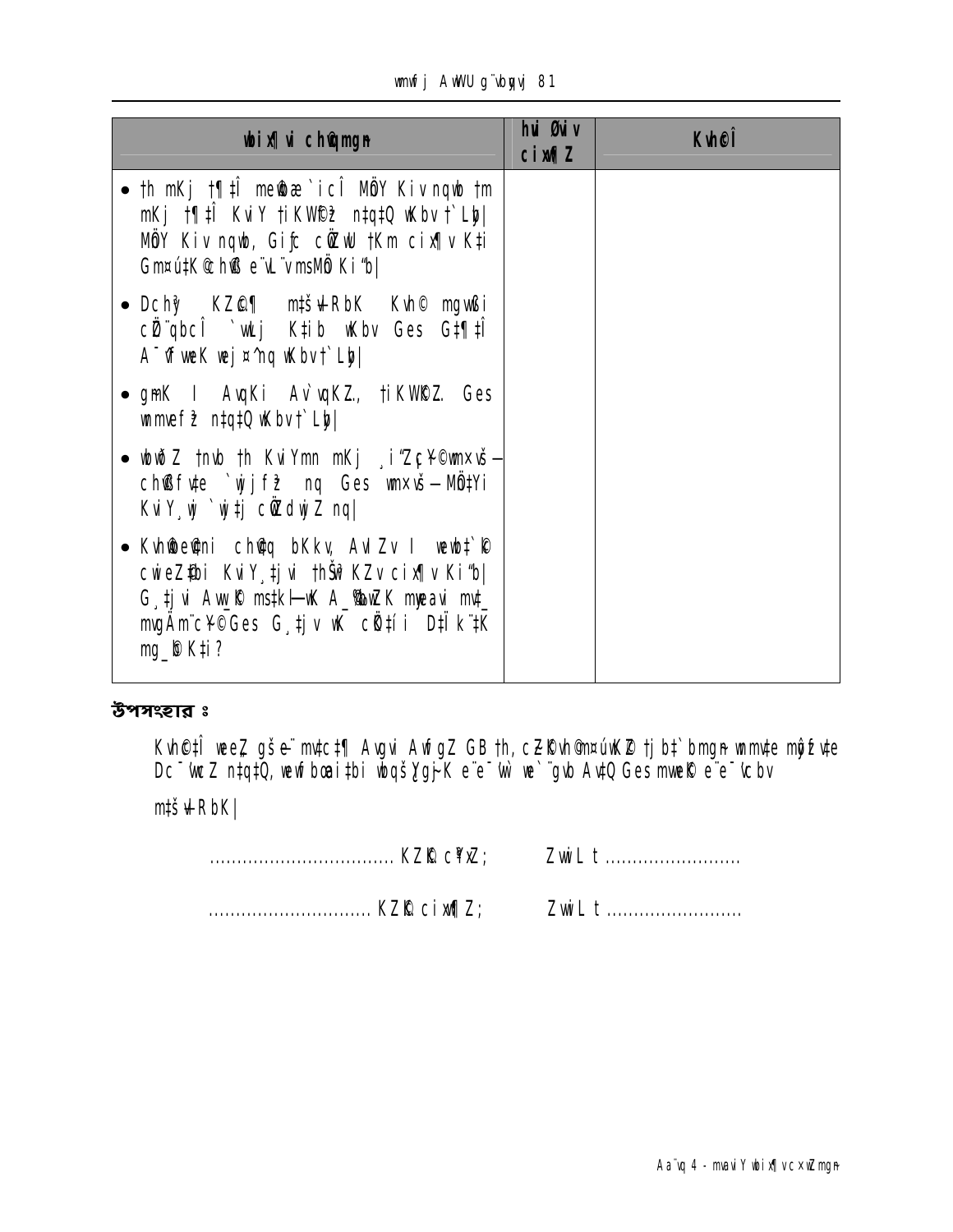| wbix¶vi chŠ©vqmgn | hvi Øviv cix¶Z | Kvh©Î |
|---|---|---|
| • th mKj †¶‡Î meŸ¸æ `icÎ MÖY Kiv nqwb †m mKj †¶‡Î KviY †iKW©Ź n‡q‡Q wKbv †`Lyb\| MÖY Kiv nqwb, Giƒc cÖZvwU †Km cix¶v K‡i Gmœú‡K©chŠ®eŸ¨L¨vmsMÖ Ki"b\| | | |
| • Dchy³ KZ©©c¶ m‡š¦ ‡RbK Kvh© mgvß i cÖ¨qbcÎ `wLj K‡ib wKbv Ges G‡¶‡Î A¯vfweK wej¤^nq wKbv †`Lyb\| | | |
| • gmK I AvqKi Av`vqKZ., †iKW©Z. Ges wnmvef³ n‡q‡Q wKbv †`Lyb\| | | |
| • wbwðZ †nvb †h KviYmn mKj ¸i"Z¡c¥©wnmve–ch©®f~³ `wjjf³ nq Ges wnmve– MÖ‡Yi KviY¸wj `wj‡j cÖZdwjZ nq\| | | |
| • Kvh©eœ©ni ch©vq bKkv AvIZv I webv‡`k cwieZ©‡bi KviY¸‡jvi †hŠw³K KZv cix¶v Ki"b\| G¸‡jvi Aw_©K ms‡kl–wK A_©‰bwZK myeavi mv_ mvgÄm¨c¥©Ges G¸‡jv wK cÖ‡íi D‡Ïk¨‡K mg_©b K‡i? | | |

**উপসংহার ঃ**

Kvh©‡Î weeZ gš—e¨mv‡c‡¶ Avgvi AwfgZ GB †h, cÖ‡K¬vh©mœúwK©Z †jb‡`bmgn wnmv‡e mwVKfv‡e Dc¯'vwcZ n‡q‡Q, wewfbœai‡bi wbqš¿Yg~jK e¨e¯'v we`¨gvb Av‡Q Ges mwVKfv‡e e¨e¯'vcbv

m‡š¦ ‡RbK\|

.................................. KZ©K c¶Z;        ZvwiL t .........................

.............................. KZ©K cix¶Z;        ZvwiL t .........................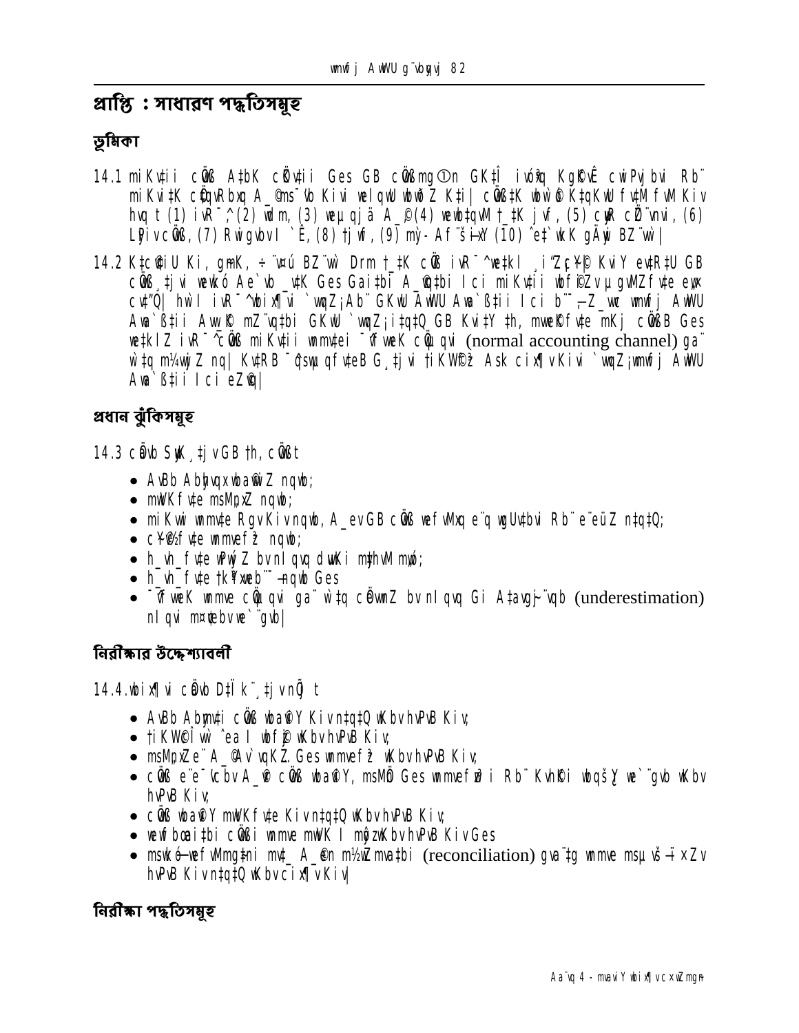## প্রাপ্তি : সাধারণ পদ্ধতিসমূহ

### ভূমিকা

14.1 miKvii cÖvß AtbK cÖvßii Ges GB cÖvßmgƒn GKtÎ ivR¯^ KgcÖ cwiPvjbvi Rb¨ miKvitK cÖqvRbxq A_© mshvb Kivi welqwU wbwðZ Kti| cÖvßtK wbwðZ KtqKwU fvtM fvM Kiv hvq †h (1) ivR¯^ (2) wdm, (3) weµqjä A_© (4) wewbtqvM †_tK jvf, (5) cyjR cÖË¨vhv, (6) LYivcÖvß, (7) Rwigvbvi `Ê, (8) †jvf, (9) mv-Af¨šÍixY (10) ˆe‡`wkK gÄywi BZ¨vw`|

14.2 KtcvtiU Ki, gmK, ÷¨v¤ú BZ¨vw` Drm †_tK cÖvß ivR¯^ we‡kl ¸iæZcY© KviY evRtU GB cÖvß ¸tjvi wekvó Ae`vb _vtK Ges Gaitbi A_©cÖtbi Ici miKvii wbfiZv µgMZfvte evo‡Q| hw`I ivR¯^ wbix¶vi `vwqZ¡Ab¨ GKwU AwWU Awa`ßtii Ici b¨¯Í _vtK wmwfj AwWU Awa`ßtii AwaKvi mZ¨vqtbi GKwU `vwqZ¡i‡q‡Q GB Kvi‡Y †h, mvaviYfvte mKj cÖvßB Ges we‡klZ ivR¯^ cÖvß miKvii wnmvtei ¯^vfweK cÖµqvi (normal accounting channel) gva¨‡g m¤úvw`Z nq| KvRB ¯^ó‡fvteB G¸tjvi †iKW©c‡Î Ask cix¶vKivi `vwqZ¡wmwfj AwWU Awa`ßtii Ici eZ©vq|

### প্রধান ঝুঁকিসমূহ

14.3 cÖvß SuyK¸tjvGB †h, cÖvßt

- AvBb Abyhvqx wba©viZ nqwb;
- mwVKfvte msMÖxZ nqwb;
- miKvwi wnmvte RgvKivnqwb, A_ev GB cÖvß wefvMxq e¨q wgUvtbvi Rb¨ e¨eüZ n‡q‡Q;
- cY©vsfvte wnmvefz nqwb;
- h_vh_fvte wPwýZ bvnIqvq duvKi mybvM mov;
- h_vh_fvte †k¨vweb¨¯—nqwb Ges
- ¯^vfweK wnmve cÖµqvi gva¨‡g cÖvwßZ bv nIqvq Gi Atavgj¨vqb (underestimation) nIqvi m¤¢vebv we`¨gvb|

### নিরীক্ষার উদ্দেশ্যাবলী

14.4. wbix¶vi cÖvb D‡Ïk¨¸‡jvnÕ‡jv t

- AvBb Abyhvqi cÖvß wba©viY Kivn‡q‡Q wKbvhvPvB Kiv;
- †iKW©Îvw` ˆeaI wbfi© wKbvhvPvB Kiv;
- msMÖxZe¨A_©Av`vqKZ. Ges wnmvefz wKbvhvPvB Kiv;
- cÖvß e¨e¯'vcbv A_© cÖvß wba©viY, msMÖn Ges wnmvefzwi Rb¨ Kvh©Ki wbqšÎY we`¨gvb wKbv hvPvB Kiv;
- cÖvß wba©viY mwVKfvte Kivn‡q‡Q wKbvhvPvB Kiv;
- wewfbœaitbi cÖvßi wnmve mwVK I mgqwKbvhvPvB KivGes
- msw¯ó—wefvMmg‡ni mv‡_ A_©n m½wZmvatbi (reconciliation) gva¨tg wnmve msµvšÍ ÎæwUxZv hvPvB Kivn‡q‡Q wKbvcix¶vKiv|

### নিরীক্ষা পদ্ধতিসমূহ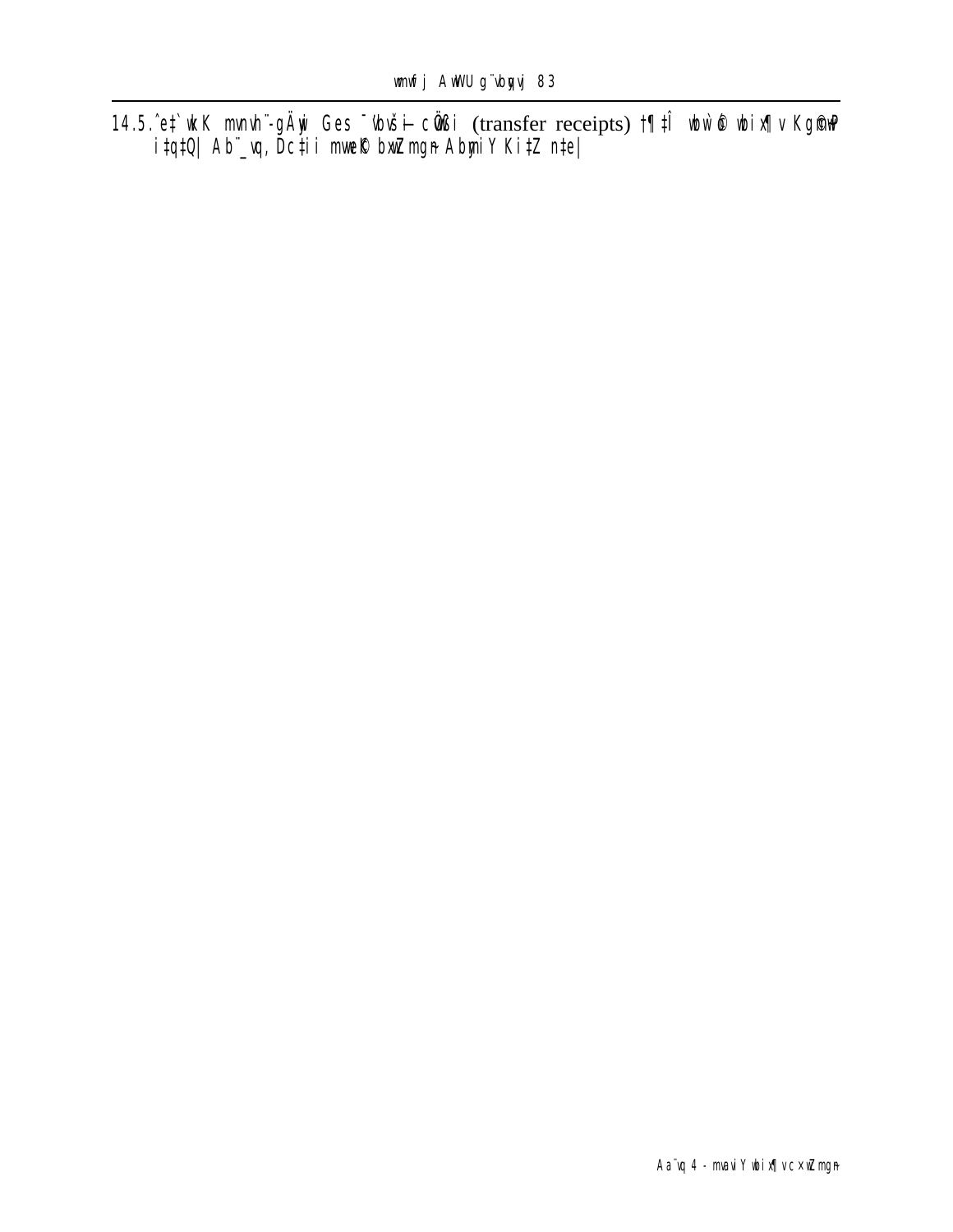14.5.ˆe‡`wkK mvnvh¨-gÄywi Ges ¯'vbvš—i cÖ‡ËÇi (transfer receipts) †¶‡Î wbw`©ó wbix¶v Kg©m~wP i‡q‡Q| Ab¨_vq, Dc‡ii mvwe©K bxwZmgn AbymiY Ki‡Z n‡e|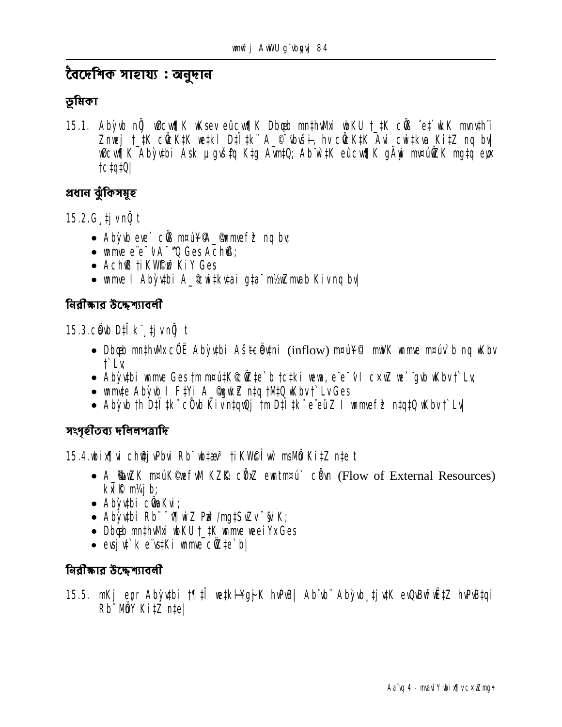# বৈদেশিক সাহায্য : অনুদান

## ভূমিকা

15.1. Abỳvb nĝ wØcwfK wKsev eûcwfK Dbœqb mnthvMx wbKU †\_‡K cÖß ˆe‡`wkK mvnvh¨i Znwej †\_‡K cÖK‡íi wetkl D‡Ï‡k¨ A\_© Qvoi-, hv cÖK‡íi Avi cwi‡kva Ki‡Z nq bv| wØcwfK Abỳv‡bi Ask µgvš^‡q K‡g Avm‡Q; Ab¨w`‡K eûcwfK gÄyi mvnvh¨K mg‡q eyw× †c‡q‡Q|

## প্রধান ঝুঁকিসমূহ

15.2.G ‡ji vnĝ t

- Abỳvb eve` cÖß m¤ú‡`i A\_©mvnvh¨i nq bv;
- wnmve e¨e¯'vA¯^"Q Ges Ach©vß;
- AchØß †iKW©cÎ KiY Ges
- wnmve I Abỳv‡bi A\_©cwi‡kv‡ai g‡a¨ m½wZ mvab Kiv nq bv|

## নিরীক্ষার উদ্দেশ্যাবলী

15.3.cÖvb D‡Ï k¨ ‡j vnĝ t

- Dbœqb mnthvMx cÖË Abỳv‡bi Aš—cÖev‡ni (inflow) m¤ú‡`i mwVK wnmve m¤úv`b nq wKbv †`Lv;
- Abỳv‡bi wnmve Ges †m m¤ú‡K© cÖZ‡e`b †c‡ki welq e¨e¯'vI cxwZ we`¨gvb wKbv †`Lv;
- wnmv‡e Abỳvb I F‡Yi A\_©cÖvwß n‡q †M‡Q wKbv †`Lv Ges
- Abỳvb †h D‡Ï‡k¨ cÖvb Kiv n‡qwQj †m D‡Ï‡k¨ e¨eüZ I wnmvefz n‡q‡Q wKbv †`Lv|

## সংগৃহীতব্য দলিলপত্রাদি

15.4.wbix¶vi chØj vPbvi Rb¨ wb‡æv³ †iKW©Îwì msMÖ Ki‡Z n‡e t

- A\_©bwZK m¤úK©wefvM KZ©K cÖbxZ ewntm¤ú` cÖevn (Flow of External Resources) kxl©K m¼jb;
- Abỳv‡bi cÖwµqv;
- Abỳv‡bi Rb¨ ¯^v¶wiZ Pzw³ /mg‡SvZv ¯§viK;
- Dbœqb mnthvMx wbKU †\_‡K wnmve weeiYxGes
- evsjv‡`k e¨vs‡Ki wnmve cÖZ‡e`b|

## নিরীক্ষার উদ্দেশ্যাবলী

15.5. mKj ebr Abỳv‡bi †¶‡Î we‡kl¯Ÿgj~K hvPvB| Ab¨vb¨ Abỳvb ¸‡jv‡K evQvBK…Z wfwË‡Z hvPvB‡qi Rb¨ MÖY Ki‡Z n‡e|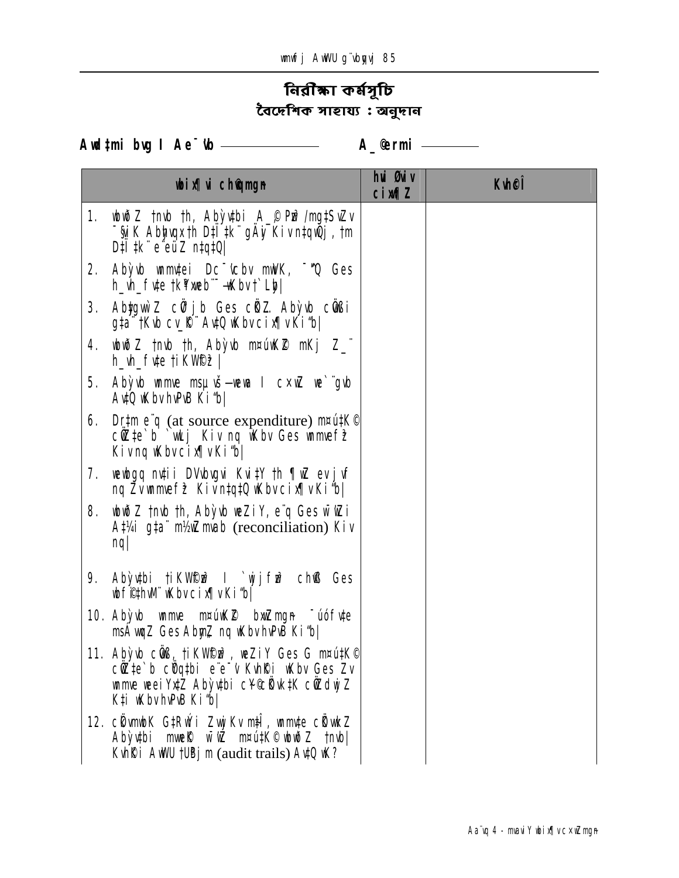# নিরীক্ষা কর্মসূচি

## বৈদেশিক সাহায্য : অনুদান

**Awdtmi bvg I Ae¯'vb ——————  A_©ermi ————**

| wbixÿvi ch© vqmgn | hvi Øviv cixwÿZ | KvhcÎ |
|---|---|---|
| 1. wbwðZ tnvb th, Abỳvtbi A_© Pw³/mgtSvZv ¯§iK Abhvqx th Dtİ tk¨ gÄyi Kiv ntqwQj, tm Dtİ tk¨ e¨eüZ ntqtQ\| | | |
| 2. Abỳvb wnmvtei Dc¯'vcbv mwVK, ¯'"Q Ges h_vh_ fvte tk¶wb¨¯-Kbv t`Lb\| | | |
| 3. Abtgvw`Z cÖ"j b Ges cÖZ Abỳvb cÖßi gta¨ tKvb cv\_K¨ AvtQ wKbv cixÿv Kiæb\| | | |
| 4. wbwðZ tnvb th, Abỳvb m¤úwK© mKj Z\_¨ h_vh_ fvte tiKW©z \| | | |
| 5. Abỳvb wnme msµvš—weeiY I cÖvwß wb`©kbv AvtQ wKbvhvPvB Kiæb\| | | |
| 6. Drtm e¨q (at source expenditure) m¤ú©K© cÖZte`b `vwLj Kiv nq wKbv Ges wnmvefz Kiv nq wKbv cixÿv Kiæb\| | | |
| 7. wewbgq nvtii DVvbvgvi Kvi‡Y th ¶wZ evjvf nq Zv wnmvefz Kiv ntqtQ wKbv cixÿv Kiæb\| | | |
| 8. wbwðZ tnvb th, Abỳvb weZiY, e¨q Ges w¯'wZi A‡¼i gta¨ m½wZ mvab (reconciliation) Kiv nq\| | | |
| 9. Abỳvtbi tiKW©cÎ I `wjjvw` chS Ges wbf©ihvM¨ wKbv cixÿv Kiæb\| | | |
| 10. Abỳvb wnme m¤úwK© bxwZmgn ¯úófvte msÁwqZ Ges AbymZ nq wKbvhvPvB Kiæb\| | | |
| 11. Abỳvb cÖß, tiKW©cÎ, weZiY Ges G m¤ú©K© cÖZte`b cÖqtbi e¨e¯'v Kvh©Ki wKbv Ges Zv wnme weeiYx‡Z Abỳvtbi cÖ‡qvRbxq cÖKvk cÖZdwjZ Kti wKbvhvPvB Kiæb\| | | |
| 12. cÖvmwbK G‡Rw›i Zwj Kv m‡Î, wnmvte cÖvwßZ Abỳvtbi mwe©K w¯'wZ m¤ú©K© wbwðZ tnvb\| Kvh©Ki AwWU tUªj m (audit trails) AvtQ wK? | | |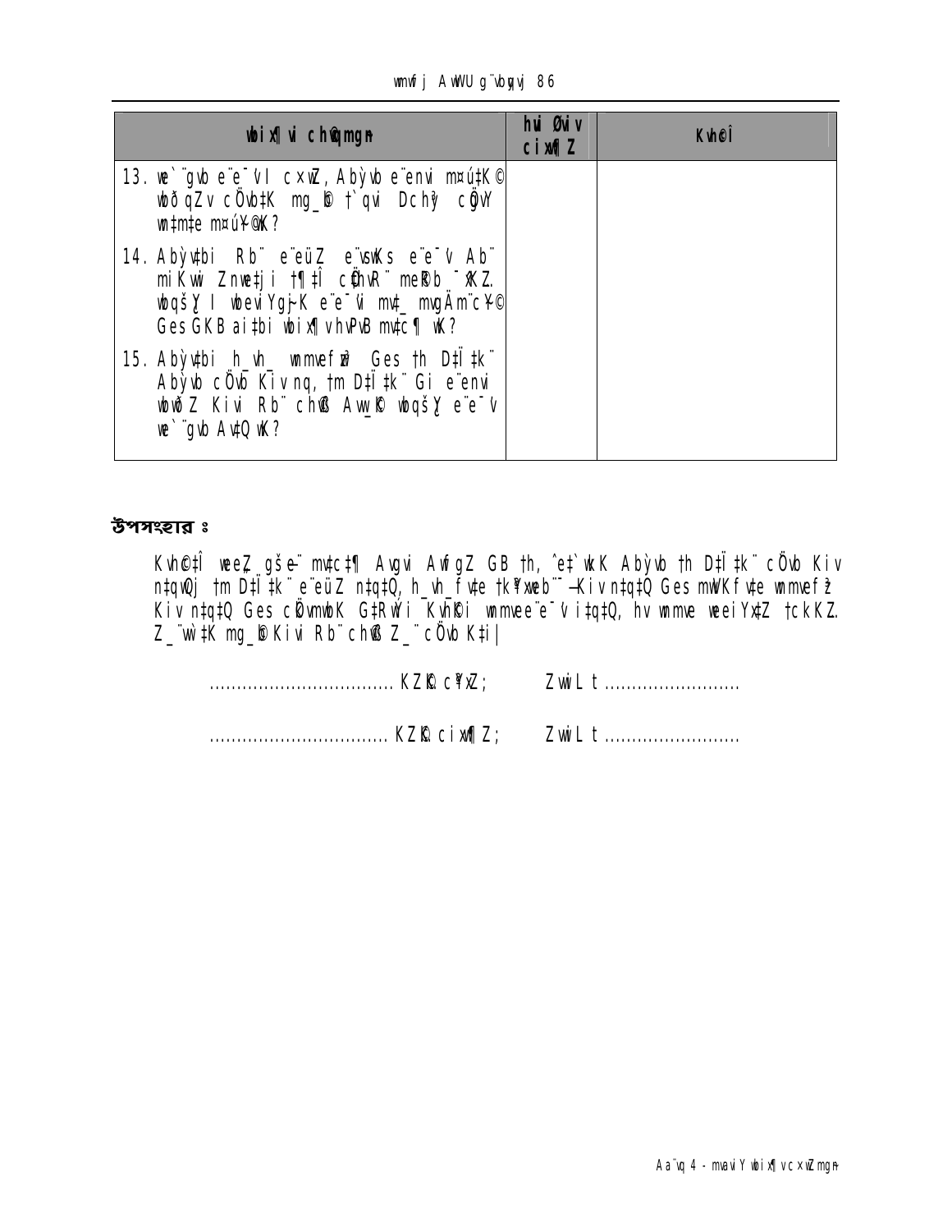| **wbix¶ui ch©gmgn** | **hui Øwiv cix¶Z** | **Kvh©Î** |
|---|---|---|
| 13. we`¨gvb e¨e¯'vI cxwZ, Abỳvb e¨envi m¤ú‡K© wbðqZv cÖvb‡K mg_© b †`qvi Dchy³ cÖgvY wn‡m‡e m¤úYⓇ@K? | | |
| 14. Abỳv‡bi Rb¨ e¨eüZ e¨vsKs e¨e¯'v Ab¨ miKvwi Znwe‡ji †¶‡Î cÖhvR¨ meR©b ¯'xKZ. wbqšY I wbeviYgj-K e¨e¯'vi mv‡\_ mvgÄm¨c¥© Ges GKB ai‡bi wbix¶vhvPvB mv‡c¶ wK? | | |
| 15. Abỳv‡bi h\_vh\_ wnmvef³ Ges †h D‡Ï‡k¨ Abỳvb cÖvb Kiv nq, †m D‡Ï‡k¨ Gi e¨envi wbwðZ Kivi Rb¨ ch©B Aw\_© wbqšY e¨e¯'v we`¨gvb Av‡Q wK? | | |

### উপসংহার ঃ

Kvh©‡Î weeZ gše¨ mv‡c‡¶ Avgvi AwfgZ GB †h, ˆe‡`wkK Abỳvb †h D‡Ï‡k¨ cÖvb Kiv n‡qwQj †m D‡Ï‡k¨ e¨eüZ n‡q‡Q, h\_vh\_fv‡e †k¥xwb¯'-Kiv n‡q‡Q Ges mwVKfv‡e wnmvef³ Kiv n‡q‡Q Ges cÖvmwbK G‡Rw›i Kvh©i wnmvee¨e¯'v i‡q‡Q, hv wnmve weeiYx‡Z †ckKZ. Z\_¨vw`‡K mg\_©b Kivi Rb¨ ch©B Z\_¨ cÖvb K‡i|

................................. KZ©Ki c¥xZ; Zvwi L t ........................

................................ KZ©K cix¶Z; Zvwi L t ........................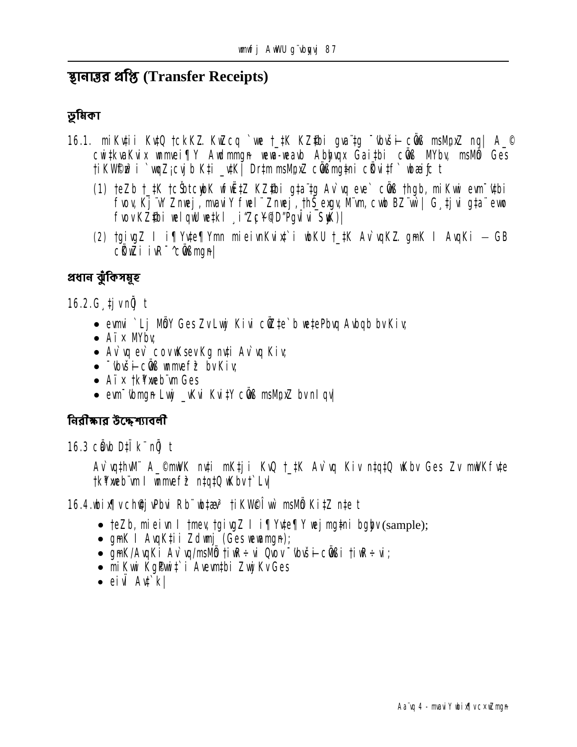## স্থানান্তর প্রাপ্তি (Transfer Receipts)

### ভূমিকা

16.1. miKvti KvtQ tckKZ. KwZcq `we t_tK KZ‡bi gva¨‡g ¯'vbvš—i cÖvß msMp¼Z nq| A_© cwi‡kvaKvix wmmvei¶Y Awdmmgn wewa-weavb Abhvqx Gai‡bi cÖvß MYbv, msMÖ Ges †iKW©f i `vwqZ¡cvj b K‡i _v‡K| Dr‡m msMp¼Z cÖvßmg‡ni cÖKvi‡f` wbæi¢c t

(1) †eZb t_‡K †cŠbtcwbK fwË‡Z KZ‡bi gva¨‡g Av`vq eve` cÖvß †hgb, miKvwi evm¯'v‡bi fvov, Kj¨vY Znwej, mvaviY fwel¨ Znwej, †hŠ_exgv, M¨vm, cwb BZ¨vw` | G¸‡jv gva¨‡g evm fvovKZ‡bi welqwU w‡kl ¸i"Z¡c~Y©D"Pgvî v¯SvK)|

(2) †giv‡gZ I i¶Yv‡e¶Y mn mieivnKvix‡`i wbKU t_‡K Av`vqKZ. gmK I AvqKi — GB cÖKvi i iR¯^cÖvßmgn|

### প্রধান ঝুঁকিসমূহ

16.2.G¸‡jv nȌ t

- evmvi `Lj MÖY Ges Zv Lwj Kivi cÖZ‡e`b weϯPbvq Avbqb bvKiv;
- Aï x MYbv;
- Av`vq ev` cov‡Ksev Kg nvti Av`vq Kiv;
- ¯'vbvš—cÖvß wmmvef‡ bvKiv;
- Aïx †k‡¶web¨vm Ges
- evm¯'vbmgn Lwj _vKvi Kvi‡Y cÖvß msMp¼Z bvnIqv|

### নিরীক্ষার উদ্দেশ্যাবলী

16.3 cÖvb D‡Ïk¨ nȌ t

Av`vq‡hvM¨ A_©mwK nvti mK‡ji KvQ t_‡K Av`vq Kiv n‡q‡Q wKbv Ges Zv mwVKfv‡e †k‡¶web¨vm I wmmvef‡ n‡q‡Q wKbv †`Lv|

16.4.wbix¶vcȟj vPbvi Rb¨ wb‡æv³ †iKW©Îvw` msMÖ Ki‡Z n‡e t

- †eZb, mieivn I †mev, †giv‡gZ I i¶Yv‡e¶Y wej mg‡ni bgybv (sample);
- gmK I AvqK‡ii Zdwmj (Ges wewamgn);
- gmK/AvqKi Av`vq/msMÖ †iwR÷vi Qvov ¯'vbvš—cÖvßi †iwR÷vi;
- miKvwi Kg©Pvix‡`i Avevm‡bi Zwj Kv Ges
- eivÏ Av‡`k|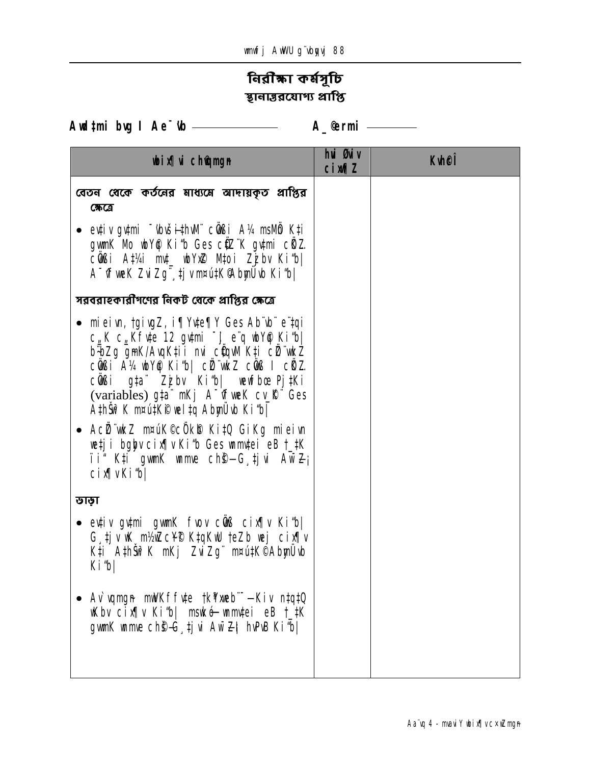# নিরীক্ষা কর্মসূচি
## স্থানান্তরযোগ্য প্রাপ্তি

**Awd‡mi bvg I Ae¯'vb ——————** **A\_©erm ————**

| wbix¶v c×wZmg~n | hvi Øviv cix¶Z | Kvh©cÎ |
|---|---|---|
| **বেতন থেকে কর্তনের মাধ্যমে আদায়কৃত প্রাপ্তির ক্ষেত্রে** | | |
| • evtiv gv‡mi ¯'vbvšÍi‡hvM¨ cÖvwßi A¼ msMÖn K‡i gvmK Mo wbY©q Ki"b Ges cÖZ¨K gv‡mi cÖZ. cÖvwßi A‡¼i m\_ wbYx© M‡oi Zzjbv Ki"b\| A¯^vfvweK ZviZg¨ ‡jvmn¤úK©AbymÜvb Ki"b\| | | |
| **সরবরাহকারীগণের নিকট থেকে প্রাপ্তির ক্ষেত্রে** | | |
| • mieivn, ‡givgZ, i¶Yv‡e¶Y Ges Ab¨vb¨ e¨‡qi c"K c"Kfv‡e 12 gv‡mi ¯'j e¨q wbY©q Ki"b\| b¨bZg gvmK/AvqK‡ii nvi cÖ‡qvM K‡i cÖ‡"wkZ cÖvwßi A¼ wbY©q Ki"b\| cÖ‡"wkZ cÖvß I cÖZ. cÖvwßi g‡a¨ Zzjbv Ki"b\| wewfbœ Pj‡Ki (variables) g‡a¨ mKj A¯^vfvweK cv\_©K¨ Ges A‡hŠw³K m¤ú‡K©wel‡q AbymÜvb Ki"b\| | | |
| • AcÖ‡"wkZ m¤úK©cÖKvk K‡iQ GiKg mieivn we‡ji bgybv cix¶v Ki"b Ges wmmv‡ei eB †\_‡K ïi" K‡i gvmK wmme ch©šÍ ‡jvi AšÍ¯^j cix¶v Ki"b\| | | |
| **ভাড়া** | | |
| • evtiv gv‡mi gvmK fvov cÖvß cix¶v Ki"b\| G ‡jv vK m½wZc~Y© K‡qKwU †eZb wej cix¶v K‡i A‡hŠw³K mKj ZviZg¨ m¤ú‡K©AbymÜvb Ki"b\| | | |
| • Av`vqmg~n mwVKfv‡e †k¥ªweb¨¯-Kiv n‡q‡Q wKbv cix¶v Ki"b\| msw¶ó wmmv‡ei eB †\_‡K gvmK wmme ch©šÍ ‡jvi AšÍ¯^j hvPvB Ki"b\| | | |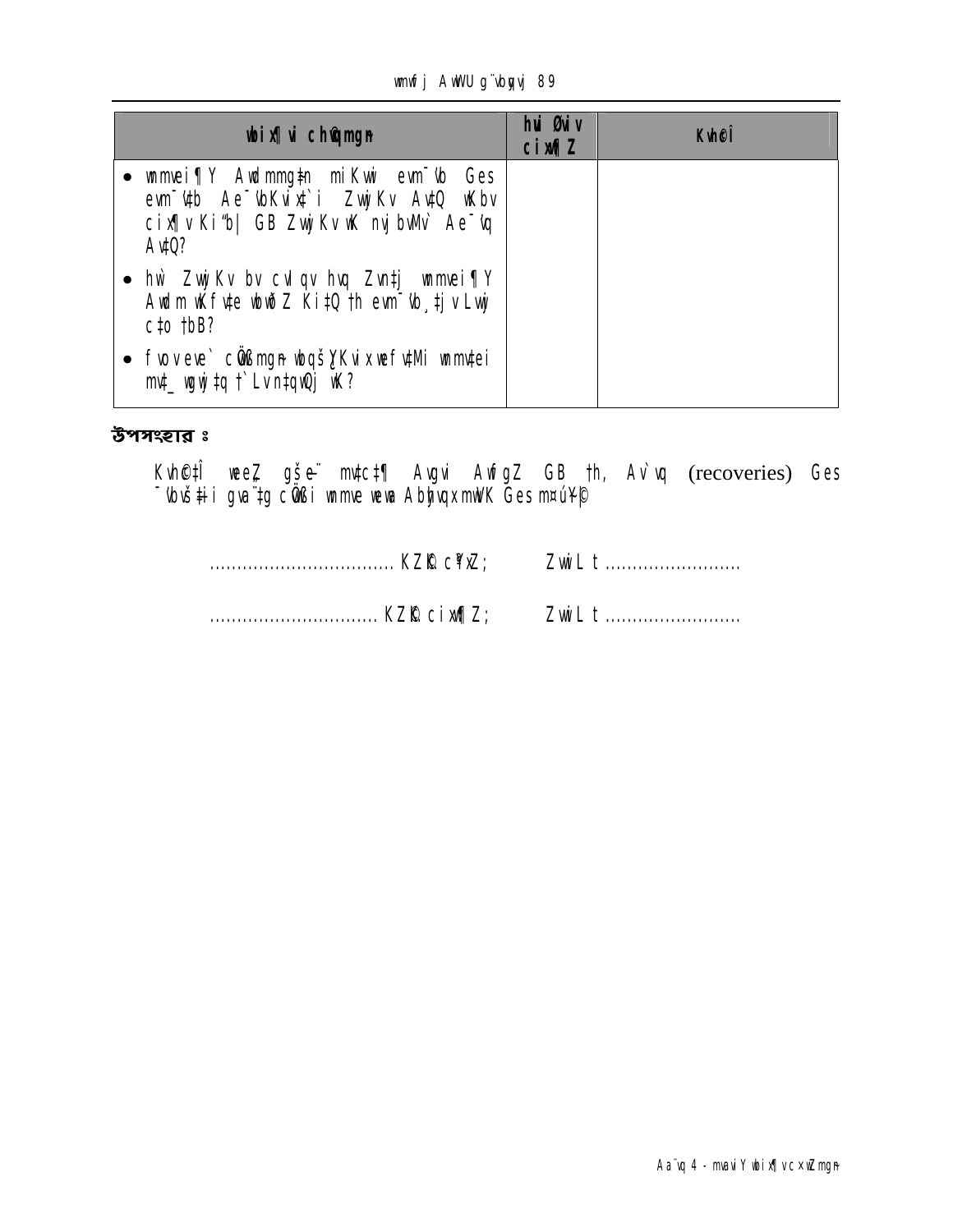| wbix¶vi ch©qmgn | hvi Øviv cix¶Z | Kvh©Î |
|---|---|---|
| • wmmvei¶Y AwdmmgÜn miKvwi evm¯'vb Ges evm¯'v‡b Ae¯'vbKvix‡`i ZvwjKv Av‡Q wKbv cix¶v Ki"b\| GB ZvwjKv wK nvjbvMv` Ae¯'vq Av‡Q? | | |
| • hw` ZvwjKv bv cvIqv hvq Zvn‡j wmmvei¶Y Awdm wKfv‡e wbwðZ Ki‡Q †h evm¯'vb¸‡jv Lvwj c‡o †bB? | | |
| • fvovevev` cÖ`Ëmgn wbqšÎKvix wefv‡Mi wmmv‡ei mv‡_ wgjv‡bv †`Lv n‡qwQj wK? | | |

**উপসংহার ঃ**

Kvh©‡Î weeZ gšÍe¨ mv‡c‡¶ Avgvi AwfgZ GB †h, Av`vq (recoveries) Ges ¯'vbvš‡ii gva¨‡g cÖ`Ëi wmmve weva AbyhvqxmwVK Ges m¤ú~Y©|

.................................. KZ©„c¶xZ;      ZvwiL t .........................

............................... KZ©„ cix¶Z;      ZvwiL t .........................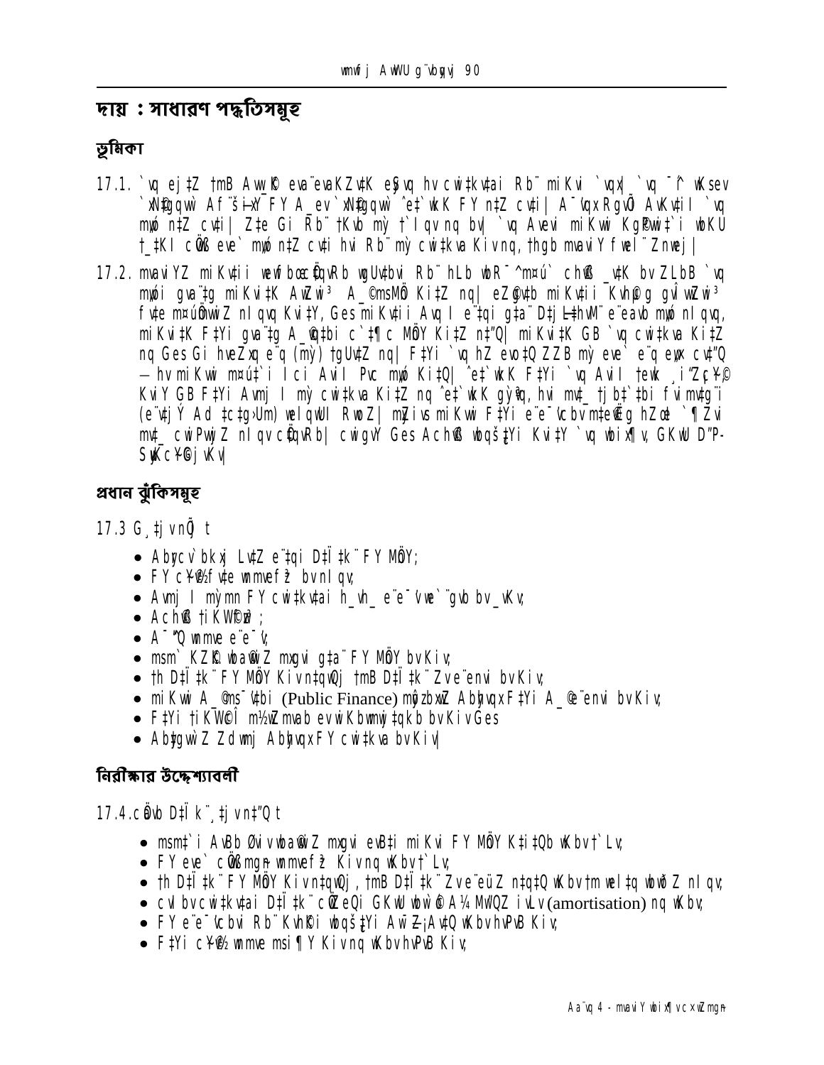# দায় : সাধারণ পদ্ধতিসমূহ

## ভূমিকা

17.1. `vq ej‡Z tmB Aw_©K eva¨evaKZv‡K eySvq hv cwi‡kv‡ai Rb¨ miKvi `vqx| `vq ¯^í wKsev `xN©‡gqvw` Af¨šÍixY A_ev `xN©‡gqvw` ˆe‡`wkK FY n‡Z cv‡i| A¯’vqx RgvI AwK‡ji `vq mp„ó n‡Z cv‡i| Z‡e Gi Rb¨ †Kvb mš’ †`Iqv nq bv| `vq Avevi miKvwi Kg©Pvix‡`i wbKU †_‡KI cÖvß eve` mp„ó n‡Z cv‡i hvi Rb¨ mš’ cwi‡kva Kivnq, †hgb mvaviY fwel¨ Znwej|

17.2. mvaviYZ miKv‡ii ev‡RU NvUwZ c~iYK‡í FY MÖnY Kiv nq| GB F‡Yi gva¨‡g miKvi A_©‰bwZK Dbœq‡bi Rb¨ cÖ‡qvRbxq A_© msMÖn K‡i| eZ©gv‡b miKv‡ii Kvh©µg gvÎvwZwi³ fv‡e m¤cÖmvwiZ nIqvq Kv‡iY, Ges miKv‡ii Avq I e¨‡qi g‡a¨ D‡jL‡hvM¨ e¨eavb mp„ó nIqvq, miKv‡K F‡Yi gva¨‡g A_©vq‡bi c`‡¶c MÖnY Ki‡Z n‡"Q| miKv‡K GB `vq cwi‡kva Ki‡Z nq Ges Gi hveZxq e¨q (mỳ) †gUv‡Z nq| F‡Yi `vq hZ ev‡oQZZB mỳ eve` e¨q eyw× cv‡"Q – hv miKvwi m¤ú‡`i I ci Avil Pvc mp„ó Ki‡Q| ˆe‡`wkK F‡Yi `vq Avil †ewk ¸i"Z¡c~Y© KviY GB F‡Yi Avmj I mỳ cwi‡kva Ki‡Z nq ˆe‡`wkK gỳ&q, hvi mv‡_ †jb‡`‡bi fvimv‡g¨i (e¨v‡jÝ Ad †c‡gÛm) welqwU RwoZ| mỳ ivs miKvwi F‡Yi e¨e¯'vcbv m‡e©v"P hZœ `¶Zvi mv‡_ cwiPvjbv nIqv cÖ‡qvRb| cwigvY Ges AchÖ ‡bqš¿‡Yi Kv‡iY `vq wbix¶v GKwU D"P-SuwKc~Y© †¶Î|

## প্রধান ঝুঁকিসমূহ

17.3 G¸‡jv nÕ‡jv t

- Abyc‡hv‡Mx L‡Z e¨‡qi D‡Ï‡k¨ FY MÖnY;
- FY c~e©k‡Z© wbb¥ gvb MÖnY bv nIqv;
- Avmj I mỳmn FY cwi‡kv‡ai h_vh_ e¨e¯'vi `¨gvb bv _vKv;
- AchÖ †iKW©fy³;
- A¯^"Q wnmve e¨e¯'v;
- mgm¨ KZ…©K wbaŸvwiZ mxgvi g‡a¨ FY MÖnY bv Kiv;
- †h D‡Ï‡k¨ FY MÖnY Kiv n‡qwQj †mB D‡Ï‡k¨ Zv e¨envi bv Kiv;
- miKvwi A_©msµvšÍ (Public Finance) m¤úwK©Z AbygvqxF‡Yi A_© e¨envi bv Kiv;
- F‡Yi †iKW© m¤úwK©Z mwVK evwl©Kvbyµwg‡qkb bv Kiv Ges
- Ab¨vq¨fv‡e ZdwQj Abygvqx FY cwi‡kva bv Kiv|

## নিরীক্ষার উদ্দেশ্যাবলী

17.4.cÖavb D‡Ï‡k¨¸‡jv n‡"Q t

- msm‡`i AbyÁvgwZ wbaŸvwiZ mxgvi ev‡Bi miKvi FY MÖnY K‡i‡Qb wKbv †`Lv;
- FY eve` cÖvß mgb¦q wbwðZ Kivnq wKbv †`Lv;
- †h D‡Ï‡k¨ FY MÖnY Kiv n‡qwQj, †mB D‡Ï‡k¨ Zv e¨eüZ n‡q‡Q wKbv †m wel‡q wbwðZ nIqv;
- cwi‡kva D‡Ï‡k¨ cÖ`eQi GKwU wbw`©ó A‡_©i ¯^ZšÎ wnmve (amortisation) nq wKbv;
- FY e¨e¯'vcbvi Rb¨ Kvh©Ki wbqš¿‡Yi AwšÍZ¡ Av‡Q wKbv hvPvB Kiv;
- F‡Yi c~e©kZ© mg~n cvjb Kiv nq wKbv hvPvB Kiv;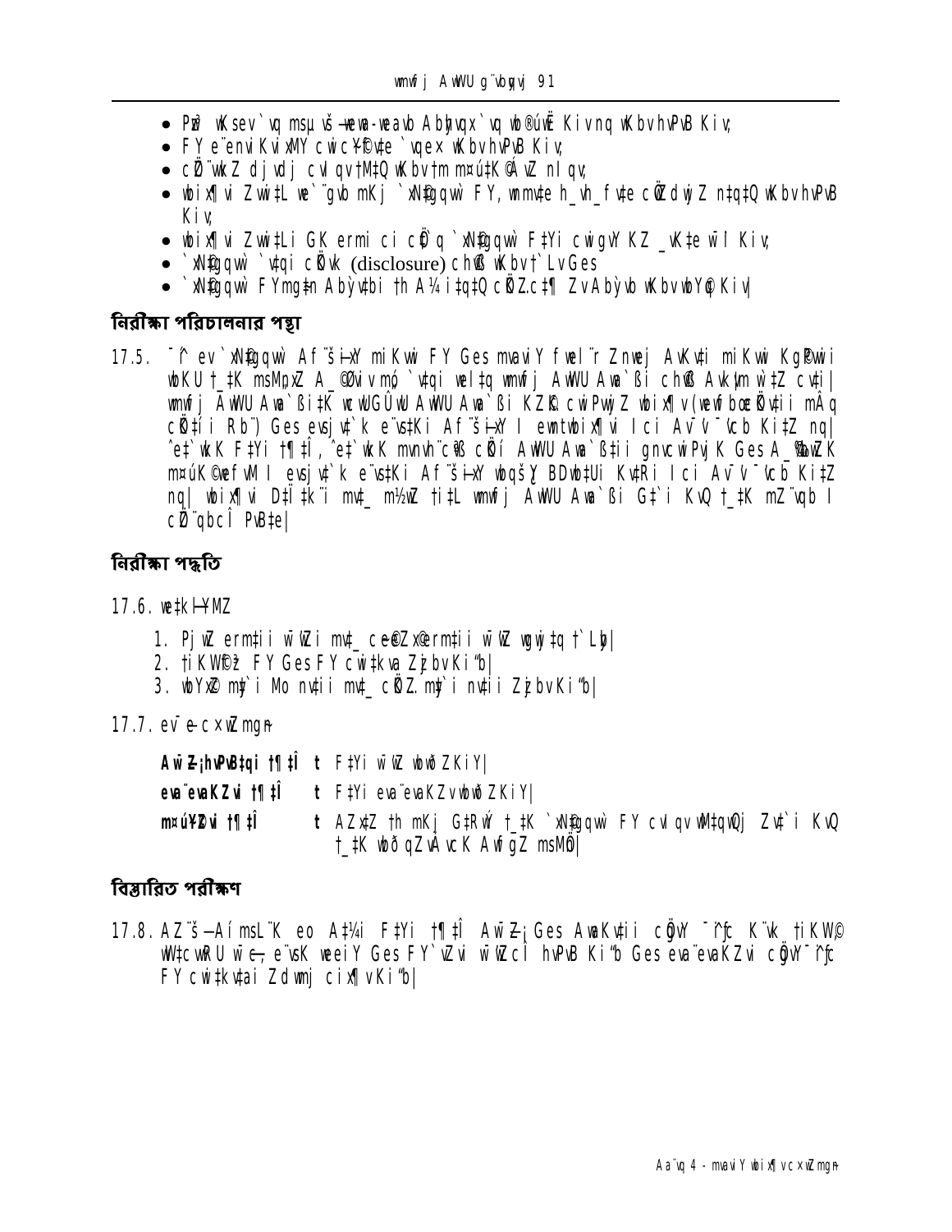- Pyw³ wKsev `wjj m¤úv`b-weaxb-weavb Abykvqx `wjj wb®úbœ Kiv nq wKbv hvPvB Kiv;
- FY e¨env KvixMY cwic¨Pvje `vqex wKbv hvPvB Kiv;
- cÖ`Ë wkZ djvdj cwiqvtMi wKbvtm m¤úwK©Z nIqv;
- wbix¶vi ZwiL ch©šÍ mKj `vwqZ¡ FY, wmmvte h_vh_fvte cÖZdwjZ ntqtQ wKbv hvPvB Kiv;
- wbix¶vi ZwitLi GK ermi ci cÖ`q `vwqZ¡ F‡Yi cwigvY KZ _vK‡e wbY©q Kiv;
- `vwqZ¡ `vqi cÖKvk (disclosure) chÖ©vß wKbv †`Lv Ges
- `vwqZ¡ FYmg~n Abyi¨vtbi †h A¼ i‡q‡Q cÖZc‡¶ ZvAbyivb wKbv wbY©q Kiv|

### নিরীক্ষা পরিচালনার পন্থা

17.5. ¯^í ev `vwqZ¡ Af¨šÍixY miKvix FY Ges mvaviY fwel¨r Znwej AvKv‡i miKvix Kg©Pvwii wbKU †_‡K msMÖnxZ A_© @Øviv mó `vqi weI‡q wmwfj AwWU Awa`߇i ch©vß Avkvm w`‡Z cv‡i| wmwfj AwWU Awa`߇iK wcwUGÛwU AwWU Awa`߇i KZ…©K cwiPvwjZ wbix¶v (wewfbœ cÖKv‡ii mÂq cÖKí Rb¨) Ges evsjv‡`k e¨vs‡Ki Af¨šÍixY I ewntwbix¶vi Ici Av¯'v ¯'vcb Ki‡Z nq| ˆe‡`wkK F‡Yi †¶‡Î, ˆe‡`wkK mvnvh¨ cÖvß cÖKí AwWU Awa`߇ii gnvcwiPvjK Ges A_©‰bwZK m¤úK© wefvM I evsjv‡`k e¨vs‡Ki Af¨šÍixY wbqš¿Y BDwb‡Ui Kv‡Ri Ici Av¯'v ¯'vcb Ki‡Z nq| wbix¶v D‡Ï‡k¨i mv‡_ m½wZ †i‡L wmwfj AwWU Awa`߇i G‡`i KvQ †_‡K mZ¨vqb I cÖ`qbcÎ PvB‡e|

### নিরীক্ষা পদ্ধতি

17.6. we‡kølYgvZ

1. PjwZ ermtii wbwZi mv‡_ ce©eZx ermtii wbwZ wgwj‡q †`Lb|
2. †iKW©¯' FY Ges FY cwi‡kva ZvjbvKi“b|
3. wbYx© mỳ`i Mo nvtii mv‡_ cÖK„Z mỳ`i nv‡ii ZzjbvKi“b|

17.7. ev¯e-cxwZmgn

| | | |
|---|---|---|
| **Aw¯Í‡Z¡hvPvB‡qi †¶‡Î** | **t** | F‡Yi wbwZ wbw`©ZKiY| |
| **evaʨevaKZvi †¶‡Î** | **t** | F‡Yi evaʨevaKZvwbw`©ZKiY| |
| **m¤úY©Zvi †¶‡Î** | **t** | AZx‡Z †h mKj G‡Rwý †_‡K `vwqZ¡ FY cwiqvwM‡qQj Zv‡`i KvQ †_‡K wbðqZvÁvcK AvfgZ msMÖn| |

### বিস্তারিত পরীক্ষণ

17.8. AZ¨š—Aí msL¨K eo A‡¼i F‡Yi †¶‡Î Aw¯Í‡Z¡ Ges AvaKv‡ii cÖgvY ¯^íc K¨vk †iKW© wW‡cvRU wm¬c, e¨vsK weeiY Ges FY`vZvi wbwZcÎ hvPvB Ki“b Ges evaʨevaKZvi cÖgvY ¯^íc FY cwi‡kv‡ai Zdwmj cix¶vKi“b|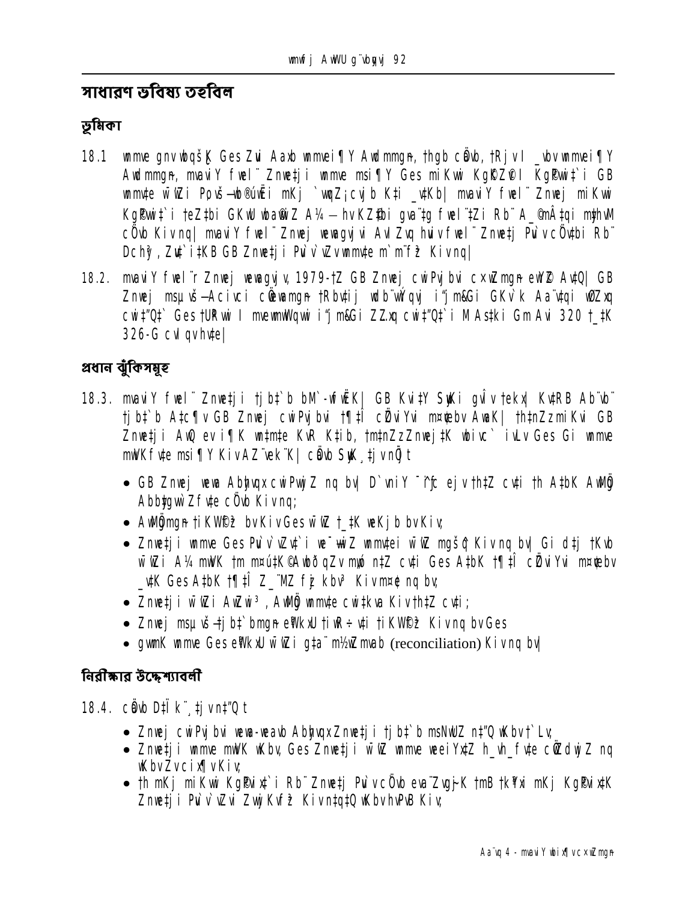## সাধারণ ভবিষ্য তহবিল

### ভূমিকা

18.1 wmwe gnvwbqš¿K Ges Zvui Aaxb wmwei¶Y Awdmmgn, thgb cÖvb, †Rjv I \_vbv wmwei¶Y Awdmmgn, mvaviY fwel¨ Znwetji wmwe msi¶Y Ges miKvwi KgPvix I KgPvix‡`i GB wmwe wnmve Zi Povš—wb®úvËi mKj `wqZ¡cvjb K‡i \_v‡Kb| mvaviY fwel¨ Znwej miKvwi KgPvix‡`i †eZ‡bi GKwU wbw`©ó Ask – hv KZ©‡bi gva¨‡g fwel¨‡Zi Rb¨ A\_© mÂ‡qi myhvM cÖvb Kiv nq| mvaviY fwel¨ Znwej wewagvjv Abyhvqx fwel¨ Znwetj Pv`v cÖ`v‡bi Rb¨ Dchy³, Zv‡`i‡KB GB Znwetji Pv`v `vZv wnmv‡e m`m¨fy³ Kiv nq|

18.2. mvaviY fwel¨r Znwej wewagvjv, 1979-†Z GB Znwej cwiPvjbv cxwZmgn ewY©Z Av‡Q| GB Znwej msµvš— Acivci cÖwµqvmgn †Rbv‡ij wdb¨vwÝqvj i"jm&Gi GKv`k Aa¨v‡qi wbZxq cwi‡"Q‡` Ges †URvwi I mvewmwWqvwi i"jm&Gi ZZxq cwi‡"Q‡`i M Ask‡i Gm Avi 320 †\_‡K 326-G cvIqv hv‡e|

### প্রধান ঝুঁকিসমূহ

18.3. mvaviY fwel¨ Znwetji †jb‡`b bM`-wfwËK| GB Kvi‡Y SuwKi gvÎv †ekx| Kv‡RB Ab¨vb¨ †jb‡`b A‡c¶v GB Znwej cwiPvjbvi †¶‡Î cÖ‡qvRbxq mZ©KZv AvaK| †h‡nZzmiKvix GB Znwetji AwZ ev¯i¶K wnmte KvR K‡ib, †m‡nZzZnwej‡K wbivc` iLv Ges Gi wmwe msiK‡Y msi¶Y KivAZ¨šK¸iæZ¡c~Y© KvR| cÖvb SuwK ¸‡jv nÕ‡jv t

- GB Znwej wewa Abyhvqx cwiPvjbv Kiv nq bv| D`vniY¯^iƒc ejv †h‡Z cv‡i †h A‡bK AwMÖg Abby‡gv`Z fv‡e cÖvb Kiv nq;
- AwMÖmgn †iKW©fy³ bv Kiv Ges wnmve †\_‡K ev`Kvj bv Kiv;
- Znwetji wmwe Ges Pv`v`vZv‡`i e¨w³MZ wnmv‡ei wnmve mgš^q Kiv nq bv| Gi d‡j †Kvb wnmveZi A¼ mwVK †m m¤ú‡K©Abwô‡qZv mywó n‡Z cv‡i Ges A‡bK †¶‡Î cÖ‡qvRbxq mZ©KZv \_v‡K Ges A‡bK †¶‡Î Z\_¨MZ fyj KivI Kivm¤¢e nq bv;
- Znwetji wnmveZi AwZwi³, AwMÖg wnmv‡e cwi‡kva Kiv †h‡Z cv‡i;
- Znwej msµvš— †jb‡`bmgn eBK‡Ui †iwR÷v‡i †iKW©fy³ Kiv nq bv Ges
- gvwmK wmwe Ges eBKU wnmveZi g‡a¨ m½wZmvab (reconciliation) Kiv nq bv|

### নিরীক্ষার উদ্দেশ্যাবলী

18.4. cÖvb D‡Ïk¨¸‡jv n‡"Q t

- Znwej cwiPvjbvi wewa-weavb Abyhvqx Znwetji †jb‡`b msNwUZ n‡"Q wKbv †`Lv;
- Znwetji wmwe mwVK wKbv Ges Znwetji wnmve wmwe weeiY‡Z h\_vh\_ fv‡e cÖ`wk©Z nq wKbv Zv cix¶v Kiv;
- †h mKj miKvwi KgPvix‡`i Rb¨ Znwetj Pv`v cÖvb eva¨Zvg~jK †mB †k¶‡Î mKj KgPvix‡K Znwetji Pv`v`vZvi Zvwj Kvfy³ Kiv n‡q‡Q wKbv hvPvB Kiv;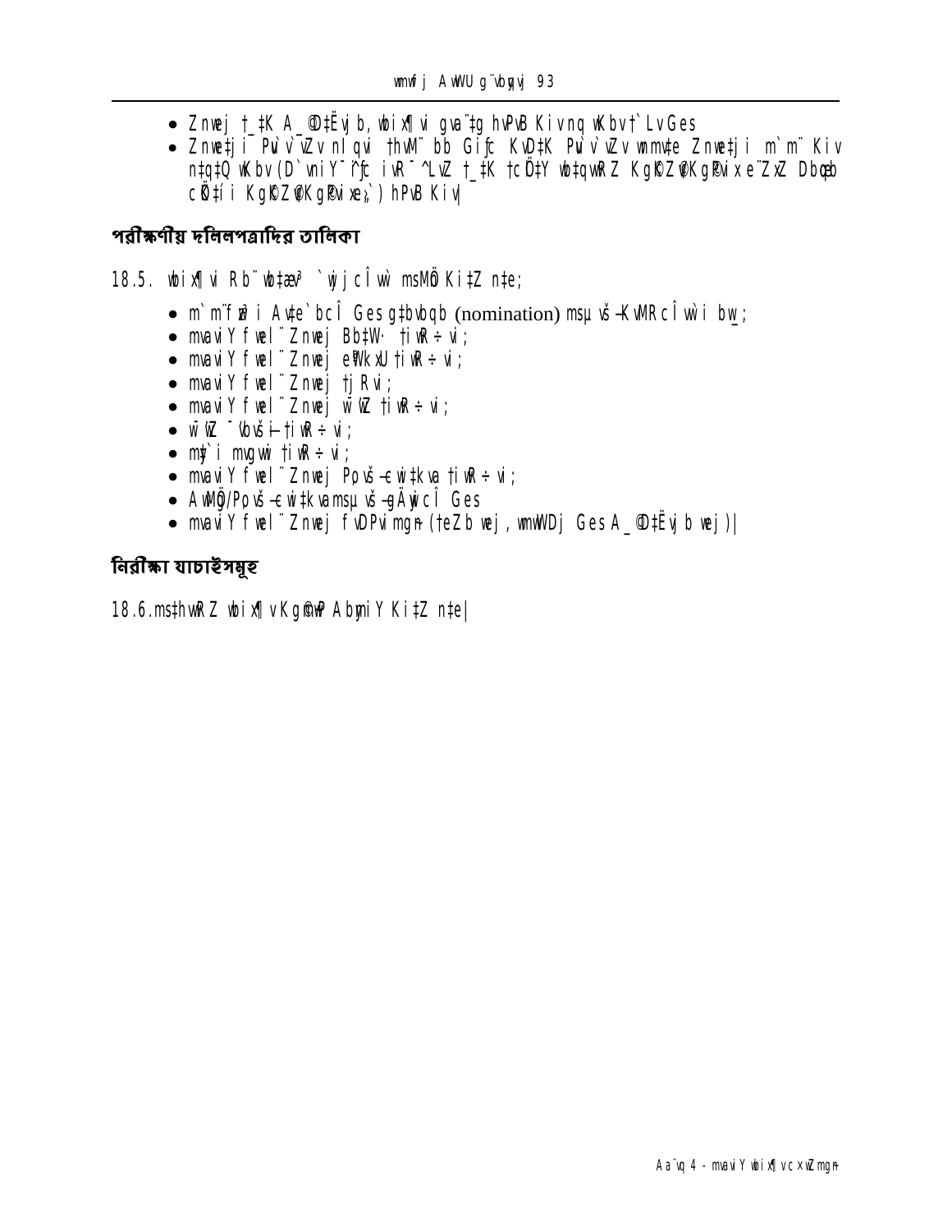- Znwej †\_‡K A\_©‡Ëvjb, wbix¶vi gva¨‡g hvPvB Kivnq wKbv †`Lv Ges
- Znwe‡ji Pvwn`v wZvnIqvi †hvM¨ bb Giƒc KvD‡K Pvwn`v wZv wmmve Znwe‡ji m`m¨ Kiv n‡q‡Q wKbv (D`vniY¯^iƒc ivR¯^LvZ †\_‡K †cÖ‡lY wb‡qvwRZ Kg©KZ©vKg©Pvixe¨ZxZ Dbœqb cÖK‡íi Kg©KZ©vKg©Pvixe„›`) hvPvB Kiv|

## পরীক্ষণীয় দলিলপত্রাদির তালিকা

18.5. wbix¶vi Rb¨ wb‡æv³ `wjjcÎvw` msMÖn Ki‡Z n‡e;

- m`m¨f‚w³i Av‡e`bcÎ Ges g‡bvbqb (nomination) msµvšÍ KvMRcÎvw`i bw_;
- mvaviY fwel¨ Znwej BbfW· †iwR÷vi;
- mvaviY fwel¨ Znwej eªWkxU †iwR÷vi;
- mvaviY fwel¨ Znwej †jRvi;
- mvaviY fwel¨ Znwej w¯ христиа †iwR÷vi;
- w¯ христиа ¯ব্যান্ত †iwR÷vi;
- m‡`i mgwi †iwR÷vi;
- mvaviY fwel¨ Znwej Pvovšl-cwi‡kva †iwR÷vi;
- AwMÖg/Pvovšl-cwi‡kva msµvšl gÄywicÎ Ges
- mvaviY fwel¨ Znwej fvDPvimgn (†eZb wej, wmwWDj Ges A\_©‡Ëvjb wej)|

## নিরীক্ষা যাচাইসমূহ

18.6.ms‡hvwRZ wbix¶v Kg©m~wP Abyhvqx Ki‡Z n‡e|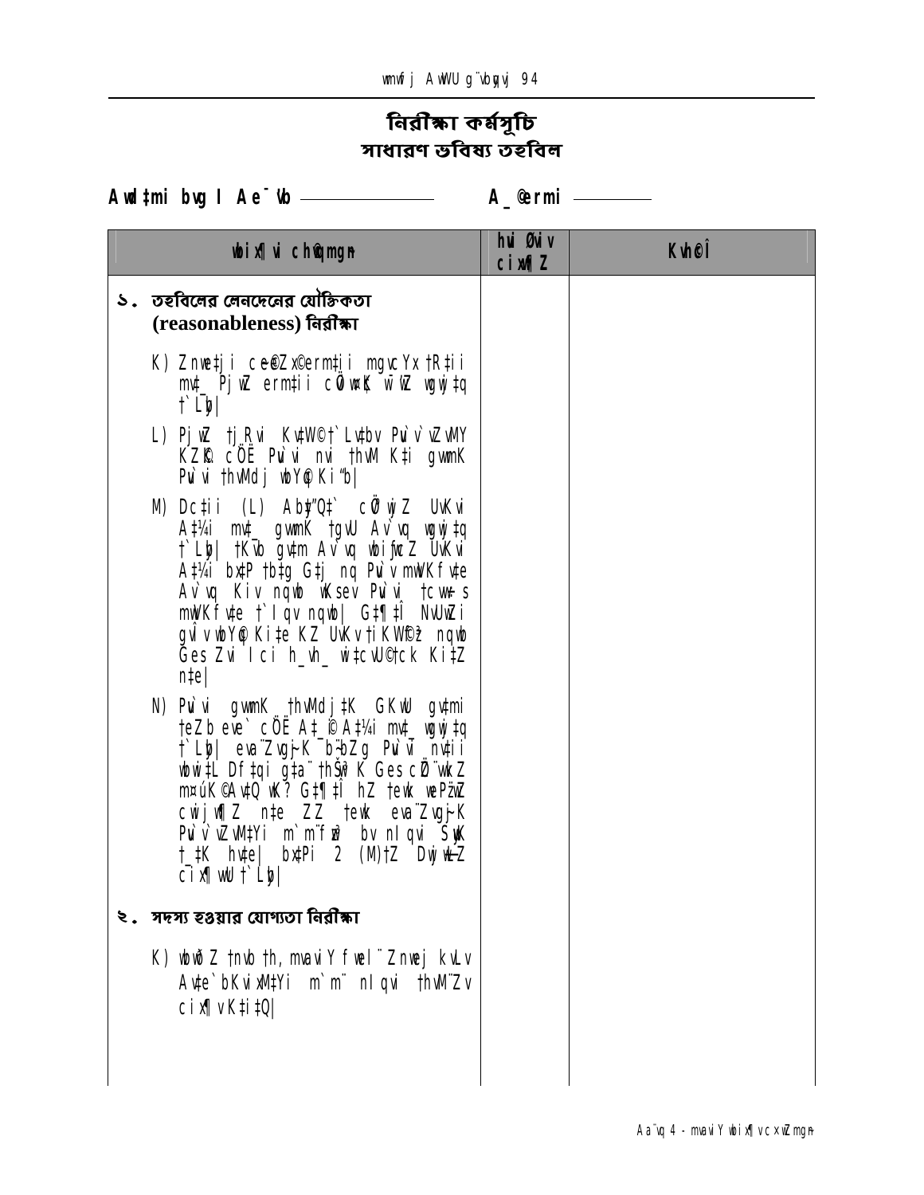# নিরীক্ষা কর্মসূচি
## সাধারণ ভবিষ্য তহবিল

**Awdtmi bvg I Ae¯'vb** ———————— **A_©ermi** ————

| wbix¶v c×wZmgyn | hvi Øviv cixw¶Z | Kvh©Î |
|---|---|---|
| ১. তহবিলের লেনদেনের যৌক্তিকতা (reasonableness) নিরীক্ষা | | |
| K) Znwe‡ji ce©eZx©ermi‡ii mgvcYx †R‡ii mv‡\_ PjwZ ermi‡ii cÖviw¤¢K w¯'wZ wgwj‡q †`Lyb\| | | |
| L) PjwZ †jRvi Kv‡W©i †`Lv‡bv Pu`v`vZvMY KZ©K cÖË Pu`vi nvi †hvM K‡i gvwmK Pu`vi †hvMdj wbY©q Ki"b\| | | |
| M) Dc‡ii (L) Abyy"Q‡` cÖvß wjZ UvKvi A‡¼i mv‡\_ gvwmK †gvU Av`vq wgwj‡q †`Lyb\| †K¬vb gv‡m Av`vq wbiƒcYZ UvKvi A‡¼i bx‡P †b‡g G‡j nq Pu`v mwVKfv‡e Av`vq Kiv nqwb wKsev Pu`vi †cwb-s mwVKfv‡e †`Lvqv nqwb\| G‡¶‡Î NUbvwUi gvÎv wbY©q Ki‡e KZ UvKv †iKW©fz³ nqwb Ges Zvi Ici h\_vh\_ wi‡cvU©†ck Ki‡Z n‡e\| | | |
| N) Pu`vi gvwmK †hvMdj‡K GKwU gv‡mi †eZb eve` cÖË A‡\_©i A‡¼i mv‡\_ wgwj‡q †`Lyb\| eva¨Zvg~jK ¯^bZg Pu`vi nv‡ii wbwi‡L Df‡qi g‡a¨ †hŠw³K Ges cÖZ¨vwkZ m¤úK© Av‡Q wK? G‡¶‡Î hZ †ewk we"P¨wZ cwijw¶Z n‡e ZZ †ewk eva¨Zvg~jK Pu`v`vZv‡Yi m`m¨fz³ bv nIqvi SyuwK †\_‡K hv‡e\| bx‡Pi 2 (M)†Z DwjøwLZ cix¶vwU †`Lyb\| | | |
| ২. সদস্য হওয়ার যোগ্যতা নিরীক্ষা | | |
| K) wbw`©ó †nv‡Wi †h, mvaviY fwel¨ Znwej kvLv Av‡e`bKvix‡Yi m`m¨ nIqvi †hvM¨Zv cix¶v K‡i‡Q\| | | |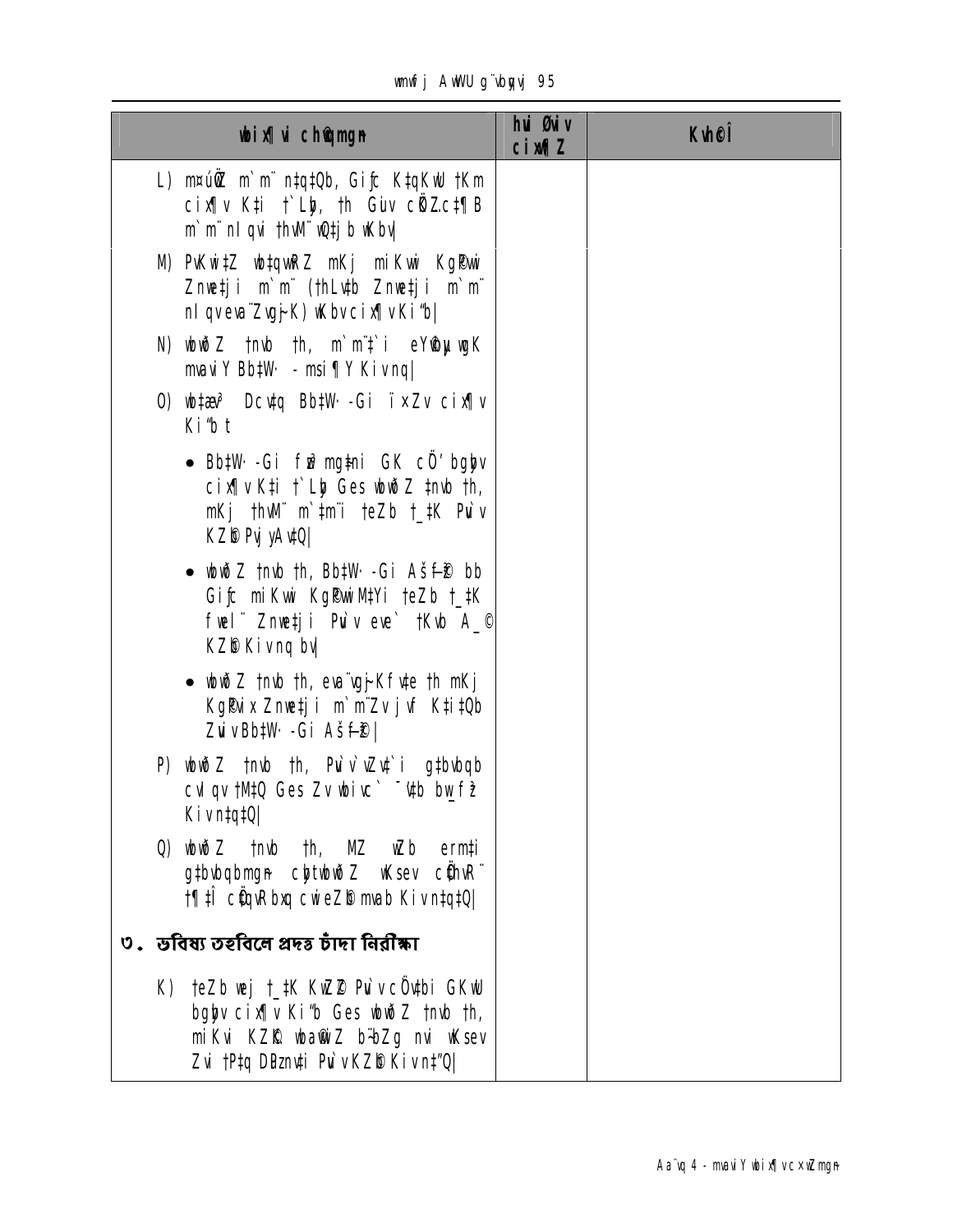| wbix¶Y ch©¨mgn | hw` Øviv cix¶Z | Kvh©Î |
|---|---|---|
| L) m¤ú©KZ m`m¨ n‡q‡Qb, Giƒc K‡qKRb †Km cix¶v K‡i †`Lyb, †h Gme cÖKZ.c‡¶B m`m¨ nIqvi †hvM¨ wQ‡jb wKbv\| | | |
| M) PvKwi‡Z wb‡qvwRZ mKj miKvwi Kg©Pvwi Znwe‡ji m`m¨ (†hLv‡b Znwe‡ji m`m¨ nIqv eva¨Zvg~jK) wKbv cix¶v Ki"b\| | | |
| N) wbwðZ nDb †h, m`m¨‡`i eY©bvµwgK mvaviY Bb‡W· - msi¶Y Kiv nq\| | | |
| O) wb‡æv³ Dcv‡q Bb‡W·-Gi ïxZv cix¶v Ki"b t | | |
| • Bb‡W·-Gi fzw³ mg‡ni GK cÖ'bgyv cix¶v K‡i †`Lyb Ges wbwðZ nDb †h, mKj †hvM¨ m`‡m¨i †eZb †\_‡K Puv`v KZ©b Pvj yAv‡Q\| | | |
| • wbwðZ nDb †h, Bb‡W·-Gi Aš—f©³ bb Giƒc miKvwi Kg©Pvwi‡Yi †eZb †\_‡K fwel¨ Znwe‡ji Puv`v eve` †Kvb A\_© KZ©b Kiv nq bv\| | | |
| • wbwðZ nDb †h, eva¨Zvg~jKfv‡e †h mKj Kg©Pvix Znwe‡ji m`m¨ Zv‡`i mKj K‡i‡Qb Zviv Bb‡W·-Gi Aš—f©³\| | | |
| P) wbwðZ nDb †h, Puv`vi nvi gvbbxqgb cwi‡kva Ges ZvwiL mwVKfv‡e cÖ`wk©Z nq\| | | |
| Q) wbwðZ nDb †h, MZ eQ‡ii gvbbxqgb AbymiY Kiv †n‡q‡Q Ges GLbI Kiv n‡"Q\| | | |
| **৩. ভবিষ্য তহবিলে প্রদত্ত চাঁদা নিরীক্ষা** | | |
| K) †eZb wej †\_‡K KvUZ© Puv`v cÖ‡`q GKvD bgybv cix¶v Ki"b Ges wbwðZ nDb †h, miKvi KZ©…K wba©wiZ b~¨bZg nvi wKsev Zvi †P‡q DËg cwigvY Puv`v KZ©b Kiv n‡"Q\| | | |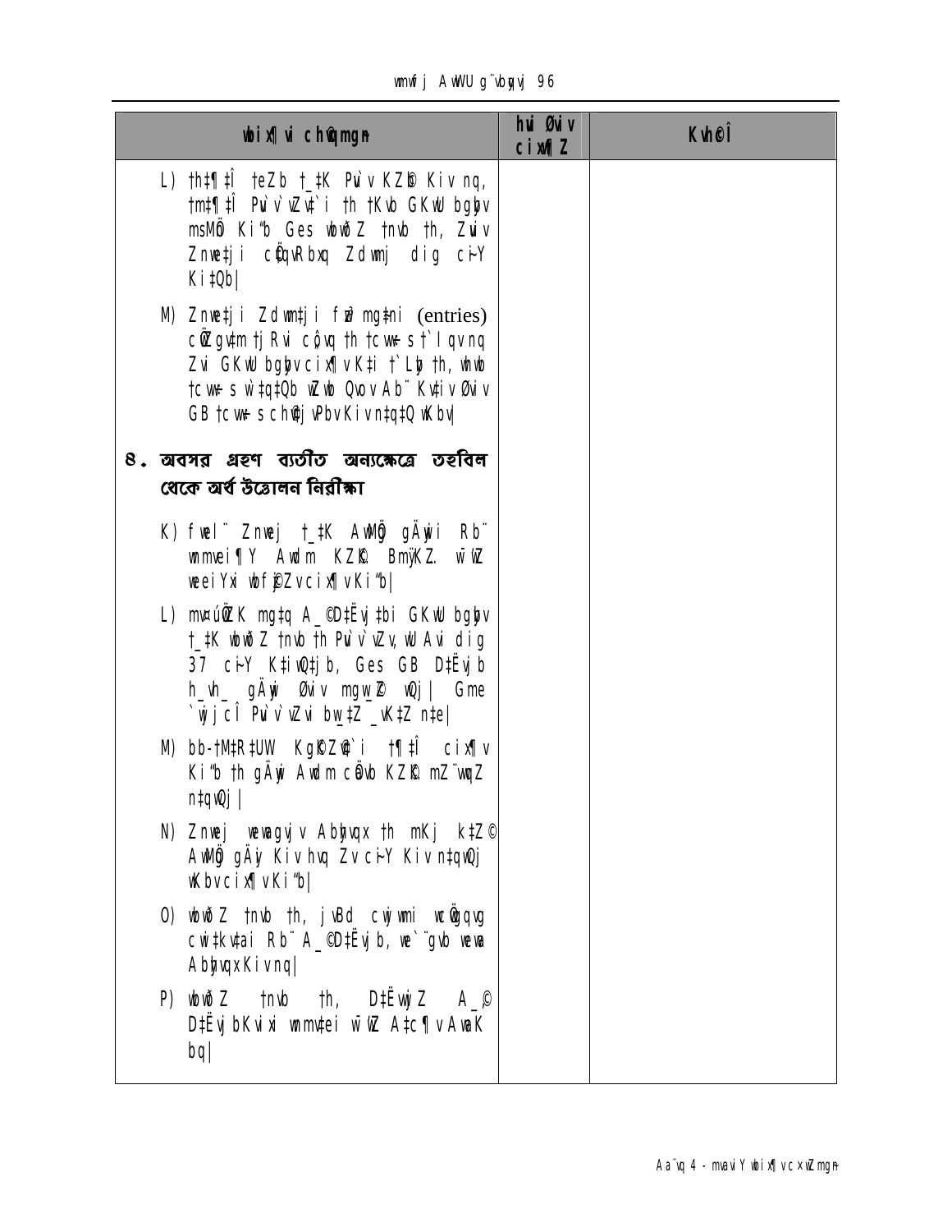| wbix¶vi cÖkœgvjv | hvi Øviv cix¶Z | Kvh©Î |
|---|---|---|
| L) th‡¶‡Î †eZb †_‡K Puv`v KZ©b Kiv nq, †m‡¶‡Î Puv`v`vZv‡`i †h †Kvb GKwU bgybv msMÖn Ki"b Ges wbwðZ †nvb †h, Zuviv Znwe‡ji cÖ‡qvRbxq Zdwmj dig c~iY Ki‡Qb\| | | |
| M) Znwe‡ji Zdwm‡ji fzj mg‡ni (entries) cÖwZgv‡m †jRvi cÖ¯ÍvZ †h †cvw÷s †`Iqv nq Zvi GKwU bgybv cix¶v K‡i †`Lyb †h, whwb †cvw÷s w`‡q‡Qb wZwb Qvov Ab¨ Kv‡iv Øviv GB †cvw÷s cÖ‡qvRbxq Kiv n‡q‡Q wKbv\| | | |
| **৪. অবসর গ্রহণ ব্যতীত অন্যক্ষেত্রে তহবিল থেকে অর্থ উত্তোলন নিরীক্ষা** | | |
| K) fwel¨ Znwej †_‡K AwMÖg gÄyi Rb¨ wmmvei¶Y Awdm KZ©„K BmÿKZ. w¯'wZ weeiYx wbf©iZv cix¶v Ki"b\| | | |
| L) mvaviYZ mg‡q A_©D‡Ëvj‡bi GKwU bgybv †_‡K wbwðZ †nvb †h Puv`v`vZv, wU Avi dig 37 c~iY K‡i‡Qb, Ges GB D‡Ëvjb h_vh_ gÄyi Øviv mgw_©Z w‡Qj\| Gme `iLv‡¯Í Puv`v`vZvi bvg‡Z _vK‡Z n‡e\| | | |
| M) bb-†M‡R‡UW KgK©Zv©‡`i †¶‡Î cix¶v Ki"b †h gÄyi Awdm cÖavb KZ©„K mZ¨vwqZ n‡q‡Q\| | | |
| N) Znwej weavgvjv Abyhvqx †h mKj k‡Z© AwMÖg gÄyi Kiv hvq Zv c~iY Kiv n‡q‡Q wKbv cix¶v Ki"b\| | | |
| O) wbwðZ †nvb †h, jvBd cwjwm wcÖwgqvg cwi‡kv‡ai Rb¨ A_©D‡Ëvjb, we`¨gvb weavb Abyhvqx Kiv nq\| | | |
| P) wbwðZ †nvb †h, D‡Ëvj‡Z A_© D‡Ëvj‡bKvix wmmv‡ei w¯'wZ A‡c¶v AwaK bq\| | | |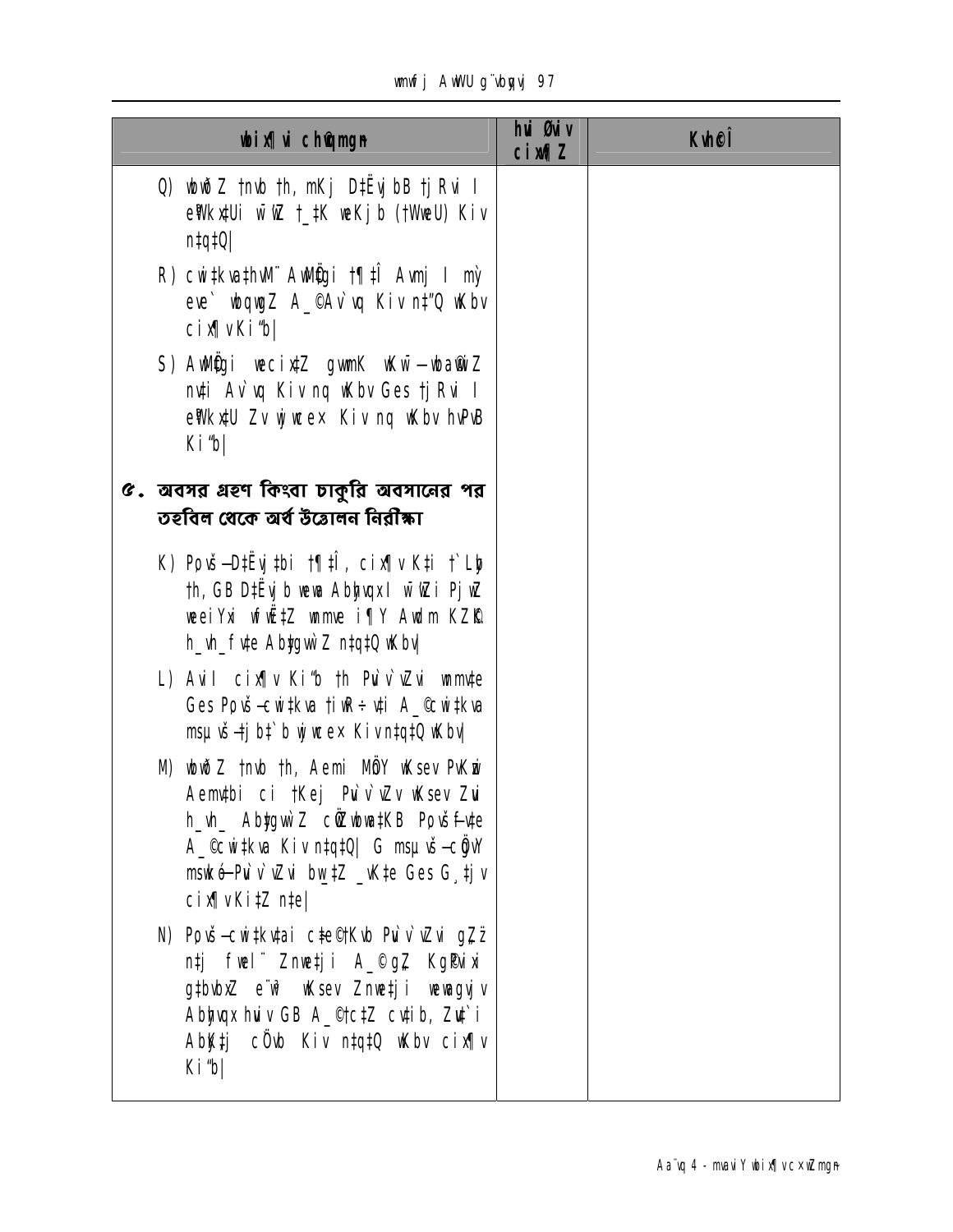| wbix¶vi chÖwµqvmg~n | hvi Øviv cixw¶Z | Kvh©Î |
| --- | --- | --- |
| Q) wbwðZ †nvb th, mKj D‡Ëvj bB †jRvi I e¨vsK ‡Ui w¯’wZ †_‡K weKjb (†WweU) Kiv n‡q‡Q\| | | |
| R) cwi‡kva‡hvM¨ AwMÖgi †¶‡Î Avmj I mỳ eve` wbqwgZ A_©Av`vq Kiv n‡"Q wKbv cix¶v Ki"b\| | | |
| S) AwMÖgi weciz‡Z gvmK wKw¯—wbawiZ nvti Av`vq Kiv nq wKbv Ges †jRvi I e¨vsK ‡U Zv wjwce× Kiv nq wKbv hvPvB Ki"b\| | | |
| **৫. অবসর গ্রহণ কিংবা চাকুরি অবসানের পর তহবিল থেকে অর্থ উত্তোলন নিরীক্ষা** | | |
| K) Pvš—D‡Ëvj ‡bi †¶‡Î, cix¶v K‡i †`Lyb th, GB D‡Ëvj b wewa Abyhvqx I w¯’wZi PjwZ weeiYx wfwˇZ wnmve i¶Y Awdm KZ©„K h_vh_ fv‡e Abygwì Z n‡q‡Q wKbv\| | | |
| L) Avil cix¶v Ki"b †h Pvi v`wZi wnmv‡e Ges Pvš—cwi‡kva †iwR÷v‡i A_©cwi‡kva msµvš—†j b‡`b wjwce× Kiv n‡q‡Q wKbv\| | | |
| M) wbwðZ †nvb th, Aemi MÖnY wKsev PvKwi Aemv‡bi ci †Kej Pvi v`wZv wKsev Zvi h_vh_ Abygwì Z cÖwZwbwa‡KB Pvš—fv‡e A_©cwi‡kva Kiv n‡q‡Q\| G msµvš—cÖgvY msiwÿ—Pvi v`wZi bw_‡Z _vK‡e Ges G ‡jv cix¶vKi‡Z n‡e\| | | |
| N) Pvš—cwi‡kv‡ai c‡e©†Kvb Pvi v`wZi gZ"¨ n‡j fwel¨ Znwe‡ji A_©gZ KgPvixi g‡bvbxZ e¨w³ wKsev Znwe‡ji wewagvj v Abyhvqx hvi v GB A_©†c‡Z cv‡ib, Zv‡`i Abyk‡j cÖvb Kiv n‡q‡Q wKbv cix¶v Ki"b\| | | |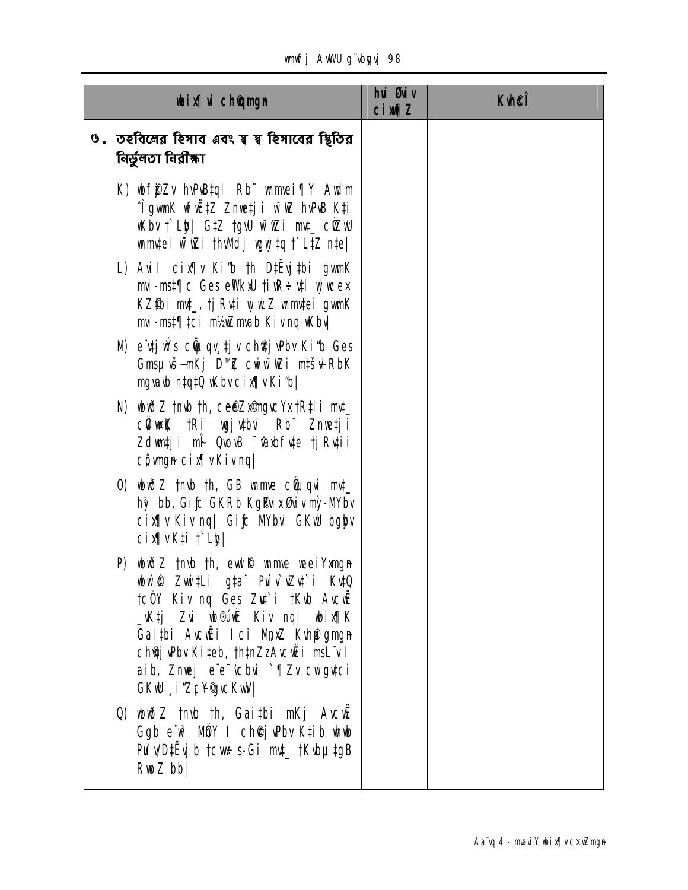| wbix¶Yi cÖwµqvmg~n | hvi Øviv cix¶Z | Kvh©cÎ |
|---|---|---|
| ৬. তহবিলের হিসাব এবং স্ব স্ব হিসাবের স্থিতির নির্ভুলতা নিরীক্ষা | | |
| K) wbf©iZv hvPvB‡qi Rb¨ wnmvei¶Y Awdm ˆÎgvwmK wfwË‡Z Znwe‡ji w¯'wZ hvPvB K‡i wKbv †`Lyb\| G‡Z †gvU w¯'wZi mv‡\_ cÖ‡Z¨K wnmv‡ei w¯'wZi †hvMdj wgwj‡q †`L‡Z n‡e\| | | |
| L) AviI cix¶v Ki"b †h D‡Ëvj‡bi gvmK mvi-ms‡¶c Ges e¨vsK wiwR÷vi wjwcex KZ…©c‡¶i mv‡\_, †jRv‡ii wjwLZ wnmv‡ei gvmK mvi-ms‡¶‡ci m½wZ mvab Kiv nq wKbv\| | | |
| M) e¨v‡jÝs cÖwµqv ‡jv cÖ‡qvRbxq Ki"b Ges GmsµvšÍ-mKj D"P`¨ cwiw¯'wZi m‡šÍvlRbK mgvavb n‡q‡Q wKbv cix¶v Ki"b\| | | |
| N) wbwðZ †nvb †h, ce©eZx©gv‡mi Yx‡Ri‡ii mv‡\_ cÖ‡Z¨K †Ri wgj‡bi Rb¨ Znwe‡ji Zdwm‡ji mb Qvov ¯'vbxfv‡e †jRv‡ii cÖvmwMK cix¶v Kiv nq\| | | |
| O) wbwðZ †nvb †h, GB wnmve cÖwµqvi mv‡\_ hy³ bb, Giƒc GKRb Kg©KZ©v Øviv mv`-MYbv cix¶v Kiv nq\| Giƒc MYbvi GKwU bgybv cix¶vK‡i †`Lyb\| | | |
| P) wbwðZ †nvb †h, ewnt¯' wnmve wbixY¨vmg~n wbw`©ó Zvwi‡Li g‡a¨ Pvjv`¨vb‡`i Kv‡Q †cÖiY Kiv nq Ges Zv‡`i †Kvb Avcw˸ \_vK‡j Zvi wb®úwË Kiv nq\| wbix¶K Gai‡bi Avcwˇi Ici MnxZ Kvh©µgmg~n cix¶vKi‡eb, †h‡nZz Avcwˇi msL¨vI aib, Znwej e¨e¯'vcbvi `¶Zv cwigv‡ci GKwU ¸iæZ¡c~Y© gvcKvwV\| | | |
| Q) wbwðZ †nvb †h, Gai‡bi mKj Avcw˸ Ggb e¨w³ KZ…©K I cix¶v‡ib Kiv nq hvi PvjvbD‡Ëvj‡b †cvb-s-Gi mv‡\_ †Kvbµ‡gB RwoZ bb\| | | |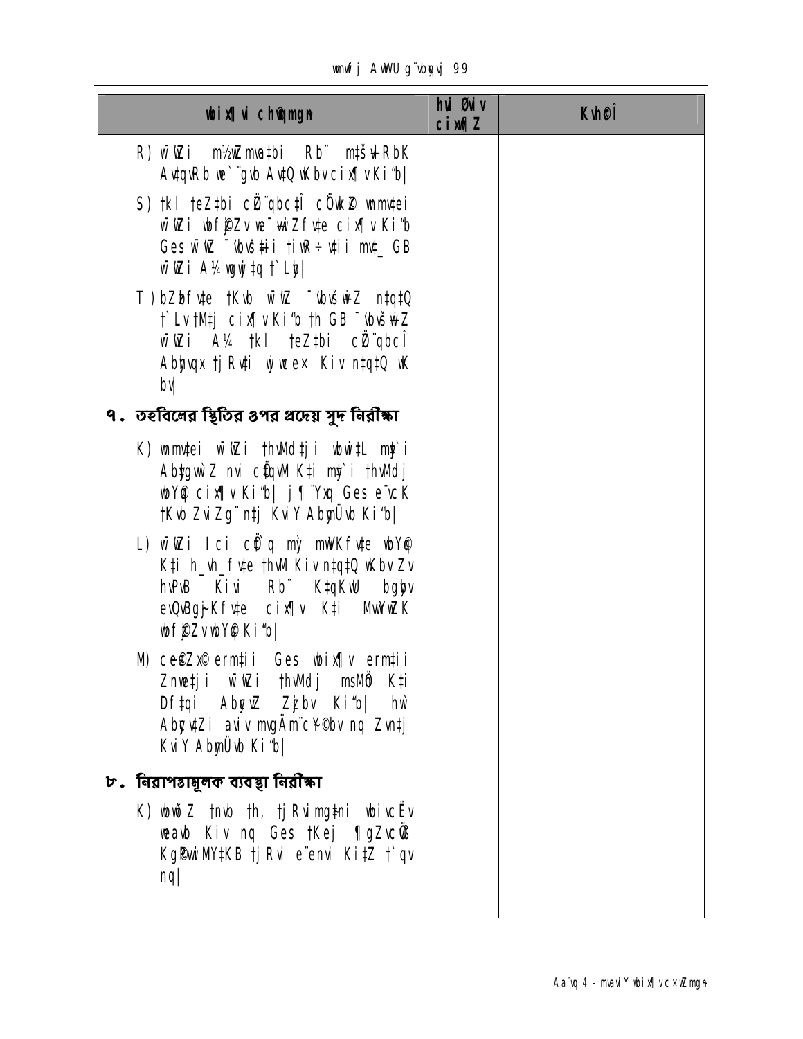| wbix¶Yi chÖgmgn | hvi Øviv cix¶Z | KvhÖî |
| --- | --- | --- |
| R) wnwZi m½wZmvatbi Rb¨ mtš¬vRbK AvtqvRb we`¨gvb AvtQ wKbv cix¶v Ki"b\| | | |
| S) tkl teZtbi cÖ`qbctÎ cÖwKÖ wmmvtei wnwZi wbfPZv we¯wiZfvte cix¶v Ki"b Ges wnwZ ¯\ïwš\i tiwR÷vtii mvt\_ GB wnwZi A¼ wgwjtq t`Lyb\| | | |
| T) bZbfvte tKvb wnwZ ¯\ïwšwZ ntqtQ t`LvtMtj cix¶v Ki"b th GB ¯\ïwšwZ wnwZi A¼ tkl teZtbi cÖ`qbcÎ Abhvqx tjRvti wjwce× Kiv ntqtQ wK bv\| | | |
| **৭. তহবিলের স্থিতির ওপর প্রদেয় সুদ নিরীক্ষা** | | |
| K) wmmvtei wnwZi thvMdtji wbwitL mỳi AbygwZ nvi cÖqvM Kti mỳi thvMdj wbYÖ cix¶v Ki"b\| j¶¨Yxq Ges e¨wZK tKvb ZviZg¨ ntj KviY AbymÜvb Ki"b\| | | |
| L) wnwZi Ici cÖ`q mỳ mwVKfvte wbYÖ Kti h\_vh\_fvte thvM Kiv ntqtQ wKbv Zv hvPvB Kivi Rb¨ KtqKwU bgybv evQvBqj-Kfvte cix¶v Kti MwYwZK wbfPZv wbYÖ Ki"b\| | | |
| M) ce©Zx© ermtii Ges wbix¶v ermtii Znwetji wnwZi thvMdj msMÖ Kti Df tqi AbycvZ Zjbv Ki"b\| hw AbycvtZi awiv mvgÄm¨c¥©bv nq Zvntj KviY AbymÜvb Ki"b\| | | |
| **৮. নিরাপত্তামূলক ব্যবস্থা নিরীক্ষা** | | |
| K) wbwðZ tnvb th, tjRvimgtni wbivcËv weavb Kiv nq Ges tKej ¶gZvcÖ KgPwiMYtKB tjRvi e¨envi KitZ t`qv nq\| | | |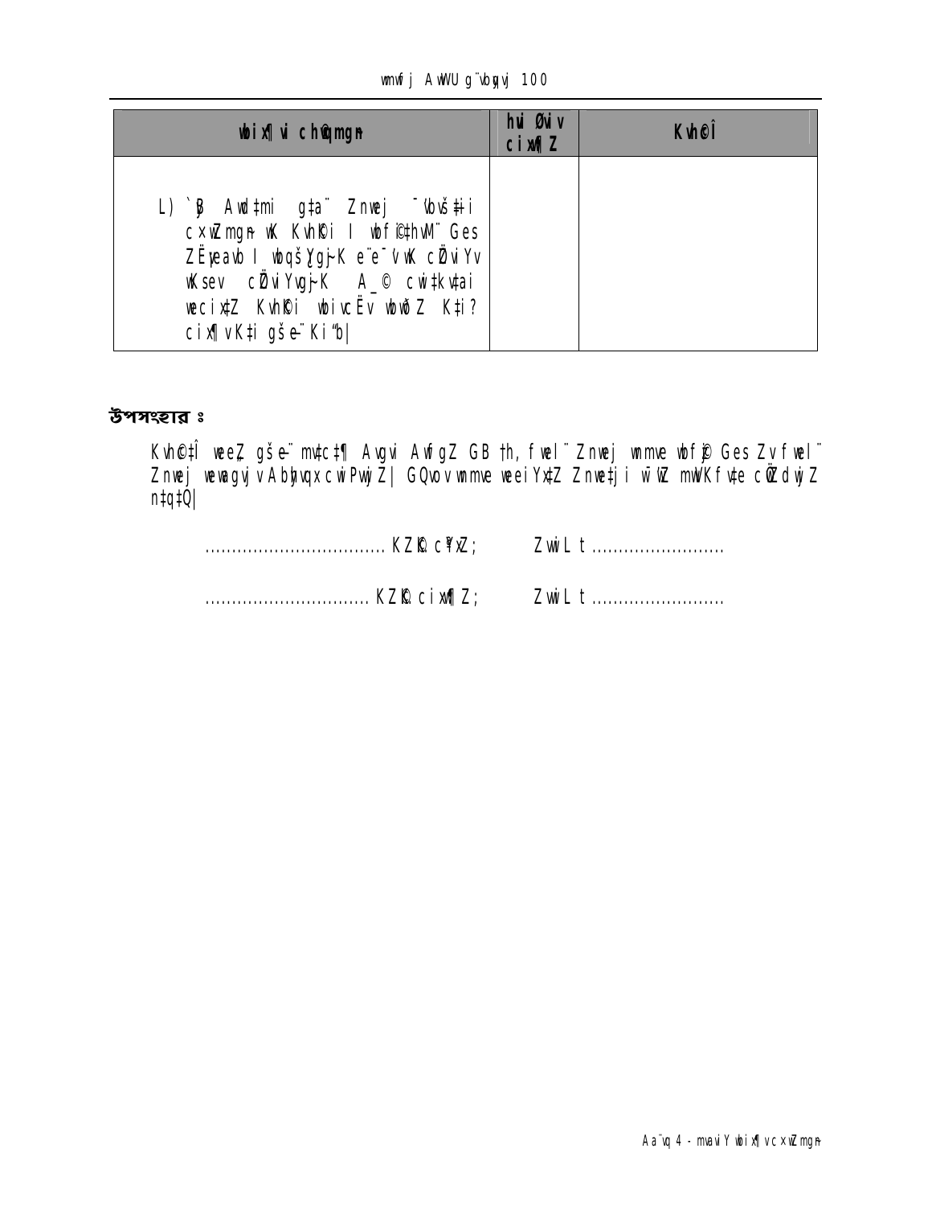| wbix¶vi chØwZmgn | hvi Øviv cix¶Z | KvhØÎ |
|---|---|---|
| L) `B Awd‡mi g‡a¨ Znwej ¯'vbvšÍ‡ii cxwZmgn© wK KvhØi I wbf©i‡hvM¨ Ges ZËweavb I wbqš¿Yg~jK e¨e¯'vwK cÖwiYv wKsev cÖwiYvg~jK A_© cwi‡kv‡ai weeix‡Z KvhØi wbiveÎv wbwðZ K‡i? cix¶v K‡i gšÍe¨ Ki"b| | | |

**উপসংহার ঃ**

Kvh©‡Î weeZ gšÍe¨ mv‡c‡¶ Avgvi AwfgZ GB †h, fwel¨ Znwej wmme wbfi© Ges Zv fwel¨ Znwej weavgvjv Abyhvqx cwiPvwjZ| GQvov wmme weeiYx‡Z Znwe‡ji h_vh_ mwVKfv‡e cÖwZdwjZ n‡q‡Q|

.................................. KZ©K c¶xZ;        ZvwiL t .........................

............................... KZ©K cix¶Z;        ZvwiL t .........................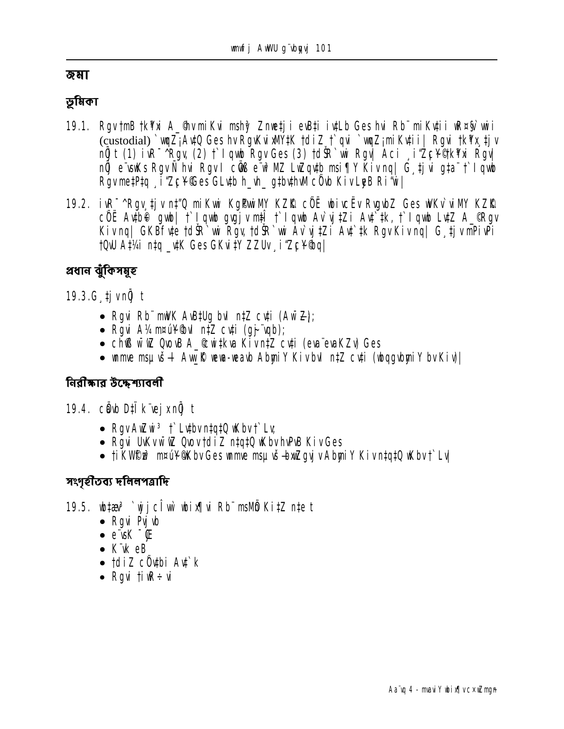# জমা

## ভূমিকা

19.1. RgvtmB tk¶xi A_©hvmiKvi mshy³ Znwe‡ji eB‡i iwÿZ Ges hvi Rb¨ miKv‡ii wR¤§v`wii (custodial) `vwqZ¡ Av‡Q Ges hv RgvKvixM‡Yi †diZ †`qvi `vwqZ¡ miKv‡ii| Rgvi †kÖYx¸‡jv nÕ t (1) iv‡R¯^ Rgv, (2) †`Iqvwb Rgv Ges (3) †dŠR`vix Rgv| Aci ¸iæZ¡c~Y© †kÖYxi Rgv nÕ e¨vsKs RgvÑ hvi RgvI cÖvß e¨vR MZ LvZvq‡b msi¶Y Kiv nq| G¸‡jvi g‡a¨ †`Iqvwb Rgv me‡P‡q ¸iæZ¡c~Y© Ges GLv‡b h_vh_ g‡bv‡hvM cÖ‡qvRb Kiv LyeB Riæwi|

19.2. iv‡R¯^ Rgv¸‡jv n‡"Q miKvwi Kg©PvixM‡Yi KZ©„K cÖ‡Ë wbivcËv RvgvbZ Ges wVKv`vi‡`i KZ©„K cÖ‡Ë Av‡b© gvwb| †`Iqvwb gvgjvi m‡ã †`Iqvwb Av`vj‡Zi Av‡`‡k, †`Iqvwb Lv‡Z A_©Rgv Kiv nq| GKBfv‡e †dŠR`vwi Rgv, †dŠR`vwi Av`vj‡Zi Av‡`‡k RgvKiv nq| G¸‡jv mPivPi †QvU A‡¼i n‡q _v‡K Ges GKvi‡Y ZZUv ¸iæZ¡c~Y© nq|

## প্রধান ঝুঁকিসমূহ

19.3. G¸‡jv nÕ t

- Rgvi Rb¨ mwVK AvB‡Ug bv n‡Z cv‡i (Aw¯Í‡Z¡);
- Rgvi A¼ m¤úY©fv‡e n‡Z cv‡i (gš¿Yvb);
- cwiï× wn‡m‡e QvobvB A_©cwi‡kva Kiv n‡Z cv‡i (eva¨evaKZv) Ges
- wnmve msµvšÍ Awb¯Ø wewa-weavb Abymi Y Kiv bv n‡Z cv‡i (wbqgvbymiY bv Kiv)|

## নিরীক্ষার উদ্দেশ্যাবলী

19.4. cÖavb D‡Ïk¨¸‡jv nÕ t

- RgvAw¯Íwi³ †`Lv‡bv n‡q‡Q wKbv †`Lv;
- Rgvi UvKv wn‡m‡e Qvov †diZ n‡q‡Q wKbv hvPvB Kiv Ges
- †iKW©c‡Î m¤úY©fv‡e wnmve msµvšÍ wbqgvejx AbymiY Kiv n‡q‡Q wKbv †`Lv|

## সংগৃহীতব্য দলিলপত্রাদি

19.5. wb‡æv³ `wjjcÎvw` wbix¶vi Rb¨ msMÖn Ki‡Z n‡e t

- Rgvi Pvjvb
- e¨vsK ˆ÷U
- K¨vk eB
- †diZ cÖ`v‡bi Av‡`k
- Rgvi †iwR÷vi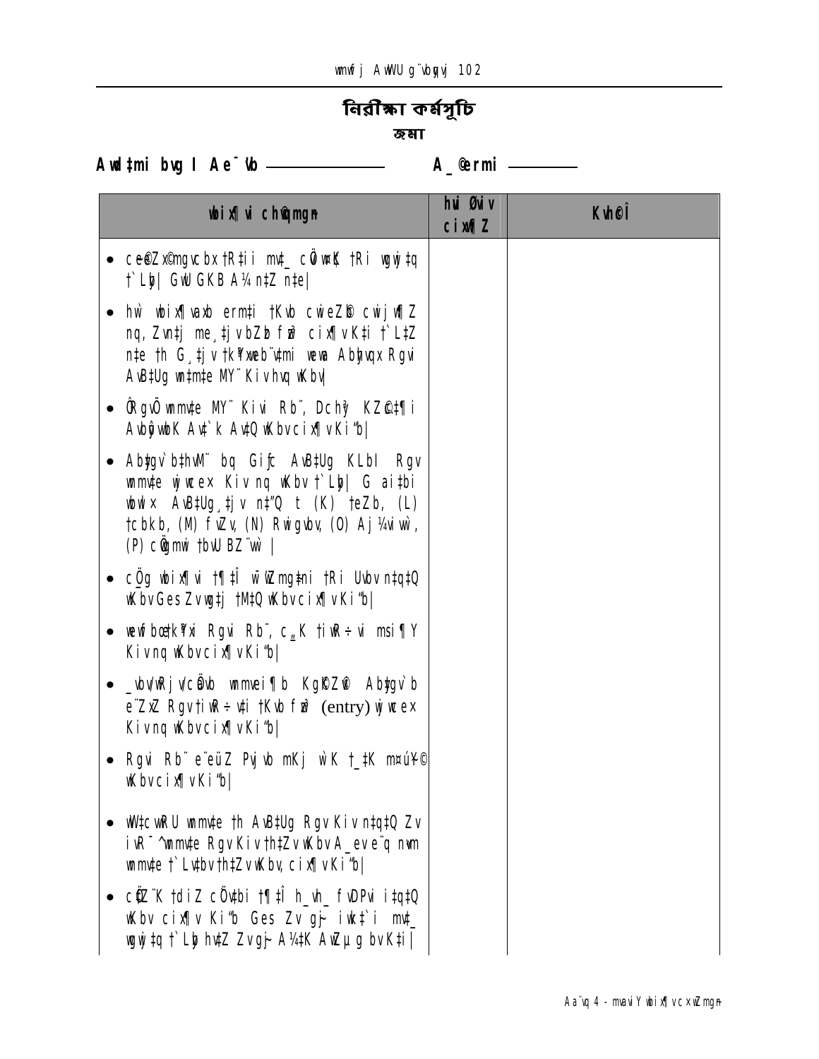# নিরীক্ষা কর্মসূচি

**জমা**

**Awdtmi bvg I Ae¯'vb ————————　　A_©ermi ————**

| wbix¶vi chØwZmgn | hvi Øviv cix¶Z | KvhcÎ |
|---|---|---|
| • ce©eZx©mgvcbx †R‡ii mv‡_ cÖviw¤¢K †Ri wgwj‡q †`Lyb\| GwU GKB A¼ n‡Z n‡e\|<br><br>• hw` wbix¶vaxb erm‡i †Kvb cwieZ©b cwijw¶Z nq, Zvn‡j me¸‡jv bZzb fvD cix¶vK‡i †`L‡Z n‡e †h G¸‡jv †k¶‡b¨‡mi wewa Abyhvqx Rgvi AvB‡Ug wn‡m‡e MY¨ Kiv hvq wKbv\|<br><br>• ÔRgvÕ wnmv‡e MY¨ Kivi Rb¨, Dchy³ KZ©„c‡¶i Aby‡gv`b Av‡`k Av‡Q wKbv cix¶v Ki“b\|<br><br>• Abyqv`b‡hvM¨ bq Giƒc AvB‡Ug KLbI Rgv wnmv‡e wj wcex Kiv nq wKbv †`Lyb\| G ai‡bi wbwl× AvB‡Ug¸‡jv n‡"Q t (K) †eZb, (L) †cbkb, (M) fvZv, (N) Rwigvbv, (O) Aj¼vi wK, (P) cÖgmi †bvU BZ¨w` \|<br><br>• cÖg wbix¶vi †¶‡Î wbw`©ómg‡ni †Ri Uvbv n‡q‡Q wKbv Ges Zv wg‡j †M‡Q wKbv cix¶v Ki“b\|<br><br>• wewfbœ †k¶xi Rgvi Rb¨ c„_K †iwR÷vi msi¶Y Kiv nq wKbv cix¶v Ki“b\|<br><br>• _vbv/wRjv/cÖvb wnmvei¶b KgK©Z©v Abyqv`b e¨ZxZ Rgv †iwR÷v‡i †Kvb fvD (entry) wj wcex Kiv nq wKbv cix¶v Ki“b\|<br><br>• Rgvi Rb¨ e¨eüZ Pvjvb mKj wK †_‡K msiwÿ© wKbv cix¶v Ki“b\|<br><br>• wW‡cvwRU wnmv‡e †h AvB‡Ug Rgv Kiv n‡q‡Q Zv iwR¯'^wnmv‡e Rgv Kiv †h‡Zv wKbv A_ev e¨q nvm wnmv‡e †`Lv‡bv †h‡Zv wKbv, cix¶v Ki“b\|<br><br>• cÖZ¨K †diZ cÖ`v‡bi †¶‡Î h_vh_ fvDPvi i‡q‡Q wKbv cix¶v Ki“b Ges Zv gš~ ivwk‡`i mv‡_ wgwj‡q †`Lyb hv‡Z Zv gš~ A¼‡K AwZµg bv K‡i\| | | |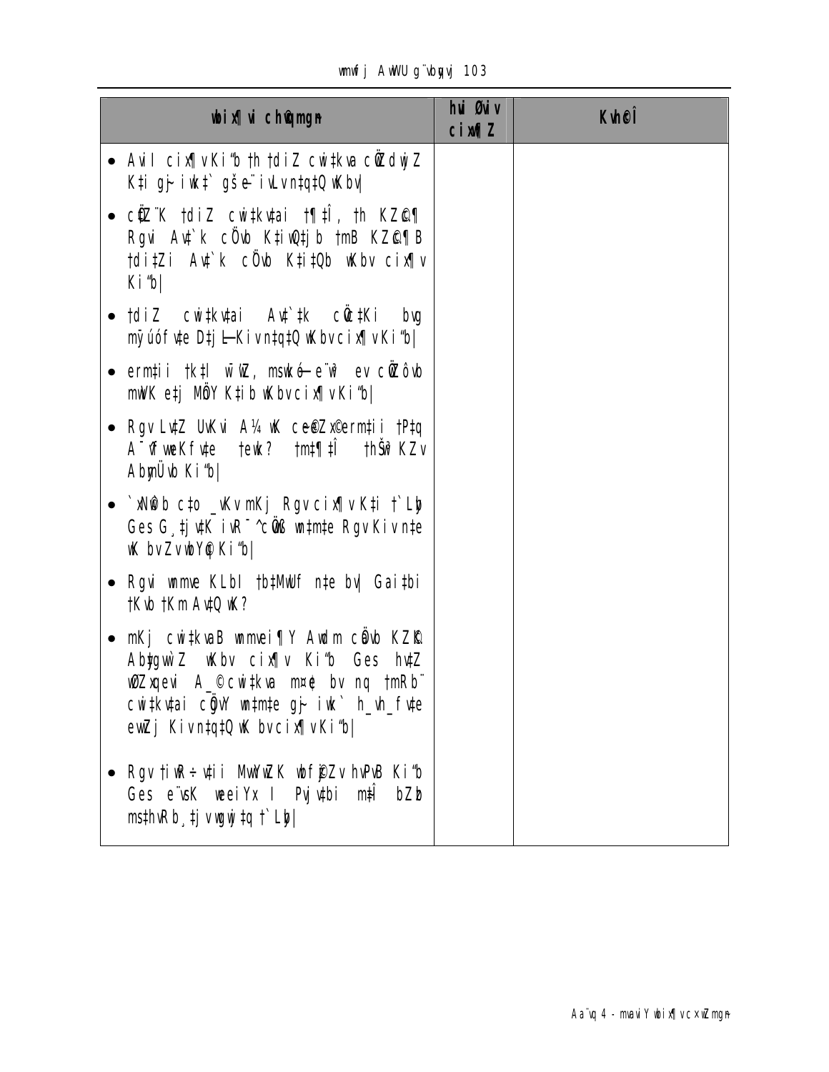| wbix¶vi ch©qmgn | hvi Øviv cixw¶Z | Kvh©Î |
|---|---|---|
| • Avil cix¶vKi"b th †diZ cwi‡kva cÖ¯ZdvjZ K‡i gj~ iwk‡` gš¿e¨ iwLvn‡q‡Q wKbv| | | |
| • cÖ¯Z¨K †diZ cwi‡kv‡ai †¶‡Î, †h KZ©e¨ Rgvi Av‡`k cÖ`vb K‡iwQ‡jb †mB KZ©e¨B †di‡Zi Av‡`k cÖ`vb K‡i‡Qb wKbv cix¶v Ki"b| | | |
| • †diZ cwi‡kv‡ai Av‡`‡k cÖ‡Kvi bvg mÿúófv‡e D‡jøL Kivn‡q‡Q wKbv cix¶v Ki"b| | | |
| • ermi‡ii †k‡l w¯’wZ, msµvš—e¨vL¨v ev cÖ¯Zôvb mwVK e‡j MÖY K‡ib wKbv cix¶v Ki"b| | | |
| • Rgv Lv‡Z UvKvi A¼ wK ce©eZx©ermi‡ii †P‡q A¯^vfvweKfv‡e †ewk? †m‡¶‡Î †hŠw³KZv AbymÜvb Ki"b| | | |
| • `xN©b c‡o _vKv mKj Rgv cix¶v K‡i †`Lyb Ges G¸‡jv‡K iwR¯^cÖwß wn‡m‡e Rgv Kivn‡e wK bvZvwbY©q Ki"b| | | |
| • Rgvi wnmve KLbI †b‡MwUf n‡e bv| Gai‡bi †Kvb †Km Av‡Q wK? | | |
| • mKj cwi‡kvaB wnmvei¶Y Awdm cÖ`vb KZ©K Ab‡gvw`Z wKbv cix¶v Ki"b Ges hv‡Z wØZxqevi A_©cwi‡kva m¤¢e bv nq †mRb¨ cwi‡kv‡ai cÖgvY wn‡m‡e gj~ iwk` h_vh_fv‡e ewZj Kivn‡q‡Q wK bvcix¶v Ki"b| | | |
| • Rgv †iwR÷v‡ii MvwYwZK wbf©yjZv hvPvB Ki"b Ges e¨vsK weeiYx I Pvj‡vbi m‡Î bZzb ms‡hvRb¸‡jv wgwj‡q †`Lyb| | | |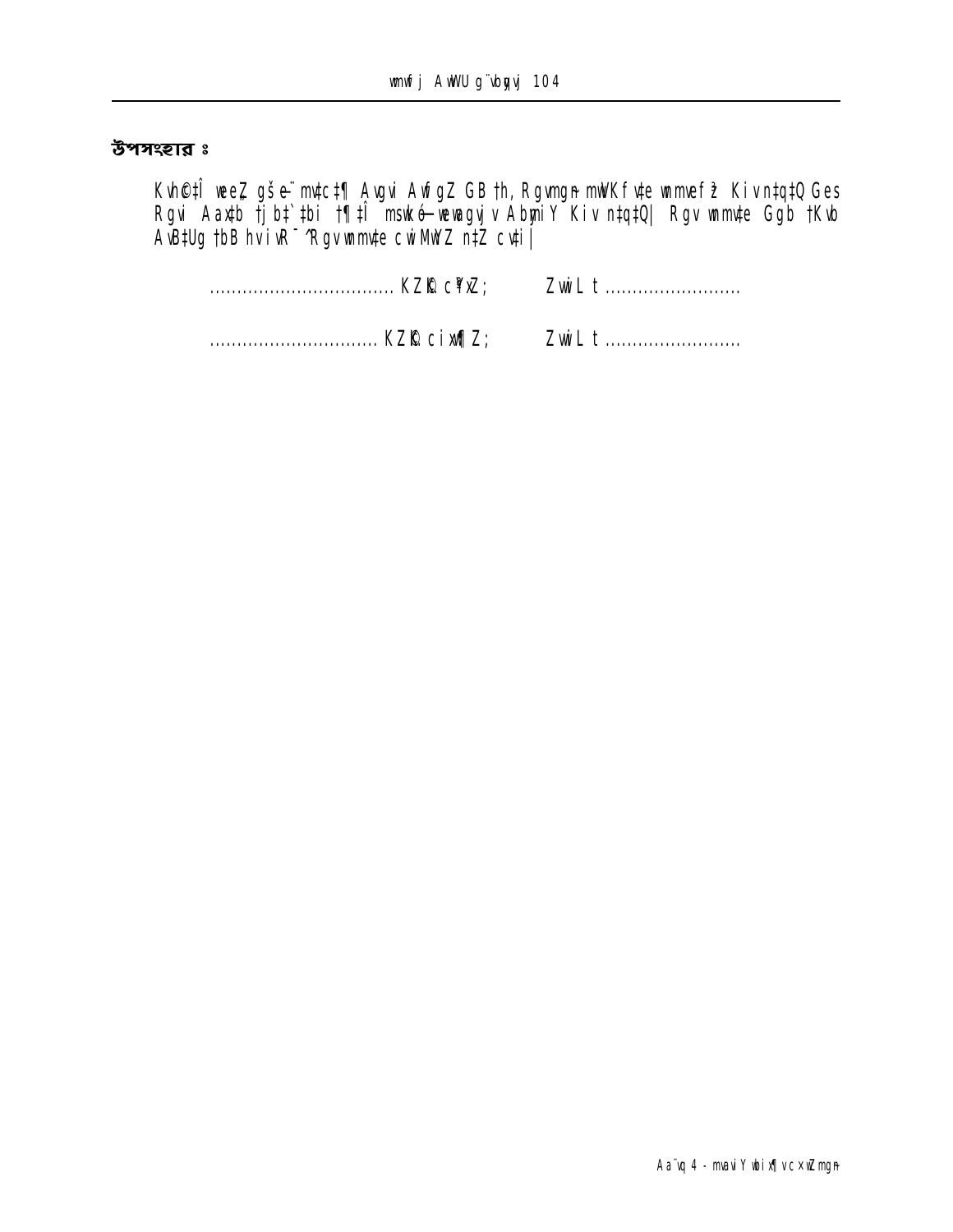## উপসংহার ঃ

Kvh©‡ÎÎ weeZ gšÍe¨ mv‡c‡¶ Avgvi AwfgZ GB th, Rgvmgn mwVKfv‡e wbmvef~Ê Kiv n‡q‡Q Ges Rgvi Aax‡b †j‡b`‡bi †¶‡Î mswkó wewagvjv Abymi Y Kiv n‡q‡Q| Rgv wbmv‡e Ggb †Kvb AvB‡Ug †bB hv iwR¯ ^Rgv wbmv‡e cwiMwYZ n‡Z cv‡i|

.................................. KZ©K cªxZ;    ZvwiL t .........................

............................... KZ©K cixw¶Z;    ZvwiL t .........................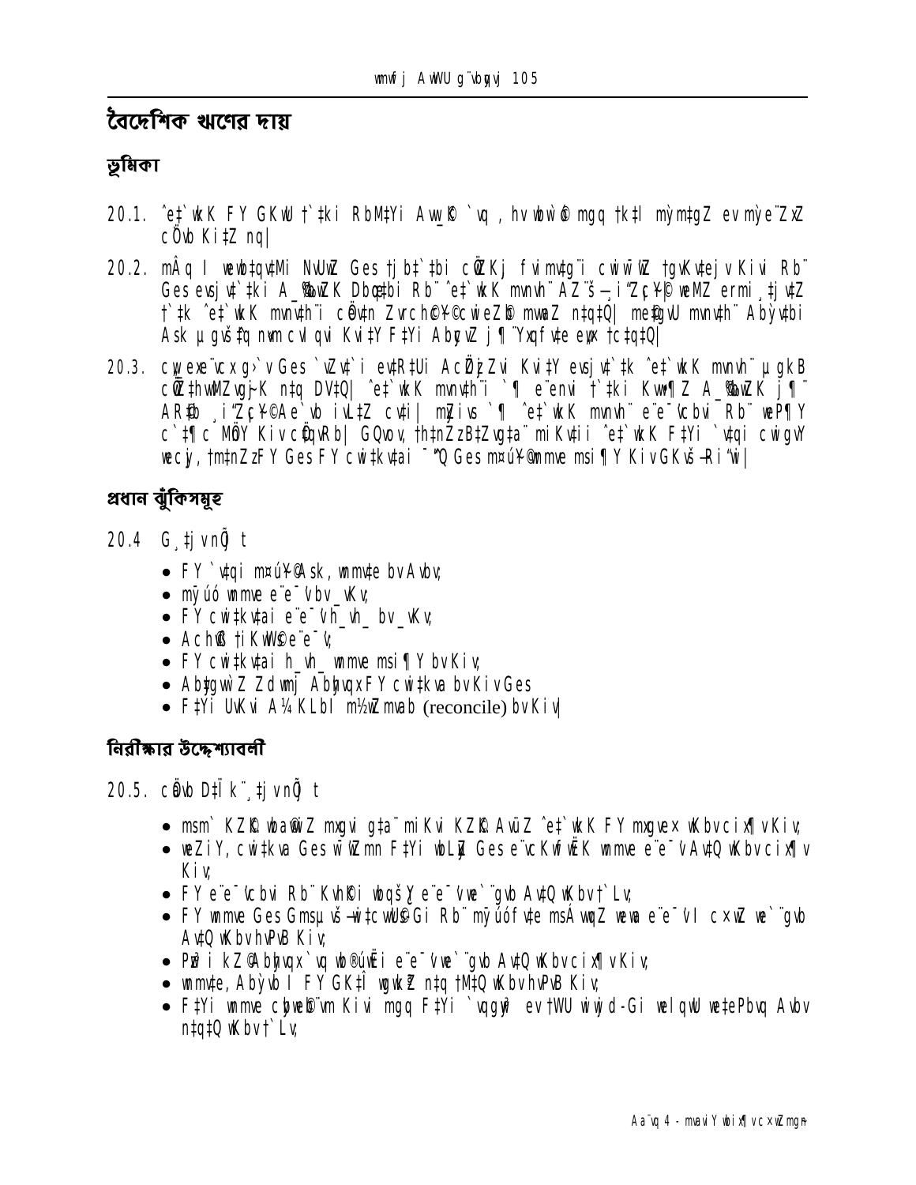# বৈদেশিক ঋণের দায়

## ভূমিকা

20.1. ˆet`wkK FY GKwU †`‡ki RbM‡Yi Aw\_R ©`vq , hv wbwi©mgq †k‡l mÿm‡gZ evmÿe ZxZ cÖvb Ki‡Z nq|

20.2. mÂq I webtqvtMi NvUwZ Ges tjbt`tbi cÖZKj fvimvtg¨i cwiw¯wZ tgvKvtejv Kivi Rb¨ Ges evsjvt`tki A\_©bwZK Dbœ‡bi Rb¨ ˆet`wkK mvnvh¨ AZ¨š— i"Zc¥© wewZ ermi¸tjvtZ †`‡k ˆet`wkK mvnvh¨i cÖvn Zvrch©¥©cwieZ© mwaZ n‡q‡Q| me©gvU mvnvh¨ Abỳvtbi Ask µgvš^tq nvm cvI qvi Kvi‡Y F‡Yi AbycvZ j¶¨Yxqfvte evo †c‡q‡Q|

20.3. cwi exe¨cxg›`v Ges `wZvt`i evtR‡Ui AcÖZzZvi Kvi‡Y evsjvt`tk ˆet`wkK mvnvh¨ µgkB cÖZ‡hvwMZvg~jK n‡q DV‡Q| ˆet`wkK mvnvh¨i `¶ e¨envi †`‡ki Kvw¶Z A\_©bwZK j¶¨ AR©b¸i"Zc¥©Ae`vb ivL‡Z cv‡i| mZivs `¶ ˆet`wkK mvnvh¨ e¨e¯'vcbvi ¯Rb¨ wePÿY c`‡¶c MÖY Kiv cÖ‡qvRb| GQvov, th‡nZzB‡Zvg‡a¨ miKv‡ii ˆet`wkK F‡Yi `vqi cwigvY weciy, †m‡nZzFY Ges FY cwi‡kv‡ai ¯^Q Ges m¤úY©mnve msi¶Y Kiv GKvš—Ri"wi|

## প্রধান ঝুঁকিসমূহ

20.4 G¸‡jv nÕ t

- FY `vqi m¤úY©Ask, wnmvte bv Avbv;
- mÿúó wnme e¨e¯'vbv \_vKv;
- FY cwi‡kv‡ai e¨e¯'vh\_vh\_ bv \_vKv;
- AcÖ®'†iKW©e¨e¯'v;
- FY cwi‡kv‡ai h\_vh\_ wnme msi¶Y bv Kiv;
- Ab‡gvw`Z Zdwmj Abyhvqx FY cwi‡kva bv Kiv Ges
- F‡Yi UvKvi A¼ KLbI m½wZ mvab (reconcile) bv Kiv|

## নিরীক্ষার উদ্দেশ্যাবলী

20.5. cÖvb D‡Ïk¨¸‡jv nÕ t

- msm` KZ©K wba©wiZ mxgvi g‡a¨ miKvi KZ©K AvùZ ˆet`wkK FY mxgvex wKbv cix¶v Kiv;
- weZiY, cwi‡kva Ges wWZm F‡Yi wbLyZ Ges e¨vcKwfwËK wnme e¨e¯'v Av‡Q wKbv cix¶v Kiv;
- FY e¨e¯'vcbvi Rb¨ KvhRi wbqš¿Y e¨e¯'v we`¨gvb Av‡Q wKbv †`Lv;
- FY wnme Ges Gmsµvš—wi‡cvU©Gi Rb¨ mÿúófvte msÁvwqZ wewa e¨e¯'v I cxwZ we`¨gvb Av‡Q wKbv hvPvB Kiv;
- PyE³ i kZ©Abyhvqx `vq wb®úwËi e¨e¯'v we`¨gvb Av‡Q wKbv cix¶v Kiv;
- wnmvte, Abỳvb I FY GK‡Î wgwkª n‡q †M‡Q wKbv hvPvB Kiv;
- F‡Yi wnme cÖwZ‡e`b Kivi mgq F‡Yi `vqgyw³ ev †WU wiwjd-Gi welqwU we‡ePbvq Avbv n‡q‡Q wKbv †`Lv;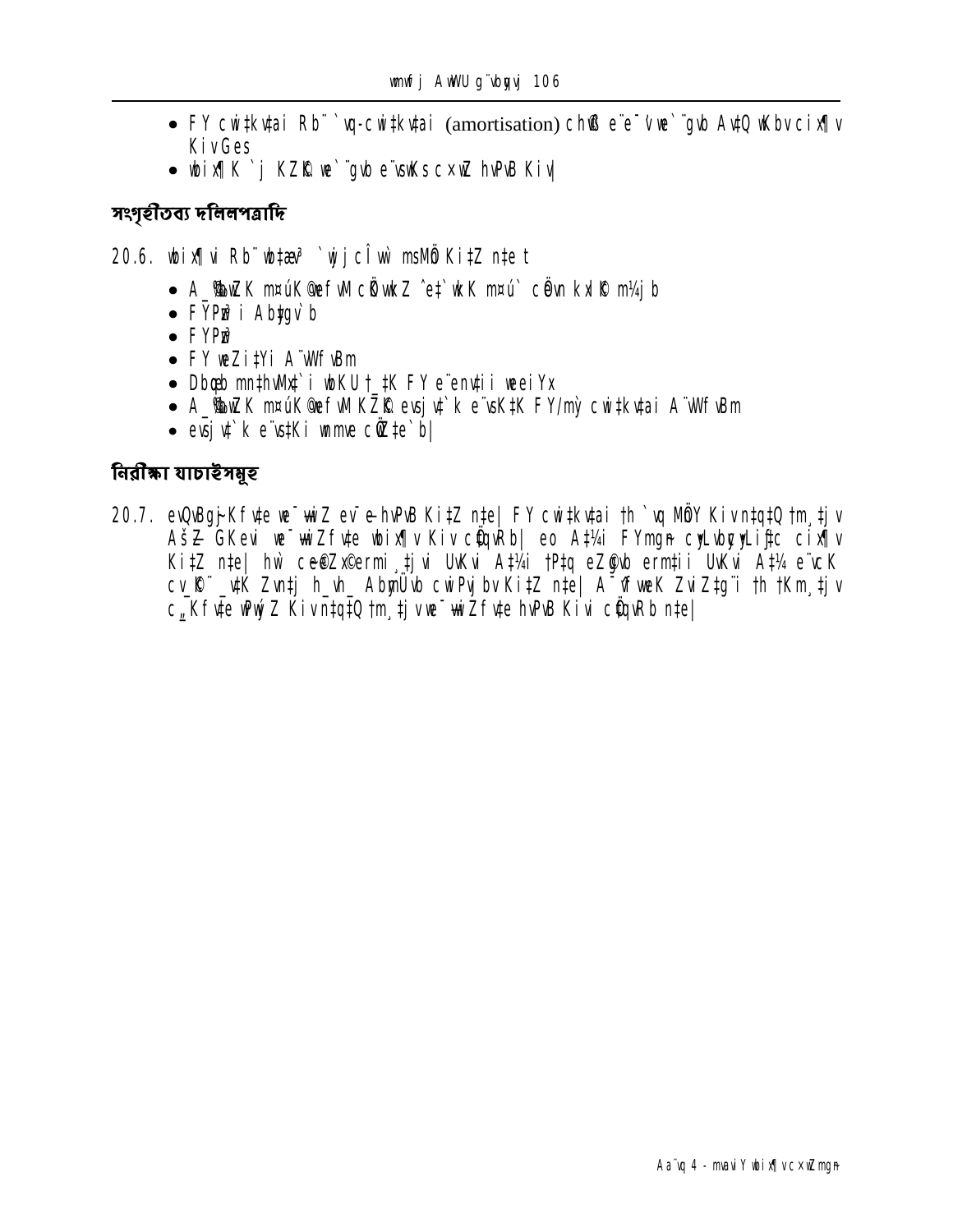- FY cwi‡kv‡ai Rb¨ `vq-cwi‡kv‡ai (amortisation) chð e¨e¯'vw`¨gvb Av‡Q wKbv cix¶v KivGes
- wbix¶K `j KZ©„K we`¨gvb e¨vsKs cx¶v hvPvB Kiv|

## সংগৃহীতব্য দলিলপত্রাদি

20.6. wbix¶v Rb¨ wb‡æv³ `wjjcÎvw` msMÖn Ki‡Z n‡e t

- A_©bxwZK m¤úK©wefvM cÖwkZ ˆe‡`wkK m¤ú` cÖvwß kxl©K m¼jb
- FYPzw³ i Abywjwc
- FYPzw³
- FY weZi‡Yi A¨vWfvBm
- Dbœqb mn‡hvMx‡`i wbKU †_‡K FY e¨env‡ii weeiYx
- A_©bxwZK m¤úK©wefvM KZ©„K e¨vsj‡`k e¨vsK‡K FY/mỳ cwi‡kv‡ai A¨vWfvBm
- evsjv‡`k e¨vs‡Ki wnmve cÖwZ‡e`b|

## নিরীক্ষা যাচাইসমূহ

20.7. evQvBKª-Kf‡e we¯—wiZ ev¯—e-hvPvB Ki‡Z n‡e| FY cwi‡kv‡ai †h `vq MÖY Kiv n‡q‡Q †m¸‡jv AšÍ- GKevi we¯—wiZf‡e wbix¶v Kiv cÖ‡qvRb| eo A‡¼i FYmgn cyLvbycyLiƒ‡c cix¶v Ki‡Z n‡e| hw` cwi‡kva©ermi¸‡jvi UvKvi A‡¼i †P‡q eZ©gvb ermi‡ii UvKvi A‡¼ e¨vcK cv_©K¨ _v‡K Zvn‡j h_vh_ AbymÜvb cwiPvjbv Ki‡Z n‡e| A¯^vfvweK Zvi‡Zg¨i †h †Km¸‡jv c„_Kf‡e wPwýZ Kiv n‡q‡Q †m¸‡jv we¯—wiZf‡e hvPvB Kiv cÖ‡qvRb n‡e|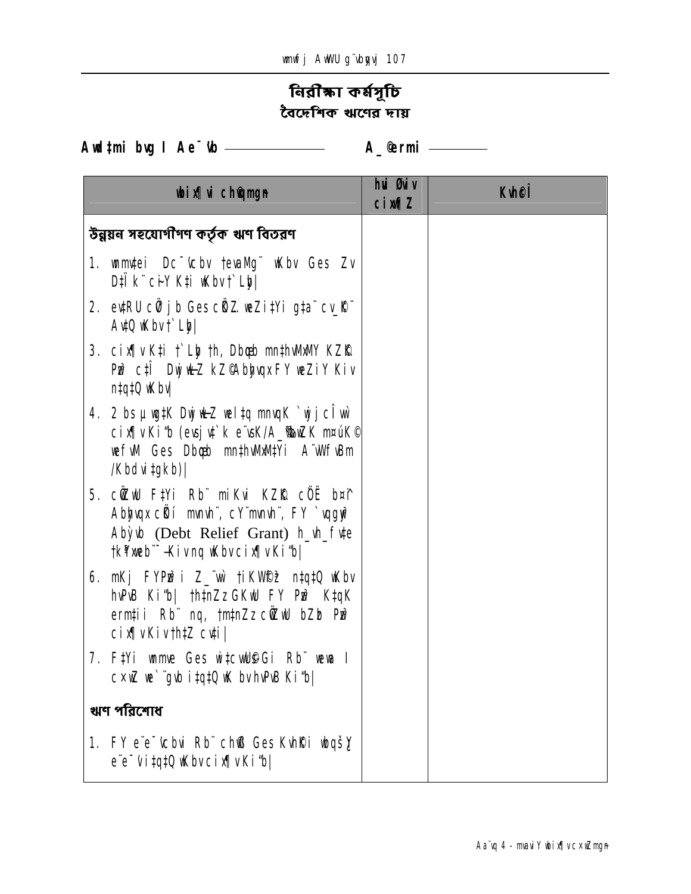# নিরীক্ষা কর্মসূচি

## বৈদেশিক ঋণের দায়

**Awl‡mi bvg I Ae¯'vb ______________ A_©ermi ________**

| **wbix¶vi chv©qmgn** | **hvi Øviv cix¶Z** | **Kvh©cÎ** |
|---|---|---|
| **উন্নয়ন সহযোগীগণ কর্তৃক ঋণ বিতরণ** | | |
| 1. wmmv‡ei Dc¯'vcbv †evaMg¨ wKbv Ges Zv D‡Ï k¨ cšY K‡i wKbv †`Lyb\| | | |
| 2. ev‡RU cÖ‡¶ j b Ges cÖK Z weZi‡Yi g‡a¨ cv\_©K¨ Av‡Q wKbv †`Lyb\| | | |
| 3. cix¶v K‡i †`Lyb †h, Dbœqb mn‡hvMxMY KZ©K Pzw³ c‡Î DwjwL Z kZ©Abyhvqx FY weZiY Kiv n‡q‡Q wKbv\| | | |
| 4. 2 bs µwg‡K DwjwL Z wel‡q mnvqK `wjjcÎ wb cix¶v Ki"b (evsjv‡`k e¨vsK/A\_©gš¿Yvj K m¤úK© wefvM Ges Dbœqb mn‡hvMx‡Yi A¨vWfvBm /Kbdvi‡gkb)\| | | |
| 5. cÖZ¨vW F‡Yi Rb¨ miKvi KZ©K cÖË b¤^i Abyhvqx cÖÍí mvnvh¨, cY¨mvnvh¨, FY `vqgyw³ Abỳvb (Debt Relief Grant) h\_vh\_fv‡e †k¥xweb¨¯Kivnq wKbvcix¶vKi"b\| | | |
| 6. mKj FYPzw³i Z\_¨wb †iKW©ê n‡q‡Q wKbv hvPvB Ki"b\| †h‡nZz GKwU FY Pzw³ K‡qK ermi‡ii Rb¨ nq, †m‡nZz cÖZ¨vW bZb Pzw³ cix¶vKiv†h‡Z cv‡i\| | | |
| 7. F‡Yi wmme Ges wi‡cwU©Gi Rb¨ wewa I cxwZ we`¨gvb i‡q‡Q wK bvhvPvB Ki"b\| | | |
| **ঋণ পরিশোধ** | | |
| 1. FY e¨e¯'vcbvi Rb¨ chv©ß Ges Kvh©Ki wbqšY e¨e¯'vi‡q‡Q wKbvcix¶vKi"b\| | | |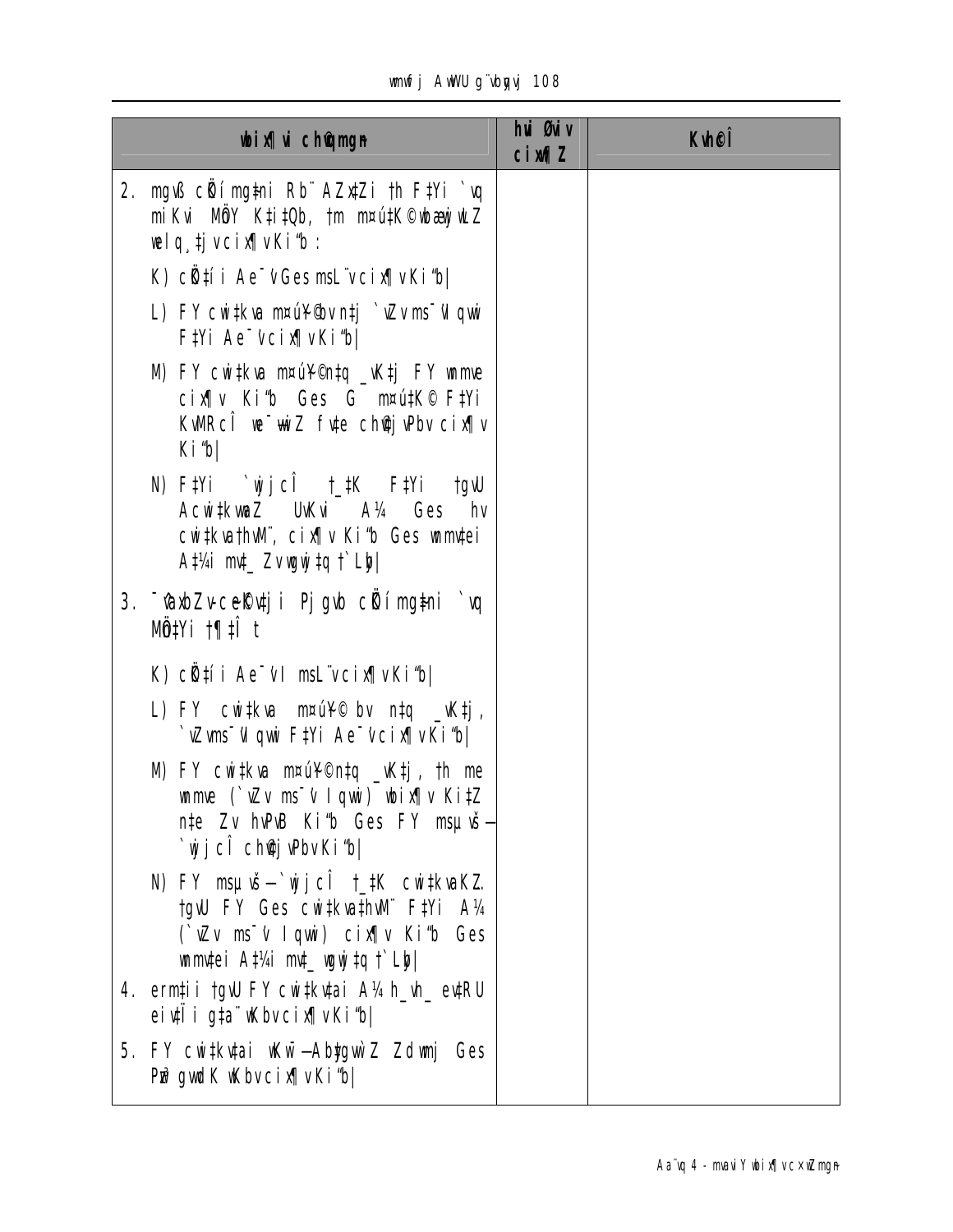| wbix¶ vi chØmgm | hui Øwiv cixÿ¶Z | Kvh©Î |
| --- | --- | --- |
| 2. mgvß cÖbÍmg‡ni Rb¨ AZx‡Zi th F‡Yi `vq miKvi MÖnY K‡i‡Qb, tm m¤ú‡K© wbgœwjwLZ welq¸‡jv cix¶v Ki"b: | | |
| K) cÖ‡Z¨i Ae¯'vGes msL¨vcix¶vKi"b| | | |
| L) FY cwi‡kva m¤úwK©Z bw_‡Z `wjj c‡Îi wfwË‡Z F‡Yi Ae¯'vcix¶vKi"b| | | |
| M) FY cwi‡kva m¤ú©K©Z `wjj c‡Îi wfwË‡Z FY cwi‡kv‡ai Ae¯'v cix¶v Ki"b Ges G m¤ú‡K© F‡Yi KvMRcÎ we¯—wiZ fv‡e chØ‡e¶Y cix¶v Ki"b| | | |
| N) F‡Yi `wjjcÎ †_‡K F‡Yi †gvU Acwi‡kvwaZ UvKvi A¼ Ges hv cwi‡kva †hvM¨ cix¶v Ki"b Ges wnmv‡ei A‡¼i mv‡_ Zvjwgj †q t`Lyb| | | |
| 3. ¯'vbxZvcœbK…‡Zi Pjgvb cÖbÍmg‡ni `vq MÖ‡Yi †¶‡Î t | | |
| K) cÖ‡Z¨i Ae¯'vI msL¨vcix¶vKi"b| | | |
| L) FY cwi‡kva m¤úwK© bv nt‡q _vK‡j, `wZvms¯'vIqwi F‡Yi Ae¯'vcix¶vKi"b| | | |
| M) FY cwi‡kva m¤úwK©nt‡q _vK‡j, th me wnmve (`wZv ms¯'v Iqwi) wbix¶v Ki‡Z nt‡e Zv hvPvB Ki"b Ges FY msµvšÍ `wjjcÎ chØ‡e¶YKi"b| | | |
| N) FY msµvšÍ `wjjcÎ †_‡K cwi‡kvaKZ. †gvU FY Ges cwi‡kva†hvM¨ F‡Yi A¼ (`wZv ms¯'v Iqwi) cix¶v Ki"b Ges wnmv‡ei A‡¼i mv‡_ wgwj‡q †`Lyb| | | |
| 4. ermi‡i †gvU FY cwi‡kv‡ai A¼ h_vh_ ev‡RU eiv‡Ïi g‡a¨ wKbv cix¶vKi"b| | | |
| 5. FY cwi‡kv‡ai wKw¯—Ab¨‡gvw`Z Zdwmj Ges Pzw³ gvwdK wKbv cix¶vKi"b| | | |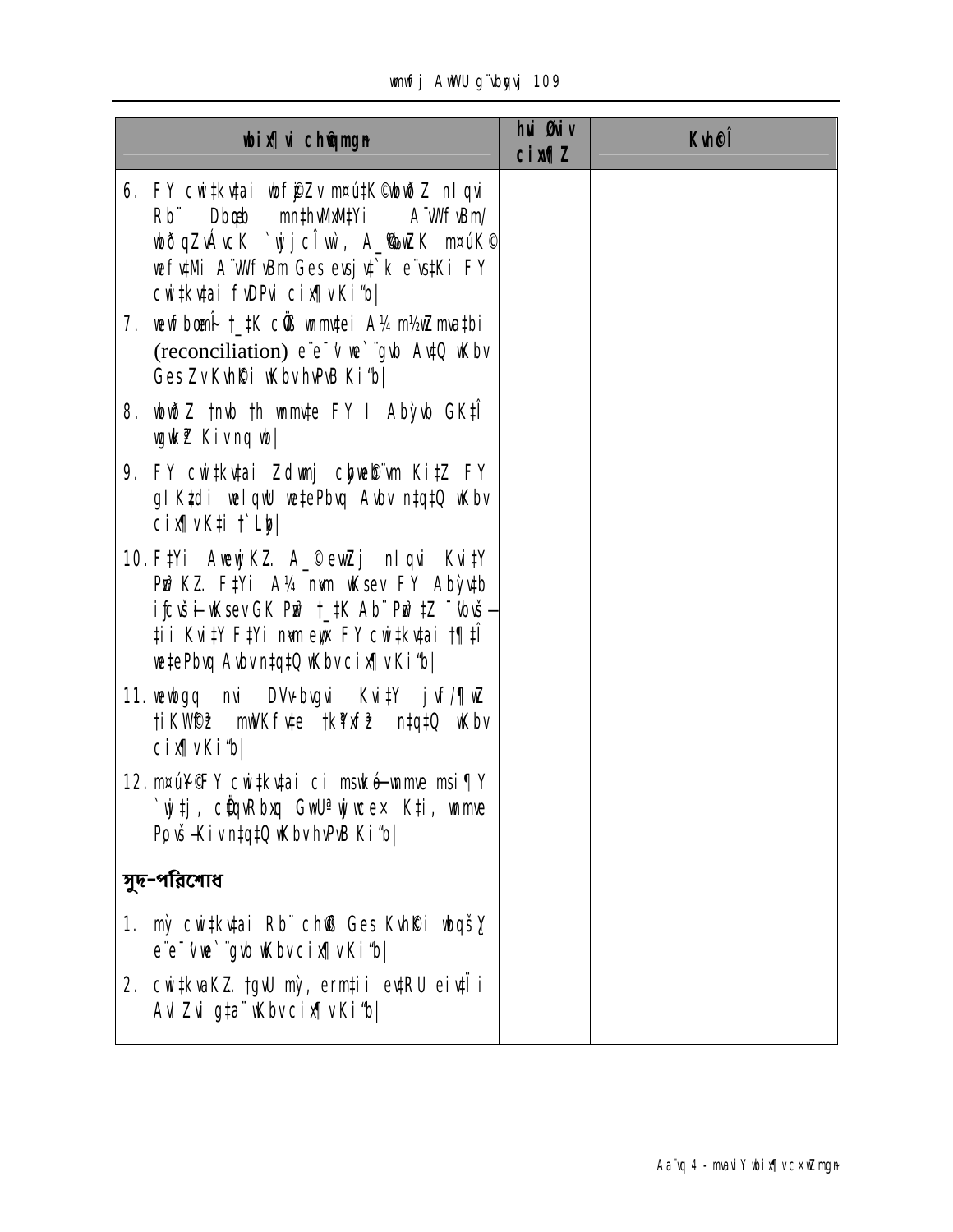| wbix¶v cÖwµqvmg~n | hvi Øviv cixw¶Z | Kvh© |
|---|---|---|
| 6. FY cwi‡kv‡ai wbf©i‡hvM¨Zv m¤ú‡K© wbwðZ nIqvi Rb¨ Dbœqb mn‡hvMx‡`i A_©‰bwZK Ae¯’v wbwðZKi‡Yi Rb¨ `vwjjc‡Îi, A_©‰bwZK m¤ú‡K© wefv‡Mi A_©‰bwZK Ges evsjv‡`k e¨vs‡Ki FY cwi‡kv‡ai fvDPvi cix¶v Kiv nq| | | |
| 7. wewfbœ wnmve †_‡K cÖvß wnmv‡ei A¼ m½wZmva‡bi (reconciliation) e¨e¯’v we`¨gvb Av‡Q wKbv Ges Zv Kvh©Ki wKbv hvPvB Kiv nq| | | |
| 8. wbwðZ †nvb †h wnmv‡e FY I Abyỳvb GK‡Î wgwkª Kiv nq wb| | | |
| 9. FY cwi‡kv‡ai Zdwmj cÖYqb Kiv‡Z FY gIKz‡di welqwU we‡ePbvq Avbv n‡q‡Q wKbv cix¶v K‡i †`Lv nq| | | |
| 10. F‡Yi Aewkó KZ. A_© ewµZ nIqvi Kvi‡Y PvR© KZ. F‡Yi A¼ nvm wKsev FY Abỳv‡bi iƒcvšÍi wKsev GK PvR© †_‡K Ab¨ PvR©‡Z ¯’vbvšÍ‡ii Kvi‡Y F‡Yi nvm ev FY cwi‡kv‡ai †¶‡Î we‡ePbvq Avbv n‡q‡Q wKbv cix¶v Kiv nq| | | |
| 11. wewbgq nvi DVv-bvgvi Kvi‡Y jvf/¶wZ †iKW©fz³ mwVKfv‡e †k«wYfz³ n‡q‡Q wKbv cix¶v Kiv nq| | | |
| 12. m¤ú‡K©FY cwi‡kv‡ai ci mswkøó wnmve msi¶Y `wj‡j, cÖvwßRbxq GwU ª̀wjwcex K‡i, wnmve Pvjy-Kiv n‡q‡Q wKbv hvPvB Kiv nq| | | |
| **সুদ-পরিশোধ** | | |
| 1. my` cwi‡kv‡ai Rb¨ chÖvß Ges Kvh©Ki wbqš¿Y e¨e¯’v we`¨gvb wKbv cix¶v Kiv nq| | | |
| 2. cwi‡kvaKZ. †gvU my`, ermi‡ii ev‡RU eiv‡Ïi AvIZvi g‡a¨ wKbv cix¶v Kiv nq| | | |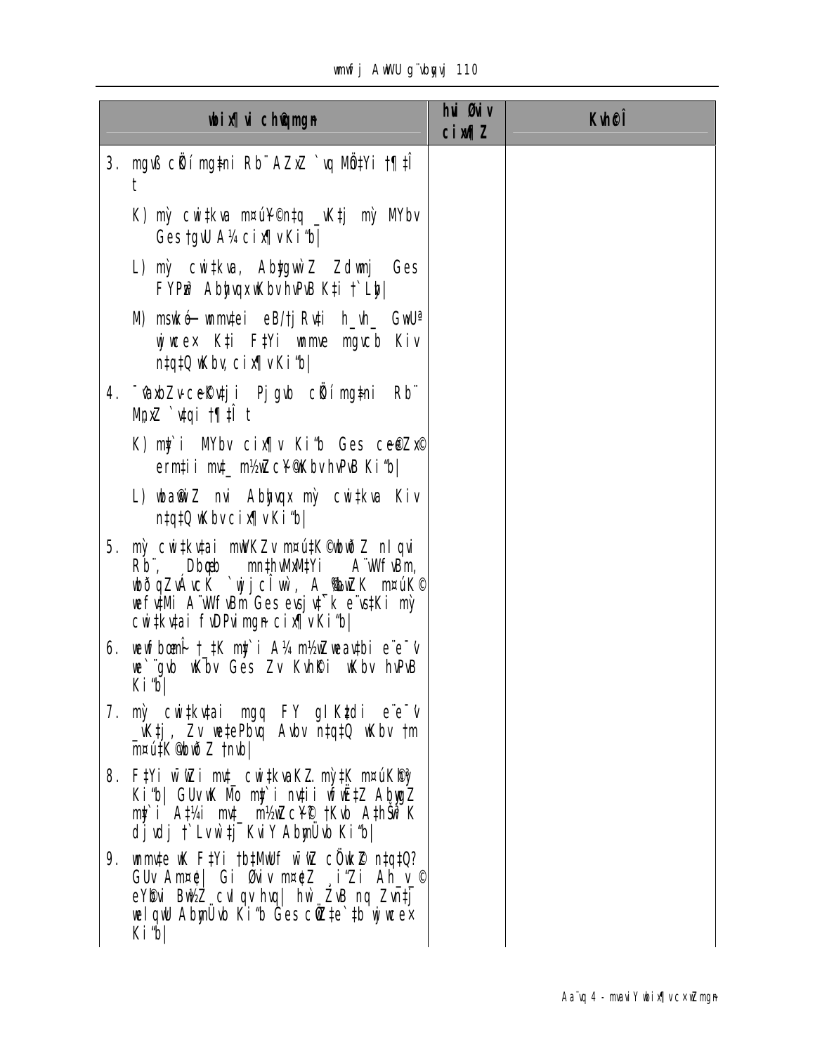| wbixÿvi c×wZmgn | hvi Øviv cixÿxZ | Kvh©Î |
|---|---|---|
| 3. mgvß cÖKí mg‡ni Rb¨ AZxZ `vq MÖn‡Yi †¶‡Î t | | |
| K) mš cwi‡kva m¤úwK©Z‡q _vK‡j mš MYbv Ges †gvU A¼ cixÿv Ki‡Z n‡e| | | |
| L) mš cwi‡kva, Ab¨vb¨ Zdwmj Ges FYP³ Abyhvqx wKbv hvPvB K‡i †`L‡Z n‡e| | | |
| M) msiwÿZ wnmv‡ei eB/†jRv‡i h_vh_ GwÈª wj‡ce× K‡i F‡Yi wnmve mgvcb Kiv n‡q‡Q wKbv cixÿv Ki‡Z n‡e| | | |
| 4. ¯^íKvjxb Ges `xN©‡gqv`x FY MÖnY Kiv m¤úwK©Z `wjjvw` cixÿv Kiv| | | |
| K) m¤ú` MYbv cixÿv Ki‡Z n‡e Ges ce©eZx© ermi mg‡q m¤ú‡`i cwigvY wKbv hvPvB Ki‡Z n‡e| | | |
| L) wba©vwiZ nvi Abyhvqx mš cwi‡kva Kiv n‡q‡Q wKbv cixÿv Ki‡Z n‡e| | | |
| 5. mš cwi‡kv‡ai mwVKZv m¤ú‡K© wbwðZ n‡Z nq Rb¨, Dbœqb mn‡hvMx‡Yi A¨vWf¨vÝ, wbðqZvc‡Î ¯^vÿi Kiv, A_©vqb Pzw³ m¤úwK©Z cÖ‡qvRbxq A¨vWf¨vÝ Ges e¨vsK e¨v‡jÝ Gi mš cwi‡kv‡ai f~wgKvmgn cixÿv Ki‡Z n‡e| | | |
| 6. wefbœ c‡ÿi m¤ú` A¼ m¤úwK©Z we‡ePbv Kiv e¨e¯’v we`¨gvb wKbv Ges Zv Kvh©Ki wKbv hvPvB Ki‡Z n‡e| | | |
| 7. mš cwi‡kv‡ai mgq FY gIKz‡di e¨e¯’v _vK‡j, Zv we‡ePbvq Avbv n‡q‡Q wKbv †m m¤ú‡K© wbwðZ †nv‡Z| | | |
| 8. F‡Yi wfwËi mv‡_ cwi‡kvaKZ mš‡K m¤úK©hy³ Ki‡Z n‡e| GUv wK Mo m¤ú‡`i nv‡ii wfwˇZ Ab¨vb¨ m¤ú‡`i A‡¼i mv‡_ m¤úwK©Z †Kvb A‡hŠw³K djvdj †`Lv‡”Q KviY Abymܨvb Ki‡Z n‡e| | | |
| 9. wnmv‡e wK F‡Yi †b‡MwUf wfwË cÖwZdjb n‡q‡Q? GUv Am¤¢e| Gi Øviv m¤¢eZ _i‡Zi Ah_v_© eYbvi BwäZ cvIqv hvq| hw` ZvB nq Zvn‡j welqwU Abymܨvb Ki‡Z Ges cÖ‡qvRb‡ev‡a wj‡ce× Ki‡Z n‡e| | | |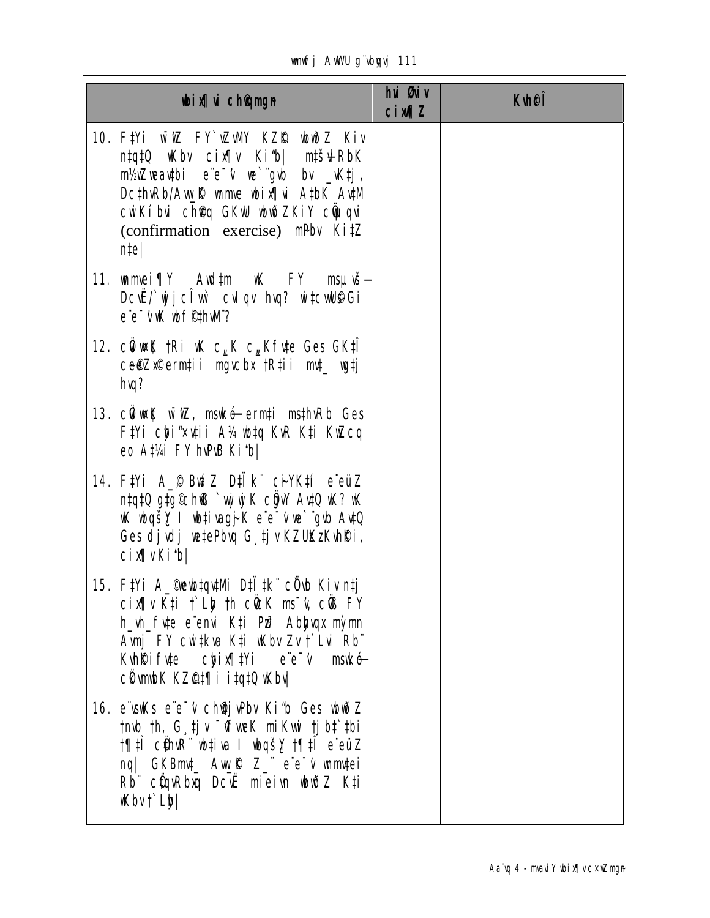| wbix¶i chœmgn | hui Øwiv cix¶Z | KvhœÎ |
|---|---|---|
| 10. F‡Yi wšøZ FY`vZvMY KZ©„K wbwðZ Kiv n‡q‡Q wKbv cix¶v Ki"b\| m‡šÍvlRbK m½wZweavbi e¨e¯'v we`¨gvb bv _vK‡j, Dc‡hvRb/Aw_©K wnmve wbix¶vi A‡bK Av‡M cwiKíbvi chv©‡q GKwU wbwðZKiY cÖwµqvi (confirmation exercise) mPbv Ki‡Z n‡e\| | | |
| 11. wnmvei¶Y Avw‡m wK FY msµvšÍ Dcv`vb/`vwjjcÎvw` cvIqv hvq? wi‡cvwU©©Gi e¨e¯'vwK wbfi©‡hvM¨? | | |
| 12. cÖwµqvK †Ri wK c„_K c„_Kfv‡e Ges GK‡Î ce©eZx© ermi‡ii mgvcbx †R‡ii mv‡_ wg‡j hvq? | | |
| 13. cÖwµqvK wšøZ, msµvšÍ ermi‡i ms‡hvRb Ges F‡Yi cwi"‡vwii A¼ wb‡q KvR K‡i KvZcq eo A‡¼i FY hvPvB Ki"b\| | | |
| 14. F‡Yi A_© BwZ D‡Ïk¨ ci-YK‡í e¨eüZ n‡q‡Q g‡g©ch©‡š— `wjwj K cÖgvY Av‡Q wK? wK wK wbqšÎY I wb‡ivagj-K e¨e¯'v we`¨gvb Av‡Q Ges dj`vdj we‡ePbvq G¸‡jv KZUzKvh©Ki, cix¶v Ki"b\| | | |
| 15. F‡Yi A_©cwi‡kva‡Mi D‡Ï‡k¨ cÖvb Kiv n‡j cix¶v K‡i †`Lyb †h cÖ‡K ms¯'v, cÖ‡KF FY h_vh_fv‡e e¨envi K‡i Pvlv Abykvqx mÌmn Avmj FY cwi‡kva K‡i wKbv Zv †`Lvi Rb¨ Kvh©Kifv‡e cwix¶‡Yi e¨e¯'v msµvšÍ cÖwµqvK KZ©„‡¶i i‡q‡Q wKbv\| | | |
| 16. e¨vsKs e¨e¯'v ch©‡jvPbv Ki"b Ges wbwðZ †nvb †h, G¸‡jv ¯'vfwe K miKvwi †jb‡`‡bi †¶‡Î cÖ‡hvR¨ wb‡ivaI wbqšY †¶‡Î e¨eüZ nq\| GKBmv‡_ Aw_©K Z_¨ e¨e¯'v wnmv‡ei Rb¨ cÖ‡qvRbxq Dcv`Ë mieivn wbwðZ K‡i wKbv †`Lyb\| | | |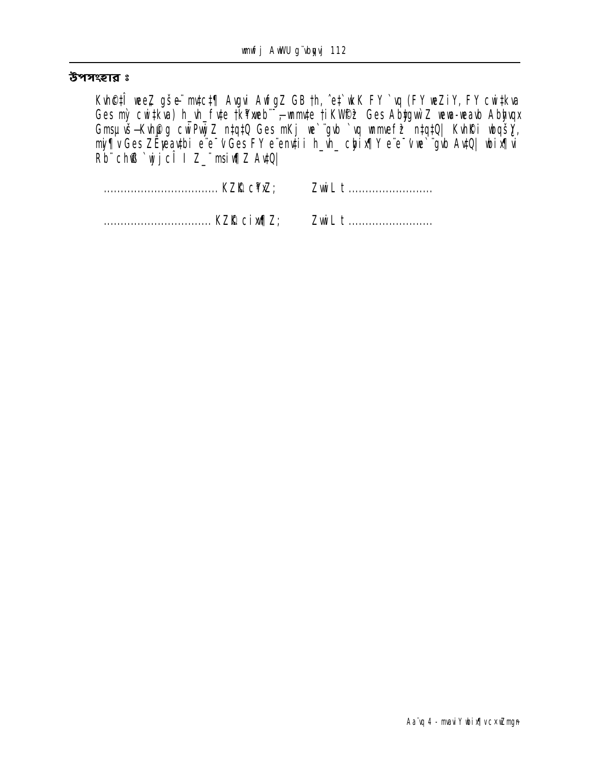## উপসংহার ঃ

Kvh©‡Î weeZ gš‡e¨ mv‡c‡¶ Avgvi AwfgZ GB th, ˆe‡`wkK FY `vq (FY weZiY, FY cwi‡kva Ges mỳ cwi‡kva) h_vh_ fv‡e †k¤^web¨¯—mmv‡e †iKW©f‚³ Ges Ab‡gvw`Z weva-weavb Abyvqx Gmsµv¯— Kvh©µg cwiPvwjZ n‡q‡Q Ges mKj we`¨gvb `vq wmmvefy³ n‡q‡Q| Kvh©Ki wbqš¿Y, mzy¶v Ges ZË¡eav‡bi e¨e¯'v Ges FY e¨e¯'vcbvi h_vh_ cÖwµqv Ab~mib Kiv n‡q‡Q Ges GwU KvhKix A_© Rb¨ cÖi `wjjcÎ I Z_¨ msiw¶Z Av‡Q|

.................................. KZ©„c¶xZ;    ZvwiL t .........................

................................ KZ©„c¶xZ;    ZvwiL t .........................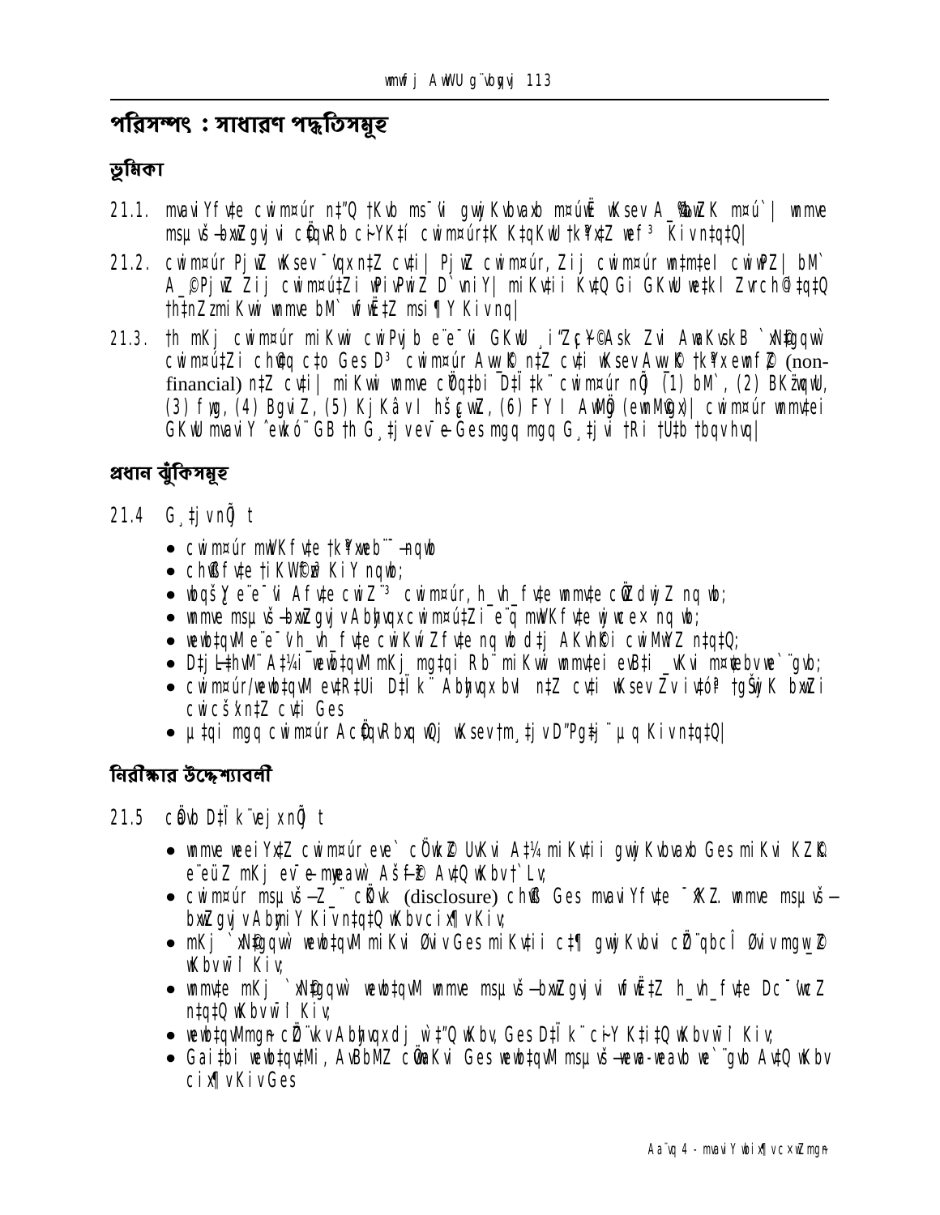## পরিসম্পৎ : সাধারণ পদ্ধতিসমূহ

### ভূমিকা

21.1. mavaiYf¼te cwim¤úr n‡"Q †Kvb ms¯'vi gwjKvbvaxb m¤ú`¨ wKsev A_©‰bwZK m¤ú`| wnmve msµvš—bxwZgvjvi cÖ‡qvRb ci÷YK‡í cwim¤úr‡K K‡qKwU †kªYx‡Z wef³ Kiv n‡q‡Q|

21.2. cwim¤úr PjwZ wKsev ¯'vqx n‡Z cv‡i| PjwZ cwim¤úr, Zij cwim¤úr wn‡m‡e cwiwPZ| bM` A_© PjwZ Zij cwim¤ú‡Zi wPiPwiZ D`vniY| miKv‡ii Kv‡Q Gi GKwU we‡kl Zvrch©I i‡q‡Q †h‡nZzmiKvi wnmve bM` wfwË‡Z msi¶Y Kiv nq|

21.3. †h mKj cwim¤úr miKvi cwiPvjb e¨e¯'vi GKwU ¸i"Z¡c~Y© Ask Zvi AwaKvskB `xN©‡gqvw` cwim¤ú‡Zi ch©vq c‡o Ges D³ cwim¤úr Aw_©K n‡Z cv‡i wKsev Aw_©K †kªYxewnf~©Z (non-financial) n‡Z cv‡i| miKvi wnmve cÖ‡qvRbxq D‡Ïk¨ cwim¤úr nÔ (1) bM`, (2) BKzBwU, (3) FY, (4) BgviZ, (5) KjKâvi hš¿cvwZ, (6) FY I AwMÖg (ewnM©gb)| cwim¤úr wnmv‡ei GKwU mavaiY ˆewkó¨ GB †h G¸‡jv ev¯'‡e Ges mgq mgq G¸‡jvi †Ri †U‡b †bqv hvq|

### প্রধান ঝুঁকিসমূহ

21.4 G¸‡jv nÔ t

- cwim¤úr mw¤KfŸ‡e †kªYxeb¨—nqwb
- ch©vßfv‡e †iKW©fz³ KiY nqwb;
- wbqš¿Y e¨e¯'vi Afv‡e cwiZ¨³ cwim¤úr, h_vh_fv‡e wnmv‡e cÖwZdwjZ nq wb;
- wnmve msµvš—bxwZgvjv Abyhvqx cwim¤ú‡Zi e¨q mw¤KfŸ‡e wjwce× nq wb;
- wewb‡qvM e¨e¯'vh_vh_fv‡e cwiKwíZfv‡e nq wb d‡j AKvh©Ki cwiMwZ n‡q‡Q;
- D‡j−L‡hvM¨ A‡_©i¯'wewb‡qvM mKj mg‡qi Rb¨ miKvi wnmv‡ei evB‡i _vKvi m¤¢vebv we`¨gvb;
- cwim¤úr/wewb‡qvM evR‡Ui D‡Ïk¨ Abyhvqx bvI n‡Z cv‡i wKsev Zv i³vó¨ †gŠwjK bxwZi cwicš'x n‡Z cv‡i Ges
- µ‡qi mgq cwim¤úr AcÖ‡qvRbxq wQj wKsev †m¸‡jv D"Pg~‡j¨ µq Kiv n‡q‡Q|

### নিরীক্ষার উদ্দেশ্যাবলী

21.5 cÖavb D‡Ïk¨¸‡jv nÔ t

- wnmve weeiY‡Z cwim¤úr eve` cÖ`wk©Z UvKvi A‡_©i miKv‡ii gwjKvbvaxb Ges miKvi KZ©„K e¨eüZ mKj ev¯'e m¤úwË AšÍ©fz³ Av‡Q wKbv †`Lv;
- cwim¤úr msµvš—Z_¨ cÖKvk (disclosure) ch©vß Ges mavaiYfv‡e ¯^xK...Z wnmve msµvš—bxwZgvjv Abyhvqx Kiv n‡q‡Q wKbv cix¶v Kiv;
- mKj `xN©‡gqvw` wewb‡qvM miKvi Øviv Ges miKv‡ii c‡¶ gwjKvbvi cÖ¨vbcÎ Øviv mgw_©Z wKbv hvPvB Kiv;
- wnmv‡e mKj `xN©‡gqvw` wewb‡qvM wnmve msµvš—bxwZgvjvi wfwË‡Z h_vh_fv‡e Dc¯'vwcZ n‡q‡Q wKbv hvPvB Kiv;
- wewb‡qvMmg~n cÖ¨vkvAbyhvqx dj w`‡"Q wKbv Ges D‡Ïk¨ ci~Y K‡i‡Q wKbv hvPvB Kiv;
- Gai‡bi wewb‡qv‡Mi, AvBbMZ cÖwµqvi Ges wewb‡qvM msµvš—wewa-weavb we`¨gvb Av‡Q wKbv cix¶v Kiv Ges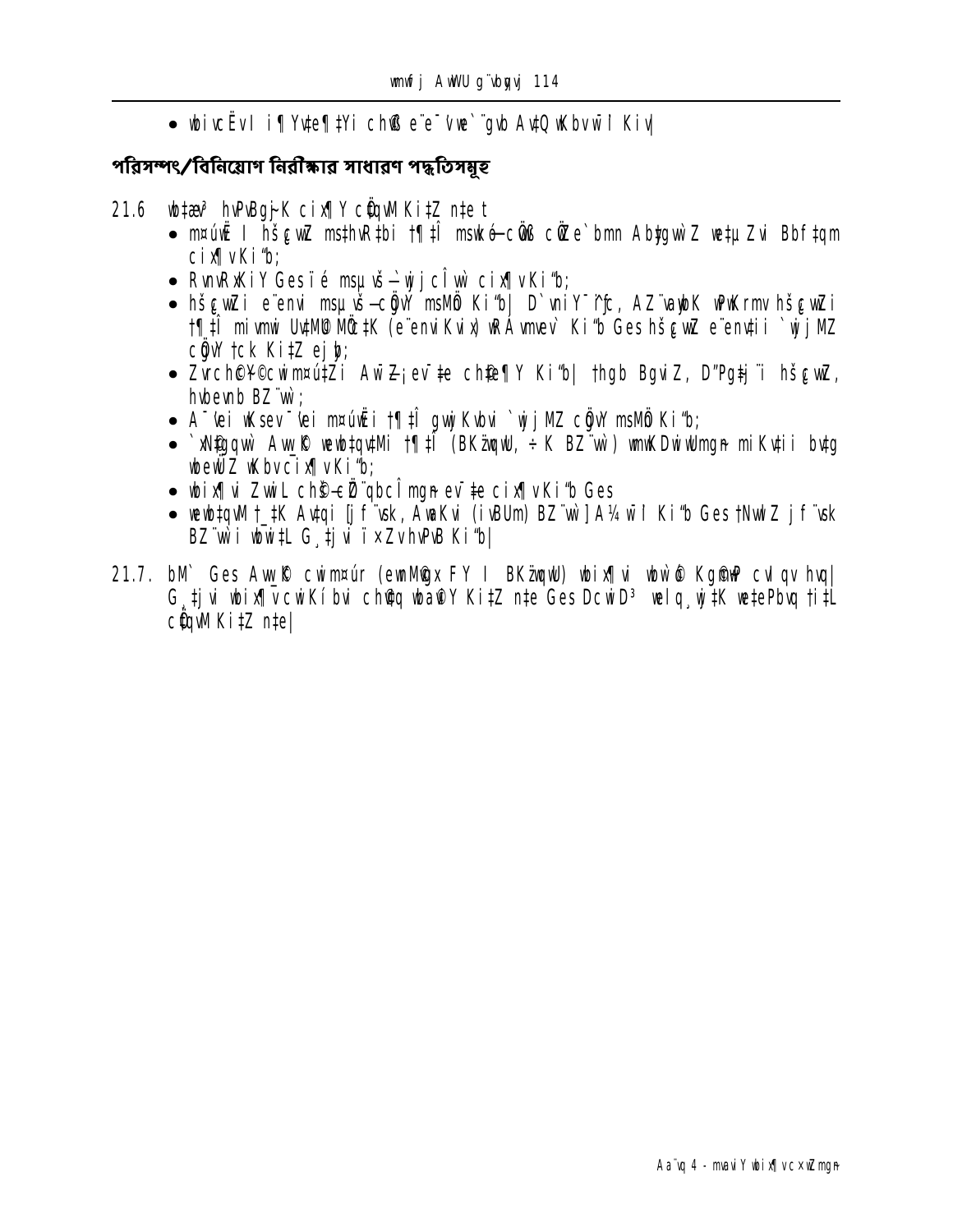- wbivcËvi i¶Yv‡e¶‡Yi cÖwµqv e¨e¯’vi `¨vwb AvšÍt wbqš¿Y Kiv|

## পরিসম্পৎ/বিনিয়োগ নিরীক্ষার সাধারণ পদ্ধতিসমূহ

21.6 wb‡æ³ hvPvBq-K cix¶Y cÖ‡qvM Ki‡Z n‡e t

- m¤úwË I hš¿cvwZ msi¶Y Kivi †¶‡Î msiwÿZ b_x I Ab¨vb¨ Z_¨ we‡kølY Kiv Ges Zvi mwVKZv hvPvB Kiv;
- RwgRgvi Gesïé msµvšÍ wjwLZ `wjj cix¶v Kiv;
- hš¿cvwZi e¨envi msµvšÍ cÖgvY msMÖn Kiv| D`vniY¯^iƒc, AZ¨waK wPwKrmv hš¿cvwZi †¶‡Î mivmwi UvKvi cwigvY‡K (e¨envi Kvix wfwË‡Z) wnmve Kiv Ges hš¿cvwZ e¨env‡ii `wjj cÖgvY †ck Ki‡Z ejv;
- Zvrcwi©‡Ki m¤ú‡`i AwZwi³ e¨e‡n†i ch©v‡jvPbv Kiv| †hgb BgviZ, D‡Ëvjb hš¿cvwZ, hvbevnb BZ¨vw`;
- A¯'vei wKsev ¯'vei m¤úwËi †¶‡Î gvwjKvbvi `wjj cÖgvY msMÖn Kiv;
- `xN©‡gqvw` AvwL© wewb‡qv‡Mi †¶‡Î (BKz¨BwU, ÷K BZ¨vw`) wmwKDwiwUmgn miKvwii bw_ wbeÜb wKbv cix¶v Kiv;
- wbix¶vi ZvwiL ch©šÍ e¨vs‡K Rgv †`Iqv mgn cix¶v Kiv Ges
- wewb‡qvM †_‡K Avqi (jf¨vsk, AwaKvi (ivBUm) BZ¨vw`) A¼b Kiv Ges †Nvlbv Ges Zv jf¨vsk BZ¨vw`i wnmve Ges Zvi `wjjcÎ hvPvB Kiv|

21.7. bM` Ges AvwL© cwim¤úi (eœbwgqx FY I BKz¨BwU) wbix¶vi wbwg‡Ë Kg©m~wP cÖYqb Kiv| G‡¶‡Î wbix¶vcwiKíbvi ch©v‡jvPbv Ki‡Z n‡e Ges DcwiD³ wel‡q wi‡cvU© cÖYqb Kiv Ges cÖ‡qvM Ki‡Z n‡e|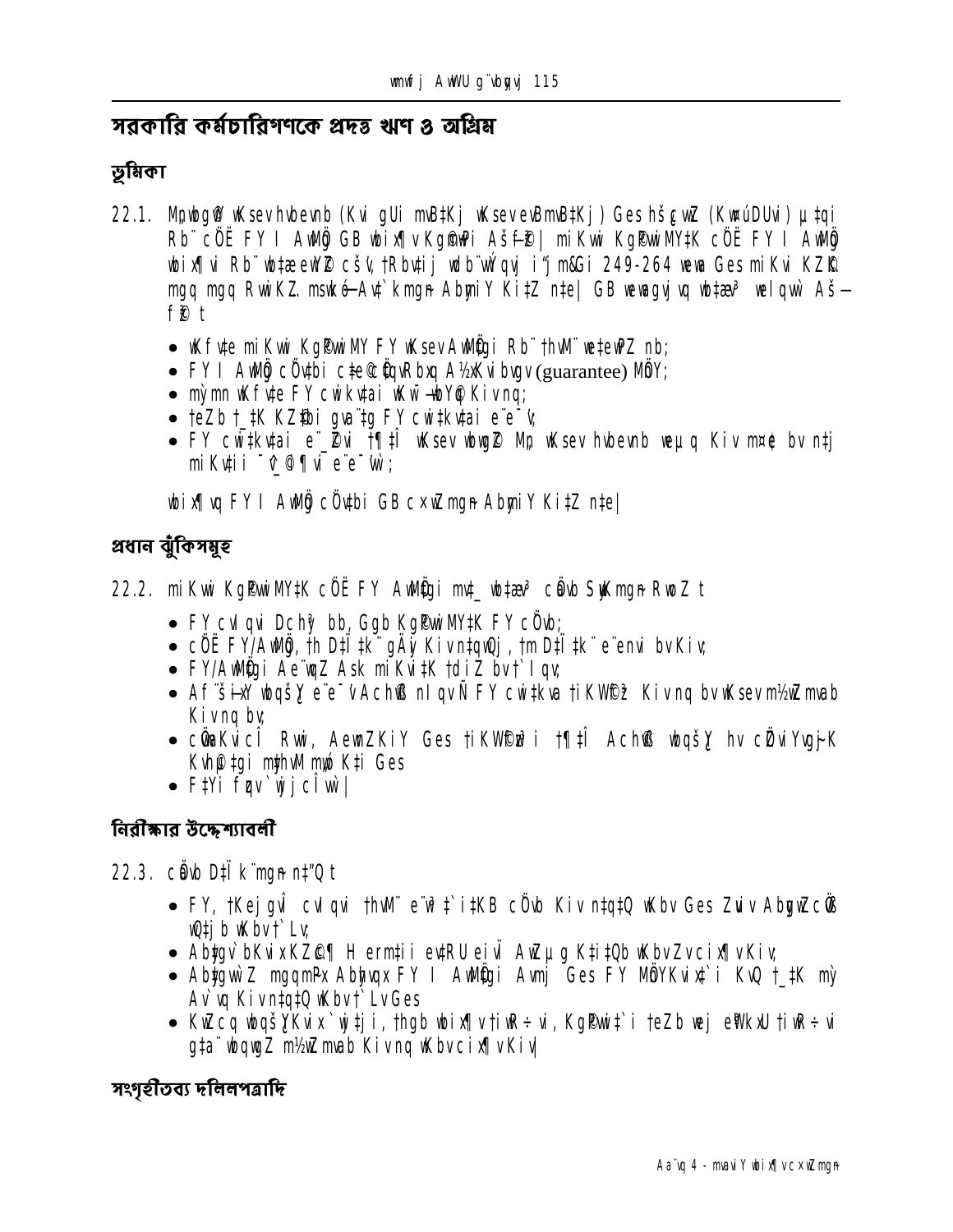# সরকারি কর্মচারিগণকে প্রদত্ত ঋণ ও অগ্রিম

## ভূমিকা

22.1. Mpwbg¨ wKsev hvbevnb (Kvi gUi mvB‡Kj wKsev evBmvB‡Kj) Ges hš¿cvwZ (KwúDUvi) µ‡qi Rb¨ cÖË FY I AwMÖg GB wbix¶v Kg©m~wPi Aš—f~³| miKvwi Kg©Pvix‡K cÖË FY I AwMÖg wbix¶vi Rb¨ wb‡`©wkKv cÖš‘Z, †Rbv‡ij dvBb¨vwÝqvj i“jm&Gi 249-264 wewa Ges miKvi KZ©„K mgq mgq RvwiK…Z msMÖn-Av‡`kmg~n AbymiY Ki‡Z n‡e| GB wewagvjvq wb‡æ³ welqvw` Aš— f©y³ t

- wKfv‡e miKvwi Kg©Pvix‡K FY wKsev AwMÖg Rb¨ †hvM¨ we‡ewPZ nb;
- FY I AwMÖg cÖv‡bi c~‡e© ©cÖ‡qvRbxq A½xKvibvgv (guarantee) MÖY;
- mỳmn wKfv‡e FY cwi‡kv‡ai wKw¯—wbY© Kivnq;
- †eZb †_‡K KZ©‡bi gva¨‡g FY cwi‡kv‡ai e¨e¯'v;
- FY cwi‡kv‡ai e¨_©Zvi †¶‡Î wKsev wbqgZ Mp wKsev hvbevnb weµq Kiv n‡j bv n‡j miKv‡ii ¯^v‡_©i i¶vi e¨e¯'v;

wbix¶vq FY I AwMÖg cÖv‡bi GB c×wZmg~n AbymiY Ki‡Z n‡e|

## প্রধান ঝুঁকিসমূহ

22.2. miKvwi Kg©Pvix‡K cÖË FY AwMÖ‡gi mv‡_ wb‡æ³ cÖavb SuywKmg~n RwoZ t

- FY cÖv_©xi Dchy³ bq, Ggb Kg©Pvix‡K FY cÖvb;
- cÖË FY/AwMÖg, †h D‡Ï‡k¨ gÄyi Kiv n‡qwQj, †m D‡Ï‡k¨ e¨env‡ii bvKiv;
- FY/AwMÖ‡gi Ae¨wqZ Ask miKv‡ii †dir bv †`Iqv;
- Af¨š—ixY wbqšY e¨e¯'vi AchvÞ nIqvi Ñ FY cwi‡kva †iKW©¸‡jv Kivnq bv wKsev m½wZ mvab Kivnq bv;
- cÖ‡qvRbxq Rvwi, AewnZKiY Ges †iKW©cÎ i ¶‡Î AchvÞ wbqšY hv cÖZviYvg~jK Kvh©‡¶‡Î my‡hvM m„wó K‡i Ges
- F‡Yi fzj`v¯j cÎ wu|

## নিরীক্ষার উদ্দেশ্যাবলী

22.3. cÖavb D‡Ï k¨mg~n n‡"Q t

- FY, †Kejgvî cvÎ‡`i †hvM¨ e¨w³ ‡`i‡KB cÖvb Kiv n‡q‡Q wKbv Ges ZvuivAbygwZcÖ‡ß wQ‡jb wKbv †`Lv;
- Ab‡gv`bKvix KZ©c¶ H ermi‡ii ev‡R‡U eivÏ AwZµg K‡i‡Qb wKbv Zv cix¶v Kiv;
- Ab‡gvw`Z mgqm~Px Abyhvqx FY I AwMÖ‡gi Avmj Ges FY MÖYKvix‡`i KvQ †_‡K m‡y Av`vq Kiv n‡q‡Q wKbv †`Lv Ges
- KvZcq wbqšYKvix`¨vj‡ji, †hgb wbix¶v †iwR÷vi, Kg©Pvix‡`i †eZb wej eªWkxU †iwR÷vi gta¨ wbqwgZ m½wZ mvab Kivnq wKbv cix¶v Kiv|

## সংগৃহীতব্য দলিলপত্রাদি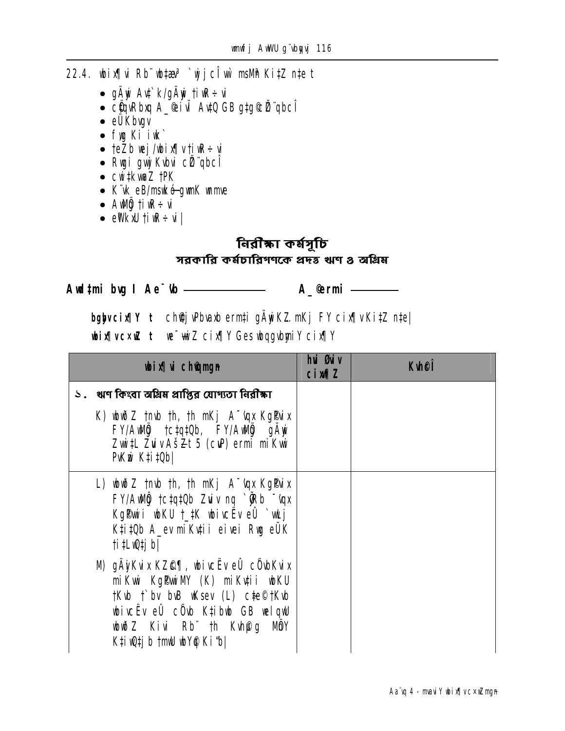22.4. wbix¶i Rb¨ wb‡`© `wjjcÎ wb‡gœv³ msMÖn Ki‡Z n‡e t

- gÄyi Av‡`k/gÄyi †iKW© ÷ vi
- cÖ‡qvRbxq A_©eivÏ Av‡`k GB g‡g© cÖ¨qbcÎ
- eÜKbvgv
- fyg Ki iwk`
- †eZb wej/wbix¶v †iKW© ÷ vi
- Rwgi gvwjKvbv cÖ¨qbcÎ
- cwi‡kvwaZ †PK
- K¨vk eB/msw¯ó—gvmK wnmve
- AwMÖg †iKW© ÷ vi
- e¨vsK/U †iKW© ÷ vi|

## নিরীক্ষা কর্মসূচি
### সরকারি কর্মচারিগণকে প্রদত্ত ঋণ ও অগ্রিম

**Awd‡mi bvg I Ae¯'vb ——————     A_©ermi ————**

**bgybvcix¶Y t** cÖ‡qvRbvbyhvqx ermi gÄyiKZ… mKj FY cix¶v Ki‡Z n‡e|

**wbix¶v c×wZ t** we¯ÍvwiZ cix¶Y Ges wbqgvbywMZ cix¶Y

| wbix¶vi cÖkœgvjv | hvi Øviv cix¶xZ | KvhœcÎ |
|---|---|---|
| ১. ঋণ কিংবা অগ্রিম প্রাপ্তির যোগ্যতা নিরীক্ষা | | |
| K) wbwðZ nb †h, †h mKj A¯'vqx Kg©Pvix FY/AwMÖg †c‡q‡Qb, FY/AwMÖg gÄyi ZvwiL ZvivAš‘Z 5 (cuvP) ermi PvKwi K‡i‡Qb| | | |
| L) wbwðZ nb †h, †h mKj A¯'vqx Kg©Pvix FY/AwMÖg †c‡q‡Qb Zviv nq `xNÖ ¯'vqx Kg©Pvwi wbKU †_‡K wbivcËv eÛ `vwLj K‡i‡Qb A_ev miKvwii eivei Rwg eÜK †i‡L‡Qb| | | |
| M) gÄyiKvix KZ©„c¶, wbivcËv eÛ cÖ`vbKvix miKvwi Kg©PvwiMY (K) miKvwii wbKU †Kvb †`bv bvB wKsev (L) c‡e©†Kvb wbivcËv eÛ cÖ`vb K‡ibwb GB g‡g© wbwðZ Kivi Rb¨ †h Kvh©µg MÖnY K‡i‡Qb †mwU wbY©q Ki“b| | | |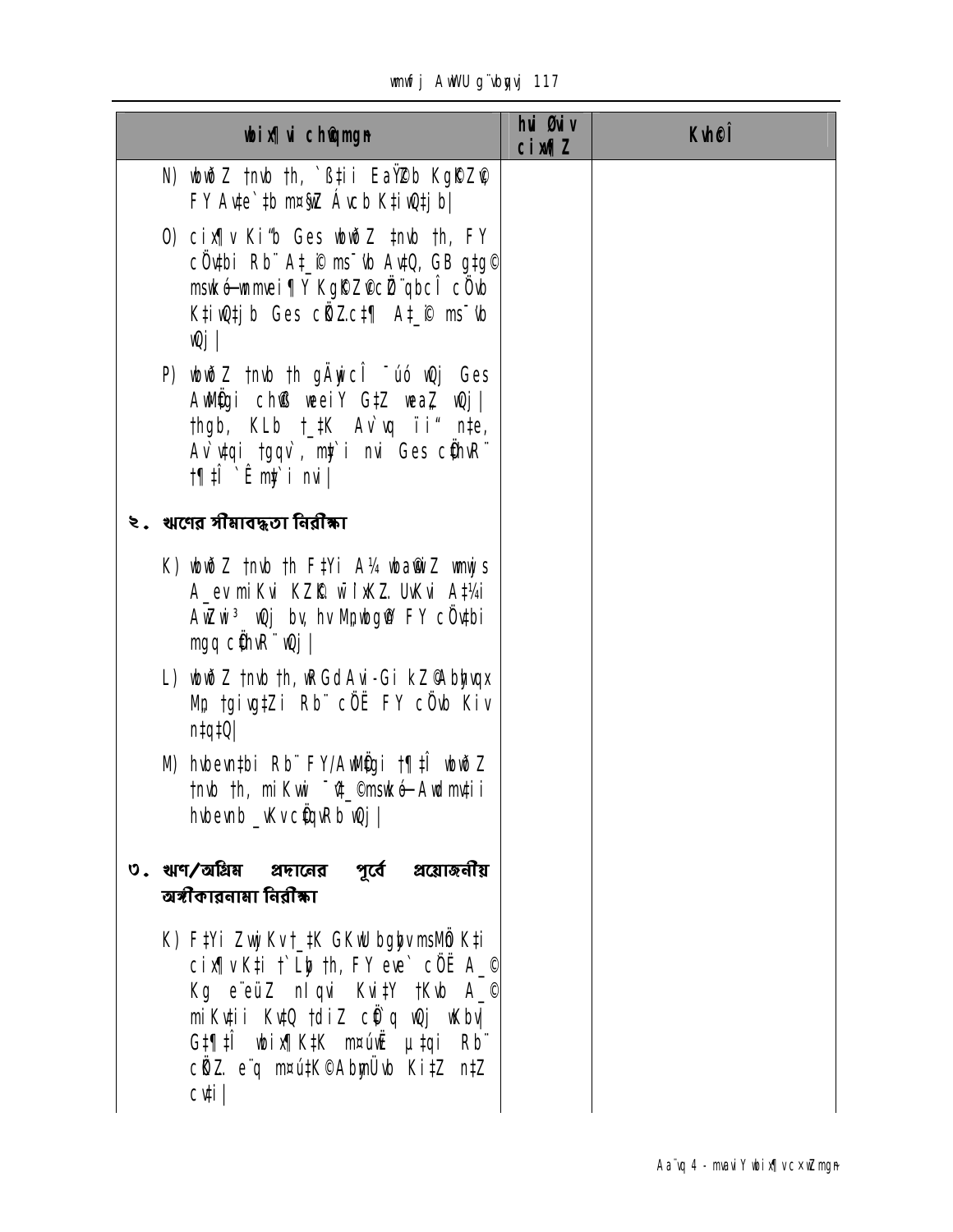| wbix¶Yi cwi`gwb | hvi Øviv cix¶Z | KvbeÎ |
|---|---|---|
| N) wbwðZ †nvb †h, `ß‡ii EaŸ©Zb Kg©KZ©v FY Av‡e`‡bi mycvwik Ávcb K‡i‡Qb\| | | |
| O) cix¶v Ki‡Z Ges wbwðZ †nvb †h, FY cÖ‡qv‡bi Rb¨ A‡_©i ms¯'vb Av‡Q, GB g‡g© mswkó-wnmveiÿY Kg©KZ©vcÖ`Ë cÖZ¨qbcÎ cÖvß K‡i‡Qb Ges cÖ‡qvR‡b A‡_©i ms¯'vb Av‡Q\| | | |
| P) wbwðZ †nvb †h gÄyix cÎ ¯^vÿwiZ n‡q‡Q Ges AvBbMZ cÖ‡qvRbxqZv wba©viY †_‡K hvPvB Kiv n‡q‡Q (Ask-A) Ges we‡eP¨ Ges mswkó Kg©KZ©vi ¯^vÿi i‡q‡Q\| | | |
| **২. ঋণের সীমাবদ্ধতা নিরীক্ষা** | | |
| K) wbwðZ †nvb †h F‡Yi A¼ wba©vwiZ wmwjs A_ev miKvi KZ©„K wba©vwiZ UvKvi A‡¼i AwaK bq Ges hv Mo wbg©vY FY cÖ‡qv‡bi mgq cÖ‡qvRb¨ n‡q‡Q\| | | |
| L) wbwðZ †nvb †h, wRGd Avi-Gi kZ©vbyhvqx Mo †gqv‡Zi Rb¨ cÖ‡Ë FY cÖvß Kiv n‡q‡Q\| | | |
| M) hvbevnb Rb¨ FY/AwMÖg †¶‡Î wbwðZ †nvb †h, miKvwi ¯^v‡_©msk-Avw_©Kfv‡ei hvbevnb _vKvi cÖ‡qvRb n‡q‡Q\| | | |
| **৩. ঋণ/অগ্রিম প্রদানের পূর্বে প্রয়োজনীয় অঙ্গীকারনামা নিরীক্ষা** | | |
| K) F‡Yi ZvwjKvfy³ GKwU bgybv msMÖn K‡i cix¶v Ki‡Z †`Lyb †h, FY ebv` cÖ‡Ë A_© Kg e¨eüZ nIqvi Kvi‡Y †Kvb A_© miKv‡ii Kv‡Q †diZ cÖ`vb Kiv n‡q‡Q wKbv, G‡¶‡Î wbix¶K‡K m¤úwK©Z µ‡gi Rb¨ cÖ‡qvRbxq ZvwjKvfy³ Kiv n‡Z cv‡i\| | | |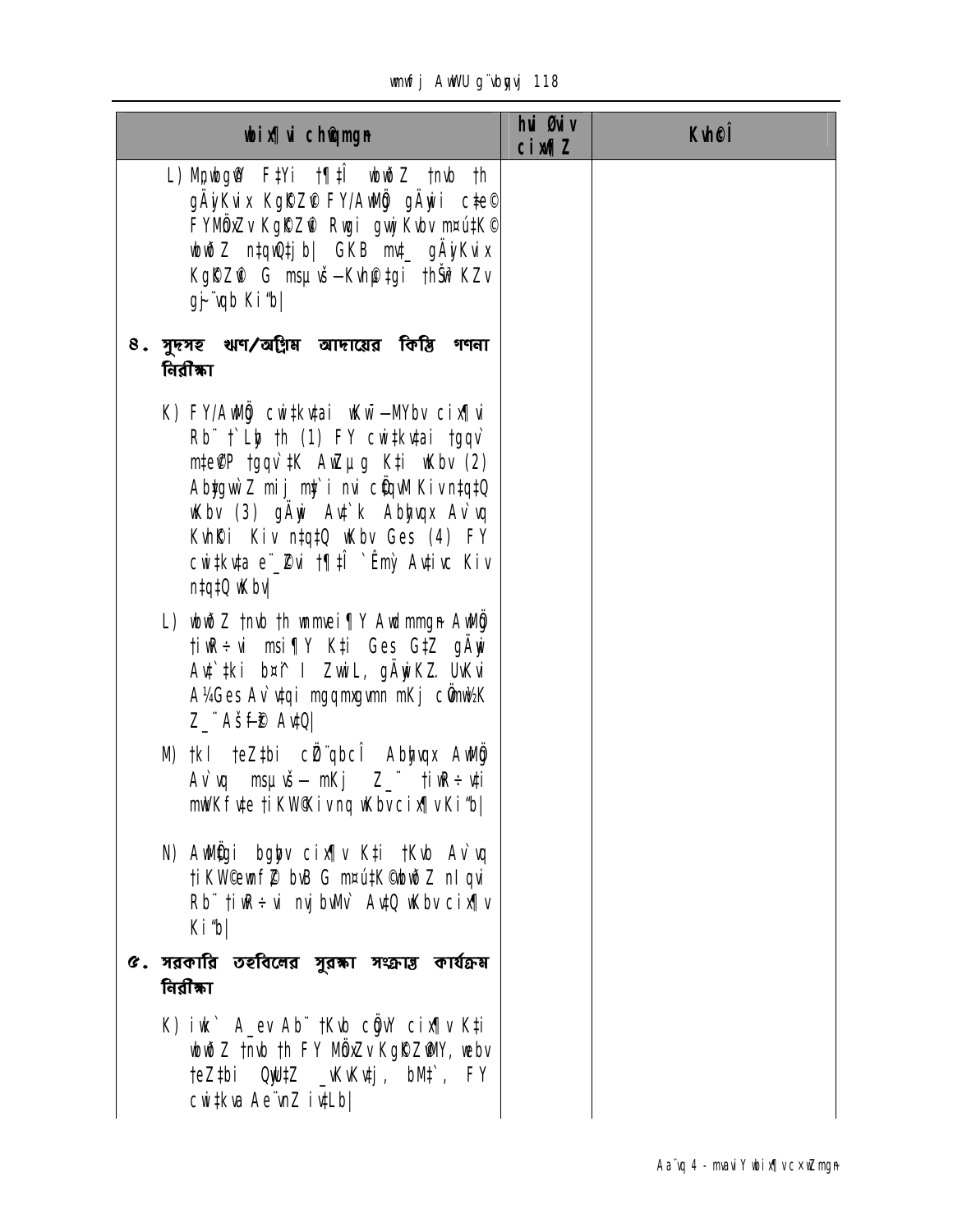| wbix¶ui chØqmgn | hui Øuiv cix¶Z | Kvh©Î |
|---|---|---|
| L) Mbwbg© F‡Yi †¶‡Î wbwð Z †nvb †h gÄyKvix Kgc©Z© FY/AwMÖg gÄyii c‡e© FYMÖnxZv Kgc©Z© Rvgi gvwj Kvbv m¤úwK© wbwð Z n‡qwQ‡jb\| GKB mv‡\_ gÄyKvix Kgc©Z© G msµvš— Kvh©‡gi †hŠw³KZv gš—e¨ Ki‡b\| | | |
| **8. সুদসহ ঋণ/অগ্রিম আদায়ের কিস্তি গণনা নিরীক্ষা** | | |
| K) FY/AwMÖg cwi‡kv‡ai wKw¯—MYbv cix¶v Rb¨ †`Lyb †h (1) FY cwi‡kv‡ai †gqv` m‡e©P †gqv`‡K AwZµg K‡i wKbv (2) Ab¨vb¨ wbqg mij my` i nvi cÖ‡qvM Kiv n‡q‡Q wKbv (3) gÄyi Av‡`k Abyhvqx Av`vq Kvh©i Kiv n‡q‡Q wKbv Ges (4) FY cwi‡kv‡a e¨\_©Zvi †¶‡Î `Êmy` Av‡ivc Kiv n‡q‡Q wKbv\| | | |
| L) wbwð Z †nvb †h wnmvei¶Y Awdmmgn AwMÖg †iwR÷vi msi¶Y K‡i Ges G‡Z gÄyi Av‡`‡ki b¤^i I ZvwiL, gÄyiKZ… UvKvi A¼Ges Av`v‡qi mgqmxgvmn mKj cÖ‡qvRbxq Z\_¨ AšÍf©³ Av‡Q\| | | |
| M) †kl †eZ‡bi cÖZ¨qbcÎ Abyhvqx AwMÖg Av`vq msµvš— mKj Z\_¨ †iwR÷v‡i mwVKfv‡e †iKW©Kiv nq wKbv cix¶v Ki‡b\| | | |
| N) AwMÖ‡gi bgybv cix¶v K‡i †Kvb Av`vq †iKW©evwZj bvB G m¤úwK©wbwð Z nIqvi Rb¨ †iwR÷vi nvj bvMv` Av‡Q wKbv cix¶v Ki‡b\| | | |
| **৫. সরকারি তহবিলের সুরক্ষা সংক্রান্ত কার্যক্রম নিরীক্ষা** | | |
| K) iwk` A\_ev Ab¨ †Kvb cÖgvY cix¶v K‡i wbwð Z †nvb †h FY MÖnxZv Kgc©Z©MY, wefv †eZ‡bi QywU‡Z \_vKvKv‡j, bM‡`, FY cwi‡kva Ae¨nZ iv‡Lb\| | | |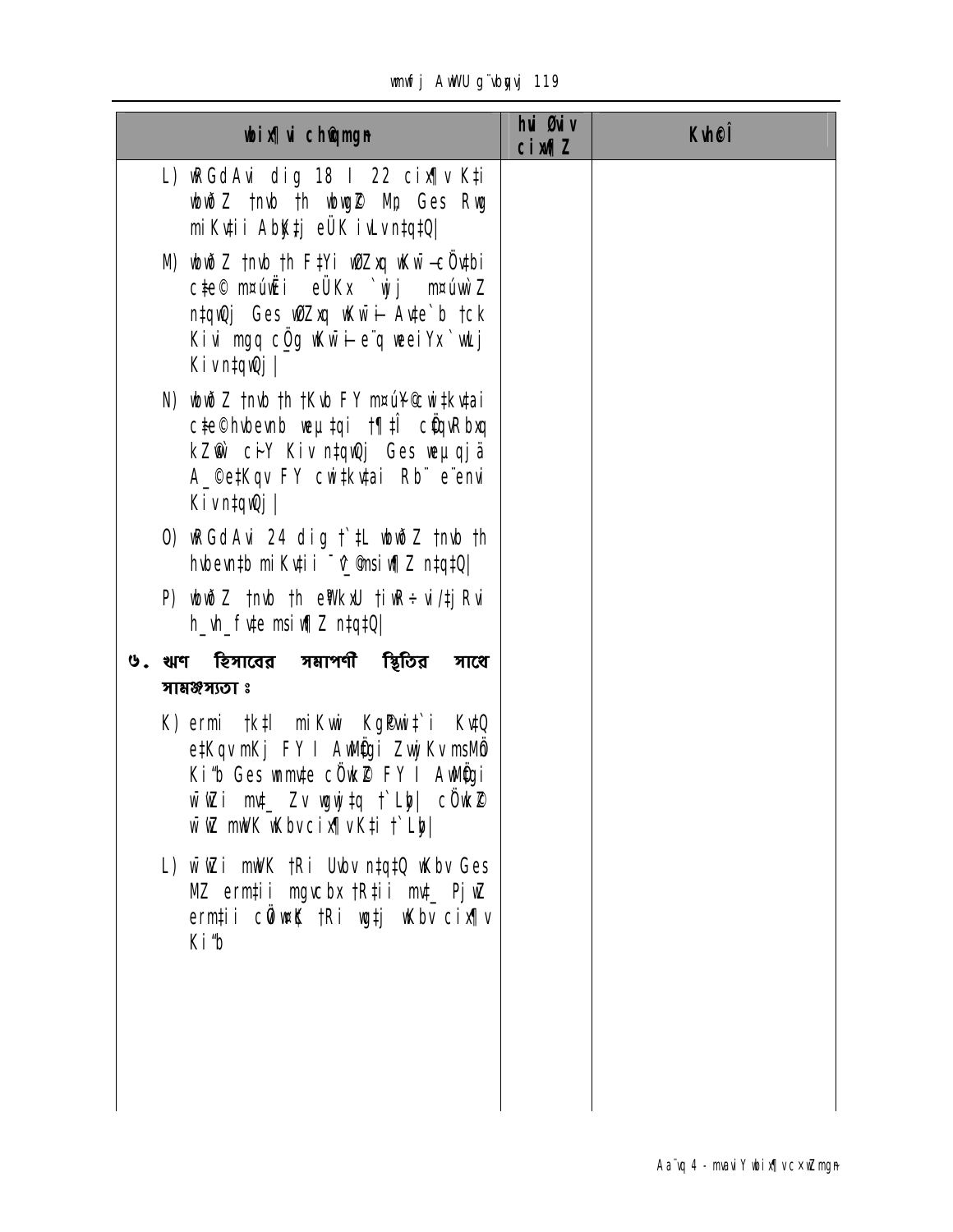| wbix¶i ch©mgn | hui Øiv cix¶Z | Kvh©Î |
|---|---|---|
| L) wRGdAvi dig 18 I 22 cix¶v Kti wbwðZ tnvb th wbqgZ Mp Ges Rvg miKvtii AbyKtj eÜK ivLv ntqtQ\| | | |
| M) wbwðZ tnvb th F‡Yi wØZxq wKw¯—cÖvtbi c‡e© m¤úwË i eÜKx `wjj m¤úvw`Z ntqwQj Ges wØZxq wKw¯—Av‡e`b tck Kivi mgq cÖg wKw¯—e¨q weeiYx `wLj Kivntqwj\| | | |
| N) wbwðZ tnvb th tKvb FY m¤úwK©Z wtkvtai c‡e©hvbevnb weµ‡qi †¶‡Î cÖqvRbxq kZ©vw` ciY Kiv ntqwQj Ges weµqjä A_©e‡Kqv FY cwi‡kvtai Rb¨ e¨envi Kivntqwj\| | | |
| O) wRGdAvi 24 dig †`‡L wbwðZ tnvb th hvbevn‡b miKv‡ii ¯^Z¡msiw¶Z ntqtQ\| | | |
| P) wbwðZ tnvb th e¨vwKMZ tiwR÷vi/‡jRvi h_vh_fv‡e msiw¶Z ntqtQ\| | | |
| **৬. ঋণ হিসাবের সমাপণী স্থিতির সাথে সামঞ্জস্যতা ঃ** | | |
| K) ermi †k‡l miKvwi Kg©Pvix‡`i Kv‡Q e‡Kqv mKj FY I AwMÖgi Zvwj Kv msMÖn Ki"b Ges wmmv‡e cÖwkZ FY I AwMÖgi w¯'wZi m‡_ Zv wgwj‡q †`Lyb\| cÖwkZ w¯'wZ mwVK wKbv cix¶vKti †`Lyb\| | | |
| L) w¯'wZi mwVK †Ri Uvbv ntqtQ wKbv Ges MZ ermtii mgvcbx †R‡ii m‡_ PjwZ ermtii cÖvwK †Ri wgtj wKbv cix¶v Ki"b | | |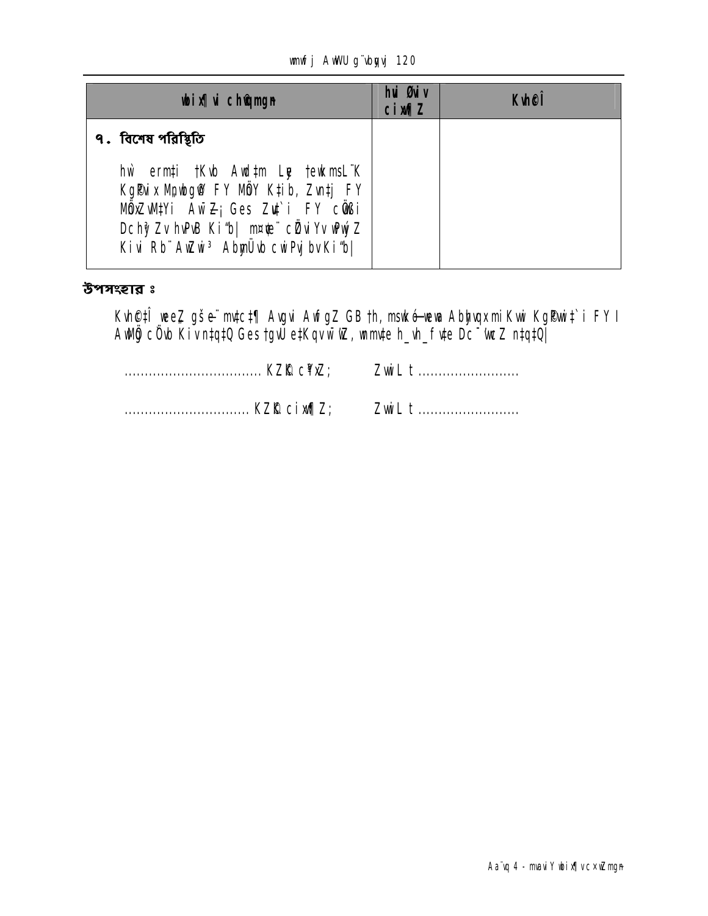| **wbix¶ vi cwigmgn** | **hw Øwiv cixw¶ Z** | **Kvh©Î** |
|---|---|---|
| **৭. বিশেষ পরিস্থিতি**<br><br>hw` ermn‡i †Kvb Awd‡m Lye †ewkmsL¨K Kg©Pvix Mnwbg@ FY MÖY K‡ib, Zvn‡j FY MÖxZvM‡Yi Aw¯Z‡¡ Ges Zv‡`i FY cÖw߇i DchyBZv hvPvB Ki‡Z n‡e| m¤¢e¨ cÖZvi Yv wPwýZ Kivi Rb¨ AwZwi³ AbymÜvb cwiPvjbv Ki‡Z n‡e| | | |

**উপসংহার ঃ**

Kvh©‡Î weeZ gšÍe¨ mv‡c‡¶ Avgvi AwfgZ GB †h, msw¯ó wewa Abyhvqx mwVKfv‡e Kg©Pvwi‡`i FY I AwMÖg cÖ`vb Kiv n‡q‡Q Ges †gvU e‡Kqv h_v_©, wnmv‡e h_vh_ fv‡e Dc¯'vwcZ n‡q‡Q|

...................................... KZ©K cÖ¯‘ZK…Z;        ZvwiL t ..........................

.................................. KZ©K cixw¶Z;        ZvwiL t ..........................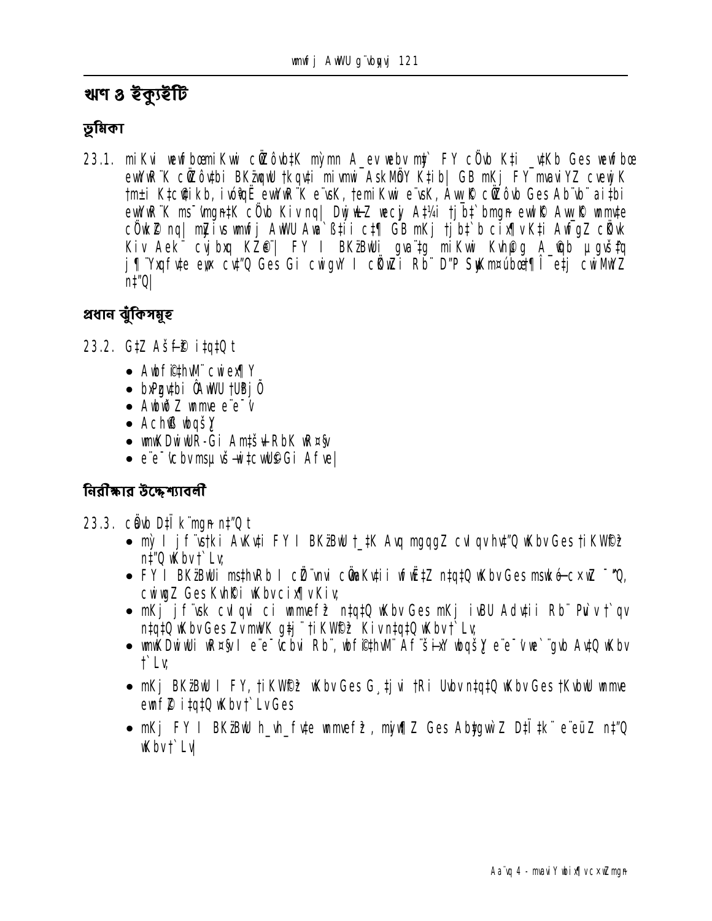## ঋণ ও ইক্যুইটি

### ভূমিকা

23.1. miKvi wewfbœmiKwi cÖwZôvb‡K mÿmn A_ev webv mỳ` FY cÖ`vb K‡i _v‡Kb Ges wewfbœ ewY‡R¨K cÖwZôv‡bi BKz¨BwU †kqv‡i miKvwi AskMÖY K‡ib| GB mKj FY mvaviYZ cvewjK †m±i K‡c©v‡ikb, ivóªvqË ewY‡R¨K e¨vsK, †emiKvwi e¨vsK, Avw_©K cÖwZôvb Ges Ab¨vb¨ ai‡bi ewY‡R¨K ms¯'vmg~n‡K cÖ`vb Kiv nq| Dc‡iv³ wecyj A‡¼i †j‡b‡`bmg~n ewY©Z Avw_©K wmmv‡e cÖwZdwjZ nq| miKvi wnmvej AwWU Awa`ß‡ii c‡¶ GB mKj †j‡b‡`b cix¶v Ki‡Z AwfgZ cÖKvk Kiv Aek¨ cvjbxq KZ©e¨| FY I BKz¨BwUi gva¨‡g miKvwi Kvh©µg A_©vqb µgvš^‡q j¶¨Yxqfv‡e evo‡Q Ges Gi cwigvY I cÖK…wZ Rb¨ D"P SyuwKmvcÿ¶ e‡j cwiMwYZ n‡"Q|

### প্রধান ঝুঁকিসমূহ

23.2. G‡Z Ašf©³ i‡q‡Q t

- Avbyôvwb‡K cwie¨q
- bxwZgvjvi Øvi AwWU †UªBj
- Aby‡gv`Z wmmve e¨e¯'v
- Ach©vß `wjj
- wmKDwiwU-Gi Am‡šÍvlRbK wR¤§v
- e¨e¯'vcbv msµvšÍ Z‡_¨i Afve|

### নিরীক্ষার উদ্দেশ্যাবলী

23.3. cÖavb D‡Ïk¨mg~n n‡"Q t

- mỳ I j f¨vs‡ki AvKv‡i FY I BKz¨BwU †_‡K Avq mgqgZ cvIqv hv‡"Q wKbv Ges †iKW©f³ n‡"Q wKbv †`Lv;
- FY I BKz¨BwUi ms‡hvRb I cÖ`vbi cÖwµqvKv‡ii wfwˆË‡Z n‡q‡Q wKbv Ges mswkó-cixwÿZ ¯^'Q, cwigvY Ges Kvh©ei wKbv cix¶v Kiv;
- mKj jf¨vsk cvIqvi ci wmmvef³ n‡q‡Q wKbv Ges mKj ivRU Ad‡ii Rb¨ Pvwn`v †`qv n‡q‡Q wKbv Ges ZvmwK g‡j¨ †iKW©f³ Kiv n‡q‡Q wKbv †`Lv;
- wmKDwiwUi wR¤§v I e¨e¯'vcbvi Rb¨, wbfi©‡hvM¨ Af¨šÍixY wbqš¿Y e¨e¯'vi e¨gvb Av‡Q wKbv †`Lv;
- mKj BKz¨BwU I FY, †iKW©f³ wKbv Ges G¸‡jvi †Ri Uvbv n‡q‡Q wKbv Ges †KvbwU wmmve ewnf©~Z i‡q‡Q wKbv †`Lv Ges
- mKj FY I BKz¨BwU h_vh_fv‡e wmmvef³, mÿ¤¶Z Ges Ab‡gvw`Z D‡Ï‡k¨ e¨eüZ n‡"Q wKbv †`Lv|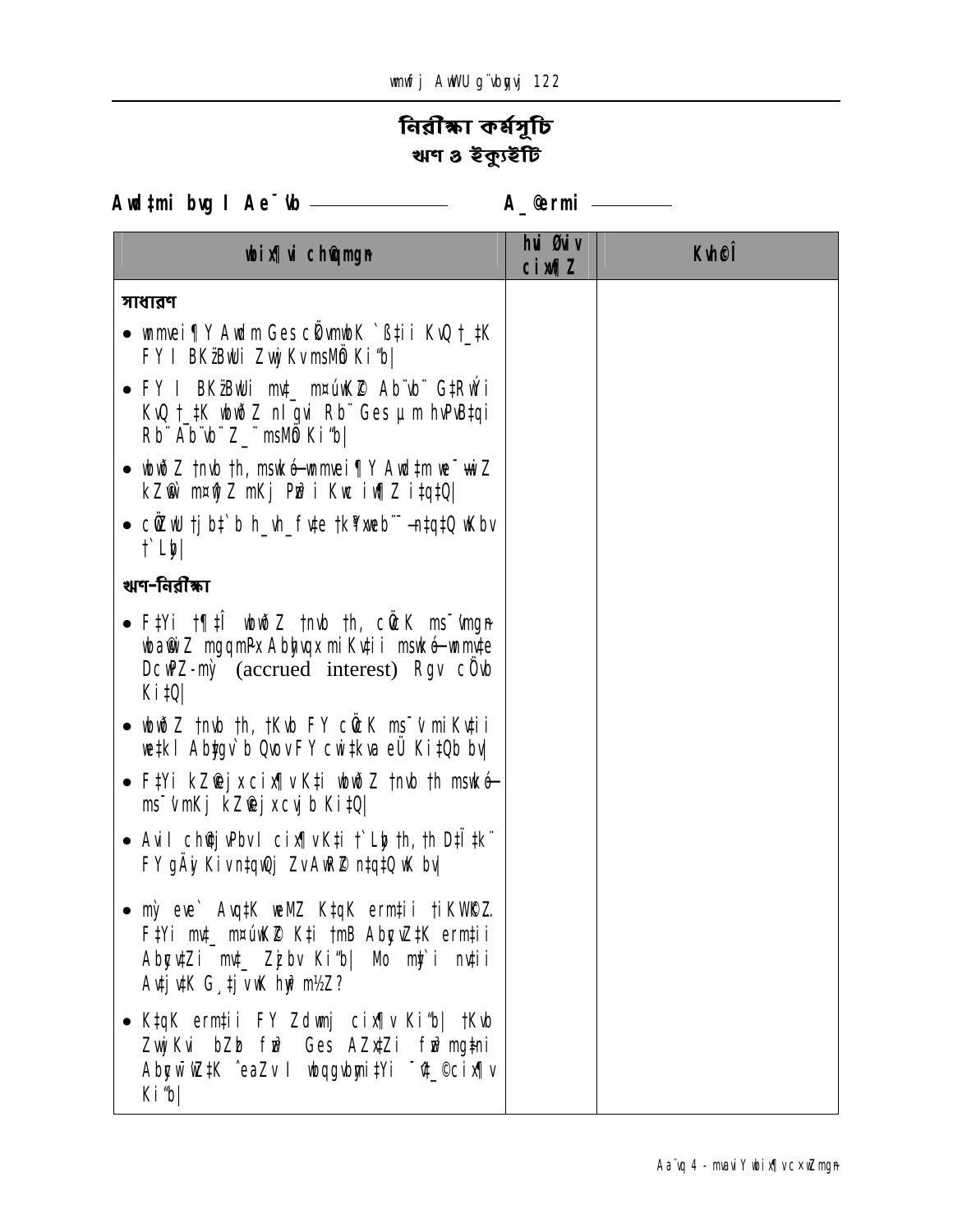## নিরীক্ষা কর্মসূচি
### ঋণ ও ইক্যুইটি

**Awdtmi bvg I Ae¨vb ——————　　　A\_@ermi ————**

| wbix¶ vi chØqmgn | hvi Øviv cix¶ Z | Kvhê I |
|---|---|---|
| **সাধারণ** | | |
| • wmwei ¶ Y Awdm Ges cŠimwbK `ßtii KvQ t\_tK FY I BKzBwUi Zwj Kv msMô Ki "b\| | | |
| • FY I BKzBwUi mvt\_ m¤úwK© Ab¨vb¨ GtRÝi KvQ t\_tK wbwðZ nIqvi Rb¨ Ges µm hvPvBtqi Rb¨ Ab¨vb¨ Z\_¨ msMô Ki "b\| | | |
| • wbwðZ tnvb th, mswkó—wmwei ¶ Y Awdtm we¯—wiZ kZ@v m¤úwÜZ mKj Pzw³ i Kwc iw¶ Z i‡q‡Q\| | | |
| • cÖZwU tj bt`b h\_vh\_ fvte tk¶wYeÜ —n‡q‡Q wKbv t`Lyb\| | | |
| **ঋণ-নিরীক্ষা** | | |
| • F‡Yi t¶ ‡Î wbwðZ tnvb th, cÖtK ms¯vmgn wba@wiZ mgqmPx Abhvqx miKv‡ii mswkó—wmwfvte DcvPZ-mỳ (accrued interest) Rgv cÖvb Ki‡Q\| | | |
| • wbwðZ tnvb th, tKvb FY cÖtK ms¯vmiKv‡ii we‡kl Abygv`b QvovFY cwi‡kva eÜ Ki‡Qb bv\| | | |
| • F‡Yi kZ@ejxcix¶ vK‡i wbwðZ tnvb th mswkó—ms¯vmKj kZ@ejxcvj b Ki‡Q\| | | |
| • Avil ch@jvPbvI cix¶ vK‡i t`Lyb th, th D‡Ï‡k¨ FYgÄyi Kivn‡qwQj ZvAwR© n‡q‡Q wK bv\| | | |
| • mỳ eve` Av\[q‡K wePZ K‡qK ermt‡ii tiKW©Z. F‡Yi mvt\_ m¤úwK© K‡i tmB AbycvZ‡K erm‡ii AbycvZi mvt\_ Zzjbv Ki "b\| Mo mỳ`i nv‡ii Av‡jv‡K G¸tjv wK hyw³ m½Z? | | |
| • K‡qK erm‡ii FY Zdwmj cix¶ v Ki "b\| tKvb ZwjKvi bZb fvi Ges AZx‡Zi fvi mg‡ni AbycvwZ‡K ^eaZv I wbqgvbyni‡Yi ¯'‡\_©cix¶ v Ki "b\| | | |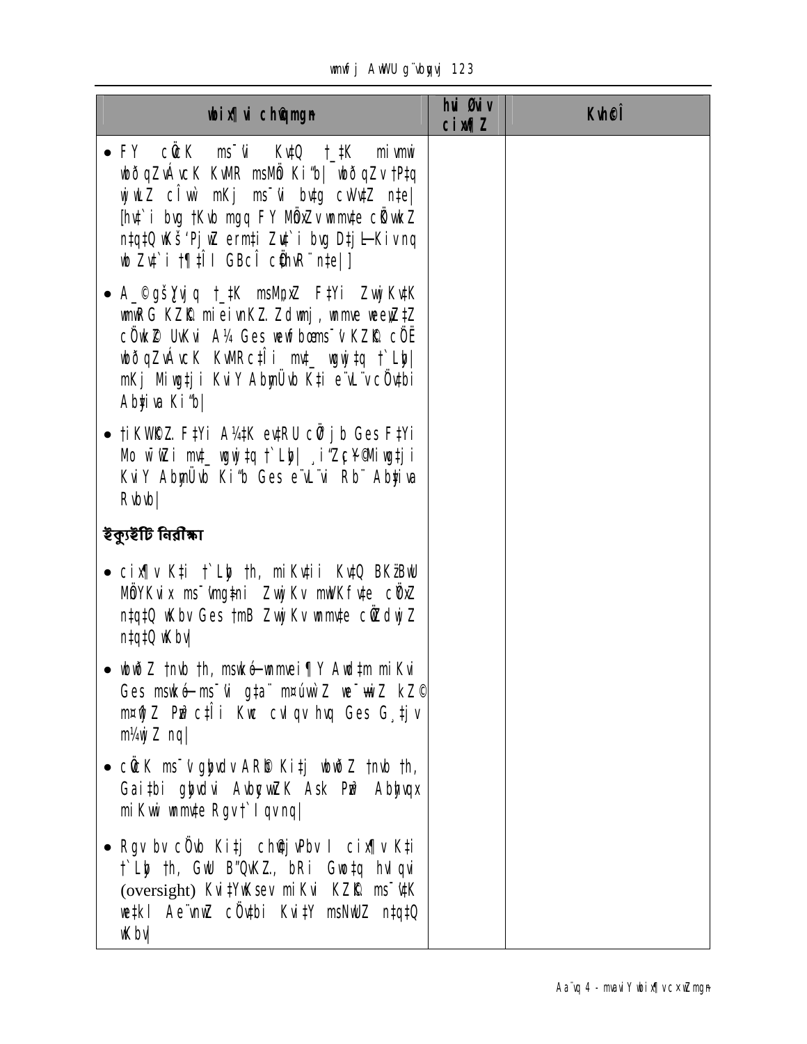| wbix¶ui cÖkœgvjv | hvi Øviv cixw¶Z | Kvh©Î |
| --- | --- | --- |
| • FY cÖ`vbKvix msMVb KvQ †_‡K miKvwi wbðqZvÁvcK KvMR msMÖn Ki"b \| wbðqZv †P‡q wPwVZ cÎ `v‡j mKj ms¯'vi bvg cvIqvZ n‡e\| [hv‡`i bvg †Kvb mgq FY MÖnYKvix wnmv‡e cÖ`wkZ n‡q‡Q wKš' PjwZ erm‡i Zv‡`i bvg D‡jL Kiv nq wb Zv‡`i †¶‡Î I GBcÎ cvVv‡bv KviY n‡e\|] | | |
| • A_©gš¿Yvjq †_‡K msMÖnxZ F‡Yi ZvwjKv‡K wnmvRG KZ©„K mieivnKZ Zdwmj, wnmve weeiYx‡Z cÖ`wk©Z UvKvi A¼ Ges wefbœms¯'v KZ©„K cÖË wbðqZvÁvcK KvMRc‡Îi mv‡_ wgwj‡q †`Lyb\| mKj Miwg‡ji KviY AbymÜvb K‡i e¨vL¨v cÖv‡bi Abyiva Ki"b\| | | |
| • †iKW©K…Z F‡Yi A¼‡K ev‡RU cÖ'jb Ges F‡Yi Mo w¯'wZi mv‡_ wgwj‡q †`Lyb\| ¸iæZ¡c~Y© Miwg‡ji KviY AbymÜvb Ki"b Ges e¨vL¨vi Rb¨ Abyiva Rvbvb\| | | |
| **ইক্যুইটি নিরীক্ষা** | | |
| • cix¶v K‡i †`Lyb †h, miKv‡ii Kv‡Q BKz¨BwU MÖnYKvix ms¯'vmg~‡ni ZvwjKv mwVKfv‡e cÖ¯'Z n‡q‡Q wKbv Ges †mB ZvwjKv wnmv‡e cÖ`k©b Kiv n‡q‡Q wKbv\| | | |
| • wbwðZ nb †h, mswkó wnmvei¶Y Avd‡m miKvi Ges mswkó ms¯'vi g‡a¨ m¤úv`bK…Z weù‡q KZ©© m¤úwK©Z Pzw³c‡Îi Kwc cvIqv hvq Ges G¸‡jv m½wZc~Y© nq\| | | |
| • cÖ`K ms¯'v gvwjKvbv AR©‡bi Kvi‡Y wbwðZ nb †h, Gai‡bi gvwjKvbvi AwaKvi‡K Ask Pzw³ Abyhvqx miKvwi wnmv‡e Rgv †`qv nq\| | | |
| • Rgv bv cÖv Kiv‡Z ch©v‡jvPbv I cix¶v K‡i †`Lyb †h, GwU B"QvK…Z, bRi Gwo‡q hvIqv (oversight) Kvi‡Y Ksev miKvi KZ©„K ms¯'v‡K we‡kl Ae¨vnwZ cÖv‡bi Kvi‡Y msNwUZ n‡q‡Q wKbv\| | | |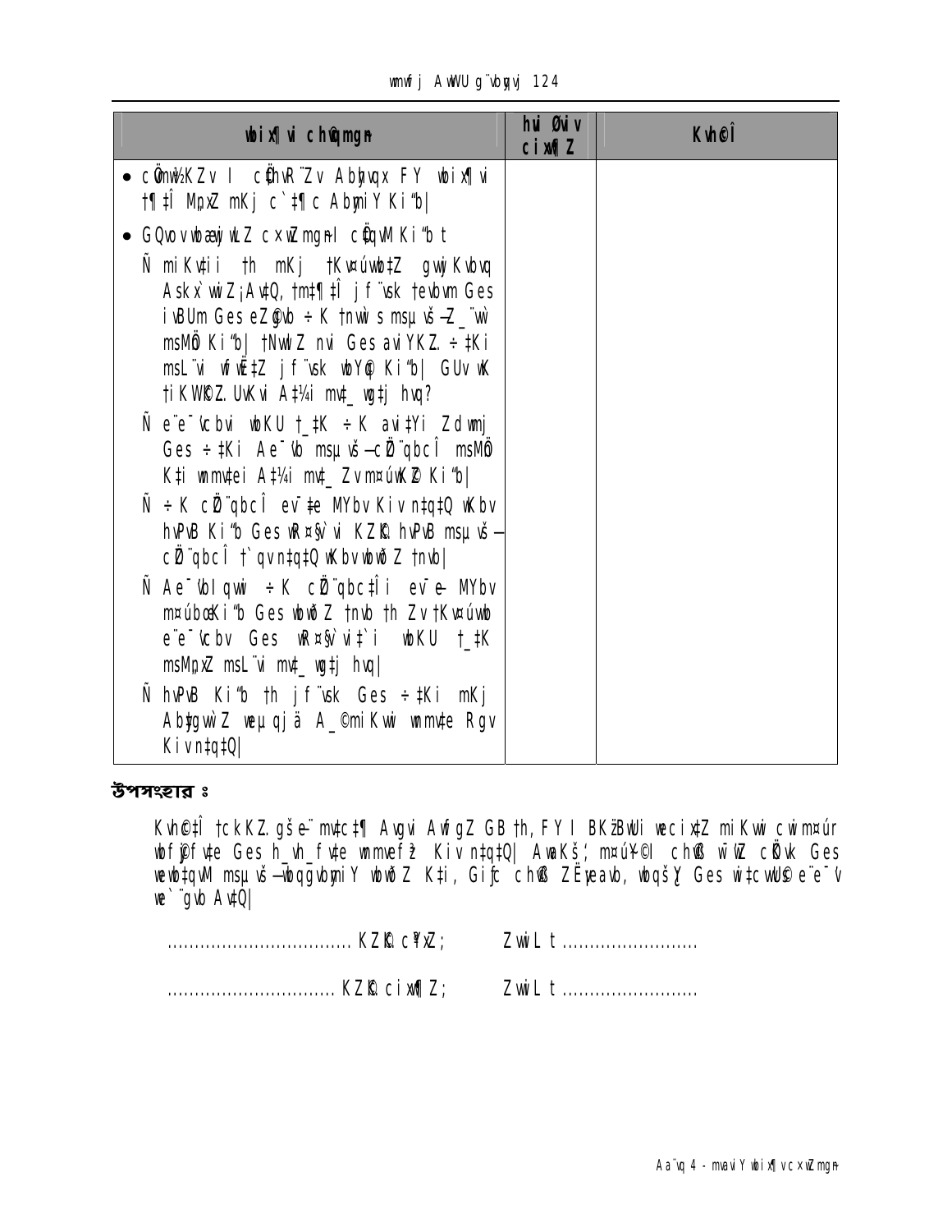| wbix¶i chQmgn | hui Øwiv cixw¶Z | Kvh©Î |
|---|---|---|
| • cÖmw½KZv I cÖhyw³Zv Abyhvqx FY wbix¶i †¶‡Î MpxZ mKj c`‡¶c AbymiY Ki"b\| | | |
| • GQvov wbæwjwLZ cxwZmgnI cÖ‡qvM Ki"b t<br>Ñ miKvwii th mKj †Kv¤úvwb‡Z gwjKvbvq Askx`wiZ¡ Av‡Q, †mt¶‡Î jf¨vsk †evbvm Ges ivR¯^ Ges eZ©gvb ÷K †nvìvi s msµvšÍ-Z_¨wì msMÖn Ki"b\| †NvlYvi nvi Ges aviYKZ ÷‡Ki msL¨vi wfwˇZ jf¨vsk wbY©q Ki"b\| GUv wK †iKW©K.Z UvKvi A‡¼i mv‡_ wg‡j hvq?<br>Ñ e¨e¯'vcbvi wbKU †_‡K ÷K avi‡Yi Zdwmj Ges ÷‡Ki Ae¯'vb msµvšÍ-cÖZ¨qbcÎ msMÖn K‡i wnmv‡ei A‡¼i mv‡_ Zvm¤úvKÆ Ki"b\|<br>Ñ ÷K cÖZ¨qbcÎ ev¯‡e MYbv Kiv n‡q‡Q wKbv hvPvB Ki"b Ges wR¤§v`vi KZ©„c¶ hvPvB msµvšÍ-cÖZ¨qbcÎ †`qv n‡q‡Q wKbv wbwðZ †nvb\|<br>Ñ Ae¯'vbIqvwi ÷K cÖZ¨qbc‡Îi ev¯‡e MYbv m¤úbœ Ki"b Ges wbwðZ †nvb th Zv †Kv¤úvwb e¨e¯'vcbv Ges wR¤§v`vi‡`i wbKU †_‡K msM„nxZ msL¨vi mv‡_ wg‡j hvq\|<br>Ñ hvPvB Ki"b th jf¨vsk Ges ÷‡Ki mKj Ab‡gvw`Z wejyß A_©miKvwi wnmv‡e Rgv Kiv n‡q‡Q\| | | |

## উপসংহার ঃ

Kvh©‡Î †ckKZ.gš¿e¨ mv‡c‡¶ Avgvi AwfgZ GB th, FY I BK¨yBwUi weci‡xZ miKvwi cwim¤úr wbf©iªf‡e Ges h_vh_f‡e wnmvefz Kiv n‡q‡Q\| AwaKš', m¤úwˮI chB wiwZ cÖwµ Ges wewb‡qvM msµvšÍ-wbqgvbymiY wbwðZ K‡i, Gifc chÆ ZËyeavb, wbqšY Ges wi‡cwUsª e¨e¯'v we`¨gvb Av‡Q\|

................................ KZ©„c¶xZ;     ZvwiL t .........................

................................ KZ©„cix¶Z;     ZvwiL t .........................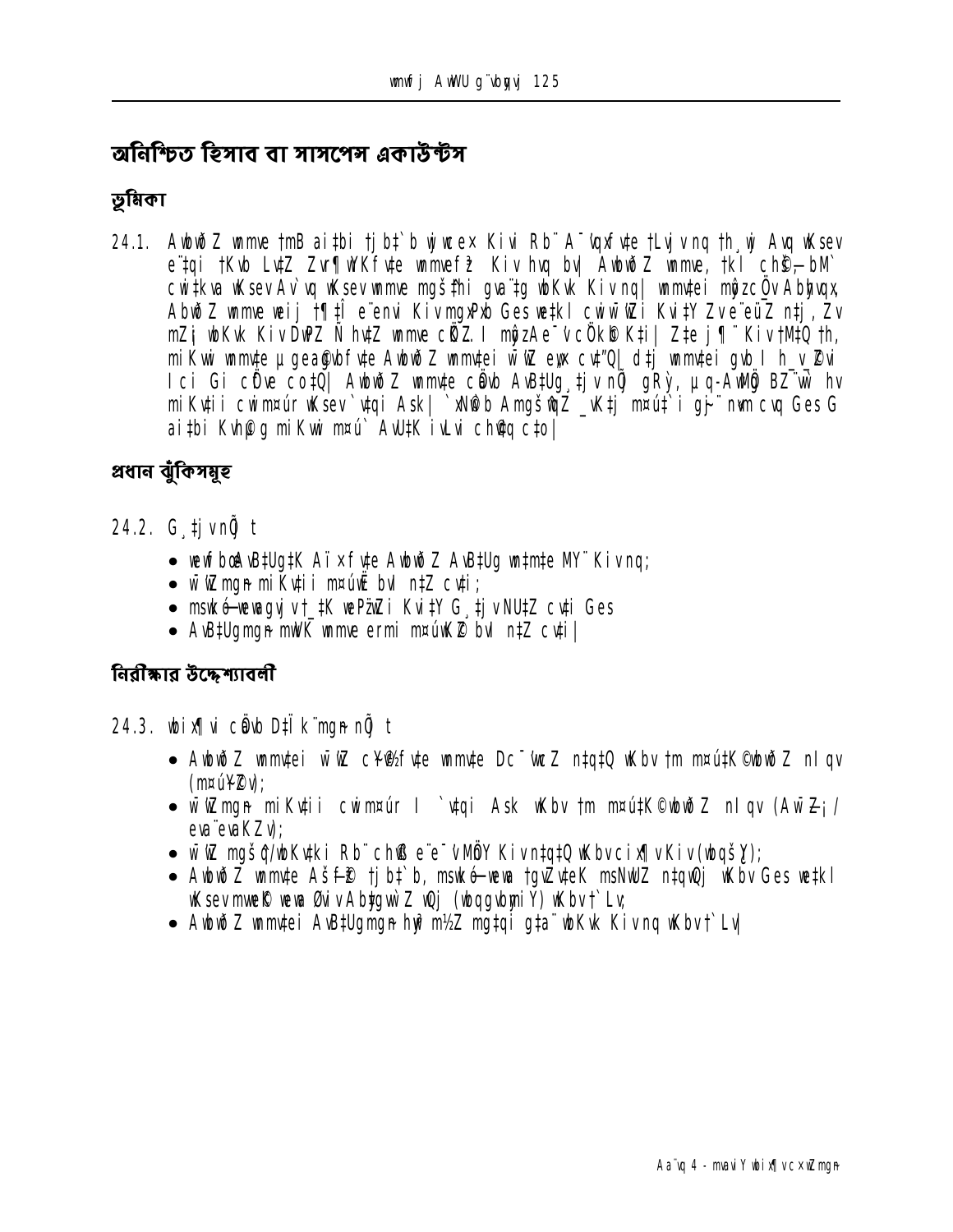## অনিশ্চিত হিসাব বা সাসপেন্স একাউন্টস

### ভূমিকা

24.1. AwbwðZ wnmve †mB ai‡bi †jb‡`b wjwce× Kivi Rb¨ A¯'vqxfv‡e †Lvjv nq †h¸wj Avq wKsev e¨‡qi †Kvb L‡Z Zvr¶wYKfv‡e wbwef‚³ Kiv hvq bv| AwbwðZ wnmve, †kl ch©v‡jvPbvq cwi‡kva wKsev Av`vq wKsev wnmve mgš^‡qi gva¨‡g wbKvk Kiv nq| wnmv‡ei mgqcÖvßZv Abyhvqx AwbwðZ wnmve weij †¶‡Î e¨envi Kiv DwPZ Ges we‡kl cwiw¯'wZi Kvi‡Y Zv e¨eüZ n‡j, Zv mZK© wbKvk Kiv DwPZ Ñ hv‡Z wnmve cÖYqb mgqAe¨vcÖK…Z Kv‡i| Z‡e j¶¨ Kiv †M‡Q †h, miKvwi wnmv‡e µgea©gvbfv‡e AwbwðZ wnmv‡ei w¯'wZ eyw× cv‡"Q| d‡j wnmv‡ei gvb I h_v_©Zvi Ici Gi cÖfve co‡Q| AwbwðZ wnmv‡e cÖvß AvB‡Ug¸‡jv nq gRy`, µq-AwMÖg BZ¨vw` hv miKv‡ii cwimxgv wKsev `vqi Ask| `xN©w`b AwgxgvswmZ _vK‡j m¤ú‡`i ÿwZ nIqvi m¤¢vebv _v‡K Ges G ai‡bi Kvh©µg miKvwi m¤ú` AvZ¥mvr Kivi my‡hvM †`q|

### প্রধান ঝুঁকিসমূহ

24.2. G¸‡jv n‡"Q t

- wewfbœ AvB‡U‡gi Aš—f©y³ AwbwðZ AvB‡Ug wn‡m‡e MY¨ Kiv nq;
- w¯'wZmg~n miKv‡ii m¤ú‡`i bq n‡Z cv‡i;
- msMxó-wewagvjv †_‡K wePz¨wZi Kvi‡Y G¸‡jv NU‡Z cv‡i Ges
- AvB‡Ugmg~n mwVK wnmve ermi m¤ú‡K© bq n‡Z cv‡i|

### নিরীক্ষার উদ্দেশ্যাবলী

24.3. wbix¶vi cÖavb D‡Ïk¨mg~n n‡"Q t

- AwbwðZ wnmv‡ei w¯'wZ cÖK…Zfv‡e wnmv‡e Dc¯'vcb n‡q‡Q wKbv †m m¤ú‡K© wbwðZ nIqv (m¤ú~Y©Zv);
- w¯'wZmg~n miKv‡ii cwimxgv I `v‡qi Ask wKbv †m m¤ú‡K© wbwðZ nIqv (AwšZ¡/ eva¨evaKZv);
- w¯'wZ mgš^q/wbKv‡ki Rb¨ chv©ß e¨e¯'vMÖY Kiv n‡q‡Q wKbv cix¶v Kiv (wbqšY);
- AwbwðZ wnmv‡e Aš—f©y³ †jb‡`b, msMxó-wewa †gvZv‡eK msNwUZ n‡q‡Q wKbv Ges we‡kl wKsev mwe©K weavb Øviv Abyi‡gvw`Z wQj (wbqgvbyMZ) wKbv †`Lv;
- AwbwðZ wnmv‡ei AvB‡Ugmg~n h_vh_ m¾vZ mg‡qi g‡a¨ wbKvk Kiv nq wKbv †`Lv|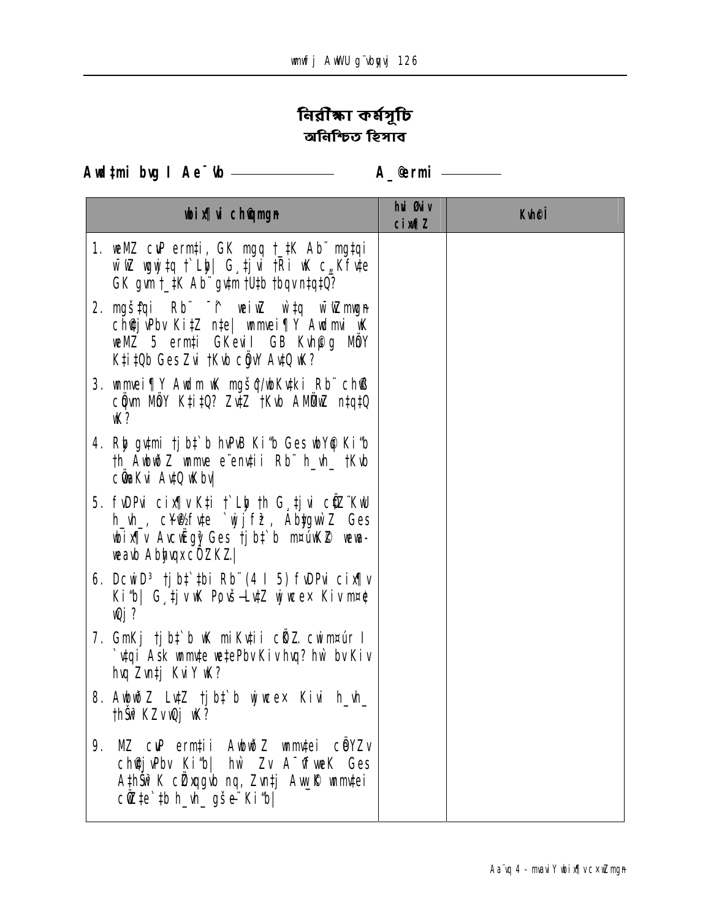# নিরীক্ষা কর্মসূচি

## অনিশ্চিত হিসাব

**Awdm‡mi bvg I Ae¯'vb ——————**   **A_©eQi ————**

| wbix¶vi cÖwµqvmg~n | hvi Øviv cix¶Z | KvhcÎ |
|---|---|---|
| 1. weMZ cuvP erm‡ii, GK mgq †\_‡K Ab¨ mg‡qi w¯'wZ wgwj‡q †`Lyb\| G¸‡jvi †Ri wK c"Kfv‡e GK gvm †\_‡K Ab¨ gv‡m †U‡b †bqv n‡q‡Q? | | |
| 2. mgš‡qi Rb¨ ¯'ˆ^ weivRgvb w¯'wZmg~n cixÿvKiv †`Lyb\| wnmvei¶Y Awdmvi wK weMZ 5 erm‡i GKevi GB Kvh©µg MÖnY K‡i‡Qb Ges Zvi †Kvb cÖgvY Av‡Q wK? | | |
| 3. wnmvei¶Y Awdm wK mgš^q/wbKvk‡i Rb¨ cÖ‡qvRb MÖnY K‡i‡Q? Zv‡Z †Kvb AMÖMwZ n‡q‡Q wK? | | |
| 4. Rvb gv‡mi †j‡b‡`b hvPvB Ki"b Ges wbwðZ Ki"b †h AwbwðZ wnmve e¨en‡ii Rb¨ h\_v\_ †Kvb cÖgvYK Av‡Q wKbv\| | | |
| 5. fvDPvi cix¶v K‡i †`Lyb †h G¸‡jvi cÖ‡qvRbxq h\_v\_, c‡qvRbxfv‡e `vwjjfz³, Abygw`Z Ges wbix¶v AvcwËgy³ Ges †j‡b‡`b m¤úwK©Z wee-weavb Abymvi cÖ‡qvRbxq\| | | |
| 6. DcwiD³ †j‡b‡`‡bi Rb¨ (4 I 5) fvDPvi cix¶v Ki"b\| G¸‡jv wK Pvjvb-Lv‡Z wjwce× Kiv n‡q‡Q? | | |
| 7. GmKj †j‡b‡`b wK miKv‡ii cÖvß cwim¤úË I `v‡qi Ask wnmv‡e we‡ePbv Kiv hvq? hw` bv Kiv hvq Zvn‡j KviY wK? | | |
| 8. AwbwðZ Lv‡Z †j‡b‡`b wjwce× Kivi h\_v\_ †hŠw³KZv Av‡Q wK? | | |
| 9. MZ cuvP erm‡ii AwbwðZ wnmv‡ei cÖeYZv ch©v‡jvPbv Ki"b\| hw` Zv A¯^vfvweK Ges A‡hŠw³K cÖ‡qvRb nq, Zvn‡j Aw\_©K wnmv‡ei cÖwZ‡e`‡b h\_v\_ gše¨ Ki"b\| | | |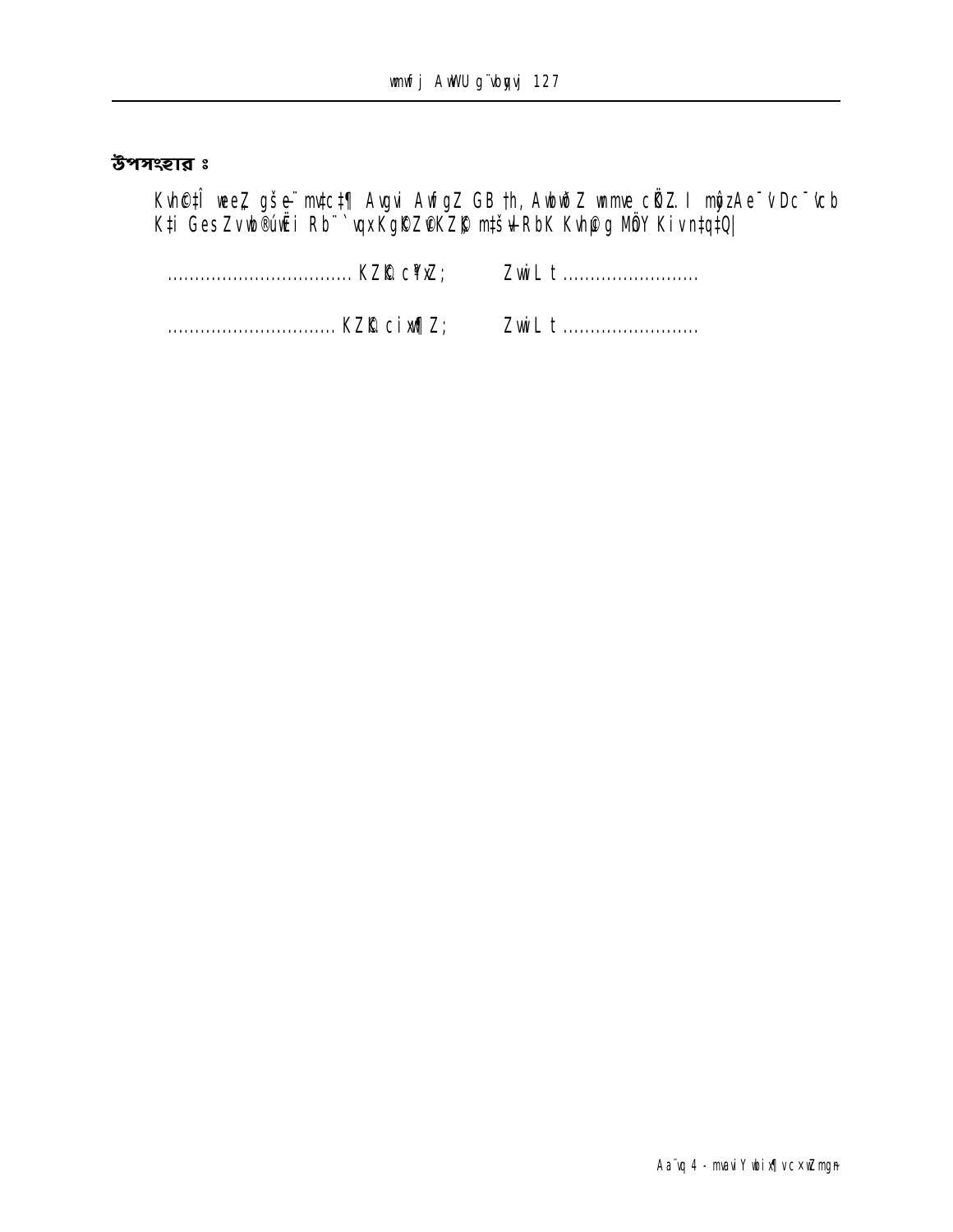**উপসংহার ঃ**

Kvh©‡Î weeZ gše¨ mv‡c‡¶ Avgvi AwfgZ GB †h, AwbœwjwLZ wnmve cÖwZ.I mwVKfv‡e ¯^Dc¯'vcb K‡i GesZvwb®úwËi Rb¨ `vqxKgx©‡`iKZ©„c‡¶i mš¿ Kvh©µg MÖnY Kiv n‡q‡Q|

.................................. KZ©„c‡¶i; Zvwi L t .........................

............................... KZ©„c cix¶K; Zvwi L t .........................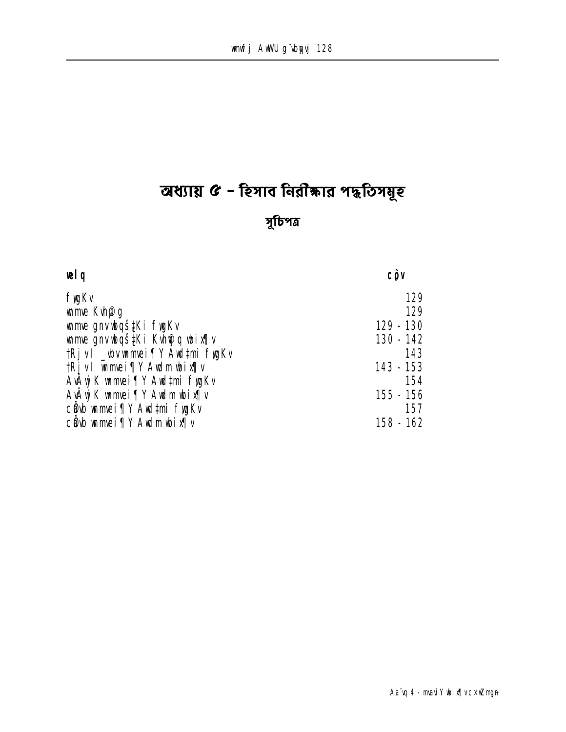# অধ্যায় ৫ - হিসাব নিরীক্ষার পদ্ধতিসমূহ

## সূচিপত্র

| বিষয় | পৃষ্ঠা |
|---|---|
| ভূমিকা | 129 |
| হিসাব কার্যক্রম | 129 |
| হিসাব মহানিয়ন্ত্রকের ভূমিকা | 129 - 130 |
| হিসাব মহানিয়ন্ত্রকের কার্যক্রম নিরীক্ষা | 130 - 142 |
| জেলা ও থানা হিসাবরক্ষণ অফিসের ভূমিকা | 143 |
| জেলা ও হিসাবরক্ষণ অফিস নিরীক্ষা | 143 - 153 |
| আঞ্চলিক হিসাবরক্ষণ অফিসের ভূমিকা | 154 |
| আঞ্চলিক হিসাবরক্ষণ অফিস নিরীক্ষা | 155 - 156 |
| প্রধান হিসাবরক্ষণ অফিসের ভূমিকা | 157 |
| প্রধান হিসাবরক্ষণ অফিস নিরীক্ষা | 158 - 162 |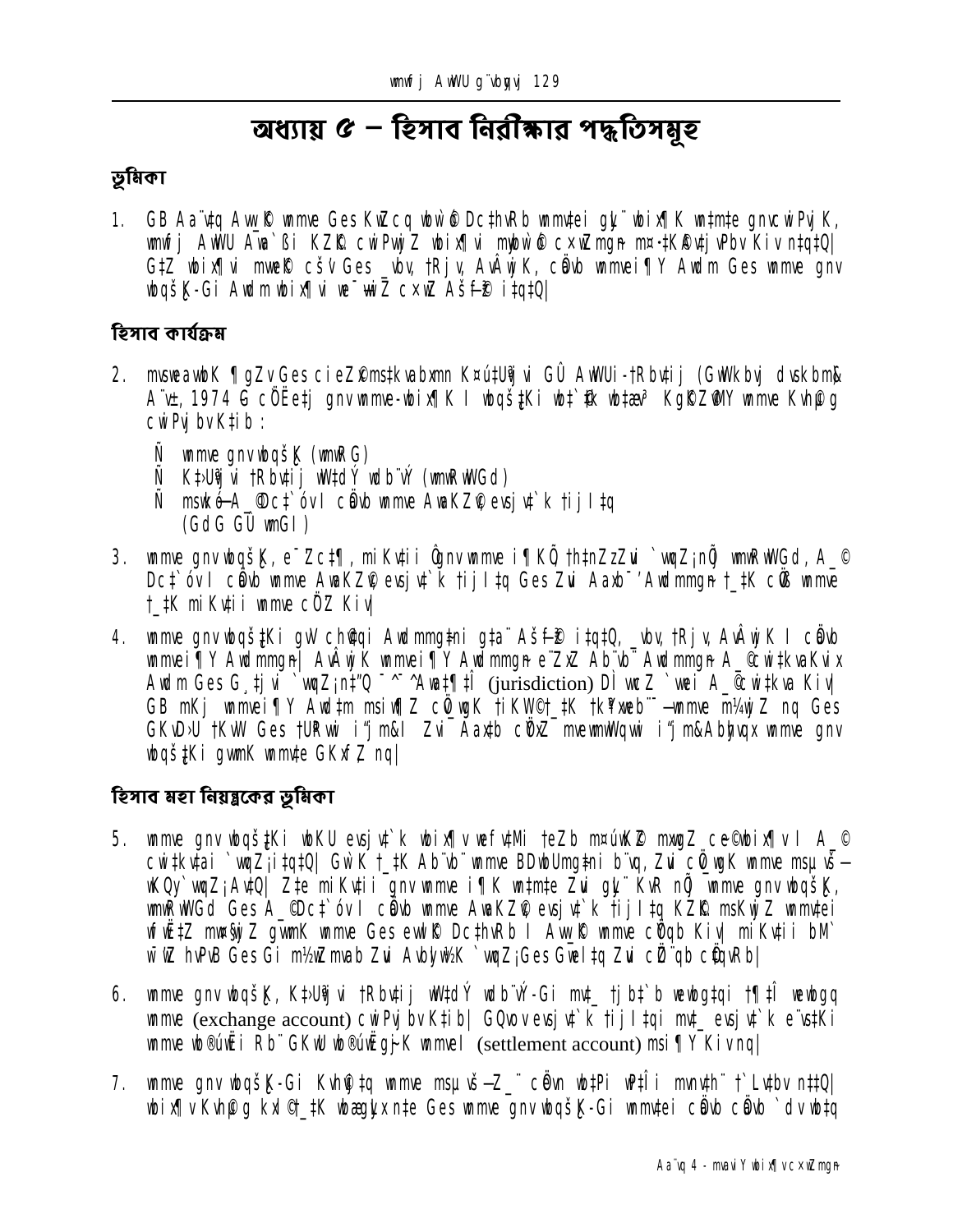# অধ্যায় ৫ – হিসাব নিরীক্ষার পদ্ধতিসমূহ

## ভূমিকা

1. GB Aa¨v‡q Aw_©K wmme Ges KvZcq wbw`©ó Dc‡hvRb wnmv‡ei gh¨ wbix¶K wn‡m‡e gnvcwiPvjK, wmwfj AwWU Awa`ßi KZ©K cwiPvwjZ wbix¶vi mvaviY c×wZmgn m¤ú‡K©Av‡jvPbv Kiv n‡q‡Q| G‡Z wbix¶vi mwe©K cšv Ges \_vbv, †Rjv, AvÂwjK, cÖavb wnmvei¶Y Awdm Ges wnmve gnv wbqšK-Gi Awdm wbix¶vi we¯—wiZ c×wZ Aš—fy³ i‡q‡Q|

## হিসাব কার্যক্রম

2. mswewae×K ¶gZv Ges cieZ©x ms‡kvabxmn Kw¤úUª‡jvi GÛ AwWUi-†Rbv‡ij (dvskbm& A¨v±, 1974 G cÖË ¶gZv e‡j gnv wnmve-wbix¶K I wbqš¿‡Ki wbt`©‡k wb‡æv³ KvhµgmgnY wnmve Kvh©µg cwiPvjbv K‡ib :

   Ñ wnmve gnv wbqšK (wmwRG)
   Ñ K‡›Uªvjvi †Rbv‡ij wWds wdb¨vÝ (wmwRwWGd)
   Ñ msw¯ó‡-A\_©Dc‡`óvi cÖavb wnmve AwaKZ©v evsjv‡`k †ijI‡q (GdG GÛ wmGI)

3. wnmve gnv wbqšK, e¯‘Zc‡¶, miKvii GKgvÎ wnmve i¶Kvix †h‡nZz Zvi `vwqZ¡nÕ wmwRwWGd, A\_© Dc‡`óvi cÖavb wnmve AwaKZ©v evsjv‡`k †ijI‡q Ges Zvi Aax¯’ Awdmmgn †\_‡K cÖß wnmve †\_‡K miKvii wnmve cÖ¯‘Z Kiv|

4. wnmve gnv wbqš¿‡Ki gva¨ch©v‡qi Awdmmg‡ni g‡a¨ Aš—fy³ i‡q‡Q, \_vbv, †Rjv, AvÂwjK I cÖavb wnmvei¶Y Awdmmgn| AvÂwjK wnmvei¶Y Awdmmgn e¨vcK Ab¨vb¨ Awdmmgn A\_©cwi‡k¨vaKvix Awdm Ges G¸‡jvi `vwqZ¡n‡¯—i ¯^Zš¿ GjvKv (jurisdiction) DÌ wbeZ `wei A\_©cwi‡kva Kiv| GB mKj wnmvei¶Y Awd‡m msiw¶Z cÖvgvK †iKW©†\_‡K †k¶‡cb¨¨—wnmve m¤úwK©Z nq Ges GKvD›U †KvW Ges †UªRvwi i"j m&I Zvi¯ Aax‡b cÖ¯‘Z mvewmwWqvwi i"j m&Abhvqx wnmve gnv wbqš¿‡Ki gvwmK wnmv‡e GKxf~Z nq|

## হিসাব মহা নিয়ন্ত্রকের ভূমিকা

5. wnmve gnv wbqš¿‡Ki wbKU evsjv‡`k wbix¶v wefv‡Mi †eZb m¤úwK©Z mvwgZ ce©wbix¶v I A\_© cwi‡kv‡ai `vwqZ¡i‡q‡Q| GwU K †\_‡K Ab¨vb¨ wnmve BDwbUmg‡ni b¨vq, Zvi cÖ\_vgK wnmve msµvš— wKQy `vwqZ¡Av‡Q| Z‡e miKv‡ii gnv wnmve i¶K wn‡m‡e Zvi gh¨ KvR nÕ wnmve gnv wbqšK, wmwRwWGd Ges A\_©Dc‡`óvi cÖavb wnmve AwaKZ©v evsjv‡`k †ijI‡q KZ©K msKwjZ wnmv‡ei wfwˇZ mgwš^Z gvwmK wnmve Ges evwl©K Dc‡hvRb I Aw\_©K wnmve cÖ¯‘Z Kiv| miKv‡ii bM` w¯'wZ hvPvB Ges Gi m½wZmvab Zvi Awbevh©K `vwqZ¡Ges GwU‡q Zvi cÖ¯'Z cÖ¯‘Z Kiv|

6. wnmve gnv wbqšK, K‡›Uªvjvi †Rbv‡ij wWdY wdb¨vÝ-Gi mv‡\_ †jb‡`b wewbg‡qi †¶‡Î wewbgq wnmve (exchange account) cwiPvjbv K‡ib| GQvov evsjv‡`k †ijI‡qi mv‡\_ evsjv‡`k e¨vs‡Ki wnmve wb®úwËi Rb¨ GKwU wb®úwËg~jK wnmveI (settlement account) msi¶Y Kiv nq|

7. wnmve gnv wbqšK-Gi Kvh©µ‡g wnmve msµvš—Z\_¨ cÖvn wb‡Pi wP‡Î mvnvh¨ †`Lv‡bv n‡q‡Q| wbix¶v Kvh©µg kx©©†\_‡K wbægyLx n‡e Ges wnmve gnv wbqšK-Gi wnmv‡ei cÖavb cÖavb `dv wb‡q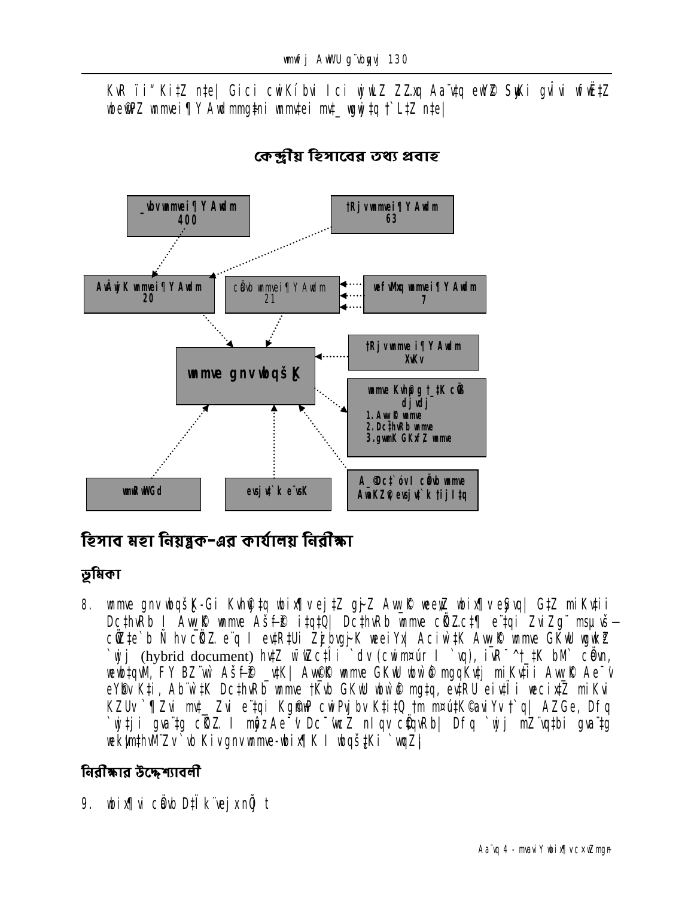KvR ïi" Kivi ci miKvwi wnmve msiÿY Kiv nq| GB Aa¨v‡q evsjv‡`k miKv‡ii wnmve e¨e¯'vcbv mswkøó welq mg~n Av‡jvPbv Kiv n‡q‡Q|

## কেন্দ্রীয় হিসাবের তথ্য প্রবাহ

_vbv wnmvei¶Y Awdm 400

†Rjv wnmvei¶Y Awdm 63

AÂwjK wnmvei¶Y Awdm 20

cÖavb wnmvei¶Y Awdm 21

wefvMxq wnmvei¶Y Awdm 7

†Rjv wnmve i¶Y Awdm XvKv

wnmve gnv wbqš¿K

wnmve Kvh©µg †_‡K cÖ¯‘Z dj vdj
1. AvwY©K wnmve
2. Dc‡hvRb wnmve
3. gvwmK GKxf~Z wnmve

wmGwRG

evsjv‡`k e¨vsK

A_©‰bwZK cÖavb wnmve AwaKZ© evsjv‡`k †ij I‡q

# হিসাব মহা নিয়ন্ত্রক-এর কার্যালয় নিরীক্ষা

## ভূমিকা

8. wnmve gnv wbqš¿K-Gi Kvh©vj‡q wbix¶v ej‡Z gš¿Yvjq, wefvM, wewfbœ Awdm I cÖwZôv‡bi wnmve Ges Zv‡`i Kvh©µg wbix¶v Kiv eySvq| Dc‡hvRb I AvwY©K wnmve ¸iæZ¡c~Y© `wjj (hybrid document) hv‡Z wewfbœ ai‡bi Z_¨ AšÍf©y³ _v‡K| AvwY©K wnmve GKwU mswnZ Z_¨ hv miKv‡ii Avq-e¨q, e¨vsK e¨vj¨vÝ I `vq mgy‡ni mgwš^Z Z_¨ cÖ`k©b K‡i| Dc‡hvRb wnmve GKwU `wjj hv ms‡kvwaZ ev‡R‡Ui wecix‡Z miKvi KZ©„K cÖK…Z e¨‡qi wnmve cÖ`k©b K‡i| Dfq `wjj gš¿Yvjq I wefv‡Mi Avq-e¨q welqK Z_¨ c‡ii eQ‡i RvZxq msm‡` Dc¯'vcb Kiv nq| Dfq `wj‡ji Z_¨ wbf©yj I m¤ú~Y© wKbv Zv wbix¶v Kiv nq|

## নিরীক্ষার উদ্দেশ্যাবলী

9. wbix¶vi cÖavb D‡Ïk¨mg~n t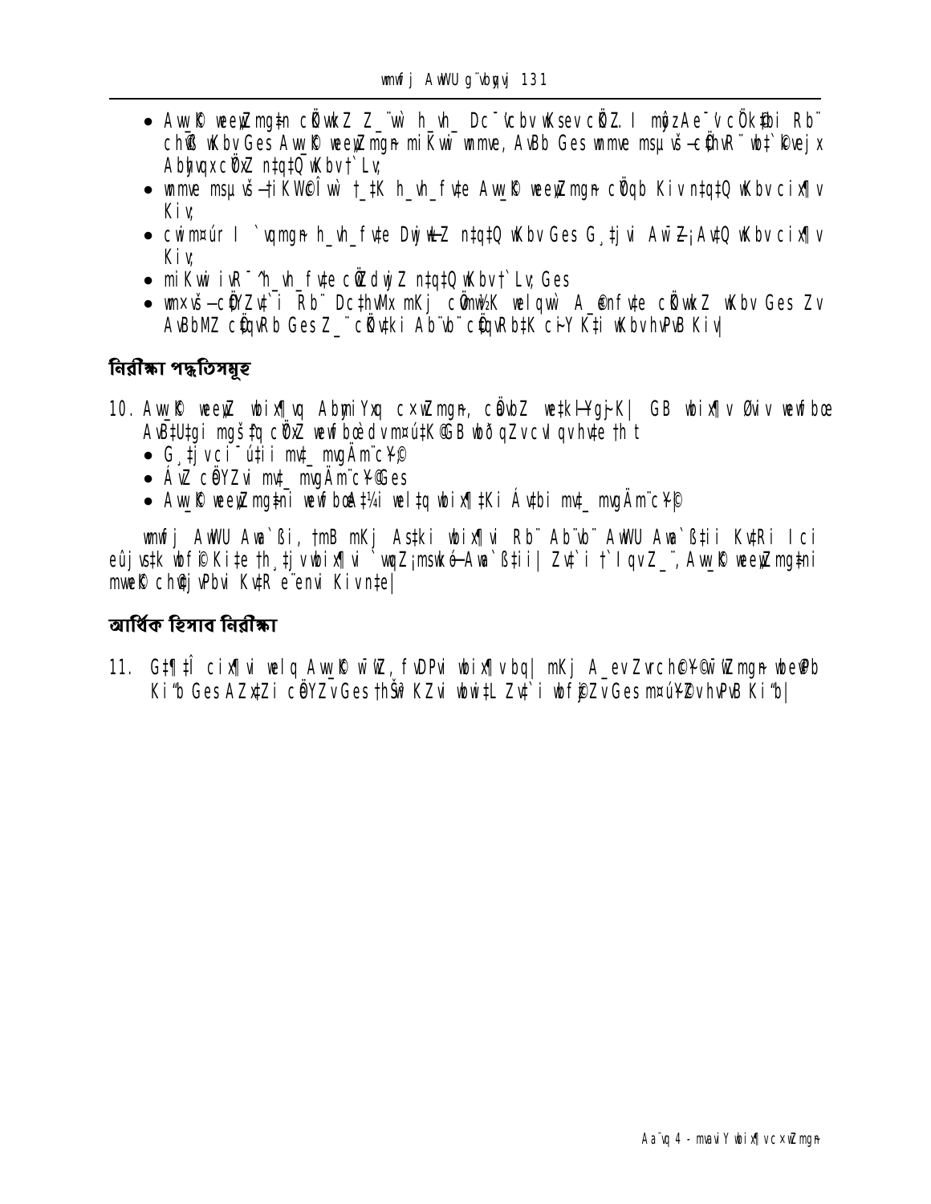- Aw_K© weeiZ mg‡n cÖwkZ Z_¨wì h_vh_ Dc¯'vcbv wKsev cÖKZ. I mgÖzAe¯'v cÖKvk‡bi Rb¨ ch©B wKbv Ges Aw_K© weeiZ mgn miKvwi wmme, AvBb Ges wmme msµvš—cÖhvR¨ wb‡`©kvejx AbhvqxcÖ¯'Z n‡q‡Q wKbv †`Lv;
- wmme msµvš—†iKW©Îwì †_‡K h_vh_ fv‡e Aw_K© weeiZ mgn cÖqb Kiv n‡q‡Q wKbv cix¶v Kiv;
- cwim¤ú` I `vqmgn h_vh_ fv‡e DwjwLZ n‡q‡Q wKbv Ges G¸‡jvi AwZ—¡Av‡Q wKbv cix¶v Kiv;
- miKvwi iR¯^ h_vh_ fv‡e cÖZdwjZ n‡q‡Q wKbv †`Lv; Ges
- wnmvš—cÖYZv‡`i Rb¨ Dc‡hvMx mKj cÖmw½K welqwì A_©nfv‡e cÖwkZ wKbv Ges Zv AvBbMZ cÖqvRb Ges Z_¨ cÖv‡ki Ab¨vb¨ cÖqvRb‡K ciYY K‡i wKbv hvPvB Kiv|

## নিরীক্ষা পদ্ধতিসমূহ

10. Aw_K© weeiZ wbix¶v AbmiYxq cxwZmgn, cÖwbZ we‡kl¯Yqj-K| GB wbix¶v Øviv wewfbœ Av‡Uvgi mgš^q cÖ¯'Z wewfbœ dvm¤ú‡K©GB wbõqZv cvl qvhv‡e th t
   - G¸‡jv ci¯úi‡ii mv‡_ mvgÄm¨c~Y©
   - ÁvZ cÖYZvi mv‡_ mvgÄm¨c~Y©Ges
   - Aw_K© weeiZ mg‡ni wewfbœ A‡½i wel‡q wbix¶‡Ki Ávtbi mv‡_ mvgÄm¨c~Y©

wmwfj AwWU Awa`ßi, †mB mKj As‡ki wbix¶vi Rb¨ Ab¨vb¨ AwWU Awa`ß‡ii Kv‡Ri I ci eûj vsk wbf© Ki‡e †h¸‡jv wbix¶vi `vwqZ¡msw¯ó Awa`ß‡ii| Zv‡`i †`I qvZ_¨, Aw_K© weeiZ mg‡ni mweK© ch©vjvPbvi KvtR e¨envi Kiv n‡e|

## আর্থিক হিসাব নিরীক্ষা

11. G‡¶‡Î cix¶vi welq Aw_K© wiwZ, fvDPvi wbix¶v bq| mKj A_evZvch©Y©wiwZmgn wbe©Pb Ki‡b Ges AZx‡Zi cÖYZv Ges †hŠw³KZvi wbwi‡L Zv‡`i wbf©iZv Ges m¤úY©Zv hvPvB Ki‡b|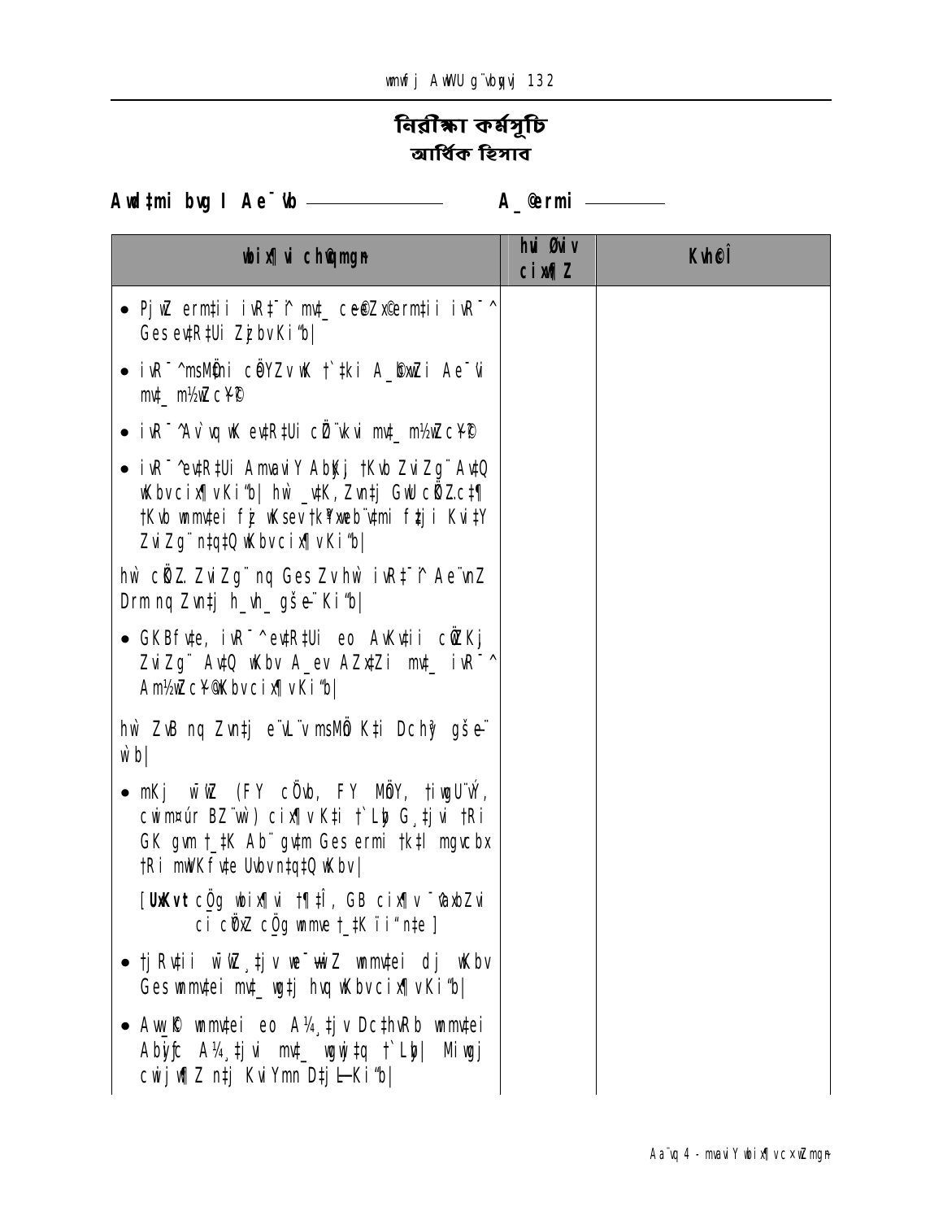# নিরীক্ষা কর্মসূচি
## আর্থিক হিসাব

**Awdtmi bvg I Ae¯'vb ____________ A\_©ermi ________**

| wbix¶Yi chØwZmgn | hvi Øviv cix¶Z | Kvh©Î |
|---|---|---|
| • PjwZ ermtii iwR‡÷i mv‡\_ ce©eZx©ermtii iwR÷vi Ges evtRtUi ZzjbvKiY| | | |
| • iwR÷vi msMÖtni cÖYZvwK †`tki A\_©bxwZi Ae¯'vi mv‡\_ mvgÄm¨c~Y©| | | |
| • iwR÷vi Av`vq wK evtRtUi cÖv°jtbi mv‡\_ mvgÄm¨c~Y©| | | |
| • iwR÷vi evtRtUi AmvaviY Abyk‡ †Kvb ZviZg¨ AvtQ wKbv cix¶v Kiv| hw` \_vtK, Zvn‡j GwU cÖZ¨vkv‡¶ †Kvb wmwte f~j wKsev †k¨xweb¨vtmi f‡ji KviY ZviZg¨ ntqtQ wKbv cix¶v Kiv| | | |
| hw` cÖZ¨vkv ZviZg¨ nq Ges Zv hw` iwR‡÷i Ae¨vnZ Drm nq Zvn‡j h\_vh\_ gšÍe¨ Kiv| | | |
| • GKBfvte, iwR÷vi evtRtUi eo AvKvtii cÖZ¨vkvi ZviZg¨ AvtQ wKbv A\_ev AZxtZi mv‡\_ iwR÷vi AmvgÄm¨c~Y© wKbv cix¶v Kiv| | | |
| hw` ZvB nq Zvn‡j e¨vL¨v msMÖn K‡i Dchy³ gšÍe¨ w`b| | | |
| • mKj wnmve (FY cÖvb, FY MÖnY, †iwgU¨vÝ, cwimgvß BZ¨w`) cix¶v K‡i †`Lyb G¸‡jv †Ri GK gvm †\_‡K Ab¨ gv‡m Ges ermi †k‡l mgvcbx †Ri mwVKfvte Uvbv ntqtQ wKbv| | | |
| [**UxKv** cÖg wbix¶Y †¶‡Î, GB cix¶v ¯'vbxZvi ci cÖ\_g cÖg wnmve †\_‡K ïiƒ n‡e] | | |
| • †jRvtii wnmve¸‡jv we¯ÍvwiZ wnmvtei dj wKbv Ges wnmvtei mv‡\_ wgt‡j hvq wKbv cix¶v Kiv| | | |
| • Aw\_©K wnmvtei eo A¼¸‡jv Dc‡hvRb wnmvtei Abyÿc A¼¸‡jvi mv‡\_ wgwjtq †`Lyb| Miwgj cwijwÿZ n‡j KviYmn Dt‡jL Kiv| | | |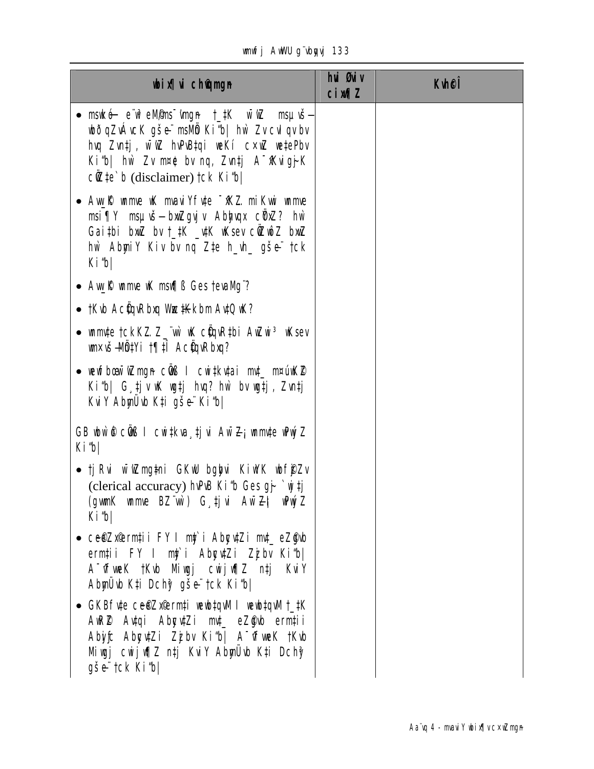| wbix¶vi cÖwµqvmgn | hvi Øviv cixw¶Z | Kvh©Î |
|---|---|---|
| • msw¯ó e¨w³eM©ms¯'vmgn †_‡K wj¶L msµvšÍ wbðqZvÁvcK gšÍe¨ msMÖn Ki"b\| hw` ZvcvI qvbv hvq Zvn‡j, wj¶L hvPvB‡qi weKí cxwZ we‡ePbv Ki"b\| hw` Zv m¤¢e bv nq, Zvn‡j A¯^xKvigyjK cÖwZ‡e`b (disclaimer) †ck Ki"b\| | | |
| • Aw_©K wnmve wK mvaviYfv‡e ¯^xK… miKvwi wnmve msi¶Y msµvšÍ bxwZgvjv Abymvix cÖ¯'Z? hw` Gai‡bi bxwZ bv †_‡K _v‡K wKsev cÖ‡qvM bvwZ hw` AbymiY Kiv bv nq Z‡e h_vh_ gšÍe¨ †ck Ki"b\| | | |
| • Aw_©K wnmve wK msw¶ß Ges †evaMg¨? | | |
| • †Kvb AcÖqvRbxq Wvm‡Kvbm Av‡Q wK? | | |
| • wnmv‡e †ckKZ.Z_¨w` wK cÖqvR‡bi AwZwi³ wKsev wnxvš—MÖ‡Yi †¶‡Î AcÖqvRbxq? | | |
| • wewfbœwi¶Zmgn cÖ‡qvM I cwi‡kv‡ai mv‡_ m¤úwK©Z Ki"b\| G¸‡jv wK wg‡j hvq? hw` bv wg‡j, Zvn‡j KviY AbymÜvb K‡i gšÍe¨ Ki"b\| | | |
| GB wbwð© cÖ‡qvM I cwi‡kva¸‡jvi AwZ¶¡ wnmv‡e wPwýZ Ki"b\| | | |
| • †jRvi wi¶Zmg‡ni GKwU bgybvi KiwYK wbfzjZv (clerical accuracy) hvPvB Ki"b Ges gš— `ª‡j (gvmK wnmve BZ¨vw`) G¸‡jvi AwZ¶\| wPwýZ Ki"b\| | | |
| • ce©eZx©ermi‡ii FY I mš`i Abyc‡Zi mv‡_ eZ©gvb ermi‡ii FY I mš`i Abyc‡Zi Zzjbv Ki"b\| A¯^vfvweK †Kvb Miwgj cwijw¶Z n‡j KviY AbymÜvb K‡i Dchy³ gšÍe¨ †ck Ki"b\| | | |
| • GKBfv‡e ce©eZx©ermi‡i wewb‡qvM I wewb‡qvM †_‡K AwR©Z Av‡qi Abyc‡Zi mv‡_ eZ©gvb ermi‡ii Abyiƒc Abyc‡Zi Zzjbv Ki"b\| A¯^vfvweK †Kvb Miwgj cwijw¶Z n‡j KviY AbymÜvb K‡i Dchy³ gšÍe¨ †ck Ki"b\| | | |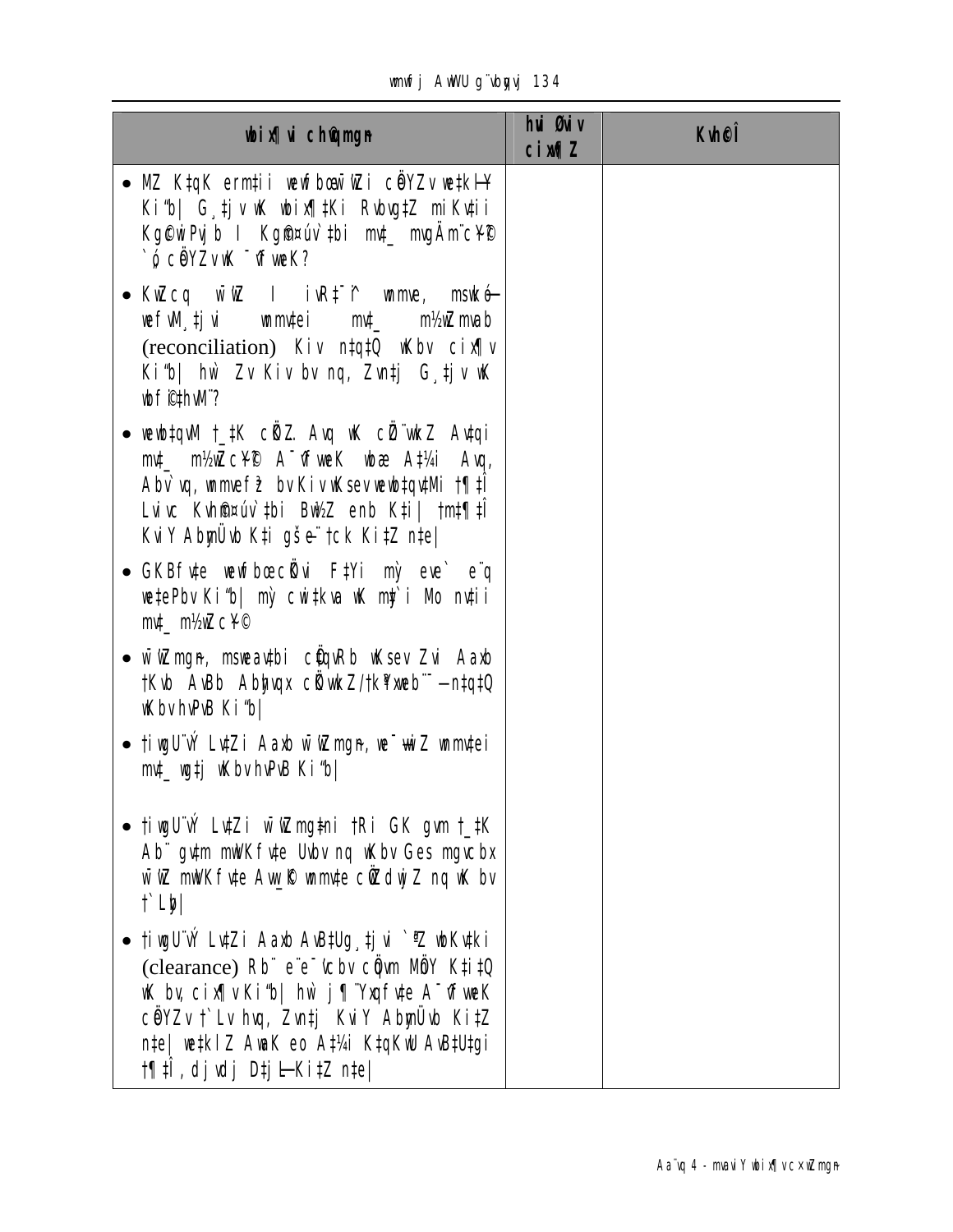| wbix¶vi cÖkœmgn | hvi Øviv cixw¶Z | Kvh©Î |
|---|---|---|
| • MZ K‡qK erm‡ii wewfbœ wUwZi cÖYZv we‡kølY Ki"b\| G¸‡jv wK wbix¶‡Ki Rvbvg‡Z miKv‡ii Kg©KvÐ I Kg©m¤úv`‡bi mv‡\_ mvgÄm¨c~Y© `ó cÖYZvwK ¯ú÷ weK? | | |
| • KwZcq wUwZ I iwR÷vi wmme, msiwÿ‡Z wefvM¸‡jvi wmmv‡ei mv‡\_ m½wZmvab (reconciliation) Kiv n‡q‡Q wKbv cix¶v Ki"b\| hw` Zv Kiv bv nq, Zvn‡j G¸‡jv wK wbf©i‡hvM¨? | | |
| • wewb‡qvM †\_‡K cÖvß Avq wK cÖ‡qvRbxq A‡\_©i mv‡\_ m½wZc~Y© A¯^”Q weK wbæ A‡¼i Avq, Abv`vq, wmmvef‚³ bv Kiv wKsev wewb‡qvMi †¶‡Î Lvivc Kvh©m¤úv`‡bi Bw½Z enb K‡i\| †m‡¶‡Î KviY Abym܇vb Ki‡Z n‡e\| | | |
| • GKBfv‡e wewfbœcÖKvi F‡Yi mšú` e¨q we‡ePbv Ki"b\| mšú` cwi‡kva wK mš`i Mo nv‡ii mv‡\_ m½wZc~Y© | | |
| • wUwZmgn, msiwÿZ cÖ‡qvRb wKsev Zvi Aaxb †Kvb AvBb Abyhvqx cÖ‡qvRbxq/†kl¨xweb¨—n‡q‡Q wKbv hvPvB Ki"b\| | | |
| • †iwgU¨vÝ Lv‡Zi Aaxb wUwZmgn, we¯—vwiZ wmmv‡ei mv‡\_ wgj wKbv hvPvB Ki"b\| | | |
| • †iwgU¨vÝ Lv‡Zi wUwZmg‡ni †Ri GK gvm †\_‡K Ab¨ gv‡m mwVKfv‡e Uvbv nq wKbv Ges mgvcbx wUwZ mwVKfv‡e Avb\_© wmmv‡e cÖwZdwjZ nq wK bv †`Lyb\| | | |
| • †iwgU¨vÝ Lv‡Zi Aaxb AvB‡Ug¸‡jvi `ªZ wbKv‡ki (clearance) Rb¨ e¨e¯'vcbv cÖÁvm MÖnY K‡i‡Q wK bv, cix¶v Ki"b\| hw` j¶¨Yxqfv‡e A¯^”Q weK cÖYZv †`Lv hvq, Zvn‡j KviY Abym܇vb Ki‡Z n‡e\| we‡kl Z Avi K eo A‡¼i K‡qKwU AvB‡U‡gi †¶‡Î, dj vdj D‡jø­Ki‡Z n‡e\| | | |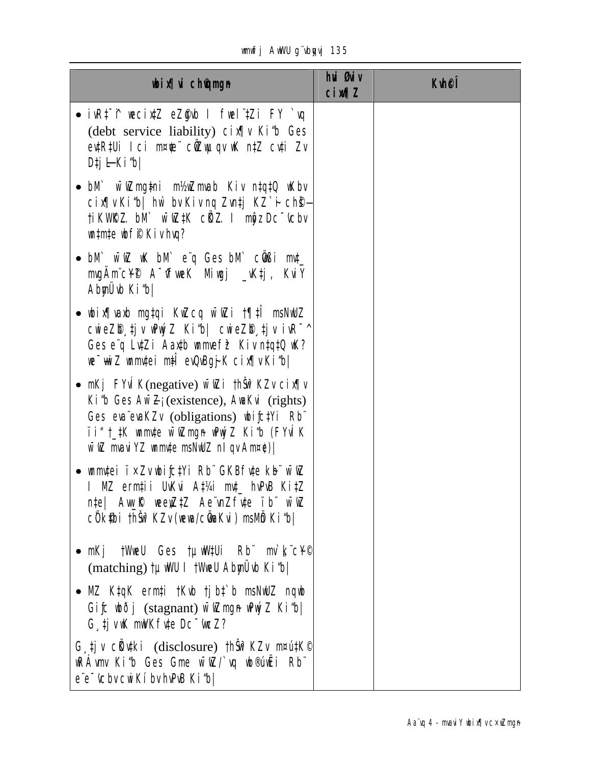| wbix¶ui ch©qmgn | hui Øuiv cixÿ¶Z | Kvh©Î |
|---|---|---|
| • ivR‡¯^ wecix‡Z eZ©gvb I fwel¨‡Zi FY `vq (debt service liability) cix¶v Ki“b Ges ev‡R‡Ui I ci m¤¢e¨ cÖfve ¯úó wK n‡Z cv‡i Zv D‡jL Ki“b\| | | |
| • bM` wb‡qvMmgy‡ni m¤¢vebv mvab Kiv n‡q‡Q wKbv cix¶v Ki“b\| hw` bv Kiv nq Zvn‡j KZ`~i ch©šÍ †iKW©K…Z bM` wb‡qvM‡K cÖKvk I mgvaz Dc¯'vcbv ev‡¯Íe wfwË©K Kiv hvq? | | |
| • bM` wb‡qvM wK bM` e¨q Ges bM` cÖvwßi mv‡_ mvgÄm¨c~Y© A¯^vfvweK Mixgj _vK‡j, KviY Abym܇vb Ki“b\| | | |
| • wbix¶vaxb mg‡qi Kvh©cq wb‡qvMi †¶‡Î msNwUZ cwieZ©b¸‡jv wPwýZ Ki“b\| cwieZ©b¸‡jv ivR¯^ Ges e¨q LvZ‡i Aaxb wnmvefz³ Kiv n‡q‡Q wK? we¯ÍvwiZ wnmv‡ei mv‡Î ev¯Íe‡gj¨K cix¶v Ki“b\| | | |
| • mKj FYvZ¥K (negative) wb‡qv‡Mi †hŠw³KZv cix¶v Ki“b Ges Aw¯Í‡Z¡ (existence), AwaKvi (rights) Ges eva¨evaKZv (obligations) wbixc‡Yi Rb¨ ïi“ †_‡K wnmv‡e wb‡qvMmgn wPwýZ Ki“b (FYvZ¥K wb‡qvM mvaviYZ wnmv‡e msNwUZ nIqv Am¤¢e)\| | | |
| • wnmv‡ei ïxZv wbixc‡Yi Rb¨ GKBfv‡e kb¨ wb‡qvM I MZ erm‡ii UvKvi A‡¼i mv‡_ hvPvB Ki‡Z n‡e\| Aw_©K weeiY‡Z Ae¨nZ fv‡e ïb¨ wb‡qvM cÖK…‡Zi †hŠw³KZv (weeiY/cÖgvYKvi) msMÖn Ki“b\| | | |
| • mKj †WweU Ges †µwWU‡Ui Rb¨ mv`„k¨c~Y© (matching) †µwWU I †WweU Abym܇vb Ki“b\| | | |
| • MZ K‡qK erm‡i †Kvb †jb‡`b msNwUZ nqwb Giƒc wbð¨j (stagnant) wb‡qvMmgn wPwýZ Ki“b\| G¸‡jv wK mwVKfv‡e Dc¯'vcZ? | | |
| G¸‡jv cÖKv‡ki (disclosure) †hŠw³KZv m¤ú‡K© wRÁvmv Ki“b Ges Gme wb‡qvM/`vq wb®úwËi Rb¨ e¨e¯'vcbv cwiKíbv hvPvB Ki“b\| | | |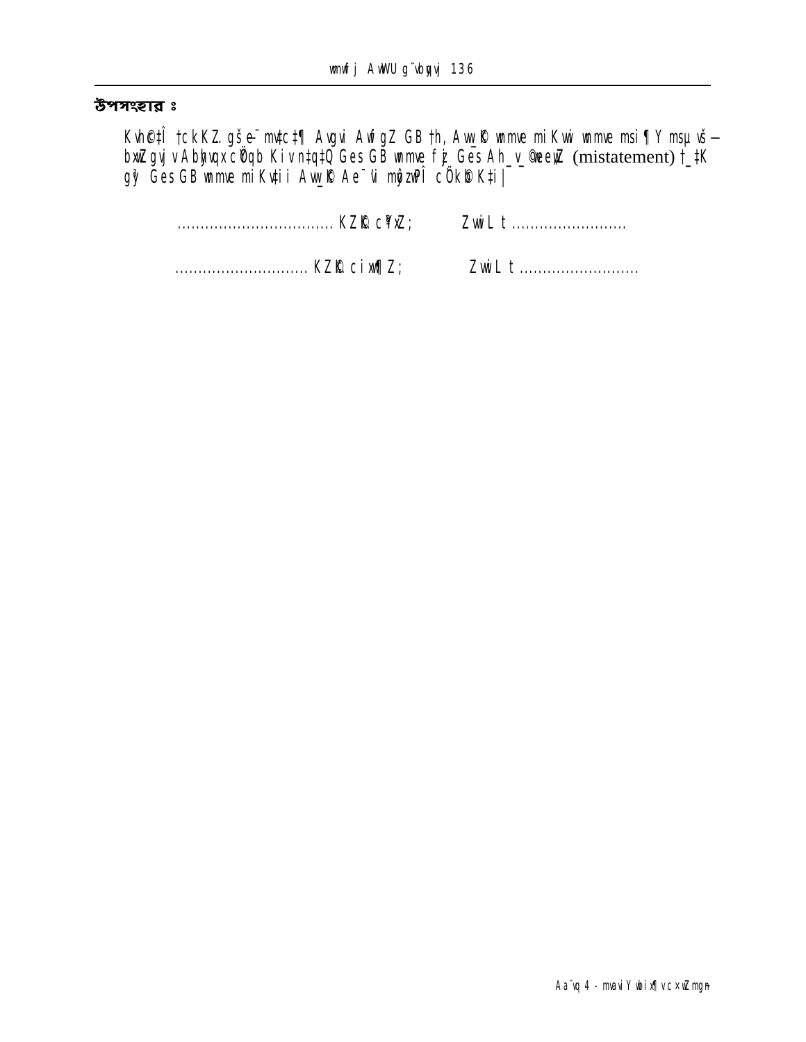## উপসংহার ঃ

Kvh©‡Î †ckvMZ gš—e¨ mv‡c‡¶ Avgvi AwfgZ GB †h, Aw_©K wnmve miKvwi wnmve msi¶Y msµvš— bxwZgvjv Abyhvqx cÖ¯—Z Kiv n‡q‡Q Ges GB wnmve fyj Ges Ah_v_© eY©bvi (mistatement) †_‡K gy³ Ges GB wnmve miKv‡ii Aw_©K Ae¯'v mwVKfv‡e cÖKvk K‡i|

.................................. KZ©„c¶Z; ZvwiL t .........................

............................. KZ©„ cix¶Z; ZvwiL t ..........................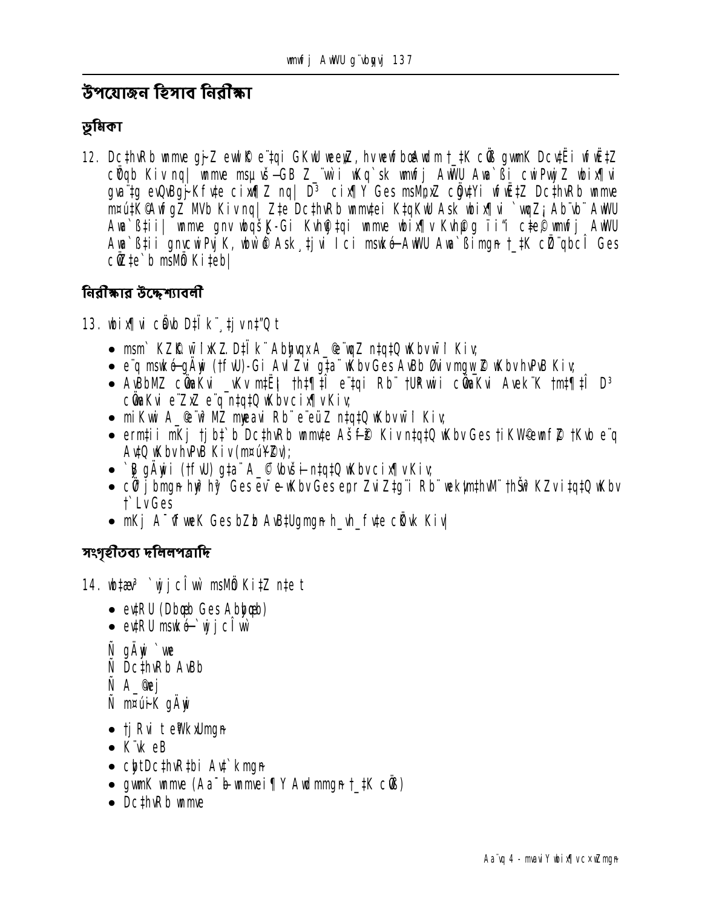## উপযোজন হিসাব নিরীক্ষা

### ভূমিকা

12. DcthvRb wmve gj~Z ewlR© e¨tqi GKwU weeiY, hv wbwfboAwdm †\_‡K cÖ¸ gwmK Dcv‡Ëi wfwË‡Z cÖqb Kiv nq| wmve msµvš—GB Z\_¨wU i wKQ`sk wmwfj AwWU Awa`ßi cwiPwjZ wbix¶v gva¨‡g evQvBgj~Kfv‡e cix¶Z nq| D³ cix¶Y Ges msMÖxZ cÖgv‡Yi wfwË‡Z DcthvRb wmve m¤úu‡K©Awfg‡Z MVb Kiv nq| Z‡e DcthvRb wmvtei K‡qKwU Ask wbix¶vi `wqZ¡ Ab¨vb¨ AwWU Awa`ß‡ii| wmve gnv wbqš¿K-Gi Kvh©‡qi wmve wbix¶v Kvh©µg ïi"i c‡e© wmwfj AwWU Awa`ß‡ii gnvcwiPvjK, wbwà©Ask ¸‡jvi Ici msw¯ó AwWU Awa`ßimgn †\_‡K cÖZ¨qbcÎ Ges cÖZ‡e`b msMÖn Ki‡eb|

### নিরীক্ষার উদ্দেশ্যাবলী

13. wbix¶vi cÖvb D‡Ïk¨ ¸‡jv n‡"Q t

- msm` KZ©K ŵ IxKZ D‡Ïk¨ Abyhvqx A\_© e¨q nq‡q‡Q wKbv wbiƒc Kiv;
- e¨q msw¯ó gÄyix (†fvU)-Gi AvIZvi g‡a¨ wKbv Ges AvBb Øviv mgw\_©Z wKbv hvPvB Kiv;
- AvBbMZ cÖwaKvi \_wKv m‡Ë¡ †h‡¶‡Î e¨tqi Rb¨ †UReyii cÖwaKvi Avek¨K †m‡¶‡Î D³ cÖwaKvi e¨ZxZ e¨q n‡q‡Q wKbv cix¶v Kiv;
- miKwi A\_© e¨‡q MZ myeavi Rb¨ e¨eüZ n‡q‡Q wKbv wbiƒc Kiv;
- ermtii mKj †jb‡`b DcthvRb wmv‡e Aš—f~© Kiv n‡q‡Q wKbv Ges †iKW©ewnf©© †Kvb e¨q Av‡Q wKbv hvPvB Kiv (m¤úY©Zv);
- `vß gÄyi (†fvU) g‡a¨ A\_©©wbwš—n‡q‡Q wKbv cix¶v Kiv;
- cÖ‡j bmgn hw` hq Ges ev¯—e wKbv Ges evjr Zvi Z‡g¨i Rb¨ wek¦m‡hvM¨ †hŠw³ KZvi ‡q‡Q wKbv †`Lv Ges
- mKj A¯'vfwek Ges bZb Av‡Ugmgn h\_vh\_fv‡e cÖvk Kiv|

### সংগৃহীতব্য দলিলপত্রাদি

14. wb‡æv³ `wjjcÎvw` msMÖn Ki‡Z n‡e t

- ev‡RU (Dbœqb Ges Abbœqb)
- ev‡RU msw¯ó `wjjcÎvw`

  Ñ gÄyi `vwe
  Ñ DcthvRb AvBb
  Ñ A\_©wej
  Ñ m¤úiK gÄyi

- †jRvi te¸KvUmgn
- K¨vk eB
- cybtDcthvR‡bi Av‡`kmgn
- gwmK wmve (Aa¯—b wmvei¶Y Awdmmgn †\_‡K cÖ¸)
- DcthvRb wmve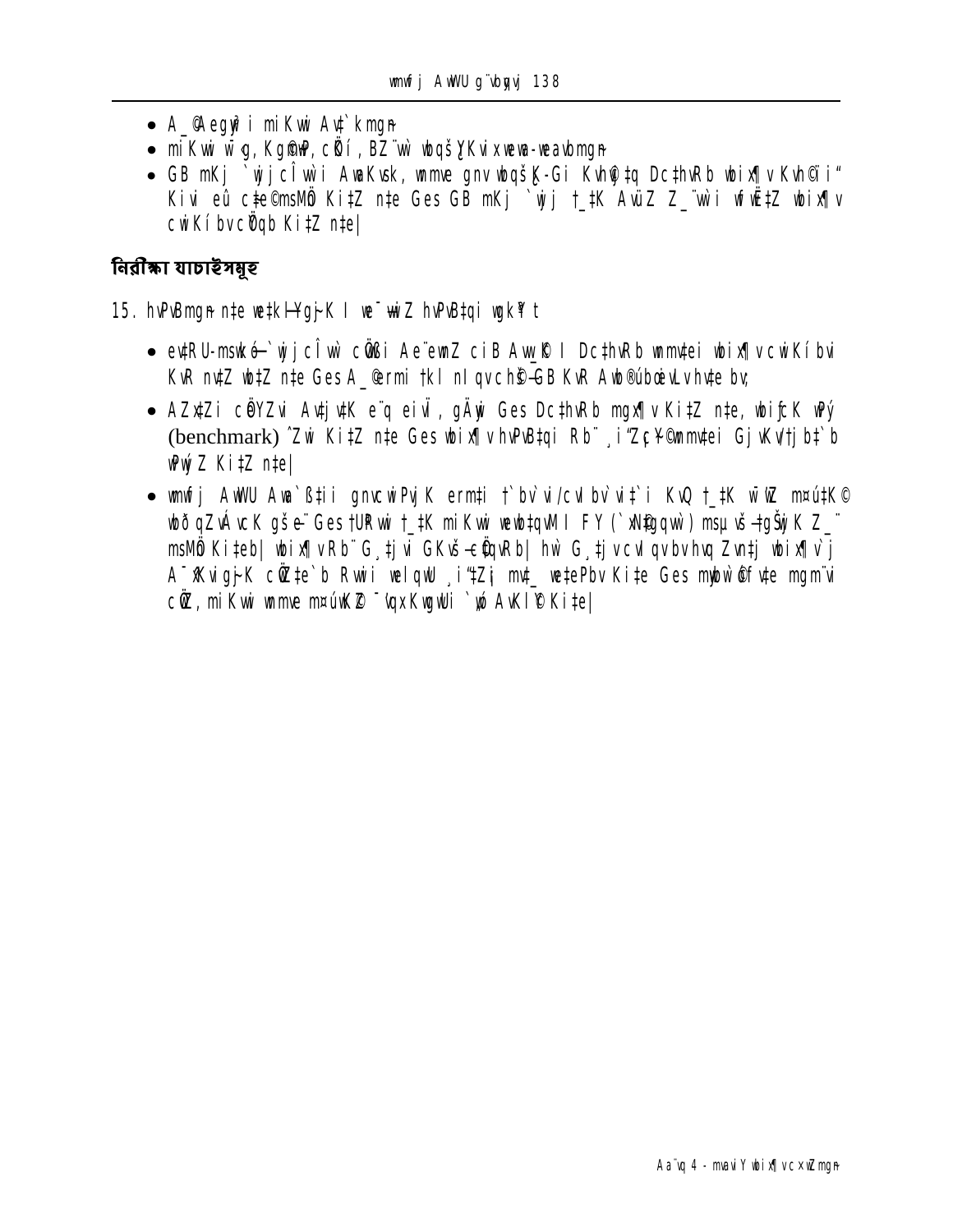- A_©Aegy³i miKvwi Avq`kmgn
- miKvwi wîq, Kg©m¯'vb, cÖwZ, BZ¨vw` wbqš¿YKvix ew¨m-weavbmgn
- GB mKj `wjjcÎ¸wji AwaKvsk, wmme gnv wbqš¿K-Gi Kvh©¨‡q Dc¯'vcb Kiv I Kvh©ii" Kiv eû c‡e©msMÖ Ki‡Z n‡e Ges GB mKj `wjj †_‡K AvüZ Z_¨wi wfwË‡Z wbix¶v cwiKíbv cÖYqb Ki‡Z n‡e|

## নিরীক্ষা যাচাইসমূহ

15. hvPvBmgn n‡e we‡kølYgjK I we¯—vwiZ hvPvB‡qi wgkª‡Y t

- evRU-msµvšÍ `wjjcÎvw` cÖvß Ae¨ewnZ ciB Aw_©K I Dc¯'vcb wmm‡ei wbix¶v cwiKíbv KvR nq‡Z wb‡Z n‡e Ges A_©ermi †kl nIqvcñ‡š—GB KvR Awb®úbœeLvh‡e bv;
- AZx‡Zi cÖYZvi Av‡jv‡K e¨q eivÏ, gÄyix Ges Dc¯'vcb mgx¶v Ki‡Z n‡e, wbijcK wPý (benchmark) ˆZwi Ki‡Z n‡e Ges wbix¶v hvPvB‡qi Rb¨ ¸iæZ¡c~Y© wmm‡ei GjvKv/†jb‡`b wPwýZ Ki‡Z n‡e|
- wmwfj AwWU Awa`ß‡ii gnvcwiPvjK ermi‡i †`bv`vi/cvIbv`vi‡`i KvQ †_‡K wbwðZ m¤úwK© wbðqZvÁvcK gšÍe¨ Ges †UªRvwi †_‡K miKvwi wewb‡qvM I FY (`xN©¯'vqx) msµvš—‡gš¿yK Z_¨ msMÖn Ki‡eb| wbix¶v Rb¨ G¸‡jv GKvš—cÖ‡qvRb| hw` G¸‡jv cvIqv bv hvq Zvn‡j wbix¶v`j A¯^Kvigj~K cÖZ‡e`b Rvwii welqwU ¸iæZ¡ mnKv‡i we‡ePbv Ki‡e Ges mvbyw®©f‡e mgm¨vi cÖZ, miKvwi wmme m¤úwK©Z ¯'vqx KwgwUi `„wó AvKl©Y Ki‡e|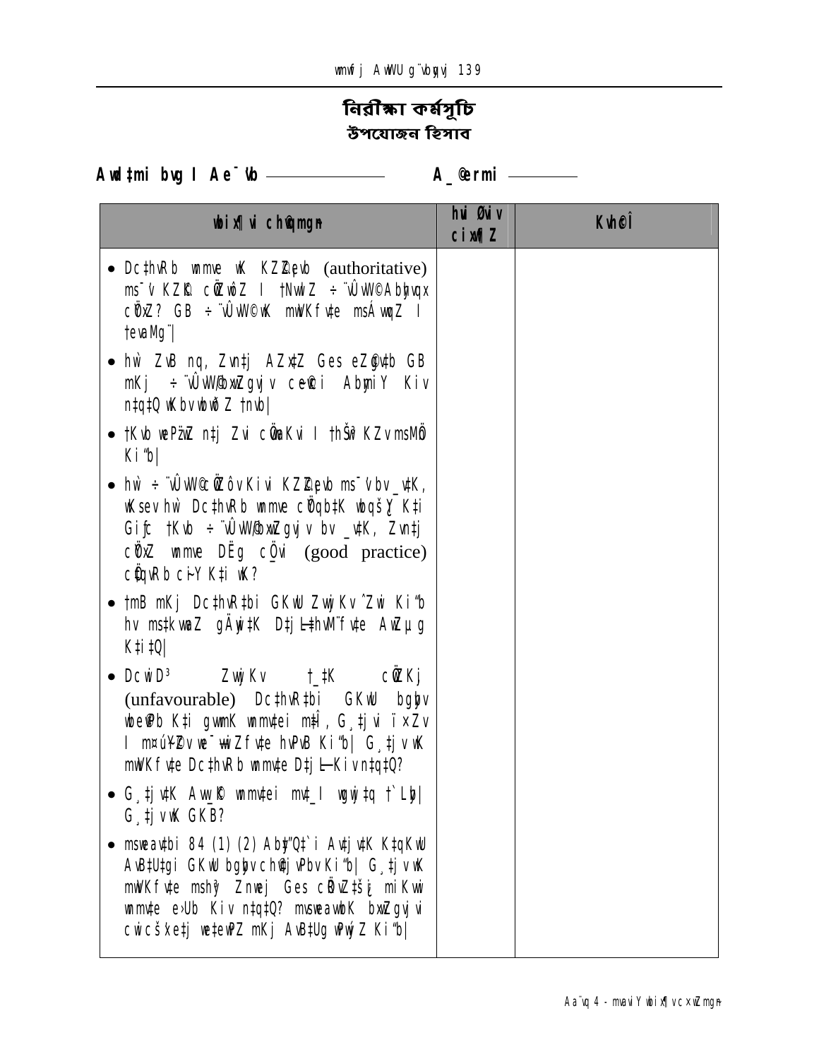# নিরীক্ষা কর্মসূচি

## উপযোজন হিসাব

**Awd‡mi bvg I Ae¯'vb ________________ A\_©ermi __________**

| wbix¶vi chØwZmgyn | hvi Øviv cixw¶Z | KvhcÎ |
|---|---|---|
| • DcthvRb wmme wK KZ©„cÿ (authoritative) ms¯'v KZ©„K cÖ¯'yZ I †Nvwl Z ÷¨vÛvW© Abyhvqx cÖ¯'Z? GB ÷¨vÛvW©wK mwVKfv‡e msÁvwqZ I †evaMg¨\| • hw` ZvB nq, Zvn‡j AZx‡Z Ges eZ©gv‡b GB mKj ÷¨vÛvW©mg~n cwicvjb Kiv n‡q‡Q wKbv wbwðZ †nvb\| • †Kvb wePz¨wZ n‡j Zvi cÖgvYK I †hŠw³KZv msMÖn Ki"b\| • hw` ÷¨vÛvW©cÖwZôvKvix KZ©„cÿ ms¯'v bv \_v‡K, wKsev hw` DcthvRb wmme cÖYq‡bi wbqšÎY Kv‡i Giƒc †Kvb ÷¨vÛvW©mg~n bv \_v‡K, Zvn‡j cÖ¯'yZ wmme DËg cÖ\_v (good practice) cÖwZdjb cÖ¯'yZ K‡i wK? • †mB mKj DcthvR‡bi GKvD›U Zvwj Kv ˆZwi Ki"b hv ms‡kvabxZ gÄyix‡K D‡jøL¨‡hvM¨fv‡e AwZµg K‡i‡Q\| • DcwiD³ Zvwj Kv †\_‡K cÖ¯'vKj (unfavourable) Dc‡hvR‡bi GKvD›U bgybv wbe©vPb K‡i gyjnK wmmv‡ei m‡½, G¸‡jvi ïaZv I mZ¨Zv hvPvB Ki"b\| G¸‡jv wK mwVKfv‡e DcthvRb wmmv‡e D‡jøL Kiv n‡q‡Q? • G¸‡jv‡K Aw\_©K wmmv‡ei mv‡\_ I wgjv‡bv †`Lyb\| G¸‡jv wK GK? • msweav‡bi 84 (1) (2) Abyy‡"Q‡`i Av‡jv‡K K‡qKwU Aby‡\_©i GKvD›U bgybv chv©‡jvPbv Ki"b\| G¸‡jv wK mwVKfv‡e msh³ Znwej Ges cÖwZ‡ÿ‡Î miKvwi wmmv‡e e›Ub Kiv n‡q‡Q? msweav‡bi bxwZgvjvi cwicš'x‡j we‡ePZ mKj Av‡\_©i wPwýZ Ki"b\| | | |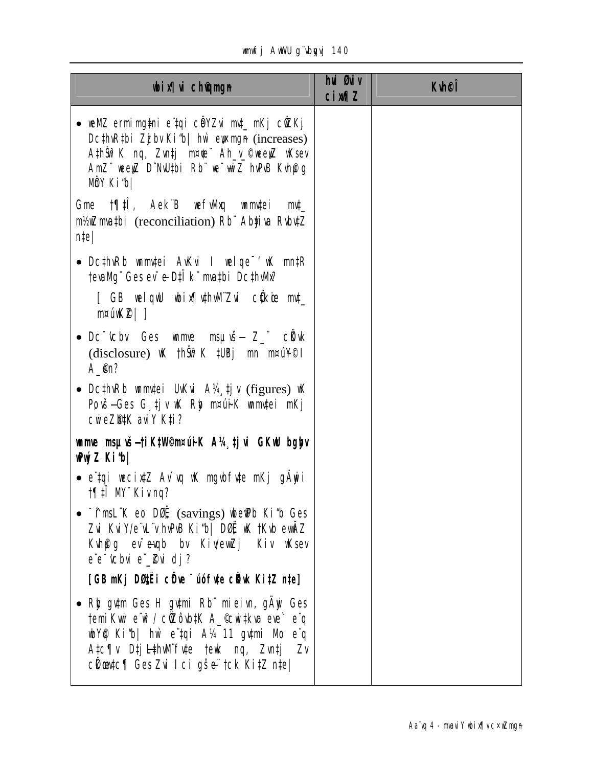| wbix¶vi c×wZmgyn | hvi Øviv cix¶xZ | Kvh©Î |
|---|---|---|
| • weMZ ermimg‡ni e¨‡qi cÖYZvi mv‡_ mKj cÖZKj Dc‡hvRb‡bi Zzjbv Ki“b\| hw` eµxmgn (increases) A‡hŠw³K nq, Zvn‡j m¤¢ve¨ Ah_v_©weeiY wKsev AmZ¨ weeiY D˜NvU‡bi Rb¨ we¯—vwiZ hvPvB Kvh©µg MÖnY Ki“b\|<br><br>Gme †¶‡Î, Aek¨B wefvMxq wnmv‡ei mv‡_ m½wZmva‡bi (reconciliation) Rb¨ Abyiva Rvbv‡Z n‡e\|<br><br>• Dc‡hvRb wnmv‡ei AvKvi I welqe¯‘ wK mn‡R †evaMg¨ Ges ev¯—e-D‡Ïk¨ mva‡bi Dc‡hvMx?<br><br>[ GB welqwU wbix¶‡Kui hvPvB-Zvi c×wZ‡Z mv‡_ m¤úwK©Z\| ]<br><br>• Dc¯'vcbv Ges wnme msµvš— Z_¨ cÖKvk (disclosure) wK †hŠw³K ‡UPBj mn m¤úÖ©I A_©?<br><br>• Dc‡hvRb wnmv‡ei UvKvi A¼¸‡jv (figures) wK Pvš—Ges G¸‡jv wK Rb m¤úwK©K wnmv‡ei mKj cwieZ©b‡K aviY K‡i?<br><br>**wnme msµvš—†iK‡W©m¤úwK©K A¼¸‡jvi GKwU bgybv wPwýZ Ki“b\|**<br><br>• e¨‡qi weciix‡Z Av`vq wK mgvbfv‡e mKj gÄywi †¶‡Î MY¨ Kiv nq?<br><br>• ¯^í msL¨K eo DØ„Ë (savings) wbe©vPb Ki“b Ges Zvi KviY/e¨vL¨v hvPvB Ki“b\| DØ„Ë wK †Kvb ewÃZ Kvh©µg ev¯—evqb bv Kiv/ewZj Kiv wKsev e¨e¯'vcbvi e¨_©Zvi dj?<br><br>**[GB mKj DØ„‡Ëi cÖve¯'úófv‡e cÖKvk Ki‡Z n‡e]**<br><br>• Rb gv‡m Ges H gv‡mi Rb¨ mieivn, gÄywi Ges †emiKvwi e¨w³ / cÖwZôv‡bK A_©cwi‡kva eve` e¨q wbY©q Ki“b\| hw` e¨‡qi A¼ 11 gv‡mi Mo e¨q A‡c¶v D‡j­L‡hvM¨fv‡e †ewk nq, Zvn‡j Zv cÖgvY‡c¶ Ges Zvi Ici gše¨ †cK Ki‡Z n‡e\| | | |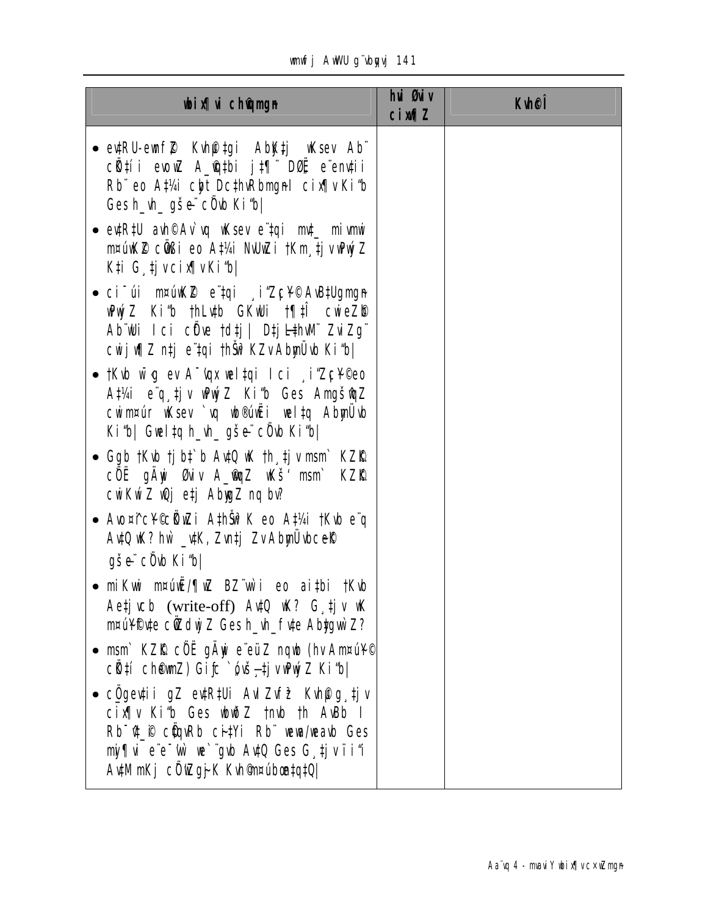| wbix¶vi ch©gmgn | hui Øviv cix¶Z | Kvh©Î |
| --- | --- | --- |
| • ev‡RU-ewnf~©Z Kvh©‡gi Ab~K‡j wKsev Ab¨ cÖ‡qi ewoZ A_©q‡bi j‡¶¨ DØË e¨en‡vi Rb¨ eo A‡¼i cyt Dc‡hvRbmgn cix¶v Ki"b Ges h_vh_ gše¨ cÖ`vb Ki"b\|<br><br>• ev‡R‡U ahv©Av`vq wKsev e¨‡qi mv‡_ mivmwi m¤úwK©Z cÖwßi eo A‡¼i NUbvi †Km¸‡jv wPwýZ K‡i G¸‡jv cix¶v Ki"b\|<br><br>• ci¯úi m¤úwK©Z e¨‡qi ¸i"Zc¥Y© AvB‡Ugmgn wPwýZ Ki"b †hLv‡b GKwUi †¶‡Î cwieZ©b Ab¨wUi Ici cÖfve †d‡j\| D‡`vniY¯^iƒc Zv Zg¨ cwij¶Z n‡j e¨‡qi †hŠw³KZv Abymü vb Ki"b\|<br><br>• †Kvb wbw`©ó ev A¯^vfvweK e¨‡qi Ici ¸i"Zc¥Y©eo A‡¼i e¨q ¸‡jv wPwýZ Ki"b Ges Amgš^qZ cwim¤úi wKsev `vq wb®úwËi wel‡q Abymüvb Ki"b\| Gwel‡q h_vh_ gše¨ cÖ`vb Ki"b\|<br><br>• Ggb †Kvb †jb‡`b Av‡Q wK †h¸‡jv msm` KZ©„K cÖË gÄywi Øviv A_©vqZ wKš' msm` KZ©„K cwiKwíZ wQj e‡j AbygvZ nq bv?<br><br>• Avo¤^icY©cÖwZi A‡hŠw³K eo A‡¼i †Kvb e¨q Av‡Q wK? hw` _v‡K, Zvn‡j ZvAbymüvbc‡e©K gše¨ cÖ`vb Ki"b\|<br><br>• miKvwi m¤úwË/¶wZ BZ¨w`i eo ai‡bi †Kvb Ae‡jvcb (write-off) Av‡Q wK? G¸‡jv wK m¤úY©fv‡e cÖgvwYZ Ges h_vh_fv‡e Abyg‡gvw`Z?<br><br>• msm` KZ©„K cÖË gÄywi e¨eüZ nqwb (hv Am¤úY© cÖ‡qi ch©vqmZ) Giƒc `„óvš—¸‡jv wPwýZ Ki"b\|<br><br>• cÖgvYv‡ii gZ ev‡R‡Ui AvIZvf~³ Kvh©µg¸‡jv cix¶v Ki"b Ges wbwðZ †nvb †h AvBb I Rb¯^v‡_© cÖ‡qvRb ci‡Yi Rb¨ wewa/weavb Ges mgy¶vi e¨e¯'v we`¨gvb Av‡Q Ges G¸‡jv h_vh_ AvBMZfv‡e cÖwZcvjb Kiv n‡q‡Q\| | | |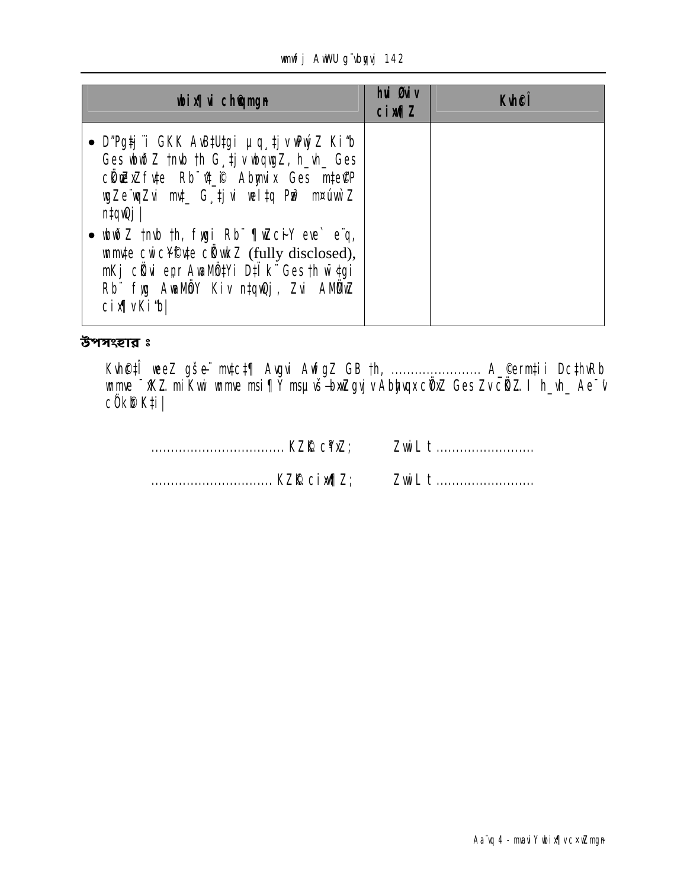| wbix¶i chÖgmgn | hui Øviv cix¶Z | Kvh©Î |
|---|---|---|
| • D"Pg‡j¨i GKK Av‡ËU‡gi µq¸‡jv wPwýZ Ki‡Z Ges wbwðZ †nvb †h G¸‡jv wbqwgZ, h_vh_ Ges cÖ‡qvRbxq fv‡e Rb¨ †_‡K Abygvix Ges m‡e©vP wgZe¨wqZvi mv‡_ G¸‡jvi we‡kÏ Pvwn` mswkøó nIqvDj \| <br> • wbwðZ †nvb †h, fvwi Rb¨ ¶wZcÖY eve` e¨q, wnmv‡e cwic~Y©fv‡e cÖKvwkZ (fully disclosed), mKj cÖvi e¨q AvbyMZ¨i D‡Ïk¨ Ges †h wb‡qvMi Rb¨ fvwi AvbyMZ¨ Kiv nIqvDj, Zvi AbyÍwZ cix¶v Ki‡b\| | | |

**উপসংহার ঃ**

Kvh©‡Î weeZ gše¨ mv‡c‡¶ Avgvi AvfgZ GB †h, …………………… A_©erm‡ii Dc‡hvRb wnmve ¯^KZ. mi Kvwi wnmve msi¶Y msµvšÍ bxwZgvjv Abyhvqx cÖ¯ÍZ Ges ZvcÖZ.I h_vh_ Ae¯'v cÖKvk K‡i\|

……………………………. KZ©K c¯ÍZ;  ZvwiL t ……………………

………………………… KZ©K cix¶Z;  ZvwiL t ……………………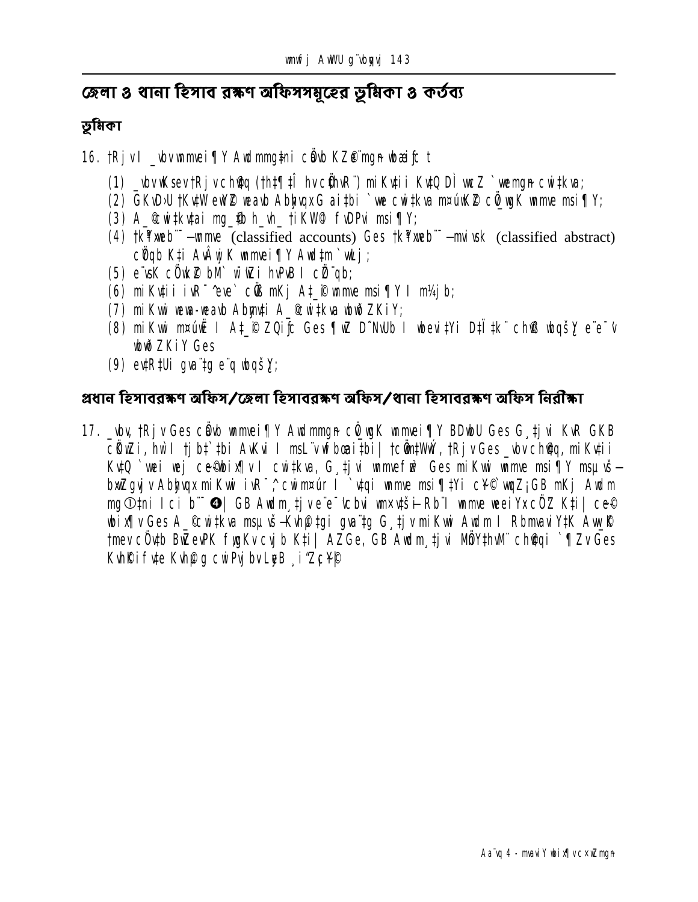## জেলা ও থানা হিসাব রক্ষণ অফিসসমূহের ভূমিকা ও কর্তব্য

### ভূমিকা

16. †Rjv I \_vbv wmmvei¶Y Awdmmg‡ni cÖvb KZ©e¨mgn wbæiƒc t

    (1) \_vbvwKsev †Rjv ch©vq (†h‡¶‡Î hv cÖ‡hvR¨) miKvii KvtQ D™¢ wcZ `wemgn cwi‡kva;
    (2) GKvD›U †KvW eB©© weavb Abhvqx G ai‡bi `we cwi‡kva m¤úwK© cÖ\_wgK wmme msi¶Y;
    (3) A\_© cwi‡kv‡ai mg\_©b h\_vh\_ †iKW© fvDPvi msi¶Y;
    (4) †k¶xweb¨¯—wmme (classified accounts) Ges †k¶xweb¨¯—mvi ms¶K (classified abstract) cÖ¯qb K‡i AvÂwjK wmmei¶Y Awd‡m `vwLj;
    (5) e¨vsK cÖwK«© bM` wZi hvPvB I cÖ¯qb;
    (6) miKvii ivR¯^ eve` cÖ⁄ß mKj A‡\_©i wmme msi¶Y I m¼j b;
    (7) miKvwi wewa-weavb Abymv‡i A\_© cwi‡kva wbwðZKiY;
    (8) miKvwi m¤úwË I A‡\_©i ZQiƒc Ges ¶wZ D˜NvUb I wbevi‡Yi D‡Ï‡k¨ ch©vß wbqšÎY e¨e¯'v wbwðZKiY Ges
    (9) ev‡R‡Ui gva¨‡g e¨q wbqšÎY;

### প্রধান হিসাবরক্ষণ অফিস/জেলা হিসাবরক্ষণ অফিস/থানা হিসাবরক্ষণ অফিস নিরীক্ষা

17. \_vbv, †Rjv Ges cÖvb wmmvei¶Y Awdmmgn cÖ\_wgK wmmei¶Y BDwbU Ges G¸‡jvi KvR GKB cÖK…Zi, hw`I †jb‡`‡bi AvKvi I msL¨vwfbœZi‡bi| †cÖw‡Ww›U, †Rjv Ges \_vbv ch©vq, miKvii KvtQ `wei wej ce©wbix¶v I cwi‡kva, G¸‡jvi wmmefy³ Ges miKvwi wmme msi¶Y msµvšÍ bxwZgvjv Abyhvqx miKvwi ivR¯^ cwi m¤úv I `v‡qi wmme msi¶‡Yi c¥©© wqZ¡GB mKj Awdm mg~‡ni Ici b¨¯ Ø| GB Awdm¸‡jv e¨e¯'vcbvi wmx¤v‡šÍ-Rb¨I wmme weeiYx cÖ¯Z K‡i| ce©© wbix¶v Ges A\_© cwi‡kva msµvšÍ-Kvh©µ‡gi gva¨‡g G¸‡jv miKvwi Awdm I RbmvaviY‡K Aw\_©© †mev cÖ`v‡b Bw¯evPK fywgKv cvjb K‡i| AZGe, GB Awdm¸‡jvi MÖ¯Y‡hvM¨ ch©v‡qi `¶Zv Ges Kvh©Kif\v‡e Kvh©µg cwiPvjbv Lye ¸iæZ¡c¥Y©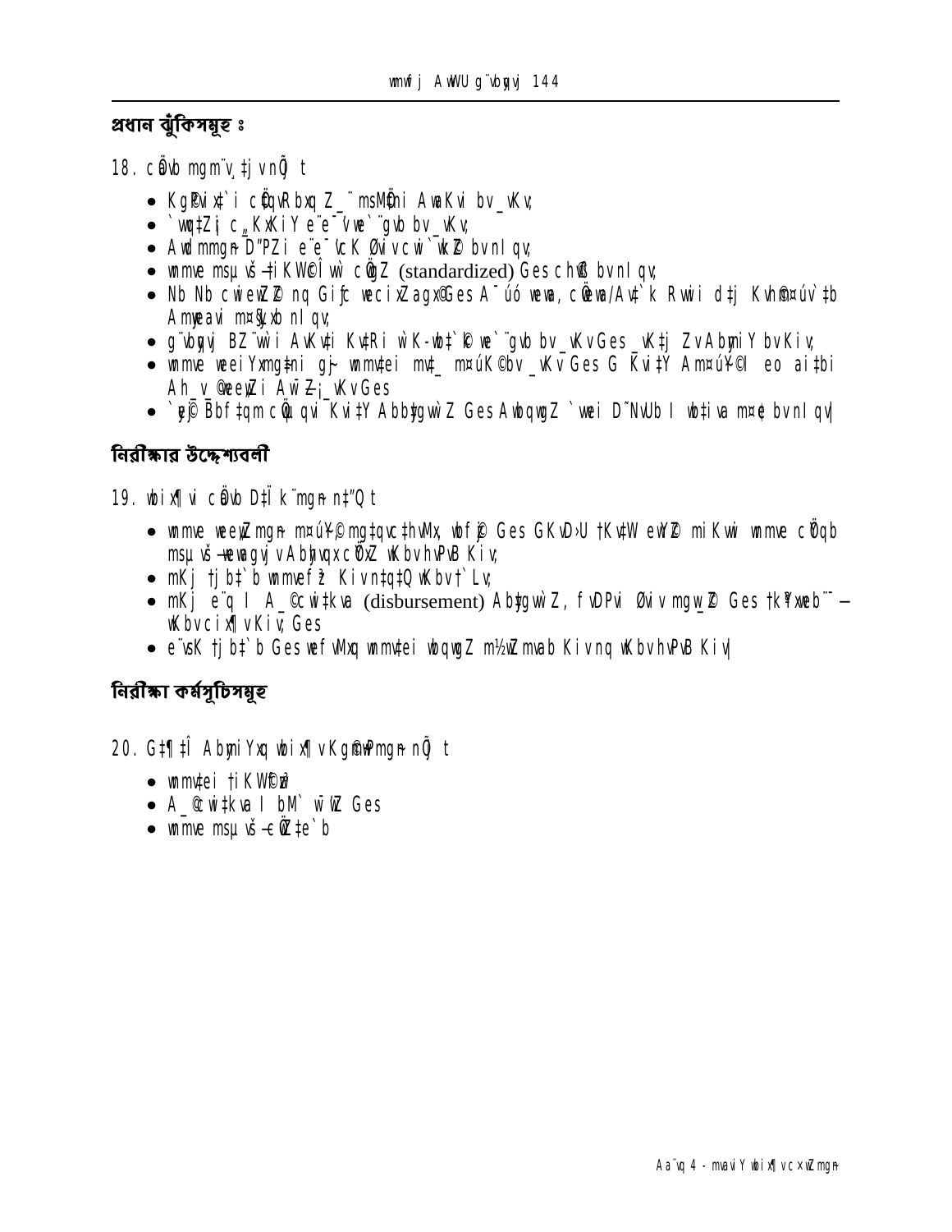## প্রধান ঝুঁকিসমূহ ঃ

18. cÖvb mgm¨v¸‡jv nÕj t

- KgPvix‡`i cÖqvRbxq Z_¨ msMÖ‡ni AwaKvi bv _vKv;
- `wjj‡Zi c„\_KxKiY e¨e¯'vi `¨gvb bv _vKv;
- Avw_©K mgm¨v-D"PZi e¨e¯'vcK Øviv cwi`k©b bv nIqv;
- wnmve msµvš—‡iKW©cÎ wU cÖgvY (standardized) Ges cwiPvjbv nIqv;
- Nb Nb cwieZ©b nq Giƒc weciYagx©Ges A¯úó weav, cÖweav/Av‡`k Rvwi d‡j Kvh©Ki¨ú`‡b Am¤úbœ n‡q \_v‡K;
- g¨vbyqvj BZ¨vw`i AvKv‡i KvRi wK-wb‡`©k we`¨gvb bv \_vKv Ges \_vK‡jI ZvAbymiY bvKiv;
- wnmve weeiYxmg~‡ni gƒj wnmv‡ei mv‡\_ mgšq‡bv \_vKv Ges G KviY Amgš^q eo ai‡bi Ah\_v ©weeiYi AwZ‡i¨\_vKvGes
- `yb©xwZ Bbf‡qm cÖ`vb Kiv‡Y AbbygwZ Ges AwbqwgZ `vwei D"Nv‡b I wb‡`©kbv me‡P‡q bvnIqv|

## নিরীক্ষার উদ্দেশ্যবলী

19. wbix¶vi cÖavb D‡Ï k¨mgn nÕQ t

- wnmve weeiYmgn m¤ú~Y© mg‡qvc‡hvMx wbfy©j Ges GKvD›U †Kv‡W eY©b© miKvwi wnmve cÖYqb msµvš— weavbvjv Abymv‡i cÖ¯'Z wKbv hvPvB Kiv;
- mKj †j b‡`b wnmvef~³ Kiv n‡q‡Q wKbv †`Lv;
- mKj e¨q I A\_©cwi‡kva (disbursement) AbygwZ, fvDPvi Øviv mg\_©b Ges †k¶w¨b¨¨–wKbv cix¶v Kiv; Ges
- e¨vsK †jb‡`b Ges wefvMxq wnmv‡ei wbqwgZ mgš^q mvab Kiv nq wKbv hvPvB Kiv|

## নিরীক্ষা কর্মসূচিসমূহ

20. G‡¶‡Î AbymiYxq wbix¶vKg©m~Pxmgn nÕj t

- wnmv‡ei †iKW©cÎ
- A\_©cwi‡kva I bM` wnmve Ges
- wnmve msµvš— cÖwZ‡e`b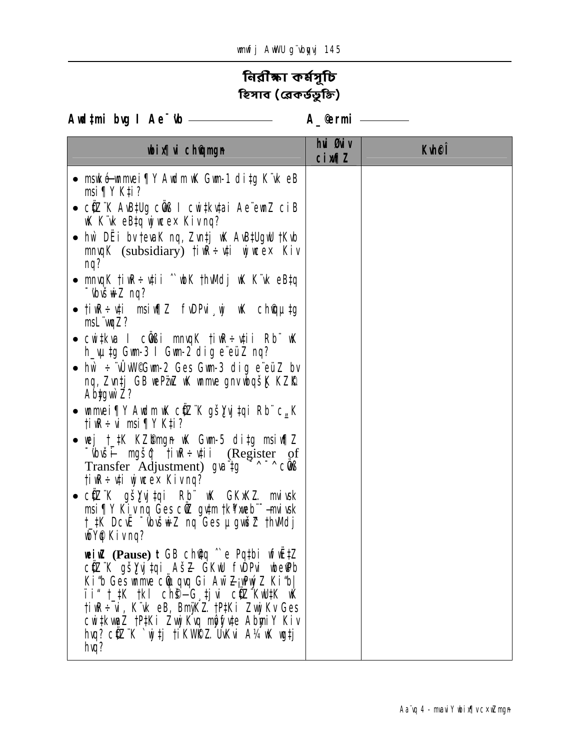# নিরীক্ষা কর্মসূচি

## হিসাব (রেকর্ডভুক্তি)

**Awd‡mi bvg I Ae¯'vb ______________ A\_©ermi ________**

| **wbix¶vi ch©vqmgn** | **hvi Øviv cixw¶Z** | **Kvh©cÎ** |
|---|---|---|
| • mswkó—wnmvei¶Y Awdm wK Gwm-1 di‡g K¨vk eB msi¶Y K‡i?<br>• cÖZ¨K AvB‡Ug cÖvß I cwi‡kv‡ai Ae¨ewnZ ciB wK K¨vk eB‡q wjwce× Kiv nq?<br>• hw` DËi bv‡evaK nq, Zvn‡j wK AvB‡UgwU †Kvb mnvqK (subsidiary) †iwR÷v‡i wjwce× Kiv nq?<br>• mnvqK †iwR÷v‡ii ˆ`wbK †hvMdj wK K¨vk eB‡q ¯'vbvšÍwiZ nq?<br>• †iwR÷v‡i msiw¶Z fvDPvi¸wj wK ch©vqµ‡g msL¨vqZ?<br>• cwi‡kva I cÖvwßi mnvqK †iwR÷v‡ii Rb¨ wK h\_vµ‡g Gwm-3 I Gwm-2 di‡g e¨eüZ nq?<br>• hw` ÷¨vÛvW© Gwm-2 Ges Gwm-3 di‡g e¨eüZ bv nq, Zvn‡j GB wePz¨wZ wK wnmve gnvwbqšÎK KZ©„K Abz‡gvw`Z?<br>• wnmvei¶Y Awdm wK cÖZ¨K gšÎYvj‡qi Rb¨ c„\_K †iwR÷vi msi¶Y K‡i?<br>• wej †\_‡K KZ©bmgn wK Gwm-5 di‡g msiw¶Z ¯'vbvšÍi mgšq †iwR÷v‡ii (Register of Transfer Adjustment) gva¨‡g ˆ^¯^ cÖvß †iwR÷v‡i wjwce× Kiv nq?<br>• cÖZ¨K gšÎYvj‡qi Rb¨ wK GKwUKZ mvivsk msi¶Y Kiv nq Ges cÖwZ gv‡m †kªYxeb¨¯—mvivsk †\_‡K DcvË ¯'vbvšÍwiZ nq Ges µgwjwZ †hvMdj wbY©q Kiv nq?<br><br>**weiwZ (Pause) t** GB ch©v‡q ˆ`e Pq‡bi wfwË‡Z cÖZ¨K gšÎYvj‡qi AšZ GKwU fvDPvi wbe©vPb Ki"b Ges wnmve cÖwµqvq Gi Aw¯ZZ¡ wPwýZ Ki"b| ïi" †\_‡K †kl ch©š— G¸‡jvi cÖZ¨KwU‡K wK †iwR÷vi, K¨vk eB, BmyKZ †P‡Ki ZvwjKv Ges cwi‡kvwaZ †P‡Ki ZvwjKvq mwVKfv‡e AbymiY Kiv hvq? cÖZ¨K `wjj †iKW©Z UvKvi A¼ wK wgj‡j hvq? | | |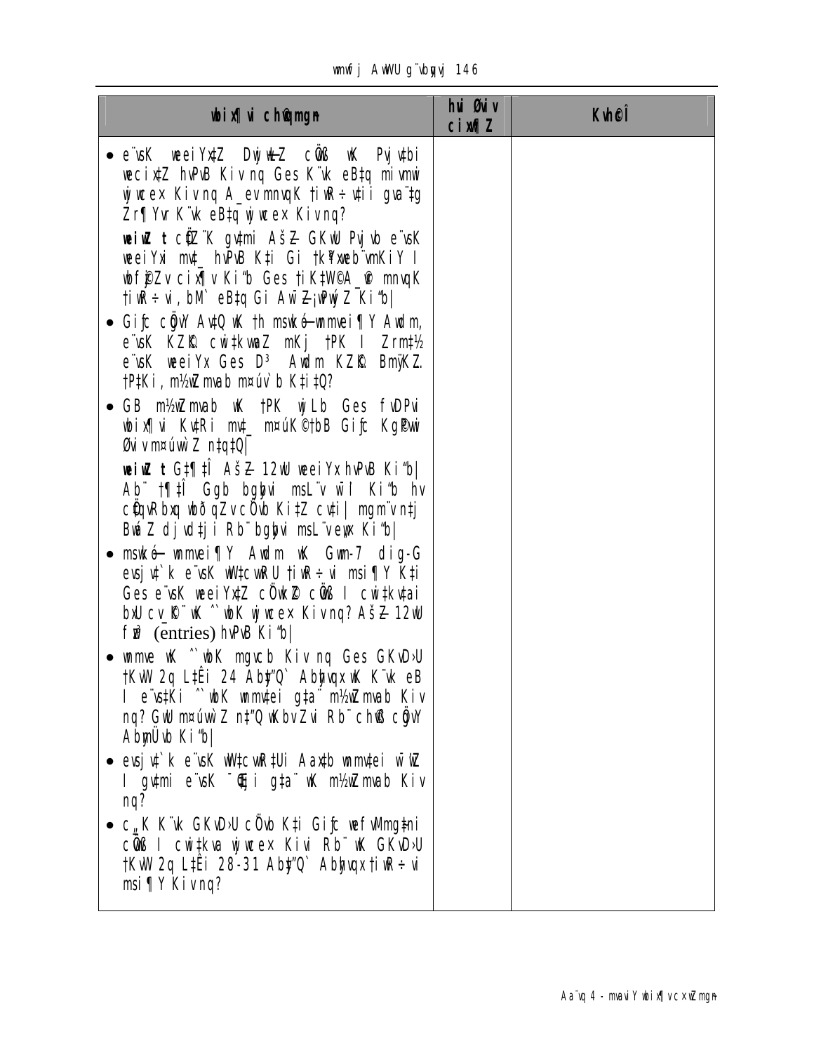| wbixÿvi c×wZmgn | hvi Øviv cixwÿZ | KvhcÎ |
|---|---|---|
| • e¨vsK weeiYx‡Z DwjøwLZ cÖvß wK Pyw³bi we‡cix‡Z hvPvB Kiv nq Ges K¨vk eB‡q miKvwi wjwce× Kiv nq A\_evmnvqK †iwR÷vi gva¨‡g Zr¶Yvr K¨vk eB‡q wjwce× Kiv nq?<br><br>**weiwZ t** cÖ‡Z¨K gv‡mi Aš—Z GKwU Pyw³ e¨vsK weeiYxi m‡½ hvPvB K‡i Gi †k¨‡Wvwb¨vmKiY I wbf©i‡hvM¨Zv cix¶v Ki"b Ges †iK‡W©A\_© mnvqK †iwR÷vi, bM` eB‡q Gi Aw¯—Z¡ wbwðZ Ki"b\|<br><br>• Gi‡c cÖ‡qvRb Av‡Q wK †h msMÖn—m¤úwK©Z Ab¨ Awdm, e¨vsK KZ©„K cwi‡kvwaZ mKj †PK I Zrm‡½ e¨vsK weeiYx Ges D³ Awdm KZ©„K BmÿKZ. †P‡Ki, m½wZ mvab m¤úv`b K‡i‡Q?<br><br>• GB m½wZ mvab wK †PK wjLb Ges fvDPvi wbixÿvi Kv‡Ri m‡½ m¤úK©†bB Gi‡c Kg©Pvix Øviv m¤úvw`Z n‡q‡Q\|<br><br>**weiwZ t** G‡¶‡Î Aš—Z 12wU weeiYx hvPvB Ki"b\| Ab¨ †¶‡Î Ggb bgybvi msL¨v wbb©q Ki"b hv cÖ‡qvRbxq wbðqZv cÖ`vb Ki‡Z cv‡i\| mgm¨v n‡j Bwá‡Z dj`v‡ji Rb¨ bgybvi msL¨v evov‡bv Ki"b\|<br><br>• msMÖn—m¤úwK©Z Awdm wK Gwm-7 dig-G evsjv‡`k e¨vsK wW‡cvwRU †iwR÷vi msi¶Y K‡i Ges e¨vsK weeiY‡Z cÖvwß cÖvß I cwi‡kv‡ai bxU cv\_©K¨ wK ˆ`wbK wjwce× Kiv nq? Aš—Z 12wU fzj (entries) hvPvB Ki"b\|<br><br>• wnmve wK ˆ`wbK mgvcb Kiv nq Ges GKvD›U †KvW 2q L‡Êi 24 Aby‡"Q` Abyhvqx wK K¨vk eB I e¨vs‡Ki ˆ`wbK wnmv‡ei g‡a¨ m½wZ mvab Kiv nq? GwU m¤úvw`Z n‡"Q wKbv Zvi Rb¨ cÖwZ cÖ‡qvRb Abymi‡Y Ki"b\|<br><br>• evsjv‡`k e¨vsK wW‡cvwR‡Ui Aax‡b wnmv‡ei w¯’wZ I gv‡mi e¨vsK ¯^x‡Ki g‡a¨ wK m½wZ mvab Kiv nq?<br><br>• c„\_K K¨vk GKvD›U cÖ`vb K‡i Gi‡c wefvMmg‡ni cÖvß I cwi‡kva wjwce× Kivi Rb¨ wK GKvD›U †KvW 2q L‡Êi 28-31 Aby‡"Q` Abyhvqx †iwR÷vi msi¶Y Kiv nq? | | |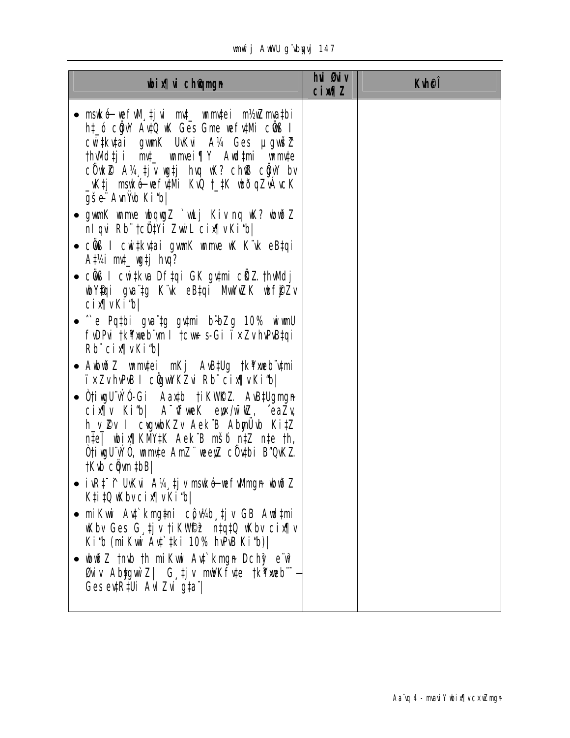| wbix¶vi c×wZmgn | hvi Øviv cixw¶Z | Kvh©Î |
|---|---|---|
| • mswkó-wefvM¸‡jvi mv‡_ wmwb‡ei m½wZmva‡bi h‡_ó cÖgvY Av‡Q wK Ges Gme wefv‡Mi cÖ‡kœ I cwi‡kv‡ai gvwmK UvKvi A¼ Ges µgwš^Z †hvMdj‡i mv‡_ wmmvei¶Y Awd‡mi wmmv‡e cÖwkZ A¼¸‡jv wgj‡j hvq wK? chß cÖgvY bv _vK‡j mswkó-wefv‡Mi KvQ †_‡K wbðqZvÁvcK gš—e¨ AvnŸvb Ki"b\| | | |
| • gvwmK wmme wbqwgZ `vLj Kiv nq wK? wbwðZ nIqvi Rb¨ †cÖ‡Yi ZvwiL cix¶v Ki"b\| | | |
| • cÖ‡kœ I cwi‡kv‡ai gvwmK wmme wK K¨vk eB‡qi A‡¼i mv‡_ wgj‡j hvq? | | |
| • cÖ‡kœ I cwi‡kva Df‡qi GK gv‡mi cÖZ¨ †hvMdj wbY©‡qi gva¨‡g K¨vk eB‡qi MwYwZK wbf©jZv cix¶v Ki"b\| | | |
| • ^`e Pq‡bi gva¨‡g gv‡mi b¨bZg 10% wiwmU fvDPvi †k¨¨wWb¨vm I †cwU-s-Gi ïׯZv hvPvB‡qi Rb¨ cix¶v Ki"b\| | | |
| • AwbwðZ wmmv‡ei mKj AvB‡Ug †k¨¨wWb¨‡mi ïׯZv hvPvB I cÖgvYKZvi Rb¨ cix¶v Ki"b\| | | |
| • Òi‡gwU¨vÝÓ-Gi Aax‡b †iKWK…Z AvB‡Ugmgn cix¶v Ki"b\| A¯^vfvweK evK/w¯^Z, ^eaZv, h_v_©Zv I cwigvbKZv Aek¨B AbymÜvb Ki‡Z n‡e\| wbix¶KMY‡K Aek¨B mš‘ó n‡Z n‡e †h, Òi‡gwU¨vÝÓ wmmv‡e AmZ¨ weeiY cÖ`‡bi B"QvKZ. †Kvb cÖqvm †bB\| | | |
| • iv‡R¯^ UvKvi A¼¸‡jv mswkó-wefvMmgn wbwðZ K‡i‡Q wKbv cix¶v Ki"b\| | | |
| • miKvwi Av‡`kmg‡ni cÖ‡qvM¸‡jv GB Awd‡mi wKbv Ges G¸‡jv †iKW©fz³ n‡q‡Q wKbv cix¶v Ki"b (miKvwi Av‡`‡ki 10% hvPvB Ki"b)\| | | |
| • wbwðZ †nvb †h miKvwi Av‡`kmgn Dchy³ e¨w³ Øviv Abydespite gw`Z\| G¸‡jv mwVKfv‡e †k¨¨wWb¨-‡Ges evR‡Ui AvIZvi g‡a¨\| | | |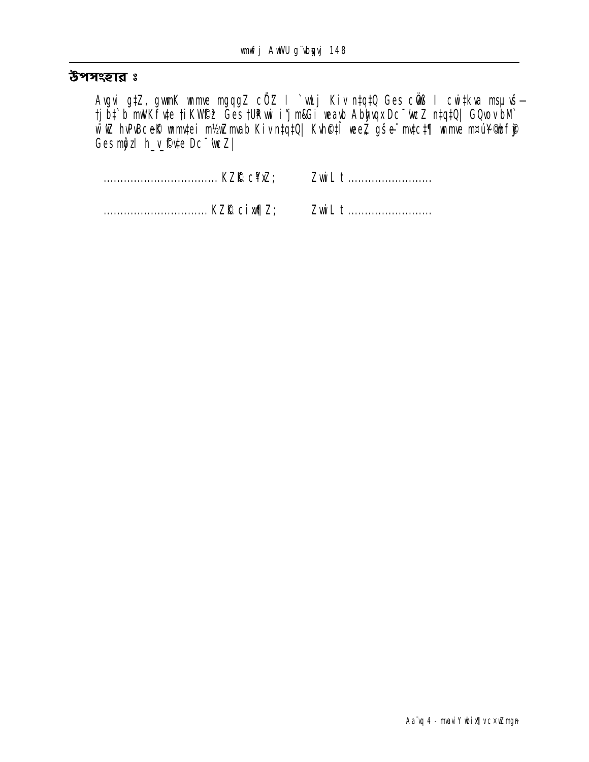## উপসংহার ঃ

Avgvi g‡Z, gwmK wmme mgqgZ cÖ¯'Z I `wLj Kiv n‡q‡Q Ges cÖ‡qvRbxq I cwi‡kva msµvšÍ– †jb‡`b mwVKfv‡e †iKW©fy³ Ges †UªRvwi i"jm&Gi weavb Abyhvqx Dc¯'vcZ n‡q‡Q| GQvov bM` w¯'wZ hvPvBc~e©K wmmv‡ei m½wZmvab Kiv n‡q‡Q| Kvh©‡Ïk weeiY gšÎYvjq/wefv‡M¨ wmme m¤úwK©Z wb‡`©kbv Ges mgq‡`i h_v_©fv‡e Dc¯'vcZ|

.................................. KZ©„c‡¶i; ZvwiL t .........................

.............................. KZ©„ cix¶‡Ki; ZvwiL t .........................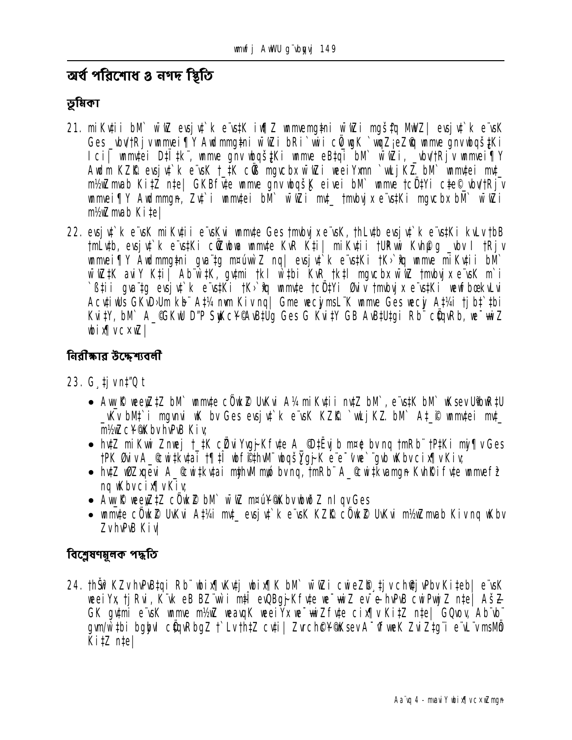## অর্থ পরিশোধ ও নগদ স্থিতি

### ভূমিকা

21. miKvtii bM` w¯'wZ evsjv‡`k e¨vs‡K iw¶Z mimevmg‡ni w¯'wZi mgš‡q MwVZ| evsjv‡`k e¨vsK Ges \_wbvtRj vmmei¶Y Awdmmg‡ni w¯'wZi bRi`wii cÖ wgK `wqZ¡eZ©q mmve gnvwbqš‡Ki Icil mmv‡ei D‡I ‡k¨, mmve gnvwbqš‡Ki mmve eB‡qi bM` w¯'wZi, \_wbvtRjv mmvei¶Y Awdm KZ©K evsjv‡`k e¨vsK †\_‡K cÖß mgvcbx w¯'wZi weeiYxmn `wLj KZ. bM` mmv‡ei mv\_ m½wZmvab Ki‡Z n‡e| GKBfv‡e mmve gnvwbqšK eivei bM` mmve †cÖ‡Yi c‡e©\_wbv‡Rjv mmvei¶Y Awdmmgn, Zv‡`i mmv‡ei bM` w¯'wZi mv\_ †mvbvjx e¨vs‡Ki mgvcbx bM` w¯'wZi m½wZmvab Ki‡e|

22. evsjv‡`k e¨vsK miKv‡ii e¨vsKvi mmv‡e Ges †mvbvjx e¨vsK, †hLv‡b evsjv‡`k e¨vs‡Ki kvLv †bB †mLv‡b, evsjv‡`k e¨vs‡Ki cÖwZwbwa mmv‡e KvR K‡i| miKv‡ii †URwi Kvh©µg \_wbvl †Rjv mmvei¶Y Awdmmg‡ni gva¨‡g m¤úbœ Z nq| evsjv‡`k e¨vs‡Ki †K›`ªxq mmve miKv‡ii bM` w¯'wZ‡K avi Y K‡i| Ab¨w‡K, gv‡mi †kl w`‡bi KvR †k‡l mgvcbx w¯'wZ †mvbvjx e¨vsK m`i `ß‡ii gva¨‡g evsjv‡`k e¨vs‡Ki †K›`ªxq mmv‡e †cÖ‡Yi Øviv †mvbvjx e¨vs‡Ki wewfbœ kvLvi Ac‡iwUs GKvD›Um kb¨ A‡¼ nvm Kivnq| Gme wecyjmsL¨K mmve Ges wecy A‡¼i †jb‡`‡bi Kvi‡Y, bM` A\_©GKwU D"P SyuKc~Y©Ae‡Ug Ges G Kvi‡Y GB Ae‡Utgi Rb¨ cÖqvRb, we¯—wiZ wbix¶vcxwZ|

### নিরীক্ষার উদ্দেশ্যবলী

23. G¸‡jv n‡"Q t

- Aw\_©K weeiY‡Z bM` mmv‡e cÖwk©Z UvKvi A¼ miKv‡ii nv‡Z bM`, e¨vs‡K bM` wKsev U®vR‡U \_vKv bM‡`i mgwói wK bv Ges evsjv‡`k e¨vsK KZ©K `wLjKZ. bM` A‡\_©i mmv‡ei mv\_ m½wZc~Y©wKbv hvPvB Kiv;
- hv‡Z miKvwi Znwej †\_‡K cÖvwYgvj~Kfv‡e A\_©D‡Ëvjb m¤¢e bv nq †mRb¨ †P‡Ki mvj¶v Ges †PK Øviv A\_©cwi‡kv‡ai †¶‡Î wbfi©‡hvM¨ wbqš¿gj~K e¨e¯'v we`¨gvb wKbv cix¶v Kiv;
- hv‡Z wbZ¨qevi A\_©cwi‡kv‡ai m¤¢vebv mxwgZ bv nq, †mRb¨ A\_©cwi‡kvamgn Kvh©Kifv‡e mmvefz³ nq wKbv cix¶v Kiv;
- Aw\_©K weeiY‡Z cÖwk©Z bM` w¯'wZ m¤ú~Y©wKbv wbwðZ nIqv Ges
- mmv‡e cÖwk©Z UvKvi A‡¼i mv\_ evsjv‡`k e¨vsK KZ©K cÖwk©Z UvKvi m½wZmvab Kiv nq wKbv ZvhvPvB Kiv|

### বিশ্লেষণমূলক পদ্ধতি

24. †hŠ³ KZvhvPvB‡qi Rb¨ wbix¶Kvtj wbix¶K bM` w¯'wZi cwieZ©b¸‡jv ch©vjvPbv Ki‡eb| e¨vsK weeiYx, †jRvi, K¨vk eB BZ¨vw`i m‡¤§ evQvBgj~Kfv‡e we¯—wiZ ev¯—e hvPvB cwiPvjbvZ n‡e| AšZ GK gv‡mi e¨vsK mmve m½wZ weavqK weeiYx we¯—wiZfv‡e cix¶v Ki‡Z n‡e| GQvov, Ab¨vb¨ gvm/w`‡bi bgybv cÖqvRbgZ †`Lv †h‡Z cv‡i| Zvrch©c~Y©wKsev A¯^vfvweK ZviZ‡g¨i e¨vL¨vmsMÖn Ki‡Z n‡e|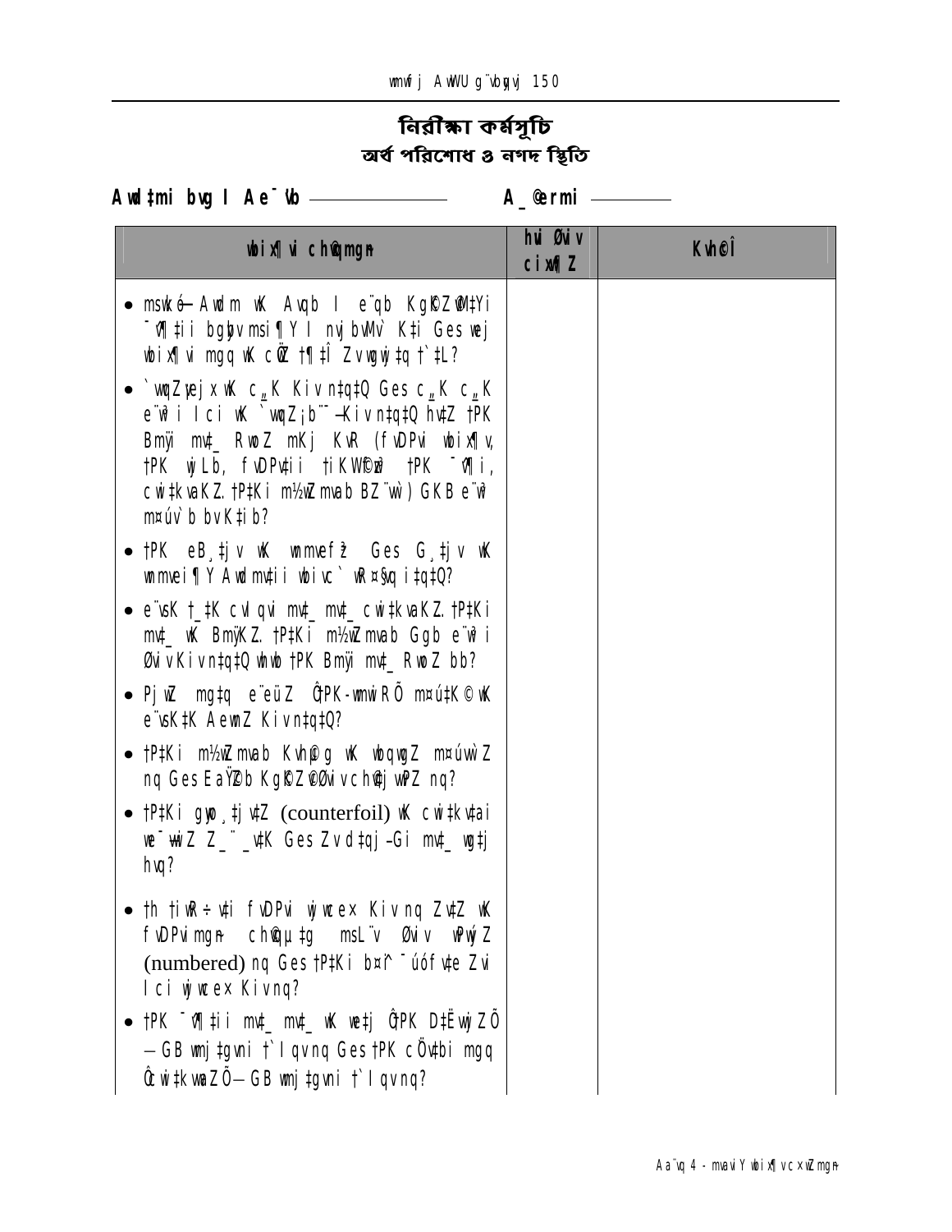# নিরীক্ষা কর্মসূচি

## অর্থ পরিশোধ ও নগদ স্থিতি

**Awdmi bvg I Ae¯'vb ______________ A_©erm ________**

| wbix¶v ch©vqmg~n | hvi Øviv cix¶xZ | Kvh©cÎ |
|---|---|---|
| • msM„wn—Awdm wK Avqb I e¨qb Kg©KZ©v‡`i ¯^v¶‡ii bgybv msi¶Y I nvjbvMv` Ki‡Z Ges wej wbix¶v mgq wK cÖ‡qvR‡b Zv wgwj‡q †`‡L? | | |
| • `vwqZ¡cÖvß wK c„_K Kiv n‡q‡Q Ges c„_K c„_K e¨w³ I Ici wK `vwqZ¡‡b¨¯—Kiv n‡q‡Q hv‡Z †PK Bmy¨ mv‡_ RwoZ mKj KvR (fvDPvi wbix¶v, †PK wjLb, fvDPvi‡i †iKW©f~³ †PK ¯^v¶i, cwi‡kvaKZ †P‡Ki m¤úK©mvab BZ¨vw`) GKB e¨w³ m¤úv`b bv K‡ib? | | |
| • †PK eB¸‡jv wK wmwKDwiwU Ges G¸‡jv wK wmwKDwii¶Y Awdmv‡ii wbivc` wR¤§vq i‡q‡Q? | | |
| • e¨vsK †_‡K cvIqv mv‡_ mv‡_ cwi‡kvaKZ †P‡Ki mv‡_ wK BmyøKZ †P‡Ki m¤úK©mvab Ggb e¨w³ Øviv Kiv n‡q‡Q hvwb †PK Bmy¨ mv‡_ RwoZ bb? | | |
| • PjwZ mg‡q e¨eüZ ÔPK-wmwiRÕ m¤ú‡K© wK e¨vsK‡K AewnZ Kiv n‡q‡Q? | | |
| • †P‡Ki m¤úK©mvab Kvh©µg wK wbqwgZ m¤úvw`Z nq Ges EaŸ©Zb Kg©KZ©v Øviv ch©v‡jvPZ nq? | | |
| • †P‡Ki gyo¸‡jv‡Z (counterfoil) wK cwi‡kv‡ai we¯—vwiZ Z_¨ _v‡K Ges Zv d‡qj-Gi mv‡_ wgj‡j hvq? | | |
| • †h †iwR÷v‡i fvDPvi wjwce× Kiv nq Zv‡Z wK fvDPvimg~n ch©vqµ‡g msL¨v Øviv wPwýZ (numbered) nq Ges †P‡Ki b¤^i ¯úóf‡e Zvi Ici wjwce× Kiv nq? | | |
| • †PK ¯^v¶‡ii mv‡_ mv‡_ wK we‡j ÔPK D‡Ëvwj‡ZÕ—GB wmj‡gvni †`Iqv nq Ges †PK cÖvw¸i mgq Ôcwi‡kvwaZÕ—GB wmj‡gvni †`Iqv nq? | | |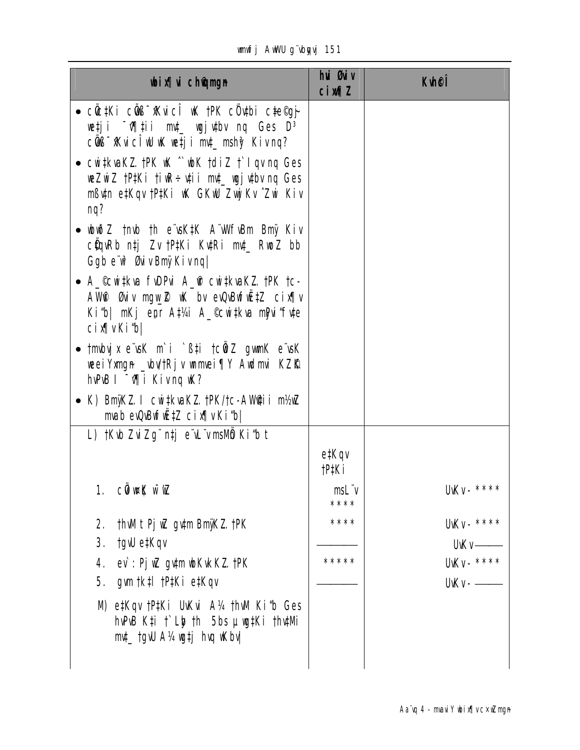| wbix¶ui ch©qmgn | hui Øuiv cix¶Z | Kvh©Î |
|---|---|---|
| • cÖc‡Ki cÖgß¯’Kvi cÎ wK †PK cÖvbi c‡e©gj~ we‡ji ¯^‡¶ii mv‡_ wgjv‡bv nq Ges D³ cÖgß¯’Kvi cÎ wU wK we‡ji mv‡_ msh³ Kiv nq? | | |
| • cwi‡kva KZ…. †PK wK ^`wbK †diZ †`Iqv nq Ges weZiY †P‡Ki †iwR÷v‡ii mv‡_ wgjv‡bv nq Ges mß‡n e‡Kqv †P‡Ki wK GKwU ZvwjKv ˆZwi Kiv nq? | | |
| • wbw¤§Z †nvb †h e¨vsK‡K A¨vWfvBm Bmÿ Kiv c©Qv‡b n‡j Zv †P‡Ki Kv‡Ri mv‡_ RwoZ bb Ggb e¨w³ Øvix BmÿKiv nq\| | | |
| • A_©cwi‡kva fvDPvi A_© cwi‡kvaKZ…. †PK †c-AW©i Øvix mgw_©Z wK bv evQvBKv‡iª †Z cix¶v Ki"b\| mKj eµr A‡¼i A_©cwi‡kva mÚvi"fv‡e cix¶vKi"b\| | | |
| • †mvbvjx e¨vsK m`i `ß‡i †cÖiZ gvmK e¨vsK weeiYxmgn _vbv†Rjv wnmvei¶Y Awdmvi KZ…© hvPvB I ¯^v¶i Kiv nq wK? | | |
| • K) BmÿKZ…. I cwi‡kvaKZ… †PK/†c-AW©ii m½wZ mvab evQvBKv‡iª †Z cix¶vKi"b\| | | |
| L) †Kvb ZviZg¨ n‡j e¨vL¨v msMÖn Ki"b t | | |
| | e‡Kqv †P‡Ki | |
| 1. cÖvwßK w¯’wZ | msL¨v **** | UvKv- **** |
| 2. †hvM t Pjwz gv‡m BmÿKZ…. †PK | **** | UvKv- **** |
| 3. †gvU e‡Kqv | ———— | UvKv——— |
| 4. ev`: Pjwz gv‡m wbKvkKZ… †PK | ***** | UvKv- **** |
| 5. gvm †k‡l †P‡Ki e‡Kqv | ———— | UvKv- ——— |
| M) e‡Kqv †P‡Ki UvKvi A¼ †hvM Ki"b Ges hvPvB K‡i †`Lyb †h 5bs µwg‡Ki †hvMi mv‡_ †gvU A¼ wg‡j hvq wKbv\| | | |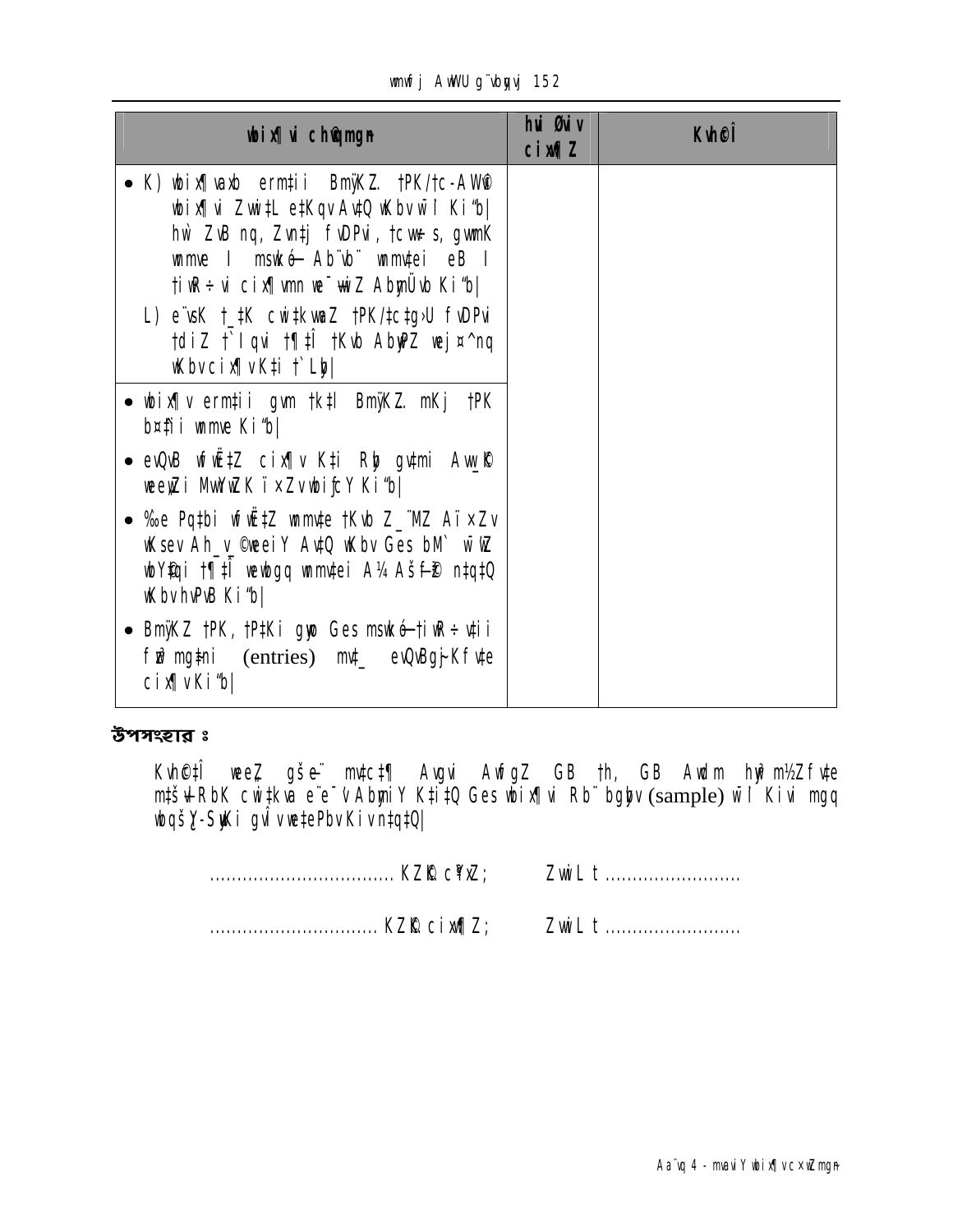| wbix¶vi chØwµqmgn | hvi Øviv cix¶xZ | Kvh©Î |
|---|---|---|
| • K) wbix¶vaxb ermti i BmÿKZ. †PK/†c-AW© wbix¶vi Zwi‡L e‡Kqv Av‡Q wKbv wÎ l Ki"b\| hw` ZvB nq, Zvn‡j fvDPvi, †cwi‡s, gvmK wmme I msk-ó Ab¨vb¨ wmmvtei eB I †iwR÷vi cix¶vmn we¯wiZ AbymÜvb Ki"b\|<br>L) e¨vsK †\_‡K cvi‡kvaaZ †PK/‡c‡gÛU fvDPvi †diZ †`I qvi †¶‡Î †Kvb AbyªZ wej¤^nq wKbv cix¶v K‡i †`Lyb\| | | |
| • wbix¶v ermti i gvm †k‡l BmÿKZ. mKj †PK b¤fi i wmme Ki"b\| | | |
| • evQvB wfwË‡Z cix¶v K‡i Rby gvtmi Aw\_R weeyZi MwYwZK ïxZvwbifcY Ki"b\| | | |
| • ‰e Pq‡bi wfwË‡Z wmmvte †Kvb Z\_¨MZ Aïxz v wKsev Ah\_v\_©weeiY Av‡Q wKbv Ges bM` wÎ wZ wbY©qi †¶‡Î webgq wmmvtei A¼ Aš—f©³ n‡q‡Q wKbv hvPvB Ki"b\| | | |
| • BmÿKZ †PK, †P‡Ki gyo Ges msk-ó-†iwR÷vti i fwi ng‡ni (entries) mv‡\_ evQvBgj-Kfvte cix¶v Ki"b\| | | |

**উপসংহার ঃ**

Kvh©‡Î weeZ gš—e¨ mv‡c‡¶ Avgvi AwfgZ GB †h, GB Awdm hyw³ m½Zfvte mš—vl RbK cw‡kva e¨e¯'v AbymiY K‡i‡Q Ges wbix¶vi Rb¨ bgbv (sample) wÎ l Kivi mgq wbqš¿Y-SuwKi gvÎv we‡ePbv Kiv n‡q‡Q\|

.................................. KZR c¶Z;  Zwi L t .........................

............................... KZR cix¶Z;  Zwi L t .........................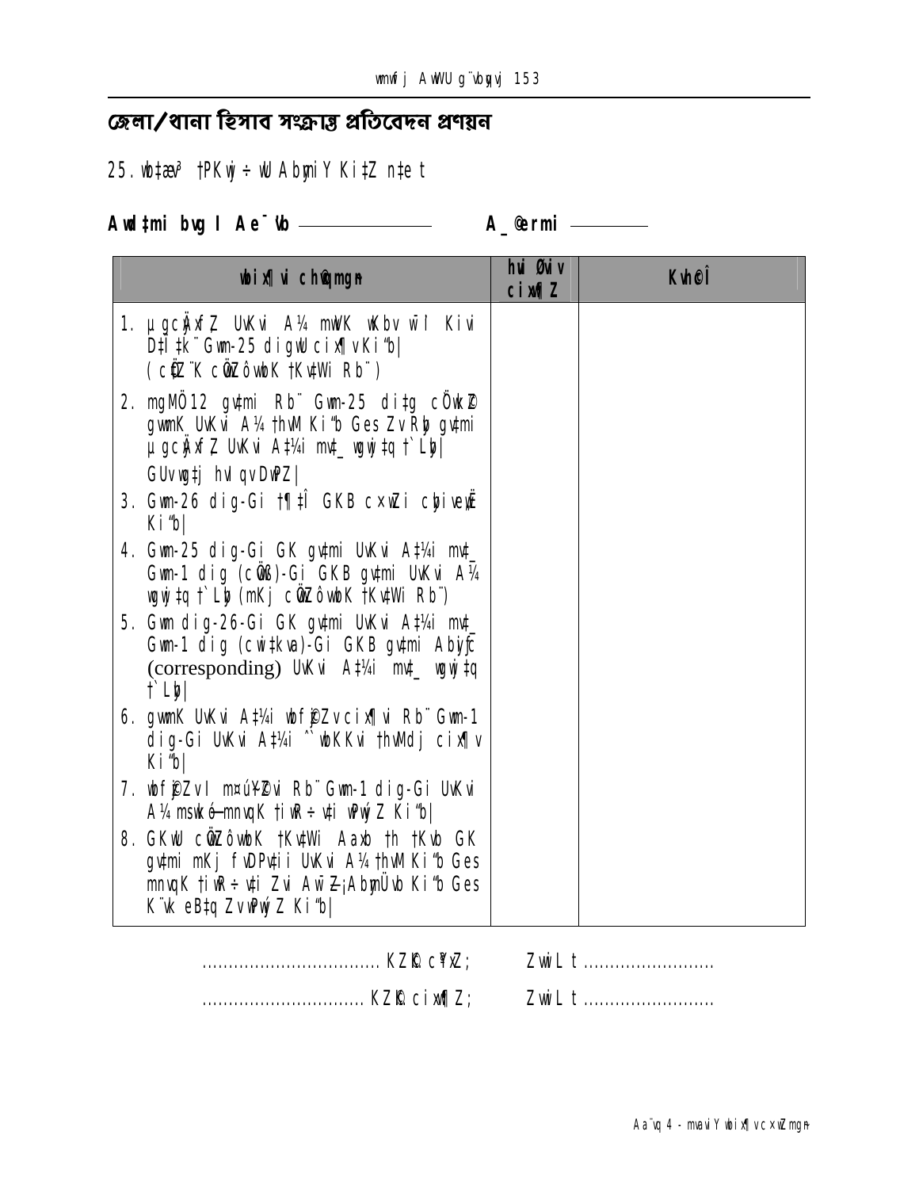## জেলা/থানা হিসাব সংক্রান্ত প্রতিবেদন প্রণয়ন

25. wb‡ae³ †PKwj÷ wU AbymiY Ki‡Z n‡e t

**Awd‡mi bvg I Ae¯'vb ——————　　A_©eQi ————**

| **wbix¶‡Ki ch©‡e¶Y** | **hvi Øviv cix¶Z** | **Kvh©Î** |
|---|---|---|
| 1. µgcyÄxfZ UvKvi A¼ mwVK wKbv hv PvB Kiv D‡Ïk¨ Gm-25 dig cix¶v Ki"b\| (cÖ‡qvRb †K‡¼ cÖwZôvbK †Kv‡Wi Rb¨) | | |
| 2. mgMÖ 12 gv‡mi Rb¨ Gm-25 di‡g cÖwkZ gwmK UvKvi A¼ †hvM Ki"b Ges Zv Rby gv‡mi µgcyÄxfZ UvKvi A‡¼i mv‡_ wgwj‡q †`Lyb\| GUv wgwj‡q hvIqv DwPZ\| | | |
| 3. Gm-26 dig-Gi †¶‡Î GKB cxwZi cybive„Ë Ki"b\| | | |
| 4. Gm-25 dig-Gi GK gv‡mi UvKvi A‡¼i mv‡_ Gm-1 dig (cÖvß)-Gi GKB gv‡mi UvKvi A¼ wgwj‡q †`Lyb (mKj cÖwZôvbK †Kv‡Wi Rb¨) | | |
| 5. Gm dig-26-Gi GK gv‡mi UvKvi A‡¼i mv‡_ Gm-1 dig (cwi‡kva)-Gi GKB gv‡mi Abyiƒc (corresponding) UvKvi A‡¼i mv‡_ wgwj‡q †`Lyb\| | | |
| 6. gwmK UvKvi A‡¼i wbf©yjZv cix¶vi Rb¨ Gm-1 dig-Gi UvKvi A‡¼i ¯^wbKKvi †hvMdj cix¶v Ki"b\| | | |
| 7. wbf©yjZv I m¤ú~Y©Zvi Rb¨ Gm-1 dig-Gi UvKvi A¼ msM„nxZ—mnvqK †iwR÷vi wfwË‡Z Ki"b\| | | |
| 8. GKwU cÖwZôvbK †Kv‡Wi Aaxb †h †Kvb GK gv‡mi mKj fvDPv‡ii UvKvi A¼ †hvM Ki"b Ges mnvqK †iwR÷v‡i Zvi AšÍf©zw³ AbymÜvb Ki"b Ges K¨vk eB‡q ZvwjKvf~³ Ki"b\| | | |

.................................... KZ©„c¶; 　　ZvwiL t ..........................

................................ KZ©„ cix¶Z; 　　ZvwiL t ..........................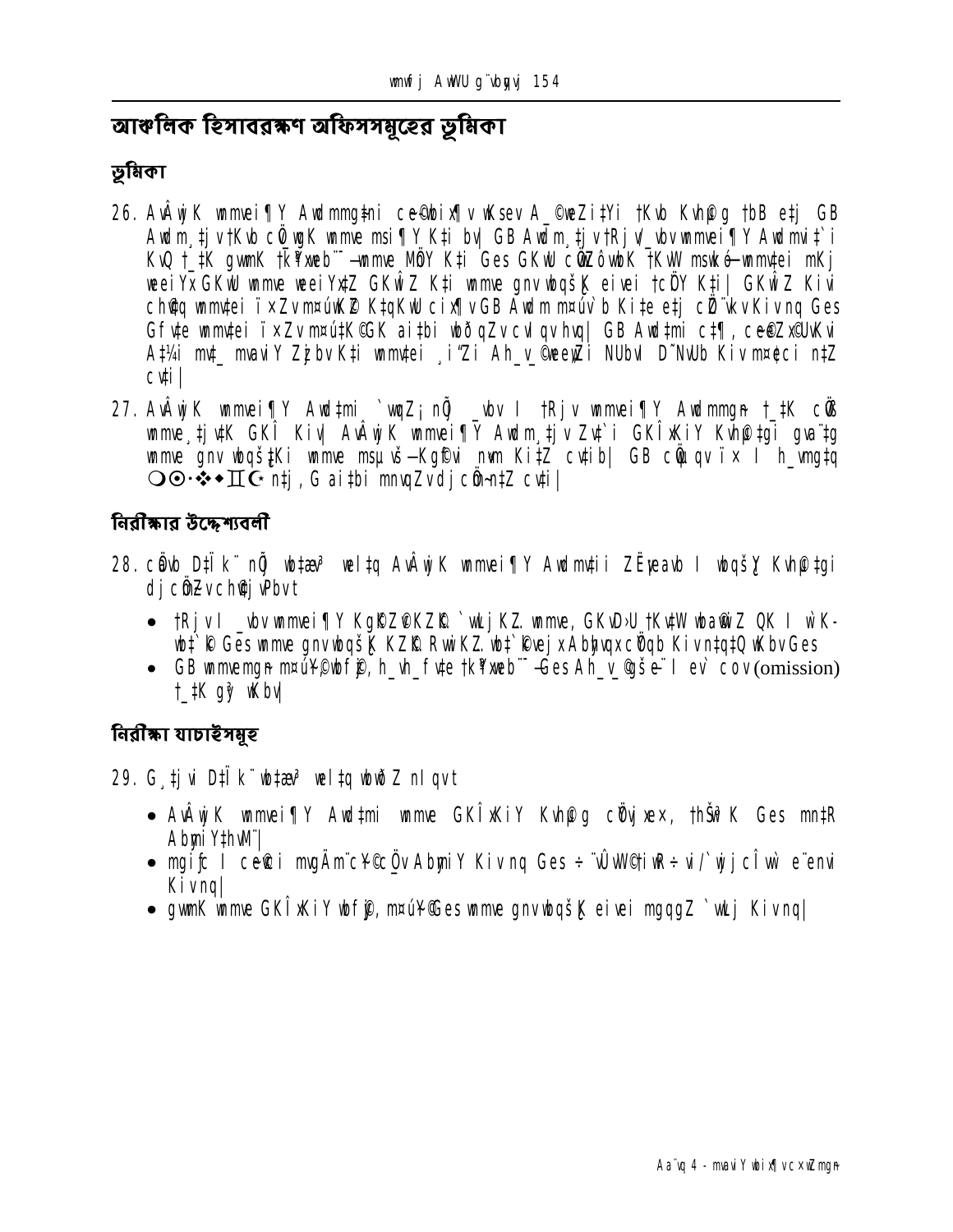## আঞ্চলিক হিসাবরক্ষণ অফিসসমূহের ভূমিকা

### ভূমিকা

26. AvÂwjK wmmvei¶Y Awdmmg‡ni ce©wbix¶v wKsev A_©weZi‡Yi †Kvb Kvh©µg †bB e‡j GB Awdm¸‡jv †Kvb cÖwµqvK wmme msi¶Y K‡i bv| GB Awdm¸‡jv †Rjv/_vbv wmmvei¶Y Awdmmg‡ni KvQ †_‡K gvwmK †k¶vwb"-wmme MÖY K‡i Ges GKwU cÖwZôvwbK †KwW msKjb-wmmv‡ei mKj weeiYx GKwÎ wmme weeiYx‡Z GKwÎZ K‡i wmme gnvwbqš¿K eivei †cÖY K‡i| GKwÎZ Kivi ch©v‡q wmmv‡ei ïxZv m¤úwK©Z K‡qKwU cix¶v GB Awdm m¤úv`b Ki‡e e‡j cÖ`kvKivnq Ges Gfv‡e wmmv‡ei ïxZv m¤ú‡K©GK ai‡bi wbðqZv cvIqv hvq| GB Awd‡mi c‡¶, ce©eZx©UvKvi A‡¼i mv‡_ mvavY Zzjbv K‡i wmmv‡ei ¸iƒZi Ah_v_©ZvwbY©‡qi NUbv D`NvUb Kiv m¤¢ci n‡Z cv‡i|

27. AvÂwjK wmmvei¶Y Awd‡mi `vwqZ¡ nÕj _vbv I †Rjv wmmvei¶Y Awdmmgn †_‡K cÖß wmme¸‡jv‡K GKÎ Kiv| AvÂwjK wmmvei¶Y Awdm¸‡jv Zv‡`i GKÎxKiY Kvh©‡gi gva¨‡g wmme gnvwbqš¿‡Ki wmme msµvšÍ—Kg©Pvi nvn K‡iZ cv‡ib| GB cÖwµqv ïx I h_vmg‡q ❍⊙·❖♦ℿ℃ n‡j, G ai‡bi mnvqZv djcÖm~ n‡Z cv‡i|

### নিরীক্ষার উদ্দেশ্যাবলী

28. cÖvb D‡Ï k¨ nÕ wb‡`©k welq AvÂwjK wmmvei¶Y Awdm¸‡jvi ZËveavb I wbqšY Kvh©‡gi djcÖmZv ch©v‡jvPbv t

- †Rjv I _vbv wmmvei¶Y Kg©KZ©v‡K`i `vwLjKZ wmme, GKwU †Kv‡W wba©vwiZ QK I wb©‡`©k Ges wmme gnvwbqš¿K KZ©K RvwiKZ wb‡`©kvejx Abyhvqx cÖ¯Íqb Kiv n‡q‡Q wKbv Ges
- GB wmmevmgn m¤úY©©wbf©j, h_vh_fv‡e †k¶vwb"-Ges Ah_v_©gš¿e¨ I ev` cov (omission) †_‡K gy³ wKbv|

### নিরীক্ষা যাচাইসমূহ

29. G¸‡jv D‡Ï k¨ wb‡`©k welq wbwðZ nIqvt

- AvÂwjK wmmvei¶Y Awd‡mi wmme GKÎxKiY Kvh©µg cÖvjxex, †hŠ³K Ges mn‡R Abyai‡hvM¨|
- mgifc I ce©ei mvgÄm¨c¥©cÖv AbyiY Kivnq Ges ÷`vÛvW©‡iW÷ vi/`wjjcÎ wb e¨envi Kivnq|
- gvwmK wmme GKÎxKiY wbf©j, m¤úY©Ges wmme gnvwbqš¿K eivei mgqgZ `vwLj Kivnq|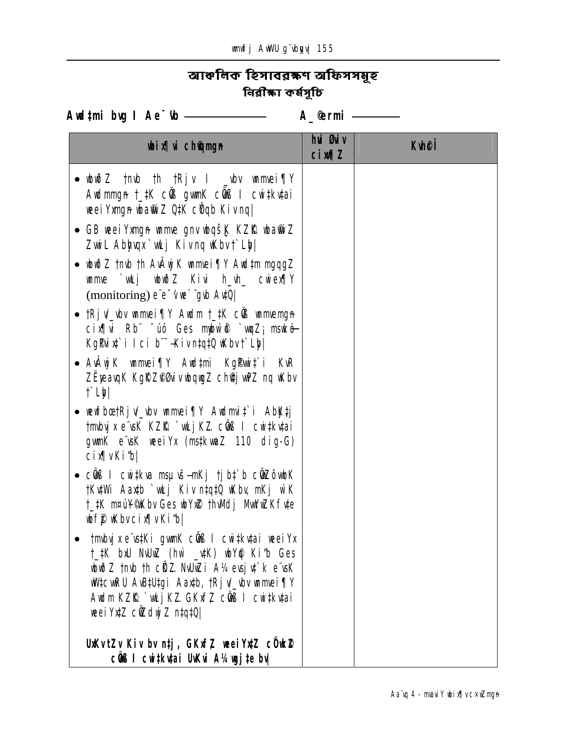# আঞ্চলিক হিসাবরক্ষণ অফিসসমূহ

## নিরীক্ষা কর্মসূচি

**Awdtmi bvg I Ae¯'vb ——————     A_©erm ————**

| **wbix¶vi chØwZmgn** | **hvi Øviv cix¶Z** | **Kvh©Î** |
|---|---|---|
| • wbwðZ †nvb th †Rjv I _vbv wnmvei¶Y Awdmmgn t_tK cÖß gvwmK cÖwß I cwi‡kvtai weeiYxmgn wbqwgZ Q‡K cÖqb Kiv nq\| | | |
| • GB weeiYxmgn wnme gnv wbqšK KZK wbawiZ ZwiL Abyhvqx `wLj Kiv nq wKbv †`Lb\| | | |
| • wbwðZ †nvb th AvÂwjK wnmvei¶Y Awd‡m mgqgZ wnme `wLj wbwðZ Kivi h_vh_ cwiex¶Y (monitoring) e¨e¯'vi `¨gvb Av‡Q\| | | |
| • †Rjv/_vbv wnmvei¶Y Awdm t_tK cÖß wnmvemgn cix¶vi Rb¨ ¯úó Ges myb`©ó `wqZ¡ msukó-Kg©Pvix‡`i Ici b¨¯— Kiv n‡q‡Q wKbv †`Lb\| | | |
| • AvÂwjK wnmvei¶Y Awd‡mi Kg©Pvix‡`i KvR ZËveavqK Kg©KZ©©©Øviv wbqwgZ chØj wPZ nq wKbv †`Lb\| | | |
| • wewfbœ†Rjv/_vbv wnmvei¶Y Awdmv‡`i Ab̈K‡j †mvbvjx e¨vsK KZK `wLjKZ. cÖß I cwi‡kvtai gvwmK e¨vsK weeiYx (ms‡kvwaZ 110 dig-G) cix¶v Ki‡b\| | | |
| • cÖß I cwi‡kvaa msµvš—mKj †jb‡`b cÖZôvbK †Kv‡Wi Aax‡b `wLj Kiv n‡q‡Q wKbv, mKj wK t_tK m¤úY©wKbv Ges wbYx© †hvMdj MwYwZKfv‡e wbf©j wKbv cix¶v Ki‡b\| | | |
| • †mvbvjx e¨vs‡Ki gvwmK cÖß I cwi‡kvtai weeiYx t_tK bxU NvUwZ (hw` _v‡K) wbYq Ki‡b Ges wbwðZ †nvb th cÖZ NvUwZi A¼ evsjv‡`k e¨vsK wW‡cwRU AvB‡Utgi Aax‡b, †Rjv/_vbv wnmvei¶Y Awdm KZK `wLjKZ. GKvfZ cÖß I cwi‡kvtai weeiYx‡Z cÖZdwjZ n‡q‡Q\| | | |
| **UvKvtZv Kiv bv n‡j, GKxfZ weeiYx‡Z cÖwkZ cÖß I cwi‡kvtai UvKvi A¼ wgj‡e bv\|** | | |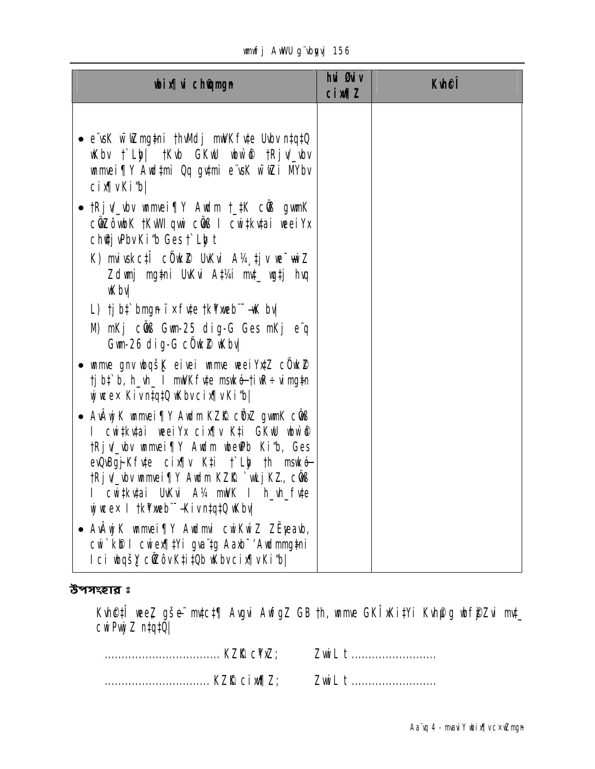| wbix¶vi c×wZmgn | hvi Øviv cix¶Z | KvhcÎ |
|---|---|---|
| • e¨vsK w¯Ívi mgtni thvMvtj mwVKfvte Uvbv ntqtQ wKbv †`Lyb\| †Kvb GKwU wbw`© †Rjv/\_vbv wmmvei¶Y Awdtmi Qq gvtmi e¨vsK w¯Ívi MYbv cix¶v Ki"b\|<br>• †Rjv/\_vbv wmmvei¶Y Awdm †\_‡K cÖß gvwmK cÖwZ‡ewbK †KvbI qvwi cÖvß I cwi‡kvtai weeiYx ch©vjPbv Ki"b Ges †`Lyb t<br>K) mviwskcÎi cÖwkÞ UvKvi A¼ ‡jv we¯wiZ Zdwmj mg‡ni UvKvi A‡¼i mv‡\_ wgtj hvq wKbv\|<br>L) †jb‡`bmgn ï×fvte †k¥Yxeb¨-wK bv\|<br>M) mKj cÖvß Gwm-25 dig-G Ges mKj e¨q Gwm-26 dig-G cÖwkÞ wKbv\|<br>• wmme gnv wbqš¿K eivei wmme weeiYx‡Z cÖwkÞ †jb‡`b, h\_vh\_ I mwVKfvte mswkó-†iwR÷vi mg‡n wjwce× Kiv ntqtQ wKbv cix¶v Ki"b\|<br>• AvÂwjK wmmvei¶Y Awdm KZ©K cÖvß gvwmK cÖvß I cwi‡kvtai weeiYx cix¶v K‡i GKwU wbw`© †Rjv/\_vbv wmmvei¶Y Awdm wbe©vPb Ki"b, Ges evQvBK‡Kfvte cix¶v K‡i †`Lyb †h mswkó-†Rjv/\_vbv wmmvei¶Y Awdm KZ©K `vwLjKZ. cÖvß I cwi‡kvtai UvKvi A¼ mwVK I h\_vh\_fvte wjwce× I †k¥Yxeb¨-Kiv ntqtQ wKbv\|<br>• AvÂwjK wmmvei¶Y Awdmvi cwiKwíZ ZËveavb, cwi`k©b I cwie¶‡Yi gva¨‡g Aaxb¯' Awdmmg‡ni Ici wbqš¿Y cÖwZôv K‡i‡Qb wKbv cix¶v Ki"b\| | | |

**উপসংহার ঃ**

Kvh©c‡Î weeZ gšÍe¨ mv‡c‡¶ Avgvi AwfgZ GB †h, wmme GKÎxKi‡Yi Kvh©µg wbfi‡hvM¨Zvi mv‡\_ cwiPvwjZ n‡q‡Q\|

................................. KZ©K c¯'Z; ZvwiL t .........................

............................... KZ©K cix¶Z; ZvwiL t .........................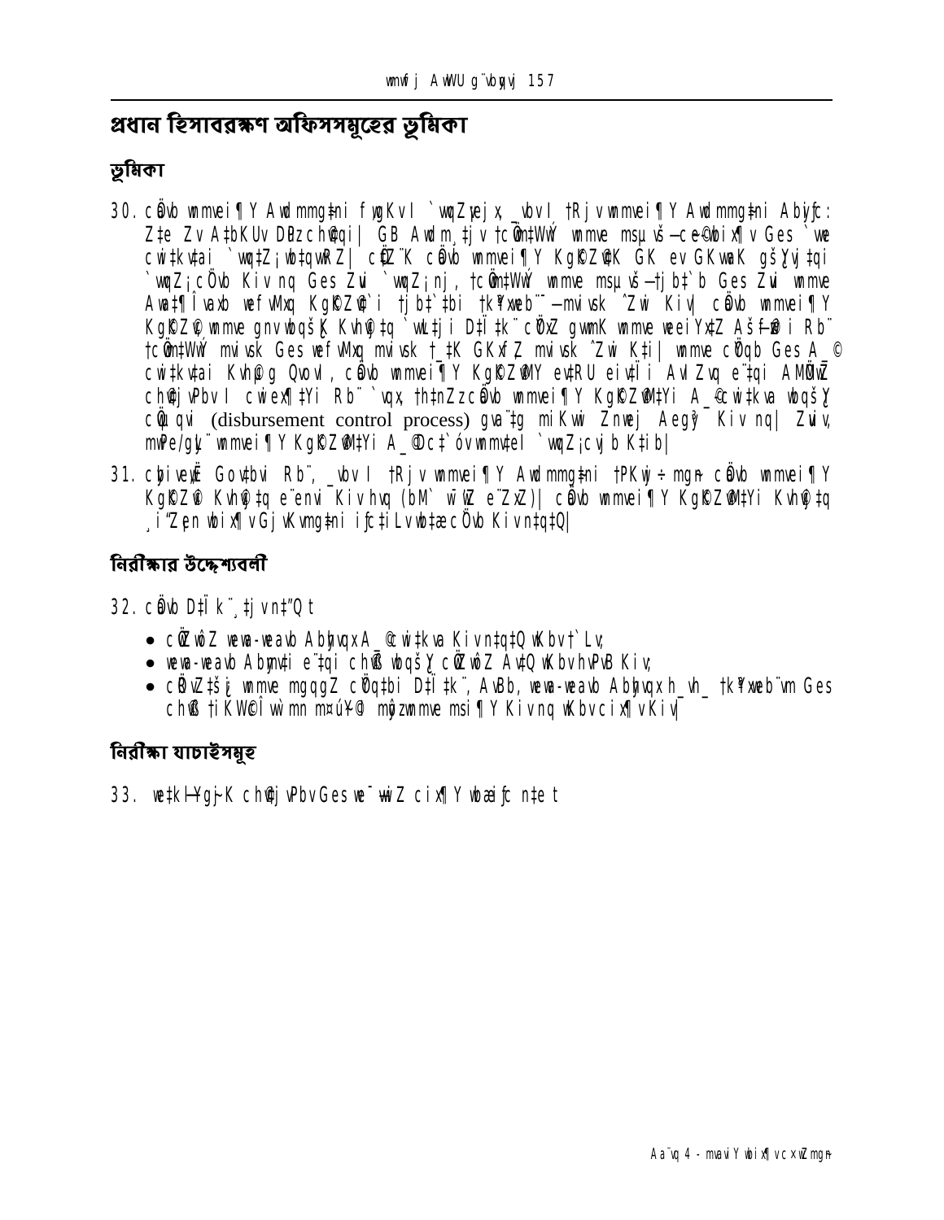## প্রধান হিসাবরক্ষণ অফিসসমূহের ভূমিকা

### ভূমিকা

30. cÖvb wnmvei¶Y Awdmmg‡ni fywgKv I `vwqZ¡ej x ¯vbxq †Rjv wnmvei¶Y Awdmmg‡ni Abyi¢c: Zte Zv A‡bKUv DËi chv‡qi| GB Awdm ‡jv †cÖm‡Wwÿ wnmve msµvš—ce©wbix¶v Ges `we cwi ‡kvai `wqZ¡ wb‡qwRZ| cÖZ¨K cÖvb wnmvei¶Y KgRZ©vK GK ev GKwaK gš¿Yvj ‡qi `wqZ¡cÖvb Kiv nq Ges Zvi `wqZ¡nj, †cÖm‡Wwÿ wnmve msµvš—†j b‡`b Ges Zvi wnmve Aw‡¶Î vaxb wefvMq KgRZ©v`i †j b‡`‡bi †k¯¿wb`— mwisk ^Zwi Kiv| cÖvb wnmvei¶Y KgRZ© wnmve gnvwbqš¿K Kvh©¨‡q `wL‡ji D‡Ï‡k¨ cÖvZ gvmK wnmve weeiYx‡Z Aš—f©³ i Rb¨ †cÖm‡Wwÿ mwisk Ges wefvMq mwisk †_‡K GKxf~Z mwisk ^Zwi K‡i| wnmve cÖ¯‘Z Ges A_© cwi‡kvai Kvh©µg Qvov, cÖvb wnmvei¶Y KgRZ©vY evRU eivÏi AvIZvq e¨‡qi AMÖMwZ ch©‡j vPbv I cwiex¶‡Yi Rb¨ `vqx †h‡nZz cÖvb wnmvei¶Y KgRZ©v‡Yi A_© cwi‡kva wbqš¿ cÖµqv (disbursement control process) gva¨‡g miKvwi Znwej Aegy³ Kiv nq| Zvix mvPe/gyL¨ wnmvei¶Y KgRZ©v‡Yi A_©Dc‡`óv wnmv‡el `wqZ¡cvj b K‡ib|

31. cÖvi wevË Gov‡bvi Rb¨ ¯vbxq I †Rjv wnmvei¶Y Awdmmg‡ni †PKwj÷ mgn cÖvb wnmvei¶Y KgRZ©v Kvh©¨‡q e¨envi Kiv hvq (bM` w¯wZ e¨ZxZ)| cÖvb wnmvei¶Y KgRZ©v‡Yi Kvh©¨‡q ¸i"Zcn wbix¶v Gj vKvmg‡ni ifc‡iLv wb‡æ cÖvb Kiv n‡q‡Q|

### নিরীক্ষার উদ্দেশ্যবলী

32. cÖvb D‡Ï k¨ ‡j v n‡"Q t

- cÖZ¨wôZ wewa-weavb Abyhvqx A_© cwi‡kva Kiv n‡q‡Q wKbv †`Lv;
- wewa-weavb Abymvi e¨‡qi ch©vß wbqš¿Y cÖZ¨wôZ Av‡Q wKbv hvPvB Kiv;
- cÖvZ¨‡šÍ¡ wnmve mgqgZ cÖ¯‘Z‡bi D‡Ï ‡k¨, AvBb, wewa-weavb Abyhvqx h_vh_ †k¯¿wb`©vm Ges ch©vß †iKW©Î wµmn m¤úY©© mgš^zwnmve msi¶Y Kiv nq wKbv cix¶v Kiv|

### নিরীক্ষা যাচাইসমূহ

33. we‡kl¯Ygj¨K ch©‡j vPbv Ges we¯—wiZ cix¶Y wb‡æi¦c n‡e t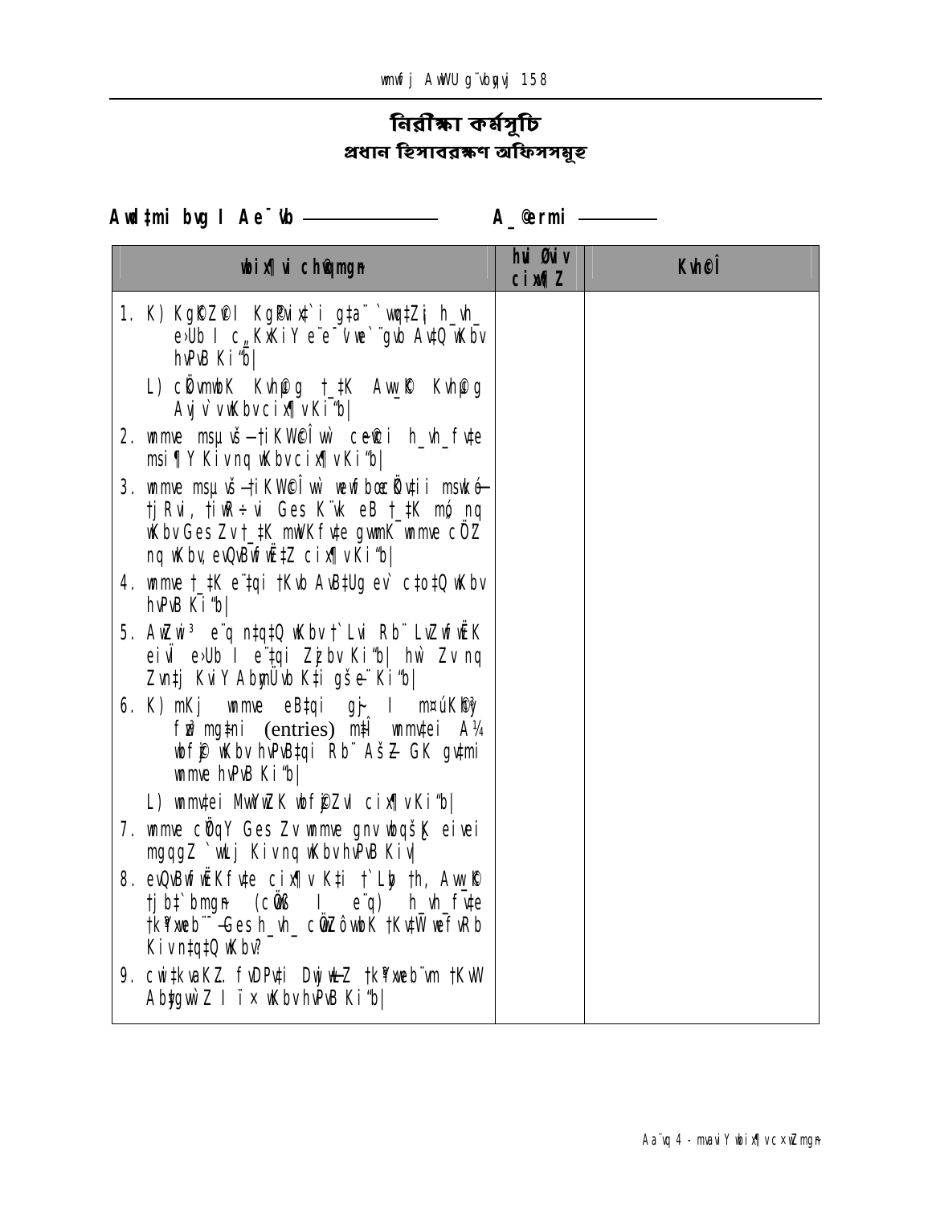# নিরীক্ষা কর্মসূচি
## প্রধান হিসাবরক্ষণ অফিসসমূহ

Awdtmi bvg I Ae¯'vb —————— A_©ermi ————

| wbix¶vi c×wZmgn | hvi Øviv cix¶Z | Kvh©Î |
|---|---|---|
| 1. K) Kgp©Z©I Kgpvix‡`i gta¨ `wq‡Zi h_vh_ e›Ub I c„_KxKiY e¨e¯'vwe`¨gvb Av‡Q wKbv hvPvB Ki"b\|<br>L) cÖvmwbK Kvh©g †_‡K Aw_©K Kvh©g Avjv`vKbvcix¶vKi"b\| | | |
| 2. wmme msµvš—†iKW©Î wì ce©ei h_vh_fv‡e msi¶Y Kivnq wKbvcix¶vKi"b\| | | |
| 3. wmme msµvš—†iKW©Î wì wewfbœcÖv‡ii msKó—†jRvi, †iwR÷vi Ges K¨vk eB †_‡K mó nq wKbv Ges Zv †_‡K mwVKfv‡e gvmK wmme cÖZ nq wKbv, evQvBfv‡eZ cix¶vKi"b\| | | |
| 4. wmme †_‡K e¨‡qi †Kvb AvB‡Ug ev` c‡o‡Q wKbv hvPvB Ki"b\| | | |
| 5. AvZwi³ e¨q n‡q‡Q wKbv †`Lvi Rb¨ LvZwfwËK eivÏ e›Ub I e¨‡qi Zzjbv Ki"b\| hw` Zv nq Zvn‡j KviY AbymÜvb K‡i gšne¨ Ki"b\| | | |
| 6. K) mKj wmme eB‡qi gš— I m¤úK©hy fvDPvi mg‡ni (entries) m‡½ wmmv‡ei A¼ wbf©jwKbv hvPvB‡qi Rb¨ AšZ GK gv‡mi wmme hvPvB Ki"b\|<br>L) wmmv‡ei MvwYwZK wbf©jZvI cix¶vKi"b\| | | |
| 7. wmme cÖqY Ges Zv wmme gnv wbqšK eivei mgqgZ `vwLj Kivnq wKbvhvPvB Kiv\| | | |
| 8. evQvBfv‡eKfv‡e cix¶v K‡i †`Lyb †h, Aw_© †jb‡`bmgn (cÖvß I e¨q) h_vh_fv‡e †kª‡Yweb¨—Ges h_vh_ cÖvZôvwbK †Kv‡W wefvRb Kivn‡q‡Q wKbv? | | |
| 9. cwi‡kvaKZ fvDPv‡i Dc‡hvM¨ †kª‡Yweb¨vm †KvW Ab¨vqgwZ I ï× wKbvhvPvB Ki"b\| | | |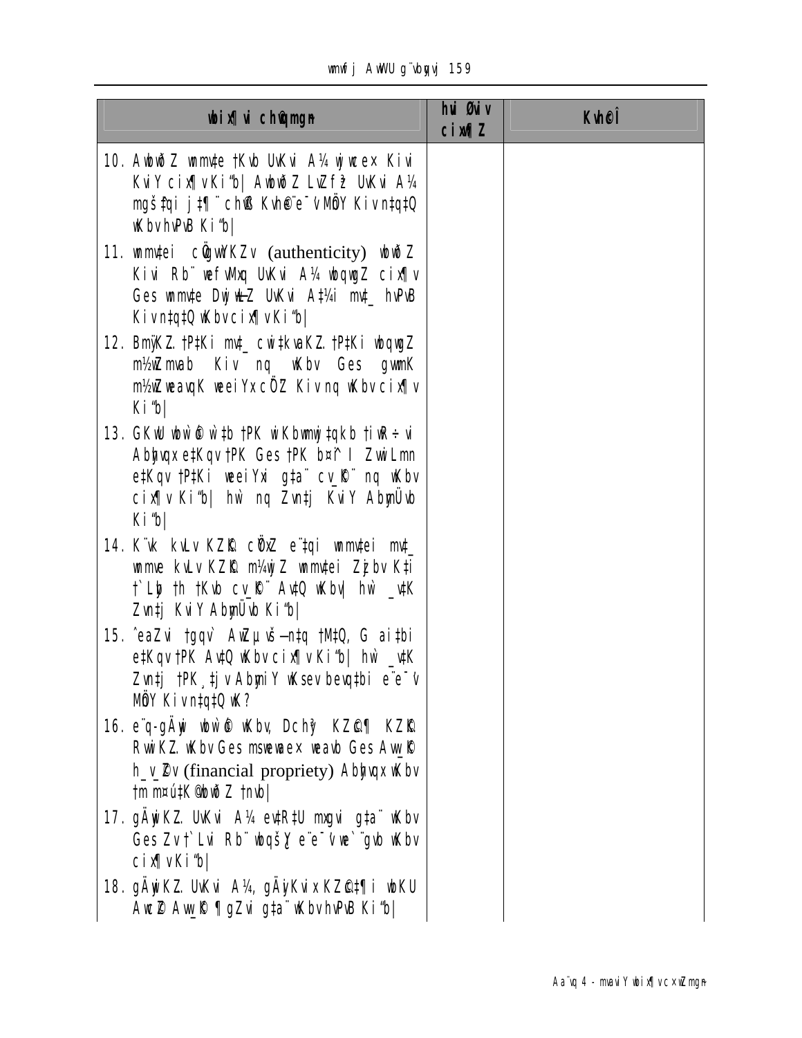| wbix¶vi ch©gmgn | hw Øwiv cix¶Z | Kvh©Î |
|---|---|---|
| 10. AwbwðZ wnmvte †Kvb UvKvi A¼ wjwc×Kiv KwiY cix¶vKi"b\| AwbwðZ LvZfz³ UvKvi A¼ mgš^‡qi j‡¶¨ ch©vß Kvh©e¨e¯'v MÖnY Kiv n‡q‡Q wKbv hvPvB Ki"b\| | | |
| 11. wnmv‡ei cÖgvwYKZv (authenticity) wbwðZ Kivi Rb¨ wefvMxq UvKvi A¼ wbqwgZ cix¶v Ges wnmv‡e Dwj­wLZ UvKvi A‡¼i mv‡_ hvPvB Kiv n‡q‡Q wKbv cix¶v Ki"b\| | | |
| 12. BmÿKZ †P‡Ki mv‡_ cwi‡kvaKZ †P‡Ki wbqwgZ m½wZmvab Kiv nq wKbv Ges gwmK m½wZweavqK weeiYxcÖZ Kiv nq wKbv cix¶v Ki"b\| | | |
| 13. GKwU wbw®© ò mg‡qi ci wKQy †Kvb †P‡Ki A_© cÖ`vb Kiv nq wKbv Ges m¤ú~Y© †P‡Ki weeiY wbqwgZ ch©v‡jvPbv Ki"b\| hw` nq Zvn‡j KviY AbymÜvb Ki"b\| | | |
| 14. K¨vk kxU KZ©„K cÖ¯'Z e¨‡qi wnmv‡ei mv‡_ wnmve kxU KZ©„K m¤úvw`Z wnmv‡ei Zzjbv K‡i †`Lyb †h †Kvb cv_©K¨ Av‡Q wKbv\| hw` _v‡K Zvn‡j KviY AbymÜvb Ki"b\| | | |
| 15. ˆeaZvi †gqv` AwZµvš—n‡q †M‡Q, G ai‡bi e‡Kqv †PK Av‡Q wKbv cix¶v Ki"b\| hw` _v‡K Zvn‡j †PK¸‡jv AbymiY wKsev bevq‡bi e¨e¯'v MÖnY Kiv n‡q‡Q wK? | | |
| 16. e¨q-gÄyix wbw®© wKbv, Dchy³ KZ©„c¶ KZ©„K RvwiKZ wKbv Ges msweavwae× weavb Ges Aw_©K h_v_©Zv (financial propriety) Abyhvqx wKbv †m m¤ú‡K© wbwðZ †nvb\| | | |
| 17. gÄywiKZ UvKvi A¼ ev‡R‡U msgvi g‡a¨ wKbv Ges Zv †`Lvi Rb¨ wbqš¿Y e¨e¯'vw` ¨gvb wKbv cix¶v Ki"b\| | | |
| 18. gÄywiKZ UvKvi A¼, gÄywiKvix KZ©„c‡¶i wbKU AwcZ© Aw_©K ¶gZvi g‡a¨ wKbv hvPvB Ki"b\| | | |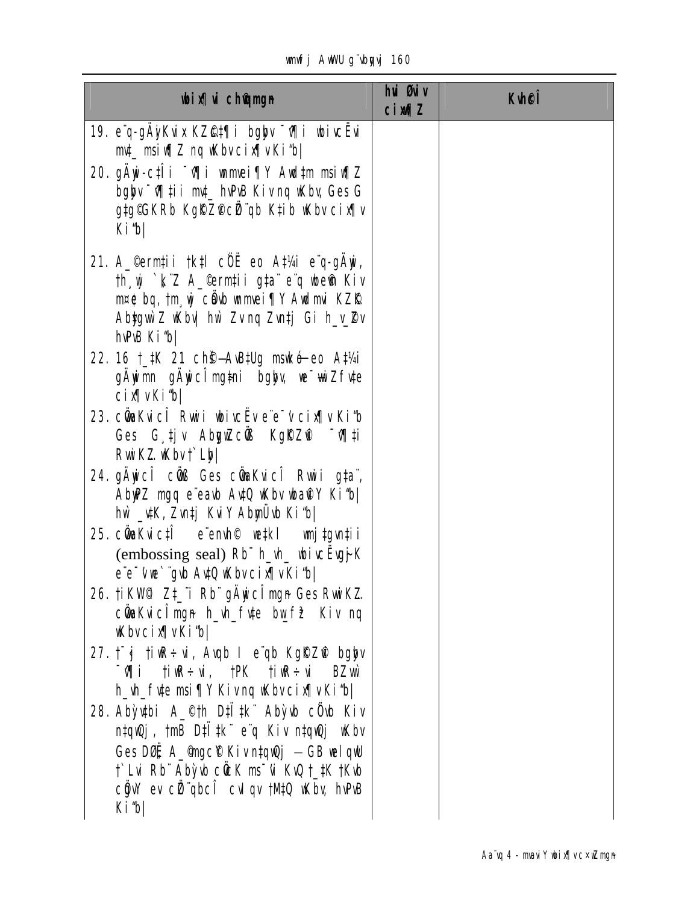| wbix¶i chÿmgn | hui Øwiv cixÿ¶Z | Kvh©Î |
|---|---|---|
| 19. e¨q-gÄyKvix KZ©c‡¶i bgybv ¯^v¶i wbivcËvi mv‡_ msiw¶Z nq wKbv cix¶v Ki“b\|<br>20. gÄyi-c‡Îi ¯^v¶i wmmvei¶Y Awd‡m msiw¶Z bgybv ¯^v¶‡ii mv‡_ hvPvB Kivnq wKbv, Ges G g‡g©GKRb Kg©KZ©v cÖ`Ë qb K‡ib wKbv cix¶v Ki“b\|<br>21. A_©ermi‡ii †k‡l cÖË eo A‡¼i e¨q-gÄyi, th¸wj `vqe¨Z A_©ermi‡ii g‡a¨ e¨q we‡ePbv Kiv m¤¢e bq, †m¸wj cÖvb wmmvei¶Y Awdmvi KZ©K Ab‡gvw`Z wKbv\| hw` Zvnq Zvn‡j Gi h_v_Zv hvPvB Ki“b\|<br>22. 16 †_‡K 21 chš—AvB‡Ug msL¨vi —eo A‡¼i gÄyimn gÄyiPÎmg‡ni bgybv, we¯—wiZfv‡e cix¶v Ki“b\|<br>23. cÖ¾vKvicÎ Rwii wbivcËv e¨e¯'v cix¶v Ki“b Ges G¸‡jv Ab‡gvw`Z cÖ‡kk Kg©KZ©v ¯^v¶‡i RwiKZ wKbv †`Lyb\|<br>24. gÄyicÎ cÖ‡kk Ges cÖ¾vKvicÎ Rwii g‡a¨, AbycZ mgq e¨eavb Av‡Q wKbv wba©vi Y Ki“b\| hw` _v‡K, Zvn‡j KviY Ab¨mÜvb Ki“b\|<br>25. cÖ¾vKvic‡Î e¨envi© w‡kl wmj‡gvni‡ii (embossing seal) Rb¨ h_vh_ wbivcËvg~jK e¨e¯'v‡`¨vb Av‡Q wKbv cix¶v Ki“b\|<br>26. †iKW© Z‡_¨i Rb¨ gÄyicÎmgn Ges RwiKZ cÖ¾vKvicÎmgn h_vh_fv‡e bw_fy³ Kiv nq wKbv cix¶v Ki“b\|<br>27. †¯'j †iwR÷vi, Avqb I e¨qb Kg©KZ©v bgybv ¯^v¶i †iwR÷vi, †PK †iwR÷vi BZ¨vw` h_vh_fv‡e msi¶Y Kivnq wKbv cix¶v Ki“b\|<br>28. Ab¨v‡bi A_©©†h D‡Ï‡k¨ Abyvb cÖvb Kiv n‡qwQj, †mB D‡Ï‡k¨ e¨q Kiv n‡qwQj wKbv Ges DØ– A_©gcÖ© Kiv n‡qwQj — GB wel‡q wU †`Lvi Rb¨ Abyvb cÖ`vK ms¯'vi KvQ †_‡K †Kvb cÖgvY ev cÖ`Ë qbcÎ cvIqv †M‡Q wKbv, hvPvB Ki“b\| | | |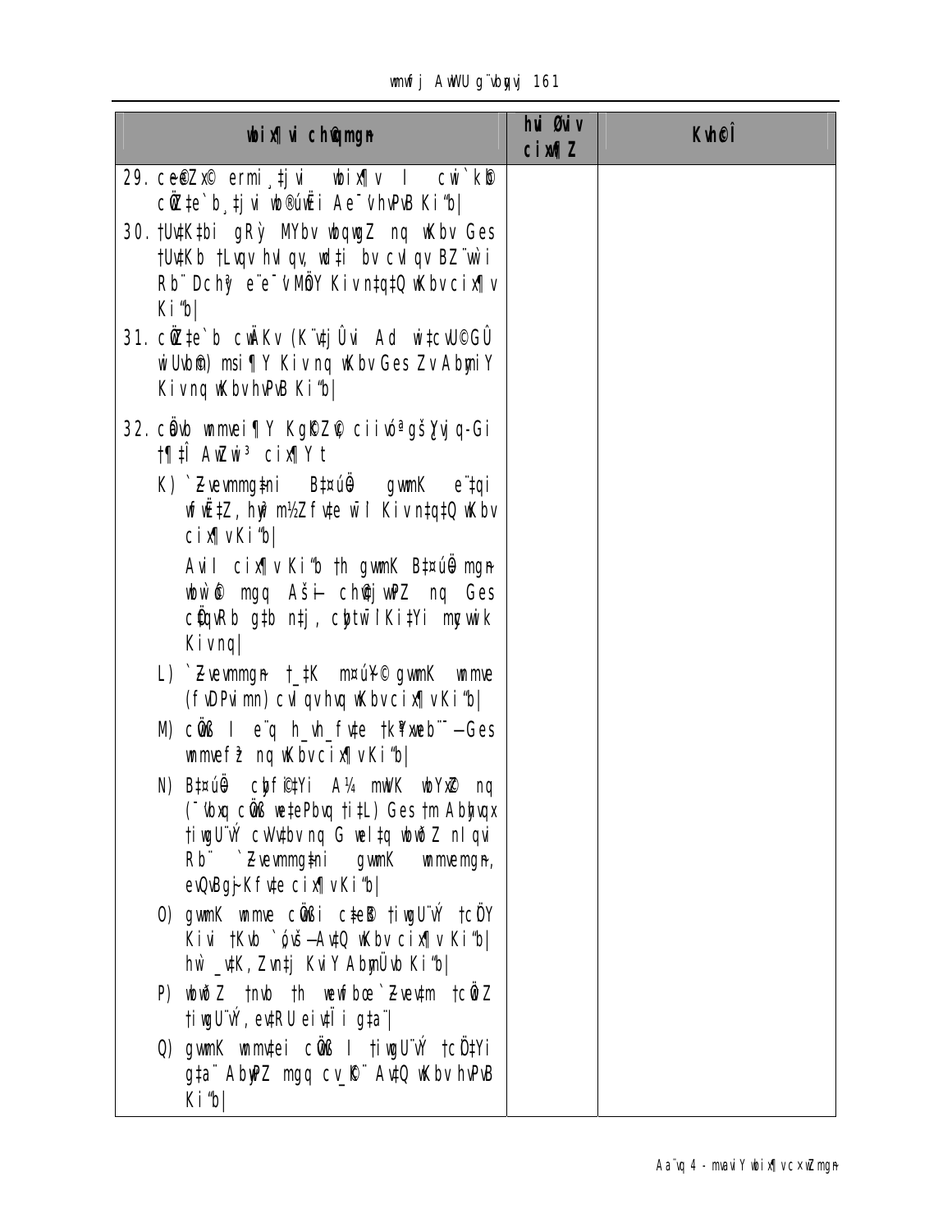| wbix¶vi ch©qmgn | hvi Øviv cix¶Z | Kvh©Î |
|---|---|---|
| 29. ce©eZx© ermi¸‡jvi wbix¶v I cwi`k©b cÖwZ‡e`b¸‡jvi wb®úwË Ae¯'vhvPvB Ki"b\| | | |
| 30. †Uv‡K‡bi gRỳ MYbv wbqwgZ nq wKbv Ges †Uv‡Kb †Lvqv hvIqv, wd‡i bv cvIqv BZ¨vw`i Rb¨ Dchy³ e¨e¯'vMÖY Kiv n‡q‡Q wKbv cix¶v Ki"b\| | | |
| 31. cÖwZ‡e`b cwiKv (K¨v‡jÛvi Ad wi‡cvU©GÛ wiUvb©) msi¶Y Kiv nq wKbv Ges Zv AbymiY Kiv nq wKbv hvPvB Ki"b\| | | |
| 32. cÖvb wmmwei¶Y KgKZ©v ciivóª gš¿Yvjq-Gi †¶‡Î AwZwi³ cix¶Y t | | |
| K) `ZvevmmgÆni B‡¤úÖ gwmK e¨‡qi weeiY, hvi m½Zf‡e wb×vi Kiv n‡q‡Q wKbv cix¶v Ki"b\| Avi I cix¶v Ki"b †h gwmK B‡¤úÖ mgn wbw`©ó mgq Aš— ch©vj wPZ nq Ges cÖqvRb g‡b n‡j, cÖ_wg I Ki‡Yi mgywik Kivnq\| | | |
| L) `ZvevmmgÆn †_‡K m¤úY© gwmK wmme (fvDPvimn) cvIqv hvq wKbv cix¶v Ki"b\| | | |
| M) cÖvß I e¨q h_vh_fv‡e †k¶web¨—Ges wmmvef³ nq wKbv cix¶v Ki"b\| | | |
| N) B‡¤úÖ cÖwZ©‡Yi A¼ mwVK wbYx© nq (¯'vbxq cÖvß we‡ePbvq †i‡L) Ges †m AbyhvqX †ivgU¨vÝ cvVv‡bv nq G wel‡q wbwðZ nIqvi Rb¨ `ZvevmmgÆni gwmK wmmvemgn, evQvBqj-Kfv‡e cix¶v Ki"b\| | | |
| O) gwmK wmme cÖvßi c‡e© †ivgU¨vÝ †cÖY Kivi †Kvb `ó"š—Av‡Q wKbv cix¶v Ki"b\| hw` _v‡K, Zvn‡j KviY AbymÜvb Ki"b\| | | |
| P) wbwðZ †nvb †h wewfbœ `Zvev‡m †cÖwZ †ivgU¨vÝ, ev‡RU eiv‡Ïi g‡a¨\| | | |
| Q) gwmK wmmv‡ei cÖvß I †ivgU¨vÝ †cÖ‡Yi g‡a¨ AbycvZ mgq cv_©K¨ Av‡Q wKbv hvPvB Ki"b\| | | |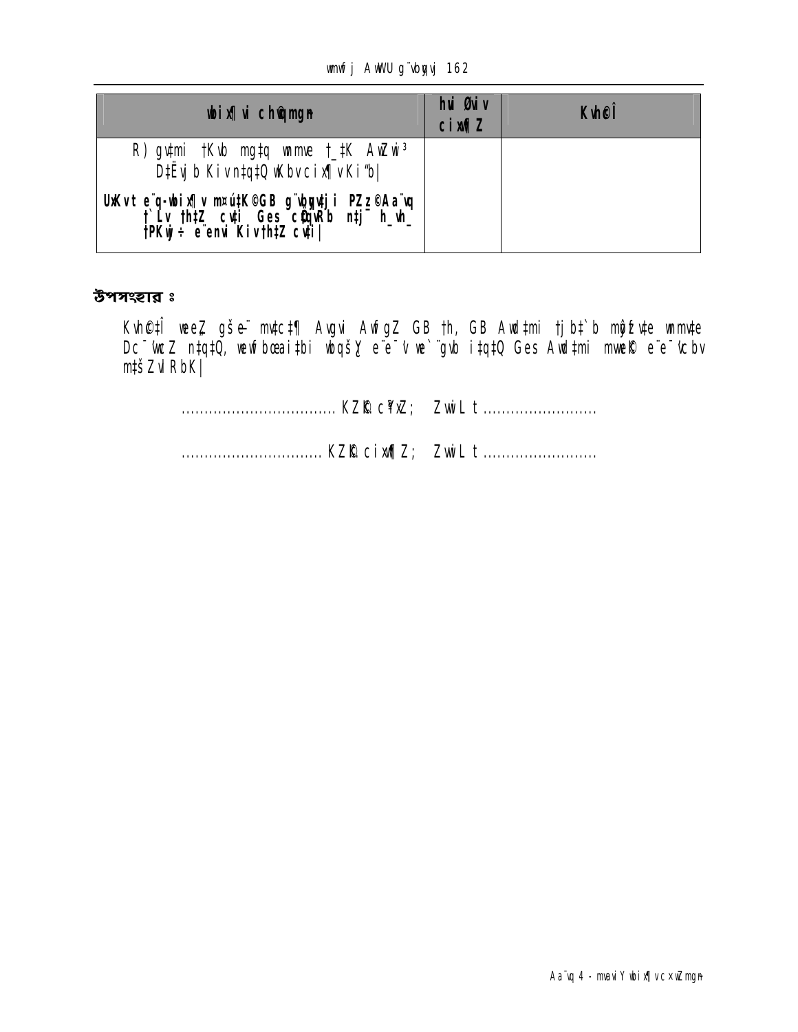| wbix¶i ch©gmgn | hui Øwiv cixwf¶Z | Kvh©Î |
|---|---|---|
| R) gvtmi †Kvb mg‡q wnmve †\_‡K AwZwi³ D‡Ëvjb Kiv n‡q‡Q wKbv cix¶v Kiv ‡n‡j | | |
| **UvKv e¨q-wbix¶v m¤ú‡K©GB g¨vbyqvji PZz©Aa¨vq †`Lv †h‡Z cv‡i Ges cÖ‡qvRb n‡j¨ h\_vh\_ †PKwj÷ e¨envi Kiv †h‡Z cv‡i\|** | | |

## উপসংহার ঃ

Kvh©‡Î weeZ gšZe¨ mv‡c‡¶ Avgvi AwfgZ GB †h, GB Av`‡mi †jb‡`b mywbw`©ófv‡e wnmve Dc¯'wcZ n‡q‡Q, wewfbœ ai‡bi wbqš¿Y e¨e¯'v we`¨gvb i‡q‡Q Ges Av`‡mi mwe©K e¨e¯'vcbv m‡šZvlRbK\|

.................................. KZ©K cÖ¯ÍZ; ZvwiL t .........................

............................... KZ©K cixwf¶Z; ZvwiL t .........................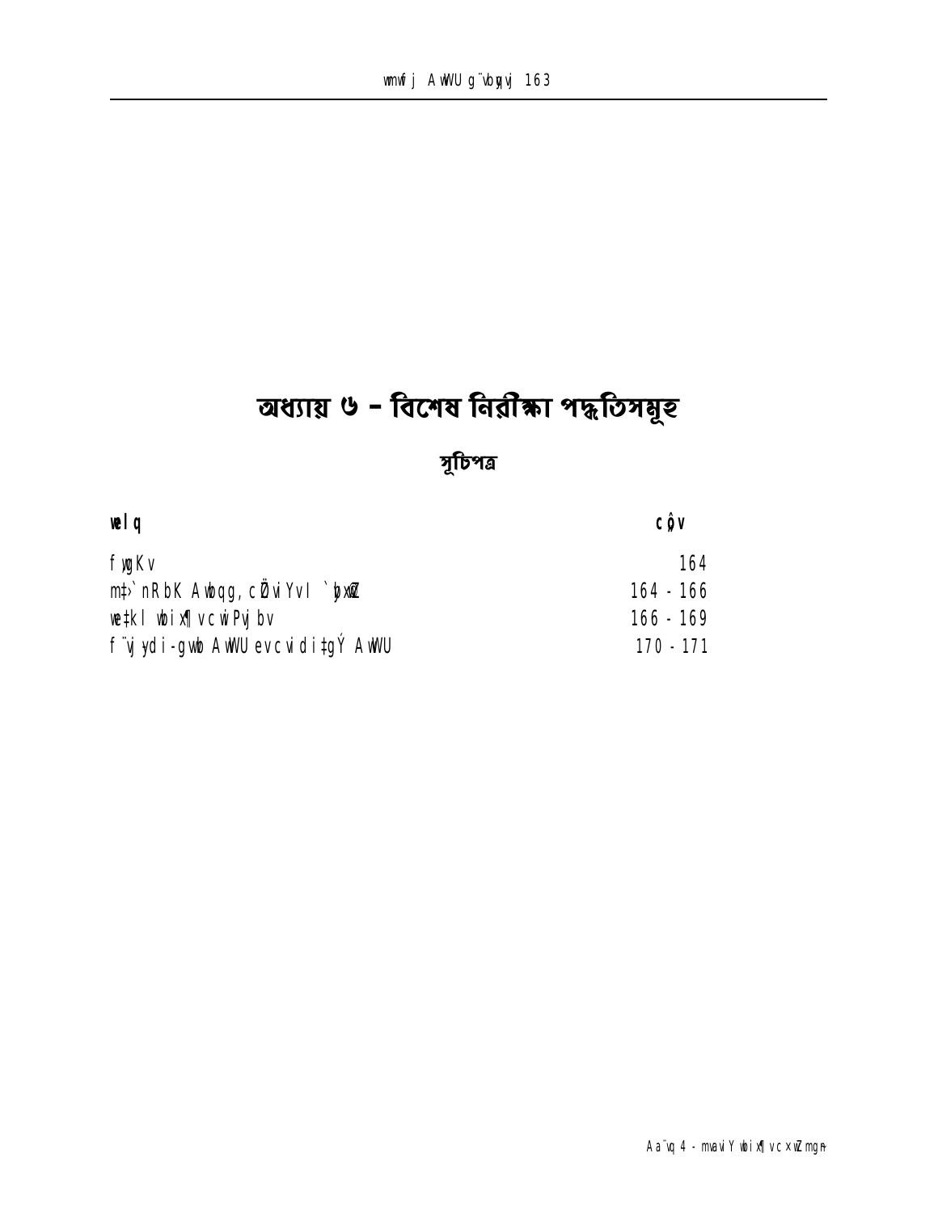# অধ্যায় ৬ – বিশেষ নিরীক্ষা পদ্ধতিসমূহ

## সূচিপত্র

| welq | cô"v |
|---|---|
| fygKv | 164 |
| mt›`nRbK Awbqg, cÖZviYv I `yb©xwZ | 164 - 166 |
| we‡kl wbix¶v cwiPvjbv | 166 - 169 |
| f¨vjy di-gvwb AwWU ev cvidi‡gÝ AwWU | 170 - 171 |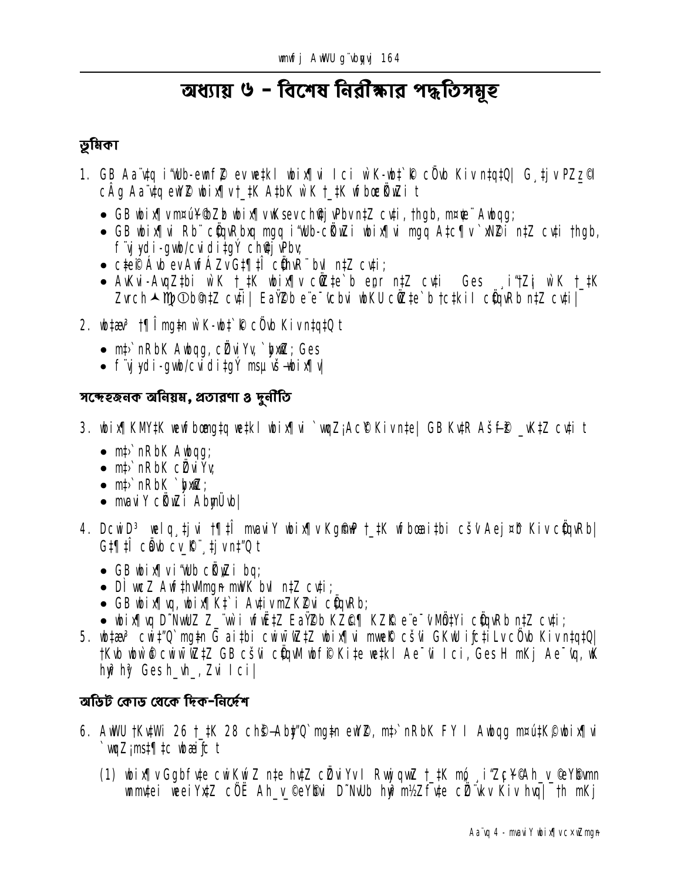# অধ্যায় ৬ – বিশেষ নিরীক্ষার পদ্ধতিসমূহ

## ভূমিকা

1. GB Aa¨vq i“Wb-ewnf©~Z ev we‡kl wbix¶vi Ici wK-wbt`©k cÖvb Kiv n‡q‡Q| G¸‡jv PZz©_© cÂg Aa¨v‡q ewY©Z wbix¶v †_‡K A‡bK wK †_‡K wfbœ©iƒc t

   - GB wbix¶v m¤úv`‡bZv wbix¶vKsevch©¨‡jvPbv n‡Z cv‡i, †hgb, m¤ú`"Avbqg;
   - GB wbix¶vi Rb¨ cÖ‡qvRbxq mgq i“Wb-cÖK…wZi wbix¶vi mgq A‡c¶v `xN©Zi n‡Z cv‡i †hgb, f¨vjy‡qi-gvbi/cviwdi‡gÝ ch©v‡jvPbv;
   - c‡ei©©Av‡b evAwfÁZvG‡¶‡Î cÖ‡hvR¨ bvI n‡Z cv‡i;
   - AvKvi-AvqZ‡bi wK †_‡K wbix¶v cÖK…‡e`b e¨ešr n‡Z cv‡i Ges ¸i“Zj wK †_‡K Zvrch©c~Y©`b‡Z cv‡i| EaŸ©Zb e¨e¯'vcbvi wbKU cÖK…‡e`b †c‡kil cÖ‡qvRb n‡Z cv‡i|

2. wb‡ev©  †¶Î mg‡n wK-wbt`©k cÖvb Kiv n‡q‡Q t

   - m‡›`nRbK Awbqg, cÖZviYv, `ybx©wZ; Ges
   - f¨vjy‡qi-gvbi/cviwdi‡gÝ msµvš—wbix¶v|

## সন্দেহজনক অনিয়ম, প্রতারণা ও দুর্নীতি

3. wbix¶KM‡Yi we‡kl bRi ‡`qv Av‡kl wbix¶vi `vqZ¡Ac©Kiv n‡e| GB Kv‡R Ašf©~³ _vK‡Z cv‡i t

   - m‡›`nRbK Awbqg;
   - m‡›`nRbK cÖZviYv;
   - m‡›`nRbK `ybx©wZ;
   - mvaviY cÖK…wZi Abym›`vb|

4. DcwiD³ welq¸‡jvi †¶‡Î mvaviY wbix¶v Kg©m~Pxi †_‡K wfbœ‡bi cš'v Aej¤^b Kiv cÖ‡qvRb| G‡¶‡Î cÖvb cv_©K¨¸‡jv n‡"Q t

   - GB wbix¶vi i“Wb cÖK…wZi bq;
   - DÏ‡k¨ Awf‡hvMmg~n mwVK bvI n‡Z cv‡i;
   - GB wbix¶vq, wbix¶K‡`i Avwiv mZK©Zvi cÖ‡qvRb;
   - wbix¶vq D`NvwUZ Z_¨wi wfwË‡Z EaŸ©Zb KZ©„c¶ KZ©„K e¨e¯'vMÖ‡Yi cÖ‡qvRb n‡Z cv‡i;

5. wb‡ev© cwi‡"Q` mg‡n Gai‡bi cwiw¯'wZ‡Z wbix¶vi mwe©K cš'v GKwU i"c‡iLv cÖvb Kiv n‡q‡Q| †Kvb wbw`©ó cwiw¯'wZ‡Z GB cš'v cÖ‡qvM wbf©i Ki‡e we‡kl Ae¯'vi Ici, Ges H mKj Ae¯'vq, wK hyw³hy³ Ges h_vh_ Zvi Ici|

## অডিট কোড থেকে দিক-নির্দেশ

6. AwWU †KvW‡Wi 26 †_‡K 28 ch©š—Aby‡"Q` mg‡n ewY©Z, m‡›`nRbK FY I Awbqg m¤ú‡K© wbix¶vi `vqZ¡ms‡¶‡c wbævfc t

   (1) wbix¶v Ggbfv‡e cwiKíZ n‡e h‡Z cÖZviYvI RwjqvwZ †_‡K mó¸ i“Zc~Y©Ah_v_©eY©bvmn wmvte‡i weeiY‡Z cÖË Ah_v_©eY©bvi D`NvUb hy³ m½Zfv‡e cÖ¨vkv Kiv hvq| †h mKj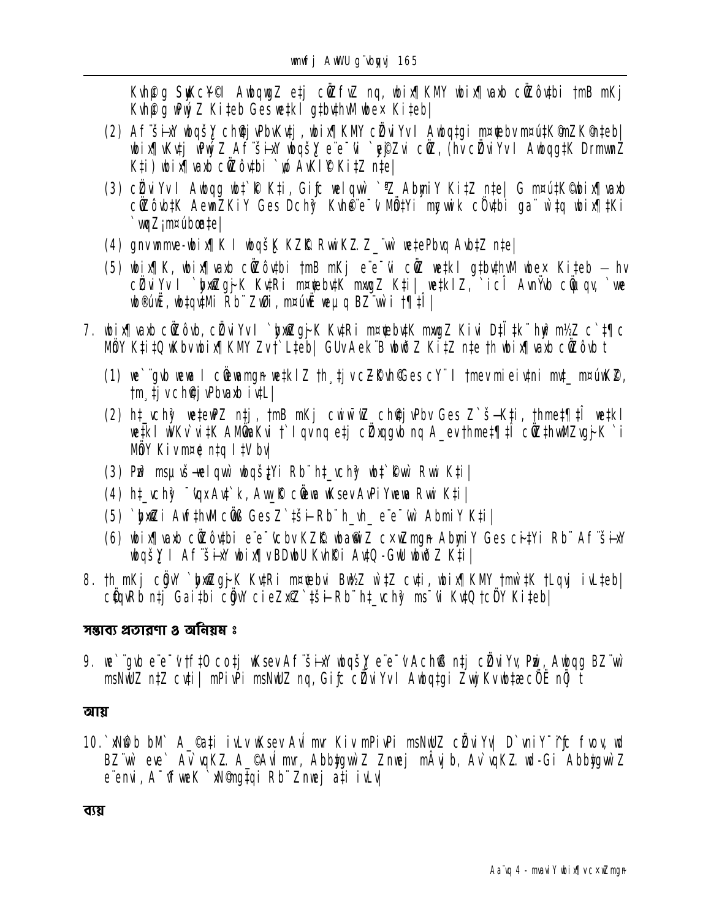Kvh©µg SyKc~Y©I AwbqwgZ e¨q cÖwZfvZ nq, wbix¶K KMY wbix¶vaxb cÖwZôvbi †mB mKj Kvh©µg wPwýZ Ki‡eb Ges we‡kl gtbvthvM wbex Ki‡eb|

(2) Af¨šÍixY wbqšÎY ch©vj wPbKvtj, wbix¶K KMY cÖvwiYvI Awbqtgi m¤¢ebv m¤úwK©mZK©n‡eb| wbix¶Kvtj wPwýZ Af¨šÍixY wbqšÎ e¨e¯'v `ye©jZvi cÖwZ, (hv cÖvwiYvI Awbqg‡K DrmvwnZ K‡i) wbix¶vaxb cÖwZôvbi `„wó AvKl©Y Ki‡Z n‡e|

(3) cÖvwiYvI Awbqg wb‡`©k Ki, Gifc welqwb `¶Z AbymiY Ki‡Z n‡e| G m¤úwK©Z wbix¶vaxb cÖwZôvb‡K AewnZ KiY Ges Dchy³ Kvh©e¨e¯'v MÖn‡Yi mycvwik cÖvbi ga¨ w`‡q wbix¶‡Ki `vwqZ¡ m¤úbœ n‡e|

(4) gnvwnmve-wbix¶K I wbqšÎK KZ©„c¶ RvwiKZ.Z_¨wb we‡ePbvq Avb‡Z n‡e|

(5) wbix¶K, wbix¶vaxb cÖwZôvbi †mB mKj e¨e¯'v cÖwZ we‡kl gtbvthvM wbex Ki‡eb – hv cÖvwiYvI `ybx©wZg~jK Kv‡Ri m¤¢ebv‡K mxwgZ K‡i| we‡klZ, `icÎ AvnŸvb cÖwµqv, `ie wb®úwË, wb‡qvMi Rb¨ ZwØi, m¤úwË weµq BZ¨vw` i †¶‡Î|

7. wbix¶vaxb cÖwZôvb, cÖvwiYvI `ybx©wZg~jK Kv‡Ri m¤¢ebv‡K mxwgZ Kivi D‡Ï‡k¨ hy³ m½Z c`‡¶c MÖnY K‡i‡Q wKbv wbix¶K KMY Zv †`L‡eb| GUv Aek¨B wbwðZ Ki‡Z n‡e th wbix¶vaxb cÖwZôvb t

(1) we`¨gvb weavb I cÖwµqvmg~n we‡klZ th¸‡jv cÖZ¨ÿvnvGes cY¨ I †mevmi eivÏmi mv‡_ m¤úwK©Z, †m¸‡jv ch©vj wPbvaxb iv‡L|

(2) h‡_vchy³ we‡ePbv n‡j, †mB mKj cwiw¯'wZ ch©vj wPbv Ges Z`š—K‡i, †hme‡¶‡Î we‡kl we‡kl wKv`vi‡K AMÖvaKvi †`Iqv nq e‡j cÖZxqgvb nq A_ev †hme‡¶‡Î cÖwZ‡hvwMZvg~jK `i MÖnY Kiv m¤¢e n‡q I‡V bv|

(3) Pzw³ msµvš— welqvw` wbqš¿‡Yi Rb¨ h‡_vchy³ wb‡`©kvw` Rvwi K‡i|

(4) h‡_vchy³ ¯^qxAv‡`k, Av‡_©K cÖwµqv wKsev AvPiYwewa Rvwi K‡i|

(5) `ybx©wZi Awf‡hvM cÖvß Ges Z`‡š—i Rb¨ h_vh_ e¨e¯'v AbymiY K‡i|

(6) wbix¶vaxb cÖwZôvbi e¨e¯'vcbv KZ©„c¶ wbawiZ c×wZmg~n AbymiY Ges cÖ‡Yi Rb¨ Af¨šÍixY wbqšÎ I Af¨šÍixY wbix¶v BDwbU Kvh©Ki AvtQ-GwU wbwðZ K‡i|

8. †h mKj cÖv_wgK `ybx©wZg~jK Kv‡Ri m¤¢ebvi Bw½Z w`‡Z cv‡i, wbix¶K KMY †mmw`‡K †Lqvj iv‡Lteb| cÖvqkRb n‡j Gai‡bi cÖv_wgK cieZx©Z `‡š—i Rb¨ h‡_vchy³ ms¯'vi Kv‡Q †cÖiY Ki‡eb|

## সম্ভাব্য প্রতারণা ও অনিয়ম ঃ

9. we`¨gvb e¨e¯'vi f‡O co‡j wKsev Af¨šÍixY wbqšÎ e¨e¯'v Ach©vß n‡j cÖvwiYv, Pzwi, Awbqg BZ¨vw` msNwUZ n‡Z cv‡i| mPivPi msNwUZ nq, Gifc cÖvwiYvI Awbq‡gi ZvwjKv wb‡¤œ cÖ`Ë nÕj t

## আয়

10. `wjv©b bM` A_©Gati iwLv wKsev Av`vq mvi Kiv mPivPi msNwUZ cÖvwiYv| D`vniY¯^fc fvov, wd BZ¨vw` eve` Av`vqKZ. A_©Av`vq mvi, Abbyg¨wZ Znwej mÂq b, Av`vqKZ. wd-Gi Abbyg¨wZ e¨envi, A¯^xK…Z `vwqZ¡‡qi Rb¨ Znwej a‡i iLv|

## ব্যয়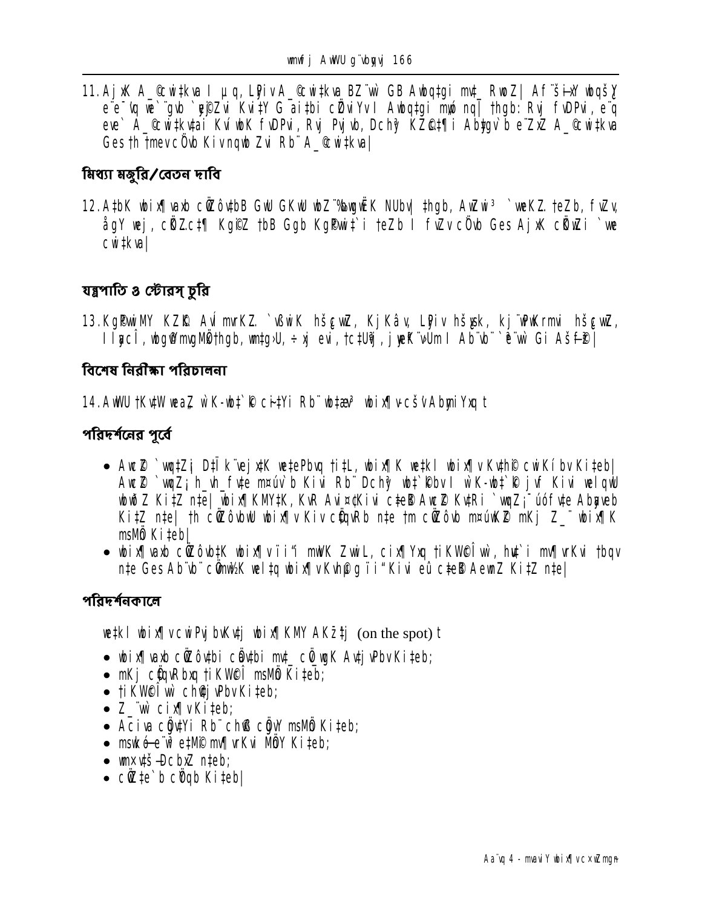11. AjxK A_©cwitkva I µq, LPiv A_©cwitkva BZ¨wì GB Awbqtgi mvt_ RwoZ| Af¨šÍixY wbqšY e¨e¯'vq we`¨gvb `yß©Zvi Kvi‡Y G aitbi cÖZviYvI Awbqtgi mvh© nq| †hgb: Rvj fvDPvi, e¨q eve` A_©cwitkvtai Kvi wbK fvDPvi, Rvj Pyw³, Dchy³ KZ©c‡¶i Ab‡gv`b e¨ZxZ A_©cwitkva Ges †h †mevcÖvb Kivnqwb Zvi Rb¨ A_©cwitkva|

## মিথ্যা মজুরি/বেতন দাবি

12. A‡bK wbix¶vwb cÖZô‡bB GwU GKwU wbZ¨%bwgwËK NUbv| †hgb, AwZwi³ `weKZ. †eZb, fvZv, ågY wej, cÖZc‡¶ Kg©Z †bB Ggb Kg©Pwi‡`i †eZb I fvZv cÖvb Ges AjxK cÖwZi `we cwi‡kva|

## যন্ত্রপাতি ও স্টোরস্ চুরি

13. Kg©Pwi MY KZ©K Avi mvKZ. `wBwiK hš¿cwZ, KjKâv, LPiv hš¿vsk, kj¨wPwKrmvi hš¿cwZ, I lyacÎ, wbg©vY mvgMÖx †hgb, wm‡g›U, ÷xj evi, †c‡Uªvj, jyeªK¨vUm I Ab¨vb¨ `ªe¨wv Gi Aš—f©³|

## বিশেষ নিরীক্ষা পরিচালনা

14. AwWU †Kv‡W weaZ w`K-wb‡`©k c~i‡Yi Rb¨ wb‡æ³ wbix¶v cš'v Abymi‡Yq t

## পরিদর্শনের পূর্বে

- Aw`ó `wq‡Z¡ D‡Ïk¨ vej‡xK we‡ePbvq †i‡L, wbix¶K we‡kl wbix¶v Kvh©cwiKíbv Ki‡eb| Aw`ó `wqZ¡ h_vh_ fv‡e m¤úbœ Kivi Rb¨ Dchy³ wb‡`©kbv I w`K-wb‡`©k jvf Kivi welqwU wbwðZ Ki‡Z n‡e| wbix¶KMY‡K, KvR Avi¤¢ Kivi c‡e©B Aw`ó Kv‡Ri `wqZ¡ ¯úó fv‡e Abyaveb Ki‡Z n‡e| †h cÖZôvbwU wbix¶v Kiv cÖ‡qvRb n‡e †m cÖZôvb m¤úwK©Z mKj Z_¨ wbix¶K msMÖn Ki‡eb|
- wbix¶vaxb cÖZôv‡bi wbix¶v iv‡Ïi mwVK ZwiL, cix¶Yxq †iKW©cÎ wì, hv‡`i mv¶vrKvi †bqv n‡e Ges Ab¨vb¨ cÖmw½K wel‡q wbix¶v Kvh©µ‡gi "Kivi eû c‡e©B AewnZ Ki‡Z n‡e|

## পরিদর্শনকালে

we‡kl wbix¶v cwiPvjbvKv‡j wbix¶KMY AKz‡¯j (on the spot) t

- wbix¶vaxb cÖZôv‡bi cÖv‡bi mv‡_ cÖ_wgK Av‡jvPbv Ki‡eb;
- mKj cÖ‡qvRbxq †iKW©cÎ msMÖn Ki‡eb;
- †iKW©cÎ wì ch©v‡jvPbv Ki‡eb;
- Z_¨ wì cix¶v Ki‡eb;
- Aciva cÖgv‡Yi Rb¨ ch©vß cÖgvY msMÖn Ki‡eb;
- msw¯ó e¨w³ e‡M©i mv¶vrKvi MÖnY Ki‡eb;
- wm×vš— Dc bxZ n‡eb;
- cÖwZ‡e`b cÖ¯'yZ Ki‡eb|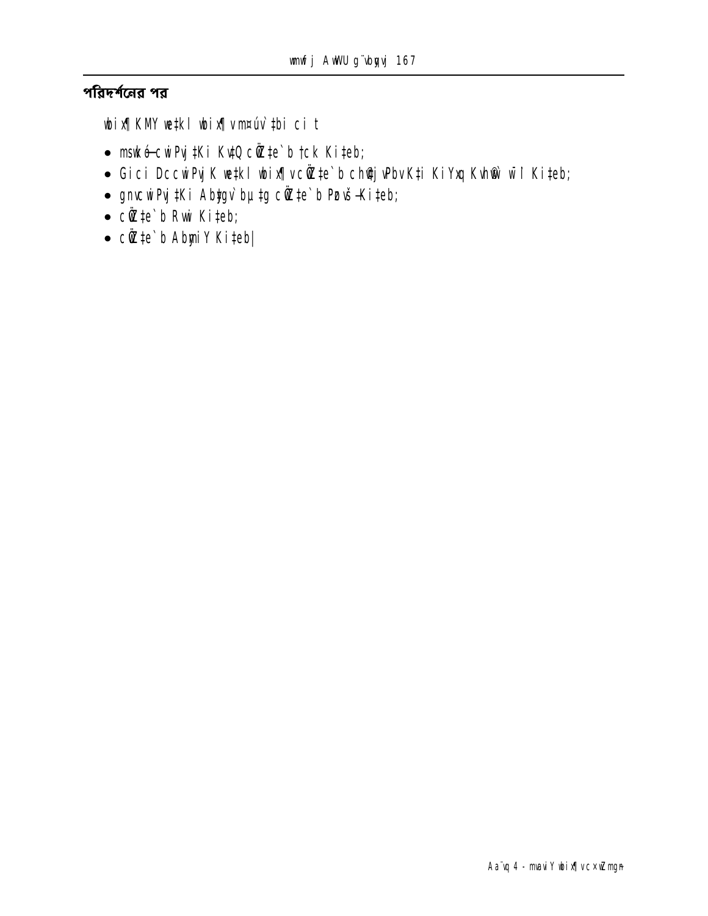## পরিদর্শনের পর

wbix¶K MY we‡kl wbix¶vmg~‡ni ci t

- msw¯‐ó cwiPvj‡Ki KvQ cÖwZ‡e`b †ck Ki‡eb;
- Gici DccwiPvjK we‡kl wbix¶v cÖwZ‡e`b chv©‡jvPbv K‡i KiYxq Kvh©µg w¯’i Ki‡eb;
- gnvcwiPvj‡Ki Aby‡gv`bµ‡g cÖwZ‡e`b Pyovš— Ki‡eb;
- cÖwZ‡e`b Rvwi Ki‡eb;
- cÖwZ‡e`b AbymiY Ki‡eb|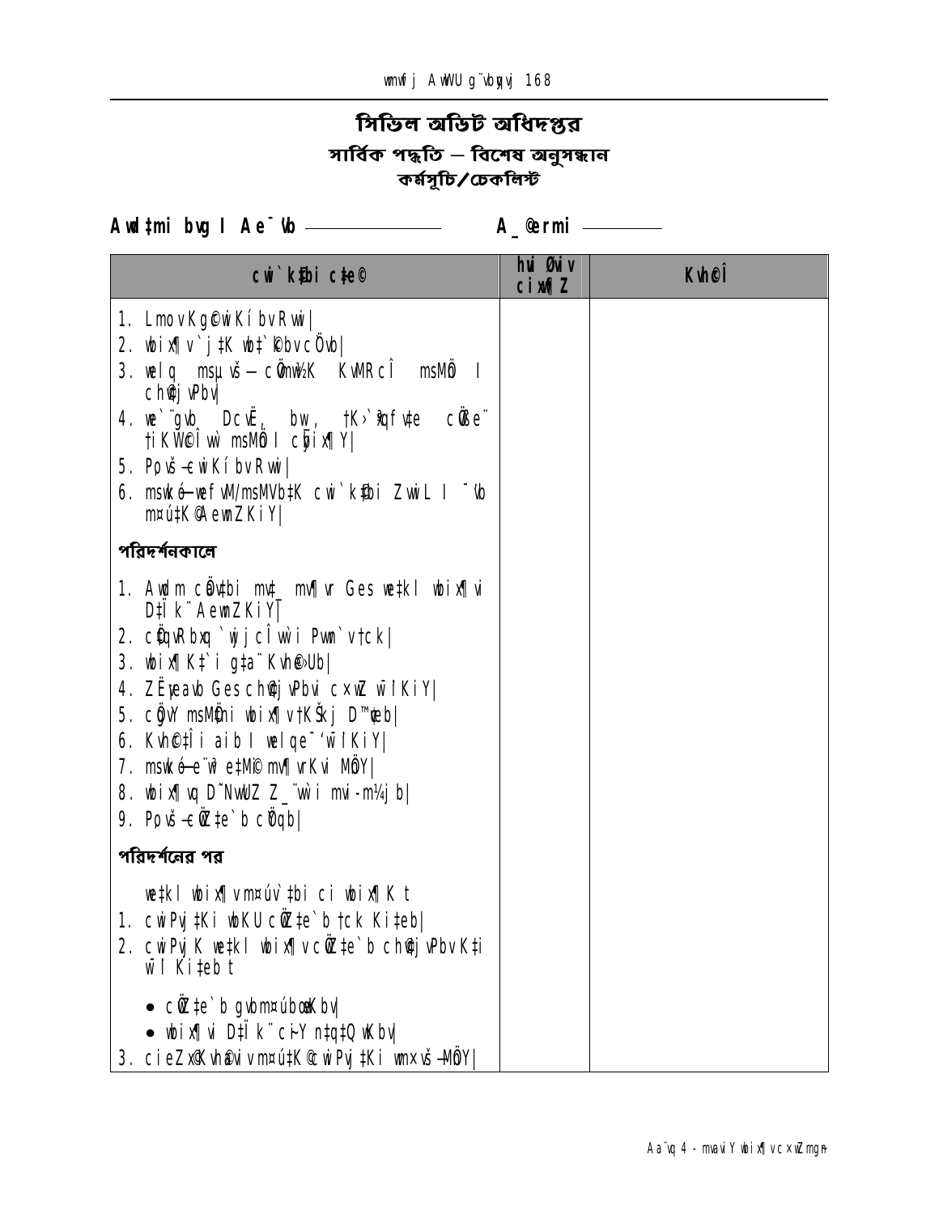# সিভিল অডিট অধিদপ্তর

## সার্বিক পদ্ধতি – বিশেষ অনুসন্ধান

### কর্মসূচি/চেকলিস্ট

**Awd‡mi bvg I Ae¯'vb ______________ A_©erm ________**

| cwi`k©bi c‡e© | hvi Øviv cixwÿZ | Kvh©Î |
|---|---|---|
| 1. LmovKg©wiKíbv Rvwi\| | | |
| 2. wbixÿv `j‡K wb‡`©kbv cÖ`vb\| | | |
| 3. welq msµvš— cÖmw½K KvMRcÎ msMÖ I ch©v‡jvPbv\| | | |
| 4. we`¨gvb DcvË, bw_, †K›`ªxfv‡e cÖ‡e¨ †iKW©cÎ wb‡Y msMÖ I cÖixÿY\| | | |
| 5. Pvš—wiKíbv Rvwi\| | | |
| 6. msw¯ó—wefvM/msMVb‡K cwi`k©bi ZvwiL I ¯'vb m¤ú‡K© AewnZKiY\| | | |
| **পরিদর্শনকালে** | | |
| 1. Awdm cÖav‡bi mv‡_ mvÿvr Ges we‡kl wbixÿvi D‡Ïk¨ AewnZKiY\| | | |
| 2. cÖ‡qvRbxq `wjjcÎvw`i Pvwn`v †cK\| | | |
| 3. wbixÿK‡`i g‡a¨ Kvh©e›Ub\| | | |
| 4. ZË¡eavb Ges ch©v‡jvPbvi cxwÿZ wbœKiY\| | | |
| 5. cÖ‡qvR msMÖ‡ni wbixÿv †KŠkj D™¢veb\| | | |
| 6. Kvh©‡Îi aib I welqe¯'‘ wbœKiY\| | | |
| 7. msw¯ó—e¨w³ e‡M©i mvÿvrKvi MÖnY\| | | |
| 8. wbixÿvq D™¢vwmZ Z_¨vw`i mvi-ms‡ÿc\| | | |
| 9. Pvš—cÖwZ‡e`b cÖ¯‘Z\| | | |
| **পরিদর্শনের পর** | | |
| we‡kl wbixÿv m¤úv`‡bi ci wbixÿK t | | |
| 1. cwiPvj‡Ki wbKU cÖwZ‡e`b †ck Ki‡eb\| | | |
| 2. cwiPvjK we‡kl wbixÿv cÖwZ‡e`b ch©v‡jvPbv K‡i wbœ Ki‡eb t | | |
| • cÖwZ‡e`b gvbm¤úbœKiY\| | | |
| • wbixÿvi D‡Ïk¨ cÖiY n‡q‡Q wKbv\| | | |
| 3. cieZ©x Kvh©µ‡gi m¤ú‡K© cwiPvj‡Ki wm×vš— MÖnY\| | | |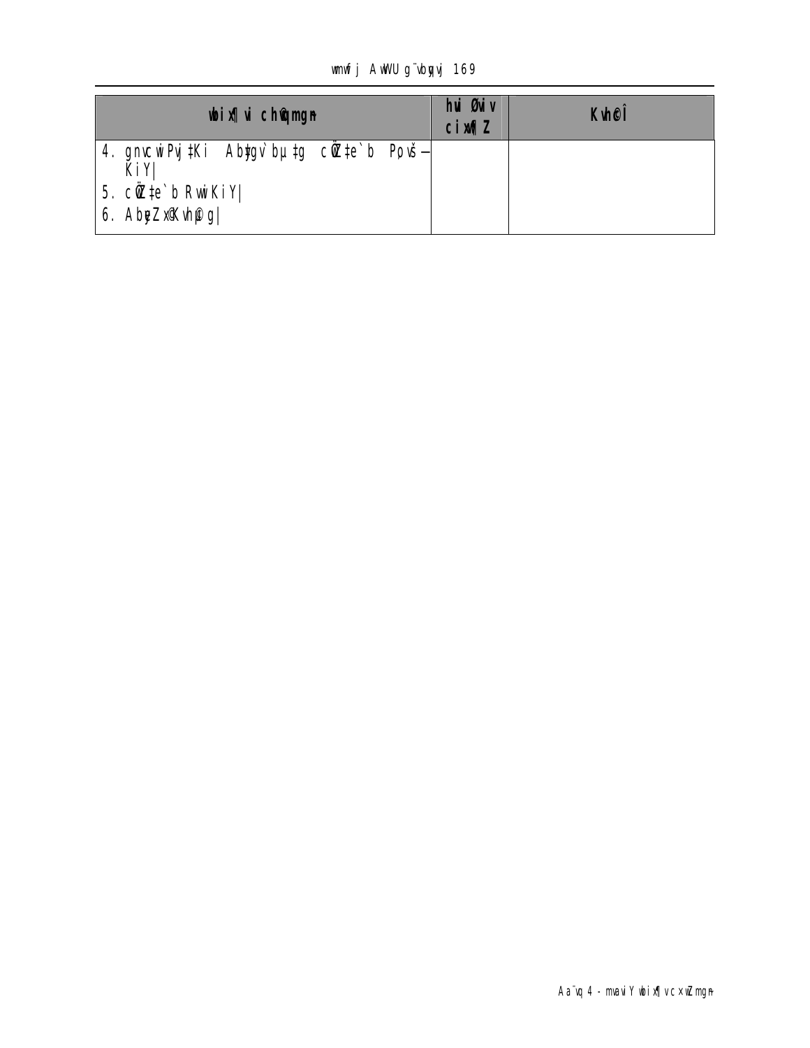| wbix¶ vi ch©qmgn | hui Øviv cix¶Z | Kvh©Î |
|---|---|---|
| 4. gnvcwiPvj‡Ki Abygv`bµ‡g cÖ‡e`b Pyov¯— KiY\|<br>5. cÖ‡e`b RvwiKiY\|<br>6. AbyeZx©Kvh©µg\| | | |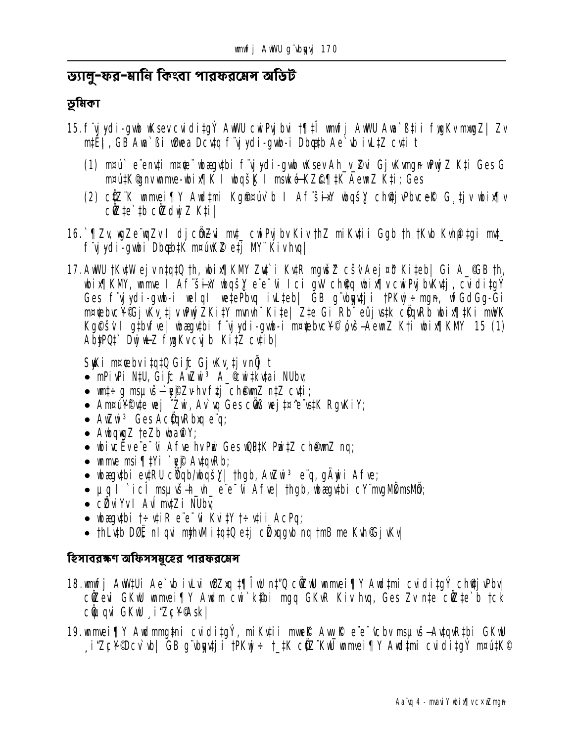## ভ্যালু-ফর-মানি কিংবা পারফরমেন্স অডিট

### ভূমিকা

15. f¨vjy-di-gvwb wKsev cvidigÝ AwWU cwiPvjbvi †¶‡Î wmwfj AwWU Awa`ßi fygKv mxwgZ| Zv m‡Ë¡I, GB Awa`ßi wbæeY Dcv‡q f¨vjy-di-gvwb-i Dbœq‡b Ae`vb ivL‡Z cv‡i t

    (1) m¤ú` e¨eni m¤úwK©Z wbqgvbyMZ Ges wbqgewnf~©Z cwiPvjbv ev †Kv‡bv e¨Z¨‡qi NUbv‡K wbqwš¿Z Ki‡Z ms¯'vi AwWUi Kvh©Kvwiqvi e¨vcv‡i ZvB Kivi ; Ges

    (2) cÖ‡qvRb Abyhvqx mswkøó KZ©„c¶‡K AewnZ Kivi|

16. `¶Zv, wgZe¨wqZv I djcÖmyZvi mv‡_ cwiPvjbv Kiv †h‡Z cv‡i Ggb †h †Kv‡bv Kvh©µ‡gi mv‡_ f¨vjy-di-gvwbi Dbœq‡bi m¤úK© e¨vcK|

17. AwWU †Kv‡W ejv n‡q‡Q †h, wbix¶KMY Zv‡`i Kv‡R mgvš^q cš'v Aej¤^b Ki‡eb| Gi A_© GB †h, wbix¶KMY, wmme I Af¨šÍixY wbqš¿Y e¨e¯'vi Ici gšÍe¨ cÖ`v‡bi cvkvcvwk cwiPvjbvKvjxb cvidigÝ Ges f¨vjy-di-gvwb-i welq I we‡ePbvq iv‡Lb| GB gšÍe¨¸‡jv †PKwj÷ AvKv‡i wjwc-e× K‡i Ges ‡mLv‡b †h cÖkœ_v‡K †m¸‡jv m¤ú‡K© wbwðZ n‡Z Kiv DwPr Zv DwjøwLZ Ki‡Z cv‡ib| Zv‡Z Ab¨‡`i c‡¶ wbix¶‡Ki Kv‡Ri M„nxZ c×wZ Abymi‡Y Rvb‡Z myweav nq| wbqgvbyMZ e¨q-f¨vjy-di-gvwb-i m¤ú‡K© Z_¨ mieivn Kivi Rb¨ wbix¶KMY 15 (1) Aby‡”Q‡` ewY©Z fygKv cvjb Ki‡Z cv‡ib|

    Sbwi m¤ú‡K© ivL‡Z Gi‡`i Ki‡Yxq t
    • mPivPi N‡U, Ggb AvqZ‡bi A_© ev †Kv‡bv mgqmxgv;
    • wm×všÍ MÖn‡Y wej¤^ Kivi d‡j ˆZwi n‡Z cv‡i Ggb cwiw¯'wZ;
    • Am¤ú~Y© Kv‡Ri Rb¨ Ab¨ Lv‡Z e¨q;
    • AvqZ‡bi Ab¨vq e¨envi;
    • AwbqwgZ µq;
    • wbqšÍ‡Yi AfveRwbZ Ges µwUc~Y© Pzw³ cÖYqb;
    • wmme msi¶‡Yi `yP© Avg`vbx;
    • wbqgvbyMZ/wbqš¿Yi Afve;
    • e¨q I `iÎ msµvšÍ e¨e¯'vi Afve| †hgb, wbqgvbyMZ cY¨mvgMÖxmgn;
    • c×wZMZ AvBbMZ Kv‡Ri NUbv;
    • wbqgvbyMZ wbixÿvi e¨e¯'v Kvh©Ki bv _vKv;
    • †hLv‡b `Ø› nIqvi m¤¢vebv _v‡K cÖ‡qvRb nq †mB me Kvh©Kvj|

### হিসাবরক্ষণ অফিসসমূহের পারফরমেন্স

18. wmwfj AwW‡Ui Ae`vb iv‡L Ggb wbix¶Y ms¯'v wn‡m‡e wmwfj wmme ¶Y Awd‡mi cvidigÝ cÖ‡qvR‡b cÖ‡qvRbxq K‡i wbix¶‡Yi Rb¨ GKwU gvbœ K‡ivi Kiv nq, Ges Zv n‡e cÖ‡qvR‡b †ck Ki‡Z cvi‡e GKwU ¸iæZ¡c~Y© `vwqZ¡|

19. wmmei¶Y Awdmmg‡ni cvidigÝ, miKv‡ii mve© AwW‡Ui e¨e¯'vcbv mswkøó-Av‡qvR‡bi GKwU ¸iæZ¡c~Y© Dcv`vb| GB gšÍe¨¸‡jv †PKwj÷ †_‡K cÖ‡qvRbxq wmmei¶Y Awd‡mi cvidigÝ m¤ú‡K©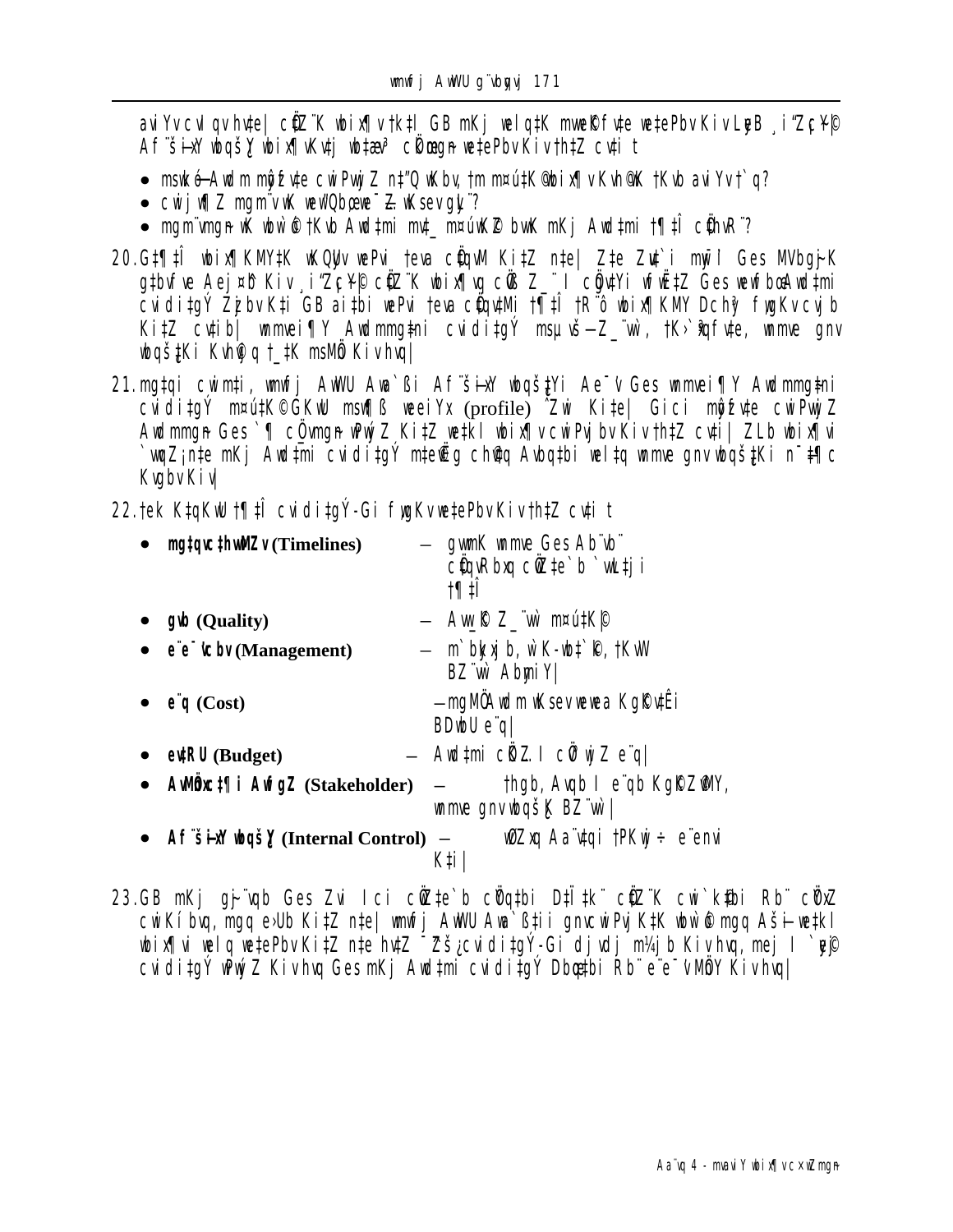aviYvcvl qvhv‡e| c֌Z¨K wbix¶v †k‡l GB mKj welq‡K mwe©kfv‡e we‡ePbv Kiv LyeB ¸i“Z¡c~Y© Af¨šÍixY wbqšÎY wbix¶Kv‡j wb‡æv³ cÖkœmg~n we‡ePbv Kiv †h‡Z cv‡i t

- msMVb-Awdm mg~‡ni Øviv m¤úvw`Z mKj Kvh©µg wbqš¿‡Yi Rb¨ h_vh_ e¨e¯'v Av‡Q wK?
- cÖwZôv‡bi Af¨šÍixY wbqš¿Y e¨e¯'v KZUzKz Kvh©Ki?
- AwfU AvcwË wb®úwËi Rb¨ †Kvb e¨e¯'v MÖnY Kiv n‡q‡Q wK?

20. GB †¶‡Î wbix¶KMY‡K wKQzUv wePvi †evaUv cÖ‡qvM Ki‡Z n‡e| Z‡e ZvU`i gyjZ Ges MVbg~jK g‡bvfve Aej¤^b Kiv ¸i“Z¡c~Y© c֌Z¨K wbix¶vq cÖ‡qvRbxq Z_¨ I cÖgvYi wfwË‡Z Ges wewfbœ Awdmi cvidi‡gÝ Zzjbv K‡i GB ai‡bi wePvi †evaUv cÖ‡qvMi †¶‡Î †R¨ô wbix¶KMY Dchy³ fywgKv cvjb Ki‡Z cv‡ib| mvmwei¶Y Awdmmg~‡ni cvidi‡gÝ msµvšÍ Z_¨vw`, †K›`ªxqfv‡e, mvme gnv wbqš¿‡Ki Kvh©vjq †_‡K msMÖn Kiv nq|

21. mg‡qi cwiµgvq, mvwf©m AwWU Aa¨`ßi Af¨šÍixY wbqš¿Yi Ae¯'v Ges mvmwei¶Y Awdmmg~‡ni cvidi‡gÝ m¤ú‡K© GKwU msw¶ß weeiYx (profile) ˆZwi Ki‡e| Gici mg~‡ni cwiPvjb Awdmmg~n Ges `¶ cÖwZôvbmg~‡ni wPý Ki‡Z we‡kl wbix¶v cwiPvjbv Kiv †h‡Z cv‡i| ZLb wbix¶vi `wqZ¡nx‡b mKj Awdmi cvidi‡gÝ m‡e©v”P ch©v‡q Avbq‡bi welq mvme gnv wbqš¿‡Ki n¯Í‡¶c Kvgbv Kiv|

22. †ek K‡qKwU †¶‡Î cvidi‡gÝ-Gi fywgKv we‡ePbv Kiv †h‡Z cv‡i t

- **mgq‡iLv (Timelines)** – gvmK mvme Ges Ab¨vb¨ cÖ‡qvRbxq cÖwZ‡e`b `vwL‡ji †¶‡Î
- **gvb (Quality)** – Aw_©K Z_¨vw` m¤ú‡K©
- **e¨e¯'vcbv (Management)** – m`¯'‡`i, wK-wb‡`©k, †KvW BZ¨vw` AbymiY|
- **e¨q (Cost)** – msMÖn Awdm wKsev wewea Kg©Kv‡Êi BDwbU e¨q|
- **ev‡RU (Budget)** – Awd‡mi cÖKZ I cÖ‡qvRbxq e¨q|
- **AskMÖnYKvix (Stakeholder)** – †hgb, Avgvb I e¨qb Kg©KZ©vMY, mvme gnv wbqš¿K BZ¨vw`|
- **Af¨šÍixY wbqš¿Y (Internal Control)** – wbqg Aa¨vq‡i †PKwj÷ e¨envi Ki|

23. GB mKj gšÍe¨ Ges Zvi Ici cÖwZ‡e`b cÖ`v‡bi D‡Ïk¨ c֌Z¨K cwi`k©‡bi Rb¨ cÖ‡hvR¨ cwiKíbv, mgq e›Ub Ki‡Z n‡e| mvwf©m AwWU Aa¨`߇ii gnvcwiPvjK‡K wbw`©ó mgq Aš—i we‡kl wbix¶vi welq we‡ePbv Ki‡Z n‡e hv‡Z ¯'vbxq cvidi‡gÝ-Gi djvdj m¤^‡Ü Kiv hvq, mej I `yé© cvidi‡gÝ wPý Z Kiv hvq Ges mKj Awd‡mi cvidi‡gÝ Dbœq‡bi Rb¨ e¨e¯'v MÖnY Kiv hvq|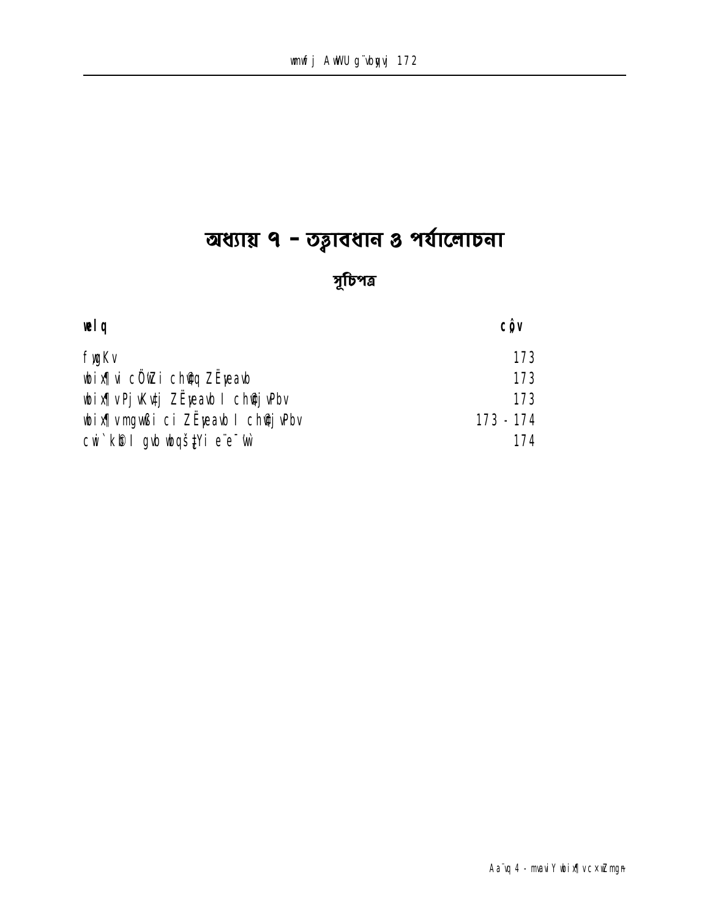# অধ্যায় ৭ – তত্ত্বাবধান ও পর্যালোচনা

## সূচিপত্র

| welq | côv |
|---|---|
| fygKv | 173 |
| wbix¶vi cÖwZi ch©vq ZËveavb | 173 |
| wbix¶v PjvKvtj ZËveavb I ch©vjvPbv | 173 |
| wbix¶v mgvwßi ci ZËveavb I ch©vjvPbv | 173 - 174 |
| cwi`k©b I gvb wbqš¿tYi e¨e¯'v | 174 |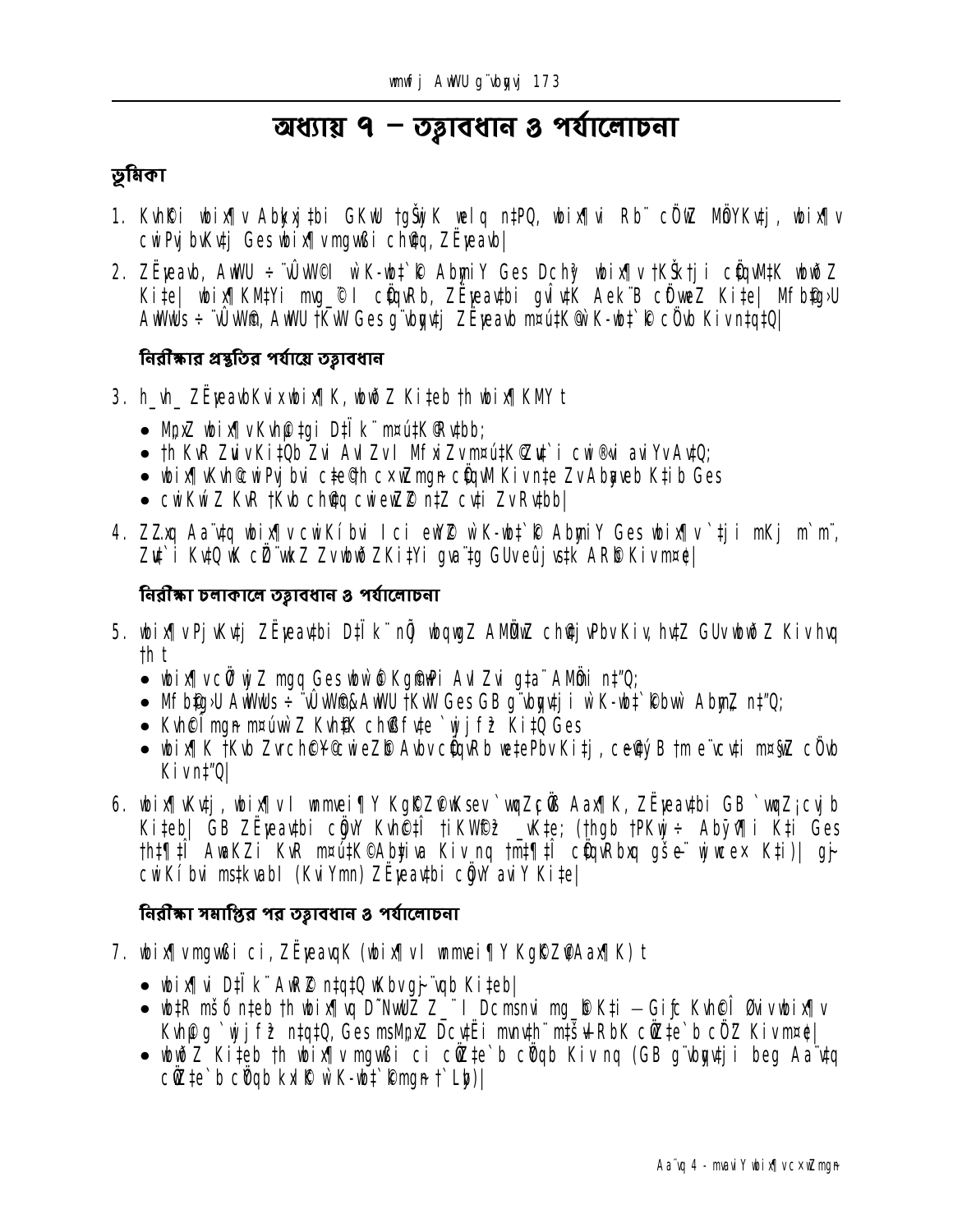# অধ্যায় ৭ – তত্ত্বাবধান ও পর্যালোচনা

## ভূমিকা

1. Kvh©Ki wbix¶v Abyôv‡bi GKwU ‡gŠwjK welq n‡PQ, wbix¶vi Rb¨ cÖ‡qvRbxq mg‡qi g‡a¨ cwiPvjbvKvj Ges wbix¶vmgvwßi ch©vq, ZË¡veavb|

2. ZË¡veavb, AwWU ÷¨vÛvW©I wK-wb‡`©k AbymiY Ges Dch³ wbix¶v †KŠkj cÖ‡qv‡Mi wbwðZ Ki‡e| wbix¶KM‡Yi mvg_©¨I cÖ‡qvRb, ZË¡veav‡bi gvÎv‡K Aek¨B cÖfvweZ Ki‡e| Mfb©‡g›U AwWwUs ÷¨vÛvW©, AwWU †KvW Ges g¨vbyqv‡j ZË¡veavb m¤ú‡K© wK-wb‡`©k cÖ`vb Kiv n‡q‡Q|

### নিরীক্ষার প্রস্তুতির পর্যায়ে তত্ত্বাবধান

3. h_vh_ ZË¡veavbKvix wbix¶K, wbwðZ Ki‡eb †h wbix¶KMY t

- MpxZ wbix¶vKvh©‡gi D‡Ïk¨ m¤ú‡K© Rv‡bb;
- †h KvR ZvMv Ki‡Qb Zvi AvI ZvI MfxiZvm¤ú‡K© Zv‡`i cwi®‹vi aviYv Av‡Q;
- wbix¶vKvh©cwiPvjbvi c‡e©†h cxwZmgn cÖ‡qvM Kiv n‡e ZvAbymib K‡ib Ges
- cwiKíZ KvR †Kvb ch©vq cwieZ©b n‡Z cv‡i ZvRv‡bb|

4. ZZxq Aa¨v‡q wbix¶vcwiKíbvi Ici eY©b wK-wb‡`©k AbymiY Ges wbix¶v`‡ji mKj m`m¨, Zv‡`i Kv‡Q wK cÖZ¨vkZ ZvwbwðZKi‡Yi gva¨‡g GUveûjvsk ARb Kivm¤¢e|

### নিরীক্ষা চলাকালে তত্ত্বাবধান ও পর্যালোচনা

5. wbix¶vPjvKv‡j ZË¡veav‡bi D‡Ïk¨ nÕj wbqwgZ AMÖMwZ ch©‡jvPbvKiv, hv‡Z GUvwbwðZ Kivhvq †h t

- wbix¶vcÖ¯‘wZ mgq Ges wbwÕ©ó Kg©¬Pi AvIZvi g‡a¨ AMÖmi n‡"Q;
- Mfb©‡gÛU AwWwUs ÷¨vÛvW©&AwWU †KvW Ges GB g¨vbyqv‡ji wK-wb‡`©kbvi AbymZ n‡"Q;
- Kvh©Ïmgn m¤úwÏZ Kvh©K ch©fv‡e `wjfš Ki‡Q Ges
- wbix¶K †Kvb ZvrchC¥©cwieZ©b Avbv cÖ‡qvRb we‡ePbvKi‡j, ce©ý B †m e¨vcv‡i m¤§wZ cÖ`vb Kivn‡"Q|

6. wbix¶vKv‡j, wbix¶vI wmmvei¶Y Kg©KZ©vKsev`wqZ¡cÖß Aax¶K, ZË¡veav‡bi GB `vwqZ¡cvjb Ki‡eb| GB ZË¡veav‡bi cÖ`Ë Kvh©c‡Î †iKW©fz³ _vK‡e; (†hgb †PKwj÷ Abym¦i Ki Ges †h‡¶‡Î AvaKZi KvR m¤ú‡K©Abyiva Kiv nq †m‡¶‡Î cÖ‡qvRbxq gšÍe¨ wjwcex K‡i)| gš cwiKíbvi ms‡kvabI (KviYmn) ZË¡veav‡bi cÖgvY aviY Ki‡e|

### নিরীক্ষা সমাপ্তির পর তত্ত্বাবধান ও পর্যালোচনা

7. wbix¶vmgvwßi ci, ZË¡veavqK (wbix¶vI wmmvei¶Y Kg©KZ©vAax¶K) t

- wbix¶vi D‡Ïk¨ AR©b n‡q‡Q wKbvgš¨vqb Ki‡eb|
- wb‡R mšÍó n‡eb †h wbix¶vq D"NwUZ Z_¨I Dcmsnvi mg_©bK‡i – Gifc Kvh©Î Øvivwbix¶v Kvh©g`wjfš n‡q‡Q, Ges msMpxZ Dc‡Ëi mvnv‡h¨ m‡šÍvlRbK cÖZ‡e`b cÖ`Z Kivm¤¢e|
- wbwðZ Ki‡eb †h wbix¶vmgvwßi ci cÖZ‡e`b cÖ¯‘Z Kivnq (GB g¨vbyqv‡ji beg Aa¨v‡q cÖZ‡e`b cÖ¯‘Z kKvi wK-wb‡`©kmgn †`Lyb)|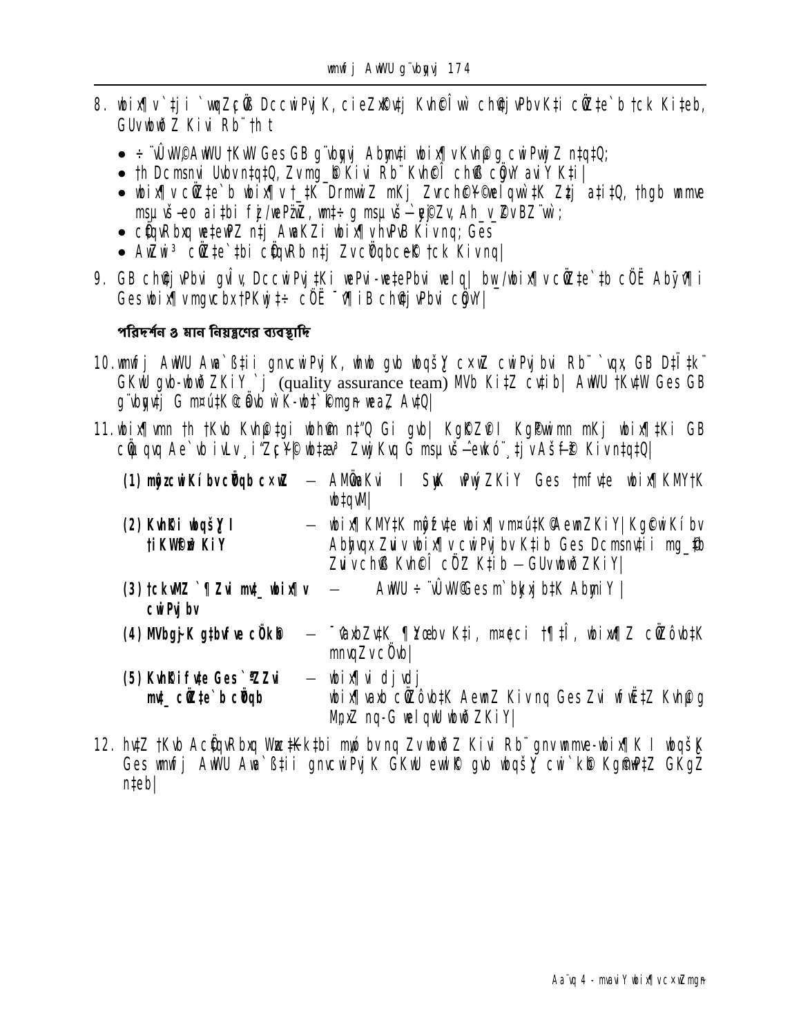8. wbix¶v`‡ji `wqZ¡cÖß DccwiPvjK, cieZx©‡j Kvh©Î‡wì ch©‡jvPbvK‡i cÖwZ‡e`b †ck Ki‡eb, GUv wbwðZ Kivi Rb¨ †h t

- ÷ ¨vÛvW© AwWU †KvW Ges GB g¨vbyqvj Abyhvqx wbix¶vKvh©g cwiPvwjZ n‡q‡Q;
- †h Dcmsnvi Uvbv n‡q‡Q, Zv mg_©b Kivi Rb¨ Kvh©Î ch©vß cÖgvY avi‡Y Kiv|
- wbix¶v cÖwZ‡e`b wbix¶v †_‡K DrmvwiZ mKj Z_¨cÖ`k©‡bi mwVK Zz‡j a‡i‡Q, †hgb wnmve msµvšÍ eo ai‡bi f~j/wePz¨wZ, wb‡`© g msµvšÍ Dc‡¶vZv Ah_v e¨qBZ¨vw`;
- cÖ‡qvRbxq we‡ePbv n‡j AwaKZi wbix¶v Kvh©µg Kiv n‡q; Ges
- AwZwi³ cÖwZ‡e`‡bi cÖ‡qvRb n‡j ZvcÖ`k©b‡hvM¨ †ck Kiv n‡q|

9. GB ch©‡jvPbvi gva¨‡g DccwiPvj‡Ki wePvi-we‡ePbvi welq| bw_/wbix¶v cÖwZ‡e`‡b cÖ‡kœ Abyš¿v‡bi Ges wbix¶v mgvcbx †PKwj‡÷ cÖ‡kœ ¯^v¶i B ch©‡jvPbvi cÖgvY|

**পরিদর্শন ও মান নিয়ন্ত্রণের ব্যবস্থাদি**

10. wmwfj AwWU Awa`ß‡ii gnvcwiPvjK, wbwb gvb wbqš¿Y c×wZ cwiPvjbvi Rb¨ `vqx GB D‡Ï‡k¨ GKwU gvb-wbwðZKiY `j (quality assurance team) MVb Ki‡Z cv‡ib| AwWU †Kv‡W Ges GB g¨vbyqv‡j G m¤ú‡K© we¯Í vwiZ wb‡`©kbv weaZ Av‡Q|

11. wbix¶vi †h †Kvb Kvh©‡gi wbwgË n‡"Q Gi gvb| Kg©Z©v I Kg©Pvwimn mKj wbix¶‡Ki GB cÖwµqvq Ae`vb iv‡L, i¶Z¡K¬© wb‡qvM Zvj Kvq G msµvšÍ ewkó¨ ‡j vAš¿f©3 Kiv n‡q‡Q|

| | | |
|---|---|---|
| **(1) mÄvjb cwiPvjb c×wZ** | – | AMÖMwZ I Rbek wPwýZKiY Ges †mf v‡e wbix¶KMY‡K wb‡qvM| |
| **(2) Kvh©i wbqš¿Y I †iKW©f~³KiY** | – | wbix¶KMY‡K mgš^‡q wbix¶vm¤ú‡K© AewnZKiY| Kg©cwiKíbv Abyhvqx Zvi v wbix¶v cwiPvjbv K‡ib Ges Dcmsnv‡ii mg_©b Zvi v ch©vß Kvh©Î cÖZ K‡ib – GUv wbwðZKiY| |
| **(3) †ckvMZ `¶Zvi mv‡_ wbix¶v cwiPvjbv** | – | AwWU ÷ ¨vÛvW© Ges m`bycwj b‡K AbymiY| |
| **(4) MVbg~jK g‡bvfv‡e cÖkœ** | – | ¯^vaxbZv‡K ¶Zœebv K‡i, m¤ú‡K© †¶‡Î, wbix¶Z cÖwZôv‡bK mnvqZv cÖ`vb| |
| **(5) Kvh©i f y‡e Ges `¶Zvi mv‡_ cÖwZ‡e`b cÖ`vb** | – | wbix¶vi djvdj wbix¶vaxb cÖwZôv‡bK AewnZ Kivnq Ges Zvi wfwË‡Z Kvh©µg MÖnY nq-G welqwU wbwðZKiY| |

12. hv‡Z †Kvb AcÖ‡qvRbxq Wz‡c¬‡k‡bi mya bvnq Zv wbwðZ Kivi Rb¨ gnvwmme-wbix¶K I wbqš¿K Ges wmwfj AwWU Awa`ß‡ii gnvcwiPvjK GKwU ewjô gvb wbqš¿Y cwi`k©b Kg©m~Px‡Z GKgZ n‡eb|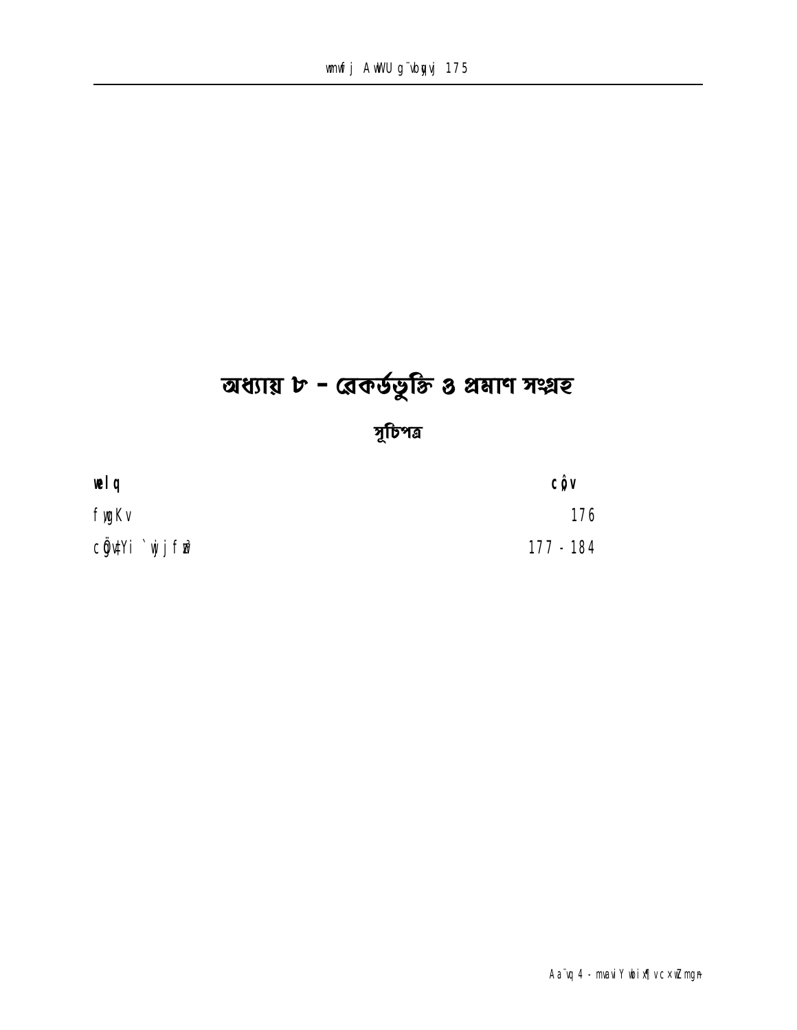# অধ্যায় ৮ – রেকর্ডভুক্তি ও প্রমাণ সংগ্রহ

## সূচিপত্র

| বিষয় | পৃষ্ঠা |
|---|---|
| ভূমিকা | 176 |
| প্রমাণের দলিলভুক্তি | 177 - 184 |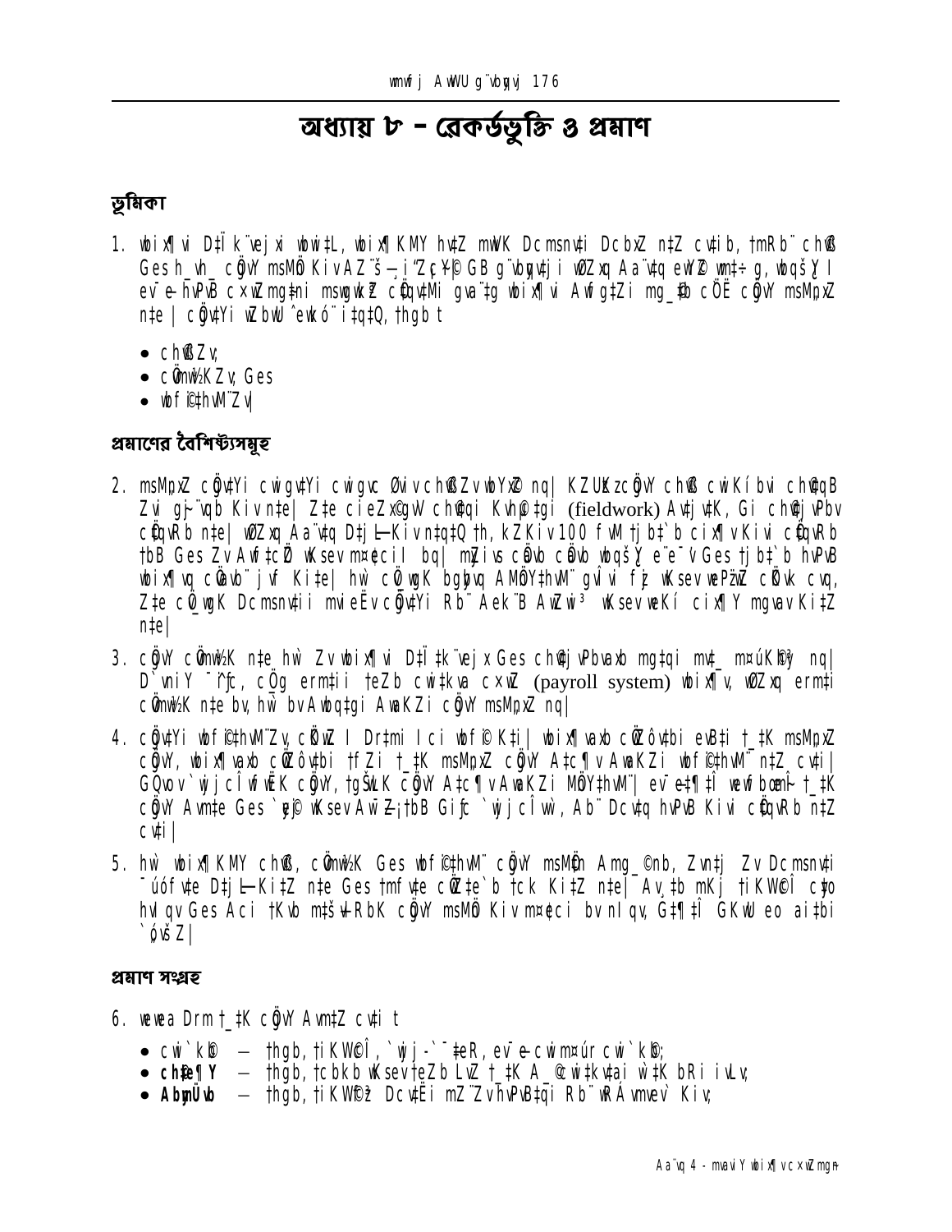# অধ্যায় ৮ - রেকর্ডভুক্তি ও প্রমাণ

## ভূমিকা

1. wbix¶vi Dt̄Ï k¨vejx wbwtL, wbix¶KMY hvtZ mwVK Dcmsnvti DcbxZ ntZ cvtib, tmRb¨ chß Ges h\_vh\_ cÖgvY msMÖ KivAZ¨š—i"ZcY© GB g¨vbyqvtji wØZxq Aa¨vtq ewY© wnt÷ g, wbqšY I ev¯e-hvPvB c×wZmgtni msw¶wß cÖqvtMi gva¨tg wbix¶vi AwfgtZi mg\_©b cÖË cÖgvY msMÖnxZ nte| cÖgvtYi wZbwU ˆewkó¨ itqtQ, thgb t

- chß Zv
- cÖmw½KZv Ges
- wbf©ihvM¨Zv|

## প্রমাণের বৈশিষ্ট্যসমূহ

2. msMÖnxZ cÖgvtYi cwigvYi cwigvc Øviv chßZv wbYx© nq| KZUzKz cÖgvY chß cwiKíbvi ch©vqB Zvi gj¨vqb Kiv nte| Zte cieZx©gvV ch©vqi Kvh©µtgi (fieldwork) Avtj vtK, Gi ch©vj vPbv cÖqvRb nte| wØZxq Aa¨vtq Dtj L-Kiv ntqtQ th, kZKiv 100 fvM tjbt`b cix¶v Kiv cÖqvRb tbB Ges Zv Awf tcÖZ wKsev m¤¢ecil bq| mZ¨iv cÖvb cÖvb wbqšY e¨e¯'v Ges tjbt`b hvPvB wbix¶v cÖvb¨ jvf Kite| hw` cÖ wgK bgbvq AMÖYthvM¨ gvÎvi fyj wKsev wePz¨wZ cÖvk cvq, Zte cÖ wgK Dcmsnvtii mvieËv cÖgvtYi Rb¨ Aek¨B AwZwi³ wKsev wKí cix¶Y mgvav KitZ nte|

3. cÖgvY cÖmw½K nte hw` Zv wbix¶vi Dt̄Ï tk¨vejx Ges ch©vjvPbvaxb mgtqi mvt\_ m¤úK©hy³ nq| D`vniY¯^iƒc, cÖg ermtii teZb cwitkva c×wZ (payroll system) wbix¶v, wØZxq ermtii cÖmw½K nte bv, hw` bv Awbqtgi AwaKZi cÖgvY msMÖnxZ nq|

4. cÖgvtYi wbf©ihvM¨Zv, cÖK…wZ I Drtmi Ici wbf©i Kti| wbix¶vaxb cÖZôvtbi evBti t\_tK msMÖnxZ cÖgvY, wbix¶vaxb cÖZôvtbi tfZi t\_tK msMÖnxZ cÖgvY Atc¶v AwaKZi wbf©ihvM¨ ntZ cvti| GQvov `wjjcÎ wfwËK cÖgvY, tgŠwLK cÖgvY Atc¶v AwaKZi wbf©ihvM¨| ev¯e‡¶tÎ wewfbœ t\_tK cÖgvY Avnte Ges `yj©f wKsev Aw¯Z¡ tbB Gifc `wjjcÎ w`, Ab¨ Dcvtq hvPvB Kivi cÖqvRb ntZ cvti|

5. hw` wbix¶KMY chß, cÖmw½K Ges wbf©ihvM¨ cÖgvY msMÖn Amg\_©nb, Zvntj Zv Dcmsnvti ¯úóf vte Dtj L-KitZ nte Ges tmfvte cÖZte`b tck KitZ nte| Av¸tb mKj tiKW©I cþo hvIqv Ges Aci tKvb mt`ŠvRbK cÖgvY msMÖ Kiv m¤¢ei bvnIqv, G‡¶tÎ GKwU eo aitbi `ó¸vš—Z|

## প্রমাণ সংগ্রহ

6. wewea Drm t\_tK cÖgvY AvmtZ cvti t

- cwi`k©b – thgb, tiKW©I, `wjj-`¯'vteR, ev¯e-cwim¤úr cwi`k©b;
- **ch©te¶Y** – thgb, tcbkb wKsev teZb LvZ t\_tK A\_©cwitkvtai w‡K bRi ivLv;
- **AbymÜvb** – thgb, tiKW©ø Dcv‡Ëi mZ¨Zv hvPvB‡qi Rb¨ wRÁvmvev` Kiv;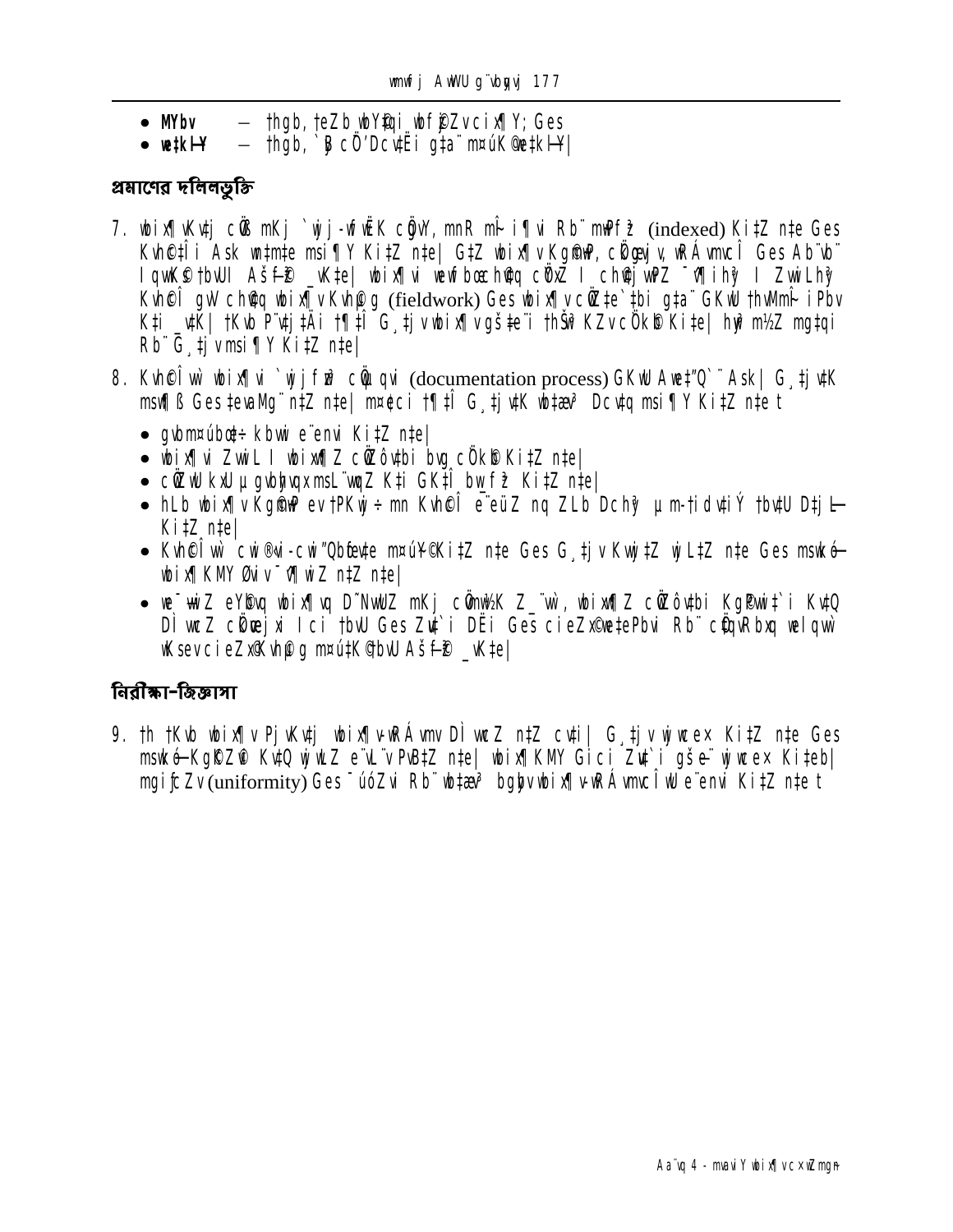- **MYbv** – thgb, teZb wbY©qi wbfi©ZvciL¶Y; Ges
- **weþkH¥** – thgb, `ªjcÖ'DcvËi gta¨ m¤úK©wetkH¥|

## প্রমাণের দলিলভুক্তি

7. wbix¶vKvtj cÖ¸ mKj `wjj-wfwËK cÖgvY, mnR mÂ¨i¶vi Rb¨ mwPªZ (indexed) KitZ nte Ges Kvh©tÎi Ask wntmte msi¶Y KitZ nte| GtZ wbix¶vKgÛwj, cÖtqvRb wiÁvmvcÎ Ges Ab¨vb¨ IqvK©tbW AšfB© _vKte| wbix¶vi wewfbœ ch©vq cÖ¯ÍZ I ch©vjvPZ ¯^¶ihy I ZvwiLhy Kvh©cÎ gvV ch©vq wbix¶v Kvh©µg (fieldwork) Ges wbix¶v cÖZte`tbi gta¨ GKwU thvMmÎ iPbv Kti _vtK| tKvb P¨vtjtÄi t¶tÎ G¸tjv wbix¶vgšte¨i thŠw³KZvcÖwZcbœ Kite| hw` m½Z mgtqi Rb¨ G¸tjv msi¶Y KitZ nte|

8. Kvh©cÎ wbix¶vi `wjjfwª cÖwµqvi (documentation process) GKwU Awe‡"Q`¨ Ask| G¸tjvtK msw¶ß Ges tevaMg¨ ntZ nte| m¤ú¨ci t¶tÎ G¸tjvtK wbtævª DcvtQ msi¶Y KitZ nte t

- gvbm¤úbœ÷ kbwi e¨envi KitZ nte|
- wbix¶vi ZvwiL I wbix¶Z cÖZôvtbi bvg cÖkb KitZ nte|
- cÖZwU kxU µ gvbyhvqxmsL¨vqZ Kti GKtÎ bw_fª KitZ nte|
- hLb wbix¶vKgÛwP evtPKwj÷ mn Kvh©cÎ e¨eüZ nq ZLb DchŸ µm-tidvtiÝ tbvtU Dtj L– KitZ nte|
- Kvh©cÎ wb cwi®wi-cwi"Qbœ`vte m¤úY©KitZ nte Ges G¸tjv KwjtZ wjLtZ nte Ges msw¶ß– wbix¶KMY Øviv ¯^¶wiZ ntZ nte|
- we¯ÍwiZ eYbvq wbix¶vq D˜NwUZ mKj cÖwµ½K Z_¨wb, wbix¶Z cÖZôvtbi Kg©Pwit`i KvtQ DÌ wcZ cÖtevjx Ici tbvU Ges Zvt`i DËi Ges cieZx©wetePbvi Rb¨ cÖqvRbxq welqwb wKsev cieZx©Kvh©µg m¤útK©tbvU AšfB© _vKte|

## নিরীক্ষা-জিজ্ঞাসা

9. th tKvb wbix¶v PjvKvtj wbix¶v-wRÁvmv DÌ wcZ ntZ cvti| G¸tjv wjwcex KitZ nte Ges msw¶ß–Kg©tZ© KvtQ wjwLZ e¨vL¨v PvBtZ nte| wbix¶KMY Gici Zvt`i gše¨ wjwcex Kiteb| mgiƒcZv (uniformity) Ges ¯úóZvi Rb¨ wbtævª bgybv wbix¶v-wRÁvmvcÎwU e¨envi KitZ nte t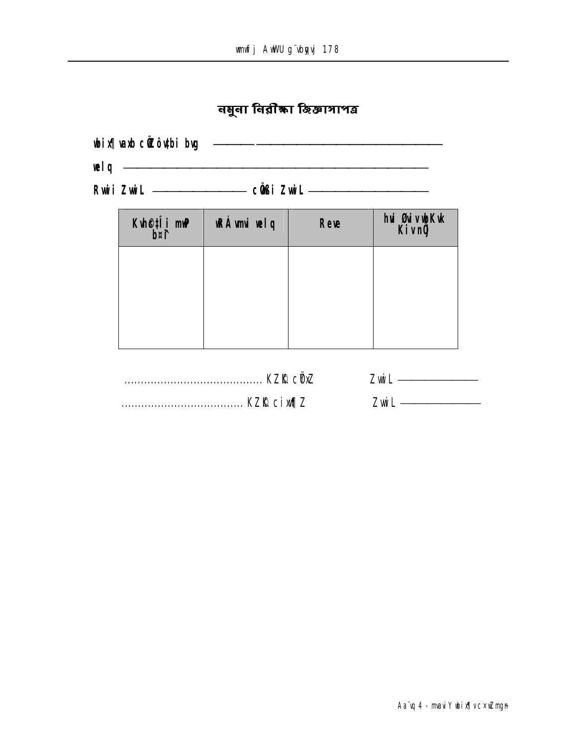# নমুনা নিরীক্ষা জিজ্ঞাসাপত্র

**wbix¶vaxb cÖwZôv‡bi bvg** ______________________________

**welq** ______________________________

**Rvwii ZvwiL** ______________ **cÖvwßi ZvwiL** ______________

| Kvh©c‡Îi mvP b¤^i | wRÁvmvi welq | Revel | hvi Øviv cÖKvk Kiv nq |
|---|---|---|---|
| | | | |

........................................ KZ©K cÖ¯ÍyZ ZvwiL ______________

.................................... KZ©K cixw¶Z ZvwiL ______________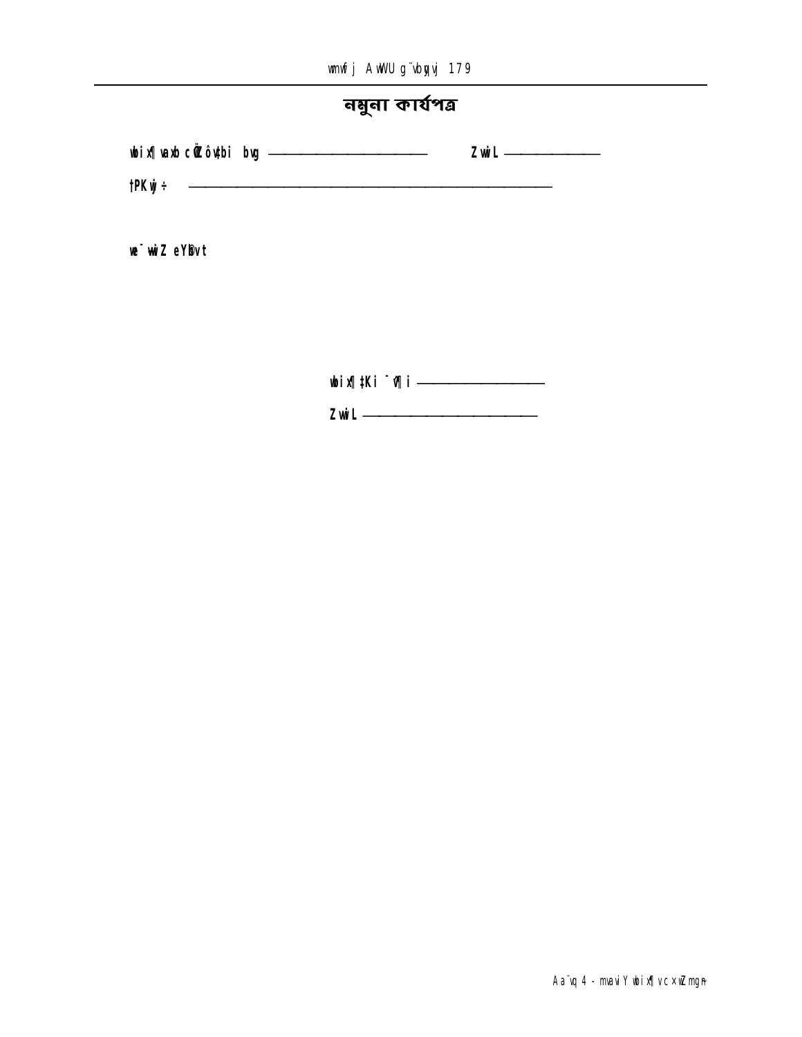## নমুনা কার্যপত্র

নিরীক্ষাধীন প্রতিষ্ঠানের নাম ———————————— তারিখ ——————————

চেকলিস্ট ————————————————————————————

বিস্তারিত বর্ণনা

নিরীক্ষকের স্বাক্ষর ————————————

তারিখ ————————————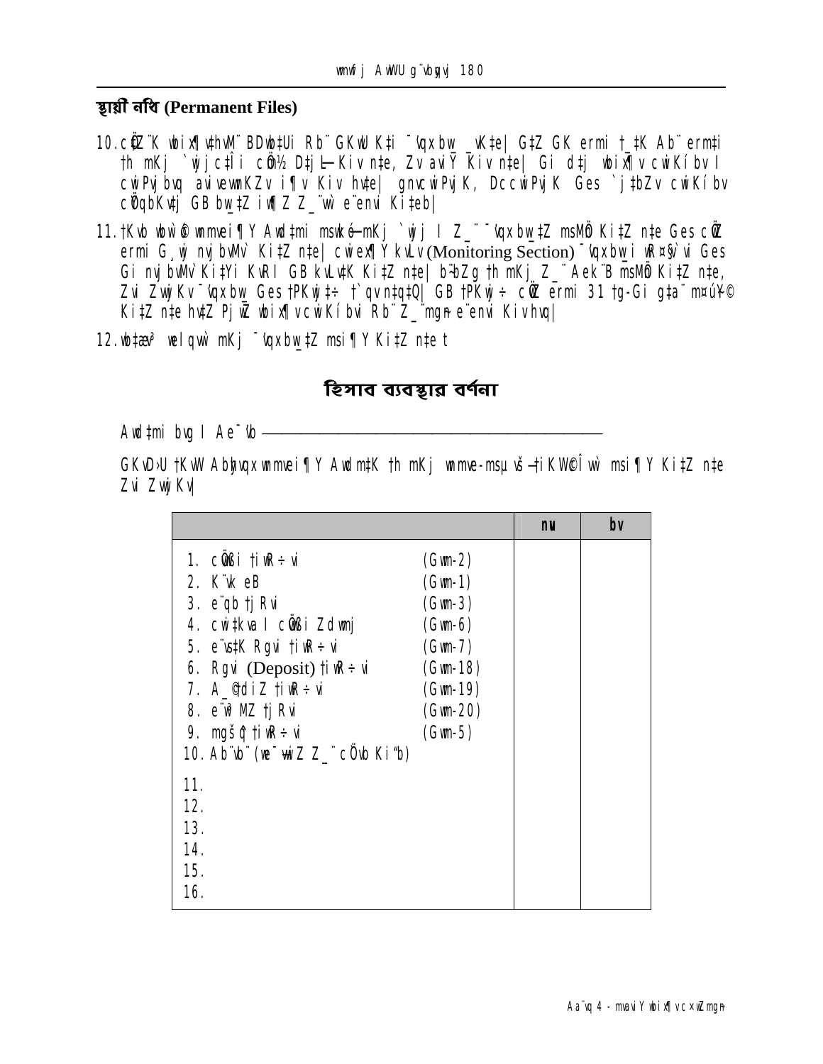## স্থায়ী নথি (Permanent Files)

10. cÖZ¨K wbix¶vthvM¨ BDwb‡Ui Rb¨ GKwU K‡i ¯'vqxbw_ ¸wK‡e| G‡Z GK ermi †_‡K Ab¨ erm‡i th mKj `wjj c‡Îi cÖ‡qvRb Dc‡jwä Kiv n‡e, Zv avi¯'ªKiv n‡e| Gi d‡j wbix¶v cwiKíbv I cwiPvjbvq avivevwnKZv i¶v Kiv hv‡e| gnvcwiPvjK, DccwiPvjK Ges `j‡bZv cwiKíbv cÖ¯'ZKv‡j GB bw_‡Z iw¶Z Z_¨vw` e¨envi Ki‡eb|

11. †Kvb wbw`©ó wnmvei¶Y Awd‡mi msMÖn-mKj `wjj I Z_¨ ¯'vqxbw_‡Z msMÖn Ki‡Z n‡e Ges cÖwZ ermi G¸wj nvjbvMv` Ki‡Z n‡e| cwiex¶Y kvLv (Monitoring Section) ¯'vqxbw_i wR¤§v`vi Ges Gi nvjbvMv` Ki‡Yi KvRI GB kvLv‡K Ki‡Z n‡e| b¨bZg th mKj Z_¨ Aek¨B msMÖn Ki‡Z n‡e, Zvi ZvwjKv ¯'vqxbw_ Ges †PKwj‡÷ †`qv n‡q‡Q| GB †PKwj÷ cÖwZ ermi 31 †g-Gi g‡a¨ m¤úY© Ki‡Z n‡e hv‡Z PjwZ wbix¶v cwiKíbvi Rb¨ Z_¨mg~n e¨envi Kiv hvq|

12. wb‡æv³ welqvw` mKj ¯'vqxbw_‡Z msi¶Y Ki‡Z n‡e t

## হিসাব ব্যবস্থার বর্ণনা

Awd‡mi bvg I Ae¯'vb ——————————————————

GKvD›U †KvW Abyhvqx wnmvei¶Y Awdm‡K th mKj wnmve-msµvšÍ †iKW©cÎvw` msi¶Y Ki‡Z n‡e Zvi ZvwjKv|

| | | nü | bv |
|---|---|---|---|
| 1. cÖvwßi †iwR÷vi | (Gwm-2) | | |
| 2. K¨vk eB | (Gwm-1) | | |
| 3. e¨qb †jRvi | (Gwm-3) | | |
| 4. cwi‡kva I cÖvwßi Zdwmj | (Gwm-6) | | |
| 5. e¨vs‡K Rgvi †iwR÷vi | (Gwm-7) | | |
| 6. Rgvi (Deposit) †iwR÷vi | (Gwm-18) | | |
| 7. A_©‡diZ †iwR÷vi | (Gwm-19) | | |
| 8. e¨w³MZ †jRvi | (Gwm-20) | | |
| 9. mgšq †iwR÷vi | (Gwm-5) | | |
| 10. Ab¨vb¨ (we¯—vwiZ Z_¨ cÖ`vb Ki“b) | | | |
| 11. | | | |
| 12. | | | |
| 13. | | | |
| 14. | | | |
| 15. | | | |
| 16. | | | |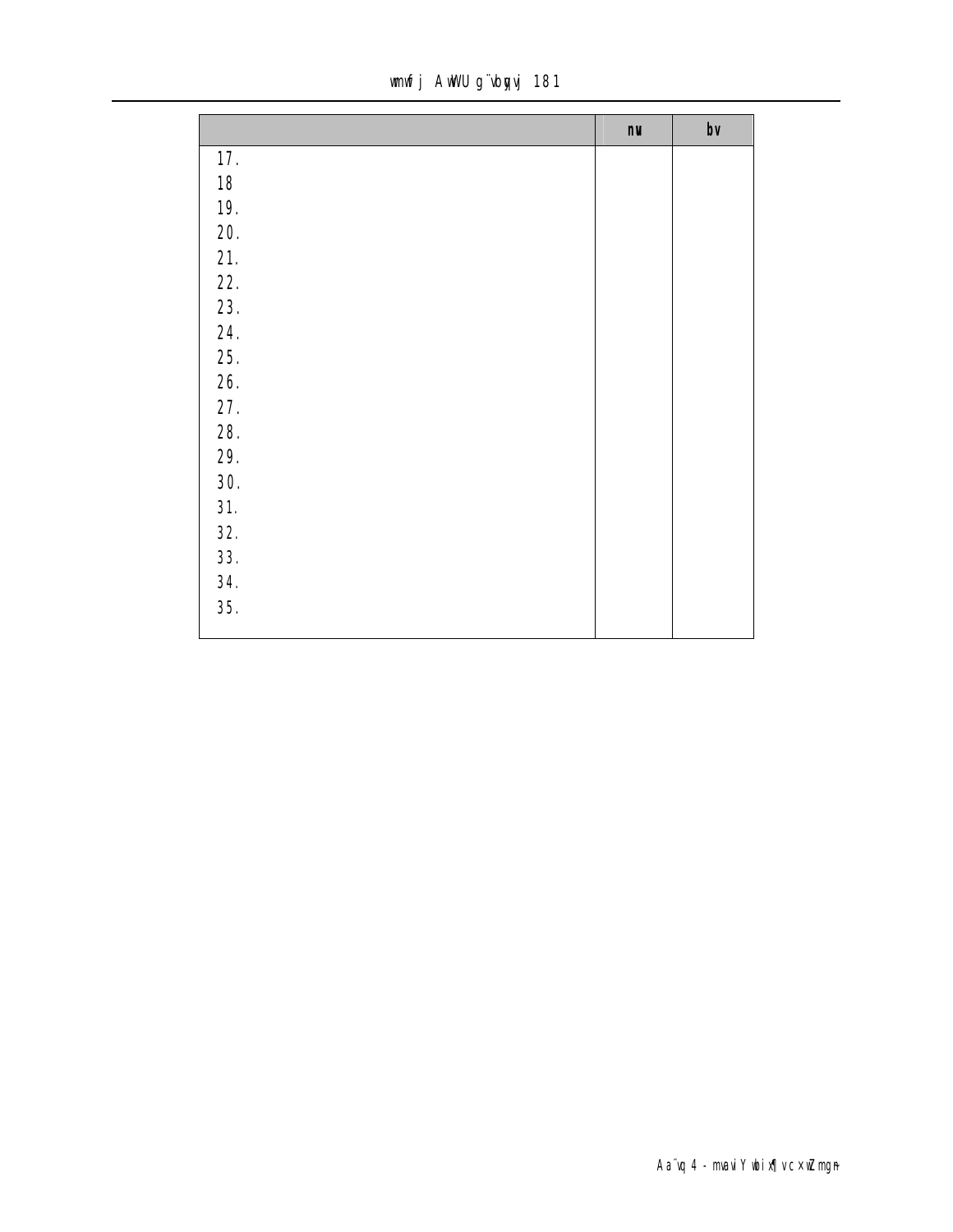| | nu | bv |
|---|---|---|
| 17. | | |
| 18 | | |
| 19. | | |
| 20. | | |
| 21. | | |
| 22. | | |
| 23. | | |
| 24. | | |
| 25. | | |
| 26. | | |
| 27. | | |
| 28. | | |
| 29. | | |
| 30. | | |
| 31. | | |
| 32. | | |
| 33. | | |
| 34. | | |
| 35. | | |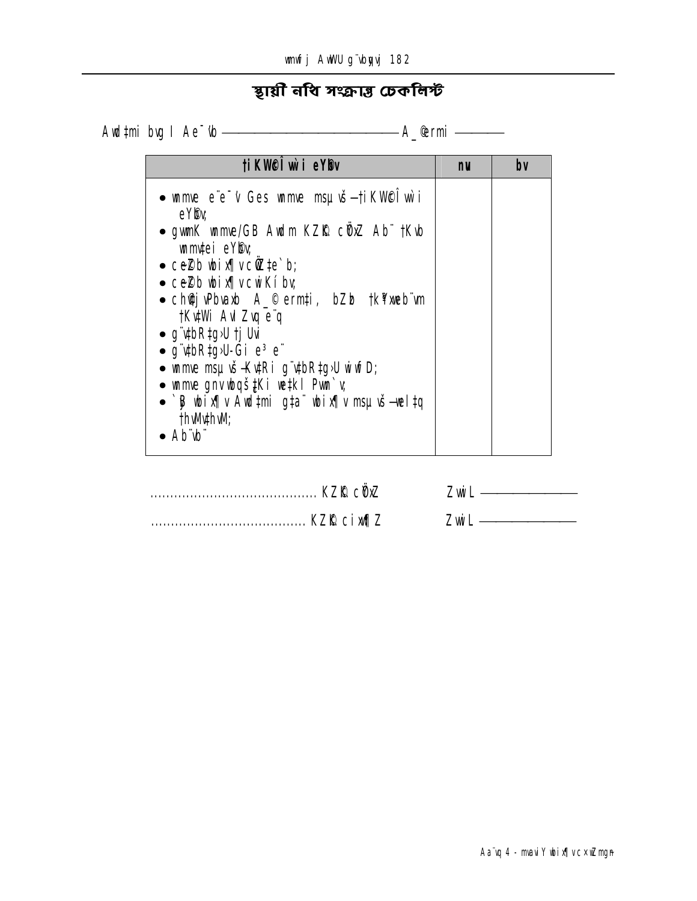# স্থায়ী নথি সংক্রান্ত চেকলিস্ট

Awd‡mi bvg I Ae¯'vb ———————————————— A_©erni ————

| †iKW©Î wÌi eYBv | nu | bv |
|---|---|---|
| • wmme e¨e¯'v Ges wmme msµvš —†iKW©Î wÌi eYBv;<br>• gwmK wmme/GB Awdm KZK cÖxZ Ab¨ †Kvb wmmv‡ei eYBv;<br>• ce©Zb wbix¶vcÖZ‡e`b;<br>• ce©Zb wbix¶v cwiKíbv;<br>• ch©¨v‡jvPbvaxb A_©erm‡i, bZb †k¶vebwm †Kv‡Wi Av`Zvq e¨q<br>• g¨v‡bR‡g›U †jUvi<br>• g¨v‡bR‡g›U-Gi e³e¨<br>• wmme msµvš -Kv‡Ri g¨v‡bR‡g›U wiwfD;<br>• wmme gnvwbqš¿‡Ki we‡kl Pvwn`v;<br>• `B wbix¶v Awd‡mi g‡a¨ wbix¶v msµvš —wel‡q †hvMv‡hvM;<br>• Ab¨vb¨ | | |

.......................................... KZK cÖxZ     ZvwiL ——————

...................................... KZK cix¶Z     ZvwiL ——————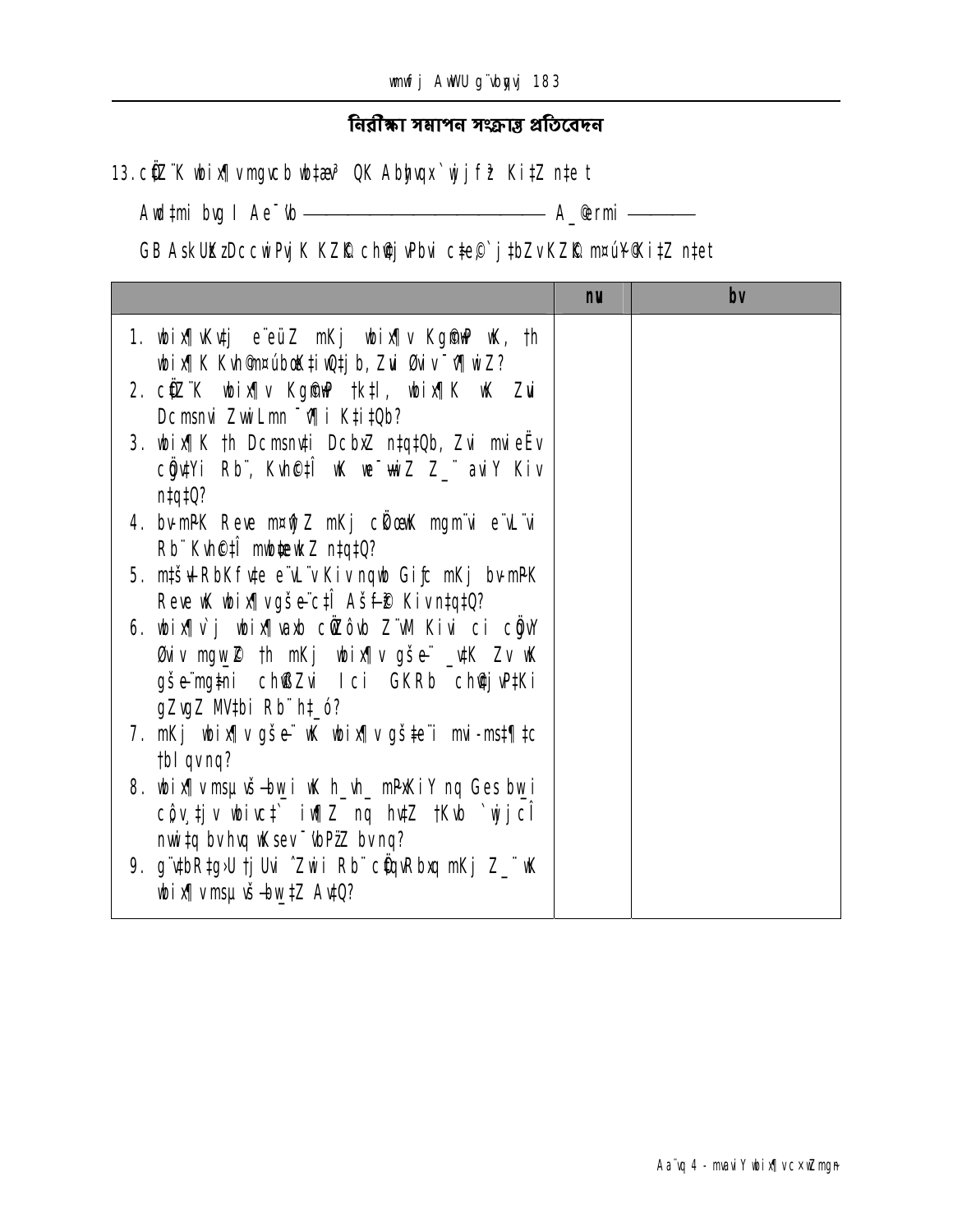## নিরীক্ষা সমাপন সংক্রান্ত প্রতিবেদন

13.cÖZ¨K wbix¶v mgvcb wb‡`©k QK Abyhvqx `vwjjfš‘ Ki‡Z n‡e t

Awd‡mi bvg I Ae¯'vb —————————————— A_©eQi ————

GB AskUKzDcciwPvjK KZ©K cwiPvjbvi c‡e© `vwLjK…Z cÖwZ‡e`b `vwL‡ji ciB c~iY Ki‡Z n‡e

| | nu | bv |
|---|---|---|
| 1. wbix¶Kvj e¨eüZ mKj wbix¶v Kg©cÎ wK, †h wbix¶K Kvh©m¤úv`bKvix‡`i ØvivB ¯^v¶wiZ? | | |
| 2. cÖZ¨K wbix¶v Kg©cÎ †_‡K, wbix¶K wK Zvi Dcmsnvi ZvwjKvq ¯’vbvšÍi K‡i‡Qb? | | |
| 3. wbix¶K †h Dcmsnv‡i DcbxZ n‡q‡Qb, Zvi mvieËv cÖ‡qvRbxq Rb¨ Kvh©c‡Î wK we¯ÍvwiZ Z_¨ avibY Kiv n‡q‡Q? | | |
| 4. bx‡Pi Reve mn cÖ‡qvRbxq mKj cÖkœvejx mgvavb e¨vL¨vi Rb¨ Kvh©c‡Î mwbœ‡ewkZ n‡q‡Q? | | |
| 5. m‡šÍvlRbKfv‡e e¨vL¨v Kiv nqwb Giƒc mKj bx‡Pi Reve wK wbix¶v gšÍe¨c‡Î AšÍf©y³ Kiv n‡q‡Q? | | |
| 6. wbix¶v`j wbix¶vaxb cÖwZôvb Z¨vM Kivi ci cÖvß Øviv mgw_©Z †h mKj wbix¶v gšÍe¨ _v‡K Zv wK gšÍe¨mg‡ni cwiwPZvi I ci GKRb cwiPvj‡Ki gZvgZ MÖn‡Yi Rb¨ ‡h_ó? | | |
| 7. mKj wbix¶v gšÍe¨ wK wbix¶v gšÍ‡e¨i mvi-ms‡¶‡c †bIqv nq? | | |
| 8. wbix¶v msµvšÍ bw_i wK h_vh_ mP~xKiY nq Ges bw_i cÖv_‡jv wbixc‡` iw¶Z nq hv‡Z †Kvb `vwjjcÎ nvwi‡q bv hvq wKsev ¯'vbPz¨Z bv nq? | | |
| 9. g¨v‡bR‡g›U †jUvi ˆZwii Rb¨ cÖ‡qvRbxq mKj Z_¨ wK wbix¶v msµvšÍ bw_‡Z Av‡Q? | | |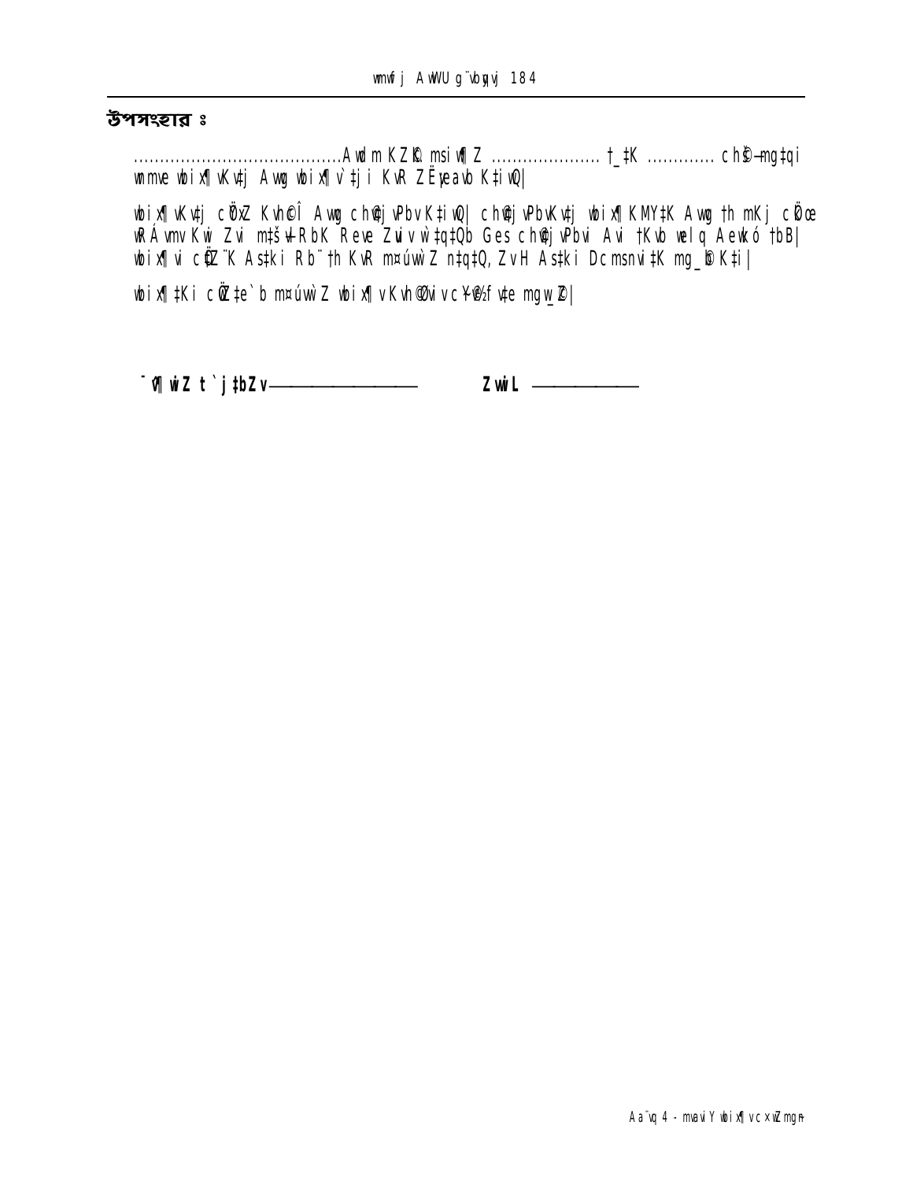## উপসংহার ঃ

......................................Awdm KZ©„K msiw¶Z .................... †_‡K ............ ch©š—mg‡qi wmme wbix¶vKv‡j Awg wbix¶v`‡ji KvR ZË¡eavb K‡iwQ|

wbix¶vKv‡j cÖvßZ Kvh©cÎ Awg ch©v‡jvPbv K‡iwQ| ch©v‡jvPbvKv‡j wbix¶KMY‡K Awg †h mKj cÖkœ wRÁvmv Kwi Zvi m‡šÍvlRbK Reve Zuviv w`‡q‡Qb Ges ch©v‡jvPbvi Avi †Kvb welq Aewkó †bB| wbix¶vi cÖ‡qvRb¨K As‡ki Rb¨ †h KvR m¤úbœ Z n‡q‡Q, ZvH As‡ki Dcmsnvi‡K mg_©b K‡ii|

wbix¶‡Ki cÖwZ‡e`b m¤úv`b Z wbix¶vKvh©Dwivc¥vefv‡e mgw_©Z|

**¯v¶wiZ t `j‡bZv ————————** **Zvwil ————————**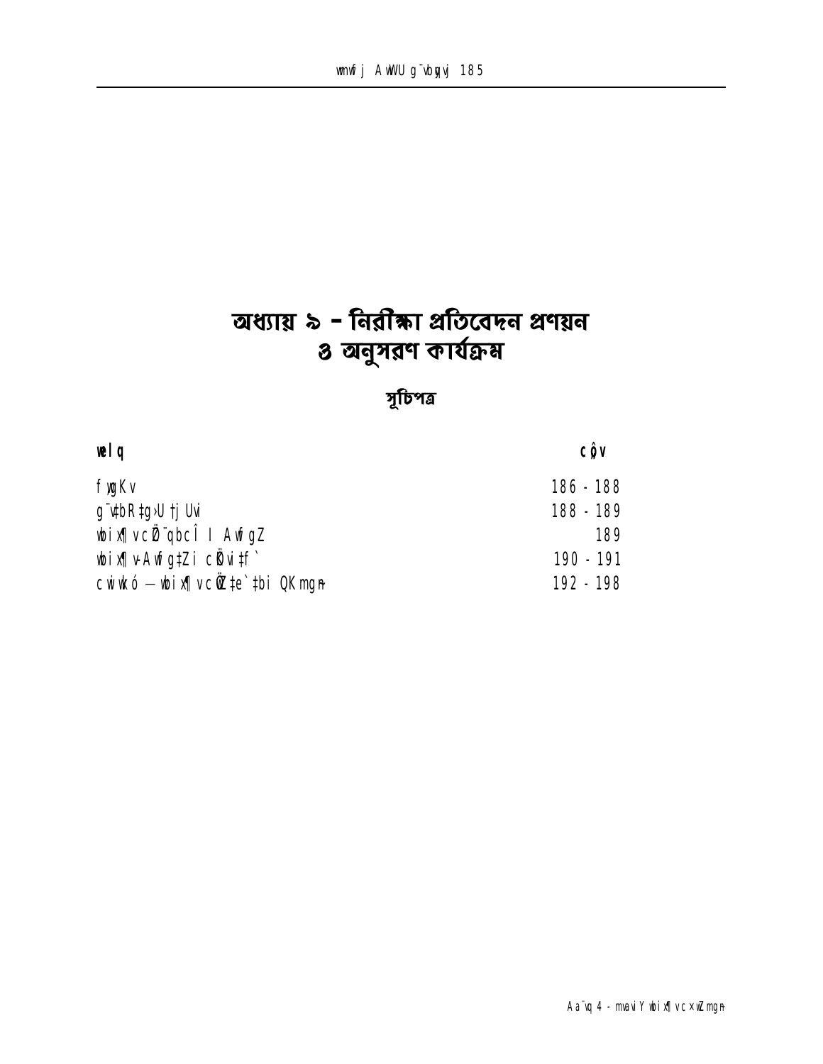# অধ্যায় ৯ – নিরীক্ষা প্রতিবেদন প্রণয়ন ও অনুসরণ কার্যক্রম

## সূচিপত্র

| বিষয় | পৃষ্ঠা |
|---|---|
| ভূমিকা | 186 - 188 |
| ম্যানেজমেন্ট লেটার | 188 - 189 |
| নিরীক্ষা প্রত্যয়নপত্র ও অভিমত | 189 |
| নিরীক্ষা-অভিমতের প্রকারভেদ | 190 - 191 |
| পরিশিষ্ট – নিরীক্ষা প্রতিবেদনের ছকসমূহ | 192 - 198 |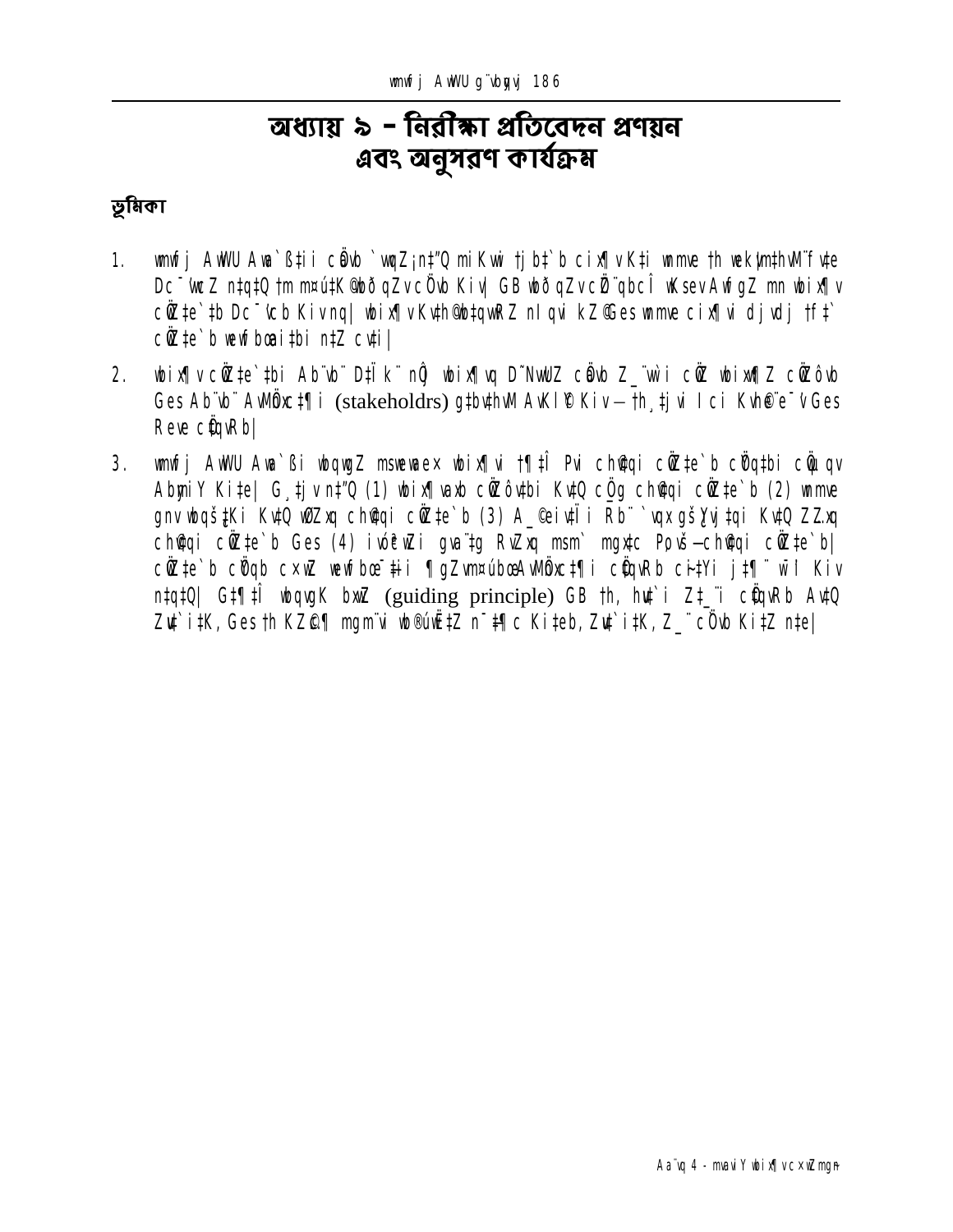# অধ্যায় ৯ – নিরীক্ষা প্রতিবেদন প্রণয়ন এবং অনুসরণ কার্যক্রম

## ভূমিকা

1. wmwfj AwWU Aw`ßtii cÖvb `wqZ¡n‡"Q miKwi †jb‡`b cix¶vK‡i wmme †h wek¦mthvM¨f‡e Dc¯'wcZ n‡q‡Q †m m¤ú‡K@wbðqZv cÖvb Kiv| GB wbðqZv cÖ`qbcÎ wKsev AwfgZ mn wbix¶v cÖZ‡e`‡b Dc¯'vcb Kivnq| wbix¶vKvh©wb‡qwRZ nIqvi kZ©Ges wmme cix¶vi djvdj †f‡` cÖZ‡e`b wewfbœai‡bi n‡Z cv‡i|

2. wbix¶v cÖZ‡e`‡bi Ab¨vb¨ D‡Ïk¨ nGô wbix¶vq D"NvUZ cÖvb Z_¨wbi cÖZ wbix¶Z cÖZôvb Ges Ab¨vb¨ AwMÖxc‡¶i (stakeholdrs) g‡bvthvM AvKl©Y Kiv – †h¸‡jv Ici Kvh©e¨e¯'v Ges Reve cÖqvRb|

3. wmwfj AwWU Aw`ßi wbqwgZ msweavbæx wbix¶vi †¶‡Î Pvi ch©¢qi cÖZ‡e`b cÖqt‡bi cÖqvqv AbymiY Ki‡e| G¸‡jv n‡"Q (1) wbix¶vab cÖZôv‡bi Kv‡Q cÖg ch©¢qi cÖZ‡e`b (2) wmme gnv wbqš¿‡Ki Kv‡Q wØZxq ch©¢qi cÖZ‡e`b (3) A_©eivfl¨i Rb¨ `vqx gš¿Yvj‡qi Kv‡Q ZZxq ch©¢qi cÖZ‡e`b Ges (4) ivóªcwZi gva¨‡g RvZxq msm` mgx‡c Pov¯—ch©¢qi cÖZ‡e`b| cÖZ‡e`b cÖqb cxwZ wewfbœ ‡i ¶gZvm¤úbœAwMÖxc‡¶i cÖqvRb ci‡Yi j‡¶¨ wI Kiv n‡q‡Q| G‡¶‡Î wbqvgK bxwZ (guiding principle) GB †h, hw`i Z‡_¨i cÖqvRb Av‡Q Zvi`i‡K, Ges †h KZ©¶ mgm¨vi wb®úwË‡Z n¯—‡¶c Ki‡eb, Zvi`i‡K, Z_¨ cÖvb Ki‡Z n‡e|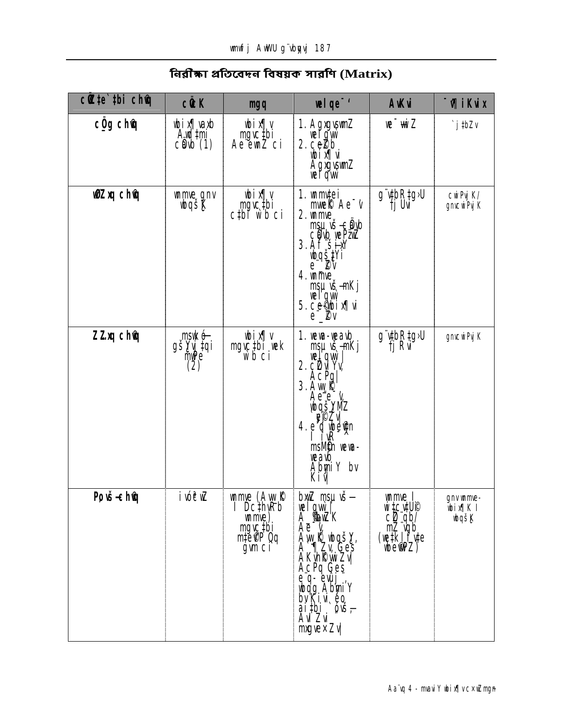## নিরীক্ষা প্রতিবেদন বিষয়ক সারণি (Matrix)

| cÖwZ‡e`‡bi cÖKvi | cÖ‡K | mgq | welqe¯' | AvKvi | ¯^vÿiKvix |
|---|---|---|---|---|---|
| cÖ_g ch©vq | wbixÿv `vwLj A_ev †mi cÖ‡e (1) | wbixÿv mgvß‡bi Ae¨ewnZ ci | 1. AgxgvsmxZ welqvw` 2. cÖZ¨‡b wbixÿvi AgxgvsmxZ welqvw` | we¯—vwiZ | `j‡bZv |
| wØZxq ch©vq | wbixÿv gšÍe¨ | wbixÿv mgvß‡bi c‡bi w`b ci | 1. wbixÿvi mvwe©K Ae¯'v 2. wbixÿv msµvšÍ cÖv_wgK cÖwZ‡e`b weePbv 3. Af¨šÍixY wbqš¿‡Yi e¨e¯'v 4. wbixÿv msµvšÍ mKj welqvw` 5. cÖ‡qvRbxq wbixÿv e¨e¯'v | g¨v‡bR‡g›U †jUvi | cwiPvjK/ gnvcwiPvjK |
| Z…Zxq ch©vq | msweav‡bi gš¿Yvj‡qi mwPe (2) | wbixÿv mgvß‡bi wek w`b ci | 1. weavb-wewa msµvšÍ mKj welqvw` 2. cÖZ¨vkv AcPq 3. AwwbqwgZ Ae¨e¯'v, wbqš¿Y `ye©jZv 4. eo ai‡bi Avw_©K ÿwZ msNU‡bi weavb-wewa Abymi‡Y Kiv | g¨v‡bR‡g›U †jUvi | gnvcwiPvjK |
| PzovšÍ ch©vq | ivóª‡cwZ | wbixÿv (AwWU I Dc‡hvRb wbixÿv) mgvß‡bi m‡e©v”P Qq gvm ci | bxwZ msµvšÍ welqvw` A‰bwZK Ae¨q, AwbqwgZ wbqš¿Y, A¯^”QZv, Ges AKvh©KvwiZv AcPq Ges e¨q-eûj, wbqg AbymiY bv Kiv, eo ai‡bi `yb©xwZ Ab¨vb¨ mgm¨vejx | wbixÿv I wnmve †`Lvi cÖwZ‡e`b/ mZ¨vqb (we‡kl †ÿ‡Î wecÖZ) | gnv wnmve-wbixÿK I wbqš¿K |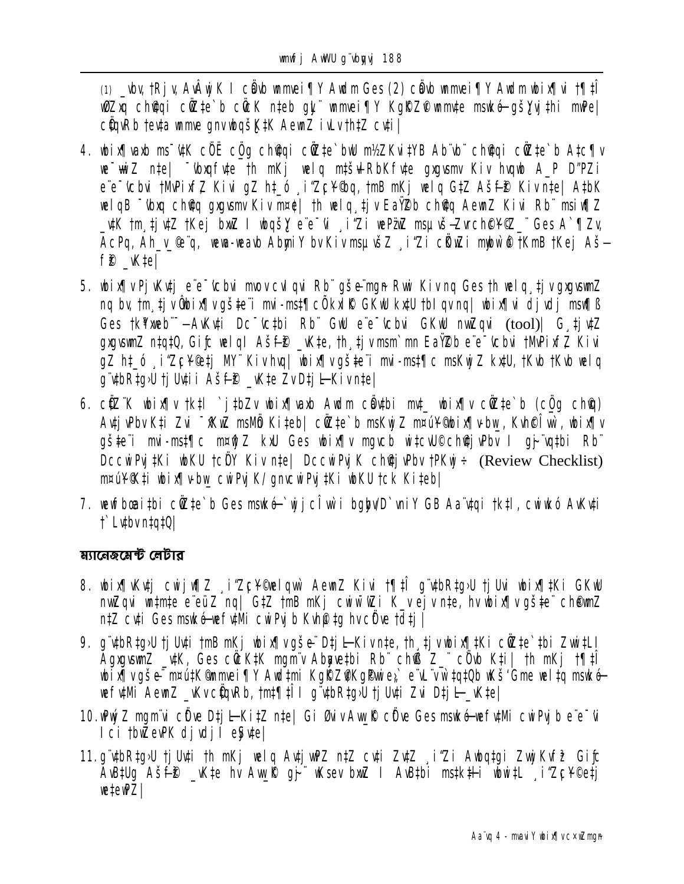(1) _vbv, †Rjv, AvÂwjK I cÖavb wnmvei¶Y Awdm Ges (2) cÖavb wnmvei¶Y Awdm wbix¶vi †¶‡Î wØZxq ch©¨v‡qi cÖwZ‡e`b cÖ¯'Z n‡eb gyL¨ wnmvei¶Y Kg©KZ©v wnmv‡e mswkó-gš¿Yvj‡qi mwPe| cÖ‡qvRb †ev‡a wnmve gnvwbqš¿K‡K AewnZ iv‡L †h‡Z cv‡i|

4. wbix¶vaxb ms¯'vK cÖ_g cÖ_g ch©¨v‡qi cÖwZ‡e`b m¤ú‡K© Kv‡iv Ab¨ ch©¨v‡qi cÖwZ‡e`b A‡c¶v we¯—vwiZ n‡e| ¯^íKvwjb †h mKj welq m‡š—vlRbKfv‡e gxgvsmv Kiv hvqwb A_P D"PZi e¨e¯'vcbvi †MvPixf~Z Kivi gZ h‡_ó ¸i"Z¡c~Y©bq, †mB mKj welq G‡Z Aš—f©y³ Kiv n‡e| A‡bK welqB ¯^íKvj ch©¨v‡q gxgvsmv Kiv m¤¢e| †h welq¸‡jv EaŸ©Zb ch©¨v‡q AewnZ Kiv Rb¨ msiw¶Z _v‡K †m¸‡jv‡Z †Kej bxwZ I wbqš¿Y e¨e¯'vi ¸i"Zi weP¨wZ msµvš— Zvrch©¨c~Y© _¨ Ges A`¶Zv, AcPq, Ah_v_ e¨q, ivR¯^-ivR¯^ AbwqwgZ fv Kiv msµvš— ¸i"Zi cÖkœ mg~nB †KmB †Kej Aš—f©y³ _vK‡e|

5. wbix¶vPjvKv‡j e¨e¯'vcbvi mv‡_ cvIqv Rb¨ gšše¨mg~n Rwo Kiv nq Ges †h welq¸‡jv gxgvsmvZ nq bv, †m¸‡jv wbix¶v gšše¨ mi-ms‡¶c cÖ¯'Kvi© GKwU k‡U †bIqv nq| wbix¶vi djvdj msw¶ß Ges †k¶Yxq e¨—AvKv‡i Dc¯'vc‡bi Rb¨ GwU e¨e¯'vcbvi GKwU nvwZqvi (tool)| G¸‡jv‡Z gxgvsmvZ n‡q‡Q, Gi¤ú welq Aš—f©y³ _vK‡e, †h¸‡jv msm`xq EaŸ©Zb e¨e¯'vcbvi †MvPixf~Z Kivi gZ h‡_ó ¸i"Z¡c~Y©‡j MY¨ Kiv nq| wbix¶v gšše¨ mi-ms‡¶c msKjZ k‡U, †Kvb †Kvb welq g¨v‡bR‡g›U †j‡Uvi Aš—f©y³ _vK‡e ZvD‡j L Kiv n‡e|

6. cÖwZ¨K wbix¶v †k‡l `j‡bZv wbix¶vaxb Awdm cÖav‡bi mv‡_ wbix¶v cÖwZ‡e`b (cÖ_g ch©vq) Av‡jvPbv K‡i Zvi ¯^KxZ msMÖn Ki‡eb| cÖwZ‡e`b msKjb m¤ú~Y© wbix¶v-bw_, KvhcÎ, wbix¶v gšše¨ mi-ms‡¶c m¤ú‡K© kxU Ges wbix¶v mgvcb wi‡cvU© ch©v‡jvPbv I gš—e¨ Z‡bi Rb¨ DccwiPvjK‡Ki wbKU †cÖiY Kiv n‡e| DccwiPvjK ch©v‡jvPbv †PKwj÷ (Review Checklist) m¤ú~Y©K‡i wbix¶v-bw_ cwiPvjK/gnvcwiPvjK‡Ki wbKU †ck Ki‡eb|

7. we‡fvMxq‡bi cÖwZ‡e`b Ges mswkó-`wjjcÎvw` bw_fy³`wnY GB Aa¨v‡qi †k‡l, cwiwkó AvKv‡i †`Lv‡bv n‡q‡Q|

## ম্যানেজমেন্ট লেটার

8. wbix¶vKv‡j cwijw¶Z ¸i"Z¡c~Y©welqvw` AewnZ Kivi †¶‡Î g¨v‡bR‡g›U †j‡Uvi wbix¶v‡Ki GKwU nvwZqvi wn‡m‡e e¨eüZ nq| G‡Z †mB mKj cwiw¯'wZi K_v ejv n‡e, hv wbix¶v gšše¨ ch©vqvZ n‡Z cv‡i Ges mswkó-we fv‡Mi cwiPvjb Kvh©µ‡g hv cÖfve †d‡j|

9. g¨v‡bR‡g›U †j‡Uv‡i †mB mKj wbix¶v gšše¨ D‡jL Kiv n‡e, †h¸‡jv wbix¶‡Ki cÖwZ‡e`‡bi Zvwi‡L AgxgvsmvZ _v‡K, Ges cÖ¯'K‡K mgm¨v Abymv‡bi Rb¨ ch©vß Z_¨ cÖ`vb K‡i| †h mKj †¶‡Î wbix¶v gšše¨ m¤ú‡K© wnmvei¶Y Awd‡mi KgKZ©vKg©Pvwi‡`i e¨w³MZ `vwqZ¡ ev K‡Vvi e¨e¯'v MÖn‡Yi mycvwik mswkó-we fv‡Mi AewnZ _vKv cÖ‡qvRb, †mm‡e¶‡Î I g¨v‡bR‡g›U †j‡Uvi Zvi D‡jL _vK‡e|

10. wPwýZ mgm¨vi cÖfve D‡jL Ki‡Z n‡e| Gi Øviv Avw_©K cÖfve Ges mswkó-we fv‡Mi cwiPvjb e¨e¯'vi I ci †bwZevPK djvdj I eySv‡e|

11. g¨v‡bR‡g›U †j‡Uv‡i †h mKj welq Av‡jvwPZ n‡Z cv‡i Zv‡Z ¸i"Zi Awbqg‡i ZwjKvfz³ Gi¤ú Av‡jvPbv Aš—f©y³ _vK‡e hv Avw_©K gš—e¨ wKsev bxwZ I Av‡jvPbvi ms‡k‡ji wbwi‡L ¸i"Z¡c~Y©‡j we‡ewPZ|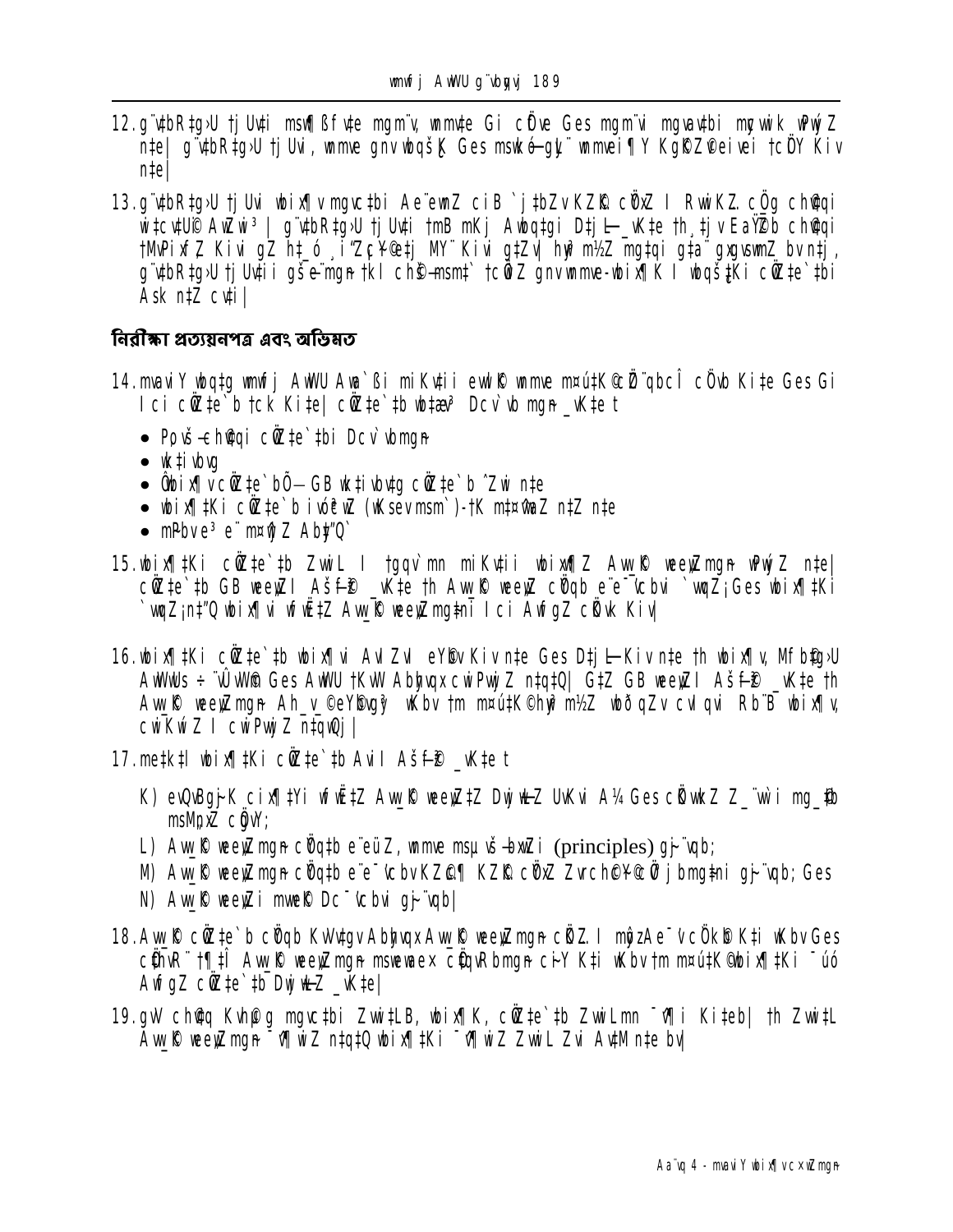12. g¨vbR‡g›U †jUv‡i msw¶ßfv‡e mgm¨v, mmv‡e Gi cÖve Ges mgm¨vi mgvavbi mycvwik wPwýZ n‡e| g¨vbR‡g›U †jUvi, mmve gnvwbqš¿K Ges msw‡kø-gš¿¨ mmvei¶Y KgKZ©eivei †cÖY Kiv n‡e|

13. g¨vbR‡g›U †jUvi wbix¶v mgvc‡bi Ae¨ewnZ ciB `j‡bZv KZ©K cÖvZ I RwiKZ cÖg ch©‡qi wi‡cv‡U© AwZwi³| g¨vbR‡g›U †jUv‡i †mB mKj Awbqg‡qi D‡j-L_vK‡e †h ‡jvEaY©b ch©‡qi †MvPixfZ Kivi gZ h‡_ó ¸iæZ¡c~Y©e‡j MY¨ Kivi g‡Zv| hw` m½Z mg‡qi g‡a¨ gxgvsmvZ bv n‡j, g¨vbR‡g›U †jUv‡ii gš¿Yvmgn †kl ch©vq-msm‡` †cÖiZ gnvwmmve-wbix¶K I wbqš¿‡Ki cÖZ‡e`‡bi Ask n‡Z cv‡i|

### নিরীক্ষা প্রত্যয়নপত্র এবং অভিমত

14. mvaviY wbq‡g wmwfj AwWU Awa`ßi miKv‡ii ewl©K wmve m¤ú‡K©cÖ`qbcÎ cÖvb Ki‡e Ges Gi I ci cÖZ‡e`b †ck Ki‡e| cÖZ‡e`‡b wb‡æ³ Dcv`vb mgn _vK‡e t

- Pvwš-ch©v‡qi cÖZ‡e`‡bi Dcv`vbmgn
- wk‡ivbvg
- Ôwbix¶v cÖZ‡e`bÕ— GB wk‡ivbv‡g cÖZ‡e`b ˆZwi n‡e
- wbix¶‡Ki cÖZ‡e`b ivóªcwZ (wKsev msm`)-†K m‡¤^vaZ n‡Z n‡e
- mPbve³ e¨ m¤úªZ Ab”Q`

15. wbix¶‡Ki cÖZ‡e`‡b ZwiL I †gqv`mn miKv‡ii wbix¶Z Aw_©K weeiYmgn wPwýZ n‡e| cÖZ‡e`‡b GB weeiY I Aš-f©³ _vK‡e †h Aw_©K weeiY cÖ¯qb e¨e¯'vcbvi `vwqZ¡Ges wbix¶‡Ki `vwqZ¡n‡"Q wbix¶vi wfwˇZ Aw_©K weeiYmg‡ni I ci AwfgZ cÖ`vb Kiv|

16. wbix¶‡Ki cÖZ‡e`‡b wbix¶vi AvIZvi eY©bv Kiv n‡e Ges D‡j-L Kiv n‡e †h wbix¶v, Mf‡g©›U AwWwUs ÷¨vÛvW© Ges AwWU †KvW Abyhvqx cwiPvwjZ n‡q‡Q| G‡Z GB weeiY I Aš-f©³ _vK‡e †h Aw_©K weeiYmgn Ah_v_© eY©bvgy³ wKbv †m m¤ú‡K© hyw³m½Z wbðqZv cvIqvi Rb¨B wbix¶v cwiKwíZ I cwiPvwjZ n‡q‡Q|

17. me‡k‡l wbix¶‡Ki cÖZ‡e`b AvIi Aš-f©³ _vK‡e t

K) evsjv‡`k cix¶‡Yi wfwˇZ Aw_©K weeiY‡Z Dc¯'vwcZ UvKvi A¼ Ges cÖKvkZ Z_¨vw`i mg_©b msMÖnZ cÖgvY;

L) Aw_©K weeiYmgn cÖ¯‘‡Zi e¨eüZ, wmmve msµvš-bxwZi (principles) gyj¨vqb;

M) Aw_©K weeiYmgn cÖ¯‘‡Zi e¨e¯'vcbvKZ©„¶ KZ©K cÖvZ Zvrch©¥c~Y© ‡jbmg‡ni gyj¨vqb; Ges

N) Aw_©K weeiYi mvwe©K Dc¯'vcbvi gyj¨vqb|

18. Aw_©K cÖZ‡e`b cÖ¯qb KvVv‡gv Abyhvqx Aw_©K weeiYmgn cÖKZ I myôzAe¯'vcÖKk Ki‡Z wKbv Ges cÖ‡hvR¨ †¶‡Î Aw_©K weeiYmgn msweavwaex cÖ‡qvRbmgn ci~Y Ki‡Z wKbv †m m¤ú‡K© wbix¶‡Ki ¯úó AwfgZ cÖZ‡e`‡b Dc¯'vwcZ _vK‡e|

19. gvV ch©v‡q Kvh©µg mgvc‡bi Zvwi‡L B, wbix¶K, cÖZ‡e`‡b Zvwi‡Lmn ¯^v¶i Ki‡eb| †h Zvwi‡L Aw_©K weeiYmgn ¯^v¶wiZ n‡q‡Q wbix¶‡Ki ¯^v¶wiZ ZvwiL Zvi AvM n‡e bv|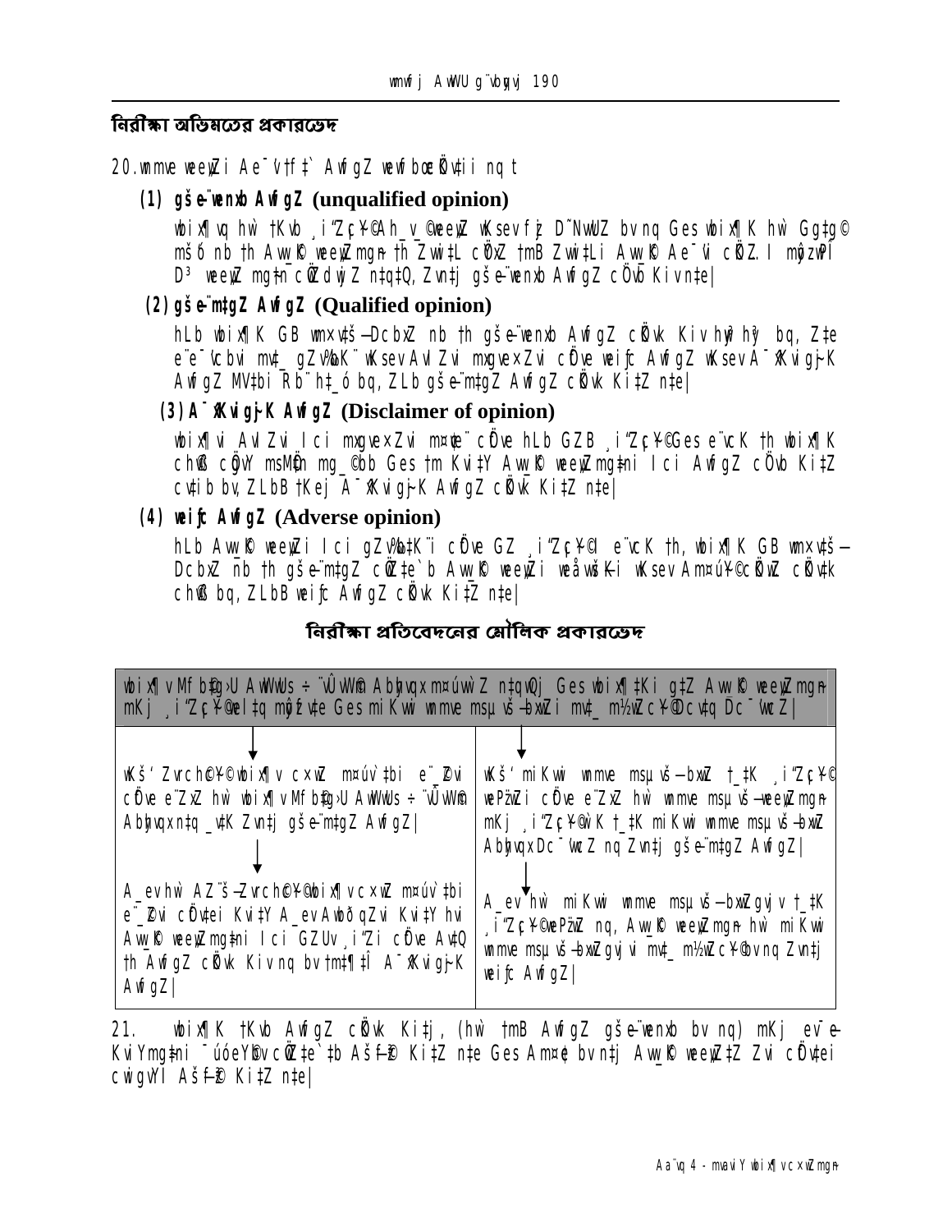## নিরীক্ষা অভিমতের প্রকারভেদ

20.wmme weeyZi Ae¯'vf‡`AwfgZ wewfbœKv‡ii nq t

### (1) gš—e¨wenxb AwfgZ (unqualified opinion)

wbix¶q hw` †Kvb ¸i"Z¡c~Y© Ah_v_©weeyZ wKsev fzj D`NvwUZ bv nq Ges wbix¶K hw` Gg‡g© mš'ó nb th Aw_©K weeyZmgn †h Zwi‡L cÖ¯'Z †mB Zwi‡Li Aw_©K Ae¯'v cÖKvZ I mgqKv‡j D³ weeyZ mg‡n cÖ`wk©Z n‡q‡Q, Zvn‡j gš—e¨wenxb AwfgZ cÖ`vb Kiv n‡q|

### (2) gš—e¨m‡gZ AwfgZ (Qualified opinion)

hLb wbix¶K GB wm×vš—DcbxZ nb th gš—e¨wenxb AwfgZ cÖ`vb Kiv hvq bv hw` bq, Z‡e e¨e¯'vcbvi mv‡_ gZv‰bK¨ wKsev AvIZvi mxgve×Zvi cÖfve weiƒc AwfgZ wKsev A¯^xKvigƒjK AwfgZ MV‡bi Rb¨ h‡_ó bq, ZLb gš—e¨m‡gZ AwfgZ cÖ`vb Ki‡Z n‡e|

### (3) A¯^xKvigƒjK AwfgZ (Disclaimer of opinion)

wbix¶vi AvIZvi Ici mxgve×Zvi m¤¢ve¨ cÖfve hLb GZB ¸i"Z¡c~Y©Ges e¨vcK th wbix¶K chÖß cÖgvY msMÖn mg_©bb Ges †m Kvi‡Y Aw_©K weeyZmg‡ni Ici AwfgZ cÖ`vb Ki‡Z cv‡ib bv, ZLbB †Kej A¯^xKvigƒjK AwfgZ cÖ`vb Ki‡Z n‡e|

### (4) weiƒc AwfgZ (Adverse opinion)

hLb Aw_©K weeyZi Ici gZv‰bK¨i cÖfve GZ ¸i"Z¡c~Y© e¨vcK th, wbix¶K GB wm×vš—DcbxZ nb th gš—e¨m‡gZ cÖ`‡k©b Aw_©K weeyZi weåvwšÍKi wKsev Amm¤ú~Y©cÖK…wZ cÖKv‡k chÖß bq, ZLbB weiƒc AwfgZ cÖ`vb Ki‡Z n‡e|

## নিরীক্ষা প্রতিবেদনের মৌলিক প্রকারভেদ

| wbix¶v Mf b‡g›U AwWUs ÷¨vÛvW© Abhvqx m¤úvw`Z n‡q‡Q Ges wbix¶‡Ki g‡Z Aw_©K weeyZmgn mKj ¸i"Z¡c~Y©wel‡q mgªšvte Ges miKvwi wmme msµvšÍ bxwZi mv‡_ m½wZc~Y©Dcv‡q Dc¯'vwcZ| | |
|---|---|
| wKš' Zvrch©c~Y©wbix¶v cxwZ m¤úv`‡bi e¨_Zvi cÖfve e¨vcK hw` wbix¶v Mf b‡g›U AwWUs ÷¨vÛvW© Abhvqx n‡q _v‡K Zvn‡j gš—e¨m‡gZ AwfgZ| | wKš' miKvwi wmme msµvšÍ bxwZ †_‡K ¸i"Z¡c~Y© weP¨wZi cÖfve e¨vcK hw` wmme msµvšÍ weeyZmgn mKj ¸i"Z¡c~Y©w`K †_‡K miKvwi wmme msµvšÍ bxwZ AbhvqxDc¯'vwcZ nq Zvn‡j gš—e¨m‡gZ AwfgZ| |
| A_evhw` AZ¨š—Zvrch©c~Y©wbix¶v cxwZ m¤úv`‡bi e¨_Zvi cÖfv‡ei Kvi‡Y A_evAwbðqZvi Kvi‡Y hvi Aw_©K weeyZmg‡ni Ici GZUv ¸i"Z¡i cÖfve Av‡Q th AwfgZ cÖ`vb Kiv nq bv †mt¶‡Î A¯^xKvigƒjK AwfgZ| | A_evhw` miKvwi wmme msµvšÍ bxwZgvjv †_‡K ¸i"Z¡c~Y©weP¨wZ nq, Aw_©K weeyZmgn hw` miKvwi wmme msµvšÍ bxwZgvjvi mv‡_ m½wZc~Y©bv nq Zvn‡j weiƒc AwfgZ| |

21. wbix¶K †Kvb AwfgZ cÖ`vb Ki‡j, (hw` †mB AwfgZ gš—e¨wenxb bv nq) mKj ev¯—e KviYmg‡ni ¯úóeYbv cÖ`k‡`‡b AšÍfz³ Ki‡Z n‡e Ges Am¤¢e bv n‡j Aw_©K weeyZ‡Z Zvi cÖfv‡ei cwigvY AšÍfz³ Ki‡Z n‡e|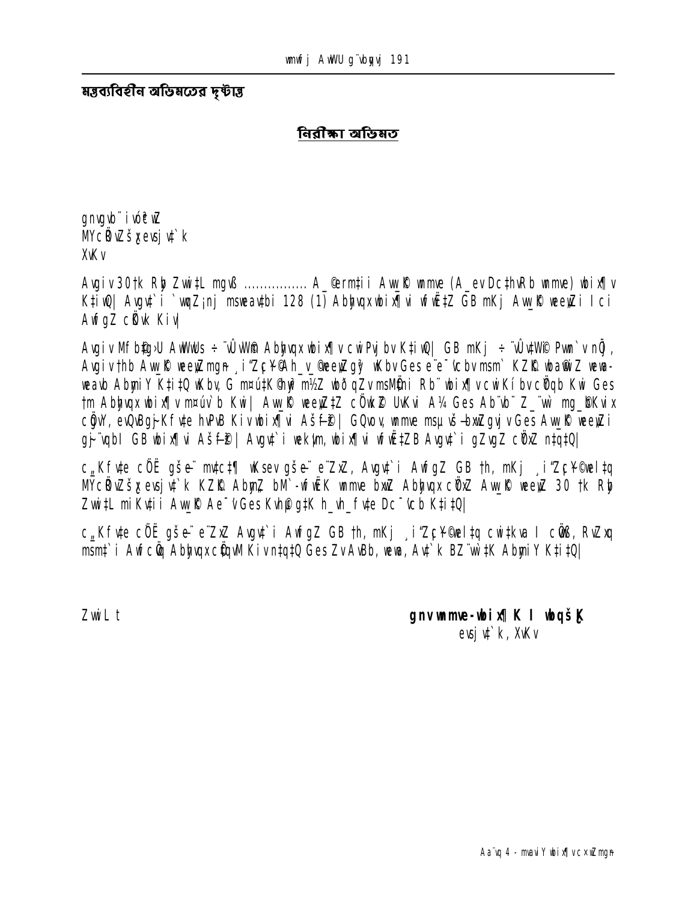## মন্তব্যবিহীন অভিমতের দৃষ্টান্ত

### নিরীক্ষা অভিমত

gnvgvb¨ ivóªcwZ
MYcÖRvZš¿x evsjv‡`k
XvKv

Avgiv 30‡k Rb ZvwiL mgvß ................ A_©ermti i Aw_©K wmve (A_ev Dc‡hvRb wmve) wbix¶v K‡iwQ| Avgv‡`i `vwqZ¡nj msweav‡bi 128 (1) Abyy‡"Q` Abyhvqx wbix¶vi wfwË‡Z GB mKj Aw_©K weeiYxi Ici AwfgZ cÖvb Kiv|

Avgiv Mfb©‡g›U AwWwUs ÷¨vÛvW© Abyhvqx wbix¶v cwiPvjbv K‡iwQ| GB mKj ÷¨vÛvW© Pvn` v nq †h, Avgiv †hb Aw_©K weeiYmg~n _‡K ‡h ¸iZ¡c~Y© fyj ZË¡ †bB †m m¤ú‡K© hy³ m½Z wbðqZv AR©‡bi Rb¨ wbix¶v cwiKíbv I cwiPvjbv Kwi Ges †m Abyhvqx wbix¶v m¤úv`b Kwi| Aw_©K weeiY‡Z cÖ`wk©Z UvKvi A¼ Ges Ab¨vb¨ Z_¨ mg_©bKvix cÖgvY, evQvBK…Z fv‡e hvPvB Kiv wbix¶vi Aš—fy©³| GQvov, wmve msµvš— bxwZgvjv Ges Aw_©K weeiYi gy‡¨vqb GB wbix¶vi Aš—fy©³| Avgv‡`i weKí, wbix¶vi wfwË‡ZB Avgv‡`i gZvgZ cÖ`v‡b m‡ÿ‡Q|

c„Kfv‡e cÖË gšš—e¨ msc‡¶ wKsev gšš—e¨ e¨ZxZ, Avgv‡`i AwfgZ GB †h, mKj ¸iZ¡c~Y© welq MYcÖRvZš¿x evsjv‡`k KZ…©K Abygw`Z bM`-wfwËK wmve bxwZ Abyhvqx cÖ¯‘Z Aw_©K weeiY 30 †k Rb ZvwiL mi Kv‡ii Aw_©K Ae¯’v Ges Kvh©µ‡gi h_vh_fv‡e Dc¯'vcb K‡i‡Q|

c„Kfv‡e cÖË gšš—e¨ e¨ZxZ Avgv‡`i AwfgZ GB †h, mKj ¸iZ¡c~Y© welq cwi‡kva I cÖvß, RvZxq msm‡`i Awfcö Abyhvqx cÖqvM Kiv n‡q‡Q Ges ZvAvBb, wewa, Av‡`k BZ¨vw‡K Abyhvqx K‡i‡Q|

ZvwiL t

**gnv wmve-wbix¶K I wbqšš¿K**
evsjv‡`k, XvKv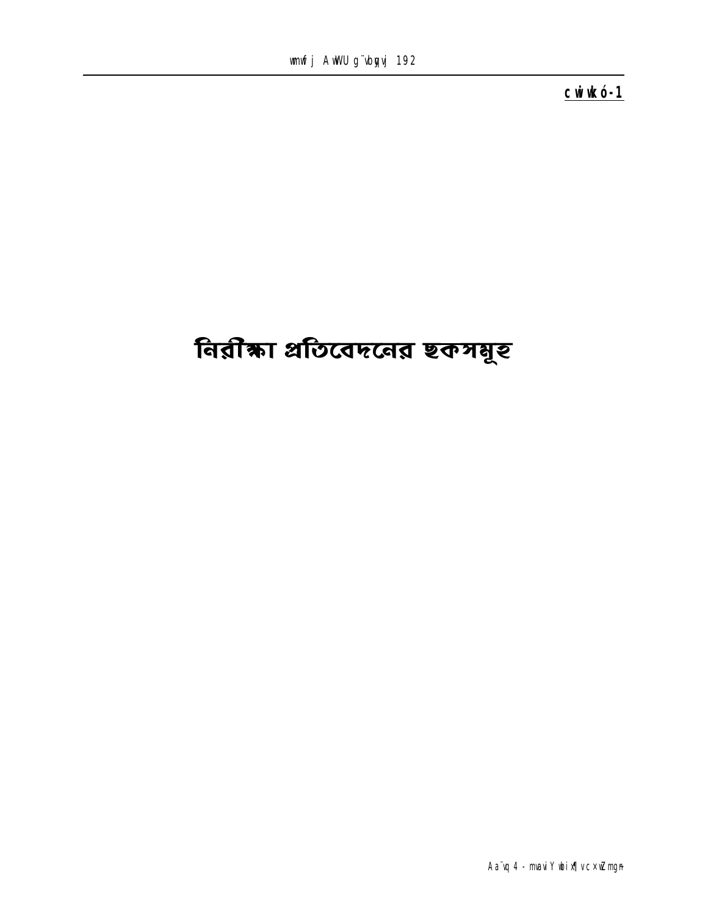**পরিশিষ্ট-1**

# নিরীক্ষা প্রতিবেদনের ছকসমূহ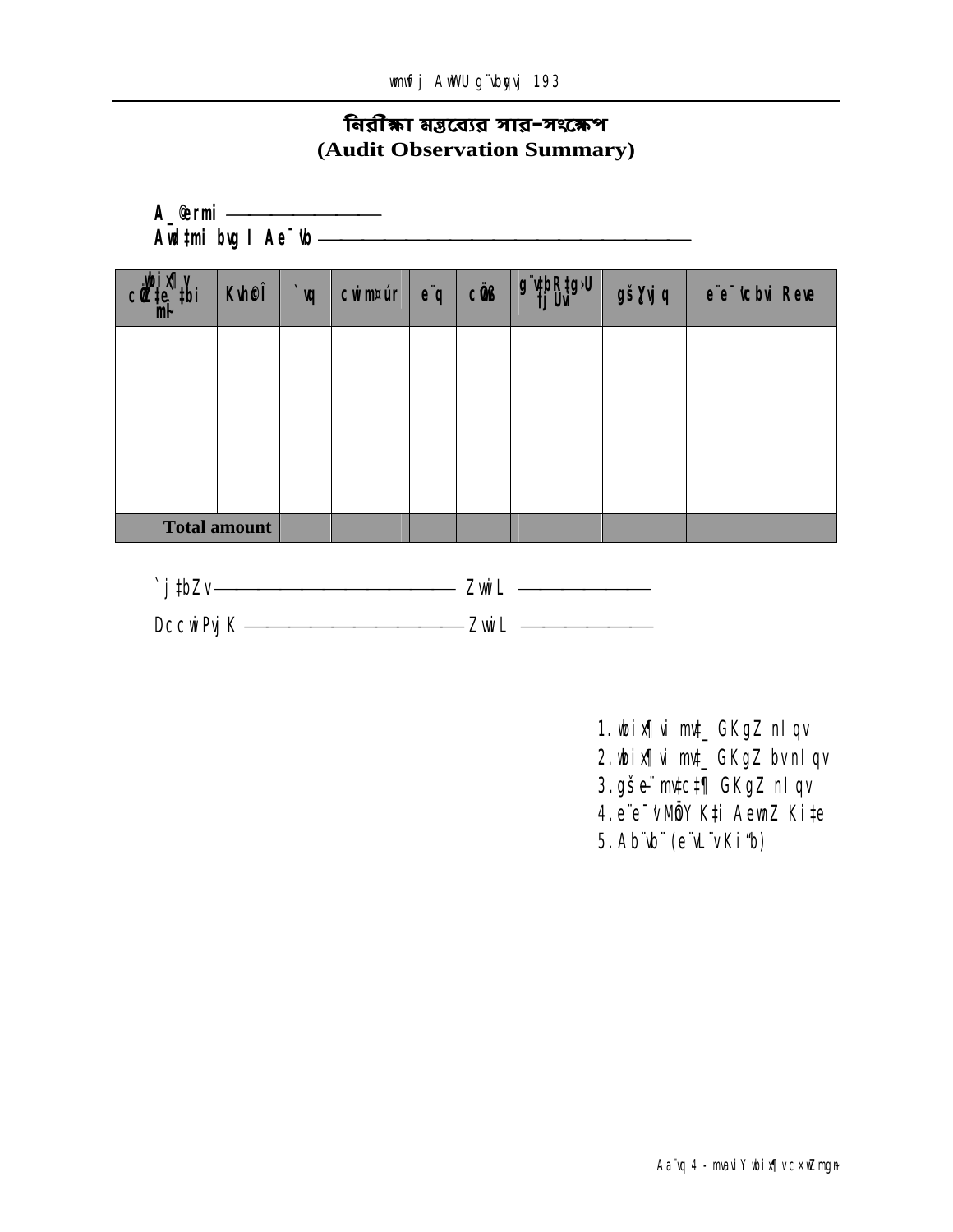# নিরীক্ষা মন্তব্যের সার-সংক্ষেপ

**(Audit Observation Summary)**

**A\_©eQi** ——————————

**Awd‡mi bvg I Ae¯'vb** ——————————————————————

| wbix¶v cÖwZ‡e`‡bi mb | Kvh©Î | `dv | cwim¤új | e¨q | cÖvß | g¨v‡bR‡g›U †jUvi | gšÍe¨ | e¨e¯'vcbvi Revve |
|---|---|---|---|---|---|---|---|---|
| | | | | | | | | |
| **Total amount** | | | | | | | | |

`j‡bZv —————————————— ZvwiL ——————————

DccwiPvj K ————————————— ZvwiL ——————————

1. wbix¶vi mv‡\_ GKgZ nIqv
2. wbix¶vi mv‡\_ GKgZ bvnIqv
3. gšÍe¨ mv‡c‡¶ GKgZ nIqv
4. e¨e¯'vMÖnY K‡i AewnZ Ki‡e
5. Ab¨vb¨ (e¨vL¨v Ki“b)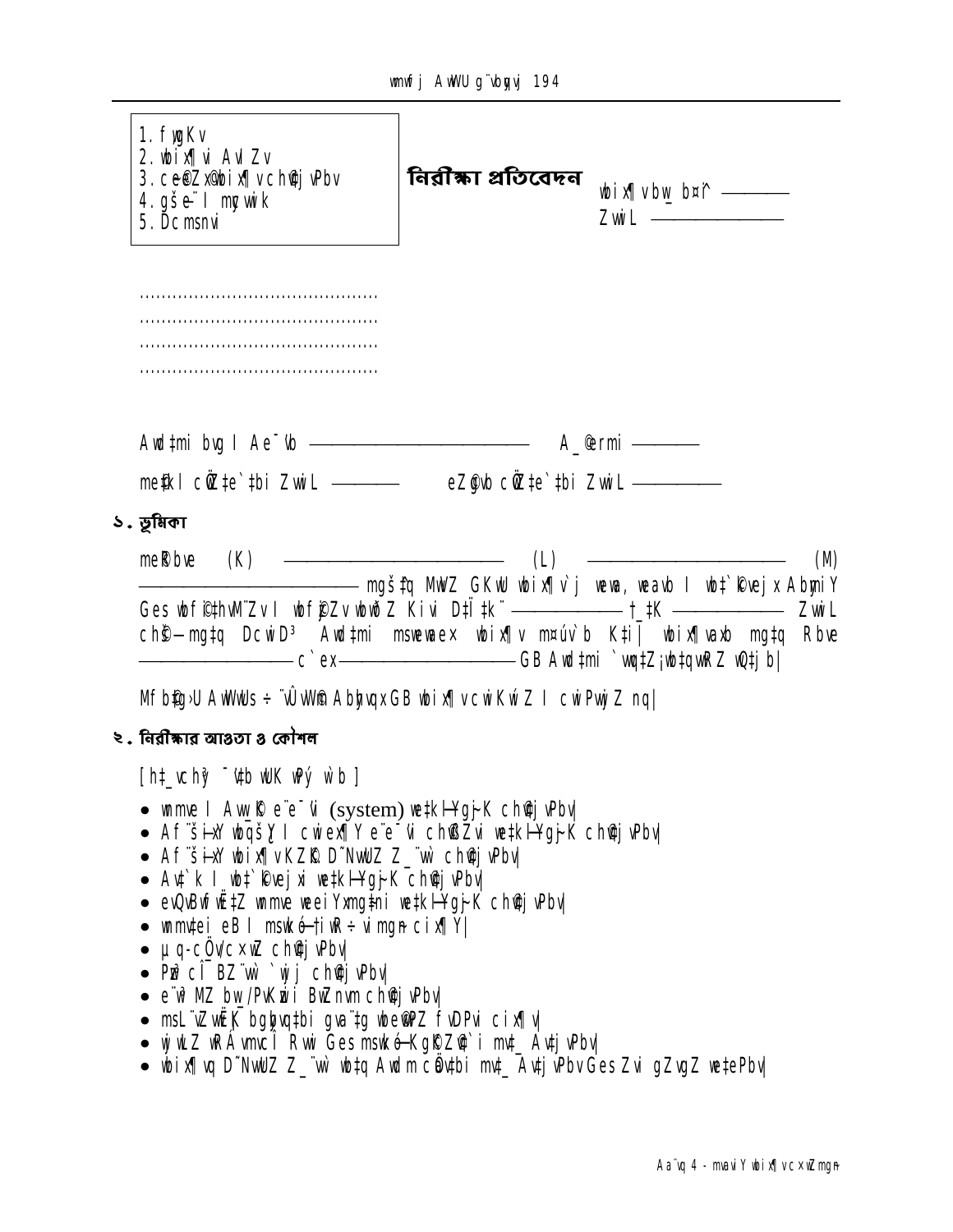1. fyqKv
2. wbix¶vi AvI Zv
3. ce©eZx wbix¶v ch©‡eÿ‡Yi wel
4. gše¨ I mycvwik
5. Dcmsnvi

**নিরীক্ষা প্রতিবেদন**

wbix¶vbw b¤^i ———

ZvwiL ————————

..........................................
..........................................
..........................................
..........................................

Awdtmi bvg I Ae¯'vb ———————————— A_©erm ————

me©‡kl cÖ‡e`‡bi ZvwiL ———— eZ©gvb cÖ‡e`‡bi ZvwiL ————

## ১. ভূমিকা

meR©be (K) ———————————— (L) ———————————— (M) ———————————— mgš‡q MwVZ GKwU wbix¶v`j wew, weavb I wbt`©kvejx Abyhvqx Ges wbfi©‡hvM¨Zv I wbf©zjZv wbwðZ Kivi D‡Ï‡k¨ ———————— †_‡K ———————— ZvwiL ch©š—mg‡q DcwiD³ Awdtmi msweavex wbix¶v m¤úv`b K‡i| wbix¶vavb mg‡q Rbve ———————— c`ex———————————— GB Awdtmi `vwq‡Z¡ wb‡qvwRZ wQ‡jb|

Mfb©‡g›U AwWwUs÷ ¨vÛvW© Abyhvqx GB wbix¶v cwiKwíZ I cwiPvwjZ nq|

## ২. নিরীক্ষার আওতা ও কৌশল

[h‡_vchy³ ¯'‡b wUK wPý w`b]

- wmme I Aw_©K e¨e¯'v (system) we‡kl©Yg~jK ch©v‡jvPbv|
- Af¨š—ixY wbqš¿Y I cwiex¶Y e¨e¯'v ch©vßZvi we‡kl©Yg~jK ch©v‡jvPbv|
- Af¨š—ixY wbix¶vKZ…©K D‡Nv`wUZ Z_¨vw` ch©v‡jvPbv|
- Av‡`k I wbt`©kvejxi we‡kl©Yg~jK ch©v‡jvPbv|
- eva¨evaKZv wbf©i‡Z wmme weeiYxmg‡ni we‡kl©Yg~jK ch©v‡jvPbv|
- wmmv‡ei eB I msk­ó †iKW© ÷vimgn cix¶Y|
- µq-cÖwµqv c×wZ ch©v‡jvPbv|
- Pyw³ cÎ BZ¨vw` `wjj ch©v‡jvPbv|
- e¨q MZ bw_/PvKzix BwZnvm ch©v‡jvPbv|
- msL¨vZvwË¡K bgybvq‡bi gva¨‡g wbe©vPZ fvDPvi cix¶v|
- wjwLZ wRÁvmvcÎ Rvwi Ges msk­ó Kg©KZ©v`i mv‡_ Av‡jvPbv|
- wbix¶vq D‡Nv`wUZ Z_¨vw` wb‡q Awdm cÖav‡bi mv‡_ Av‡jvPbv Ges Zvi gZvgZ we‡ePbv|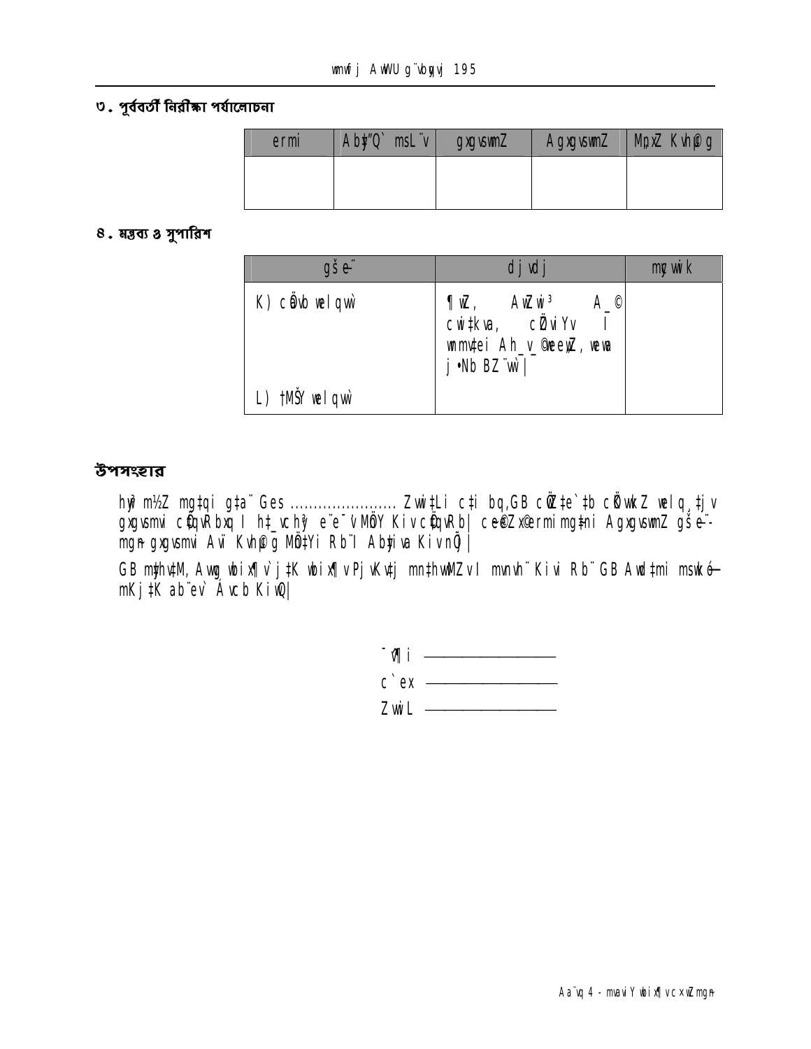## ৩. পূর্ববর্তী নিরীক্ষা পর্যালোচনা

| ermi | Aby"Q` msL"v | gxgvsmnZ | AgxgvsmnZ | MpxZ Kvh©g |
|---|---|---|---|---|
| | | | | |

## ৪. মন্তব্য ও সুপারিশ

| gše¨ | djvdj | mycwik |
|---|---|---|
| K) cÖvb welqwì | ¶wZ, AwZwi³ A\_© cwi‡kva, cÖZviYv I wmmv‡ei Ah\_v\_©ZevZ, weva j•Nb BZ¨vw` | |
| L) †MŠY welqwì | | |

## উপসংহার

hw` m½Z mg‡qi g‡a¨ Ges ...................... Zvwi‡Li c‡i bq,GB cÖZ‡e`‡b cÖvwcZ welq¸‡jv gxgvsmvi cÖ‡qvRbxq I h‡\_vchy³ e¨e¯'v MÖnY Kiv cÖ‡qvRb| cieZx©ermi mg‡qi AgxgvsmnZ gše¨mgn gxgvsmvi Avi Kvh©g MÖ‡Yi Rb¨I Ab\_yiva Kiv nÕj|

GB mshy³M, Awg wbix¶v`j‡K wbix¶v Pj vKv‡j mn‡hvwMZv I mvnvh¨ Kivi Rb¨ GB Awd‡mi msw kó-mKj‡K ab¨ev` Ávcb KiwQ|

¯^v¶i ___________

c`ex ___________

ZvwiL ___________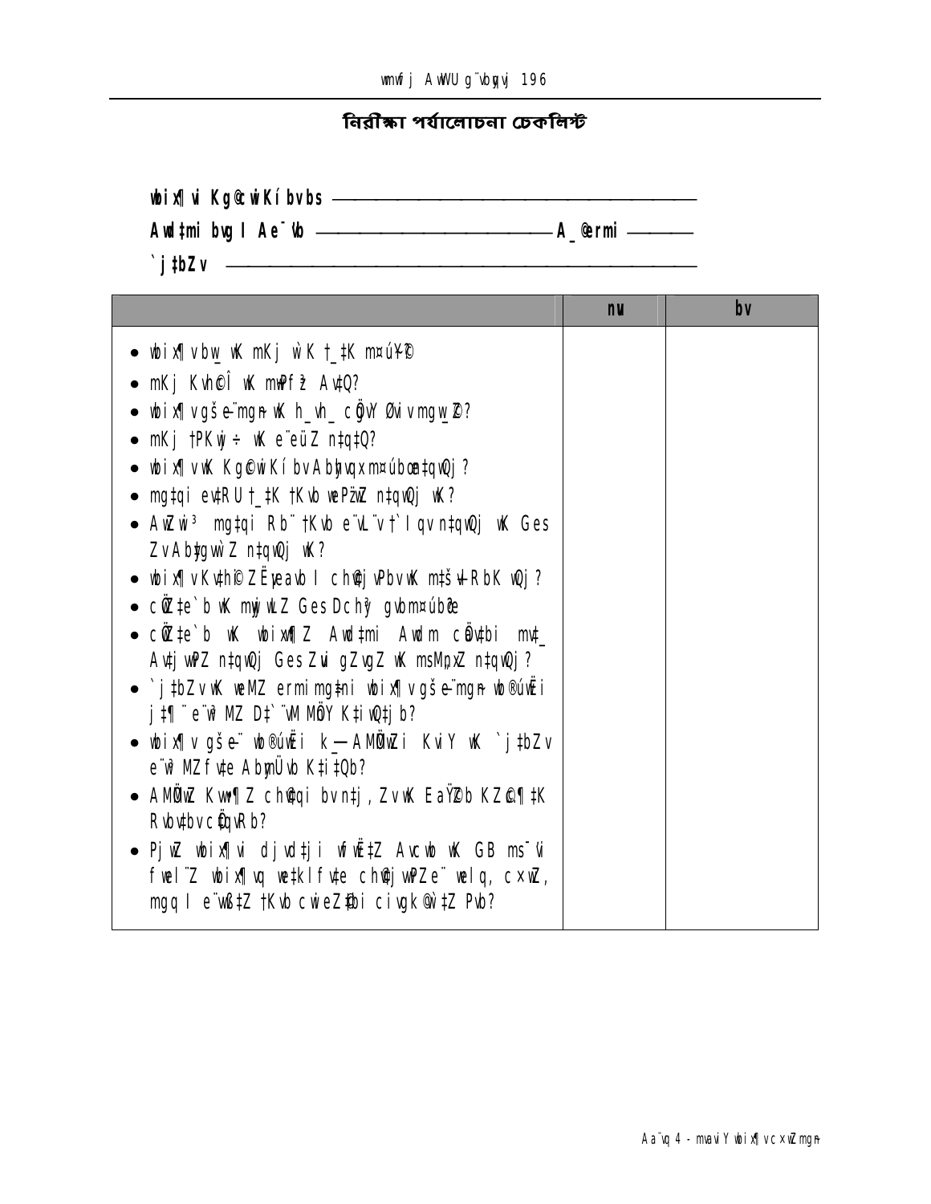## নিরীক্ষা পর্যালোচনা চেকলিস্ট

wbix¶vi Kg©cwiKíbvbs ——————————————

Awdtmi bvg I Ae¯'vb ——————————— A_©erni ———

`j‡bZv ——————————————————

| | nu | bv |
|---|---|---|
| • wbix¶vbw_ wK mKj wK †_‡K m¤úY©<br>• mKj Kvh©Î wK mwPf‡ Av‡Q?<br>• wbix¶vgšÍe¨mgn wK h_vh_ cÖgvY Øviv mgw_©Z?<br>• mKj †PKwj÷ wK e¨eüZ n‡q‡Q?<br>• wbix¶vwK Kg©cwiKíbv Abyhvqx m¤úbœ‡qwQj?<br>• mg‡qi ev‡RU †_‡K †Kvb weP¨wZ n‡qwQj wK?<br>• AwZwi³ mg‡qi Rb¨ †Kvb e¨vL¨v †`Iqv n‡qwQj wK Ges ZvAby‡gvw`Z n‡qwQj wK?<br>• wbix¶vKvh©© ZË¡eavb I ch©v‡jvPbvwK m‡šÍvlRbK wQj?<br>• cÖZ‡e`b wK mywjwLZ Ges Dch³ gvbm¤úbœ?<br>• cÖZ‡e`b wK wbix¶Z Awd‡mi Awdm cÖav‡bi mv‡_ Av‡jvwPZ n‡qwQj Ges Zvi gZvgZ wK msMÖnxZ n‡qwQj?<br>• `j‡bZvwK weMZ ermi mg‡qi wbix¶vgšÍe¨mgn wb®úwËi j‡¶¨ e¨e¯'MZ D‡`¨vM MÖnY K‡iwQ‡jb?<br>• wbix¶v gšÍe¨ wb®úwËi k—AMÖwZi KviY wK `j‡bZv e¨e¯'MZfv‡e AbymÜvb K‡i‡Qb?<br>• AMÖwZ Kwg¶Z ch©v‡qi bv n‡j, ZvwK EaŸ©Zb KZ©„c‡¶i ‡K Rvbv‡bv cÖ‡qvRb?<br>• PjwZ wbix¶vi djvd‡ji wfwˇZ Avcwb wK GB ms¯'vi fwel¨Z wbix¶vq we‡klfv‡e ch©v‡jvPZe¨ welq, cxwZ, mgq I e¨wß‡Z †Kvb cwieZ©‡bi civgk© w`‡Z Pvb? | | |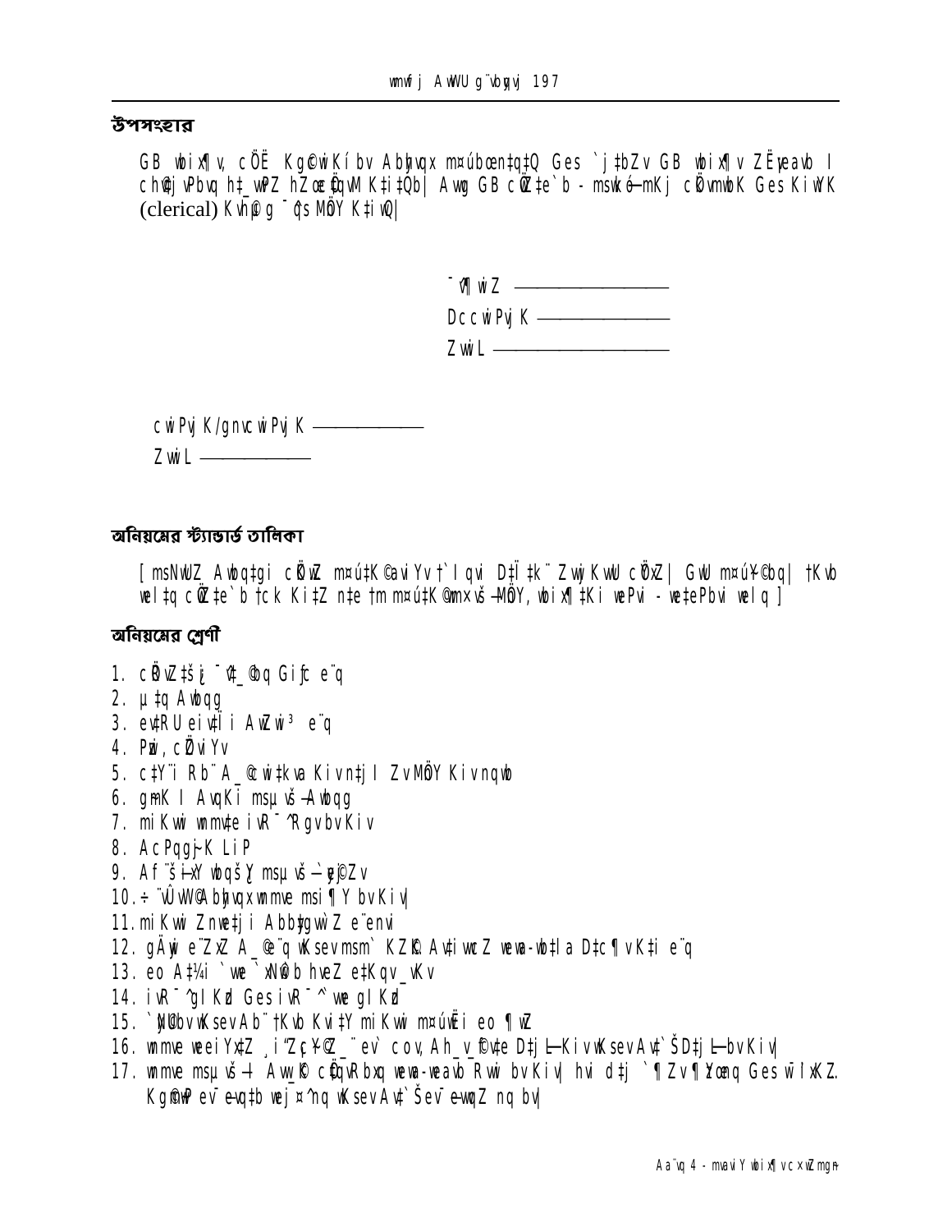### উপসংহার

GB wbix¶v, cÖË Kg©wKíbv Abyhvqx m¤úbœ‡q‡Q Ges `j‡bZv GB wbix¶v ZË¡eavb I ch©‡j vPbvq h‡_wPZ hZœ‡bqvM K‡i‡Qb| Awg GB cÖZ‡e`b - msKó-mKj cÖvmwbK Ges KiwYK (clerical) Kvh©µg ¯^‡s MÖY K‡iwQ|

¯^v¶wiZ ——————

DccwiPvj K ——————

ZvwiL ——————

cwiPvj K/gnvcwiPvj K ——————

ZvwiL ——————

### অনিয়মের স্ট্যান্ডার্ড তালিকা

[msNwUZ Awbqg‡gi cÖK…Z m¤ú‡K©avi Yv †`Iqvi D‡Ï‡k¨ ZvwjKvwU cÖ¯‘Z| GwU m¤úY©bq| †Kvb wel‡q cÖZ‡e`b †ck Ki‡Z n‡e †m m¤ú‡K© mx¤^š—MÖY, wbix¶‡Ki wePvi - we‡ePbvi welq]

### অনিয়মের শ্রেণী

1. cÖvZ‡šÍ¡ ¯^v_©nq Gifc e¨q
2. µ‡q Awbqg
3. ev‡RU eiv‡Ïi AwZwi³ e¨q
4. Pzwi, cÖZviYv
5. c‡Y¨i Rb¨ A_©cwi‡kva Kivn‡j I ZvMÖY Kivnqwb
6. gRyK I AvqKi msµvš—Awbqg
7. miKvwi wnmv‡e ivR¯^Rgv bv Kiv
8. AcPqjKj LiP
9. Af¨šÍixY wbqšY msµvš—`yeÆjZv
10. ÷¨vÛvW© Abyhvqx wnmve msi¶Y bv Kiv|
11. miKvwi Znwe‡ji Abbyfwe©Z e¨envi
12. gÄywe¨ZxZ A_©e¨q wKsev msm` KZ©…K Avbyg¨wcZ wewa-wb‡la D‡c¶v K‡i e¨q
13. eo A‡¼i `we ¯^xK…Z bnIqvZ e‡Kqv_vKv
14. ivR¯^gI Kbd Ges ivR¯^ we gI Kbd
15. `xN©wbv wKsev Ab¨ †Kvb Kvi‡Y miKvwi m¤úwËi eo ¶wZ
16. wnmve weeiY¥‡Z ¸iZ¡c~Y©Z_¨ev` cov, Ah_v_©fv‡e D‡jL Kiv wKsev Av‡`ŠD‡jL bv Kiv|
17. wnmve msµvš— Aw_©K cÖ‡qvRbxq wewa-weavb Rvwi bv Kiv| hvi d‡j `¶Zv¶Yœq Ges wbqwgZ Kg©cwiPvj bv ewj¤^n©q wKsev Av‡`Šev¯—eZv nq bv|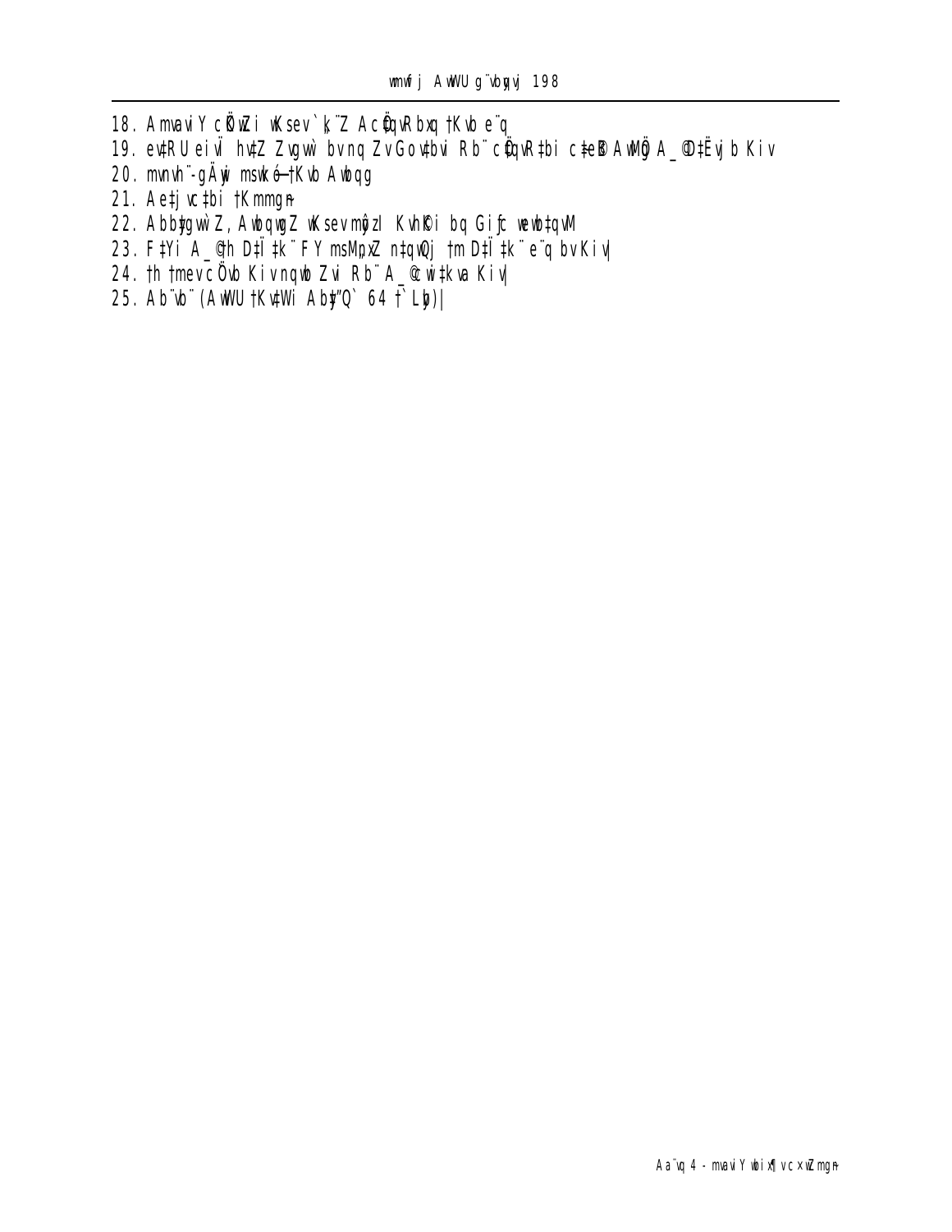18. AmvaiY cÖwZi wKsev`k¨Z AcÖ‡qvRbxq †Kvb e¨q
19. evRU eivÏ hvZ Zvgvw` bvnq Zv Gowtbvi Rb¨ cÖ‡qvRbi c‡eB AwMÖ A\_@‡Ëvj b Kiv
20. mvnvh¨-gÄywi mswkó-†Kvb Awbqg
21. Ae‡jvc‡bi †Kmmgn
22. Abb‡gvw`Z, Awbqwg Z wKsev mÜzI KvhÌi bq Gi‡c weeb‡qvM
23. F‡Yi A\_@h D‡Ï ‡k¨ FY msMnxZ n‡qwQj †m D‡Ï ‡k¨ e¨q bv Kiv|
24. †h †mevcÖvb Kiv nqwb Zvi Rb¨ A\_@cwi‡kva Kiv|
25. Ab¨vb¨ (AwWU †Kv‡Wi Ab‡"Q` 64 †`Lyb)|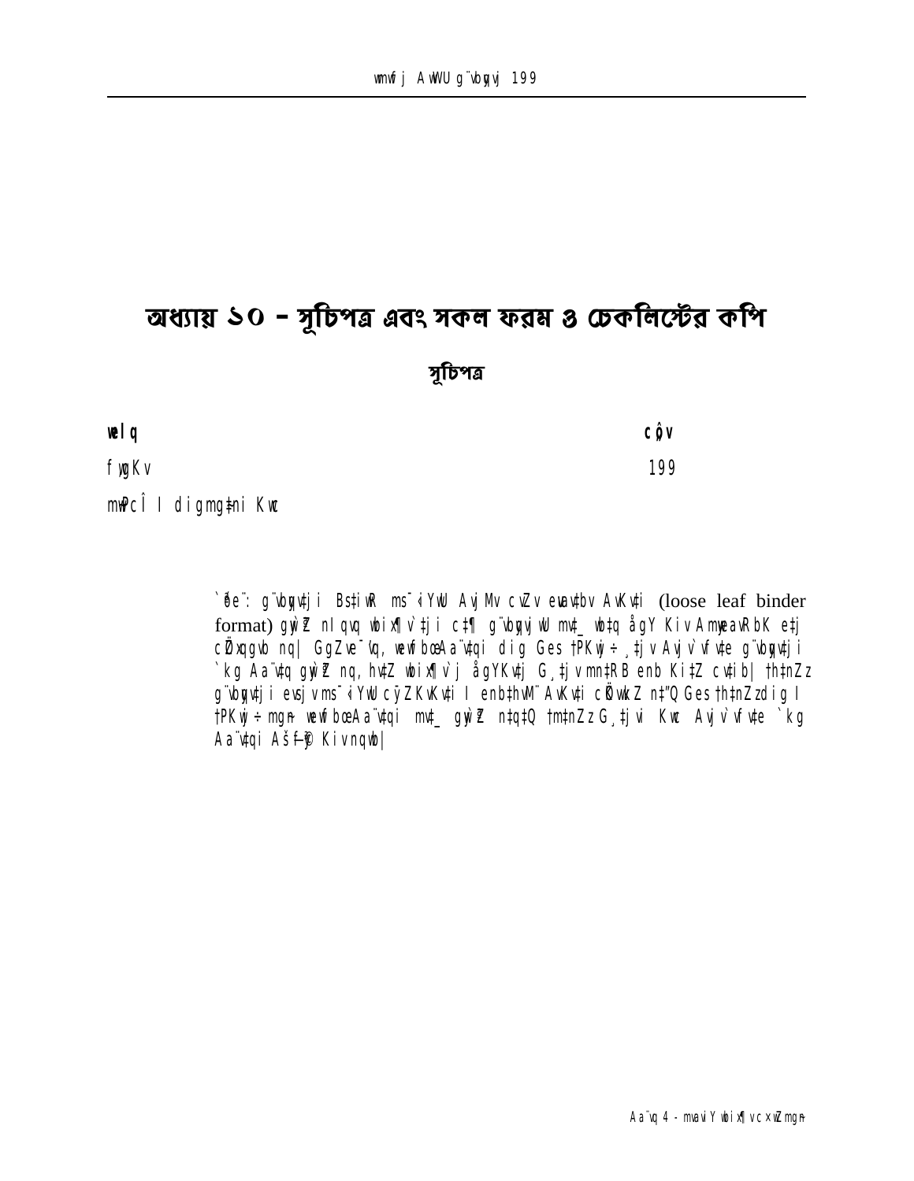# অধ্যায় ১০ – সূচিপত্র এবং সকল ফরম ও চেকলিস্টের কপি

## সূচিপত্র

| **welq** | **côv** |
| --- | --- |
| fygKv | 199 |
| mPcÎ I digmg‡ni Kwc | |

`ªóe¨: g¨vbyqvjwUi Bs‡iwR ms¯‹iYwU AvjMv cvZv evBÛvi AvKv‡i (loose leaf binder format) gyw`ªZ nIqvq wbix¶v`‡ji c‡¶ g¨vbyqvjwU mv‡_ wb‡q ågY Kiv AmyweavRbK e‡j cÖZxqgvb nq| GgZve¯'vq, wewfbœ Aa¨v‡qi dig Ges †PKwj÷ ¸‡jv Avjv`vfv‡e g¨vbyqv‡ji `kg Aa¨v‡q gyw`ªZ nq, hv‡Z wbix¶v`j ågYKv‡j G¸‡jv mn‡RB enb Ki‡Z cv‡ib| †h‡nZz g¨vbyqv‡ji evsjv ms¯‹iYwU cÖ̈ZKvKv‡i I enb‡hvM¨ AvKv‡i cÖ̈wkZ n‡"Q Ges †h‡nZzdig I †PKwj÷ mgn wewfbœ Aa¨v‡qi mv‡_ gyw`ªZ n‡q‡Q †m‡nZz G¸‡jvi Kwc Avjv`vfv‡e `kg Aa¨v‡qi Aš—fy©³ Kiv nqwb|